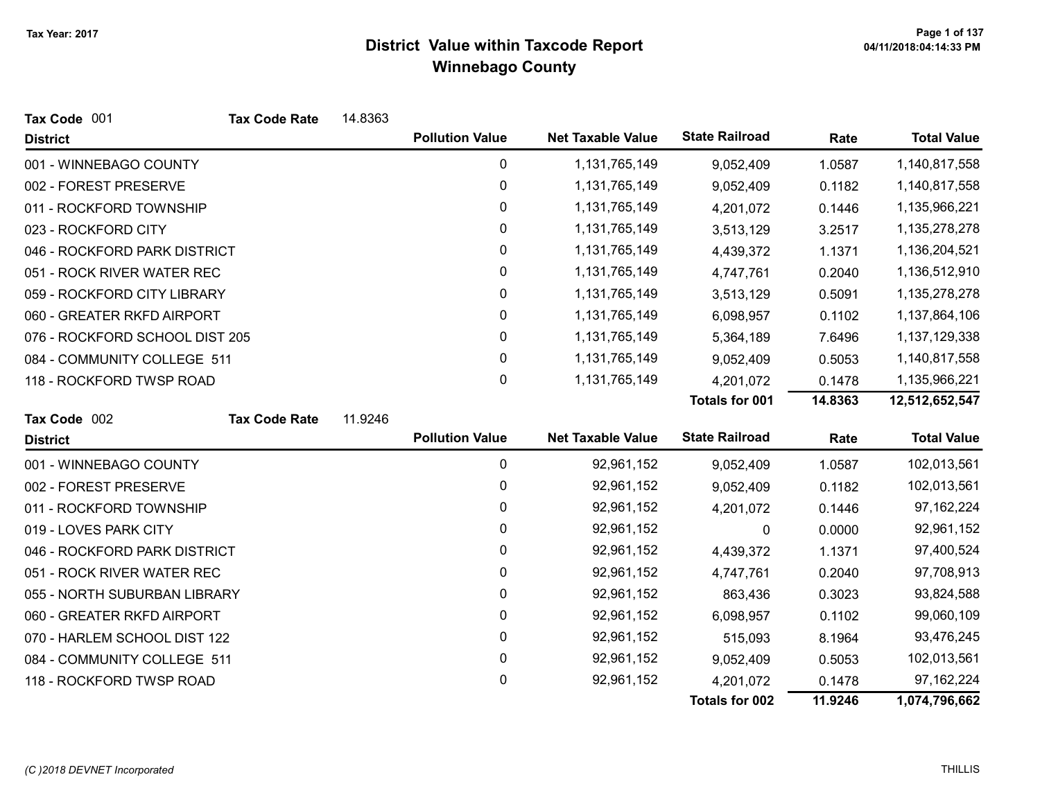Tax Year: 2017

# District Value within Taxcode Report

## Winnebago County

04/11/2018:04:14:33 PM

**Tax Code** 001 **Tax Code Rate** 14.8363

| District | Pollution Value | Net Taxable Value | State Railroad | Rate | Total Value |
|---|---|---|---|---|---|
| 001 - WINNEBAGO COUNTY | 0 | 1,131,765,149 | 9,052,409 | 1.0587 | 1,140,817,558 |
| 002 - FOREST PRESERVE | 0 | 1,131,765,149 | 9,052,409 | 0.1182 | 1,140,817,558 |
| 011 - ROCKFORD TOWNSHIP | 0 | 1,131,765,149 | 4,201,072 | 0.1446 | 1,135,966,221 |
| 023 - ROCKFORD CITY | 0 | 1,131,765,149 | 3,513,129 | 3.2517 | 1,135,278,278 |
| 046 - ROCKFORD PARK DISTRICT | 0 | 1,131,765,149 | 4,439,372 | 1.1371 | 1,136,204,521 |
| 051 - ROCK RIVER WATER REC | 0 | 1,131,765,149 | 4,747,761 | 0.2040 | 1,136,512,910 |
| 059 - ROCKFORD CITY LIBRARY | 0 | 1,131,765,149 | 3,513,129 | 0.5091 | 1,135,278,278 |
| 060 - GREATER RKFD AIRPORT | 0 | 1,131,765,149 | 6,098,957 | 0.1102 | 1,137,864,106 |
| 076 - ROCKFORD SCHOOL DIST 205 | 0 | 1,131,765,149 | 5,364,189 | 7.6496 | 1,137,129,338 |
| 084 - COMMUNITY COLLEGE 511 | 0 | 1,131,765,149 | 9,052,409 | 0.5053 | 1,140,817,558 |
| 118 - ROCKFORD TWSP ROAD | 0 | 1,131,765,149 | 4,201,072 | 0.1478 | 1,135,966,221 |
| | | | **Totals for 001** | **14.8363** | **12,512,652,547** |

**Tax Code** 002 **Tax Code Rate** 11.9246

| District | Pollution Value | Net Taxable Value | State Railroad | Rate | Total Value |
|---|---|---|---|---|---|
| 001 - WINNEBAGO COUNTY | 0 | 92,961,152 | 9,052,409 | 1.0587 | 102,013,561 |
| 002 - FOREST PRESERVE | 0 | 92,961,152 | 9,052,409 | 0.1182 | 102,013,561 |
| 011 - ROCKFORD TOWNSHIP | 0 | 92,961,152 | 4,201,072 | 0.1446 | 97,162,224 |
| 019 - LOVES PARK CITY | 0 | 92,961,152 | 0 | 0.0000 | 92,961,152 |
| 046 - ROCKFORD PARK DISTRICT | 0 | 92,961,152 | 4,439,372 | 1.1371 | 97,400,524 |
| 051 - ROCK RIVER WATER REC | 0 | 92,961,152 | 4,747,761 | 0.2040 | 97,708,913 |
| 055 - NORTH SUBURBAN LIBRARY | 0 | 92,961,152 | 863,436 | 0.3023 | 93,824,588 |
| 060 - GREATER RKFD AIRPORT | 0 | 92,961,152 | 6,098,957 | 0.1102 | 99,060,109 |
| 070 - HARLEM SCHOOL DIST 122 | 0 | 92,961,152 | 515,093 | 8.1964 | 93,476,245 |
| 084 - COMMUNITY COLLEGE 511 | 0 | 92,961,152 | 9,052,409 | 0.5053 | 102,013,561 |
| 118 - ROCKFORD TWSP ROAD | 0 | 92,961,152 | 4,201,072 | 0.1478 | 97,162,224 |
| | | | **Totals for 002** | **11.9246** | **1,074,796,662** |

*(C )2018 DEVNET Incorporated* THILLIS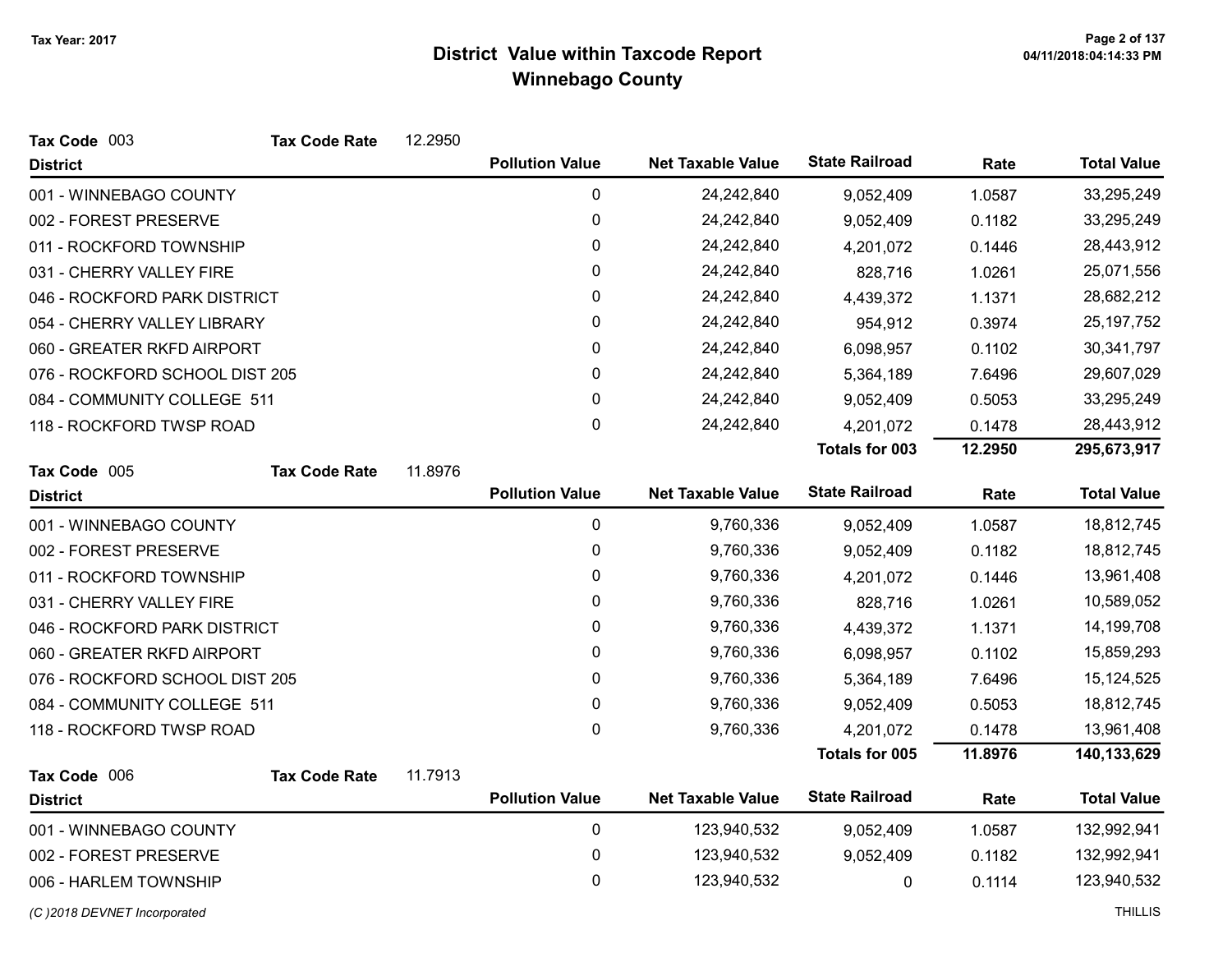## District Value within Taxcode Report
## Winnebago County

Tax Year: 2017

**Tax Code** 003 **Tax Code Rate** 12.2950

| District | Pollution Value | Net Taxable Value | State Railroad | Rate | Total Value |
|---|---|---|---|---|---|
| 001 - WINNEBAGO COUNTY | 0 | 24,242,840 | 9,052,409 | 1.0587 | 33,295,249 |
| 002 - FOREST PRESERVE | 0 | 24,242,840 | 9,052,409 | 0.1182 | 33,295,249 |
| 011 - ROCKFORD TOWNSHIP | 0 | 24,242,840 | 4,201,072 | 0.1446 | 28,443,912 |
| 031 - CHERRY VALLEY FIRE | 0 | 24,242,840 | 828,716 | 1.0261 | 25,071,556 |
| 046 - ROCKFORD PARK DISTRICT | 0 | 24,242,840 | 4,439,372 | 1.1371 | 28,682,212 |
| 054 - CHERRY VALLEY LIBRARY | 0 | 24,242,840 | 954,912 | 0.3974 | 25,197,752 |
| 060 - GREATER RKFD AIRPORT | 0 | 24,242,840 | 6,098,957 | 0.1102 | 30,341,797 |
| 076 - ROCKFORD SCHOOL DIST 205 | 0 | 24,242,840 | 5,364,189 | 7.6496 | 29,607,029 |
| 084 - COMMUNITY COLLEGE 511 | 0 | 24,242,840 | 9,052,409 | 0.5053 | 33,295,249 |
| 118 - ROCKFORD TWSP ROAD | 0 | 24,242,840 | 4,201,072 | 0.1478 | 28,443,912 |
| | | | **Totals for 003** | **12.2950** | **295,673,917** |

**Tax Code** 005 **Tax Code Rate** 11.8976

| District | Pollution Value | Net Taxable Value | State Railroad | Rate | Total Value |
|---|---|---|---|---|---|
| 001 - WINNEBAGO COUNTY | 0 | 9,760,336 | 9,052,409 | 1.0587 | 18,812,745 |
| 002 - FOREST PRESERVE | 0 | 9,760,336 | 9,052,409 | 0.1182 | 18,812,745 |
| 011 - ROCKFORD TOWNSHIP | 0 | 9,760,336 | 4,201,072 | 0.1446 | 13,961,408 |
| 031 - CHERRY VALLEY FIRE | 0 | 9,760,336 | 828,716 | 1.0261 | 10,589,052 |
| 046 - ROCKFORD PARK DISTRICT | 0 | 9,760,336 | 4,439,372 | 1.1371 | 14,199,708 |
| 060 - GREATER RKFD AIRPORT | 0 | 9,760,336 | 6,098,957 | 0.1102 | 15,859,293 |
| 076 - ROCKFORD SCHOOL DIST 205 | 0 | 9,760,336 | 5,364,189 | 7.6496 | 15,124,525 |
| 084 - COMMUNITY COLLEGE 511 | 0 | 9,760,336 | 9,052,409 | 0.5053 | 18,812,745 |
| 118 - ROCKFORD TWSP ROAD | 0 | 9,760,336 | 4,201,072 | 0.1478 | 13,961,408 |
| | | | **Totals for 005** | **11.8976** | **140,133,629** |

**Tax Code** 006 **Tax Code Rate** 11.7913

| District | Pollution Value | Net Taxable Value | State Railroad | Rate | Total Value |
|---|---|---|---|---|---|
| 001 - WINNEBAGO COUNTY | 0 | 123,940,532 | 9,052,409 | 1.0587 | 132,992,941 |
| 002 - FOREST PRESERVE | 0 | 123,940,532 | 9,052,409 | 0.1182 | 132,992,941 |
| 006 - HARLEM TOWNSHIP | 0 | 123,940,532 | 0 | 0.1114 | 123,940,532 |

*(C )2018 DEVNET Incorporated*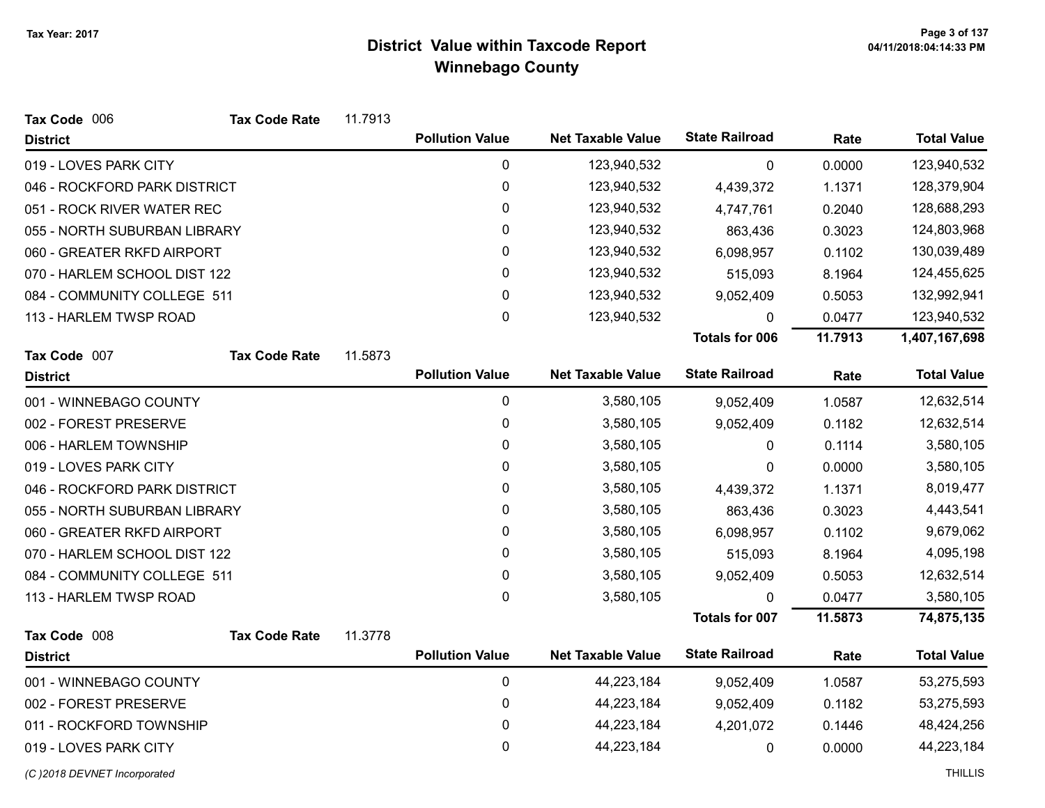# District Value within Taxcode Report
## Winnebago County

Tax Year: 2017

**Tax Code** 006 **Tax Code Rate** 11.7913

| District | Pollution Value | Net Taxable Value | State Railroad | Rate | Total Value |
|---|---|---|---|---|---|
| 019 - LOVES PARK CITY | 0 | 123,940,532 | 0 | 0.0000 | 123,940,532 |
| 046 - ROCKFORD PARK DISTRICT | 0 | 123,940,532 | 4,439,372 | 1.1371 | 128,379,904 |
| 051 - ROCK RIVER WATER REC | 0 | 123,940,532 | 4,747,761 | 0.2040 | 128,688,293 |
| 055 - NORTH SUBURBAN LIBRARY | 0 | 123,940,532 | 863,436 | 0.3023 | 124,803,968 |
| 060 - GREATER RKFD AIRPORT | 0 | 123,940,532 | 6,098,957 | 0.1102 | 130,039,489 |
| 070 - HARLEM SCHOOL DIST 122 | 0 | 123,940,532 | 515,093 | 8.1964 | 124,455,625 |
| 084 - COMMUNITY COLLEGE 511 | 0 | 123,940,532 | 9,052,409 | 0.5053 | 132,992,941 |
| 113 - HARLEM TWSP ROAD | 0 | 123,940,532 | 0 | 0.0477 | 123,940,532 |
| | | | **Totals for 006** | **11.7913** | **1,407,167,698** |

**Tax Code** 007 **Tax Code Rate** 11.5873

| District | Pollution Value | Net Taxable Value | State Railroad | Rate | Total Value |
|---|---|---|---|---|---|
| 001 - WINNEBAGO COUNTY | 0 | 3,580,105 | 9,052,409 | 1.0587 | 12,632,514 |
| 002 - FOREST PRESERVE | 0 | 3,580,105 | 9,052,409 | 0.1182 | 12,632,514 |
| 006 - HARLEM TOWNSHIP | 0 | 3,580,105 | 0 | 0.1114 | 3,580,105 |
| 019 - LOVES PARK CITY | 0 | 3,580,105 | 0 | 0.0000 | 3,580,105 |
| 046 - ROCKFORD PARK DISTRICT | 0 | 3,580,105 | 4,439,372 | 1.1371 | 8,019,477 |
| 055 - NORTH SUBURBAN LIBRARY | 0 | 3,580,105 | 863,436 | 0.3023 | 4,443,541 |
| 060 - GREATER RKFD AIRPORT | 0 | 3,580,105 | 6,098,957 | 0.1102 | 9,679,062 |
| 070 - HARLEM SCHOOL DIST 122 | 0 | 3,580,105 | 515,093 | 8.1964 | 4,095,198 |
| 084 - COMMUNITY COLLEGE 511 | 0 | 3,580,105 | 9,052,409 | 0.5053 | 12,632,514 |
| 113 - HARLEM TWSP ROAD | 0 | 3,580,105 | 0 | 0.0477 | 3,580,105 |
| | | | **Totals for 007** | **11.5873** | **74,875,135** |

**Tax Code** 008 **Tax Code Rate** 11.3778

| District | Pollution Value | Net Taxable Value | State Railroad | Rate | Total Value |
|---|---|---|---|---|---|
| 001 - WINNEBAGO COUNTY | 0 | 44,223,184 | 9,052,409 | 1.0587 | 53,275,593 |
| 002 - FOREST PRESERVE | 0 | 44,223,184 | 9,052,409 | 0.1182 | 53,275,593 |
| 011 - ROCKFORD TOWNSHIP | 0 | 44,223,184 | 4,201,072 | 0.1446 | 48,424,256 |
| 019 - LOVES PARK CITY | 0 | 44,223,184 | 0 | 0.0000 | 44,223,184 |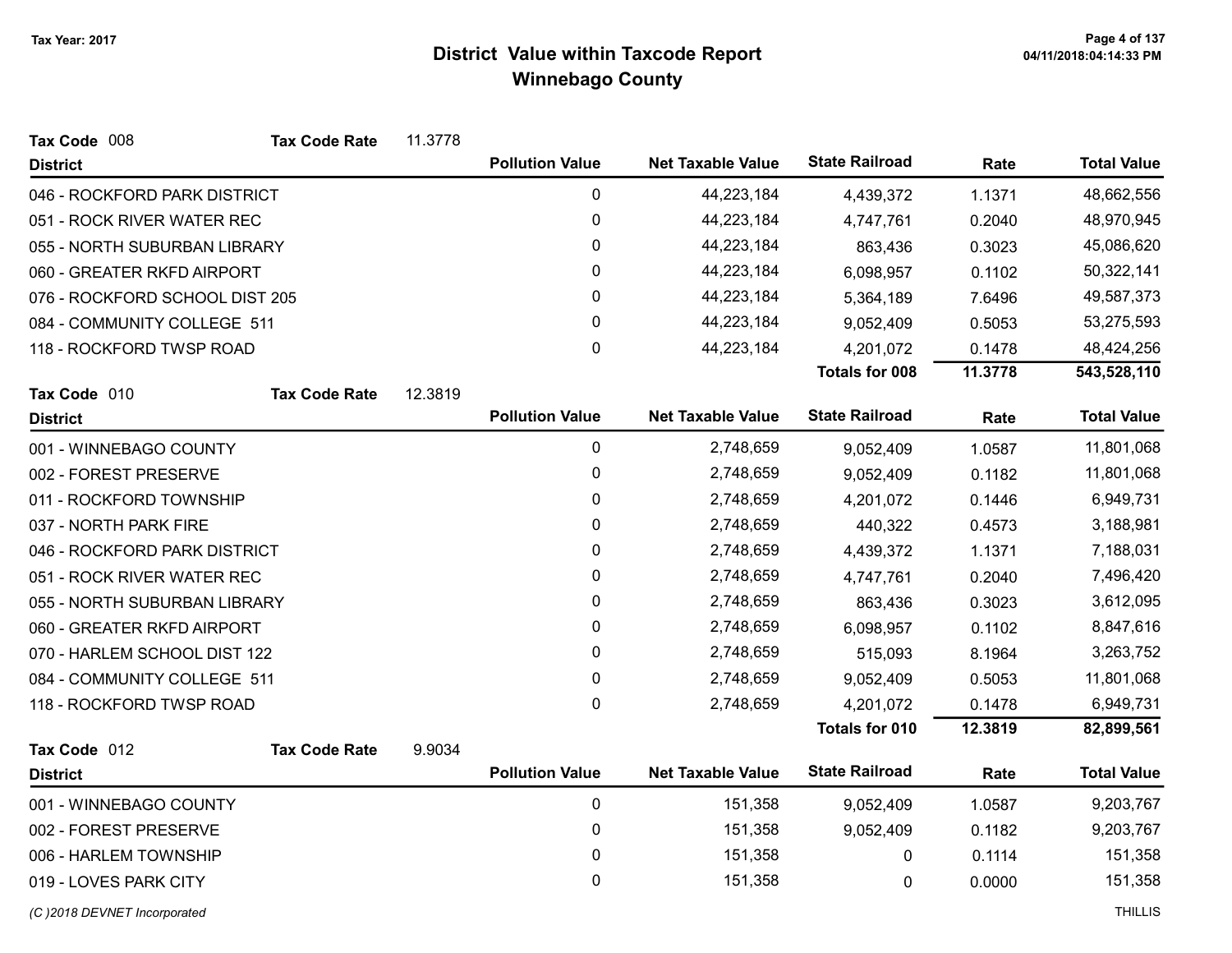## District Value within Taxcode Report
## Winnebago County

Tax Year: 2017

**Tax Code** 008 **Tax Code Rate** 11.3778

| District | Pollution Value | Net Taxable Value | State Railroad | Rate | Total Value |
|---|---|---|---|---|---|
| 046 - ROCKFORD PARK DISTRICT | 0 | 44,223,184 | 4,439,372 | 1.1371 | 48,662,556 |
| 051 - ROCK RIVER WATER REC | 0 | 44,223,184 | 4,747,761 | 0.2040 | 48,970,945 |
| 055 - NORTH SUBURBAN LIBRARY | 0 | 44,223,184 | 863,436 | 0.3023 | 45,086,620 |
| 060 - GREATER RKFD AIRPORT | 0 | 44,223,184 | 6,098,957 | 0.1102 | 50,322,141 |
| 076 - ROCKFORD SCHOOL DIST 205 | 0 | 44,223,184 | 5,364,189 | 7.6496 | 49,587,373 |
| 084 - COMMUNITY COLLEGE 511 | 0 | 44,223,184 | 9,052,409 | 0.5053 | 53,275,593 |
| 118 - ROCKFORD TWSP ROAD | 0 | 44,223,184 | 4,201,072 | 0.1478 | 48,424,256 |
| | | | **Totals for 008** | **11.3778** | **543,528,110** |

**Tax Code** 010 **Tax Code Rate** 12.3819

| District | Pollution Value | Net Taxable Value | State Railroad | Rate | Total Value |
|---|---|---|---|---|---|
| 001 - WINNEBAGO COUNTY | 0 | 2,748,659 | 9,052,409 | 1.0587 | 11,801,068 |
| 002 - FOREST PRESERVE | 0 | 2,748,659 | 9,052,409 | 0.1182 | 11,801,068 |
| 011 - ROCKFORD TOWNSHIP | 0 | 2,748,659 | 4,201,072 | 0.1446 | 6,949,731 |
| 037 - NORTH PARK FIRE | 0 | 2,748,659 | 440,322 | 0.4573 | 3,188,981 |
| 046 - ROCKFORD PARK DISTRICT | 0 | 2,748,659 | 4,439,372 | 1.1371 | 7,188,031 |
| 051 - ROCK RIVER WATER REC | 0 | 2,748,659 | 4,747,761 | 0.2040 | 7,496,420 |
| 055 - NORTH SUBURBAN LIBRARY | 0 | 2,748,659 | 863,436 | 0.3023 | 3,612,095 |
| 060 - GREATER RKFD AIRPORT | 0 | 2,748,659 | 6,098,957 | 0.1102 | 8,847,616 |
| 070 - HARLEM SCHOOL DIST 122 | 0 | 2,748,659 | 515,093 | 8.1964 | 3,263,752 |
| 084 - COMMUNITY COLLEGE 511 | 0 | 2,748,659 | 9,052,409 | 0.5053 | 11,801,068 |
| 118 - ROCKFORD TWSP ROAD | 0 | 2,748,659 | 4,201,072 | 0.1478 | 6,949,731 |
| | | | **Totals for 010** | **12.3819** | **82,899,561** |

**Tax Code** 012 **Tax Code Rate** 9.9034

| District | Pollution Value | Net Taxable Value | State Railroad | Rate | Total Value |
|---|---|---|---|---|---|
| 001 - WINNEBAGO COUNTY | 0 | 151,358 | 9,052,409 | 1.0587 | 9,203,767 |
| 002 - FOREST PRESERVE | 0 | 151,358 | 9,052,409 | 0.1182 | 9,203,767 |
| 006 - HARLEM TOWNSHIP | 0 | 151,358 | 0 | 0.1114 | 151,358 |
| 019 - LOVES PARK CITY | 0 | 151,358 | 0 | 0.0000 | 151,358 |

*(C )2018 DEVNET Incorporated*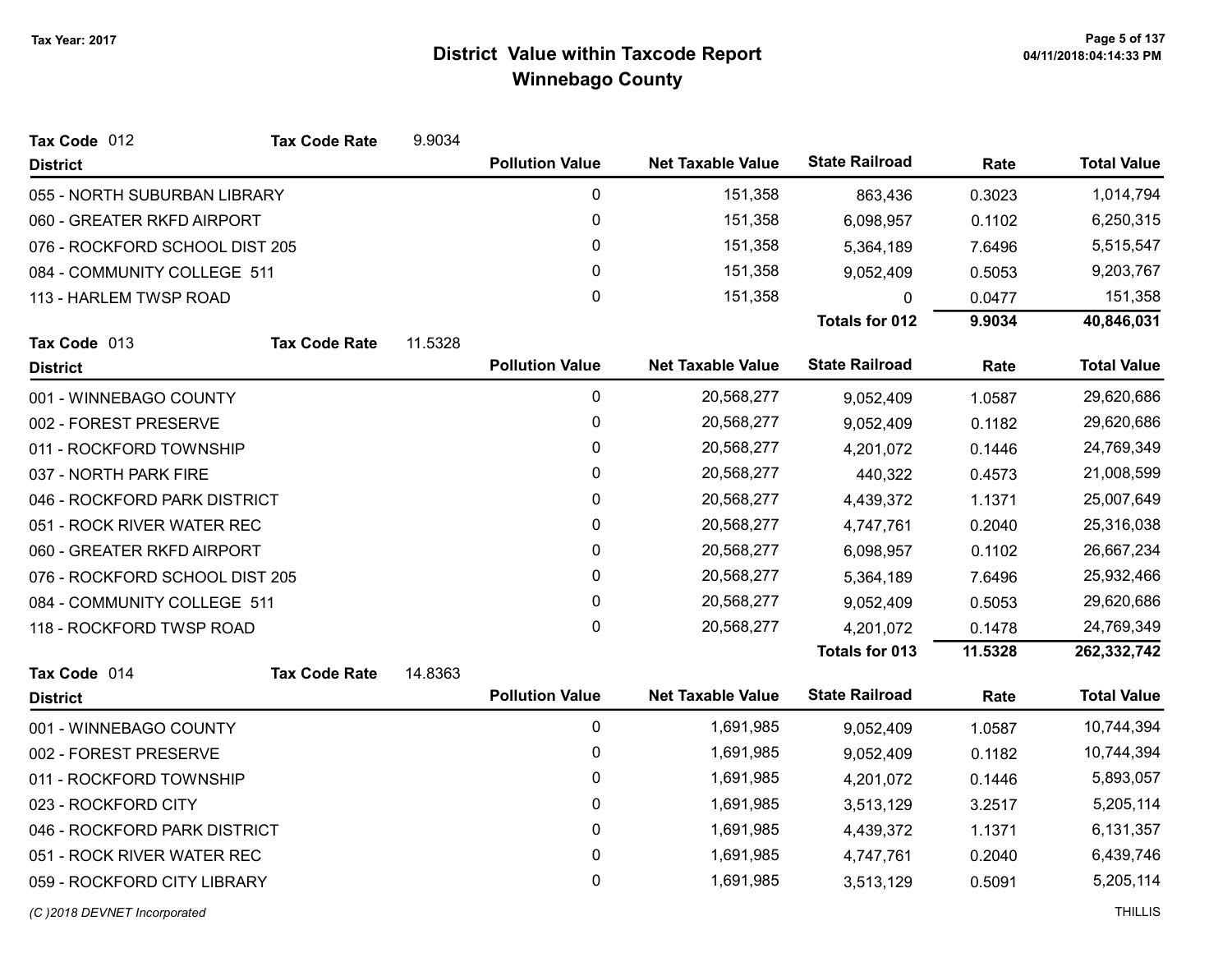Tax Year: 2017

# District Value within Taxcode Report
## Winnebago County

04/11/2018:04:14:33 PM

**Tax Code** 012 **Tax Code Rate** 9.9034

| District | Pollution Value | Net Taxable Value | State Railroad | Rate | Total Value |
|---|---|---|---|---|---|
| 055 - NORTH SUBURBAN LIBRARY | 0 | 151,358 | 863,436 | 0.3023 | 1,014,794 |
| 060 - GREATER RKFD AIRPORT | 0 | 151,358 | 6,098,957 | 0.1102 | 6,250,315 |
| 076 - ROCKFORD SCHOOL DIST 205 | 0 | 151,358 | 5,364,189 | 7.6496 | 5,515,547 |
| 084 - COMMUNITY COLLEGE 511 | 0 | 151,358 | 9,052,409 | 0.5053 | 9,203,767 |
| 113 - HARLEM TWSP ROAD | 0 | 151,358 | 0 | 0.0477 | 151,358 |
| | | | **Totals for 012** | **9.9034** | **40,846,031** |

**Tax Code** 013 **Tax Code Rate** 11.5328

| District | Pollution Value | Net Taxable Value | State Railroad | Rate | Total Value |
|---|---|---|---|---|---|
| 001 - WINNEBAGO COUNTY | 0 | 20,568,277 | 9,052,409 | 1.0587 | 29,620,686 |
| 002 - FOREST PRESERVE | 0 | 20,568,277 | 9,052,409 | 0.1182 | 29,620,686 |
| 011 - ROCKFORD TOWNSHIP | 0 | 20,568,277 | 4,201,072 | 0.1446 | 24,769,349 |
| 037 - NORTH PARK FIRE | 0 | 20,568,277 | 440,322 | 0.4573 | 21,008,599 |
| 046 - ROCKFORD PARK DISTRICT | 0 | 20,568,277 | 4,439,372 | 1.1371 | 25,007,649 |
| 051 - ROCK RIVER WATER REC | 0 | 20,568,277 | 4,747,761 | 0.2040 | 25,316,038 |
| 060 - GREATER RKFD AIRPORT | 0 | 20,568,277 | 6,098,957 | 0.1102 | 26,667,234 |
| 076 - ROCKFORD SCHOOL DIST 205 | 0 | 20,568,277 | 5,364,189 | 7.6496 | 25,932,466 |
| 084 - COMMUNITY COLLEGE 511 | 0 | 20,568,277 | 9,052,409 | 0.5053 | 29,620,686 |
| 118 - ROCKFORD TWSP ROAD | 0 | 20,568,277 | 4,201,072 | 0.1478 | 24,769,349 |
| | | | **Totals for 013** | **11.5328** | **262,332,742** |

**Tax Code** 014 **Tax Code Rate** 14.8363

| District | Pollution Value | Net Taxable Value | State Railroad | Rate | Total Value |
|---|---|---|---|---|---|
| 001 - WINNEBAGO COUNTY | 0 | 1,691,985 | 9,052,409 | 1.0587 | 10,744,394 |
| 002 - FOREST PRESERVE | 0 | 1,691,985 | 9,052,409 | 0.1182 | 10,744,394 |
| 011 - ROCKFORD TOWNSHIP | 0 | 1,691,985 | 4,201,072 | 0.1446 | 5,893,057 |
| 023 - ROCKFORD CITY | 0 | 1,691,985 | 3,513,129 | 3.2517 | 5,205,114 |
| 046 - ROCKFORD PARK DISTRICT | 0 | 1,691,985 | 4,439,372 | 1.1371 | 6,131,357 |
| 051 - ROCK RIVER WATER REC | 0 | 1,691,985 | 4,747,761 | 0.2040 | 6,439,746 |
| 059 - ROCKFORD CITY LIBRARY | 0 | 1,691,985 | 3,513,129 | 0.5091 | 5,205,114 |

*(C )2018 DEVNET Incorporated* THILLIS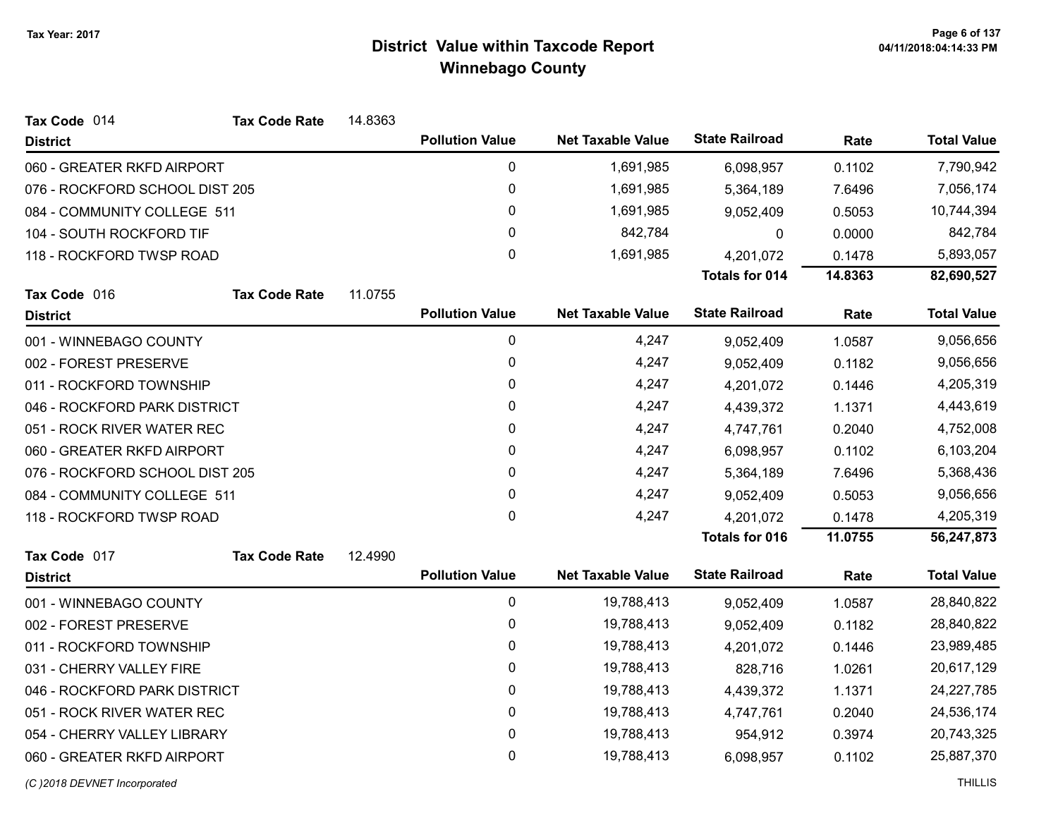# District Value within Taxcode Report
## Winnebago County

Tax Year: 2017

**Tax Code** 014 **Tax Code Rate** 14.8363

| District | Pollution Value | Net Taxable Value | State Railroad | Rate | Total Value |
|---|---|---|---|---|---|
| 060 - GREATER RKFD AIRPORT | 0 | 1,691,985 | 6,098,957 | 0.1102 | 7,790,942 |
| 076 - ROCKFORD SCHOOL DIST 205 | 0 | 1,691,985 | 5,364,189 | 7.6496 | 7,056,174 |
| 084 - COMMUNITY COLLEGE 511 | 0 | 1,691,985 | 9,052,409 | 0.5053 | 10,744,394 |
| 104 - SOUTH ROCKFORD TIF | 0 | 842,784 | 0 | 0.0000 | 842,784 |
| 118 - ROCKFORD TWSP ROAD | 0 | 1,691,985 | 4,201,072 | 0.1478 | 5,893,057 |
| | | | **Totals for 014** | **14.8363** | **82,690,527** |

**Tax Code** 016 **Tax Code Rate** 11.0755

| District | Pollution Value | Net Taxable Value | State Railroad | Rate | Total Value |
|---|---|---|---|---|---|
| 001 - WINNEBAGO COUNTY | 0 | 4,247 | 9,052,409 | 1.0587 | 9,056,656 |
| 002 - FOREST PRESERVE | 0 | 4,247 | 9,052,409 | 0.1182 | 9,056,656 |
| 011 - ROCKFORD TOWNSHIP | 0 | 4,247 | 4,201,072 | 0.1446 | 4,205,319 |
| 046 - ROCKFORD PARK DISTRICT | 0 | 4,247 | 4,439,372 | 1.1371 | 4,443,619 |
| 051 - ROCK RIVER WATER REC | 0 | 4,247 | 4,747,761 | 0.2040 | 4,752,008 |
| 060 - GREATER RKFD AIRPORT | 0 | 4,247 | 6,098,957 | 0.1102 | 6,103,204 |
| 076 - ROCKFORD SCHOOL DIST 205 | 0 | 4,247 | 5,364,189 | 7.6496 | 5,368,436 |
| 084 - COMMUNITY COLLEGE 511 | 0 | 4,247 | 9,052,409 | 0.5053 | 9,056,656 |
| 118 - ROCKFORD TWSP ROAD | 0 | 4,247 | 4,201,072 | 0.1478 | 4,205,319 |
| | | | **Totals for 016** | **11.0755** | **56,247,873** |

**Tax Code** 017 **Tax Code Rate** 12.4990

| District | Pollution Value | Net Taxable Value | State Railroad | Rate | Total Value |
|---|---|---|---|---|---|
| 001 - WINNEBAGO COUNTY | 0 | 19,788,413 | 9,052,409 | 1.0587 | 28,840,822 |
| 002 - FOREST PRESERVE | 0 | 19,788,413 | 9,052,409 | 0.1182 | 28,840,822 |
| 011 - ROCKFORD TOWNSHIP | 0 | 19,788,413 | 4,201,072 | 0.1446 | 23,989,485 |
| 031 - CHERRY VALLEY FIRE | 0 | 19,788,413 | 828,716 | 1.0261 | 20,617,129 |
| 046 - ROCKFORD PARK DISTRICT | 0 | 19,788,413 | 4,439,372 | 1.1371 | 24,227,785 |
| 051 - ROCK RIVER WATER REC | 0 | 19,788,413 | 4,747,761 | 0.2040 | 24,536,174 |
| 054 - CHERRY VALLEY LIBRARY | 0 | 19,788,413 | 954,912 | 0.3974 | 20,743,325 |
| 060 - GREATER RKFD AIRPORT | 0 | 19,788,413 | 6,098,957 | 0.1102 | 25,887,370 |

*(C )2018 DEVNET Incorporated*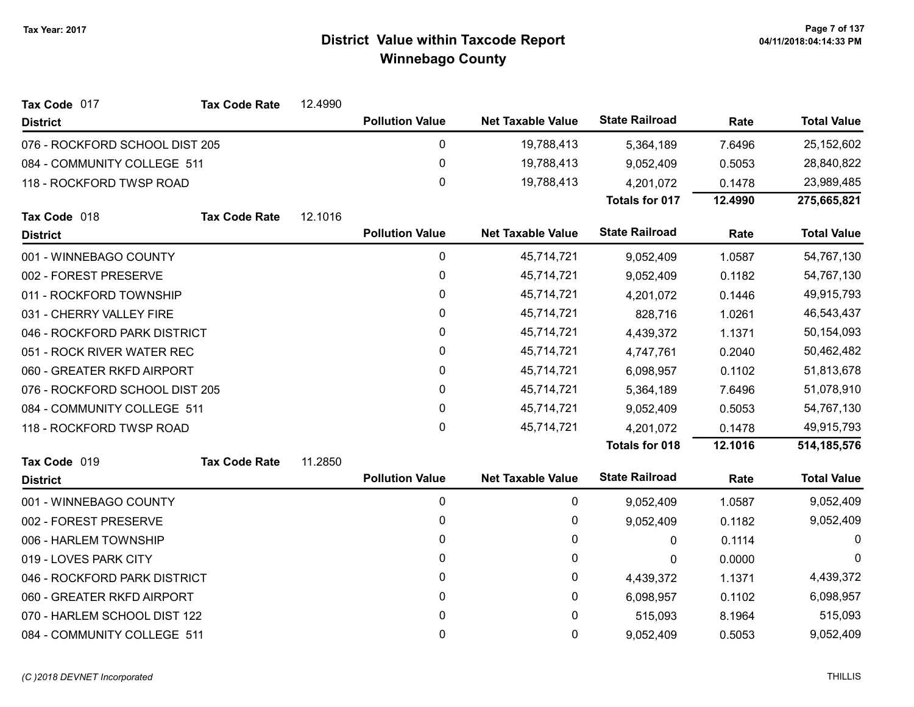# District Value within Taxcode Report
## Winnebago County

Tax Year: 2017

**Tax Code** 017 **Tax Code Rate** 12.4990

| District | Pollution Value | Net Taxable Value | State Railroad | Rate | Total Value |
|---|---|---|---|---|---|
| 076 - ROCKFORD SCHOOL DIST 205 | 0 | 19,788,413 | 5,364,189 | 7.6496 | 25,152,602 |
| 084 - COMMUNITY COLLEGE 511 | 0 | 19,788,413 | 9,052,409 | 0.5053 | 28,840,822 |
| 118 - ROCKFORD TWSP ROAD | 0 | 19,788,413 | 4,201,072 | 0.1478 | 23,989,485 |
| | | | **Totals for 017** | **12.4990** | **275,665,821** |

**Tax Code** 018 **Tax Code Rate** 12.1016

| District | Pollution Value | Net Taxable Value | State Railroad | Rate | Total Value |
|---|---|---|---|---|---|
| 001 - WINNEBAGO COUNTY | 0 | 45,714,721 | 9,052,409 | 1.0587 | 54,767,130 |
| 002 - FOREST PRESERVE | 0 | 45,714,721 | 9,052,409 | 0.1182 | 54,767,130 |
| 011 - ROCKFORD TOWNSHIP | 0 | 45,714,721 | 4,201,072 | 0.1446 | 49,915,793 |
| 031 - CHERRY VALLEY FIRE | 0 | 45,714,721 | 828,716 | 1.0261 | 46,543,437 |
| 046 - ROCKFORD PARK DISTRICT | 0 | 45,714,721 | 4,439,372 | 1.1371 | 50,154,093 |
| 051 - ROCK RIVER WATER REC | 0 | 45,714,721 | 4,747,761 | 0.2040 | 50,462,482 |
| 060 - GREATER RKFD AIRPORT | 0 | 45,714,721 | 6,098,957 | 0.1102 | 51,813,678 |
| 076 - ROCKFORD SCHOOL DIST 205 | 0 | 45,714,721 | 5,364,189 | 7.6496 | 51,078,910 |
| 084 - COMMUNITY COLLEGE 511 | 0 | 45,714,721 | 9,052,409 | 0.5053 | 54,767,130 |
| 118 - ROCKFORD TWSP ROAD | 0 | 45,714,721 | 4,201,072 | 0.1478 | 49,915,793 |
| | | | **Totals for 018** | **12.1016** | **514,185,576** |

**Tax Code** 019 **Tax Code Rate** 11.2850

| District | Pollution Value | Net Taxable Value | State Railroad | Rate | Total Value |
|---|---|---|---|---|---|
| 001 - WINNEBAGO COUNTY | 0 | 0 | 9,052,409 | 1.0587 | 9,052,409 |
| 002 - FOREST PRESERVE | 0 | 0 | 9,052,409 | 0.1182 | 9,052,409 |
| 006 - HARLEM TOWNSHIP | 0 | 0 | 0 | 0.1114 | 0 |
| 019 - LOVES PARK CITY | 0 | 0 | 0 | 0.0000 | 0 |
| 046 - ROCKFORD PARK DISTRICT | 0 | 0 | 4,439,372 | 1.1371 | 4,439,372 |
| 060 - GREATER RKFD AIRPORT | 0 | 0 | 6,098,957 | 0.1102 | 6,098,957 |
| 070 - HARLEM SCHOOL DIST 122 | 0 | 0 | 515,093 | 8.1964 | 515,093 |
| 084 - COMMUNITY COLLEGE 511 | 0 | 0 | 9,052,409 | 0.5053 | 9,052,409 |

(C )2018 DEVNET Incorporated THILLIS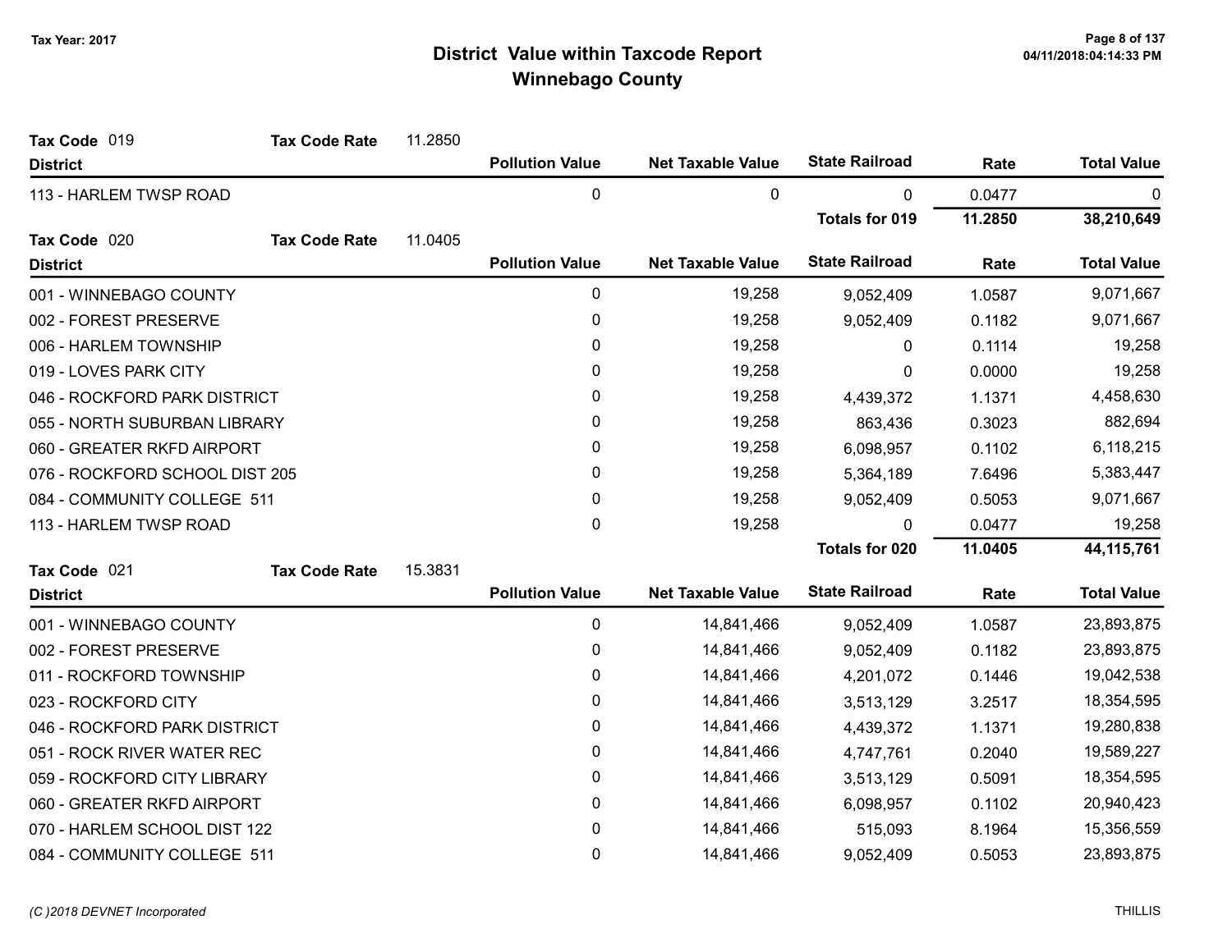# District Value within Taxcode Report
## Winnebago County

Tax Year: 2017

**Tax Code** 019 **Tax Code Rate** 11.2850

| District | Pollution Value | Net Taxable Value | State Railroad | Rate | Total Value |
|---|---|---|---|---|---|
| 113 - HARLEM TWSP ROAD | 0 | 0 | 0 | 0.0477 | 0 |
| | | | **Totals for 019** | **11.2850** | **38,210,649** |

**Tax Code** 020 **Tax Code Rate** 11.0405

| District | Pollution Value | Net Taxable Value | State Railroad | Rate | Total Value |
|---|---|---|---|---|---|
| 001 - WINNEBAGO COUNTY | 0 | 19,258 | 9,052,409 | 1.0587 | 9,071,667 |
| 002 - FOREST PRESERVE | 0 | 19,258 | 9,052,409 | 0.1182 | 9,071,667 |
| 006 - HARLEM TOWNSHIP | 0 | 19,258 | 0 | 0.1114 | 19,258 |
| 019 - LOVES PARK CITY | 0 | 19,258 | 0 | 0.0000 | 19,258 |
| 046 - ROCKFORD PARK DISTRICT | 0 | 19,258 | 4,439,372 | 1.1371 | 4,458,630 |
| 055 - NORTH SUBURBAN LIBRARY | 0 | 19,258 | 863,436 | 0.3023 | 882,694 |
| 060 - GREATER RKFD AIRPORT | 0 | 19,258 | 6,098,957 | 0.1102 | 6,118,215 |
| 076 - ROCKFORD SCHOOL DIST 205 | 0 | 19,258 | 5,364,189 | 7.6496 | 5,383,447 |
| 084 - COMMUNITY COLLEGE 511 | 0 | 19,258 | 9,052,409 | 0.5053 | 9,071,667 |
| 113 - HARLEM TWSP ROAD | 0 | 19,258 | 0 | 0.0477 | 19,258 |
| | | | **Totals for 020** | **11.0405** | **44,115,761** |

**Tax Code** 021 **Tax Code Rate** 15.3831

| District | Pollution Value | Net Taxable Value | State Railroad | Rate | Total Value |
|---|---|---|---|---|---|
| 001 - WINNEBAGO COUNTY | 0 | 14,841,466 | 9,052,409 | 1.0587 | 23,893,875 |
| 002 - FOREST PRESERVE | 0 | 14,841,466 | 9,052,409 | 0.1182 | 23,893,875 |
| 011 - ROCKFORD TOWNSHIP | 0 | 14,841,466 | 4,201,072 | 0.1446 | 19,042,538 |
| 023 - ROCKFORD CITY | 0 | 14,841,466 | 3,513,129 | 3.2517 | 18,354,595 |
| 046 - ROCKFORD PARK DISTRICT | 0 | 14,841,466 | 4,439,372 | 1.1371 | 19,280,838 |
| 051 - ROCK RIVER WATER REC | 0 | 14,841,466 | 4,747,761 | 0.2040 | 19,589,227 |
| 059 - ROCKFORD CITY LIBRARY | 0 | 14,841,466 | 3,513,129 | 0.5091 | 18,354,595 |
| 060 - GREATER RKFD AIRPORT | 0 | 14,841,466 | 6,098,957 | 0.1102 | 20,940,423 |
| 070 - HARLEM SCHOOL DIST 122 | 0 | 14,841,466 | 515,093 | 8.1964 | 15,356,559 |
| 084 - COMMUNITY COLLEGE 511 | 0 | 14,841,466 | 9,052,409 | 0.5053 | 23,893,875 |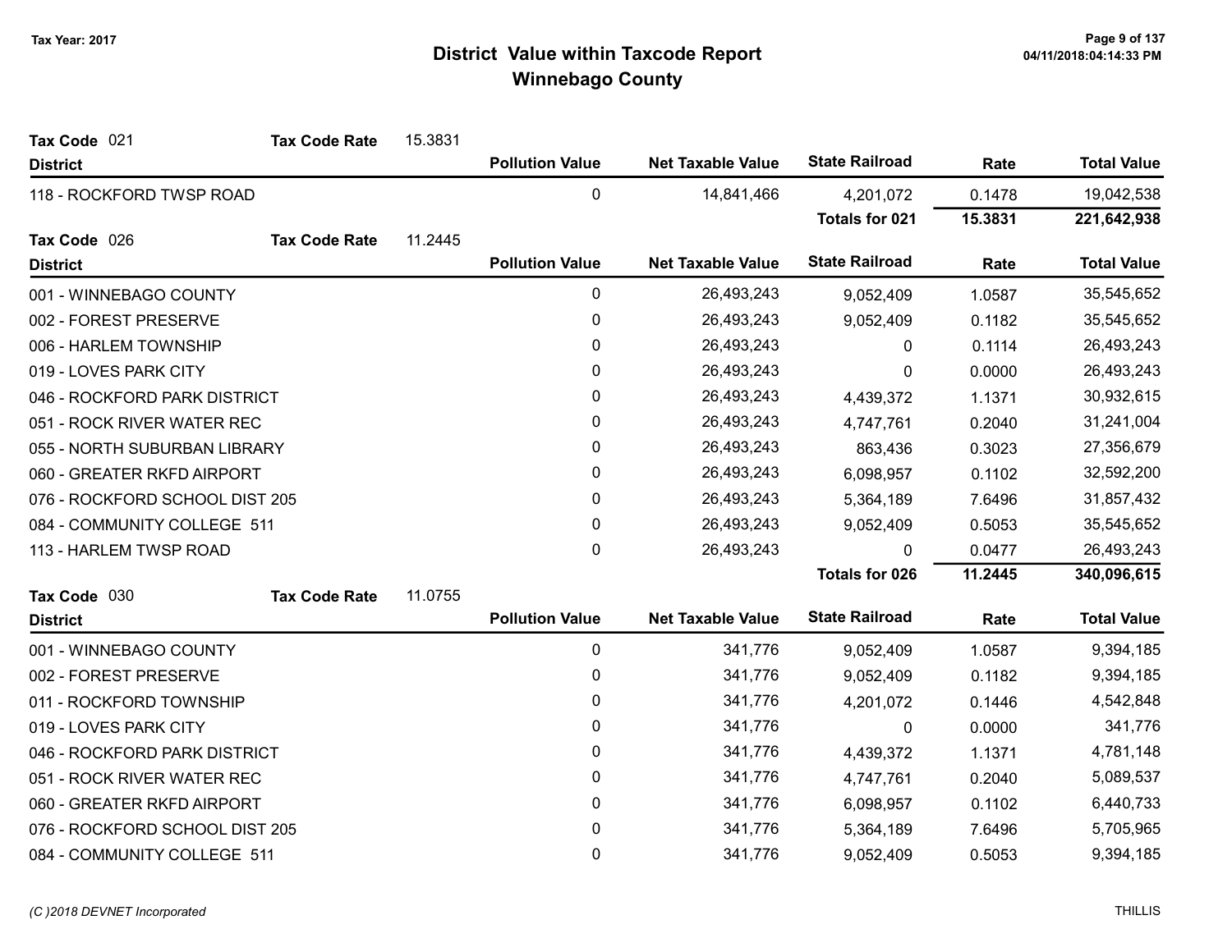# District Value within Taxcode Report
## Winnebago County

Tax Year: 2017

**Tax Code** 021 **Tax Code Rate** 15.3831

| District | Pollution Value | Net Taxable Value | State Railroad | Rate | Total Value |
|---|---|---|---|---|---|
| 118 - ROCKFORD TWSP ROAD | 0 | 14,841,466 | 4,201,072 | 0.1478 | 19,042,538 |
| | | | **Totals for 021** | **15.3831** | **221,642,938** |

**Tax Code** 026 **Tax Code Rate** 11.2445

| District | Pollution Value | Net Taxable Value | State Railroad | Rate | Total Value |
|---|---|---|---|---|---|
| 001 - WINNEBAGO COUNTY | 0 | 26,493,243 | 9,052,409 | 1.0587 | 35,545,652 |
| 002 - FOREST PRESERVE | 0 | 26,493,243 | 9,052,409 | 0.1182 | 35,545,652 |
| 006 - HARLEM TOWNSHIP | 0 | 26,493,243 | 0 | 0.1114 | 26,493,243 |
| 019 - LOVES PARK CITY | 0 | 26,493,243 | 0 | 0.0000 | 26,493,243 |
| 046 - ROCKFORD PARK DISTRICT | 0 | 26,493,243 | 4,439,372 | 1.1371 | 30,932,615 |
| 051 - ROCK RIVER WATER REC | 0 | 26,493,243 | 4,747,761 | 0.2040 | 31,241,004 |
| 055 - NORTH SUBURBAN LIBRARY | 0 | 26,493,243 | 863,436 | 0.3023 | 27,356,679 |
| 060 - GREATER RKFD AIRPORT | 0 | 26,493,243 | 6,098,957 | 0.1102 | 32,592,200 |
| 076 - ROCKFORD SCHOOL DIST 205 | 0 | 26,493,243 | 5,364,189 | 7.6496 | 31,857,432 |
| 084 - COMMUNITY COLLEGE 511 | 0 | 26,493,243 | 9,052,409 | 0.5053 | 35,545,652 |
| 113 - HARLEM TWSP ROAD | 0 | 26,493,243 | 0 | 0.0477 | 26,493,243 |
| | | | **Totals for 026** | **11.2445** | **340,096,615** |

**Tax Code** 030 **Tax Code Rate** 11.0755

| District | Pollution Value | Net Taxable Value | State Railroad | Rate | Total Value |
|---|---|---|---|---|---|
| 001 - WINNEBAGO COUNTY | 0 | 341,776 | 9,052,409 | 1.0587 | 9,394,185 |
| 002 - FOREST PRESERVE | 0 | 341,776 | 9,052,409 | 0.1182 | 9,394,185 |
| 011 - ROCKFORD TOWNSHIP | 0 | 341,776 | 4,201,072 | 0.1446 | 4,542,848 |
| 019 - LOVES PARK CITY | 0 | 341,776 | 0 | 0.0000 | 341,776 |
| 046 - ROCKFORD PARK DISTRICT | 0 | 341,776 | 4,439,372 | 1.1371 | 4,781,148 |
| 051 - ROCK RIVER WATER REC | 0 | 341,776 | 4,747,761 | 0.2040 | 5,089,537 |
| 060 - GREATER RKFD AIRPORT | 0 | 341,776 | 6,098,957 | 0.1102 | 6,440,733 |
| 076 - ROCKFORD SCHOOL DIST 205 | 0 | 341,776 | 5,364,189 | 7.6496 | 5,705,965 |
| 084 - COMMUNITY COLLEGE 511 | 0 | 341,776 | 9,052,409 | 0.5053 | 9,394,185 |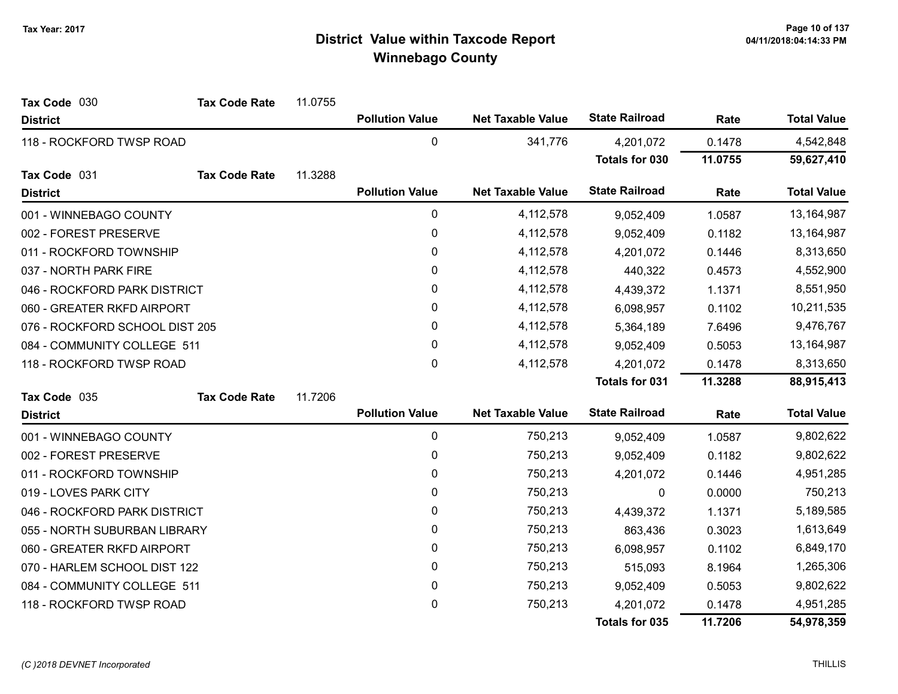# District Value within Taxcode Report
## Winnebago County

Tax Year: 2017

**Tax Code** 030 **Tax Code Rate** 11.0755

| District | Pollution Value | Net Taxable Value | State Railroad | Rate | Total Value |
|---|---|---|---|---|---|
| 118 - ROCKFORD TWSP ROAD | 0 | 341,776 | 4,201,072 | 0.1478 | 4,542,848 |
| | | | **Totals for 030** | **11.0755** | **59,627,410** |

**Tax Code** 031 **Tax Code Rate** 11.3288

| District | Pollution Value | Net Taxable Value | State Railroad | Rate | Total Value |
|---|---|---|---|---|---|
| 001 - WINNEBAGO COUNTY | 0 | 4,112,578 | 9,052,409 | 1.0587 | 13,164,987 |
| 002 - FOREST PRESERVE | 0 | 4,112,578 | 9,052,409 | 0.1182 | 13,164,987 |
| 011 - ROCKFORD TOWNSHIP | 0 | 4,112,578 | 4,201,072 | 0.1446 | 8,313,650 |
| 037 - NORTH PARK FIRE | 0 | 4,112,578 | 440,322 | 0.4573 | 4,552,900 |
| 046 - ROCKFORD PARK DISTRICT | 0 | 4,112,578 | 4,439,372 | 1.1371 | 8,551,950 |
| 060 - GREATER RKFD AIRPORT | 0 | 4,112,578 | 6,098,957 | 0.1102 | 10,211,535 |
| 076 - ROCKFORD SCHOOL DIST 205 | 0 | 4,112,578 | 5,364,189 | 7.6496 | 9,476,767 |
| 084 - COMMUNITY COLLEGE 511 | 0 | 4,112,578 | 9,052,409 | 0.5053 | 13,164,987 |
| 118 - ROCKFORD TWSP ROAD | 0 | 4,112,578 | 4,201,072 | 0.1478 | 8,313,650 |
| | | | **Totals for 031** | **11.3288** | **88,915,413** |

**Tax Code** 035 **Tax Code Rate** 11.7206

| District | Pollution Value | Net Taxable Value | State Railroad | Rate | Total Value |
|---|---|---|---|---|---|
| 001 - WINNEBAGO COUNTY | 0 | 750,213 | 9,052,409 | 1.0587 | 9,802,622 |
| 002 - FOREST PRESERVE | 0 | 750,213 | 9,052,409 | 0.1182 | 9,802,622 |
| 011 - ROCKFORD TOWNSHIP | 0 | 750,213 | 4,201,072 | 0.1446 | 4,951,285 |
| 019 - LOVES PARK CITY | 0 | 750,213 | 0 | 0.0000 | 750,213 |
| 046 - ROCKFORD PARK DISTRICT | 0 | 750,213 | 4,439,372 | 1.1371 | 5,189,585 |
| 055 - NORTH SUBURBAN LIBRARY | 0 | 750,213 | 863,436 | 0.3023 | 1,613,649 |
| 060 - GREATER RKFD AIRPORT | 0 | 750,213 | 6,098,957 | 0.1102 | 6,849,170 |
| 070 - HARLEM SCHOOL DIST 122 | 0 | 750,213 | 515,093 | 8.1964 | 1,265,306 |
| 084 - COMMUNITY COLLEGE 511 | 0 | 750,213 | 9,052,409 | 0.5053 | 9,802,622 |
| 118 - ROCKFORD TWSP ROAD | 0 | 750,213 | 4,201,072 | 0.1478 | 4,951,285 |
| | | | **Totals for 035** | **11.7206** | **54,978,359** |

(C )2018 DEVNET Incorporated THILLIS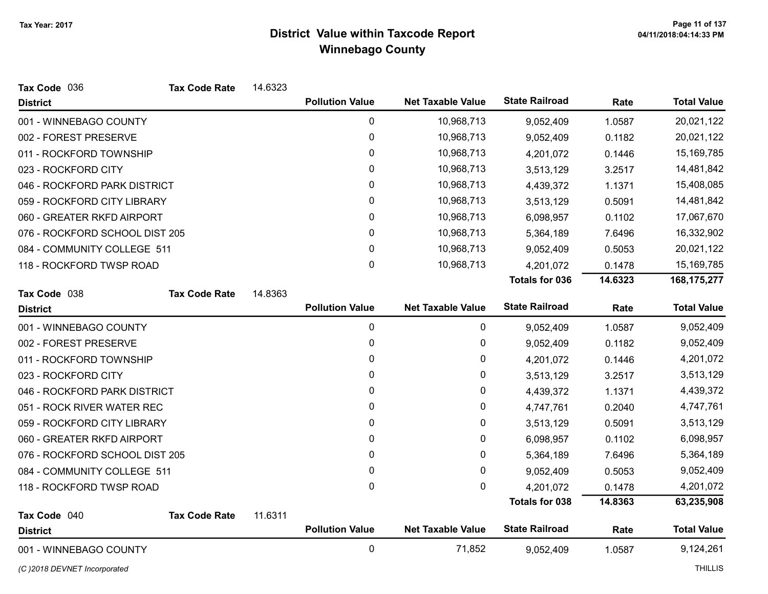# District Value within Taxcode Report

## Winnebago County

Tax Year: 2017

**Tax Code** 036 **Tax Code Rate** 14.6323

| District | Pollution Value | Net Taxable Value | State Railroad | Rate | Total Value |
|---|---|---|---|---|---|
| 001 - WINNEBAGO COUNTY | 0 | 10,968,713 | 9,052,409 | 1.0587 | 20,021,122 |
| 002 - FOREST PRESERVE | 0 | 10,968,713 | 9,052,409 | 0.1182 | 20,021,122 |
| 011 - ROCKFORD TOWNSHIP | 0 | 10,968,713 | 4,201,072 | 0.1446 | 15,169,785 |
| 023 - ROCKFORD CITY | 0 | 10,968,713 | 3,513,129 | 3.2517 | 14,481,842 |
| 046 - ROCKFORD PARK DISTRICT | 0 | 10,968,713 | 4,439,372 | 1.1371 | 15,408,085 |
| 059 - ROCKFORD CITY LIBRARY | 0 | 10,968,713 | 3,513,129 | 0.5091 | 14,481,842 |
| 060 - GREATER RKFD AIRPORT | 0 | 10,968,713 | 6,098,957 | 0.1102 | 17,067,670 |
| 076 - ROCKFORD SCHOOL DIST 205 | 0 | 10,968,713 | 5,364,189 | 7.6496 | 16,332,902 |
| 084 - COMMUNITY COLLEGE 511 | 0 | 10,968,713 | 9,052,409 | 0.5053 | 20,021,122 |
| 118 - ROCKFORD TWSP ROAD | 0 | 10,968,713 | 4,201,072 | 0.1478 | 15,169,785 |
| | | | **Totals for 036** | **14.6323** | **168,175,277** |

**Tax Code** 038 **Tax Code Rate** 14.8363

| District | Pollution Value | Net Taxable Value | State Railroad | Rate | Total Value |
|---|---|---|---|---|---|
| 001 - WINNEBAGO COUNTY | 0 | 0 | 9,052,409 | 1.0587 | 9,052,409 |
| 002 - FOREST PRESERVE | 0 | 0 | 9,052,409 | 0.1182 | 9,052,409 |
| 011 - ROCKFORD TOWNSHIP | 0 | 0 | 4,201,072 | 0.1446 | 4,201,072 |
| 023 - ROCKFORD CITY | 0 | 0 | 3,513,129 | 3.2517 | 3,513,129 |
| 046 - ROCKFORD PARK DISTRICT | 0 | 0 | 4,439,372 | 1.1371 | 4,439,372 |
| 051 - ROCK RIVER WATER REC | 0 | 0 | 4,747,761 | 0.2040 | 4,747,761 |
| 059 - ROCKFORD CITY LIBRARY | 0 | 0 | 3,513,129 | 0.5091 | 3,513,129 |
| 060 - GREATER RKFD AIRPORT | 0 | 0 | 6,098,957 | 0.1102 | 6,098,957 |
| 076 - ROCKFORD SCHOOL DIST 205 | 0 | 0 | 5,364,189 | 7.6496 | 5,364,189 |
| 084 - COMMUNITY COLLEGE 511 | 0 | 0 | 9,052,409 | 0.5053 | 9,052,409 |
| 118 - ROCKFORD TWSP ROAD | 0 | 0 | 4,201,072 | 0.1478 | 4,201,072 |
| | | | **Totals for 038** | **14.8363** | **63,235,908** |

**Tax Code** 040 **Tax Code Rate** 11.6311

| District | Pollution Value | Net Taxable Value | State Railroad | Rate | Total Value |
|---|---|---|---|---|---|
| 001 - WINNEBAGO COUNTY | 0 | 71,852 | 9,052,409 | 1.0587 | 9,124,261 |

*(C )2018 DEVNET Incorporated* THILLIS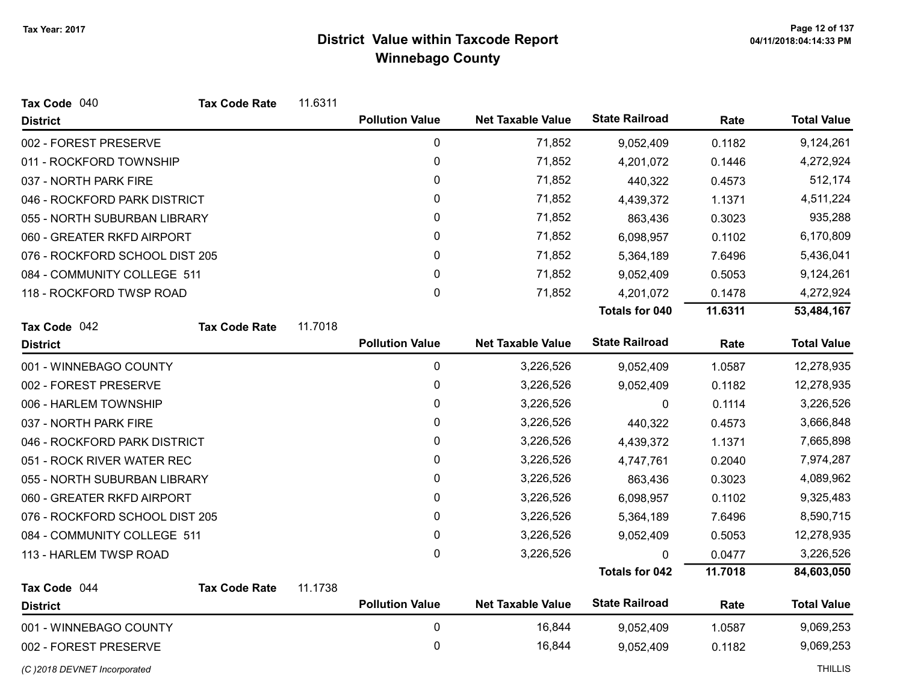# District Value within Taxcode Report
## Winnebago County

Tax Year: 2017

**Tax Code** 040 **Tax Code Rate** 11.6311

| District | Pollution Value | Net Taxable Value | State Railroad | Rate | Total Value |
|---|---|---|---|---|---|
| 002 - FOREST PRESERVE | 0 | 71,852 | 9,052,409 | 0.1182 | 9,124,261 |
| 011 - ROCKFORD TOWNSHIP | 0 | 71,852 | 4,201,072 | 0.1446 | 4,272,924 |
| 037 - NORTH PARK FIRE | 0 | 71,852 | 440,322 | 0.4573 | 512,174 |
| 046 - ROCKFORD PARK DISTRICT | 0 | 71,852 | 4,439,372 | 1.1371 | 4,511,224 |
| 055 - NORTH SUBURBAN LIBRARY | 0 | 71,852 | 863,436 | 0.3023 | 935,288 |
| 060 - GREATER RKFD AIRPORT | 0 | 71,852 | 6,098,957 | 0.1102 | 6,170,809 |
| 076 - ROCKFORD SCHOOL DIST 205 | 0 | 71,852 | 5,364,189 | 7.6496 | 5,436,041 |
| 084 - COMMUNITY COLLEGE 511 | 0 | 71,852 | 9,052,409 | 0.5053 | 9,124,261 |
| 118 - ROCKFORD TWSP ROAD | 0 | 71,852 | 4,201,072 | 0.1478 | 4,272,924 |
| | | | **Totals for 040** | **11.6311** | **53,484,167** |

**Tax Code** 042 **Tax Code Rate** 11.7018

| District | Pollution Value | Net Taxable Value | State Railroad | Rate | Total Value |
|---|---|---|---|---|---|
| 001 - WINNEBAGO COUNTY | 0 | 3,226,526 | 9,052,409 | 1.0587 | 12,278,935 |
| 002 - FOREST PRESERVE | 0 | 3,226,526 | 9,052,409 | 0.1182 | 12,278,935 |
| 006 - HARLEM TOWNSHIP | 0 | 3,226,526 | 0 | 0.1114 | 3,226,526 |
| 037 - NORTH PARK FIRE | 0 | 3,226,526 | 440,322 | 0.4573 | 3,666,848 |
| 046 - ROCKFORD PARK DISTRICT | 0 | 3,226,526 | 4,439,372 | 1.1371 | 7,665,898 |
| 051 - ROCK RIVER WATER REC | 0 | 3,226,526 | 4,747,761 | 0.2040 | 7,974,287 |
| 055 - NORTH SUBURBAN LIBRARY | 0 | 3,226,526 | 863,436 | 0.3023 | 4,089,962 |
| 060 - GREATER RKFD AIRPORT | 0 | 3,226,526 | 6,098,957 | 0.1102 | 9,325,483 |
| 076 - ROCKFORD SCHOOL DIST 205 | 0 | 3,226,526 | 5,364,189 | 7.6496 | 8,590,715 |
| 084 - COMMUNITY COLLEGE 511 | 0 | 3,226,526 | 9,052,409 | 0.5053 | 12,278,935 |
| 113 - HARLEM TWSP ROAD | 0 | 3,226,526 | 0 | 0.0477 | 3,226,526 |
| | | | **Totals for 042** | **11.7018** | **84,603,050** |

**Tax Code** 044 **Tax Code Rate** 11.1738

| District | Pollution Value | Net Taxable Value | State Railroad | Rate | Total Value |
|---|---|---|---|---|---|
| 001 - WINNEBAGO COUNTY | 0 | 16,844 | 9,052,409 | 1.0587 | 9,069,253 |
| 002 - FOREST PRESERVE | 0 | 16,844 | 9,052,409 | 0.1182 | 9,069,253 |

*(C )2018 DEVNET Incorporated*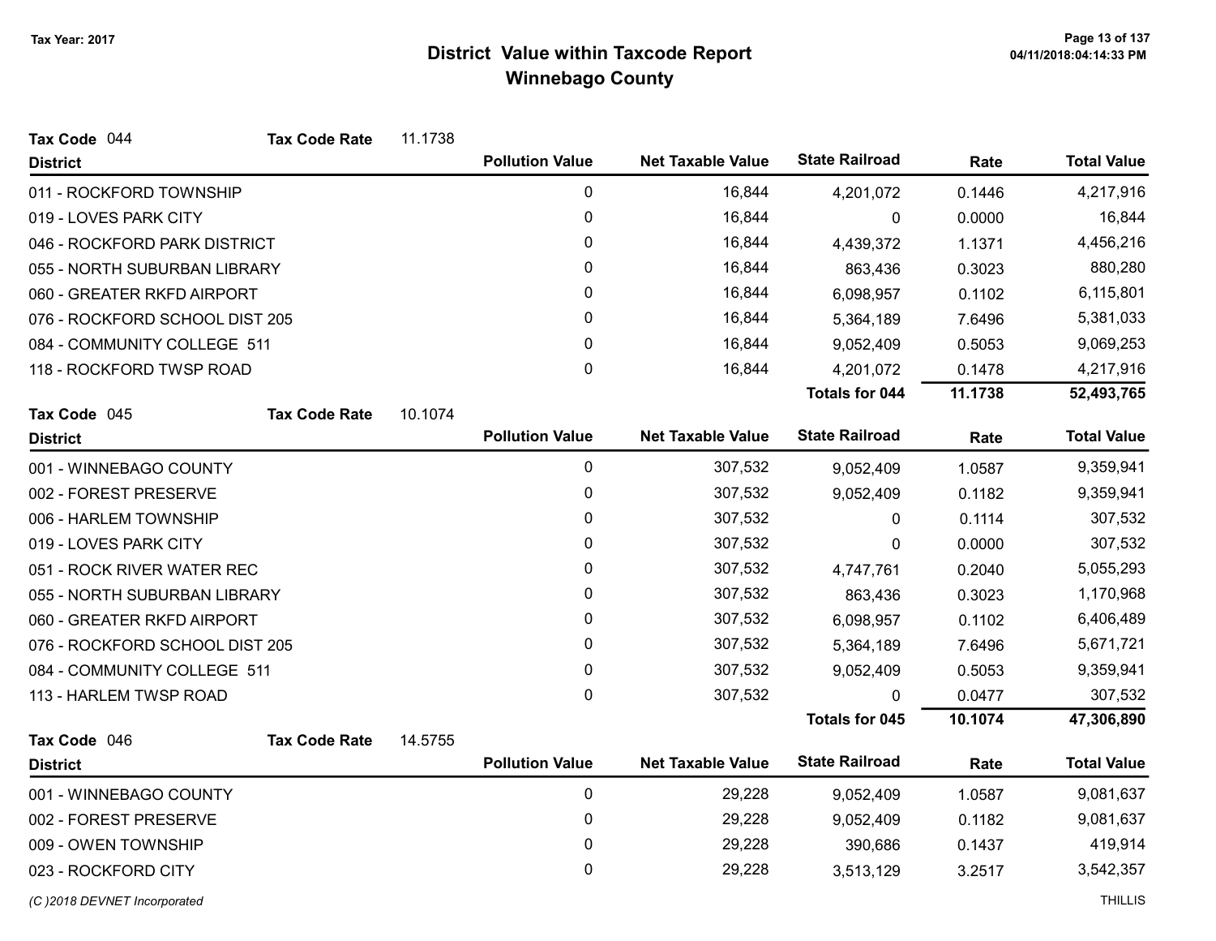# District Value within Taxcode Report
## Winnebago County

Tax Year: 2017

**Tax Code** 044 **Tax Code Rate** 11.1738

| District | Pollution Value | Net Taxable Value | State Railroad | Rate | Total Value |
|---|---|---|---|---|---|
| 011 - ROCKFORD TOWNSHIP | 0 | 16,844 | 4,201,072 | 0.1446 | 4,217,916 |
| 019 - LOVES PARK CITY | 0 | 16,844 | 0 | 0.0000 | 16,844 |
| 046 - ROCKFORD PARK DISTRICT | 0 | 16,844 | 4,439,372 | 1.1371 | 4,456,216 |
| 055 - NORTH SUBURBAN LIBRARY | 0 | 16,844 | 863,436 | 0.3023 | 880,280 |
| 060 - GREATER RKFD AIRPORT | 0 | 16,844 | 6,098,957 | 0.1102 | 6,115,801 |
| 076 - ROCKFORD SCHOOL DIST 205 | 0 | 16,844 | 5,364,189 | 7.6496 | 5,381,033 |
| 084 - COMMUNITY COLLEGE 511 | 0 | 16,844 | 9,052,409 | 0.5053 | 9,069,253 |
| 118 - ROCKFORD TWSP ROAD | 0 | 16,844 | 4,201,072 | 0.1478 | 4,217,916 |
| | | | **Totals for 044** | **11.1738** | **52,493,765** |

**Tax Code** 045 **Tax Code Rate** 10.1074

| District | Pollution Value | Net Taxable Value | State Railroad | Rate | Total Value |
|---|---|---|---|---|---|
| 001 - WINNEBAGO COUNTY | 0 | 307,532 | 9,052,409 | 1.0587 | 9,359,941 |
| 002 - FOREST PRESERVE | 0 | 307,532 | 9,052,409 | 0.1182 | 9,359,941 |
| 006 - HARLEM TOWNSHIP | 0 | 307,532 | 0 | 0.1114 | 307,532 |
| 019 - LOVES PARK CITY | 0 | 307,532 | 0 | 0.0000 | 307,532 |
| 051 - ROCK RIVER WATER REC | 0 | 307,532 | 4,747,761 | 0.2040 | 5,055,293 |
| 055 - NORTH SUBURBAN LIBRARY | 0 | 307,532 | 863,436 | 0.3023 | 1,170,968 |
| 060 - GREATER RKFD AIRPORT | 0 | 307,532 | 6,098,957 | 0.1102 | 6,406,489 |
| 076 - ROCKFORD SCHOOL DIST 205 | 0 | 307,532 | 5,364,189 | 7.6496 | 5,671,721 |
| 084 - COMMUNITY COLLEGE 511 | 0 | 307,532 | 9,052,409 | 0.5053 | 9,359,941 |
| 113 - HARLEM TWSP ROAD | 0 | 307,532 | 0 | 0.0477 | 307,532 |
| | | | **Totals for 045** | **10.1074** | **47,306,890** |

**Tax Code** 046 **Tax Code Rate** 14.5755

| District | Pollution Value | Net Taxable Value | State Railroad | Rate | Total Value |
|---|---|---|---|---|---|
| 001 - WINNEBAGO COUNTY | 0 | 29,228 | 9,052,409 | 1.0587 | 9,081,637 |
| 002 - FOREST PRESERVE | 0 | 29,228 | 9,052,409 | 0.1182 | 9,081,637 |
| 009 - OWEN TOWNSHIP | 0 | 29,228 | 390,686 | 0.1437 | 419,914 |
| 023 - ROCKFORD CITY | 0 | 29,228 | 3,513,129 | 3.2517 | 3,542,357 |

*(C )2018 DEVNET Incorporated*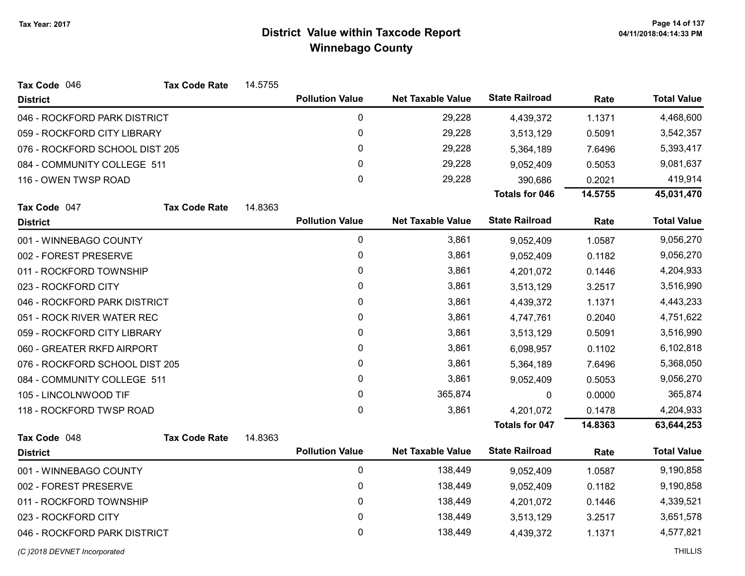# District Value within Taxcode Report
## Winnebago County

Tax Year: 2017

**Tax Code** 046 **Tax Code Rate** 14.5755

| District | Pollution Value | Net Taxable Value | State Railroad | Rate | Total Value |
|---|---|---|---|---|---|
| 046 - ROCKFORD PARK DISTRICT | 0 | 29,228 | 4,439,372 | 1.1371 | 4,468,600 |
| 059 - ROCKFORD CITY LIBRARY | 0 | 29,228 | 3,513,129 | 0.5091 | 3,542,357 |
| 076 - ROCKFORD SCHOOL DIST 205 | 0 | 29,228 | 5,364,189 | 7.6496 | 5,393,417 |
| 084 - COMMUNITY COLLEGE 511 | 0 | 29,228 | 9,052,409 | 0.5053 | 9,081,637 |
| 116 - OWEN TWSP ROAD | 0 | 29,228 | 390,686 | 0.2021 | 419,914 |
| | | | **Totals for 046** | **14.5755** | **45,031,470** |

**Tax Code** 047 **Tax Code Rate** 14.8363

| District | Pollution Value | Net Taxable Value | State Railroad | Rate | Total Value |
|---|---|---|---|---|---|
| 001 - WINNEBAGO COUNTY | 0 | 3,861 | 9,052,409 | 1.0587 | 9,056,270 |
| 002 - FOREST PRESERVE | 0 | 3,861 | 9,052,409 | 0.1182 | 9,056,270 |
| 011 - ROCKFORD TOWNSHIP | 0 | 3,861 | 4,201,072 | 0.1446 | 4,204,933 |
| 023 - ROCKFORD CITY | 0 | 3,861 | 3,513,129 | 3.2517 | 3,516,990 |
| 046 - ROCKFORD PARK DISTRICT | 0 | 3,861 | 4,439,372 | 1.1371 | 4,443,233 |
| 051 - ROCK RIVER WATER REC | 0 | 3,861 | 4,747,761 | 0.2040 | 4,751,622 |
| 059 - ROCKFORD CITY LIBRARY | 0 | 3,861 | 3,513,129 | 0.5091 | 3,516,990 |
| 060 - GREATER RKFD AIRPORT | 0 | 3,861 | 6,098,957 | 0.1102 | 6,102,818 |
| 076 - ROCKFORD SCHOOL DIST 205 | 0 | 3,861 | 5,364,189 | 7.6496 | 5,368,050 |
| 084 - COMMUNITY COLLEGE 511 | 0 | 3,861 | 9,052,409 | 0.5053 | 9,056,270 |
| 105 - LINCOLNWOOD TIF | 0 | 365,874 | 0 | 0.0000 | 365,874 |
| 118 - ROCKFORD TWSP ROAD | 0 | 3,861 | 4,201,072 | 0.1478 | 4,204,933 |
| | | | **Totals for 047** | **14.8363** | **63,644,253** |

**Tax Code** 048 **Tax Code Rate** 14.8363

| District | Pollution Value | Net Taxable Value | State Railroad | Rate | Total Value |
|---|---|---|---|---|---|
| 001 - WINNEBAGO COUNTY | 0 | 138,449 | 9,052,409 | 1.0587 | 9,190,858 |
| 002 - FOREST PRESERVE | 0 | 138,449 | 9,052,409 | 0.1182 | 9,190,858 |
| 011 - ROCKFORD TOWNSHIP | 0 | 138,449 | 4,201,072 | 0.1446 | 4,339,521 |
| 023 - ROCKFORD CITY | 0 | 138,449 | 3,513,129 | 3.2517 | 3,651,578 |
| 046 - ROCKFORD PARK DISTRICT | 0 | 138,449 | 4,439,372 | 1.1371 | 4,577,821 |

*(C )2018 DEVNET Incorporated* THILLIS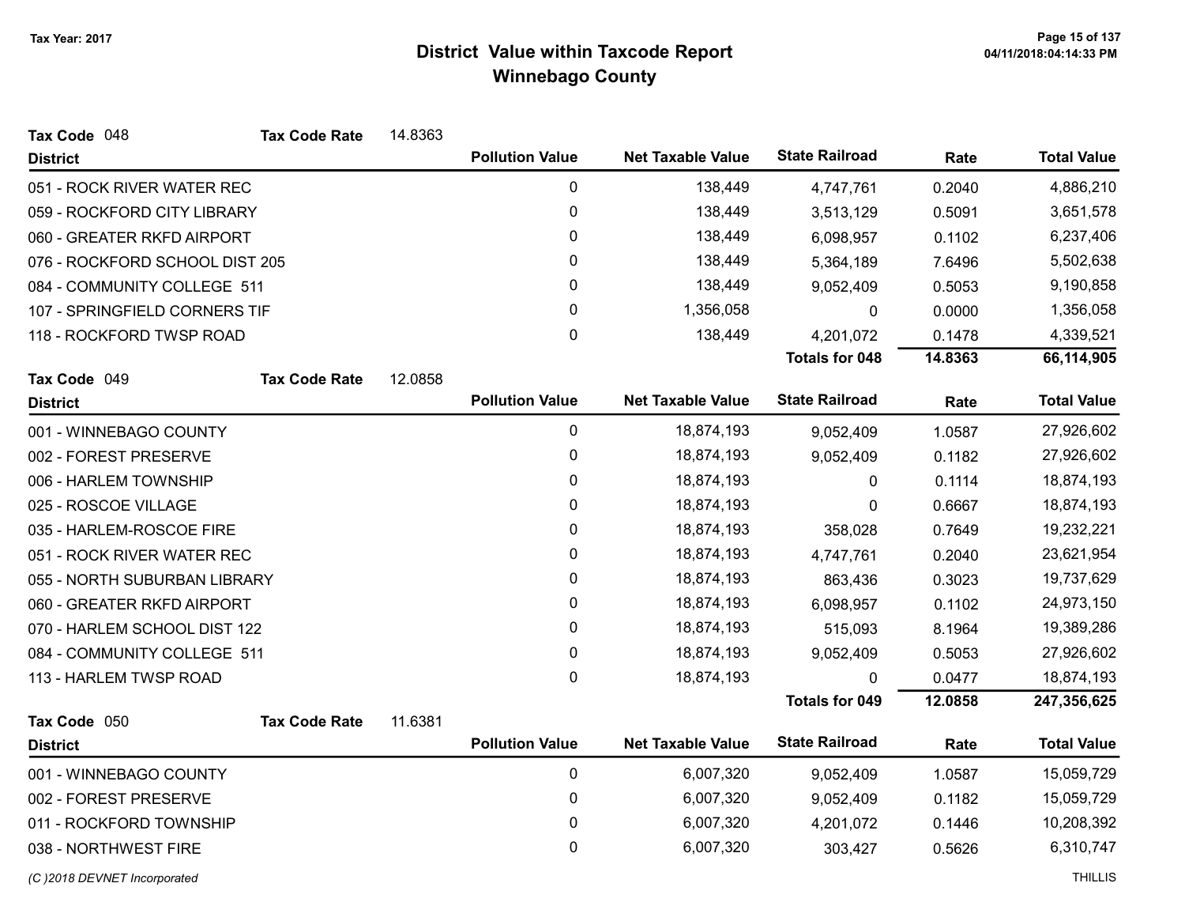# District Value within Taxcode Report
## Winnebago County

Tax Year: 2017

**Tax Code** 048 **Tax Code Rate** 14.8363

| District | Pollution Value | Net Taxable Value | State Railroad | Rate | Total Value |
|---|---|---|---|---|---|
| 051 - ROCK RIVER WATER REC | 0 | 138,449 | 4,747,761 | 0.2040 | 4,886,210 |
| 059 - ROCKFORD CITY LIBRARY | 0 | 138,449 | 3,513,129 | 0.5091 | 3,651,578 |
| 060 - GREATER RKFD AIRPORT | 0 | 138,449 | 6,098,957 | 0.1102 | 6,237,406 |
| 076 - ROCKFORD SCHOOL DIST 205 | 0 | 138,449 | 5,364,189 | 7.6496 | 5,502,638 |
| 084 - COMMUNITY COLLEGE 511 | 0 | 138,449 | 9,052,409 | 0.5053 | 9,190,858 |
| 107 - SPRINGFIELD CORNERS TIF | 0 | 1,356,058 | 0 | 0.0000 | 1,356,058 |
| 118 - ROCKFORD TWSP ROAD | 0 | 138,449 | 4,201,072 | 0.1478 | 4,339,521 |
| | | | **Totals for 048** | **14.8363** | **66,114,905** |

**Tax Code** 049 **Tax Code Rate** 12.0858

| District | Pollution Value | Net Taxable Value | State Railroad | Rate | Total Value |
|---|---|---|---|---|---|
| 001 - WINNEBAGO COUNTY | 0 | 18,874,193 | 9,052,409 | 1.0587 | 27,926,602 |
| 002 - FOREST PRESERVE | 0 | 18,874,193 | 9,052,409 | 0.1182 | 27,926,602 |
| 006 - HARLEM TOWNSHIP | 0 | 18,874,193 | 0 | 0.1114 | 18,874,193 |
| 025 - ROSCOE VILLAGE | 0 | 18,874,193 | 0 | 0.6667 | 18,874,193 |
| 035 - HARLEM-ROSCOE FIRE | 0 | 18,874,193 | 358,028 | 0.7649 | 19,232,221 |
| 051 - ROCK RIVER WATER REC | 0 | 18,874,193 | 4,747,761 | 0.2040 | 23,621,954 |
| 055 - NORTH SUBURBAN LIBRARY | 0 | 18,874,193 | 863,436 | 0.3023 | 19,737,629 |
| 060 - GREATER RKFD AIRPORT | 0 | 18,874,193 | 6,098,957 | 0.1102 | 24,973,150 |
| 070 - HARLEM SCHOOL DIST 122 | 0 | 18,874,193 | 515,093 | 8.1964 | 19,389,286 |
| 084 - COMMUNITY COLLEGE 511 | 0 | 18,874,193 | 9,052,409 | 0.5053 | 27,926,602 |
| 113 - HARLEM TWSP ROAD | 0 | 18,874,193 | 0 | 0.0477 | 18,874,193 |
| | | | **Totals for 049** | **12.0858** | **247,356,625** |

**Tax Code** 050 **Tax Code Rate** 11.6381

| District | Pollution Value | Net Taxable Value | State Railroad | Rate | Total Value |
|---|---|---|---|---|---|
| 001 - WINNEBAGO COUNTY | 0 | 6,007,320 | 9,052,409 | 1.0587 | 15,059,729 |
| 002 - FOREST PRESERVE | 0 | 6,007,320 | 9,052,409 | 0.1182 | 15,059,729 |
| 011 - ROCKFORD TOWNSHIP | 0 | 6,007,320 | 4,201,072 | 0.1446 | 10,208,392 |
| 038 - NORTHWEST FIRE | 0 | 6,007,320 | 303,427 | 0.5626 | 6,310,747 |

(C )2018 DEVNET Incorporated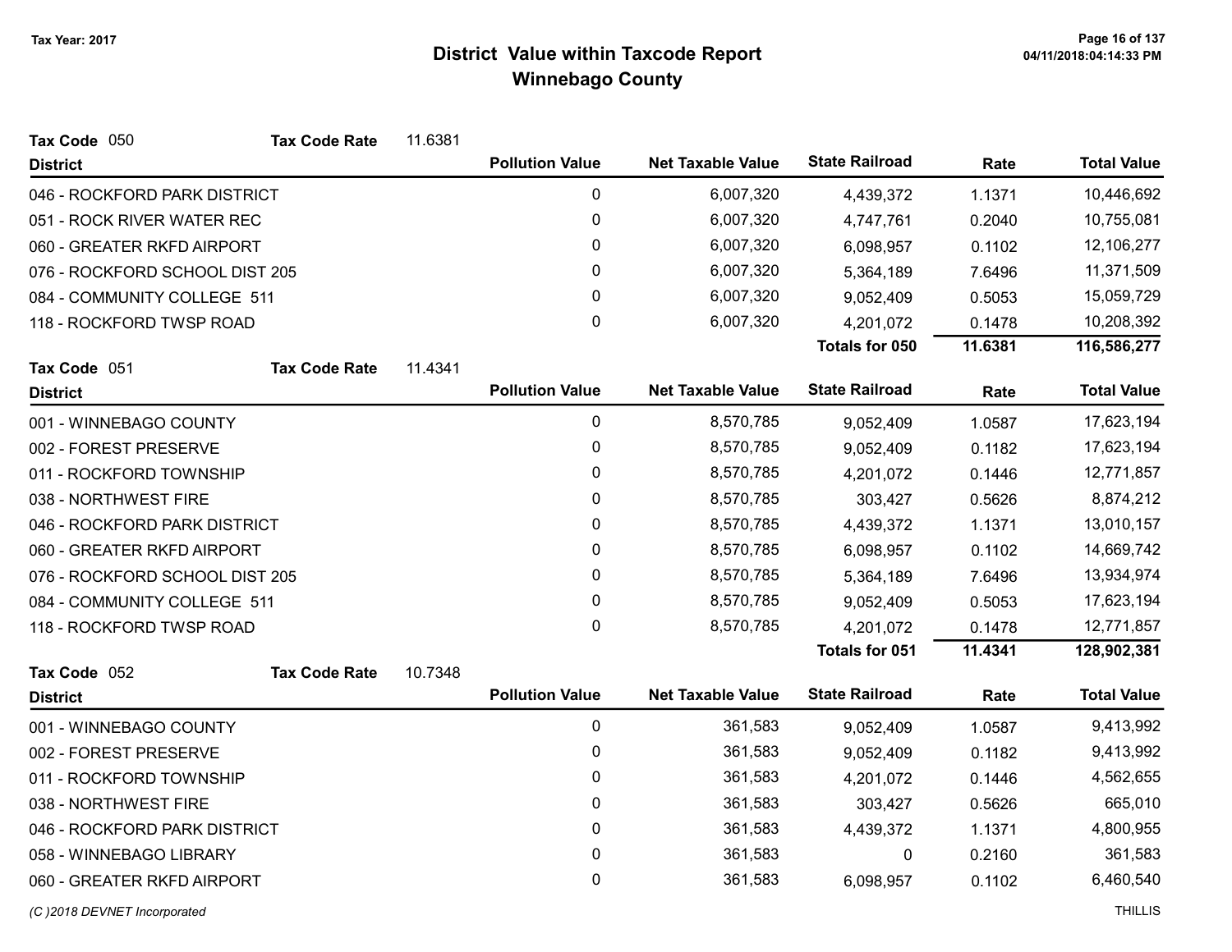# District Value within Taxcode Report

## Winnebago County

Tax Year: 2017

**Tax Code** 050 **Tax Code Rate** 11.6381

| District | Pollution Value | Net Taxable Value | State Railroad | Rate | Total Value |
|---|---|---|---|---|---|
| 046 - ROCKFORD PARK DISTRICT | 0 | 6,007,320 | 4,439,372 | 1.1371 | 10,446,692 |
| 051 - ROCK RIVER WATER REC | 0 | 6,007,320 | 4,747,761 | 0.2040 | 10,755,081 |
| 060 - GREATER RKFD AIRPORT | 0 | 6,007,320 | 6,098,957 | 0.1102 | 12,106,277 |
| 076 - ROCKFORD SCHOOL DIST 205 | 0 | 6,007,320 | 5,364,189 | 7.6496 | 11,371,509 |
| 084 - COMMUNITY COLLEGE 511 | 0 | 6,007,320 | 9,052,409 | 0.5053 | 15,059,729 |
| 118 - ROCKFORD TWSP ROAD | 0 | 6,007,320 | 4,201,072 | 0.1478 | 10,208,392 |
| | | | **Totals for 050** | **11.6381** | **116,586,277** |

**Tax Code** 051 **Tax Code Rate** 11.4341

| District | Pollution Value | Net Taxable Value | State Railroad | Rate | Total Value |
|---|---|---|---|---|---|
| 001 - WINNEBAGO COUNTY | 0 | 8,570,785 | 9,052,409 | 1.0587 | 17,623,194 |
| 002 - FOREST PRESERVE | 0 | 8,570,785 | 9,052,409 | 0.1182 | 17,623,194 |
| 011 - ROCKFORD TOWNSHIP | 0 | 8,570,785 | 4,201,072 | 0.1446 | 12,771,857 |
| 038 - NORTHWEST FIRE | 0 | 8,570,785 | 303,427 | 0.5626 | 8,874,212 |
| 046 - ROCKFORD PARK DISTRICT | 0 | 8,570,785 | 4,439,372 | 1.1371 | 13,010,157 |
| 060 - GREATER RKFD AIRPORT | 0 | 8,570,785 | 6,098,957 | 0.1102 | 14,669,742 |
| 076 - ROCKFORD SCHOOL DIST 205 | 0 | 8,570,785 | 5,364,189 | 7.6496 | 13,934,974 |
| 084 - COMMUNITY COLLEGE 511 | 0 | 8,570,785 | 9,052,409 | 0.5053 | 17,623,194 |
| 118 - ROCKFORD TWSP ROAD | 0 | 8,570,785 | 4,201,072 | 0.1478 | 12,771,857 |
| | | | **Totals for 051** | **11.4341** | **128,902,381** |

**Tax Code** 052 **Tax Code Rate** 10.7348

| District | Pollution Value | Net Taxable Value | State Railroad | Rate | Total Value |
|---|---|---|---|---|---|
| 001 - WINNEBAGO COUNTY | 0 | 361,583 | 9,052,409 | 1.0587 | 9,413,992 |
| 002 - FOREST PRESERVE | 0 | 361,583 | 9,052,409 | 0.1182 | 9,413,992 |
| 011 - ROCKFORD TOWNSHIP | 0 | 361,583 | 4,201,072 | 0.1446 | 4,562,655 |
| 038 - NORTHWEST FIRE | 0 | 361,583 | 303,427 | 0.5626 | 665,010 |
| 046 - ROCKFORD PARK DISTRICT | 0 | 361,583 | 4,439,372 | 1.1371 | 4,800,955 |
| 058 - WINNEBAGO LIBRARY | 0 | 361,583 | 0 | 0.2160 | 361,583 |
| 060 - GREATER RKFD AIRPORT | 0 | 361,583 | 6,098,957 | 0.1102 | 6,460,540 |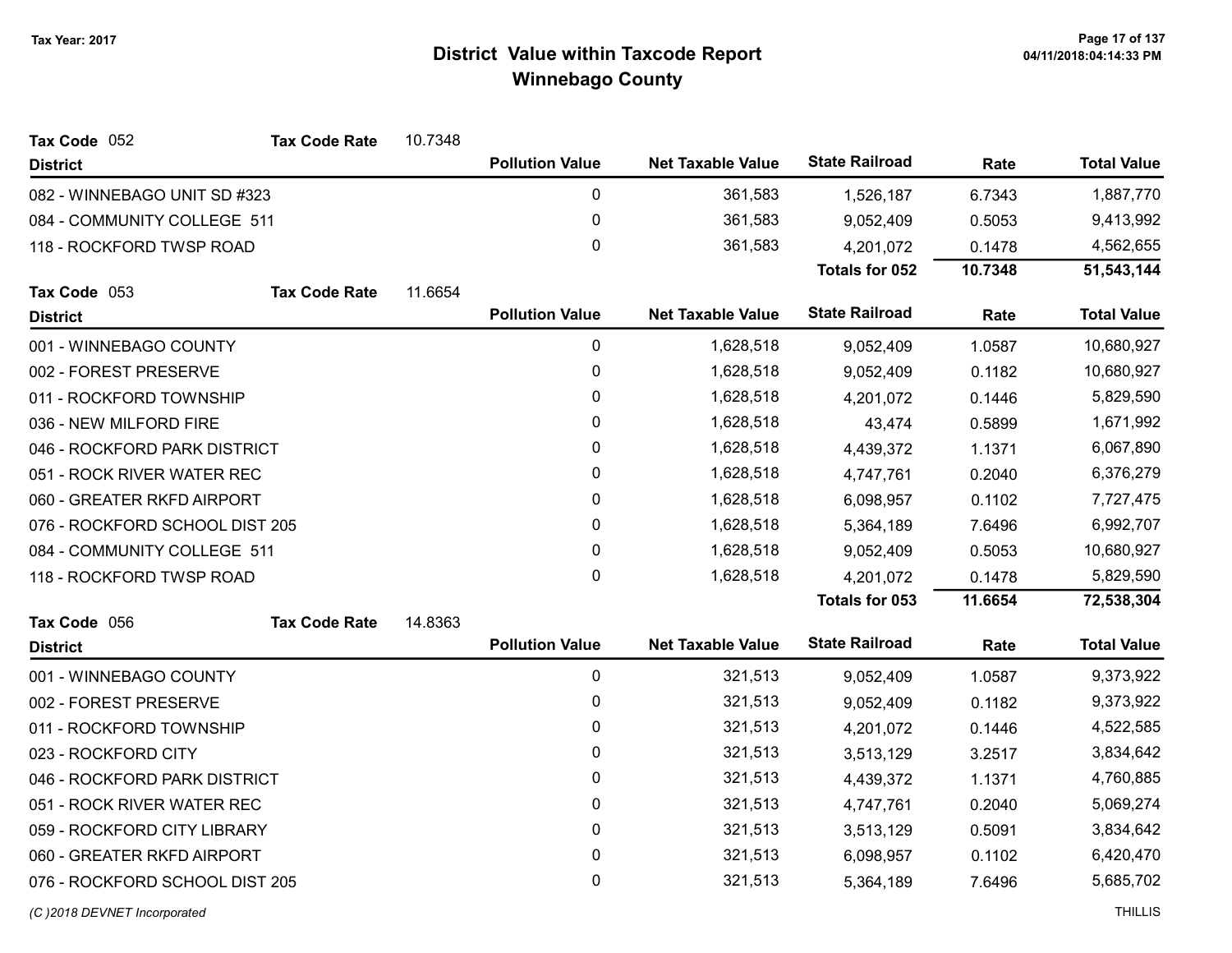# District Value within Taxcode Report
## Winnebago County

Tax Year: 2017

**Tax Code** 052 **Tax Code Rate** 10.7348

| District | Pollution Value | Net Taxable Value | State Railroad | Rate | Total Value |
|---|---|---|---|---|---|
| 082 - WINNEBAGO UNIT SD #323 | 0 | 361,583 | 1,526,187 | 6.7343 | 1,887,770 |
| 084 - COMMUNITY COLLEGE 511 | 0 | 361,583 | 9,052,409 | 0.5053 | 9,413,992 |
| 118 - ROCKFORD TWSP ROAD | 0 | 361,583 | 4,201,072 | 0.1478 | 4,562,655 |
| | | | **Totals for 052** | **10.7348** | **51,543,144** |

**Tax Code** 053 **Tax Code Rate** 11.6654

| District | Pollution Value | Net Taxable Value | State Railroad | Rate | Total Value |
|---|---|---|---|---|---|
| 001 - WINNEBAGO COUNTY | 0 | 1,628,518 | 9,052,409 | 1.0587 | 10,680,927 |
| 002 - FOREST PRESERVE | 0 | 1,628,518 | 9,052,409 | 0.1182 | 10,680,927 |
| 011 - ROCKFORD TOWNSHIP | 0 | 1,628,518 | 4,201,072 | 0.1446 | 5,829,590 |
| 036 - NEW MILFORD FIRE | 0 | 1,628,518 | 43,474 | 0.5899 | 1,671,992 |
| 046 - ROCKFORD PARK DISTRICT | 0 | 1,628,518 | 4,439,372 | 1.1371 | 6,067,890 |
| 051 - ROCK RIVER WATER REC | 0 | 1,628,518 | 4,747,761 | 0.2040 | 6,376,279 |
| 060 - GREATER RKFD AIRPORT | 0 | 1,628,518 | 6,098,957 | 0.1102 | 7,727,475 |
| 076 - ROCKFORD SCHOOL DIST 205 | 0 | 1,628,518 | 5,364,189 | 7.6496 | 6,992,707 |
| 084 - COMMUNITY COLLEGE 511 | 0 | 1,628,518 | 9,052,409 | 0.5053 | 10,680,927 |
| 118 - ROCKFORD TWSP ROAD | 0 | 1,628,518 | 4,201,072 | 0.1478 | 5,829,590 |
| | | | **Totals for 053** | **11.6654** | **72,538,304** |

**Tax Code** 056 **Tax Code Rate** 14.8363

| District | Pollution Value | Net Taxable Value | State Railroad | Rate | Total Value |
|---|---|---|---|---|---|
| 001 - WINNEBAGO COUNTY | 0 | 321,513 | 9,052,409 | 1.0587 | 9,373,922 |
| 002 - FOREST PRESERVE | 0 | 321,513 | 9,052,409 | 0.1182 | 9,373,922 |
| 011 - ROCKFORD TOWNSHIP | 0 | 321,513 | 4,201,072 | 0.1446 | 4,522,585 |
| 023 - ROCKFORD CITY | 0 | 321,513 | 3,513,129 | 3.2517 | 3,834,642 |
| 046 - ROCKFORD PARK DISTRICT | 0 | 321,513 | 4,439,372 | 1.1371 | 4,760,885 |
| 051 - ROCK RIVER WATER REC | 0 | 321,513 | 4,747,761 | 0.2040 | 5,069,274 |
| 059 - ROCKFORD CITY LIBRARY | 0 | 321,513 | 3,513,129 | 0.5091 | 3,834,642 |
| 060 - GREATER RKFD AIRPORT | 0 | 321,513 | 6,098,957 | 0.1102 | 6,420,470 |
| 076 - ROCKFORD SCHOOL DIST 205 | 0 | 321,513 | 5,364,189 | 7.6496 | 5,685,702 |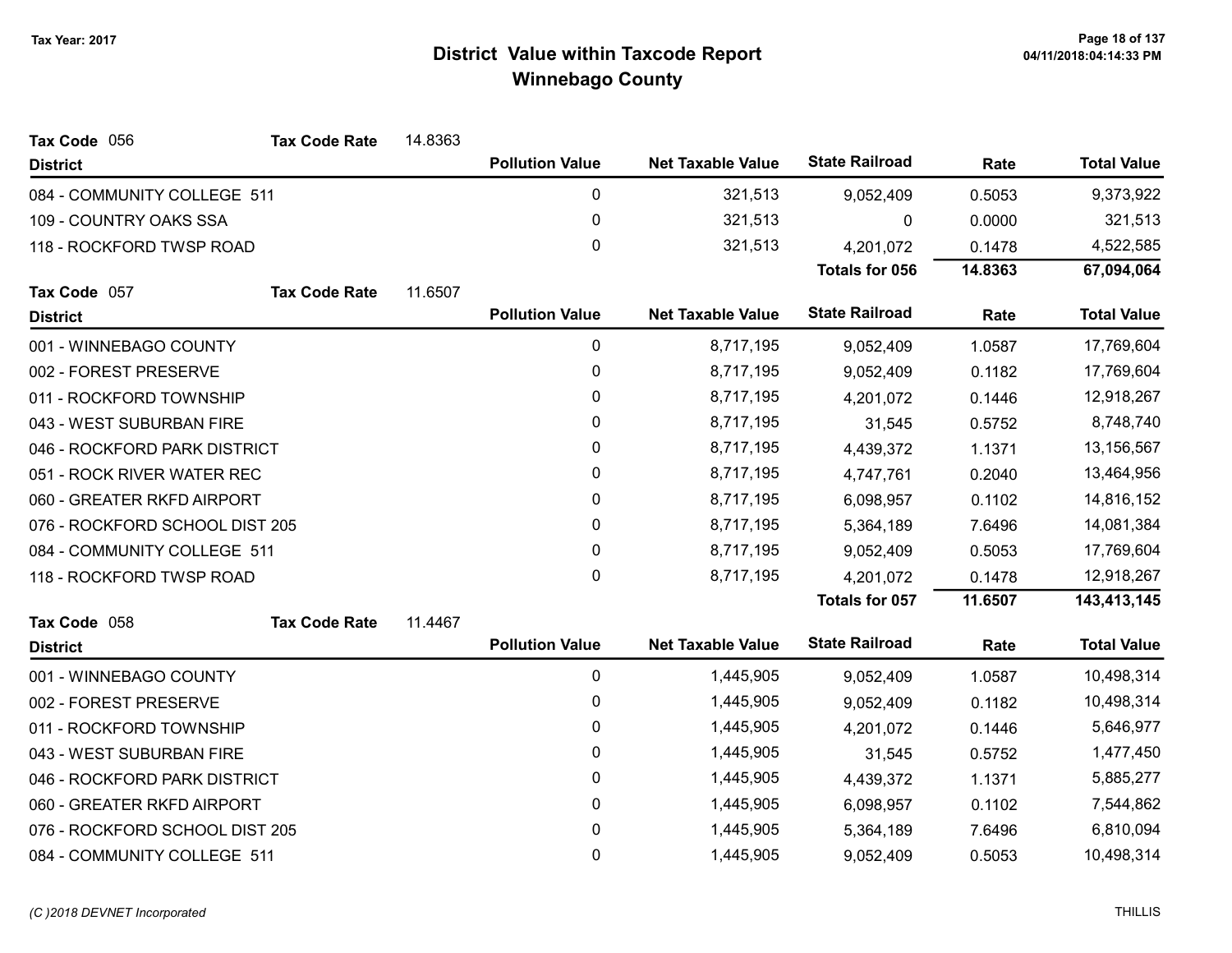# District Value within Taxcode Report
## Winnebago County

Tax Year: 2017

**Tax Code** 056 **Tax Code Rate** 14.8363

| District | Pollution Value | Net Taxable Value | State Railroad | Rate | Total Value |
|---|---|---|---|---|---|
| 084 - COMMUNITY COLLEGE 511 | 0 | 321,513 | 9,052,409 | 0.5053 | 9,373,922 |
| 109 - COUNTRY OAKS SSA | 0 | 321,513 | 0 | 0.0000 | 321,513 |
| 118 - ROCKFORD TWSP ROAD | 0 | 321,513 | 4,201,072 | 0.1478 | 4,522,585 |
| | | | **Totals for 056** | **14.8363** | **67,094,064** |

**Tax Code** 057 **Tax Code Rate** 11.6507

| District | Pollution Value | Net Taxable Value | State Railroad | Rate | Total Value |
|---|---|---|---|---|---|
| 001 - WINNEBAGO COUNTY | 0 | 8,717,195 | 9,052,409 | 1.0587 | 17,769,604 |
| 002 - FOREST PRESERVE | 0 | 8,717,195 | 9,052,409 | 0.1182 | 17,769,604 |
| 011 - ROCKFORD TOWNSHIP | 0 | 8,717,195 | 4,201,072 | 0.1446 | 12,918,267 |
| 043 - WEST SUBURBAN FIRE | 0 | 8,717,195 | 31,545 | 0.5752 | 8,748,740 |
| 046 - ROCKFORD PARK DISTRICT | 0 | 8,717,195 | 4,439,372 | 1.1371 | 13,156,567 |
| 051 - ROCK RIVER WATER REC | 0 | 8,717,195 | 4,747,761 | 0.2040 | 13,464,956 |
| 060 - GREATER RKFD AIRPORT | 0 | 8,717,195 | 6,098,957 | 0.1102 | 14,816,152 |
| 076 - ROCKFORD SCHOOL DIST 205 | 0 | 8,717,195 | 5,364,189 | 7.6496 | 14,081,384 |
| 084 - COMMUNITY COLLEGE 511 | 0 | 8,717,195 | 9,052,409 | 0.5053 | 17,769,604 |
| 118 - ROCKFORD TWSP ROAD | 0 | 8,717,195 | 4,201,072 | 0.1478 | 12,918,267 |
| | | | **Totals for 057** | **11.6507** | **143,413,145** |

**Tax Code** 058 **Tax Code Rate** 11.4467

| District | Pollution Value | Net Taxable Value | State Railroad | Rate | Total Value |
|---|---|---|---|---|---|
| 001 - WINNEBAGO COUNTY | 0 | 1,445,905 | 9,052,409 | 1.0587 | 10,498,314 |
| 002 - FOREST PRESERVE | 0 | 1,445,905 | 9,052,409 | 0.1182 | 10,498,314 |
| 011 - ROCKFORD TOWNSHIP | 0 | 1,445,905 | 4,201,072 | 0.1446 | 5,646,977 |
| 043 - WEST SUBURBAN FIRE | 0 | 1,445,905 | 31,545 | 0.5752 | 1,477,450 |
| 046 - ROCKFORD PARK DISTRICT | 0 | 1,445,905 | 4,439,372 | 1.1371 | 5,885,277 |
| 060 - GREATER RKFD AIRPORT | 0 | 1,445,905 | 6,098,957 | 0.1102 | 7,544,862 |
| 076 - ROCKFORD SCHOOL DIST 205 | 0 | 1,445,905 | 5,364,189 | 7.6496 | 6,810,094 |
| 084 - COMMUNITY COLLEGE 511 | 0 | 1,445,905 | 9,052,409 | 0.5053 | 10,498,314 |

(C )2018 DEVNET Incorporated THILLIS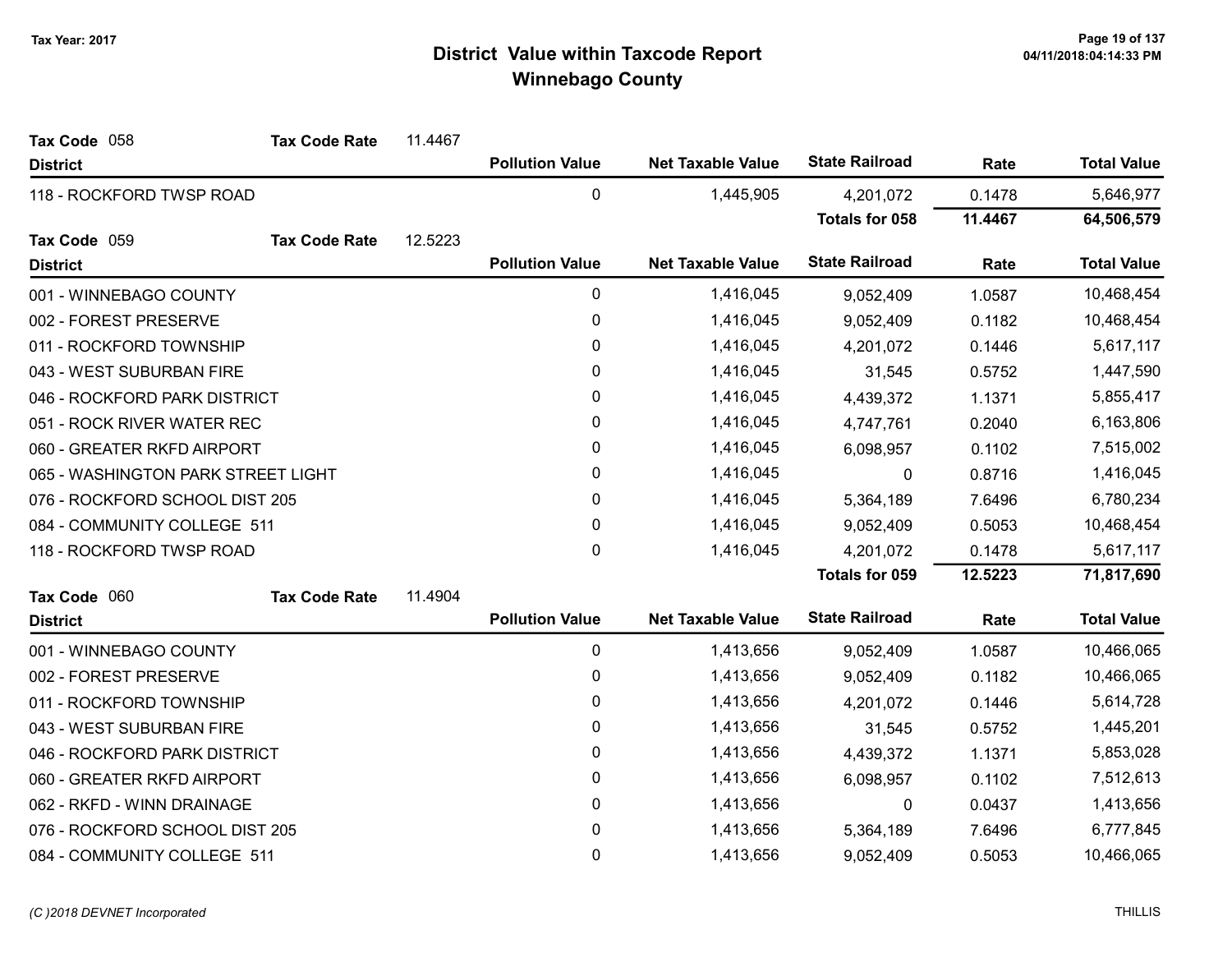# District Value within Taxcode Report
## Winnebago County

Tax Year: 2017

**Tax Code** 058 **Tax Code Rate** 11.4467

| District | Pollution Value | Net Taxable Value | State Railroad | Rate | Total Value |
|---|---|---|---|---|---|
| 118 - ROCKFORD TWSP ROAD | 0 | 1,445,905 | 4,201,072 | 0.1478 | 5,646,977 |
| | | | **Totals for 058** | **11.4467** | **64,506,579** |

**Tax Code** 059 **Tax Code Rate** 12.5223

| District | Pollution Value | Net Taxable Value | State Railroad | Rate | Total Value |
|---|---|---|---|---|---|
| 001 - WINNEBAGO COUNTY | 0 | 1,416,045 | 9,052,409 | 1.0587 | 10,468,454 |
| 002 - FOREST PRESERVE | 0 | 1,416,045 | 9,052,409 | 0.1182 | 10,468,454 |
| 011 - ROCKFORD TOWNSHIP | 0 | 1,416,045 | 4,201,072 | 0.1446 | 5,617,117 |
| 043 - WEST SUBURBAN FIRE | 0 | 1,416,045 | 31,545 | 0.5752 | 1,447,590 |
| 046 - ROCKFORD PARK DISTRICT | 0 | 1,416,045 | 4,439,372 | 1.1371 | 5,855,417 |
| 051 - ROCK RIVER WATER REC | 0 | 1,416,045 | 4,747,761 | 0.2040 | 6,163,806 |
| 060 - GREATER RKFD AIRPORT | 0 | 1,416,045 | 6,098,957 | 0.1102 | 7,515,002 |
| 065 - WASHINGTON PARK STREET LIGHT | 0 | 1,416,045 | 0 | 0.8716 | 1,416,045 |
| 076 - ROCKFORD SCHOOL DIST 205 | 0 | 1,416,045 | 5,364,189 | 7.6496 | 6,780,234 |
| 084 - COMMUNITY COLLEGE 511 | 0 | 1,416,045 | 9,052,409 | 0.5053 | 10,468,454 |
| 118 - ROCKFORD TWSP ROAD | 0 | 1,416,045 | 4,201,072 | 0.1478 | 5,617,117 |
| | | | **Totals for 059** | **12.5223** | **71,817,690** |

**Tax Code** 060 **Tax Code Rate** 11.4904

| District | Pollution Value | Net Taxable Value | State Railroad | Rate | Total Value |
|---|---|---|---|---|---|
| 001 - WINNEBAGO COUNTY | 0 | 1,413,656 | 9,052,409 | 1.0587 | 10,466,065 |
| 002 - FOREST PRESERVE | 0 | 1,413,656 | 9,052,409 | 0.1182 | 10,466,065 |
| 011 - ROCKFORD TOWNSHIP | 0 | 1,413,656 | 4,201,072 | 0.1446 | 5,614,728 |
| 043 - WEST SUBURBAN FIRE | 0 | 1,413,656 | 31,545 | 0.5752 | 1,445,201 |
| 046 - ROCKFORD PARK DISTRICT | 0 | 1,413,656 | 4,439,372 | 1.1371 | 5,853,028 |
| 060 - GREATER RKFD AIRPORT | 0 | 1,413,656 | 6,098,957 | 0.1102 | 7,512,613 |
| 062 - RKFD - WINN DRAINAGE | 0 | 1,413,656 | 0 | 0.0437 | 1,413,656 |
| 076 - ROCKFORD SCHOOL DIST 205 | 0 | 1,413,656 | 5,364,189 | 7.6496 | 6,777,845 |
| 084 - COMMUNITY COLLEGE 511 | 0 | 1,413,656 | 9,052,409 | 0.5053 | 10,466,065 |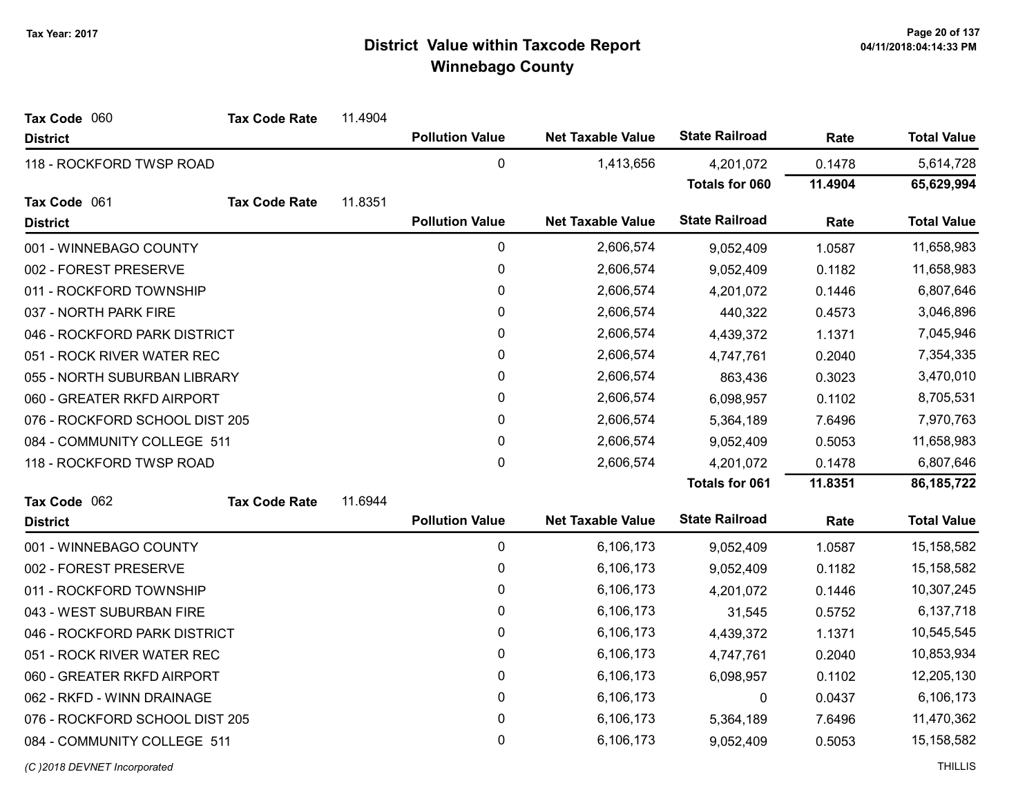## District Value within Taxcode Report
## Winnebago County

Tax Year: 2017

**Tax Code** 060 **Tax Code Rate** 11.4904

| District | Pollution Value | Net Taxable Value | State Railroad | Rate | Total Value |
|---|---|---|---|---|---|
| 118 - ROCKFORD TWSP ROAD | 0 | 1,413,656 | 4,201,072 | 0.1478 | 5,614,728 |
| | | | **Totals for 060** | **11.4904** | **65,629,994** |

**Tax Code** 061 **Tax Code Rate** 11.8351

| District | Pollution Value | Net Taxable Value | State Railroad | Rate | Total Value |
|---|---|---|---|---|---|
| 001 - WINNEBAGO COUNTY | 0 | 2,606,574 | 9,052,409 | 1.0587 | 11,658,983 |
| 002 - FOREST PRESERVE | 0 | 2,606,574 | 9,052,409 | 0.1182 | 11,658,983 |
| 011 - ROCKFORD TOWNSHIP | 0 | 2,606,574 | 4,201,072 | 0.1446 | 6,807,646 |
| 037 - NORTH PARK FIRE | 0 | 2,606,574 | 440,322 | 0.4573 | 3,046,896 |
| 046 - ROCKFORD PARK DISTRICT | 0 | 2,606,574 | 4,439,372 | 1.1371 | 7,045,946 |
| 051 - ROCK RIVER WATER REC | 0 | 2,606,574 | 4,747,761 | 0.2040 | 7,354,335 |
| 055 - NORTH SUBURBAN LIBRARY | 0 | 2,606,574 | 863,436 | 0.3023 | 3,470,010 |
| 060 - GREATER RKFD AIRPORT | 0 | 2,606,574 | 6,098,957 | 0.1102 | 8,705,531 |
| 076 - ROCKFORD SCHOOL DIST 205 | 0 | 2,606,574 | 5,364,189 | 7.6496 | 7,970,763 |
| 084 - COMMUNITY COLLEGE 511 | 0 | 2,606,574 | 9,052,409 | 0.5053 | 11,658,983 |
| 118 - ROCKFORD TWSP ROAD | 0 | 2,606,574 | 4,201,072 | 0.1478 | 6,807,646 |
| | | | **Totals for 061** | **11.8351** | **86,185,722** |

**Tax Code** 062 **Tax Code Rate** 11.6944

| District | Pollution Value | Net Taxable Value | State Railroad | Rate | Total Value |
|---|---|---|---|---|---|
| 001 - WINNEBAGO COUNTY | 0 | 6,106,173 | 9,052,409 | 1.0587 | 15,158,582 |
| 002 - FOREST PRESERVE | 0 | 6,106,173 | 9,052,409 | 0.1182 | 15,158,582 |
| 011 - ROCKFORD TOWNSHIP | 0 | 6,106,173 | 4,201,072 | 0.1446 | 10,307,245 |
| 043 - WEST SUBURBAN FIRE | 0 | 6,106,173 | 31,545 | 0.5752 | 6,137,718 |
| 046 - ROCKFORD PARK DISTRICT | 0 | 6,106,173 | 4,439,372 | 1.1371 | 10,545,545 |
| 051 - ROCK RIVER WATER REC | 0 | 6,106,173 | 4,747,761 | 0.2040 | 10,853,934 |
| 060 - GREATER RKFD AIRPORT | 0 | 6,106,173 | 6,098,957 | 0.1102 | 12,205,130 |
| 062 - RKFD - WINN DRAINAGE | 0 | 6,106,173 | 0 | 0.0437 | 6,106,173 |
| 076 - ROCKFORD SCHOOL DIST 205 | 0 | 6,106,173 | 5,364,189 | 7.6496 | 11,470,362 |
| 084 - COMMUNITY COLLEGE 511 | 0 | 6,106,173 | 9,052,409 | 0.5053 | 15,158,582 |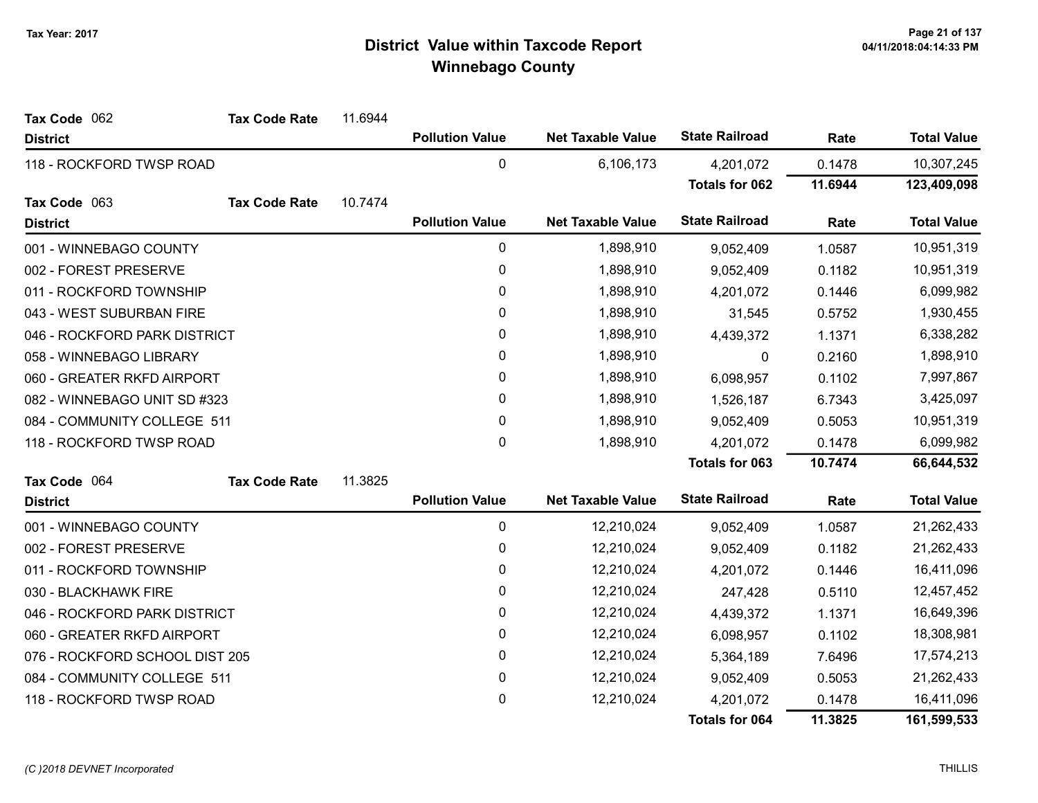# District Value within Taxcode Report
## Winnebago County

Tax Year: 2017

**Tax Code** 062 **Tax Code Rate** 11.6944

| District | Pollution Value | Net Taxable Value | State Railroad | Rate | Total Value |
|---|---|---|---|---|---|
| 118 - ROCKFORD TWSP ROAD | 0 | 6,106,173 | 4,201,072 | 0.1478 | 10,307,245 |
| | | | **Totals for 062** | **11.6944** | **123,409,098** |

**Tax Code** 063 **Tax Code Rate** 10.7474

| District | Pollution Value | Net Taxable Value | State Railroad | Rate | Total Value |
|---|---|---|---|---|---|
| 001 - WINNEBAGO COUNTY | 0 | 1,898,910 | 9,052,409 | 1.0587 | 10,951,319 |
| 002 - FOREST PRESERVE | 0 | 1,898,910 | 9,052,409 | 0.1182 | 10,951,319 |
| 011 - ROCKFORD TOWNSHIP | 0 | 1,898,910 | 4,201,072 | 0.1446 | 6,099,982 |
| 043 - WEST SUBURBAN FIRE | 0 | 1,898,910 | 31,545 | 0.5752 | 1,930,455 |
| 046 - ROCKFORD PARK DISTRICT | 0 | 1,898,910 | 4,439,372 | 1.1371 | 6,338,282 |
| 058 - WINNEBAGO LIBRARY | 0 | 1,898,910 | 0 | 0.2160 | 1,898,910 |
| 060 - GREATER RKFD AIRPORT | 0 | 1,898,910 | 6,098,957 | 0.1102 | 7,997,867 |
| 082 - WINNEBAGO UNIT SD #323 | 0 | 1,898,910 | 1,526,187 | 6.7343 | 3,425,097 |
| 084 - COMMUNITY COLLEGE 511 | 0 | 1,898,910 | 9,052,409 | 0.5053 | 10,951,319 |
| 118 - ROCKFORD TWSP ROAD | 0 | 1,898,910 | 4,201,072 | 0.1478 | 6,099,982 |
| | | | **Totals for 063** | **10.7474** | **66,644,532** |

**Tax Code** 064 **Tax Code Rate** 11.3825

| District | Pollution Value | Net Taxable Value | State Railroad | Rate | Total Value |
|---|---|---|---|---|---|
| 001 - WINNEBAGO COUNTY | 0 | 12,210,024 | 9,052,409 | 1.0587 | 21,262,433 |
| 002 - FOREST PRESERVE | 0 | 12,210,024 | 9,052,409 | 0.1182 | 21,262,433 |
| 011 - ROCKFORD TOWNSHIP | 0 | 12,210,024 | 4,201,072 | 0.1446 | 16,411,096 |
| 030 - BLACKHAWK FIRE | 0 | 12,210,024 | 247,428 | 0.5110 | 12,457,452 |
| 046 - ROCKFORD PARK DISTRICT | 0 | 12,210,024 | 4,439,372 | 1.1371 | 16,649,396 |
| 060 - GREATER RKFD AIRPORT | 0 | 12,210,024 | 6,098,957 | 0.1102 | 18,308,981 |
| 076 - ROCKFORD SCHOOL DIST 205 | 0 | 12,210,024 | 5,364,189 | 7.6496 | 17,574,213 |
| 084 - COMMUNITY COLLEGE 511 | 0 | 12,210,024 | 9,052,409 | 0.5053 | 21,262,433 |
| 118 - ROCKFORD TWSP ROAD | 0 | 12,210,024 | 4,201,072 | 0.1478 | 16,411,096 |
| | | | **Totals for 064** | **11.3825** | **161,599,533** |

(C )2018 DEVNET Incorporated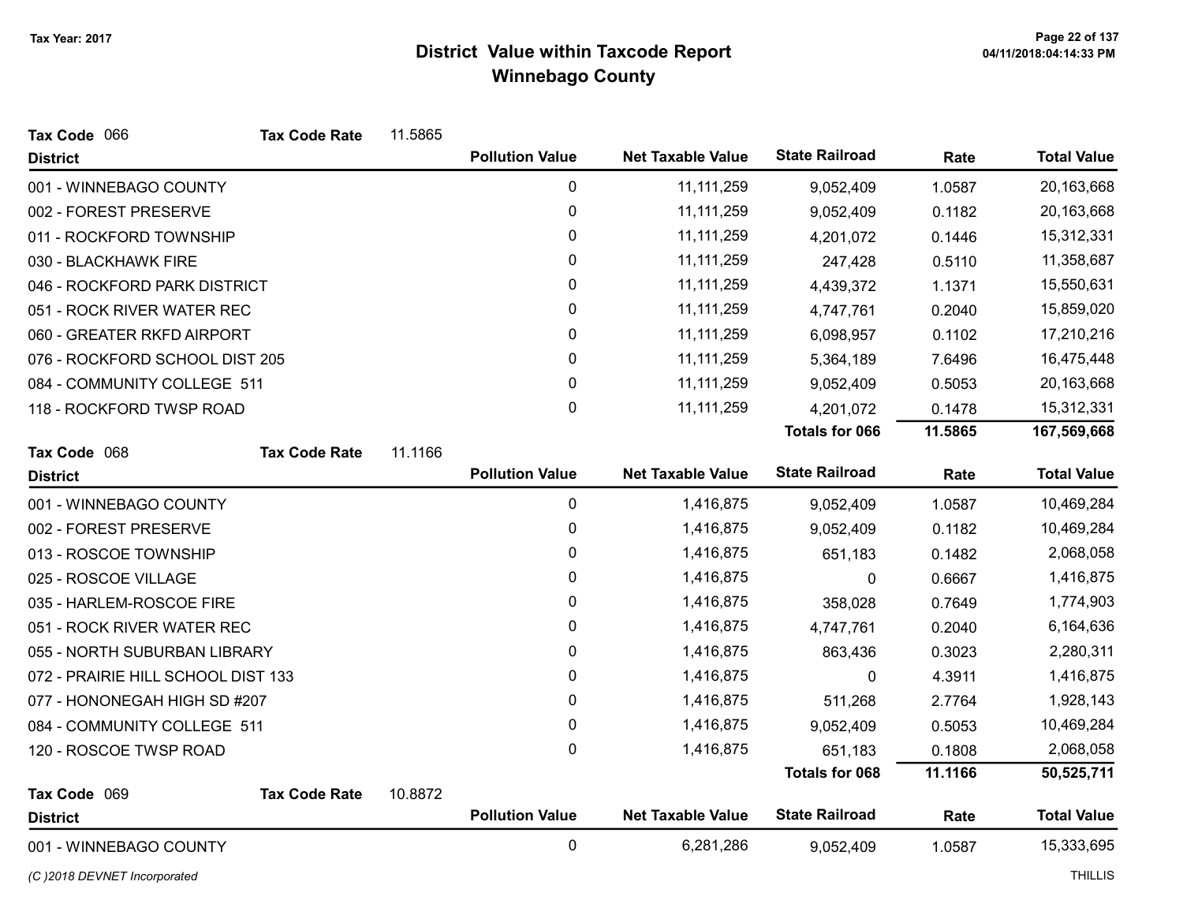# District Value within Taxcode Report
## Winnebago County

Tax Year: 2017

**Tax Code** 066 **Tax Code Rate** 11.5865

| District | Pollution Value | Net Taxable Value | State Railroad | Rate | Total Value |
|---|---|---|---|---|---|
| 001 - WINNEBAGO COUNTY | 0 | 11,111,259 | 9,052,409 | 1.0587 | 20,163,668 |
| 002 - FOREST PRESERVE | 0 | 11,111,259 | 9,052,409 | 0.1182 | 20,163,668 |
| 011 - ROCKFORD TOWNSHIP | 0 | 11,111,259 | 4,201,072 | 0.1446 | 15,312,331 |
| 030 - BLACKHAWK FIRE | 0 | 11,111,259 | 247,428 | 0.5110 | 11,358,687 |
| 046 - ROCKFORD PARK DISTRICT | 0 | 11,111,259 | 4,439,372 | 1.1371 | 15,550,631 |
| 051 - ROCK RIVER WATER REC | 0 | 11,111,259 | 4,747,761 | 0.2040 | 15,859,020 |
| 060 - GREATER RKFD AIRPORT | 0 | 11,111,259 | 6,098,957 | 0.1102 | 17,210,216 |
| 076 - ROCKFORD SCHOOL DIST 205 | 0 | 11,111,259 | 5,364,189 | 7.6496 | 16,475,448 |
| 084 - COMMUNITY COLLEGE 511 | 0 | 11,111,259 | 9,052,409 | 0.5053 | 20,163,668 |
| 118 - ROCKFORD TWSP ROAD | 0 | 11,111,259 | 4,201,072 | 0.1478 | 15,312,331 |
| | | | **Totals for 066** | **11.5865** | **167,569,668** |

**Tax Code** 068 **Tax Code Rate** 11.1166

| District | Pollution Value | Net Taxable Value | State Railroad | Rate | Total Value |
|---|---|---|---|---|---|
| 001 - WINNEBAGO COUNTY | 0 | 1,416,875 | 9,052,409 | 1.0587 | 10,469,284 |
| 002 - FOREST PRESERVE | 0 | 1,416,875 | 9,052,409 | 0.1182 | 10,469,284 |
| 013 - ROSCOE TOWNSHIP | 0 | 1,416,875 | 651,183 | 0.1482 | 2,068,058 |
| 025 - ROSCOE VILLAGE | 0 | 1,416,875 | 0 | 0.6667 | 1,416,875 |
| 035 - HARLEM-ROSCOE FIRE | 0 | 1,416,875 | 358,028 | 0.7649 | 1,774,903 |
| 051 - ROCK RIVER WATER REC | 0 | 1,416,875 | 4,747,761 | 0.2040 | 6,164,636 |
| 055 - NORTH SUBURBAN LIBRARY | 0 | 1,416,875 | 863,436 | 0.3023 | 2,280,311 |
| 072 - PRAIRIE HILL SCHOOL DIST 133 | 0 | 1,416,875 | 0 | 4.3911 | 1,416,875 |
| 077 - HONONEGAH HIGH SD #207 | 0 | 1,416,875 | 511,268 | 2.7764 | 1,928,143 |
| 084 - COMMUNITY COLLEGE 511 | 0 | 1,416,875 | 9,052,409 | 0.5053 | 10,469,284 |
| 120 - ROSCOE TWSP ROAD | 0 | 1,416,875 | 651,183 | 0.1808 | 2,068,058 |
| | | | **Totals for 068** | **11.1166** | **50,525,711** |

**Tax Code** 069 **Tax Code Rate** 10.8872

| District | Pollution Value | Net Taxable Value | State Railroad | Rate | Total Value |
|---|---|---|---|---|---|
| 001 - WINNEBAGO COUNTY | 0 | 6,281,286 | 9,052,409 | 1.0587 | 15,333,695 |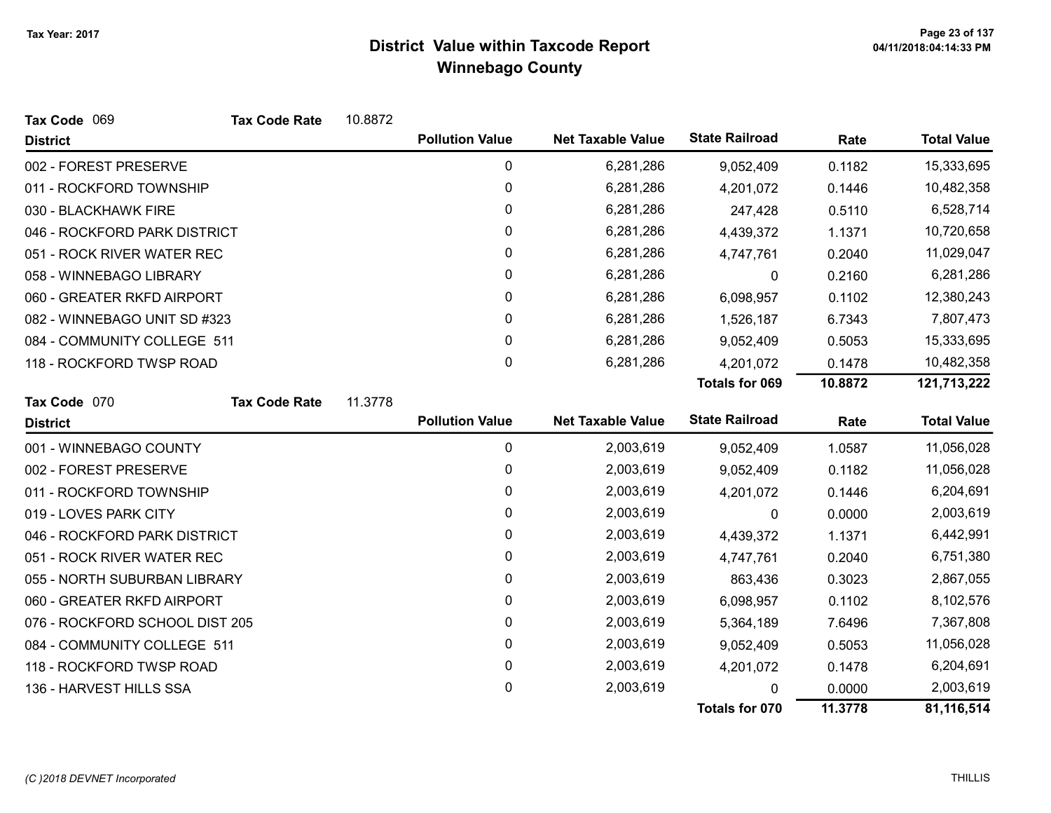# District Value within Taxcode Report
## Winnebago County

Tax Year: 2017

**Tax Code** 069 **Tax Code Rate** 10.8872

| District | Pollution Value | Net Taxable Value | State Railroad | Rate | Total Value |
|---|---|---|---|---|---|
| 002 - FOREST PRESERVE | 0 | 6,281,286 | 9,052,409 | 0.1182 | 15,333,695 |
| 011 - ROCKFORD TOWNSHIP | 0 | 6,281,286 | 4,201,072 | 0.1446 | 10,482,358 |
| 030 - BLACKHAWK FIRE | 0 | 6,281,286 | 247,428 | 0.5110 | 6,528,714 |
| 046 - ROCKFORD PARK DISTRICT | 0 | 6,281,286 | 4,439,372 | 1.1371 | 10,720,658 |
| 051 - ROCK RIVER WATER REC | 0 | 6,281,286 | 4,747,761 | 0.2040 | 11,029,047 |
| 058 - WINNEBAGO LIBRARY | 0 | 6,281,286 | 0 | 0.2160 | 6,281,286 |
| 060 - GREATER RKFD AIRPORT | 0 | 6,281,286 | 6,098,957 | 0.1102 | 12,380,243 |
| 082 - WINNEBAGO UNIT SD #323 | 0 | 6,281,286 | 1,526,187 | 6.7343 | 7,807,473 |
| 084 - COMMUNITY COLLEGE 511 | 0 | 6,281,286 | 9,052,409 | 0.5053 | 15,333,695 |
| 118 - ROCKFORD TWSP ROAD | 0 | 6,281,286 | 4,201,072 | 0.1478 | 10,482,358 |
| | | | **Totals for 069** | **10.8872** | **121,713,222** |

**Tax Code** 070 **Tax Code Rate** 11.3778

| District | Pollution Value | Net Taxable Value | State Railroad | Rate | Total Value |
|---|---|---|---|---|---|
| 001 - WINNEBAGO COUNTY | 0 | 2,003,619 | 9,052,409 | 1.0587 | 11,056,028 |
| 002 - FOREST PRESERVE | 0 | 2,003,619 | 9,052,409 | 0.1182 | 11,056,028 |
| 011 - ROCKFORD TOWNSHIP | 0 | 2,003,619 | 4,201,072 | 0.1446 | 6,204,691 |
| 019 - LOVES PARK CITY | 0 | 2,003,619 | 0 | 0.0000 | 2,003,619 |
| 046 - ROCKFORD PARK DISTRICT | 0 | 2,003,619 | 4,439,372 | 1.1371 | 6,442,991 |
| 051 - ROCK RIVER WATER REC | 0 | 2,003,619 | 4,747,761 | 0.2040 | 6,751,380 |
| 055 - NORTH SUBURBAN LIBRARY | 0 | 2,003,619 | 863,436 | 0.3023 | 2,867,055 |
| 060 - GREATER RKFD AIRPORT | 0 | 2,003,619 | 6,098,957 | 0.1102 | 8,102,576 |
| 076 - ROCKFORD SCHOOL DIST 205 | 0 | 2,003,619 | 5,364,189 | 7.6496 | 7,367,808 |
| 084 - COMMUNITY COLLEGE 511 | 0 | 2,003,619 | 9,052,409 | 0.5053 | 11,056,028 |
| 118 - ROCKFORD TWSP ROAD | 0 | 2,003,619 | 4,201,072 | 0.1478 | 6,204,691 |
| 136 - HARVEST HILLS SSA | 0 | 2,003,619 | 0 | 0.0000 | 2,003,619 |
| | | | **Totals for 070** | **11.3778** | **81,116,514** |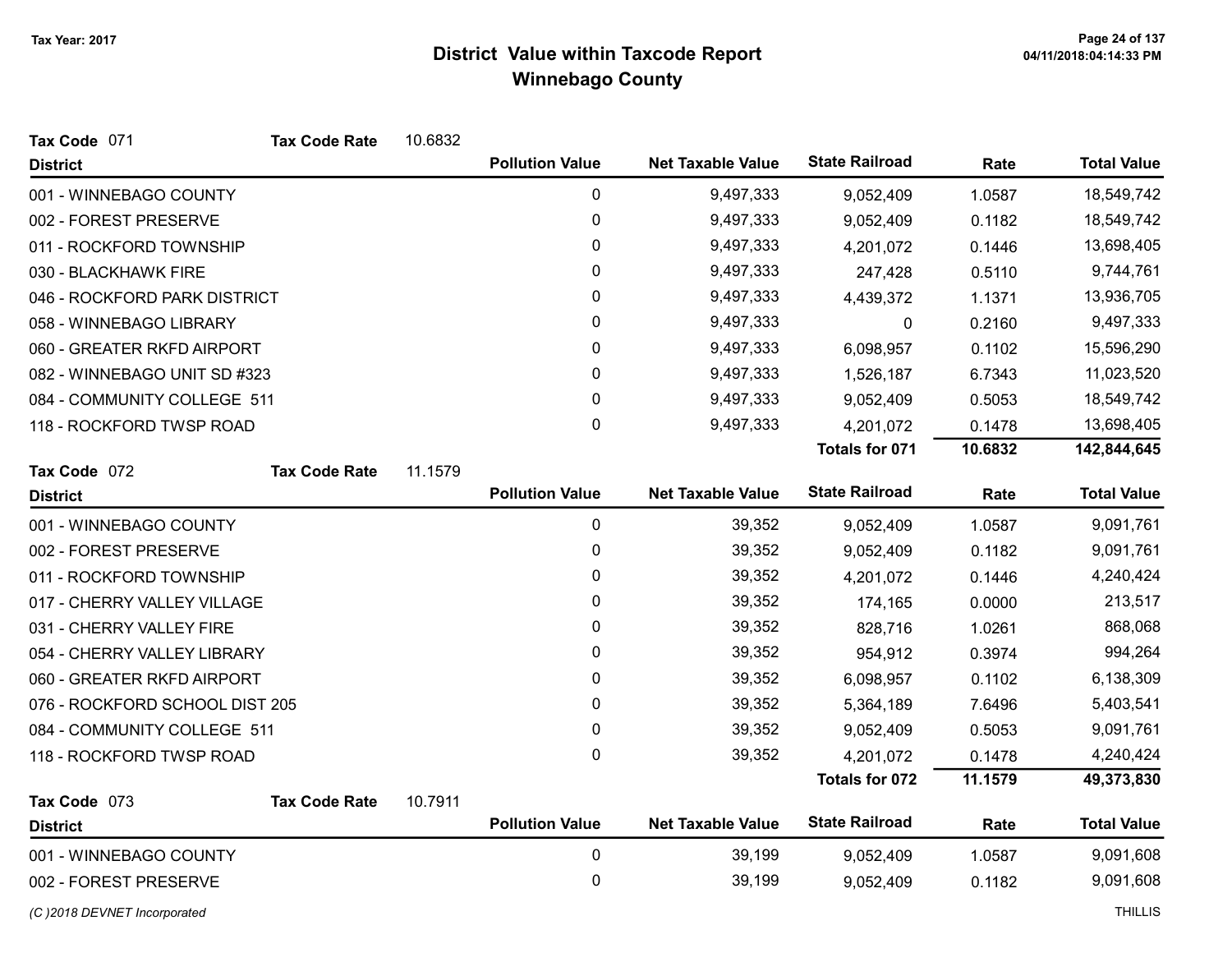# District Value within Taxcode Report
## Winnebago County

Tax Year: 2017

**Tax Code** 071 **Tax Code Rate** 10.6832

| District | Pollution Value | Net Taxable Value | State Railroad | Rate | Total Value |
|---|---|---|---|---|---|
| 001 - WINNEBAGO COUNTY | 0 | 9,497,333 | 9,052,409 | 1.0587 | 18,549,742 |
| 002 - FOREST PRESERVE | 0 | 9,497,333 | 9,052,409 | 0.1182 | 18,549,742 |
| 011 - ROCKFORD TOWNSHIP | 0 | 9,497,333 | 4,201,072 | 0.1446 | 13,698,405 |
| 030 - BLACKHAWK FIRE | 0 | 9,497,333 | 247,428 | 0.5110 | 9,744,761 |
| 046 - ROCKFORD PARK DISTRICT | 0 | 9,497,333 | 4,439,372 | 1.1371 | 13,936,705 |
| 058 - WINNEBAGO LIBRARY | 0 | 9,497,333 | 0 | 0.2160 | 9,497,333 |
| 060 - GREATER RKFD AIRPORT | 0 | 9,497,333 | 6,098,957 | 0.1102 | 15,596,290 |
| 082 - WINNEBAGO UNIT SD #323 | 0 | 9,497,333 | 1,526,187 | 6.7343 | 11,023,520 |
| 084 - COMMUNITY COLLEGE 511 | 0 | 9,497,333 | 9,052,409 | 0.5053 | 18,549,742 |
| 118 - ROCKFORD TWSP ROAD | 0 | 9,497,333 | 4,201,072 | 0.1478 | 13,698,405 |
| | | | **Totals for 071** | **10.6832** | **142,844,645** |

**Tax Code** 072 **Tax Code Rate** 11.1579

| District | Pollution Value | Net Taxable Value | State Railroad | Rate | Total Value |
|---|---|---|---|---|---|
| 001 - WINNEBAGO COUNTY | 0 | 39,352 | 9,052,409 | 1.0587 | 9,091,761 |
| 002 - FOREST PRESERVE | 0 | 39,352 | 9,052,409 | 0.1182 | 9,091,761 |
| 011 - ROCKFORD TOWNSHIP | 0 | 39,352 | 4,201,072 | 0.1446 | 4,240,424 |
| 017 - CHERRY VALLEY VILLAGE | 0 | 39,352 | 174,165 | 0.0000 | 213,517 |
| 031 - CHERRY VALLEY FIRE | 0 | 39,352 | 828,716 | 1.0261 | 868,068 |
| 054 - CHERRY VALLEY LIBRARY | 0 | 39,352 | 954,912 | 0.3974 | 994,264 |
| 060 - GREATER RKFD AIRPORT | 0 | 39,352 | 6,098,957 | 0.1102 | 6,138,309 |
| 076 - ROCKFORD SCHOOL DIST 205 | 0 | 39,352 | 5,364,189 | 7.6496 | 5,403,541 |
| 084 - COMMUNITY COLLEGE 511 | 0 | 39,352 | 9,052,409 | 0.5053 | 9,091,761 |
| 118 - ROCKFORD TWSP ROAD | 0 | 39,352 | 4,201,072 | 0.1478 | 4,240,424 |
| | | | **Totals for 072** | **11.1579** | **49,373,830** |

**Tax Code** 073 **Tax Code Rate** 10.7911

| District | Pollution Value | Net Taxable Value | State Railroad | Rate | Total Value |
|---|---|---|---|---|---|
| 001 - WINNEBAGO COUNTY | 0 | 39,199 | 9,052,409 | 1.0587 | 9,091,608 |
| 002 - FOREST PRESERVE | 0 | 39,199 | 9,052,409 | 0.1182 | 9,091,608 |

*(C )2018 DEVNET Incorporated*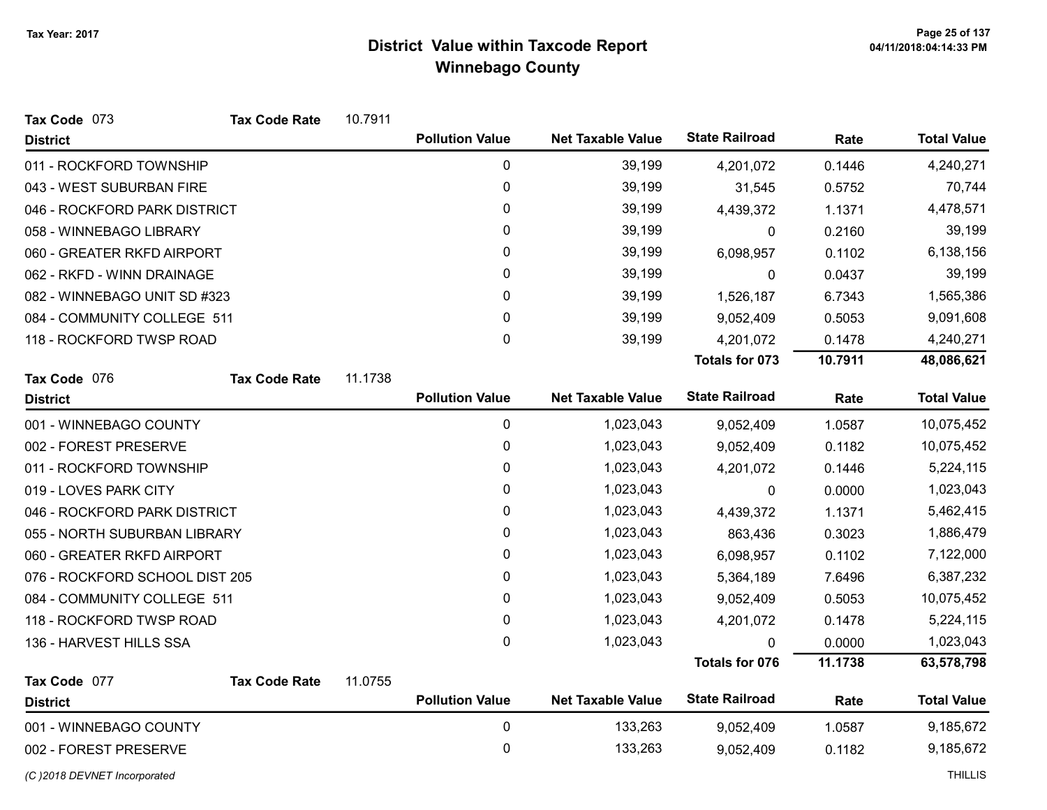Tax Year: 2017

# District Value within Taxcode Report
## Winnebago County

**Tax Code** 073 **Tax Code Rate** 10.7911

| District | Pollution Value | Net Taxable Value | State Railroad | Rate | Total Value |
|---|---|---|---|---|---|
| 011 - ROCKFORD TOWNSHIP | 0 | 39,199 | 4,201,072 | 0.1446 | 4,240,271 |
| 043 - WEST SUBURBAN FIRE | 0 | 39,199 | 31,545 | 0.5752 | 70,744 |
| 046 - ROCKFORD PARK DISTRICT | 0 | 39,199 | 4,439,372 | 1.1371 | 4,478,571 |
| 058 - WINNEBAGO LIBRARY | 0 | 39,199 | 0 | 0.2160 | 39,199 |
| 060 - GREATER RKFD AIRPORT | 0 | 39,199 | 6,098,957 | 0.1102 | 6,138,156 |
| 062 - RKFD - WINN DRAINAGE | 0 | 39,199 | 0 | 0.0437 | 39,199 |
| 082 - WINNEBAGO UNIT SD #323 | 0 | 39,199 | 1,526,187 | 6.7343 | 1,565,386 |
| 084 - COMMUNITY COLLEGE 511 | 0 | 39,199 | 9,052,409 | 0.5053 | 9,091,608 |
| 118 - ROCKFORD TWSP ROAD | 0 | 39,199 | 4,201,072 | 0.1478 | 4,240,271 |
| | | | **Totals for 073** | **10.7911** | **48,086,621** |

**Tax Code** 076 **Tax Code Rate** 11.1738

| District | Pollution Value | Net Taxable Value | State Railroad | Rate | Total Value |
|---|---|---|---|---|---|
| 001 - WINNEBAGO COUNTY | 0 | 1,023,043 | 9,052,409 | 1.0587 | 10,075,452 |
| 002 - FOREST PRESERVE | 0 | 1,023,043 | 9,052,409 | 0.1182 | 10,075,452 |
| 011 - ROCKFORD TOWNSHIP | 0 | 1,023,043 | 4,201,072 | 0.1446 | 5,224,115 |
| 019 - LOVES PARK CITY | 0 | 1,023,043 | 0 | 0.0000 | 1,023,043 |
| 046 - ROCKFORD PARK DISTRICT | 0 | 1,023,043 | 4,439,372 | 1.1371 | 5,462,415 |
| 055 - NORTH SUBURBAN LIBRARY | 0 | 1,023,043 | 863,436 | 0.3023 | 1,886,479 |
| 060 - GREATER RKFD AIRPORT | 0 | 1,023,043 | 6,098,957 | 0.1102 | 7,122,000 |
| 076 - ROCKFORD SCHOOL DIST 205 | 0 | 1,023,043 | 5,364,189 | 7.6496 | 6,387,232 |
| 084 - COMMUNITY COLLEGE 511 | 0 | 1,023,043 | 9,052,409 | 0.5053 | 10,075,452 |
| 118 - ROCKFORD TWSP ROAD | 0 | 1,023,043 | 4,201,072 | 0.1478 | 5,224,115 |
| 136 - HARVEST HILLS SSA | 0 | 1,023,043 | 0 | 0.0000 | 1,023,043 |
| | | | **Totals for 076** | **11.1738** | **63,578,798** |

**Tax Code** 077 **Tax Code Rate** 11.0755

| District | Pollution Value | Net Taxable Value | State Railroad | Rate | Total Value |
|---|---|---|---|---|---|
| 001 - WINNEBAGO COUNTY | 0 | 133,263 | 9,052,409 | 1.0587 | 9,185,672 |
| 002 - FOREST PRESERVE | 0 | 133,263 | 9,052,409 | 0.1182 | 9,185,672 |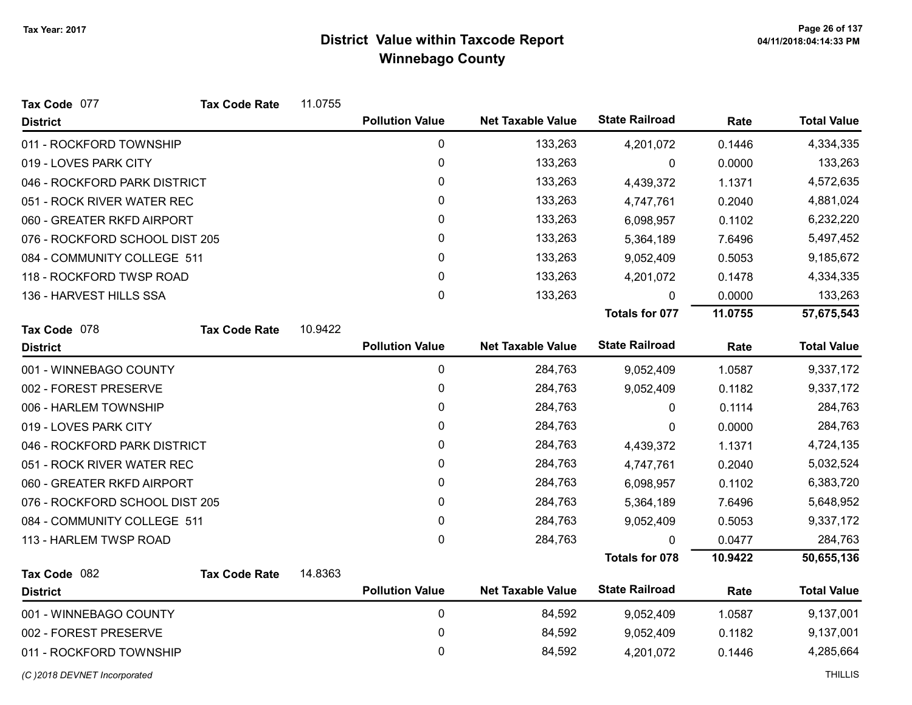# District Value within Taxcode Report
## Winnebago County

Tax Year: 2017

**Tax Code** 077 **Tax Code Rate** 11.0755

| District | Pollution Value | Net Taxable Value | State Railroad | Rate | Total Value |
|---|---|---|---|---|---|
| 011 - ROCKFORD TOWNSHIP | 0 | 133,263 | 4,201,072 | 0.1446 | 4,334,335 |
| 019 - LOVES PARK CITY | 0 | 133,263 | 0 | 0.0000 | 133,263 |
| 046 - ROCKFORD PARK DISTRICT | 0 | 133,263 | 4,439,372 | 1.1371 | 4,572,635 |
| 051 - ROCK RIVER WATER REC | 0 | 133,263 | 4,747,761 | 0.2040 | 4,881,024 |
| 060 - GREATER RKFD AIRPORT | 0 | 133,263 | 6,098,957 | 0.1102 | 6,232,220 |
| 076 - ROCKFORD SCHOOL DIST 205 | 0 | 133,263 | 5,364,189 | 7.6496 | 5,497,452 |
| 084 - COMMUNITY COLLEGE 511 | 0 | 133,263 | 9,052,409 | 0.5053 | 9,185,672 |
| 118 - ROCKFORD TWSP ROAD | 0 | 133,263 | 4,201,072 | 0.1478 | 4,334,335 |
| 136 - HARVEST HILLS SSA | 0 | 133,263 | 0 | 0.0000 | 133,263 |
| | | | **Totals for 077** | **11.0755** | **57,675,543** |

**Tax Code** 078 **Tax Code Rate** 10.9422

| District | Pollution Value | Net Taxable Value | State Railroad | Rate | Total Value |
|---|---|---|---|---|---|
| 001 - WINNEBAGO COUNTY | 0 | 284,763 | 9,052,409 | 1.0587 | 9,337,172 |
| 002 - FOREST PRESERVE | 0 | 284,763 | 9,052,409 | 0.1182 | 9,337,172 |
| 006 - HARLEM TOWNSHIP | 0 | 284,763 | 0 | 0.1114 | 284,763 |
| 019 - LOVES PARK CITY | 0 | 284,763 | 0 | 0.0000 | 284,763 |
| 046 - ROCKFORD PARK DISTRICT | 0 | 284,763 | 4,439,372 | 1.1371 | 4,724,135 |
| 051 - ROCK RIVER WATER REC | 0 | 284,763 | 4,747,761 | 0.2040 | 5,032,524 |
| 060 - GREATER RKFD AIRPORT | 0 | 284,763 | 6,098,957 | 0.1102 | 6,383,720 |
| 076 - ROCKFORD SCHOOL DIST 205 | 0 | 284,763 | 5,364,189 | 7.6496 | 5,648,952 |
| 084 - COMMUNITY COLLEGE 511 | 0 | 284,763 | 9,052,409 | 0.5053 | 9,337,172 |
| 113 - HARLEM TWSP ROAD | 0 | 284,763 | 0 | 0.0477 | 284,763 |
| | | | **Totals for 078** | **10.9422** | **50,655,136** |

**Tax Code** 082 **Tax Code Rate** 14.8363

| District | Pollution Value | Net Taxable Value | State Railroad | Rate | Total Value |
|---|---|---|---|---|---|
| 001 - WINNEBAGO COUNTY | 0 | 84,592 | 9,052,409 | 1.0587 | 9,137,001 |
| 002 - FOREST PRESERVE | 0 | 84,592 | 9,052,409 | 0.1182 | 9,137,001 |
| 011 - ROCKFORD TOWNSHIP | 0 | 84,592 | 4,201,072 | 0.1446 | 4,285,664 |

*(C )2018 DEVNET Incorporated* THILLIS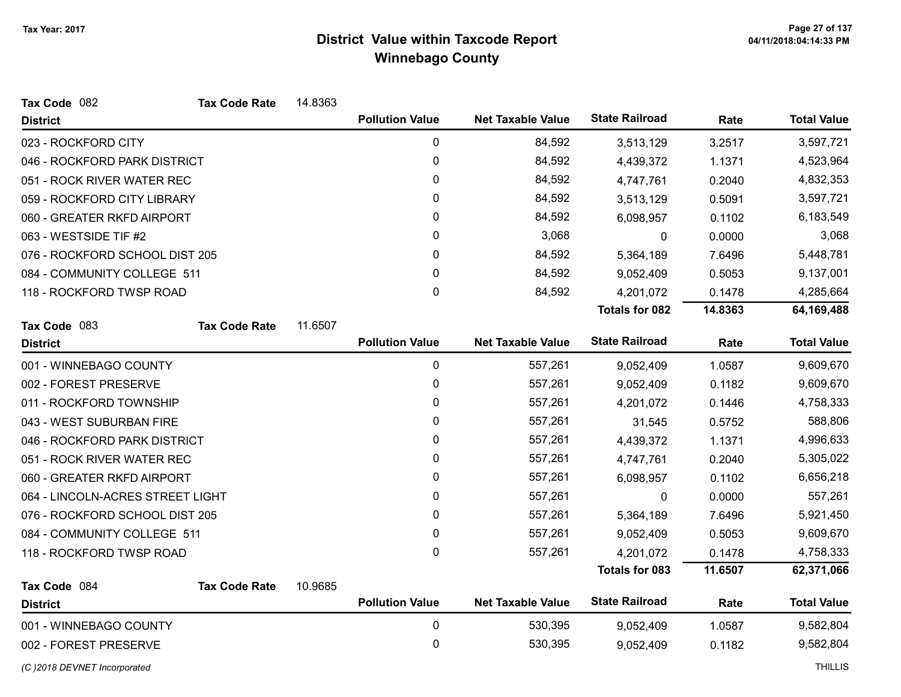Tax Year: 2017

# District Value within Taxcode Report
## Winnebago County

**Tax Code** 082 **Tax Code Rate** 14.8363

| District | Pollution Value | Net Taxable Value | State Railroad | Rate | Total Value |
|---|---|---|---|---|---|
| 023 - ROCKFORD CITY | 0 | 84,592 | 3,513,129 | 3.2517 | 3,597,721 |
| 046 - ROCKFORD PARK DISTRICT | 0 | 84,592 | 4,439,372 | 1.1371 | 4,523,964 |
| 051 - ROCK RIVER WATER REC | 0 | 84,592 | 4,747,761 | 0.2040 | 4,832,353 |
| 059 - ROCKFORD CITY LIBRARY | 0 | 84,592 | 3,513,129 | 0.5091 | 3,597,721 |
| 060 - GREATER RKFD AIRPORT | 0 | 84,592 | 6,098,957 | 0.1102 | 6,183,549 |
| 063 - WESTSIDE TIF #2 | 0 | 3,068 | 0 | 0.0000 | 3,068 |
| 076 - ROCKFORD SCHOOL DIST 205 | 0 | 84,592 | 5,364,189 | 7.6496 | 5,448,781 |
| 084 - COMMUNITY COLLEGE 511 | 0 | 84,592 | 9,052,409 | 0.5053 | 9,137,001 |
| 118 - ROCKFORD TWSP ROAD | 0 | 84,592 | 4,201,072 | 0.1478 | 4,285,664 |
| | | | **Totals for 082** | **14.8363** | **64,169,488** |

**Tax Code** 083 **Tax Code Rate** 11.6507

| District | Pollution Value | Net Taxable Value | State Railroad | Rate | Total Value |
|---|---|---|---|---|---|
| 001 - WINNEBAGO COUNTY | 0 | 557,261 | 9,052,409 | 1.0587 | 9,609,670 |
| 002 - FOREST PRESERVE | 0 | 557,261 | 9,052,409 | 0.1182 | 9,609,670 |
| 011 - ROCKFORD TOWNSHIP | 0 | 557,261 | 4,201,072 | 0.1446 | 4,758,333 |
| 043 - WEST SUBURBAN FIRE | 0 | 557,261 | 31,545 | 0.5752 | 588,806 |
| 046 - ROCKFORD PARK DISTRICT | 0 | 557,261 | 4,439,372 | 1.1371 | 4,996,633 |
| 051 - ROCK RIVER WATER REC | 0 | 557,261 | 4,747,761 | 0.2040 | 5,305,022 |
| 060 - GREATER RKFD AIRPORT | 0 | 557,261 | 6,098,957 | 0.1102 | 6,656,218 |
| 064 - LINCOLN-ACRES STREET LIGHT | 0 | 557,261 | 0 | 0.0000 | 557,261 |
| 076 - ROCKFORD SCHOOL DIST 205 | 0 | 557,261 | 5,364,189 | 7.6496 | 5,921,450 |
| 084 - COMMUNITY COLLEGE 511 | 0 | 557,261 | 9,052,409 | 0.5053 | 9,609,670 |
| 118 - ROCKFORD TWSP ROAD | 0 | 557,261 | 4,201,072 | 0.1478 | 4,758,333 |
| | | | **Totals for 083** | **11.6507** | **62,371,066** |

**Tax Code** 084 **Tax Code Rate** 10.9685

| District | Pollution Value | Net Taxable Value | State Railroad | Rate | Total Value |
|---|---|---|---|---|---|
| 001 - WINNEBAGO COUNTY | 0 | 530,395 | 9,052,409 | 1.0587 | 9,582,804 |
| 002 - FOREST PRESERVE | 0 | 530,395 | 9,052,409 | 0.1182 | 9,582,804 |

*(C )2018 DEVNET Incorporated* THILLIS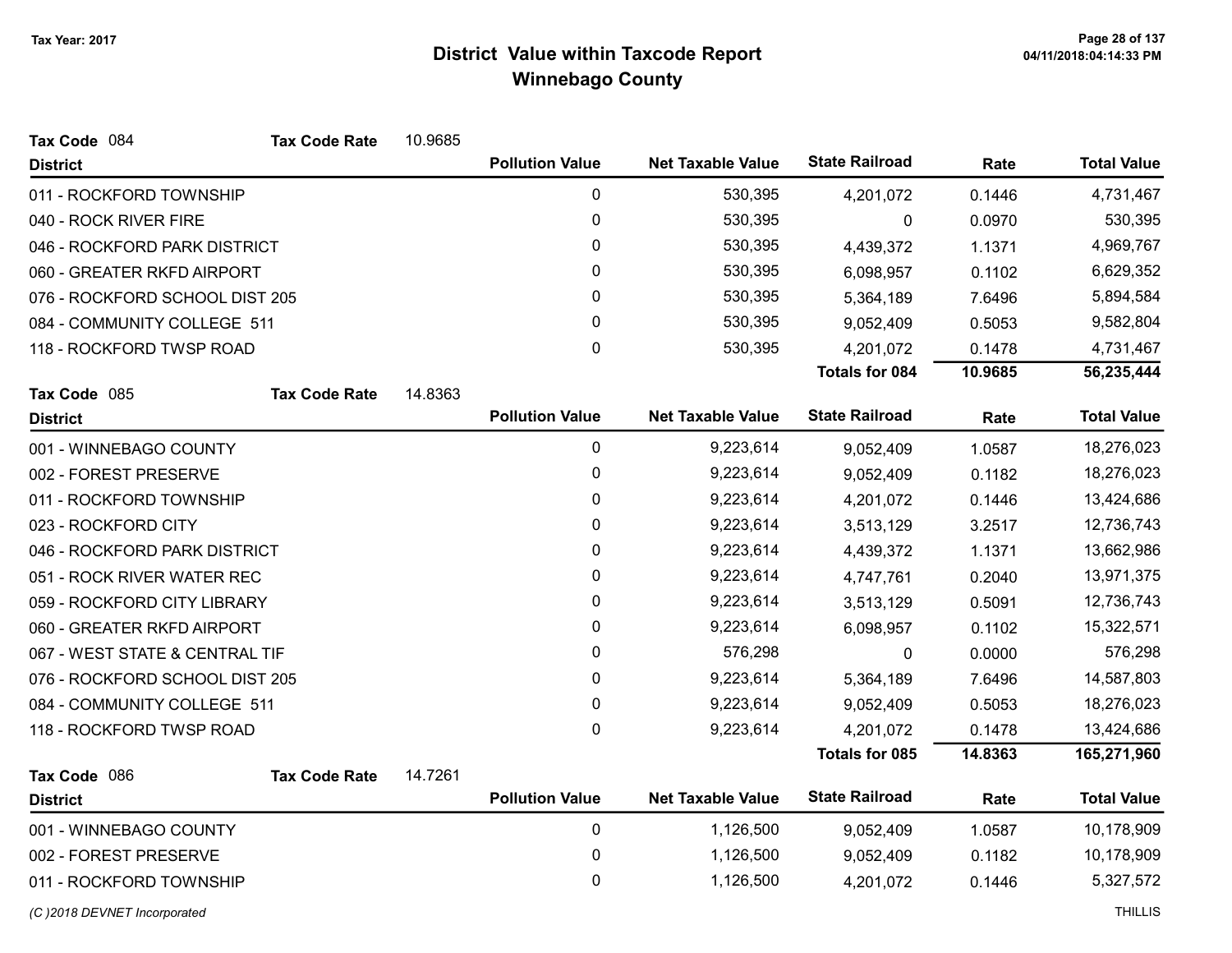# District Value within Taxcode Report
## Winnebago County

Tax Year: 2017

**Tax Code** 084 **Tax Code Rate** 10.9685

| District | Pollution Value | Net Taxable Value | State Railroad | Rate | Total Value |
|---|---|---|---|---|---|
| 011 - ROCKFORD TOWNSHIP | 0 | 530,395 | 4,201,072 | 0.1446 | 4,731,467 |
| 040 - ROCK RIVER FIRE | 0 | 530,395 | 0 | 0.0970 | 530,395 |
| 046 - ROCKFORD PARK DISTRICT | 0 | 530,395 | 4,439,372 | 1.1371 | 4,969,767 |
| 060 - GREATER RKFD AIRPORT | 0 | 530,395 | 6,098,957 | 0.1102 | 6,629,352 |
| 076 - ROCKFORD SCHOOL DIST 205 | 0 | 530,395 | 5,364,189 | 7.6496 | 5,894,584 |
| 084 - COMMUNITY COLLEGE 511 | 0 | 530,395 | 9,052,409 | 0.5053 | 9,582,804 |
| 118 - ROCKFORD TWSP ROAD | 0 | 530,395 | 4,201,072 | 0.1478 | 4,731,467 |
| | | | **Totals for 084** | **10.9685** | **56,235,444** |

**Tax Code** 085 **Tax Code Rate** 14.8363

| District | Pollution Value | Net Taxable Value | State Railroad | Rate | Total Value |
|---|---|---|---|---|---|
| 001 - WINNEBAGO COUNTY | 0 | 9,223,614 | 9,052,409 | 1.0587 | 18,276,023 |
| 002 - FOREST PRESERVE | 0 | 9,223,614 | 9,052,409 | 0.1182 | 18,276,023 |
| 011 - ROCKFORD TOWNSHIP | 0 | 9,223,614 | 4,201,072 | 0.1446 | 13,424,686 |
| 023 - ROCKFORD CITY | 0 | 9,223,614 | 3,513,129 | 3.2517 | 12,736,743 |
| 046 - ROCKFORD PARK DISTRICT | 0 | 9,223,614 | 4,439,372 | 1.1371 | 13,662,986 |
| 051 - ROCK RIVER WATER REC | 0 | 9,223,614 | 4,747,761 | 0.2040 | 13,971,375 |
| 059 - ROCKFORD CITY LIBRARY | 0 | 9,223,614 | 3,513,129 | 0.5091 | 12,736,743 |
| 060 - GREATER RKFD AIRPORT | 0 | 9,223,614 | 6,098,957 | 0.1102 | 15,322,571 |
| 067 - WEST STATE & CENTRAL TIF | 0 | 576,298 | 0 | 0.0000 | 576,298 |
| 076 - ROCKFORD SCHOOL DIST 205 | 0 | 9,223,614 | 5,364,189 | 7.6496 | 14,587,803 |
| 084 - COMMUNITY COLLEGE 511 | 0 | 9,223,614 | 9,052,409 | 0.5053 | 18,276,023 |
| 118 - ROCKFORD TWSP ROAD | 0 | 9,223,614 | 4,201,072 | 0.1478 | 13,424,686 |
| | | | **Totals for 085** | **14.8363** | **165,271,960** |

**Tax Code** 086 **Tax Code Rate** 14.7261

| District | Pollution Value | Net Taxable Value | State Railroad | Rate | Total Value |
|---|---|---|---|---|---|
| 001 - WINNEBAGO COUNTY | 0 | 1,126,500 | 9,052,409 | 1.0587 | 10,178,909 |
| 002 - FOREST PRESERVE | 0 | 1,126,500 | 9,052,409 | 0.1182 | 10,178,909 |
| 011 - ROCKFORD TOWNSHIP | 0 | 1,126,500 | 4,201,072 | 0.1446 | 5,327,572 |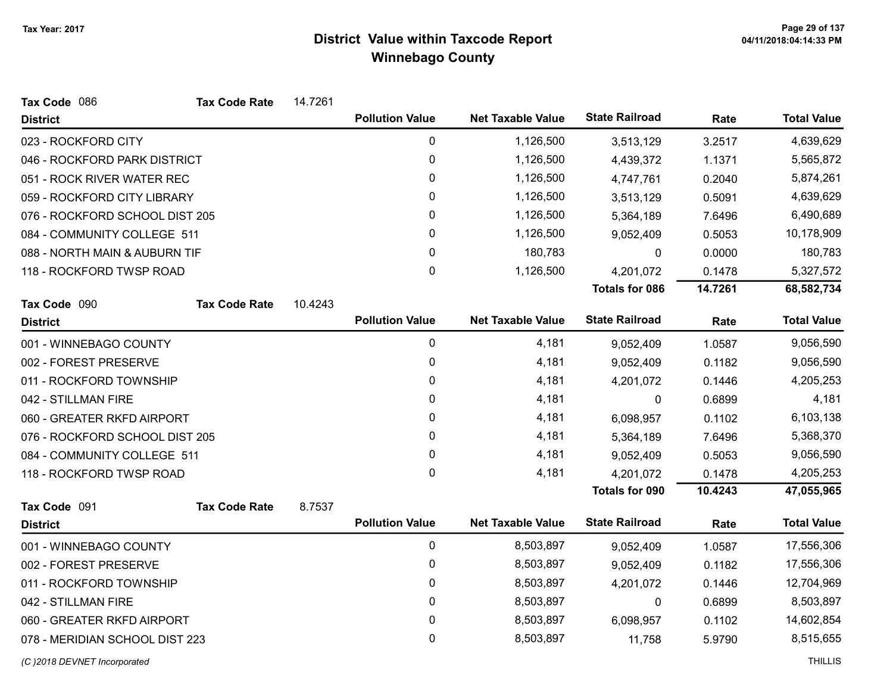# District Value within Taxcode Report
## Winnebago County

Tax Year: 2017

**Tax Code** 086 **Tax Code Rate** 14.7261

| District | Pollution Value | Net Taxable Value | State Railroad | Rate | Total Value |
|---|---|---|---|---|---|
| 023 - ROCKFORD CITY | 0 | 1,126,500 | 3,513,129 | 3.2517 | 4,639,629 |
| 046 - ROCKFORD PARK DISTRICT | 0 | 1,126,500 | 4,439,372 | 1.1371 | 5,565,872 |
| 051 - ROCK RIVER WATER REC | 0 | 1,126,500 | 4,747,761 | 0.2040 | 5,874,261 |
| 059 - ROCKFORD CITY LIBRARY | 0 | 1,126,500 | 3,513,129 | 0.5091 | 4,639,629 |
| 076 - ROCKFORD SCHOOL DIST 205 | 0 | 1,126,500 | 5,364,189 | 7.6496 | 6,490,689 |
| 084 - COMMUNITY COLLEGE 511 | 0 | 1,126,500 | 9,052,409 | 0.5053 | 10,178,909 |
| 088 - NORTH MAIN & AUBURN TIF | 0 | 180,783 | 0 | 0.0000 | 180,783 |
| 118 - ROCKFORD TWSP ROAD | 0 | 1,126,500 | 4,201,072 | 0.1478 | 5,327,572 |
| | | | **Totals for 086** | **14.7261** | **68,582,734** |

**Tax Code** 090 **Tax Code Rate** 10.4243

| District | Pollution Value | Net Taxable Value | State Railroad | Rate | Total Value |
|---|---|---|---|---|---|
| 001 - WINNEBAGO COUNTY | 0 | 4,181 | 9,052,409 | 1.0587 | 9,056,590 |
| 002 - FOREST PRESERVE | 0 | 4,181 | 9,052,409 | 0.1182 | 9,056,590 |
| 011 - ROCKFORD TOWNSHIP | 0 | 4,181 | 4,201,072 | 0.1446 | 4,205,253 |
| 042 - STILLMAN FIRE | 0 | 4,181 | 0 | 0.6899 | 4,181 |
| 060 - GREATER RKFD AIRPORT | 0 | 4,181 | 6,098,957 | 0.1102 | 6,103,138 |
| 076 - ROCKFORD SCHOOL DIST 205 | 0 | 4,181 | 5,364,189 | 7.6496 | 5,368,370 |
| 084 - COMMUNITY COLLEGE 511 | 0 | 4,181 | 9,052,409 | 0.5053 | 9,056,590 |
| 118 - ROCKFORD TWSP ROAD | 0 | 4,181 | 4,201,072 | 0.1478 | 4,205,253 |
| | | | **Totals for 090** | **10.4243** | **47,055,965** |

**Tax Code** 091 **Tax Code Rate** 8.7537

| District | Pollution Value | Net Taxable Value | State Railroad | Rate | Total Value |
|---|---|---|---|---|---|
| 001 - WINNEBAGO COUNTY | 0 | 8,503,897 | 9,052,409 | 1.0587 | 17,556,306 |
| 002 - FOREST PRESERVE | 0 | 8,503,897 | 9,052,409 | 0.1182 | 17,556,306 |
| 011 - ROCKFORD TOWNSHIP | 0 | 8,503,897 | 4,201,072 | 0.1446 | 12,704,969 |
| 042 - STILLMAN FIRE | 0 | 8,503,897 | 0 | 0.6899 | 8,503,897 |
| 060 - GREATER RKFD AIRPORT | 0 | 8,503,897 | 6,098,957 | 0.1102 | 14,602,854 |
| 078 - MERIDIAN SCHOOL DIST 223 | 0 | 8,503,897 | 11,758 | 5.9790 | 8,515,655 |

(C )2018 DEVNET Incorporated — THILLIS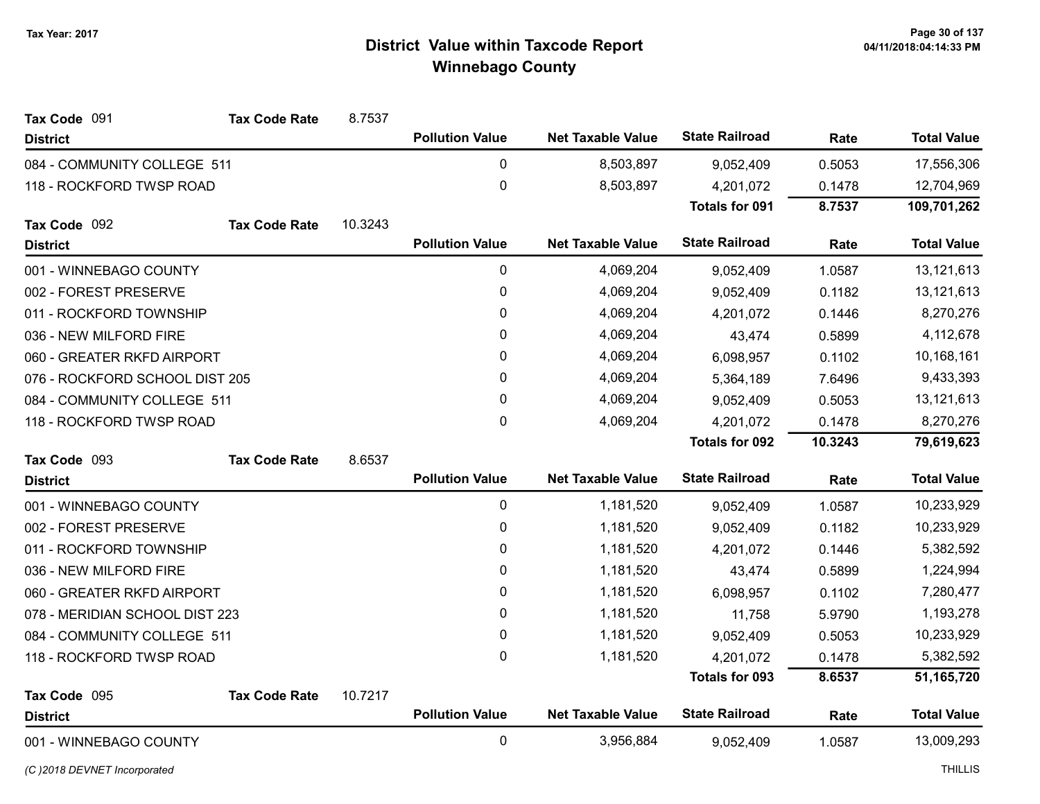# District Value within Taxcode Report
## Winnebago County

Tax Year: 2017

**Tax Code** 091 **Tax Code Rate** 8.7537

| District | Pollution Value | Net Taxable Value | State Railroad | Rate | Total Value |
|---|---|---|---|---|---|
| 084 - COMMUNITY COLLEGE 511 | 0 | 8,503,897 | 9,052,409 | 0.5053 | 17,556,306 |
| 118 - ROCKFORD TWSP ROAD | 0 | 8,503,897 | 4,201,072 | 0.1478 | 12,704,969 |
| | | | **Totals for 091** | **8.7537** | **109,701,262** |

**Tax Code** 092 **Tax Code Rate** 10.3243

| District | Pollution Value | Net Taxable Value | State Railroad | Rate | Total Value |
|---|---|---|---|---|---|
| 001 - WINNEBAGO COUNTY | 0 | 4,069,204 | 9,052,409 | 1.0587 | 13,121,613 |
| 002 - FOREST PRESERVE | 0 | 4,069,204 | 9,052,409 | 0.1182 | 13,121,613 |
| 011 - ROCKFORD TOWNSHIP | 0 | 4,069,204 | 4,201,072 | 0.1446 | 8,270,276 |
| 036 - NEW MILFORD FIRE | 0 | 4,069,204 | 43,474 | 0.5899 | 4,112,678 |
| 060 - GREATER RKFD AIRPORT | 0 | 4,069,204 | 6,098,957 | 0.1102 | 10,168,161 |
| 076 - ROCKFORD SCHOOL DIST 205 | 0 | 4,069,204 | 5,364,189 | 7.6496 | 9,433,393 |
| 084 - COMMUNITY COLLEGE 511 | 0 | 4,069,204 | 9,052,409 | 0.5053 | 13,121,613 |
| 118 - ROCKFORD TWSP ROAD | 0 | 4,069,204 | 4,201,072 | 0.1478 | 8,270,276 |
| | | | **Totals for 092** | **10.3243** | **79,619,623** |

**Tax Code** 093 **Tax Code Rate** 8.6537

| District | Pollution Value | Net Taxable Value | State Railroad | Rate | Total Value |
|---|---|---|---|---|---|
| 001 - WINNEBAGO COUNTY | 0 | 1,181,520 | 9,052,409 | 1.0587 | 10,233,929 |
| 002 - FOREST PRESERVE | 0 | 1,181,520 | 9,052,409 | 0.1182 | 10,233,929 |
| 011 - ROCKFORD TOWNSHIP | 0 | 1,181,520 | 4,201,072 | 0.1446 | 5,382,592 |
| 036 - NEW MILFORD FIRE | 0 | 1,181,520 | 43,474 | 0.5899 | 1,224,994 |
| 060 - GREATER RKFD AIRPORT | 0 | 1,181,520 | 6,098,957 | 0.1102 | 7,280,477 |
| 078 - MERIDIAN SCHOOL DIST 223 | 0 | 1,181,520 | 11,758 | 5.9790 | 1,193,278 |
| 084 - COMMUNITY COLLEGE 511 | 0 | 1,181,520 | 9,052,409 | 0.5053 | 10,233,929 |
| 118 - ROCKFORD TWSP ROAD | 0 | 1,181,520 | 4,201,072 | 0.1478 | 5,382,592 |
| | | | **Totals for 093** | **8.6537** | **51,165,720** |

**Tax Code** 095 **Tax Code Rate** 10.7217

| District | Pollution Value | Net Taxable Value | State Railroad | Rate | Total Value |
|---|---|---|---|---|---|
| 001 - WINNEBAGO COUNTY | 0 | 3,956,884 | 9,052,409 | 1.0587 | 13,009,293 |

*(C )2018 DEVNET Incorporated* THILLIS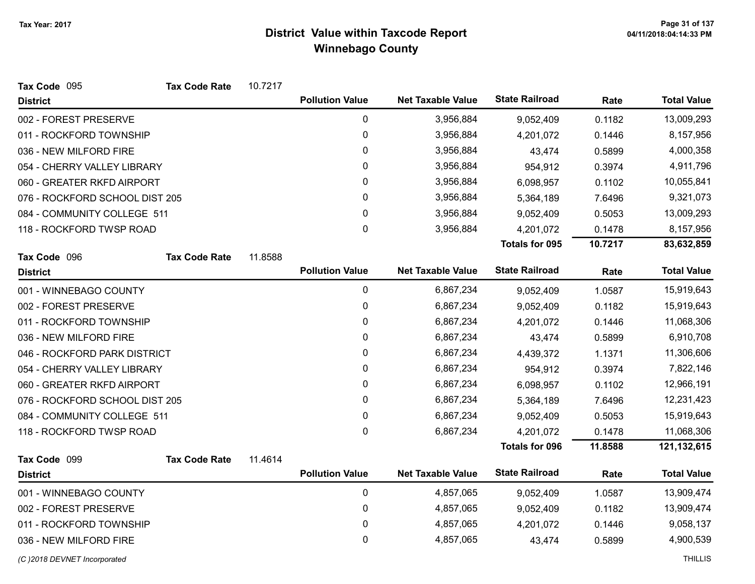# District Value within Taxcode Report
## Winnebago County

Tax Year: 2017

**Tax Code** 095 **Tax Code Rate** 10.7217

| District | Pollution Value | Net Taxable Value | State Railroad | Rate | Total Value |
|---|---|---|---|---|---|
| 002 - FOREST PRESERVE | 0 | 3,956,884 | 9,052,409 | 0.1182 | 13,009,293 |
| 011 - ROCKFORD TOWNSHIP | 0 | 3,956,884 | 4,201,072 | 0.1446 | 8,157,956 |
| 036 - NEW MILFORD FIRE | 0 | 3,956,884 | 43,474 | 0.5899 | 4,000,358 |
| 054 - CHERRY VALLEY LIBRARY | 0 | 3,956,884 | 954,912 | 0.3974 | 4,911,796 |
| 060 - GREATER RKFD AIRPORT | 0 | 3,956,884 | 6,098,957 | 0.1102 | 10,055,841 |
| 076 - ROCKFORD SCHOOL DIST 205 | 0 | 3,956,884 | 5,364,189 | 7.6496 | 9,321,073 |
| 084 - COMMUNITY COLLEGE 511 | 0 | 3,956,884 | 9,052,409 | 0.5053 | 13,009,293 |
| 118 - ROCKFORD TWSP ROAD | 0 | 3,956,884 | 4,201,072 | 0.1478 | 8,157,956 |
| | | | **Totals for 095** | **10.7217** | **83,632,859** |

**Tax Code** 096 **Tax Code Rate** 11.8588

| District | Pollution Value | Net Taxable Value | State Railroad | Rate | Total Value |
|---|---|---|---|---|---|
| 001 - WINNEBAGO COUNTY | 0 | 6,867,234 | 9,052,409 | 1.0587 | 15,919,643 |
| 002 - FOREST PRESERVE | 0 | 6,867,234 | 9,052,409 | 0.1182 | 15,919,643 |
| 011 - ROCKFORD TOWNSHIP | 0 | 6,867,234 | 4,201,072 | 0.1446 | 11,068,306 |
| 036 - NEW MILFORD FIRE | 0 | 6,867,234 | 43,474 | 0.5899 | 6,910,708 |
| 046 - ROCKFORD PARK DISTRICT | 0 | 6,867,234 | 4,439,372 | 1.1371 | 11,306,606 |
| 054 - CHERRY VALLEY LIBRARY | 0 | 6,867,234 | 954,912 | 0.3974 | 7,822,146 |
| 060 - GREATER RKFD AIRPORT | 0 | 6,867,234 | 6,098,957 | 0.1102 | 12,966,191 |
| 076 - ROCKFORD SCHOOL DIST 205 | 0 | 6,867,234 | 5,364,189 | 7.6496 | 12,231,423 |
| 084 - COMMUNITY COLLEGE 511 | 0 | 6,867,234 | 9,052,409 | 0.5053 | 15,919,643 |
| 118 - ROCKFORD TWSP ROAD | 0 | 6,867,234 | 4,201,072 | 0.1478 | 11,068,306 |
| | | | **Totals for 096** | **11.8588** | **121,132,615** |

**Tax Code** 099 **Tax Code Rate** 11.4614

| District | Pollution Value | Net Taxable Value | State Railroad | Rate | Total Value |
|---|---|---|---|---|---|
| 001 - WINNEBAGO COUNTY | 0 | 4,857,065 | 9,052,409 | 1.0587 | 13,909,474 |
| 002 - FOREST PRESERVE | 0 | 4,857,065 | 9,052,409 | 0.1182 | 13,909,474 |
| 011 - ROCKFORD TOWNSHIP | 0 | 4,857,065 | 4,201,072 | 0.1446 | 9,058,137 |
| 036 - NEW MILFORD FIRE | 0 | 4,857,065 | 43,474 | 0.5899 | 4,900,539 |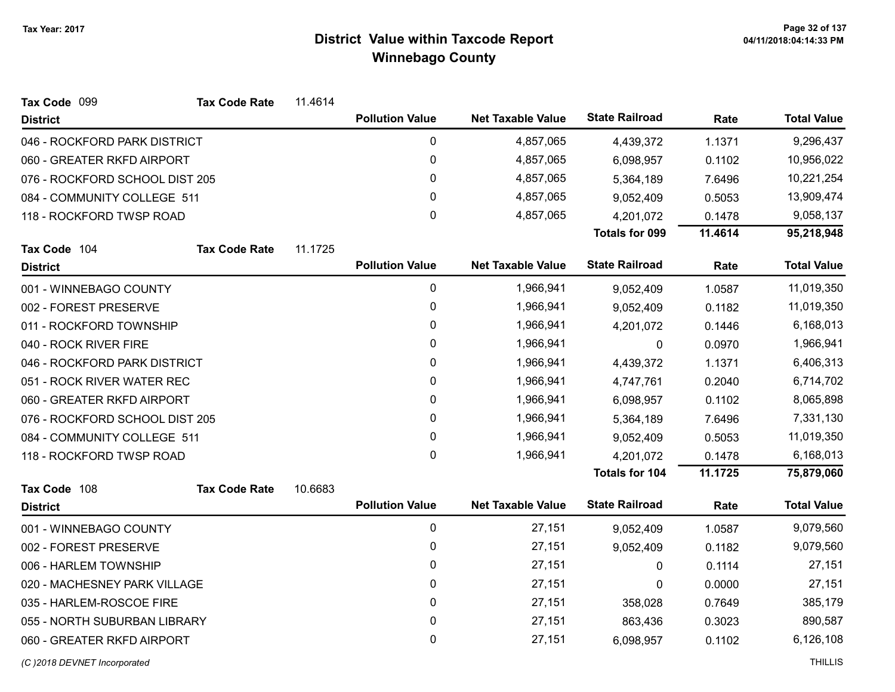# District Value within Taxcode Report
## Winnebago County

Tax Year: 2017

**Tax Code** 099 **Tax Code Rate** 11.4614

| District | Pollution Value | Net Taxable Value | State Railroad | Rate | Total Value |
|---|---|---|---|---|---|
| 046 - ROCKFORD PARK DISTRICT | 0 | 4,857,065 | 4,439,372 | 1.1371 | 9,296,437 |
| 060 - GREATER RKFD AIRPORT | 0 | 4,857,065 | 6,098,957 | 0.1102 | 10,956,022 |
| 076 - ROCKFORD SCHOOL DIST 205 | 0 | 4,857,065 | 5,364,189 | 7.6496 | 10,221,254 |
| 084 - COMMUNITY COLLEGE 511 | 0 | 4,857,065 | 9,052,409 | 0.5053 | 13,909,474 |
| 118 - ROCKFORD TWSP ROAD | 0 | 4,857,065 | 4,201,072 | 0.1478 | 9,058,137 |
| | | | **Totals for 099** | **11.4614** | **95,218,948** |

**Tax Code** 104 **Tax Code Rate** 11.1725

| District | Pollution Value | Net Taxable Value | State Railroad | Rate | Total Value |
|---|---|---|---|---|---|
| 001 - WINNEBAGO COUNTY | 0 | 1,966,941 | 9,052,409 | 1.0587 | 11,019,350 |
| 002 - FOREST PRESERVE | 0 | 1,966,941 | 9,052,409 | 0.1182 | 11,019,350 |
| 011 - ROCKFORD TOWNSHIP | 0 | 1,966,941 | 4,201,072 | 0.1446 | 6,168,013 |
| 040 - ROCK RIVER FIRE | 0 | 1,966,941 | 0 | 0.0970 | 1,966,941 |
| 046 - ROCKFORD PARK DISTRICT | 0 | 1,966,941 | 4,439,372 | 1.1371 | 6,406,313 |
| 051 - ROCK RIVER WATER REC | 0 | 1,966,941 | 4,747,761 | 0.2040 | 6,714,702 |
| 060 - GREATER RKFD AIRPORT | 0 | 1,966,941 | 6,098,957 | 0.1102 | 8,065,898 |
| 076 - ROCKFORD SCHOOL DIST 205 | 0 | 1,966,941 | 5,364,189 | 7.6496 | 7,331,130 |
| 084 - COMMUNITY COLLEGE 511 | 0 | 1,966,941 | 9,052,409 | 0.5053 | 11,019,350 |
| 118 - ROCKFORD TWSP ROAD | 0 | 1,966,941 | 4,201,072 | 0.1478 | 6,168,013 |
| | | | **Totals for 104** | **11.1725** | **75,879,060** |

**Tax Code** 108 **Tax Code Rate** 10.6683

| District | Pollution Value | Net Taxable Value | State Railroad | Rate | Total Value |
|---|---|---|---|---|---|
| 001 - WINNEBAGO COUNTY | 0 | 27,151 | 9,052,409 | 1.0587 | 9,079,560 |
| 002 - FOREST PRESERVE | 0 | 27,151 | 9,052,409 | 0.1182 | 9,079,560 |
| 006 - HARLEM TOWNSHIP | 0 | 27,151 | 0 | 0.1114 | 27,151 |
| 020 - MACHESNEY PARK VILLAGE | 0 | 27,151 | 0 | 0.0000 | 27,151 |
| 035 - HARLEM-ROSCOE FIRE | 0 | 27,151 | 358,028 | 0.7649 | 385,179 |
| 055 - NORTH SUBURBAN LIBRARY | 0 | 27,151 | 863,436 | 0.3023 | 890,587 |
| 060 - GREATER RKFD AIRPORT | 0 | 27,151 | 6,098,957 | 0.1102 | 6,126,108 |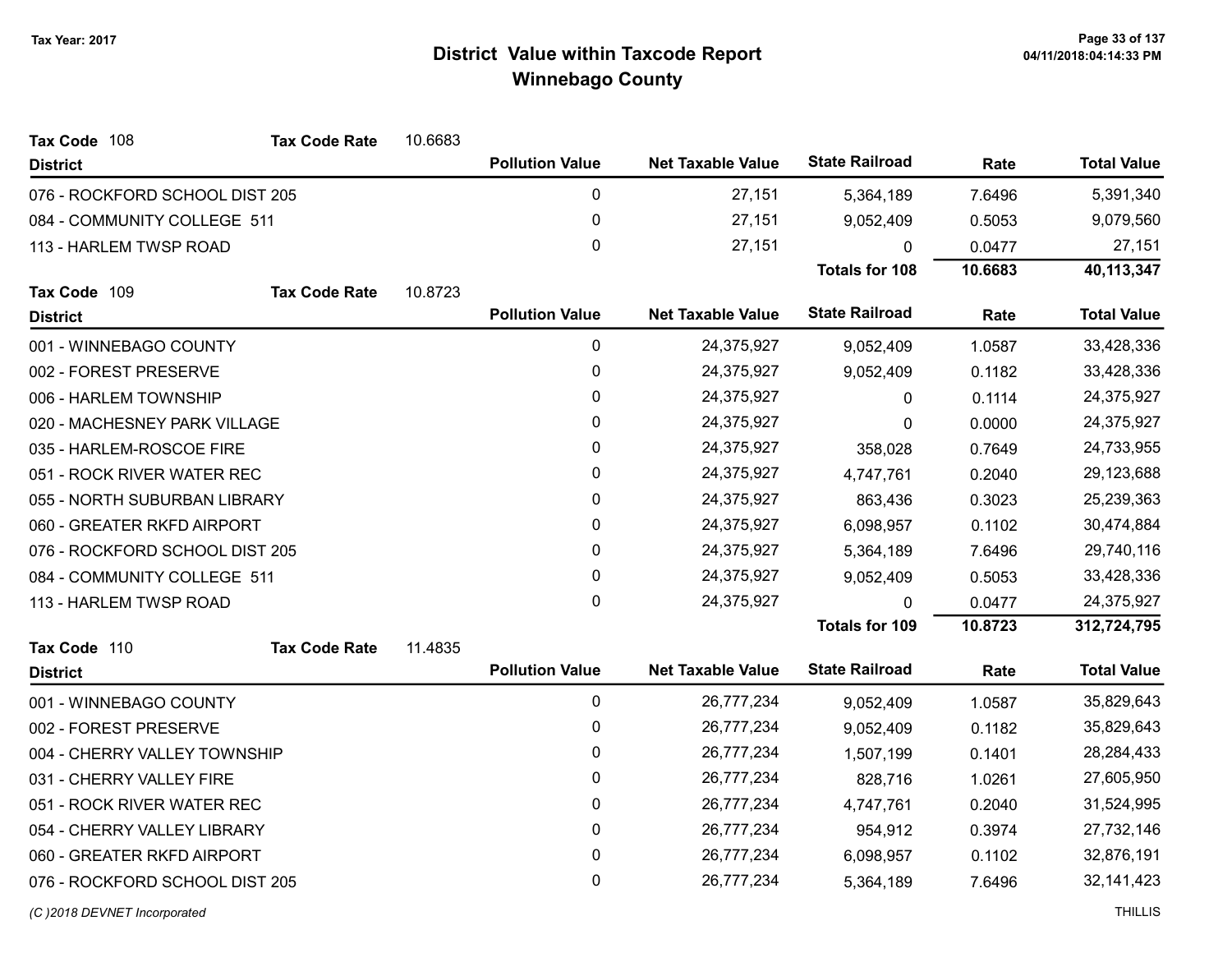## District Value within Taxcode Report
## Winnebago County

Tax Year: 2017

**Tax Code** 108 **Tax Code Rate** 10.6683

| District | Pollution Value | Net Taxable Value | State Railroad | Rate | Total Value |
|---|---|---|---|---|---|
| 076 - ROCKFORD SCHOOL DIST 205 | 0 | 27,151 | 5,364,189 | 7.6496 | 5,391,340 |
| 084 - COMMUNITY COLLEGE 511 | 0 | 27,151 | 9,052,409 | 0.5053 | 9,079,560 |
| 113 - HARLEM TWSP ROAD | 0 | 27,151 | 0 | 0.0477 | 27,151 |
| | | | **Totals for 108** | **10.6683** | **40,113,347** |

**Tax Code** 109 **Tax Code Rate** 10.8723

| District | Pollution Value | Net Taxable Value | State Railroad | Rate | Total Value |
|---|---|---|---|---|---|
| 001 - WINNEBAGO COUNTY | 0 | 24,375,927 | 9,052,409 | 1.0587 | 33,428,336 |
| 002 - FOREST PRESERVE | 0 | 24,375,927 | 9,052,409 | 0.1182 | 33,428,336 |
| 006 - HARLEM TOWNSHIP | 0 | 24,375,927 | 0 | 0.1114 | 24,375,927 |
| 020 - MACHESNEY PARK VILLAGE | 0 | 24,375,927 | 0 | 0.0000 | 24,375,927 |
| 035 - HARLEM-ROSCOE FIRE | 0 | 24,375,927 | 358,028 | 0.7649 | 24,733,955 |
| 051 - ROCK RIVER WATER REC | 0 | 24,375,927 | 4,747,761 | 0.2040 | 29,123,688 |
| 055 - NORTH SUBURBAN LIBRARY | 0 | 24,375,927 | 863,436 | 0.3023 | 25,239,363 |
| 060 - GREATER RKFD AIRPORT | 0 | 24,375,927 | 6,098,957 | 0.1102 | 30,474,884 |
| 076 - ROCKFORD SCHOOL DIST 205 | 0 | 24,375,927 | 5,364,189 | 7.6496 | 29,740,116 |
| 084 - COMMUNITY COLLEGE 511 | 0 | 24,375,927 | 9,052,409 | 0.5053 | 33,428,336 |
| 113 - HARLEM TWSP ROAD | 0 | 24,375,927 | 0 | 0.0477 | 24,375,927 |
| | | | **Totals for 109** | **10.8723** | **312,724,795** |

**Tax Code** 110 **Tax Code Rate** 11.4835

| District | Pollution Value | Net Taxable Value | State Railroad | Rate | Total Value |
|---|---|---|---|---|---|
| 001 - WINNEBAGO COUNTY | 0 | 26,777,234 | 9,052,409 | 1.0587 | 35,829,643 |
| 002 - FOREST PRESERVE | 0 | 26,777,234 | 9,052,409 | 0.1182 | 35,829,643 |
| 004 - CHERRY VALLEY TOWNSHIP | 0 | 26,777,234 | 1,507,199 | 0.1401 | 28,284,433 |
| 031 - CHERRY VALLEY FIRE | 0 | 26,777,234 | 828,716 | 1.0261 | 27,605,950 |
| 051 - ROCK RIVER WATER REC | 0 | 26,777,234 | 4,747,761 | 0.2040 | 31,524,995 |
| 054 - CHERRY VALLEY LIBRARY | 0 | 26,777,234 | 954,912 | 0.3974 | 27,732,146 |
| 060 - GREATER RKFD AIRPORT | 0 | 26,777,234 | 6,098,957 | 0.1102 | 32,876,191 |
| 076 - ROCKFORD SCHOOL DIST 205 | 0 | 26,777,234 | 5,364,189 | 7.6496 | 32,141,423 |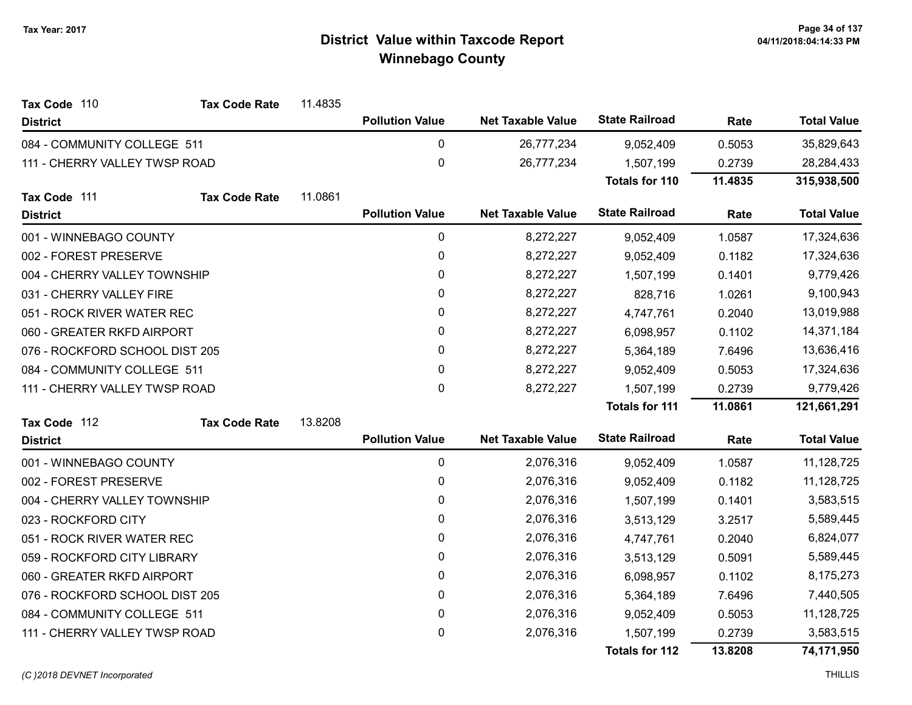# District Value within Taxcode Report

## Winnebago County

Tax Year: 2017

**Tax Code** 110 **Tax Code Rate** 11.4835

| District | Pollution Value | Net Taxable Value | State Railroad | Rate | Total Value |
|---|---|---|---|---|---|
| 084 - COMMUNITY COLLEGE 511 | 0 | 26,777,234 | 9,052,409 | 0.5053 | 35,829,643 |
| 111 - CHERRY VALLEY TWSP ROAD | 0 | 26,777,234 | 1,507,199 | 0.2739 | 28,284,433 |
| | | | **Totals for 110** | **11.4835** | **315,938,500** |

**Tax Code** 111 **Tax Code Rate** 11.0861

| District | Pollution Value | Net Taxable Value | State Railroad | Rate | Total Value |
|---|---|---|---|---|---|
| 001 - WINNEBAGO COUNTY | 0 | 8,272,227 | 9,052,409 | 1.0587 | 17,324,636 |
| 002 - FOREST PRESERVE | 0 | 8,272,227 | 9,052,409 | 0.1182 | 17,324,636 |
| 004 - CHERRY VALLEY TOWNSHIP | 0 | 8,272,227 | 1,507,199 | 0.1401 | 9,779,426 |
| 031 - CHERRY VALLEY FIRE | 0 | 8,272,227 | 828,716 | 1.0261 | 9,100,943 |
| 051 - ROCK RIVER WATER REC | 0 | 8,272,227 | 4,747,761 | 0.2040 | 13,019,988 |
| 060 - GREATER RKFD AIRPORT | 0 | 8,272,227 | 6,098,957 | 0.1102 | 14,371,184 |
| 076 - ROCKFORD SCHOOL DIST 205 | 0 | 8,272,227 | 5,364,189 | 7.6496 | 13,636,416 |
| 084 - COMMUNITY COLLEGE 511 | 0 | 8,272,227 | 9,052,409 | 0.5053 | 17,324,636 |
| 111 - CHERRY VALLEY TWSP ROAD | 0 | 8,272,227 | 1,507,199 | 0.2739 | 9,779,426 |
| | | | **Totals for 111** | **11.0861** | **121,661,291** |

**Tax Code** 112 **Tax Code Rate** 13.8208

| District | Pollution Value | Net Taxable Value | State Railroad | Rate | Total Value |
|---|---|---|---|---|---|
| 001 - WINNEBAGO COUNTY | 0 | 2,076,316 | 9,052,409 | 1.0587 | 11,128,725 |
| 002 - FOREST PRESERVE | 0 | 2,076,316 | 9,052,409 | 0.1182 | 11,128,725 |
| 004 - CHERRY VALLEY TOWNSHIP | 0 | 2,076,316 | 1,507,199 | 0.1401 | 3,583,515 |
| 023 - ROCKFORD CITY | 0 | 2,076,316 | 3,513,129 | 3.2517 | 5,589,445 |
| 051 - ROCK RIVER WATER REC | 0 | 2,076,316 | 4,747,761 | 0.2040 | 6,824,077 |
| 059 - ROCKFORD CITY LIBRARY | 0 | 2,076,316 | 3,513,129 | 0.5091 | 5,589,445 |
| 060 - GREATER RKFD AIRPORT | 0 | 2,076,316 | 6,098,957 | 0.1102 | 8,175,273 |
| 076 - ROCKFORD SCHOOL DIST 205 | 0 | 2,076,316 | 5,364,189 | 7.6496 | 7,440,505 |
| 084 - COMMUNITY COLLEGE 511 | 0 | 2,076,316 | 9,052,409 | 0.5053 | 11,128,725 |
| 111 - CHERRY VALLEY TWSP ROAD | 0 | 2,076,316 | 1,507,199 | 0.2739 | 3,583,515 |
| | | | **Totals for 112** | **13.8208** | **74,171,950** |

*(C )2018 DEVNET Incorporated* THILLIS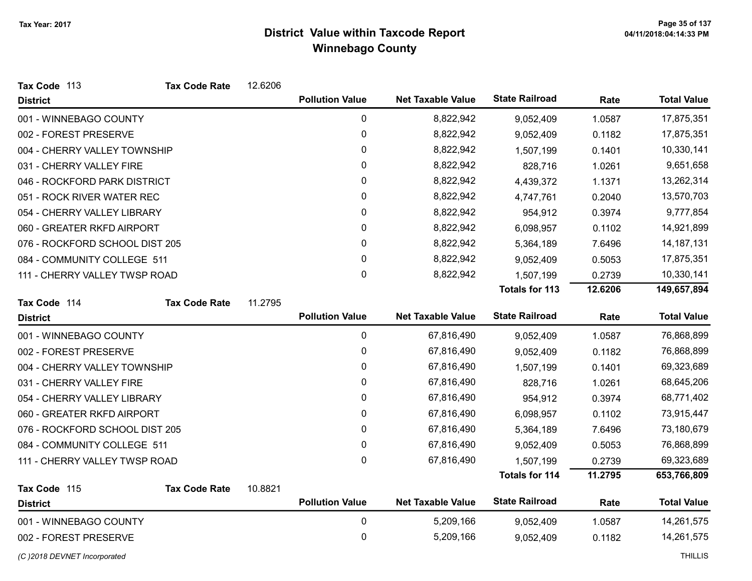# District Value within Taxcode Report
## Winnebago County

Tax Year: 2017

**Tax Code** 113 **Tax Code Rate** 12.6206

| District | Pollution Value | Net Taxable Value | State Railroad | Rate | Total Value |
|---|---|---|---|---|---|
| 001 - WINNEBAGO COUNTY | 0 | 8,822,942 | 9,052,409 | 1.0587 | 17,875,351 |
| 002 - FOREST PRESERVE | 0 | 8,822,942 | 9,052,409 | 0.1182 | 17,875,351 |
| 004 - CHERRY VALLEY TOWNSHIP | 0 | 8,822,942 | 1,507,199 | 0.1401 | 10,330,141 |
| 031 - CHERRY VALLEY FIRE | 0 | 8,822,942 | 828,716 | 1.0261 | 9,651,658 |
| 046 - ROCKFORD PARK DISTRICT | 0 | 8,822,942 | 4,439,372 | 1.1371 | 13,262,314 |
| 051 - ROCK RIVER WATER REC | 0 | 8,822,942 | 4,747,761 | 0.2040 | 13,570,703 |
| 054 - CHERRY VALLEY LIBRARY | 0 | 8,822,942 | 954,912 | 0.3974 | 9,777,854 |
| 060 - GREATER RKFD AIRPORT | 0 | 8,822,942 | 6,098,957 | 0.1102 | 14,921,899 |
| 076 - ROCKFORD SCHOOL DIST 205 | 0 | 8,822,942 | 5,364,189 | 7.6496 | 14,187,131 |
| 084 - COMMUNITY COLLEGE 511 | 0 | 8,822,942 | 9,052,409 | 0.5053 | 17,875,351 |
| 111 - CHERRY VALLEY TWSP ROAD | 0 | 8,822,942 | 1,507,199 | 0.2739 | 10,330,141 |
| | | | **Totals for 113** | **12.6206** | **149,657,894** |

**Tax Code** 114 **Tax Code Rate** 11.2795

| District | Pollution Value | Net Taxable Value | State Railroad | Rate | Total Value |
|---|---|---|---|---|---|
| 001 - WINNEBAGO COUNTY | 0 | 67,816,490 | 9,052,409 | 1.0587 | 76,868,899 |
| 002 - FOREST PRESERVE | 0 | 67,816,490 | 9,052,409 | 0.1182 | 76,868,899 |
| 004 - CHERRY VALLEY TOWNSHIP | 0 | 67,816,490 | 1,507,199 | 0.1401 | 69,323,689 |
| 031 - CHERRY VALLEY FIRE | 0 | 67,816,490 | 828,716 | 1.0261 | 68,645,206 |
| 054 - CHERRY VALLEY LIBRARY | 0 | 67,816,490 | 954,912 | 0.3974 | 68,771,402 |
| 060 - GREATER RKFD AIRPORT | 0 | 67,816,490 | 6,098,957 | 0.1102 | 73,915,447 |
| 076 - ROCKFORD SCHOOL DIST 205 | 0 | 67,816,490 | 5,364,189 | 7.6496 | 73,180,679 |
| 084 - COMMUNITY COLLEGE 511 | 0 | 67,816,490 | 9,052,409 | 0.5053 | 76,868,899 |
| 111 - CHERRY VALLEY TWSP ROAD | 0 | 67,816,490 | 1,507,199 | 0.2739 | 69,323,689 |
| | | | **Totals for 114** | **11.2795** | **653,766,809** |

**Tax Code** 115 **Tax Code Rate** 10.8821

| District | Pollution Value | Net Taxable Value | State Railroad | Rate | Total Value |
|---|---|---|---|---|---|
| 001 - WINNEBAGO COUNTY | 0 | 5,209,166 | 9,052,409 | 1.0587 | 14,261,575 |
| 002 - FOREST PRESERVE | 0 | 5,209,166 | 9,052,409 | 0.1182 | 14,261,575 |

(C )2018 DEVNET Incorporated — THILLIS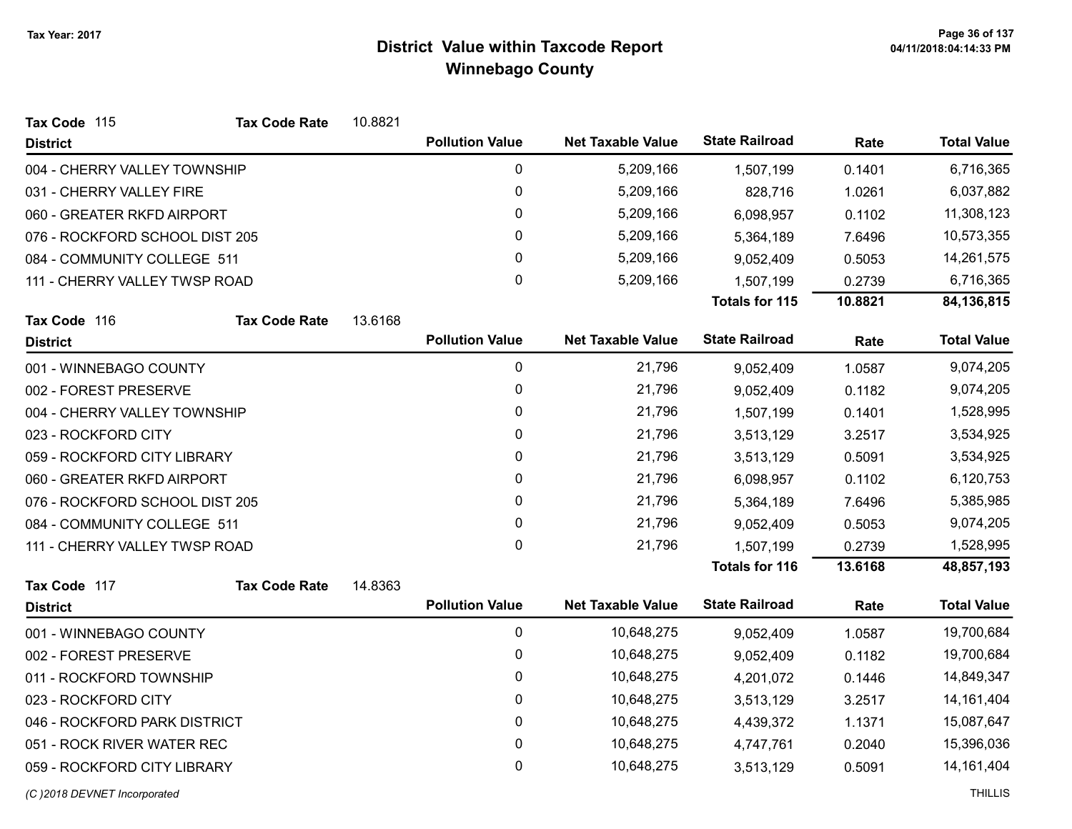# District Value within Taxcode Report
## Winnebago County

Tax Year: 2017

**Tax Code** 115 **Tax Code Rate** 10.8821

| District | Pollution Value | Net Taxable Value | State Railroad | Rate | Total Value |
|---|---|---|---|---|---|
| 004 - CHERRY VALLEY TOWNSHIP | 0 | 5,209,166 | 1,507,199 | 0.1401 | 6,716,365 |
| 031 - CHERRY VALLEY FIRE | 0 | 5,209,166 | 828,716 | 1.0261 | 6,037,882 |
| 060 - GREATER RKFD AIRPORT | 0 | 5,209,166 | 6,098,957 | 0.1102 | 11,308,123 |
| 076 - ROCKFORD SCHOOL DIST 205 | 0 | 5,209,166 | 5,364,189 | 7.6496 | 10,573,355 |
| 084 - COMMUNITY COLLEGE 511 | 0 | 5,209,166 | 9,052,409 | 0.5053 | 14,261,575 |
| 111 - CHERRY VALLEY TWSP ROAD | 0 | 5,209,166 | 1,507,199 | 0.2739 | 6,716,365 |
| | | | **Totals for 115** | **10.8821** | **84,136,815** |

**Tax Code** 116 **Tax Code Rate** 13.6168

| District | Pollution Value | Net Taxable Value | State Railroad | Rate | Total Value |
|---|---|---|---|---|---|
| 001 - WINNEBAGO COUNTY | 0 | 21,796 | 9,052,409 | 1.0587 | 9,074,205 |
| 002 - FOREST PRESERVE | 0 | 21,796 | 9,052,409 | 0.1182 | 9,074,205 |
| 004 - CHERRY VALLEY TOWNSHIP | 0 | 21,796 | 1,507,199 | 0.1401 | 1,528,995 |
| 023 - ROCKFORD CITY | 0 | 21,796 | 3,513,129 | 3.2517 | 3,534,925 |
| 059 - ROCKFORD CITY LIBRARY | 0 | 21,796 | 3,513,129 | 0.5091 | 3,534,925 |
| 060 - GREATER RKFD AIRPORT | 0 | 21,796 | 6,098,957 | 0.1102 | 6,120,753 |
| 076 - ROCKFORD SCHOOL DIST 205 | 0 | 21,796 | 5,364,189 | 7.6496 | 5,385,985 |
| 084 - COMMUNITY COLLEGE 511 | 0 | 21,796 | 9,052,409 | 0.5053 | 9,074,205 |
| 111 - CHERRY VALLEY TWSP ROAD | 0 | 21,796 | 1,507,199 | 0.2739 | 1,528,995 |
| | | | **Totals for 116** | **13.6168** | **48,857,193** |

**Tax Code** 117 **Tax Code Rate** 14.8363

| District | Pollution Value | Net Taxable Value | State Railroad | Rate | Total Value |
|---|---|---|---|---|---|
| 001 - WINNEBAGO COUNTY | 0 | 10,648,275 | 9,052,409 | 1.0587 | 19,700,684 |
| 002 - FOREST PRESERVE | 0 | 10,648,275 | 9,052,409 | 0.1182 | 19,700,684 |
| 011 - ROCKFORD TOWNSHIP | 0 | 10,648,275 | 4,201,072 | 0.1446 | 14,849,347 |
| 023 - ROCKFORD CITY | 0 | 10,648,275 | 3,513,129 | 3.2517 | 14,161,404 |
| 046 - ROCKFORD PARK DISTRICT | 0 | 10,648,275 | 4,439,372 | 1.1371 | 15,087,647 |
| 051 - ROCK RIVER WATER REC | 0 | 10,648,275 | 4,747,761 | 0.2040 | 15,396,036 |
| 059 - ROCKFORD CITY LIBRARY | 0 | 10,648,275 | 3,513,129 | 0.5091 | 14,161,404 |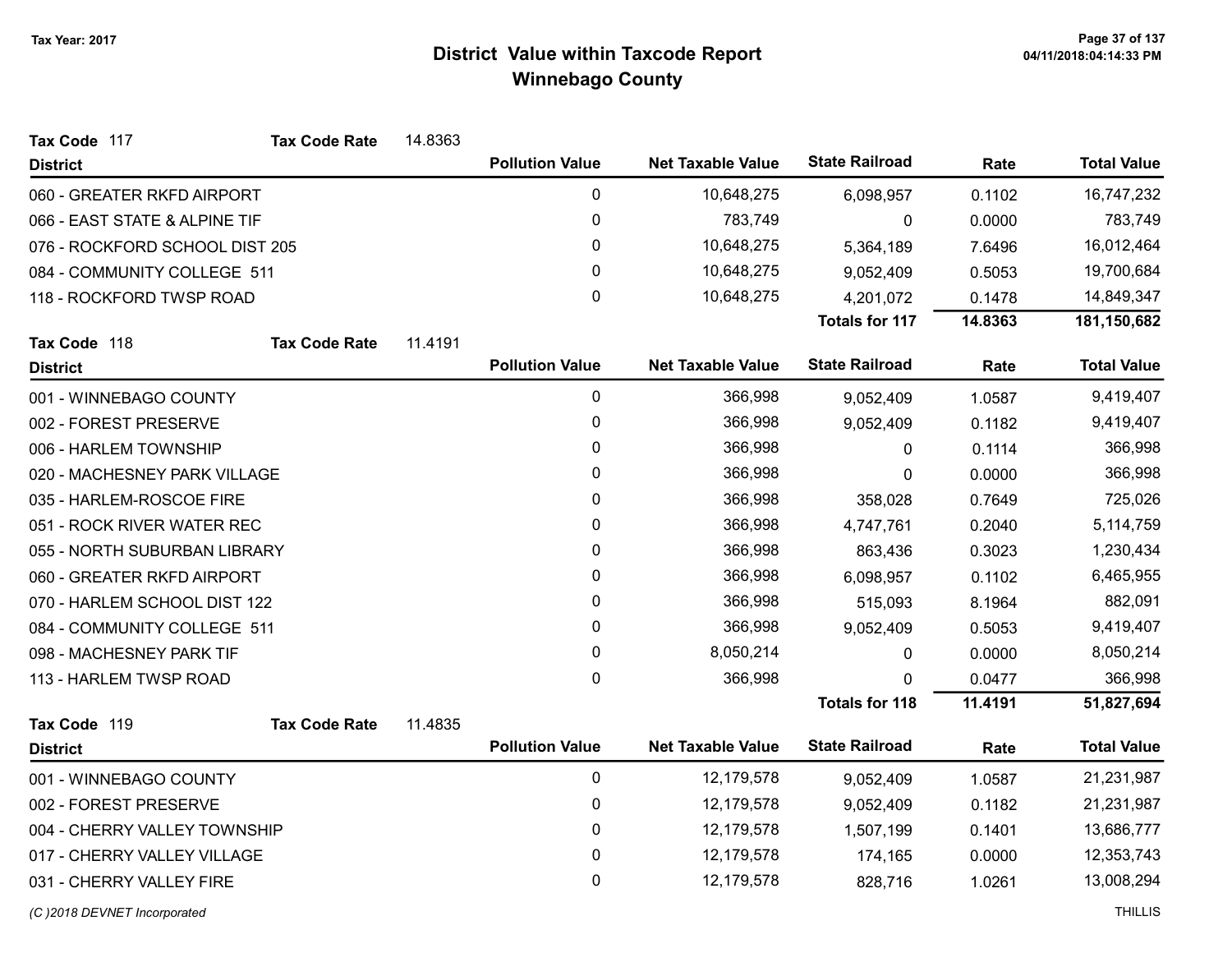# District Value within Taxcode Report
## Winnebago County

Tax Year: 2017

**Tax Code** 117 **Tax Code Rate** 14.8363

| District | Pollution Value | Net Taxable Value | State Railroad | Rate | Total Value |
|---|---|---|---|---|---|
| 060 - GREATER RKFD AIRPORT | 0 | 10,648,275 | 6,098,957 | 0.1102 | 16,747,232 |
| 066 - EAST STATE & ALPINE TIF | 0 | 783,749 | 0 | 0.0000 | 783,749 |
| 076 - ROCKFORD SCHOOL DIST 205 | 0 | 10,648,275 | 5,364,189 | 7.6496 | 16,012,464 |
| 084 - COMMUNITY COLLEGE 511 | 0 | 10,648,275 | 9,052,409 | 0.5053 | 19,700,684 |
| 118 - ROCKFORD TWSP ROAD | 0 | 10,648,275 | 4,201,072 | 0.1478 | 14,849,347 |
| | | | **Totals for 117** | **14.8363** | **181,150,682** |

**Tax Code** 118 **Tax Code Rate** 11.4191

| District | Pollution Value | Net Taxable Value | State Railroad | Rate | Total Value |
|---|---|---|---|---|---|
| 001 - WINNEBAGO COUNTY | 0 | 366,998 | 9,052,409 | 1.0587 | 9,419,407 |
| 002 - FOREST PRESERVE | 0 | 366,998 | 9,052,409 | 0.1182 | 9,419,407 |
| 006 - HARLEM TOWNSHIP | 0 | 366,998 | 0 | 0.1114 | 366,998 |
| 020 - MACHESNEY PARK VILLAGE | 0 | 366,998 | 0 | 0.0000 | 366,998 |
| 035 - HARLEM-ROSCOE FIRE | 0 | 366,998 | 358,028 | 0.7649 | 725,026 |
| 051 - ROCK RIVER WATER REC | 0 | 366,998 | 4,747,761 | 0.2040 | 5,114,759 |
| 055 - NORTH SUBURBAN LIBRARY | 0 | 366,998 | 863,436 | 0.3023 | 1,230,434 |
| 060 - GREATER RKFD AIRPORT | 0 | 366,998 | 6,098,957 | 0.1102 | 6,465,955 |
| 070 - HARLEM SCHOOL DIST 122 | 0 | 366,998 | 515,093 | 8.1964 | 882,091 |
| 084 - COMMUNITY COLLEGE 511 | 0 | 366,998 | 9,052,409 | 0.5053 | 9,419,407 |
| 098 - MACHESNEY PARK TIF | 0 | 8,050,214 | 0 | 0.0000 | 8,050,214 |
| 113 - HARLEM TWSP ROAD | 0 | 366,998 | 0 | 0.0477 | 366,998 |
| | | | **Totals for 118** | **11.4191** | **51,827,694** |

**Tax Code** 119 **Tax Code Rate** 11.4835

| District | Pollution Value | Net Taxable Value | State Railroad | Rate | Total Value |
|---|---|---|---|---|---|
| 001 - WINNEBAGO COUNTY | 0 | 12,179,578 | 9,052,409 | 1.0587 | 21,231,987 |
| 002 - FOREST PRESERVE | 0 | 12,179,578 | 9,052,409 | 0.1182 | 21,231,987 |
| 004 - CHERRY VALLEY TOWNSHIP | 0 | 12,179,578 | 1,507,199 | 0.1401 | 13,686,777 |
| 017 - CHERRY VALLEY VILLAGE | 0 | 12,179,578 | 174,165 | 0.0000 | 12,353,743 |
| 031 - CHERRY VALLEY FIRE | 0 | 12,179,578 | 828,716 | 1.0261 | 13,008,294 |

(C )2018 DEVNET Incorporated THILLIS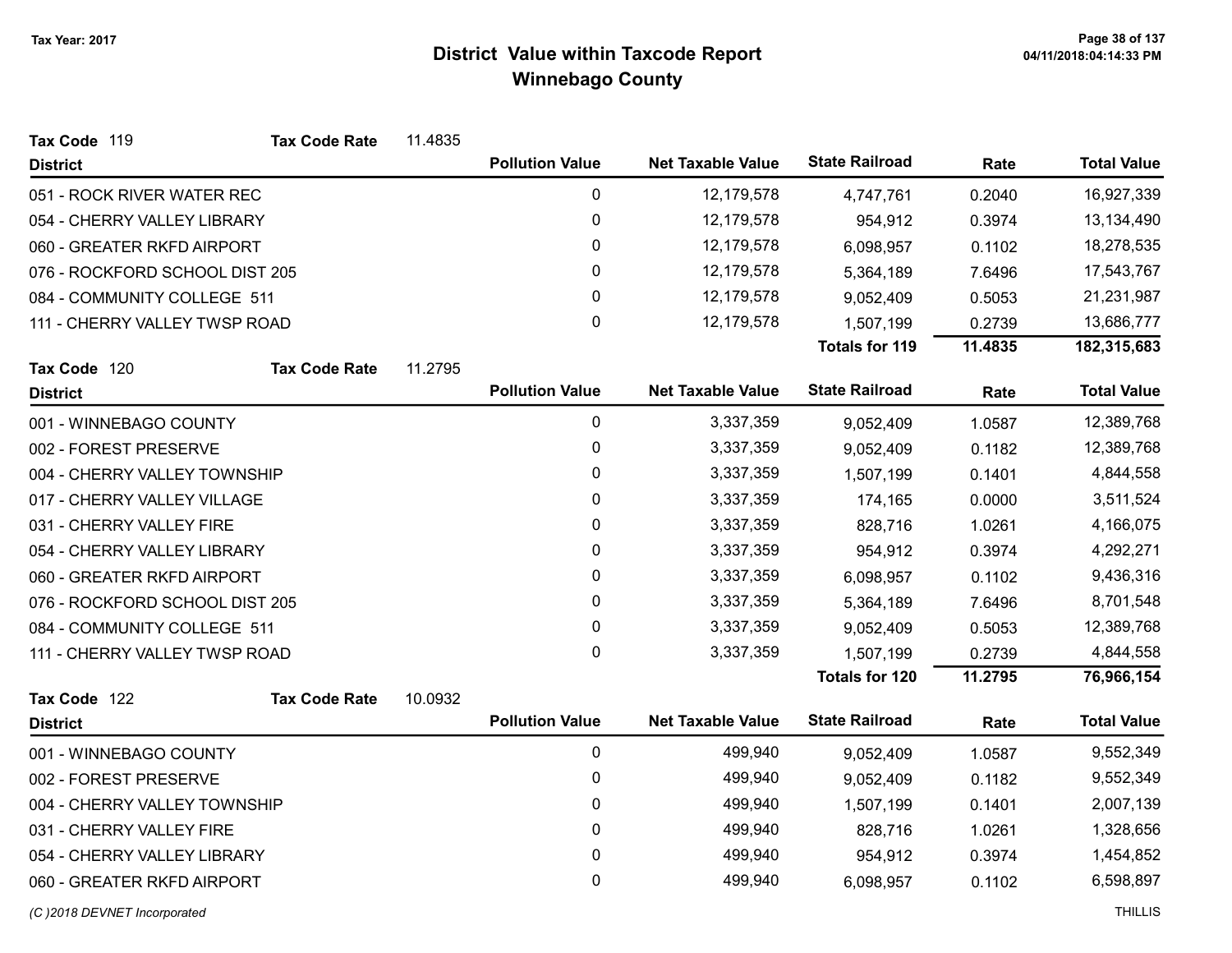# District Value within Taxcode Report

## Winnebago County

Tax Year: 2017

**Tax Code** 119 | **Tax Code Rate** 11.4835

| District | Pollution Value | Net Taxable Value | State Railroad | Rate | Total Value |
|---|---|---|---|---|---|
| 051 - ROCK RIVER WATER REC | 0 | 12,179,578 | 4,747,761 | 0.2040 | 16,927,339 |
| 054 - CHERRY VALLEY LIBRARY | 0 | 12,179,578 | 954,912 | 0.3974 | 13,134,490 |
| 060 - GREATER RKFD AIRPORT | 0 | 12,179,578 | 6,098,957 | 0.1102 | 18,278,535 |
| 076 - ROCKFORD SCHOOL DIST 205 | 0 | 12,179,578 | 5,364,189 | 7.6496 | 17,543,767 |
| 084 - COMMUNITY COLLEGE 511 | 0 | 12,179,578 | 9,052,409 | 0.5053 | 21,231,987 |
| 111 - CHERRY VALLEY TWSP ROAD | 0 | 12,179,578 | 1,507,199 | 0.2739 | 13,686,777 |
| | | | **Totals for 119** | **11.4835** | **182,315,683** |

**Tax Code** 120 | **Tax Code Rate** 11.2795

| District | Pollution Value | Net Taxable Value | State Railroad | Rate | Total Value |
|---|---|---|---|---|---|
| 001 - WINNEBAGO COUNTY | 0 | 3,337,359 | 9,052,409 | 1.0587 | 12,389,768 |
| 002 - FOREST PRESERVE | 0 | 3,337,359 | 9,052,409 | 0.1182 | 12,389,768 |
| 004 - CHERRY VALLEY TOWNSHIP | 0 | 3,337,359 | 1,507,199 | 0.1401 | 4,844,558 |
| 017 - CHERRY VALLEY VILLAGE | 0 | 3,337,359 | 174,165 | 0.0000 | 3,511,524 |
| 031 - CHERRY VALLEY FIRE | 0 | 3,337,359 | 828,716 | 1.0261 | 4,166,075 |
| 054 - CHERRY VALLEY LIBRARY | 0 | 3,337,359 | 954,912 | 0.3974 | 4,292,271 |
| 060 - GREATER RKFD AIRPORT | 0 | 3,337,359 | 6,098,957 | 0.1102 | 9,436,316 |
| 076 - ROCKFORD SCHOOL DIST 205 | 0 | 3,337,359 | 5,364,189 | 7.6496 | 8,701,548 |
| 084 - COMMUNITY COLLEGE 511 | 0 | 3,337,359 | 9,052,409 | 0.5053 | 12,389,768 |
| 111 - CHERRY VALLEY TWSP ROAD | 0 | 3,337,359 | 1,507,199 | 0.2739 | 4,844,558 |
| | | | **Totals for 120** | **11.2795** | **76,966,154** |

**Tax Code** 122 | **Tax Code Rate** 10.0932

| District | Pollution Value | Net Taxable Value | State Railroad | Rate | Total Value |
|---|---|---|---|---|---|
| 001 - WINNEBAGO COUNTY | 0 | 499,940 | 9,052,409 | 1.0587 | 9,552,349 |
| 002 - FOREST PRESERVE | 0 | 499,940 | 9,052,409 | 0.1182 | 9,552,349 |
| 004 - CHERRY VALLEY TOWNSHIP | 0 | 499,940 | 1,507,199 | 0.1401 | 2,007,139 |
| 031 - CHERRY VALLEY FIRE | 0 | 499,940 | 828,716 | 1.0261 | 1,328,656 |
| 054 - CHERRY VALLEY LIBRARY | 0 | 499,940 | 954,912 | 0.3974 | 1,454,852 |
| 060 - GREATER RKFD AIRPORT | 0 | 499,940 | 6,098,957 | 0.1102 | 6,598,897 |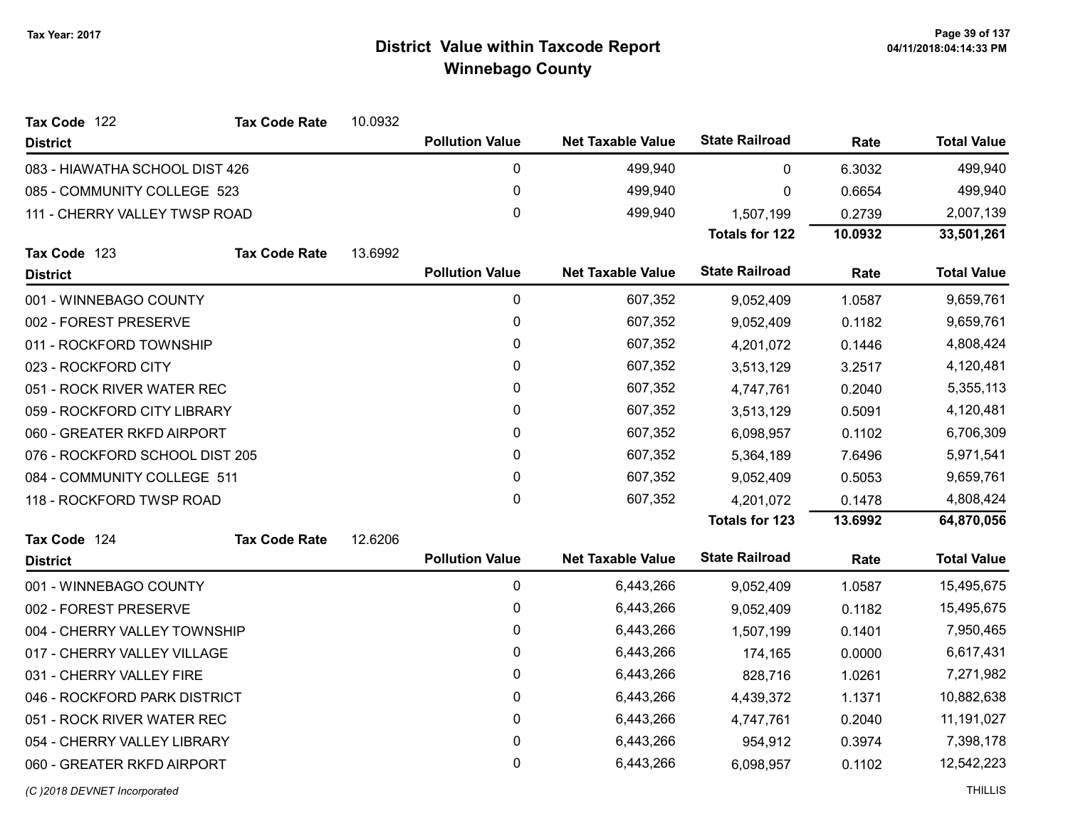# District Value within Taxcode Report
## Winnebago County

Tax Year: 2017

**Tax Code** 122 **Tax Code Rate** 10.0932

| District | Pollution Value | Net Taxable Value | State Railroad | Rate | Total Value |
|---|---|---|---|---|---|
| 083 - HIAWATHA SCHOOL DIST 426 | 0 | 499,940 | 0 | 6.3032 | 499,940 |
| 085 - COMMUNITY COLLEGE 523 | 0 | 499,940 | 0 | 0.6654 | 499,940 |
| 111 - CHERRY VALLEY TWSP ROAD | 0 | 499,940 | 1,507,199 | 0.2739 | 2,007,139 |
| | | | **Totals for 122** | **10.0932** | **33,501,261** |

**Tax Code** 123 **Tax Code Rate** 13.6992

| District | Pollution Value | Net Taxable Value | State Railroad | Rate | Total Value |
|---|---|---|---|---|---|
| 001 - WINNEBAGO COUNTY | 0 | 607,352 | 9,052,409 | 1.0587 | 9,659,761 |
| 002 - FOREST PRESERVE | 0 | 607,352 | 9,052,409 | 0.1182 | 9,659,761 |
| 011 - ROCKFORD TOWNSHIP | 0 | 607,352 | 4,201,072 | 0.1446 | 4,808,424 |
| 023 - ROCKFORD CITY | 0 | 607,352 | 3,513,129 | 3.2517 | 4,120,481 |
| 051 - ROCK RIVER WATER REC | 0 | 607,352 | 4,747,761 | 0.2040 | 5,355,113 |
| 059 - ROCKFORD CITY LIBRARY | 0 | 607,352 | 3,513,129 | 0.5091 | 4,120,481 |
| 060 - GREATER RKFD AIRPORT | 0 | 607,352 | 6,098,957 | 0.1102 | 6,706,309 |
| 076 - ROCKFORD SCHOOL DIST 205 | 0 | 607,352 | 5,364,189 | 7.6496 | 5,971,541 |
| 084 - COMMUNITY COLLEGE 511 | 0 | 607,352 | 9,052,409 | 0.5053 | 9,659,761 |
| 118 - ROCKFORD TWSP ROAD | 0 | 607,352 | 4,201,072 | 0.1478 | 4,808,424 |
| | | | **Totals for 123** | **13.6992** | **64,870,056** |

**Tax Code** 124 **Tax Code Rate** 12.6206

| District | Pollution Value | Net Taxable Value | State Railroad | Rate | Total Value |
|---|---|---|---|---|---|
| 001 - WINNEBAGO COUNTY | 0 | 6,443,266 | 9,052,409 | 1.0587 | 15,495,675 |
| 002 - FOREST PRESERVE | 0 | 6,443,266 | 9,052,409 | 0.1182 | 15,495,675 |
| 004 - CHERRY VALLEY TOWNSHIP | 0 | 6,443,266 | 1,507,199 | 0.1401 | 7,950,465 |
| 017 - CHERRY VALLEY VILLAGE | 0 | 6,443,266 | 174,165 | 0.0000 | 6,617,431 |
| 031 - CHERRY VALLEY FIRE | 0 | 6,443,266 | 828,716 | 1.0261 | 7,271,982 |
| 046 - ROCKFORD PARK DISTRICT | 0 | 6,443,266 | 4,439,372 | 1.1371 | 10,882,638 |
| 051 - ROCK RIVER WATER REC | 0 | 6,443,266 | 4,747,761 | 0.2040 | 11,191,027 |
| 054 - CHERRY VALLEY LIBRARY | 0 | 6,443,266 | 954,912 | 0.3974 | 7,398,178 |
| 060 - GREATER RKFD AIRPORT | 0 | 6,443,266 | 6,098,957 | 0.1102 | 12,542,223 |

(C )2018 DEVNET Incorporated THILLIS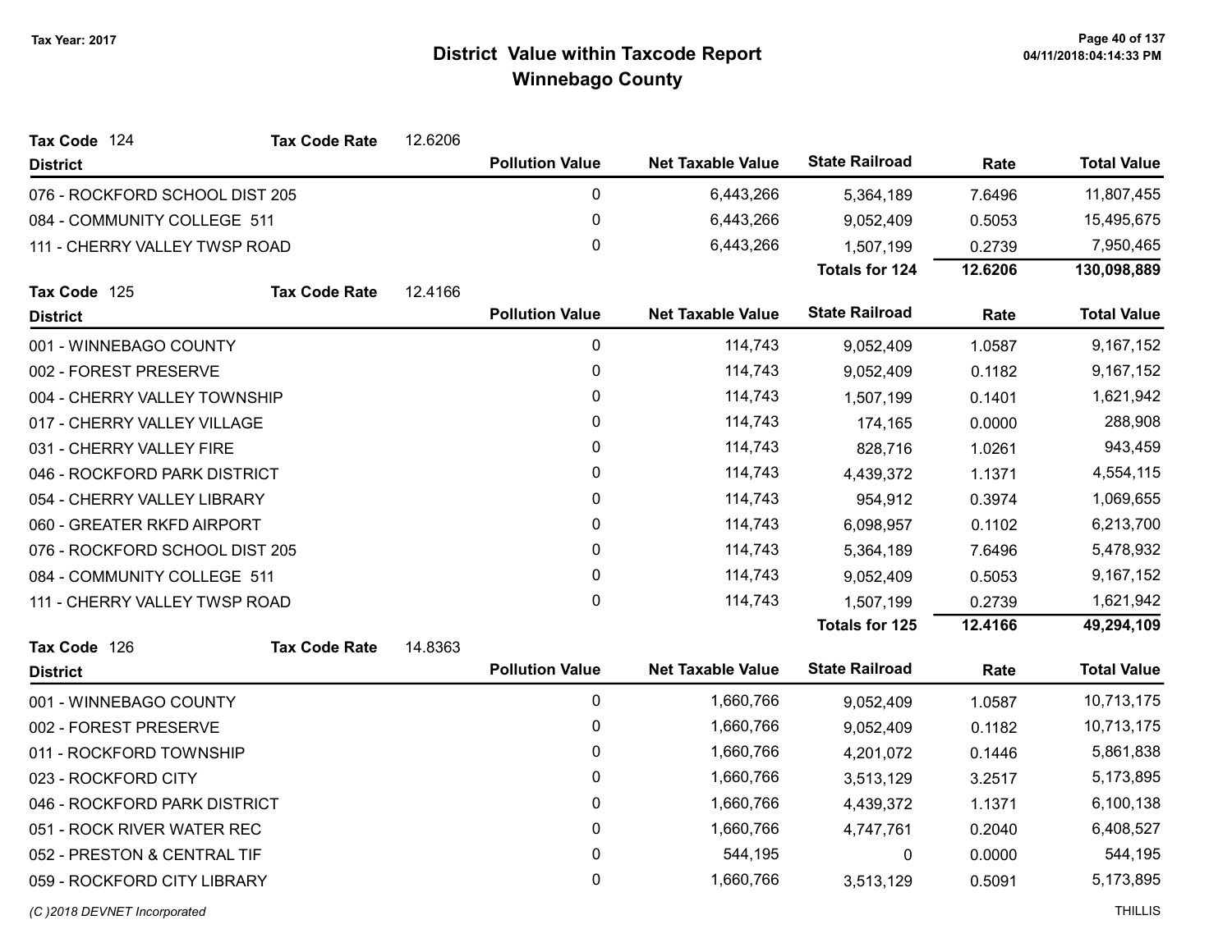# District Value within Taxcode Report
## Winnebago County

Tax Year: 2017

**Tax Code** 124 **Tax Code Rate** 12.6206

| District | Pollution Value | Net Taxable Value | State Railroad | Rate | Total Value |
|---|---|---|---|---|---|
| 076 - ROCKFORD SCHOOL DIST 205 | 0 | 6,443,266 | 5,364,189 | 7.6496 | 11,807,455 |
| 084 - COMMUNITY COLLEGE 511 | 0 | 6,443,266 | 9,052,409 | 0.5053 | 15,495,675 |
| 111 - CHERRY VALLEY TWSP ROAD | 0 | 6,443,266 | 1,507,199 | 0.2739 | 7,950,465 |
| | | | **Totals for 124** | **12.6206** | **130,098,889** |

**Tax Code** 125 **Tax Code Rate** 12.4166

| District | Pollution Value | Net Taxable Value | State Railroad | Rate | Total Value |
|---|---|---|---|---|---|
| 001 - WINNEBAGO COUNTY | 0 | 114,743 | 9,052,409 | 1.0587 | 9,167,152 |
| 002 - FOREST PRESERVE | 0 | 114,743 | 9,052,409 | 0.1182 | 9,167,152 |
| 004 - CHERRY VALLEY TOWNSHIP | 0 | 114,743 | 1,507,199 | 0.1401 | 1,621,942 |
| 017 - CHERRY VALLEY VILLAGE | 0 | 114,743 | 174,165 | 0.0000 | 288,908 |
| 031 - CHERRY VALLEY FIRE | 0 | 114,743 | 828,716 | 1.0261 | 943,459 |
| 046 - ROCKFORD PARK DISTRICT | 0 | 114,743 | 4,439,372 | 1.1371 | 4,554,115 |
| 054 - CHERRY VALLEY LIBRARY | 0 | 114,743 | 954,912 | 0.3974 | 1,069,655 |
| 060 - GREATER RKFD AIRPORT | 0 | 114,743 | 6,098,957 | 0.1102 | 6,213,700 |
| 076 - ROCKFORD SCHOOL DIST 205 | 0 | 114,743 | 5,364,189 | 7.6496 | 5,478,932 |
| 084 - COMMUNITY COLLEGE 511 | 0 | 114,743 | 9,052,409 | 0.5053 | 9,167,152 |
| 111 - CHERRY VALLEY TWSP ROAD | 0 | 114,743 | 1,507,199 | 0.2739 | 1,621,942 |
| | | | **Totals for 125** | **12.4166** | **49,294,109** |

**Tax Code** 126 **Tax Code Rate** 14.8363

| District | Pollution Value | Net Taxable Value | State Railroad | Rate | Total Value |
|---|---|---|---|---|---|
| 001 - WINNEBAGO COUNTY | 0 | 1,660,766 | 9,052,409 | 1.0587 | 10,713,175 |
| 002 - FOREST PRESERVE | 0 | 1,660,766 | 9,052,409 | 0.1182 | 10,713,175 |
| 011 - ROCKFORD TOWNSHIP | 0 | 1,660,766 | 4,201,072 | 0.1446 | 5,861,838 |
| 023 - ROCKFORD CITY | 0 | 1,660,766 | 3,513,129 | 3.2517 | 5,173,895 |
| 046 - ROCKFORD PARK DISTRICT | 0 | 1,660,766 | 4,439,372 | 1.1371 | 6,100,138 |
| 051 - ROCK RIVER WATER REC | 0 | 1,660,766 | 4,747,761 | 0.2040 | 6,408,527 |
| 052 - PRESTON & CENTRAL TIF | 0 | 544,195 | 0 | 0.0000 | 544,195 |
| 059 - ROCKFORD CITY LIBRARY | 0 | 1,660,766 | 3,513,129 | 0.5091 | 5,173,895 |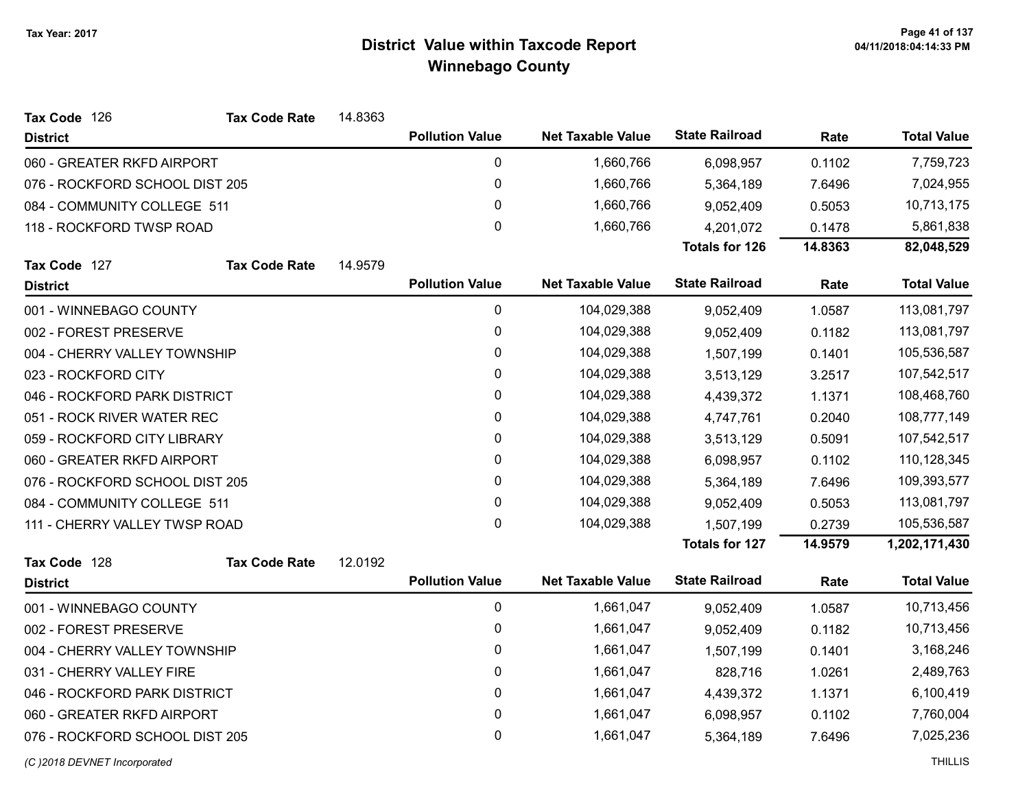Tax Year: 2017

# District Value within Taxcode Report
## Winnebago County

**Tax Code** 126 **Tax Code Rate** 14.8363

| District | Pollution Value | Net Taxable Value | State Railroad | Rate | Total Value |
|---|---|---|---|---|---|
| 060 - GREATER RKFD AIRPORT | 0 | 1,660,766 | 6,098,957 | 0.1102 | 7,759,723 |
| 076 - ROCKFORD SCHOOL DIST 205 | 0 | 1,660,766 | 5,364,189 | 7.6496 | 7,024,955 |
| 084 - COMMUNITY COLLEGE 511 | 0 | 1,660,766 | 9,052,409 | 0.5053 | 10,713,175 |
| 118 - ROCKFORD TWSP ROAD | 0 | 1,660,766 | 4,201,072 | 0.1478 | 5,861,838 |
| | | | **Totals for 126** | **14.8363** | **82,048,529** |

**Tax Code** 127 **Tax Code Rate** 14.9579

| District | Pollution Value | Net Taxable Value | State Railroad | Rate | Total Value |
|---|---|---|---|---|---|
| 001 - WINNEBAGO COUNTY | 0 | 104,029,388 | 9,052,409 | 1.0587 | 113,081,797 |
| 002 - FOREST PRESERVE | 0 | 104,029,388 | 9,052,409 | 0.1182 | 113,081,797 |
| 004 - CHERRY VALLEY TOWNSHIP | 0 | 104,029,388 | 1,507,199 | 0.1401 | 105,536,587 |
| 023 - ROCKFORD CITY | 0 | 104,029,388 | 3,513,129 | 3.2517 | 107,542,517 |
| 046 - ROCKFORD PARK DISTRICT | 0 | 104,029,388 | 4,439,372 | 1.1371 | 108,468,760 |
| 051 - ROCK RIVER WATER REC | 0 | 104,029,388 | 4,747,761 | 0.2040 | 108,777,149 |
| 059 - ROCKFORD CITY LIBRARY | 0 | 104,029,388 | 3,513,129 | 0.5091 | 107,542,517 |
| 060 - GREATER RKFD AIRPORT | 0 | 104,029,388 | 6,098,957 | 0.1102 | 110,128,345 |
| 076 - ROCKFORD SCHOOL DIST 205 | 0 | 104,029,388 | 5,364,189 | 7.6496 | 109,393,577 |
| 084 - COMMUNITY COLLEGE 511 | 0 | 104,029,388 | 9,052,409 | 0.5053 | 113,081,797 |
| 111 - CHERRY VALLEY TWSP ROAD | 0 | 104,029,388 | 1,507,199 | 0.2739 | 105,536,587 |
| | | | **Totals for 127** | **14.9579** | **1,202,171,430** |

**Tax Code** 128 **Tax Code Rate** 12.0192

| District | Pollution Value | Net Taxable Value | State Railroad | Rate | Total Value |
|---|---|---|---|---|---|
| 001 - WINNEBAGO COUNTY | 0 | 1,661,047 | 9,052,409 | 1.0587 | 10,713,456 |
| 002 - FOREST PRESERVE | 0 | 1,661,047 | 9,052,409 | 0.1182 | 10,713,456 |
| 004 - CHERRY VALLEY TOWNSHIP | 0 | 1,661,047 | 1,507,199 | 0.1401 | 3,168,246 |
| 031 - CHERRY VALLEY FIRE | 0 | 1,661,047 | 828,716 | 1.0261 | 2,489,763 |
| 046 - ROCKFORD PARK DISTRICT | 0 | 1,661,047 | 4,439,372 | 1.1371 | 6,100,419 |
| 060 - GREATER RKFD AIRPORT | 0 | 1,661,047 | 6,098,957 | 0.1102 | 7,760,004 |
| 076 - ROCKFORD SCHOOL DIST 205 | 0 | 1,661,047 | 5,364,189 | 7.6496 | 7,025,236 |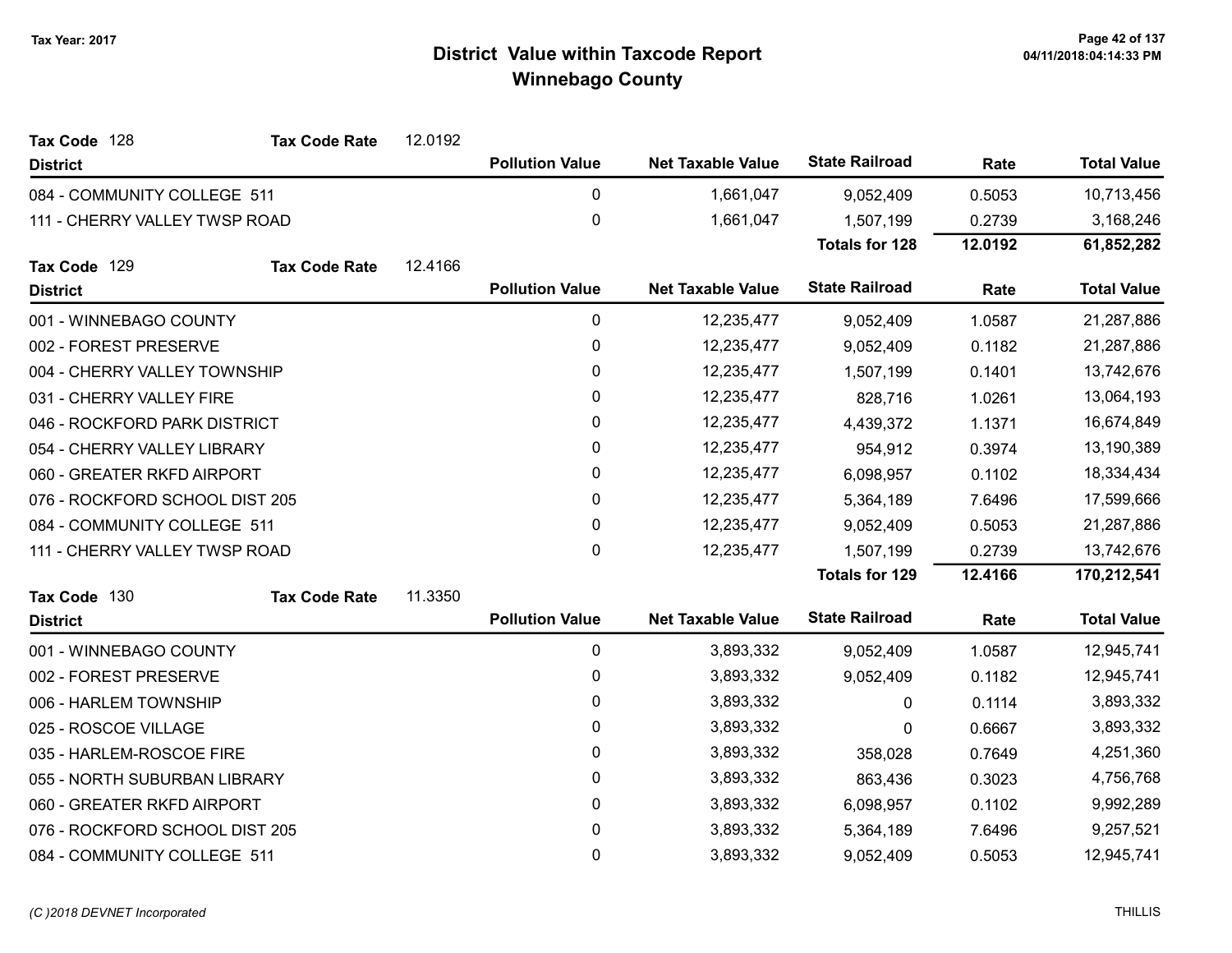# District Value within Taxcode Report
## Winnebago County

Tax Year: 2017

**Tax Code** 128 **Tax Code Rate** 12.0192

| District | Pollution Value | Net Taxable Value | State Railroad | Rate | Total Value |
|---|---|---|---|---|---|
| 084 - COMMUNITY COLLEGE 511 | 0 | 1,661,047 | 9,052,409 | 0.5053 | 10,713,456 |
| 111 - CHERRY VALLEY TWSP ROAD | 0 | 1,661,047 | 1,507,199 | 0.2739 | 3,168,246 |
| | | | **Totals for 128** | **12.0192** | **61,852,282** |

**Tax Code** 129 **Tax Code Rate** 12.4166

| District | Pollution Value | Net Taxable Value | State Railroad | Rate | Total Value |
|---|---|---|---|---|---|
| 001 - WINNEBAGO COUNTY | 0 | 12,235,477 | 9,052,409 | 1.0587 | 21,287,886 |
| 002 - FOREST PRESERVE | 0 | 12,235,477 | 9,052,409 | 0.1182 | 21,287,886 |
| 004 - CHERRY VALLEY TOWNSHIP | 0 | 12,235,477 | 1,507,199 | 0.1401 | 13,742,676 |
| 031 - CHERRY VALLEY FIRE | 0 | 12,235,477 | 828,716 | 1.0261 | 13,064,193 |
| 046 - ROCKFORD PARK DISTRICT | 0 | 12,235,477 | 4,439,372 | 1.1371 | 16,674,849 |
| 054 - CHERRY VALLEY LIBRARY | 0 | 12,235,477 | 954,912 | 0.3974 | 13,190,389 |
| 060 - GREATER RKFD AIRPORT | 0 | 12,235,477 | 6,098,957 | 0.1102 | 18,334,434 |
| 076 - ROCKFORD SCHOOL DIST 205 | 0 | 12,235,477 | 5,364,189 | 7.6496 | 17,599,666 |
| 084 - COMMUNITY COLLEGE 511 | 0 | 12,235,477 | 9,052,409 | 0.5053 | 21,287,886 |
| 111 - CHERRY VALLEY TWSP ROAD | 0 | 12,235,477 | 1,507,199 | 0.2739 | 13,742,676 |
| | | | **Totals for 129** | **12.4166** | **170,212,541** |

**Tax Code** 130 **Tax Code Rate** 11.3350

| District | Pollution Value | Net Taxable Value | State Railroad | Rate | Total Value |
|---|---|---|---|---|---|
| 001 - WINNEBAGO COUNTY | 0 | 3,893,332 | 9,052,409 | 1.0587 | 12,945,741 |
| 002 - FOREST PRESERVE | 0 | 3,893,332 | 9,052,409 | 0.1182 | 12,945,741 |
| 006 - HARLEM TOWNSHIP | 0 | 3,893,332 | 0 | 0.1114 | 3,893,332 |
| 025 - ROSCOE VILLAGE | 0 | 3,893,332 | 0 | 0.6667 | 3,893,332 |
| 035 - HARLEM-ROSCOE FIRE | 0 | 3,893,332 | 358,028 | 0.7649 | 4,251,360 |
| 055 - NORTH SUBURBAN LIBRARY | 0 | 3,893,332 | 863,436 | 0.3023 | 4,756,768 |
| 060 - GREATER RKFD AIRPORT | 0 | 3,893,332 | 6,098,957 | 0.1102 | 9,992,289 |
| 076 - ROCKFORD SCHOOL DIST 205 | 0 | 3,893,332 | 5,364,189 | 7.6496 | 9,257,521 |
| 084 - COMMUNITY COLLEGE 511 | 0 | 3,893,332 | 9,052,409 | 0.5053 | 12,945,741 |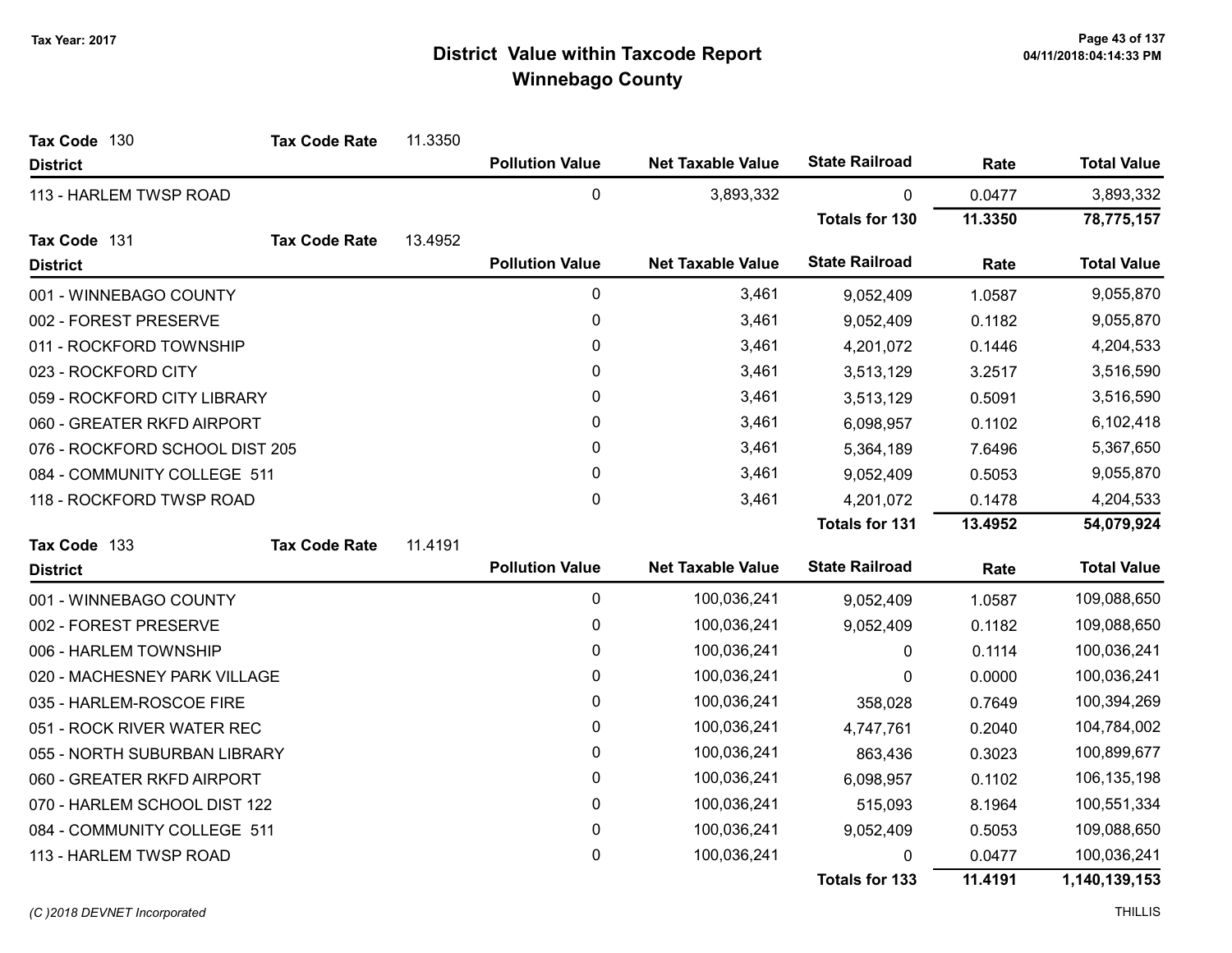# District Value within Taxcode Report
## Winnebago County

Tax Year: 2017

**Tax Code** 130 **Tax Code Rate** 11.3350

| District | Pollution Value | Net Taxable Value | State Railroad | Rate | Total Value |
|---|---|---|---|---|---|
| 113 - HARLEM TWSP ROAD | 0 | 3,893,332 | 0 | 0.0477 | 3,893,332 |
| | | | **Totals for 130** | **11.3350** | **78,775,157** |

**Tax Code** 131 **Tax Code Rate** 13.4952

| District | Pollution Value | Net Taxable Value | State Railroad | Rate | Total Value |
|---|---|---|---|---|---|
| 001 - WINNEBAGO COUNTY | 0 | 3,461 | 9,052,409 | 1.0587 | 9,055,870 |
| 002 - FOREST PRESERVE | 0 | 3,461 | 9,052,409 | 0.1182 | 9,055,870 |
| 011 - ROCKFORD TOWNSHIP | 0 | 3,461 | 4,201,072 | 0.1446 | 4,204,533 |
| 023 - ROCKFORD CITY | 0 | 3,461 | 3,513,129 | 3.2517 | 3,516,590 |
| 059 - ROCKFORD CITY LIBRARY | 0 | 3,461 | 3,513,129 | 0.5091 | 3,516,590 |
| 060 - GREATER RKFD AIRPORT | 0 | 3,461 | 6,098,957 | 0.1102 | 6,102,418 |
| 076 - ROCKFORD SCHOOL DIST 205 | 0 | 3,461 | 5,364,189 | 7.6496 | 5,367,650 |
| 084 - COMMUNITY COLLEGE 511 | 0 | 3,461 | 9,052,409 | 0.5053 | 9,055,870 |
| 118 - ROCKFORD TWSP ROAD | 0 | 3,461 | 4,201,072 | 0.1478 | 4,204,533 |
| | | | **Totals for 131** | **13.4952** | **54,079,924** |

**Tax Code** 133 **Tax Code Rate** 11.4191

| District | Pollution Value | Net Taxable Value | State Railroad | Rate | Total Value |
|---|---|---|---|---|---|
| 001 - WINNEBAGO COUNTY | 0 | 100,036,241 | 9,052,409 | 1.0587 | 109,088,650 |
| 002 - FOREST PRESERVE | 0 | 100,036,241 | 9,052,409 | 0.1182 | 109,088,650 |
| 006 - HARLEM TOWNSHIP | 0 | 100,036,241 | 0 | 0.1114 | 100,036,241 |
| 020 - MACHESNEY PARK VILLAGE | 0 | 100,036,241 | 0 | 0.0000 | 100,036,241 |
| 035 - HARLEM-ROSCOE FIRE | 0 | 100,036,241 | 358,028 | 0.7649 | 100,394,269 |
| 051 - ROCK RIVER WATER REC | 0 | 100,036,241 | 4,747,761 | 0.2040 | 104,784,002 |
| 055 - NORTH SUBURBAN LIBRARY | 0 | 100,036,241 | 863,436 | 0.3023 | 100,899,677 |
| 060 - GREATER RKFD AIRPORT | 0 | 100,036,241 | 6,098,957 | 0.1102 | 106,135,198 |
| 070 - HARLEM SCHOOL DIST 122 | 0 | 100,036,241 | 515,093 | 8.1964 | 100,551,334 |
| 084 - COMMUNITY COLLEGE 511 | 0 | 100,036,241 | 9,052,409 | 0.5053 | 109,088,650 |
| 113 - HARLEM TWSP ROAD | 0 | 100,036,241 | 0 | 0.0477 | 100,036,241 |
| | | | **Totals for 133** | **11.4191** | **1,140,139,153** |

(C )2018 DEVNET Incorporated THILLIS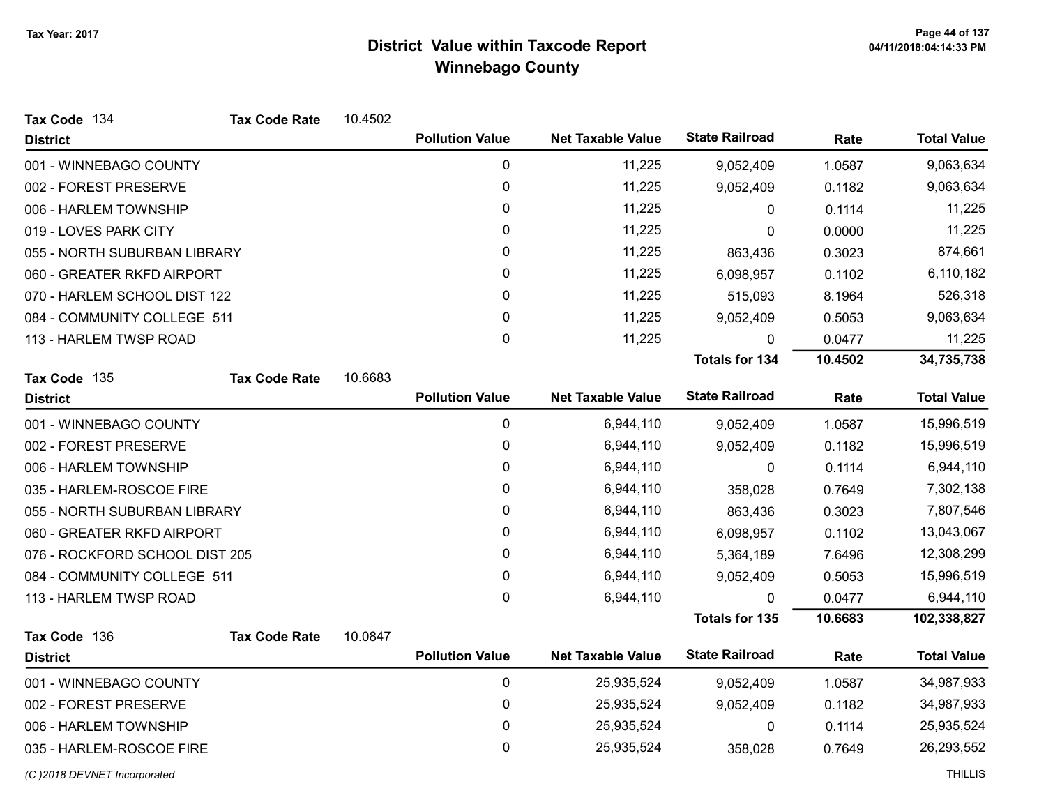# District Value within Taxcode Report
## Winnebago County

Tax Year: 2017

**Tax Code** 134 **Tax Code Rate** 10.4502

| District | Pollution Value | Net Taxable Value | State Railroad | Rate | Total Value |
|---|---|---|---|---|---|
| 001 - WINNEBAGO COUNTY | 0 | 11,225 | 9,052,409 | 1.0587 | 9,063,634 |
| 002 - FOREST PRESERVE | 0 | 11,225 | 9,052,409 | 0.1182 | 9,063,634 |
| 006 - HARLEM TOWNSHIP | 0 | 11,225 | 0 | 0.1114 | 11,225 |
| 019 - LOVES PARK CITY | 0 | 11,225 | 0 | 0.0000 | 11,225 |
| 055 - NORTH SUBURBAN LIBRARY | 0 | 11,225 | 863,436 | 0.3023 | 874,661 |
| 060 - GREATER RKFD AIRPORT | 0 | 11,225 | 6,098,957 | 0.1102 | 6,110,182 |
| 070 - HARLEM SCHOOL DIST 122 | 0 | 11,225 | 515,093 | 8.1964 | 526,318 |
| 084 - COMMUNITY COLLEGE 511 | 0 | 11,225 | 9,052,409 | 0.5053 | 9,063,634 |
| 113 - HARLEM TWSP ROAD | 0 | 11,225 | 0 | 0.0477 | 11,225 |
| | | | **Totals for 134** | **10.4502** | **34,735,738** |

**Tax Code** 135 **Tax Code Rate** 10.6683

| District | Pollution Value | Net Taxable Value | State Railroad | Rate | Total Value |
|---|---|---|---|---|---|
| 001 - WINNEBAGO COUNTY | 0 | 6,944,110 | 9,052,409 | 1.0587 | 15,996,519 |
| 002 - FOREST PRESERVE | 0 | 6,944,110 | 9,052,409 | 0.1182 | 15,996,519 |
| 006 - HARLEM TOWNSHIP | 0 | 6,944,110 | 0 | 0.1114 | 6,944,110 |
| 035 - HARLEM-ROSCOE FIRE | 0 | 6,944,110 | 358,028 | 0.7649 | 7,302,138 |
| 055 - NORTH SUBURBAN LIBRARY | 0 | 6,944,110 | 863,436 | 0.3023 | 7,807,546 |
| 060 - GREATER RKFD AIRPORT | 0 | 6,944,110 | 6,098,957 | 0.1102 | 13,043,067 |
| 076 - ROCKFORD SCHOOL DIST 205 | 0 | 6,944,110 | 5,364,189 | 7.6496 | 12,308,299 |
| 084 - COMMUNITY COLLEGE 511 | 0 | 6,944,110 | 9,052,409 | 0.5053 | 15,996,519 |
| 113 - HARLEM TWSP ROAD | 0 | 6,944,110 | 0 | 0.0477 | 6,944,110 |
| | | | **Totals for 135** | **10.6683** | **102,338,827** |

**Tax Code** 136 **Tax Code Rate** 10.0847

| District | Pollution Value | Net Taxable Value | State Railroad | Rate | Total Value |
|---|---|---|---|---|---|
| 001 - WINNEBAGO COUNTY | 0 | 25,935,524 | 9,052,409 | 1.0587 | 34,987,933 |
| 002 - FOREST PRESERVE | 0 | 25,935,524 | 9,052,409 | 0.1182 | 34,987,933 |
| 006 - HARLEM TOWNSHIP | 0 | 25,935,524 | 0 | 0.1114 | 25,935,524 |
| 035 - HARLEM-ROSCOE FIRE | 0 | 25,935,524 | 358,028 | 0.7649 | 26,293,552 |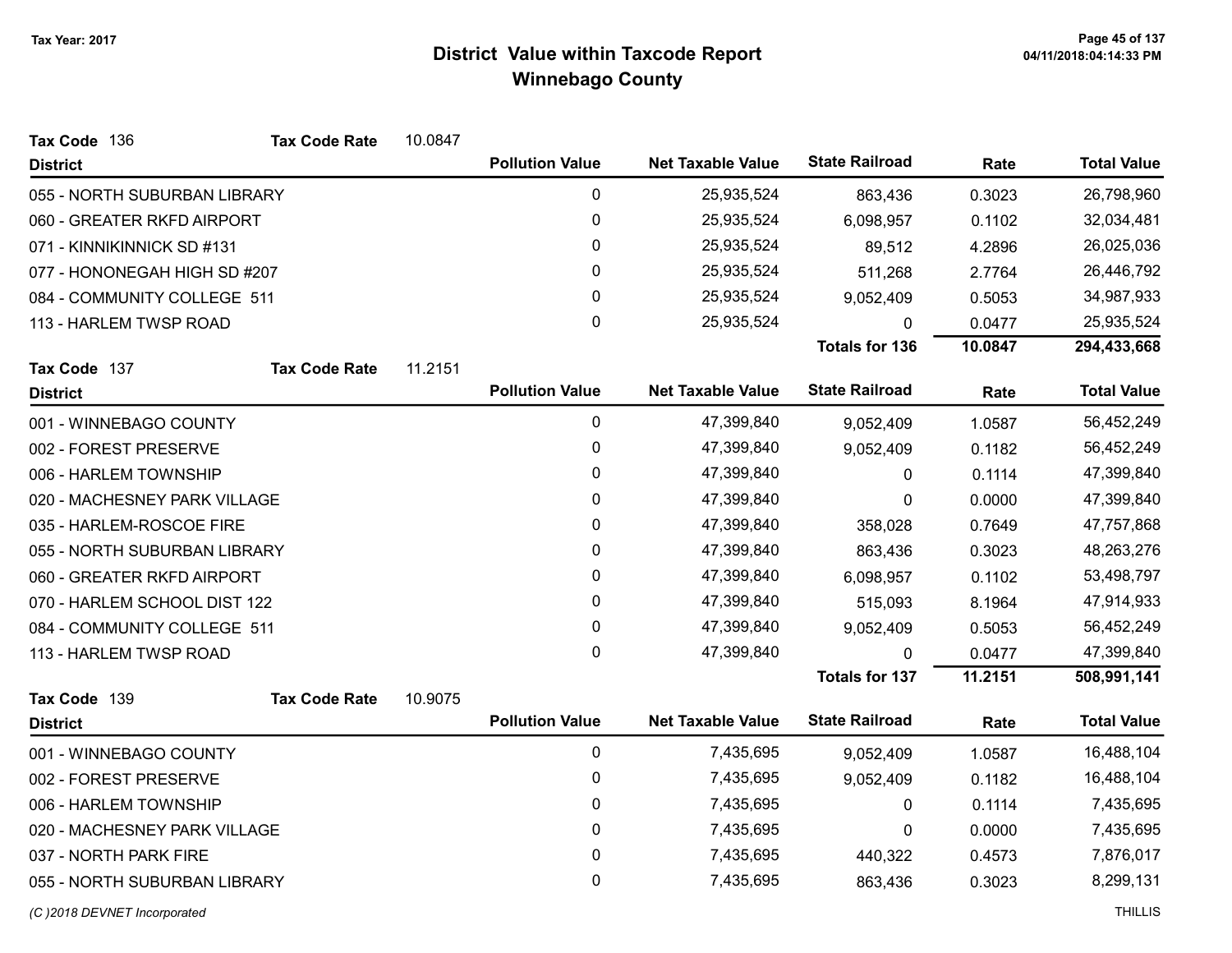# District Value within Taxcode Report
## Winnebago County

Tax Year: 2017

**Tax Code** 136 **Tax Code Rate** 10.0847

| District | Pollution Value | Net Taxable Value | State Railroad | Rate | Total Value |
|---|---|---|---|---|---|
| 055 - NORTH SUBURBAN LIBRARY | 0 | 25,935,524 | 863,436 | 0.3023 | 26,798,960 |
| 060 - GREATER RKFD AIRPORT | 0 | 25,935,524 | 6,098,957 | 0.1102 | 32,034,481 |
| 071 - KINNIKINNICK SD #131 | 0 | 25,935,524 | 89,512 | 4.2896 | 26,025,036 |
| 077 - HONONEGAH HIGH SD #207 | 0 | 25,935,524 | 511,268 | 2.7764 | 26,446,792 |
| 084 - COMMUNITY COLLEGE 511 | 0 | 25,935,524 | 9,052,409 | 0.5053 | 34,987,933 |
| 113 - HARLEM TWSP ROAD | 0 | 25,935,524 | 0 | 0.0477 | 25,935,524 |
| | | | **Totals for 136** | **10.0847** | **294,433,668** |

**Tax Code** 137 **Tax Code Rate** 11.2151

| District | Pollution Value | Net Taxable Value | State Railroad | Rate | Total Value |
|---|---|---|---|---|---|
| 001 - WINNEBAGO COUNTY | 0 | 47,399,840 | 9,052,409 | 1.0587 | 56,452,249 |
| 002 - FOREST PRESERVE | 0 | 47,399,840 | 9,052,409 | 0.1182 | 56,452,249 |
| 006 - HARLEM TOWNSHIP | 0 | 47,399,840 | 0 | 0.1114 | 47,399,840 |
| 020 - MACHESNEY PARK VILLAGE | 0 | 47,399,840 | 0 | 0.0000 | 47,399,840 |
| 035 - HARLEM-ROSCOE FIRE | 0 | 47,399,840 | 358,028 | 0.7649 | 47,757,868 |
| 055 - NORTH SUBURBAN LIBRARY | 0 | 47,399,840 | 863,436 | 0.3023 | 48,263,276 |
| 060 - GREATER RKFD AIRPORT | 0 | 47,399,840 | 6,098,957 | 0.1102 | 53,498,797 |
| 070 - HARLEM SCHOOL DIST 122 | 0 | 47,399,840 | 515,093 | 8.1964 | 47,914,933 |
| 084 - COMMUNITY COLLEGE 511 | 0 | 47,399,840 | 9,052,409 | 0.5053 | 56,452,249 |
| 113 - HARLEM TWSP ROAD | 0 | 47,399,840 | 0 | 0.0477 | 47,399,840 |
| | | | **Totals for 137** | **11.2151** | **508,991,141** |

**Tax Code** 139 **Tax Code Rate** 10.9075

| District | Pollution Value | Net Taxable Value | State Railroad | Rate | Total Value |
|---|---|---|---|---|---|
| 001 - WINNEBAGO COUNTY | 0 | 7,435,695 | 9,052,409 | 1.0587 | 16,488,104 |
| 002 - FOREST PRESERVE | 0 | 7,435,695 | 9,052,409 | 0.1182 | 16,488,104 |
| 006 - HARLEM TOWNSHIP | 0 | 7,435,695 | 0 | 0.1114 | 7,435,695 |
| 020 - MACHESNEY PARK VILLAGE | 0 | 7,435,695 | 0 | 0.0000 | 7,435,695 |
| 037 - NORTH PARK FIRE | 0 | 7,435,695 | 440,322 | 0.4573 | 7,876,017 |
| 055 - NORTH SUBURBAN LIBRARY | 0 | 7,435,695 | 863,436 | 0.3023 | 8,299,131 |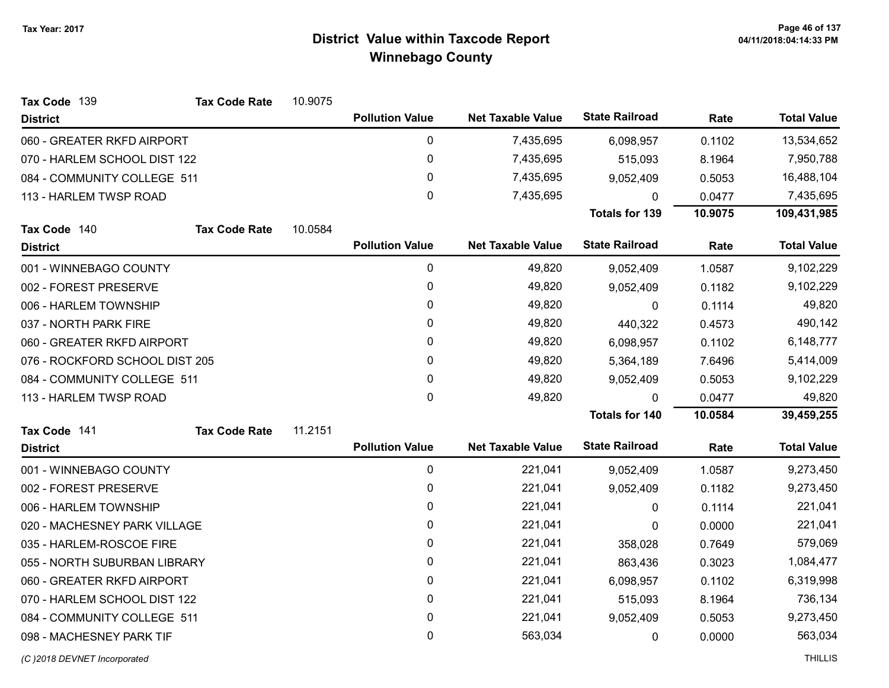Tax Year: 2017

# District Value within Taxcode Report
## Winnebago County

**Tax Code** 139 **Tax Code Rate** 10.9075

| District | Pollution Value | Net Taxable Value | State Railroad | Rate | Total Value |
|---|---|---|---|---|---|
| 060 - GREATER RKFD AIRPORT | 0 | 7,435,695 | 6,098,957 | 0.1102 | 13,534,652 |
| 070 - HARLEM SCHOOL DIST 122 | 0 | 7,435,695 | 515,093 | 8.1964 | 7,950,788 |
| 084 - COMMUNITY COLLEGE 511 | 0 | 7,435,695 | 9,052,409 | 0.5053 | 16,488,104 |
| 113 - HARLEM TWSP ROAD | 0 | 7,435,695 | 0 | 0.0477 | 7,435,695 |
| | | | **Totals for 139** | **10.9075** | **109,431,985** |

**Tax Code** 140 **Tax Code Rate** 10.0584

| District | Pollution Value | Net Taxable Value | State Railroad | Rate | Total Value |
|---|---|---|---|---|---|
| 001 - WINNEBAGO COUNTY | 0 | 49,820 | 9,052,409 | 1.0587 | 9,102,229 |
| 002 - FOREST PRESERVE | 0 | 49,820 | 9,052,409 | 0.1182 | 9,102,229 |
| 006 - HARLEM TOWNSHIP | 0 | 49,820 | 0 | 0.1114 | 49,820 |
| 037 - NORTH PARK FIRE | 0 | 49,820 | 440,322 | 0.4573 | 490,142 |
| 060 - GREATER RKFD AIRPORT | 0 | 49,820 | 6,098,957 | 0.1102 | 6,148,777 |
| 076 - ROCKFORD SCHOOL DIST 205 | 0 | 49,820 | 5,364,189 | 7.6496 | 5,414,009 |
| 084 - COMMUNITY COLLEGE 511 | 0 | 49,820 | 9,052,409 | 0.5053 | 9,102,229 |
| 113 - HARLEM TWSP ROAD | 0 | 49,820 | 0 | 0.0477 | 49,820 |
| | | | **Totals for 140** | **10.0584** | **39,459,255** |

**Tax Code** 141 **Tax Code Rate** 11.2151

| District | Pollution Value | Net Taxable Value | State Railroad | Rate | Total Value |
|---|---|---|---|---|---|
| 001 - WINNEBAGO COUNTY | 0 | 221,041 | 9,052,409 | 1.0587 | 9,273,450 |
| 002 - FOREST PRESERVE | 0 | 221,041 | 9,052,409 | 0.1182 | 9,273,450 |
| 006 - HARLEM TOWNSHIP | 0 | 221,041 | 0 | 0.1114 | 221,041 |
| 020 - MACHESNEY PARK VILLAGE | 0 | 221,041 | 0 | 0.0000 | 221,041 |
| 035 - HARLEM-ROSCOE FIRE | 0 | 221,041 | 358,028 | 0.7649 | 579,069 |
| 055 - NORTH SUBURBAN LIBRARY | 0 | 221,041 | 863,436 | 0.3023 | 1,084,477 |
| 060 - GREATER RKFD AIRPORT | 0 | 221,041 | 6,098,957 | 0.1102 | 6,319,998 |
| 070 - HARLEM SCHOOL DIST 122 | 0 | 221,041 | 515,093 | 8.1964 | 736,134 |
| 084 - COMMUNITY COLLEGE 511 | 0 | 221,041 | 9,052,409 | 0.5053 | 9,273,450 |
| 098 - MACHESNEY PARK TIF | 0 | 563,034 | 0 | 0.0000 | 563,034 |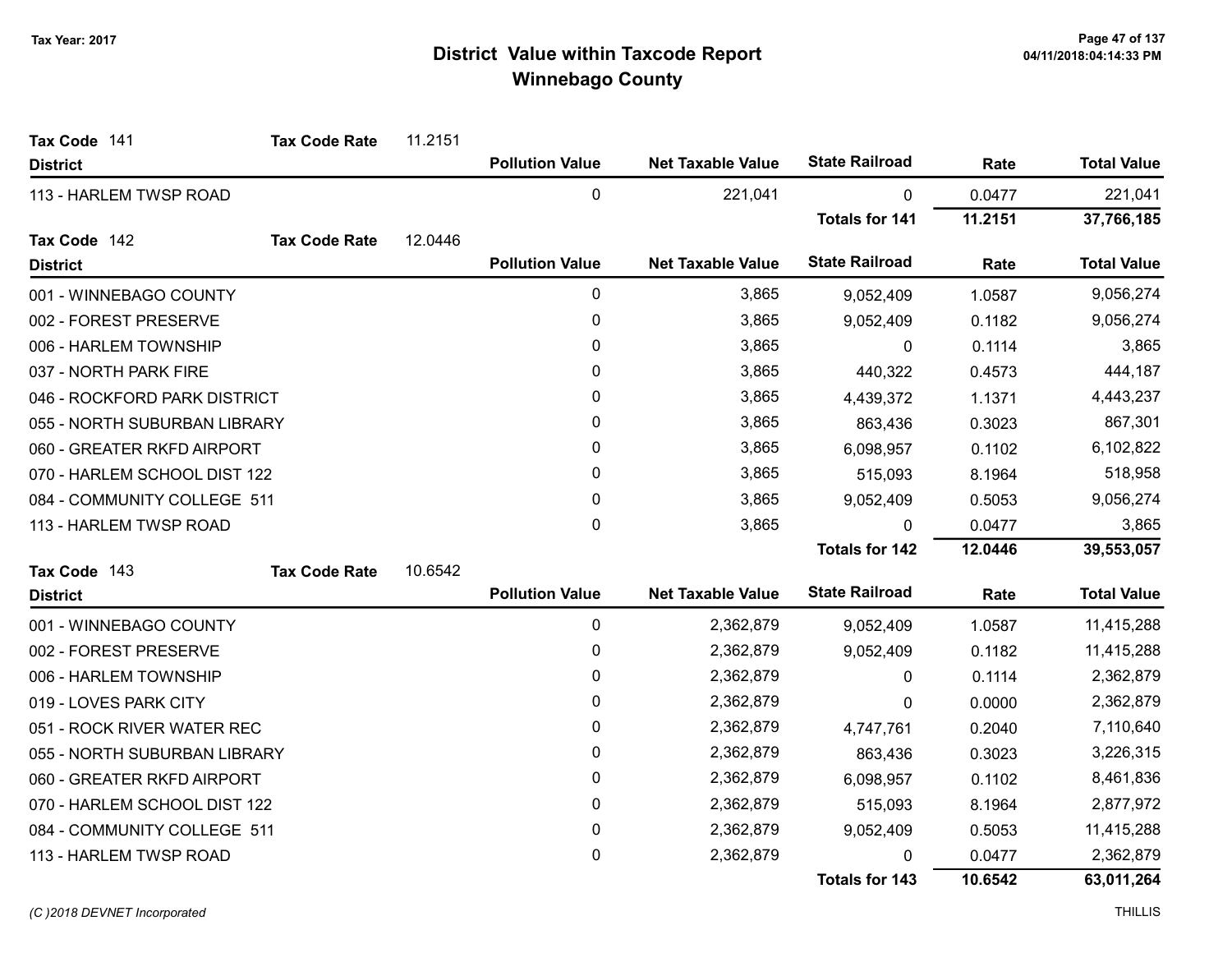# District Value within Taxcode Report
## Winnebago County

Tax Year: 2017

**Tax Code** 141 **Tax Code Rate** 11.2151

| District | Pollution Value | Net Taxable Value | State Railroad | Rate | Total Value |
|---|---|---|---|---|---|
| 113 - HARLEM TWSP ROAD | 0 | 221,041 | 0 | 0.0477 | 221,041 |
| | | | **Totals for 141** | **11.2151** | **37,766,185** |

**Tax Code** 142 **Tax Code Rate** 12.0446

| District | Pollution Value | Net Taxable Value | State Railroad | Rate | Total Value |
|---|---|---|---|---|---|
| 001 - WINNEBAGO COUNTY | 0 | 3,865 | 9,052,409 | 1.0587 | 9,056,274 |
| 002 - FOREST PRESERVE | 0 | 3,865 | 9,052,409 | 0.1182 | 9,056,274 |
| 006 - HARLEM TOWNSHIP | 0 | 3,865 | 0 | 0.1114 | 3,865 |
| 037 - NORTH PARK FIRE | 0 | 3,865 | 440,322 | 0.4573 | 444,187 |
| 046 - ROCKFORD PARK DISTRICT | 0 | 3,865 | 4,439,372 | 1.1371 | 4,443,237 |
| 055 - NORTH SUBURBAN LIBRARY | 0 | 3,865 | 863,436 | 0.3023 | 867,301 |
| 060 - GREATER RKFD AIRPORT | 0 | 3,865 | 6,098,957 | 0.1102 | 6,102,822 |
| 070 - HARLEM SCHOOL DIST 122 | 0 | 3,865 | 515,093 | 8.1964 | 518,958 |
| 084 - COMMUNITY COLLEGE 511 | 0 | 3,865 | 9,052,409 | 0.5053 | 9,056,274 |
| 113 - HARLEM TWSP ROAD | 0 | 3,865 | 0 | 0.0477 | 3,865 |
| | | | **Totals for 142** | **12.0446** | **39,553,057** |

**Tax Code** 143 **Tax Code Rate** 10.6542

| District | Pollution Value | Net Taxable Value | State Railroad | Rate | Total Value |
|---|---|---|---|---|---|
| 001 - WINNEBAGO COUNTY | 0 | 2,362,879 | 9,052,409 | 1.0587 | 11,415,288 |
| 002 - FOREST PRESERVE | 0 | 2,362,879 | 9,052,409 | 0.1182 | 11,415,288 |
| 006 - HARLEM TOWNSHIP | 0 | 2,362,879 | 0 | 0.1114 | 2,362,879 |
| 019 - LOVES PARK CITY | 0 | 2,362,879 | 0 | 0.0000 | 2,362,879 |
| 051 - ROCK RIVER WATER REC | 0 | 2,362,879 | 4,747,761 | 0.2040 | 7,110,640 |
| 055 - NORTH SUBURBAN LIBRARY | 0 | 2,362,879 | 863,436 | 0.3023 | 3,226,315 |
| 060 - GREATER RKFD AIRPORT | 0 | 2,362,879 | 6,098,957 | 0.1102 | 8,461,836 |
| 070 - HARLEM SCHOOL DIST 122 | 0 | 2,362,879 | 515,093 | 8.1964 | 2,877,972 |
| 084 - COMMUNITY COLLEGE 511 | 0 | 2,362,879 | 9,052,409 | 0.5053 | 11,415,288 |
| 113 - HARLEM TWSP ROAD | 0 | 2,362,879 | 0 | 0.0477 | 2,362,879 |
| | | | **Totals for 143** | **10.6542** | **63,011,264** |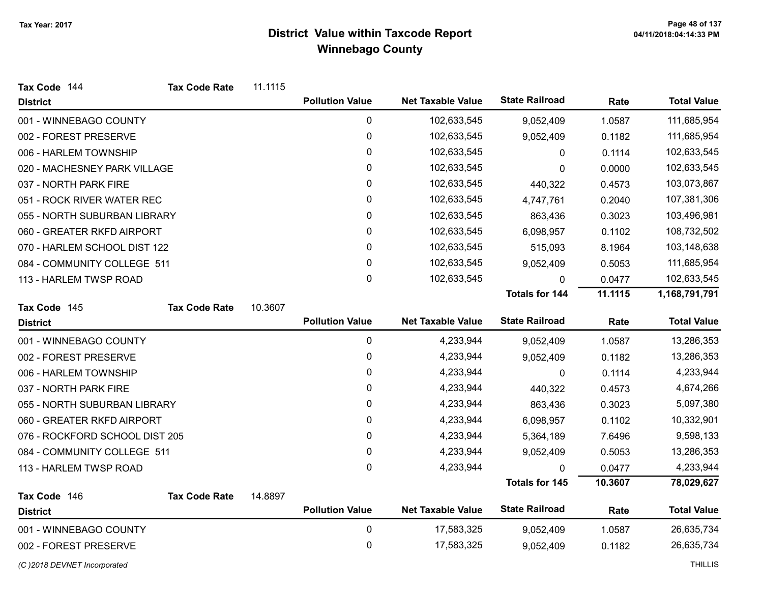# District Value within Taxcode Report
## Winnebago County

Tax Year: 2017

**Tax Code** 144 **Tax Code Rate** 11.1115

| District | Pollution Value | Net Taxable Value | State Railroad | Rate | Total Value |
|---|---|---|---|---|---|
| 001 - WINNEBAGO COUNTY | 0 | 102,633,545 | 9,052,409 | 1.0587 | 111,685,954 |
| 002 - FOREST PRESERVE | 0 | 102,633,545 | 9,052,409 | 0.1182 | 111,685,954 |
| 006 - HARLEM TOWNSHIP | 0 | 102,633,545 | 0 | 0.1114 | 102,633,545 |
| 020 - MACHESNEY PARK VILLAGE | 0 | 102,633,545 | 0 | 0.0000 | 102,633,545 |
| 037 - NORTH PARK FIRE | 0 | 102,633,545 | 440,322 | 0.4573 | 103,073,867 |
| 051 - ROCK RIVER WATER REC | 0 | 102,633,545 | 4,747,761 | 0.2040 | 107,381,306 |
| 055 - NORTH SUBURBAN LIBRARY | 0 | 102,633,545 | 863,436 | 0.3023 | 103,496,981 |
| 060 - GREATER RKFD AIRPORT | 0 | 102,633,545 | 6,098,957 | 0.1102 | 108,732,502 |
| 070 - HARLEM SCHOOL DIST 122 | 0 | 102,633,545 | 515,093 | 8.1964 | 103,148,638 |
| 084 - COMMUNITY COLLEGE 511 | 0 | 102,633,545 | 9,052,409 | 0.5053 | 111,685,954 |
| 113 - HARLEM TWSP ROAD | 0 | 102,633,545 | 0 | 0.0477 | 102,633,545 |
| | | | **Totals for 144** | **11.1115** | **1,168,791,791** |

**Tax Code** 145 **Tax Code Rate** 10.3607

| District | Pollution Value | Net Taxable Value | State Railroad | Rate | Total Value |
|---|---|---|---|---|---|
| 001 - WINNEBAGO COUNTY | 0 | 4,233,944 | 9,052,409 | 1.0587 | 13,286,353 |
| 002 - FOREST PRESERVE | 0 | 4,233,944 | 9,052,409 | 0.1182 | 13,286,353 |
| 006 - HARLEM TOWNSHIP | 0 | 4,233,944 | 0 | 0.1114 | 4,233,944 |
| 037 - NORTH PARK FIRE | 0 | 4,233,944 | 440,322 | 0.4573 | 4,674,266 |
| 055 - NORTH SUBURBAN LIBRARY | 0 | 4,233,944 | 863,436 | 0.3023 | 5,097,380 |
| 060 - GREATER RKFD AIRPORT | 0 | 4,233,944 | 6,098,957 | 0.1102 | 10,332,901 |
| 076 - ROCKFORD SCHOOL DIST 205 | 0 | 4,233,944 | 5,364,189 | 7.6496 | 9,598,133 |
| 084 - COMMUNITY COLLEGE 511 | 0 | 4,233,944 | 9,052,409 | 0.5053 | 13,286,353 |
| 113 - HARLEM TWSP ROAD | 0 | 4,233,944 | 0 | 0.0477 | 4,233,944 |
| | | | **Totals for 145** | **10.3607** | **78,029,627** |

**Tax Code** 146 **Tax Code Rate** 14.8897

| District | Pollution Value | Net Taxable Value | State Railroad | Rate | Total Value |
|---|---|---|---|---|---|
| 001 - WINNEBAGO COUNTY | 0 | 17,583,325 | 9,052,409 | 1.0587 | 26,635,734 |
| 002 - FOREST PRESERVE | 0 | 17,583,325 | 9,052,409 | 0.1182 | 26,635,734 |

*(C )2018 DEVNET Incorporated* THILLIS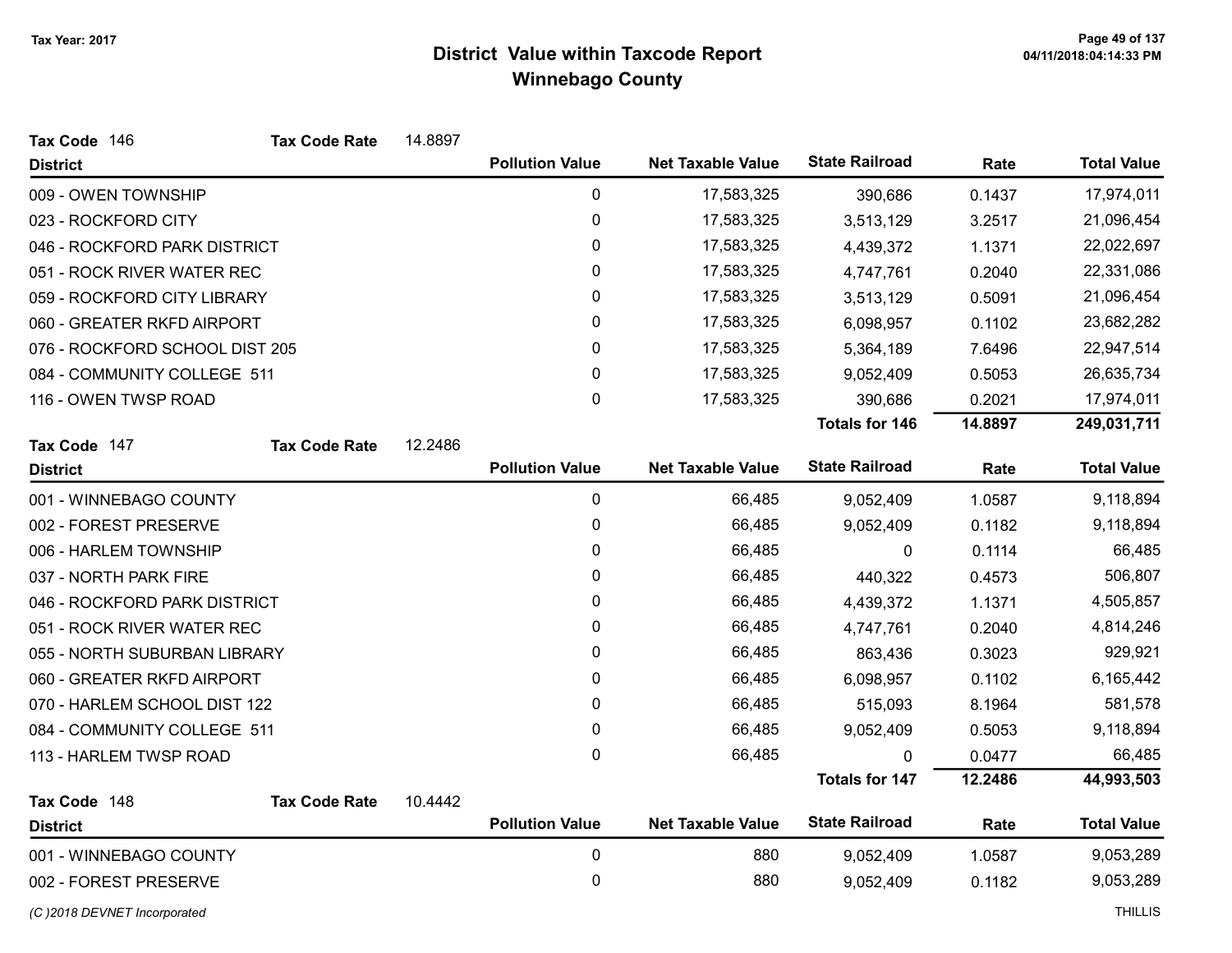Tax Year: 2017

# District Value within Taxcode Report
## Winnebago County

**Tax Code** 146 **Tax Code Rate** 14.8897

| District | Pollution Value | Net Taxable Value | State Railroad | Rate | Total Value |
|---|---|---|---|---|---|
| 009 - OWEN TOWNSHIP | 0 | 17,583,325 | 390,686 | 0.1437 | 17,974,011 |
| 023 - ROCKFORD CITY | 0 | 17,583,325 | 3,513,129 | 3.2517 | 21,096,454 |
| 046 - ROCKFORD PARK DISTRICT | 0 | 17,583,325 | 4,439,372 | 1.1371 | 22,022,697 |
| 051 - ROCK RIVER WATER REC | 0 | 17,583,325 | 4,747,761 | 0.2040 | 22,331,086 |
| 059 - ROCKFORD CITY LIBRARY | 0 | 17,583,325 | 3,513,129 | 0.5091 | 21,096,454 |
| 060 - GREATER RKFD AIRPORT | 0 | 17,583,325 | 6,098,957 | 0.1102 | 23,682,282 |
| 076 - ROCKFORD SCHOOL DIST 205 | 0 | 17,583,325 | 5,364,189 | 7.6496 | 22,947,514 |
| 084 - COMMUNITY COLLEGE 511 | 0 | 17,583,325 | 9,052,409 | 0.5053 | 26,635,734 |
| 116 - OWEN TWSP ROAD | 0 | 17,583,325 | 390,686 | 0.2021 | 17,974,011 |
| | | | **Totals for 146** | **14.8897** | **249,031,711** |

**Tax Code** 147 **Tax Code Rate** 12.2486

| District | Pollution Value | Net Taxable Value | State Railroad | Rate | Total Value |
|---|---|---|---|---|---|
| 001 - WINNEBAGO COUNTY | 0 | 66,485 | 9,052,409 | 1.0587 | 9,118,894 |
| 002 - FOREST PRESERVE | 0 | 66,485 | 9,052,409 | 0.1182 | 9,118,894 |
| 006 - HARLEM TOWNSHIP | 0 | 66,485 | 0 | 0.1114 | 66,485 |
| 037 - NORTH PARK FIRE | 0 | 66,485 | 440,322 | 0.4573 | 506,807 |
| 046 - ROCKFORD PARK DISTRICT | 0 | 66,485 | 4,439,372 | 1.1371 | 4,505,857 |
| 051 - ROCK RIVER WATER REC | 0 | 66,485 | 4,747,761 | 0.2040 | 4,814,246 |
| 055 - NORTH SUBURBAN LIBRARY | 0 | 66,485 | 863,436 | 0.3023 | 929,921 |
| 060 - GREATER RKFD AIRPORT | 0 | 66,485 | 6,098,957 | 0.1102 | 6,165,442 |
| 070 - HARLEM SCHOOL DIST 122 | 0 | 66,485 | 515,093 | 8.1964 | 581,578 |
| 084 - COMMUNITY COLLEGE 511 | 0 | 66,485 | 9,052,409 | 0.5053 | 9,118,894 |
| 113 - HARLEM TWSP ROAD | 0 | 66,485 | 0 | 0.0477 | 66,485 |
| | | | **Totals for 147** | **12.2486** | **44,993,503** |

**Tax Code** 148 **Tax Code Rate** 10.4442

| District | Pollution Value | Net Taxable Value | State Railroad | Rate | Total Value |
|---|---|---|---|---|---|
| 001 - WINNEBAGO COUNTY | 0 | 880 | 9,052,409 | 1.0587 | 9,053,289 |
| 002 - FOREST PRESERVE | 0 | 880 | 9,052,409 | 0.1182 | 9,053,289 |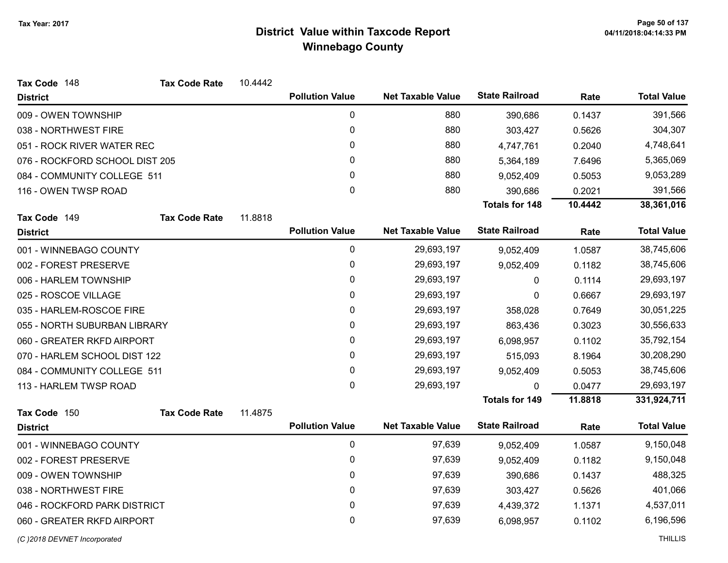# District Value within Taxcode Report
## Winnebago County

Tax Year: 2017

**Tax Code** 148 **Tax Code Rate** 10.4442

| District | Pollution Value | Net Taxable Value | State Railroad | Rate | Total Value |
|---|---|---|---|---|---|
| 009 - OWEN TOWNSHIP | 0 | 880 | 390,686 | 0.1437 | 391,566 |
| 038 - NORTHWEST FIRE | 0 | 880 | 303,427 | 0.5626 | 304,307 |
| 051 - ROCK RIVER WATER REC | 0 | 880 | 4,747,761 | 0.2040 | 4,748,641 |
| 076 - ROCKFORD SCHOOL DIST 205 | 0 | 880 | 5,364,189 | 7.6496 | 5,365,069 |
| 084 - COMMUNITY COLLEGE 511 | 0 | 880 | 9,052,409 | 0.5053 | 9,053,289 |
| 116 - OWEN TWSP ROAD | 0 | 880 | 390,686 | 0.2021 | 391,566 |
| | | | **Totals for 148** | **10.4442** | **38,361,016** |

**Tax Code** 149 **Tax Code Rate** 11.8818

| District | Pollution Value | Net Taxable Value | State Railroad | Rate | Total Value |
|---|---|---|---|---|---|
| 001 - WINNEBAGO COUNTY | 0 | 29,693,197 | 9,052,409 | 1.0587 | 38,745,606 |
| 002 - FOREST PRESERVE | 0 | 29,693,197 | 9,052,409 | 0.1182 | 38,745,606 |
| 006 - HARLEM TOWNSHIP | 0 | 29,693,197 | 0 | 0.1114 | 29,693,197 |
| 025 - ROSCOE VILLAGE | 0 | 29,693,197 | 0 | 0.6667 | 29,693,197 |
| 035 - HARLEM-ROSCOE FIRE | 0 | 29,693,197 | 358,028 | 0.7649 | 30,051,225 |
| 055 - NORTH SUBURBAN LIBRARY | 0 | 29,693,197 | 863,436 | 0.3023 | 30,556,633 |
| 060 - GREATER RKFD AIRPORT | 0 | 29,693,197 | 6,098,957 | 0.1102 | 35,792,154 |
| 070 - HARLEM SCHOOL DIST 122 | 0 | 29,693,197 | 515,093 | 8.1964 | 30,208,290 |
| 084 - COMMUNITY COLLEGE 511 | 0 | 29,693,197 | 9,052,409 | 0.5053 | 38,745,606 |
| 113 - HARLEM TWSP ROAD | 0 | 29,693,197 | 0 | 0.0477 | 29,693,197 |
| | | | **Totals for 149** | **11.8818** | **331,924,711** |

**Tax Code** 150 **Tax Code Rate** 11.4875

| District | Pollution Value | Net Taxable Value | State Railroad | Rate | Total Value |
|---|---|---|---|---|---|
| 001 - WINNEBAGO COUNTY | 0 | 97,639 | 9,052,409 | 1.0587 | 9,150,048 |
| 002 - FOREST PRESERVE | 0 | 97,639 | 9,052,409 | 0.1182 | 9,150,048 |
| 009 - OWEN TOWNSHIP | 0 | 97,639 | 390,686 | 0.1437 | 488,325 |
| 038 - NORTHWEST FIRE | 0 | 97,639 | 303,427 | 0.5626 | 401,066 |
| 046 - ROCKFORD PARK DISTRICT | 0 | 97,639 | 4,439,372 | 1.1371 | 4,537,011 |
| 060 - GREATER RKFD AIRPORT | 0 | 97,639 | 6,098,957 | 0.1102 | 6,196,596 |

*(C )2018 DEVNET Incorporated* THILLIS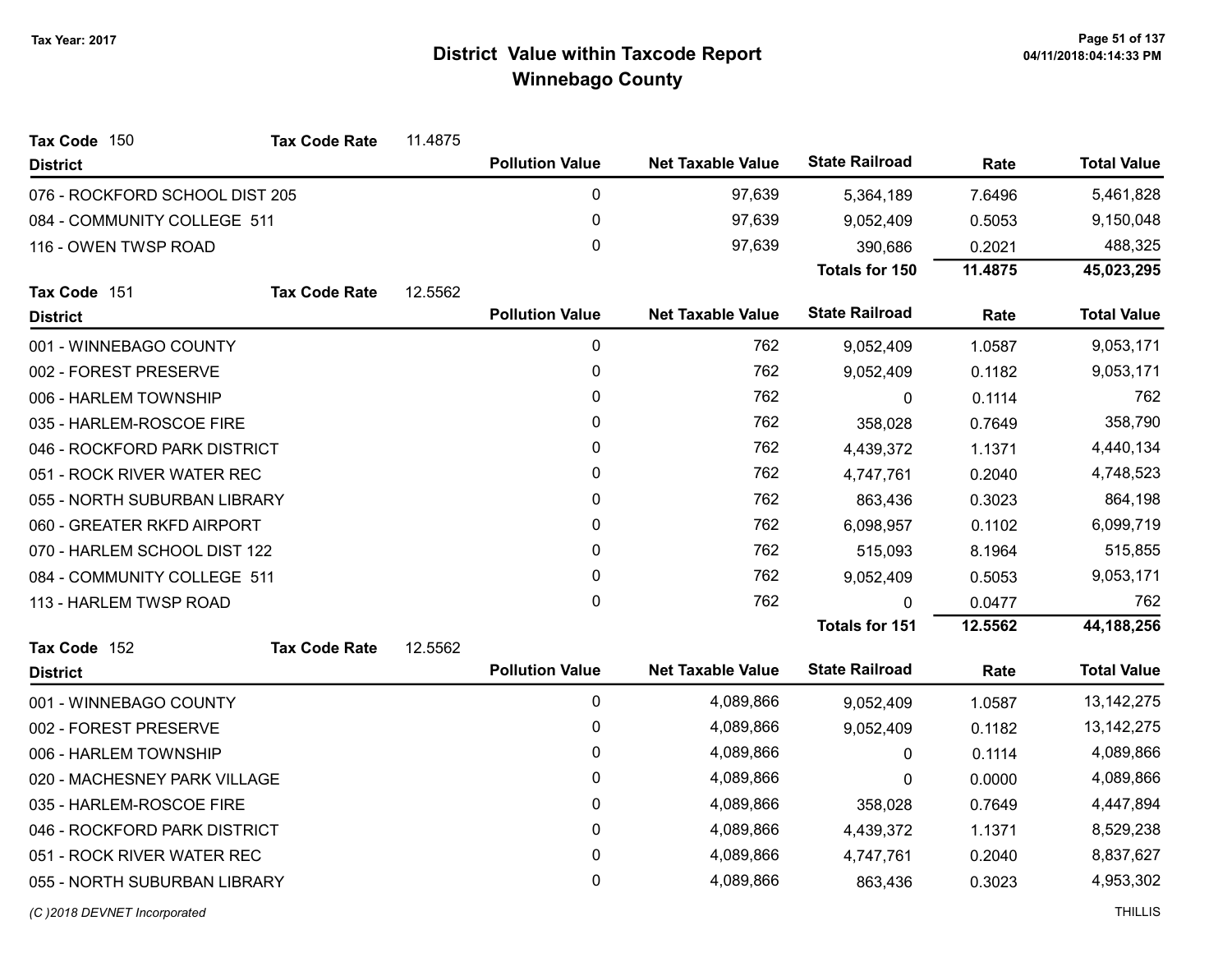# District Value within Taxcode Report
## Winnebago County

Tax Year: 2017

**Tax Code** 150 **Tax Code Rate** 11.4875

| District | Pollution Value | Net Taxable Value | State Railroad | Rate | Total Value |
|---|---|---|---|---|---|
| 076 - ROCKFORD SCHOOL DIST 205 | 0 | 97,639 | 5,364,189 | 7.6496 | 5,461,828 |
| 084 - COMMUNITY COLLEGE 511 | 0 | 97,639 | 9,052,409 | 0.5053 | 9,150,048 |
| 116 - OWEN TWSP ROAD | 0 | 97,639 | 390,686 | 0.2021 | 488,325 |
| | | | **Totals for 150** | **11.4875** | **45,023,295** |

**Tax Code** 151 **Tax Code Rate** 12.5562

| District | Pollution Value | Net Taxable Value | State Railroad | Rate | Total Value |
|---|---|---|---|---|---|
| 001 - WINNEBAGO COUNTY | 0 | 762 | 9,052,409 | 1.0587 | 9,053,171 |
| 002 - FOREST PRESERVE | 0 | 762 | 9,052,409 | 0.1182 | 9,053,171 |
| 006 - HARLEM TOWNSHIP | 0 | 762 | 0 | 0.1114 | 762 |
| 035 - HARLEM-ROSCOE FIRE | 0 | 762 | 358,028 | 0.7649 | 358,790 |
| 046 - ROCKFORD PARK DISTRICT | 0 | 762 | 4,439,372 | 1.1371 | 4,440,134 |
| 051 - ROCK RIVER WATER REC | 0 | 762 | 4,747,761 | 0.2040 | 4,748,523 |
| 055 - NORTH SUBURBAN LIBRARY | 0 | 762 | 863,436 | 0.3023 | 864,198 |
| 060 - GREATER RKFD AIRPORT | 0 | 762 | 6,098,957 | 0.1102 | 6,099,719 |
| 070 - HARLEM SCHOOL DIST 122 | 0 | 762 | 515,093 | 8.1964 | 515,855 |
| 084 - COMMUNITY COLLEGE 511 | 0 | 762 | 9,052,409 | 0.5053 | 9,053,171 |
| 113 - HARLEM TWSP ROAD | 0 | 762 | 0 | 0.0477 | 762 |
| | | | **Totals for 151** | **12.5562** | **44,188,256** |

**Tax Code** 152 **Tax Code Rate** 12.5562

| District | Pollution Value | Net Taxable Value | State Railroad | Rate | Total Value |
|---|---|---|---|---|---|
| 001 - WINNEBAGO COUNTY | 0 | 4,089,866 | 9,052,409 | 1.0587 | 13,142,275 |
| 002 - FOREST PRESERVE | 0 | 4,089,866 | 9,052,409 | 0.1182 | 13,142,275 |
| 006 - HARLEM TOWNSHIP | 0 | 4,089,866 | 0 | 0.1114 | 4,089,866 |
| 020 - MACHESNEY PARK VILLAGE | 0 | 4,089,866 | 0 | 0.0000 | 4,089,866 |
| 035 - HARLEM-ROSCOE FIRE | 0 | 4,089,866 | 358,028 | 0.7649 | 4,447,894 |
| 046 - ROCKFORD PARK DISTRICT | 0 | 4,089,866 | 4,439,372 | 1.1371 | 8,529,238 |
| 051 - ROCK RIVER WATER REC | 0 | 4,089,866 | 4,747,761 | 0.2040 | 8,837,627 |
| 055 - NORTH SUBURBAN LIBRARY | 0 | 4,089,866 | 863,436 | 0.3023 | 4,953,302 |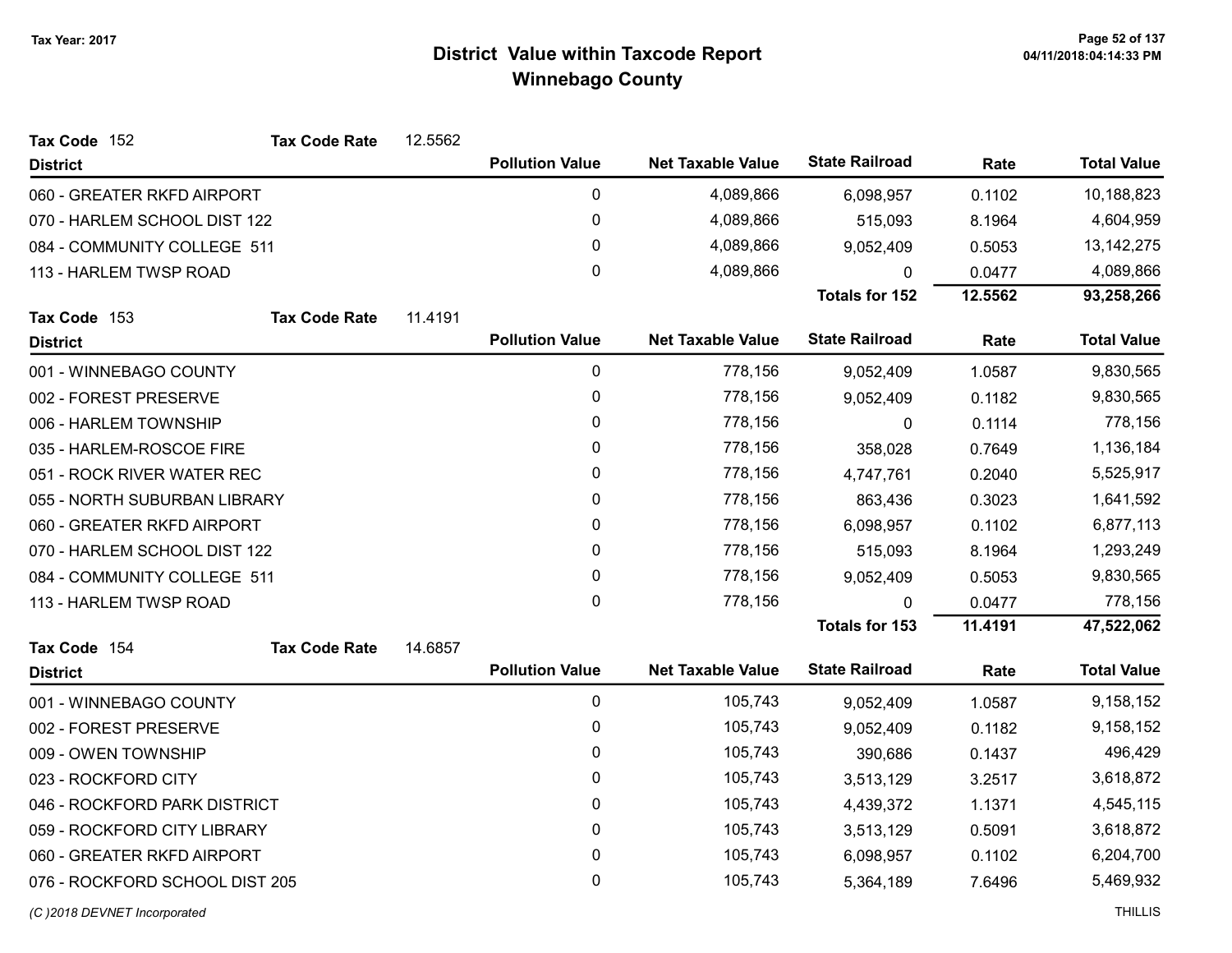# District Value within Taxcode Report
## Winnebago County

Tax Year: 2017

**Tax Code** 152 **Tax Code Rate** 12.5562

| District | Pollution Value | Net Taxable Value | State Railroad | Rate | Total Value |
|---|---|---|---|---|---|
| 060 - GREATER RKFD AIRPORT | 0 | 4,089,866 | 6,098,957 | 0.1102 | 10,188,823 |
| 070 - HARLEM SCHOOL DIST 122 | 0 | 4,089,866 | 515,093 | 8.1964 | 4,604,959 |
| 084 - COMMUNITY COLLEGE 511 | 0 | 4,089,866 | 9,052,409 | 0.5053 | 13,142,275 |
| 113 - HARLEM TWSP ROAD | 0 | 4,089,866 | 0 | 0.0477 | 4,089,866 |
| | | | **Totals for 152** | **12.5562** | **93,258,266** |

**Tax Code** 153 **Tax Code Rate** 11.4191

| District | Pollution Value | Net Taxable Value | State Railroad | Rate | Total Value |
|---|---|---|---|---|---|
| 001 - WINNEBAGO COUNTY | 0 | 778,156 | 9,052,409 | 1.0587 | 9,830,565 |
| 002 - FOREST PRESERVE | 0 | 778,156 | 9,052,409 | 0.1182 | 9,830,565 |
| 006 - HARLEM TOWNSHIP | 0 | 778,156 | 0 | 0.1114 | 778,156 |
| 035 - HARLEM-ROSCOE FIRE | 0 | 778,156 | 358,028 | 0.7649 | 1,136,184 |
| 051 - ROCK RIVER WATER REC | 0 | 778,156 | 4,747,761 | 0.2040 | 5,525,917 |
| 055 - NORTH SUBURBAN LIBRARY | 0 | 778,156 | 863,436 | 0.3023 | 1,641,592 |
| 060 - GREATER RKFD AIRPORT | 0 | 778,156 | 6,098,957 | 0.1102 | 6,877,113 |
| 070 - HARLEM SCHOOL DIST 122 | 0 | 778,156 | 515,093 | 8.1964 | 1,293,249 |
| 084 - COMMUNITY COLLEGE 511 | 0 | 778,156 | 9,052,409 | 0.5053 | 9,830,565 |
| 113 - HARLEM TWSP ROAD | 0 | 778,156 | 0 | 0.0477 | 778,156 |
| | | | **Totals for 153** | **11.4191** | **47,522,062** |

**Tax Code** 154 **Tax Code Rate** 14.6857

| District | Pollution Value | Net Taxable Value | State Railroad | Rate | Total Value |
|---|---|---|---|---|---|
| 001 - WINNEBAGO COUNTY | 0 | 105,743 | 9,052,409 | 1.0587 | 9,158,152 |
| 002 - FOREST PRESERVE | 0 | 105,743 | 9,052,409 | 0.1182 | 9,158,152 |
| 009 - OWEN TOWNSHIP | 0 | 105,743 | 390,686 | 0.1437 | 496,429 |
| 023 - ROCKFORD CITY | 0 | 105,743 | 3,513,129 | 3.2517 | 3,618,872 |
| 046 - ROCKFORD PARK DISTRICT | 0 | 105,743 | 4,439,372 | 1.1371 | 4,545,115 |
| 059 - ROCKFORD CITY LIBRARY | 0 | 105,743 | 3,513,129 | 0.5091 | 3,618,872 |
| 060 - GREATER RKFD AIRPORT | 0 | 105,743 | 6,098,957 | 0.1102 | 6,204,700 |
| 076 - ROCKFORD SCHOOL DIST 205 | 0 | 105,743 | 5,364,189 | 7.6496 | 5,469,932 |

(C )2018 DEVNET Incorporated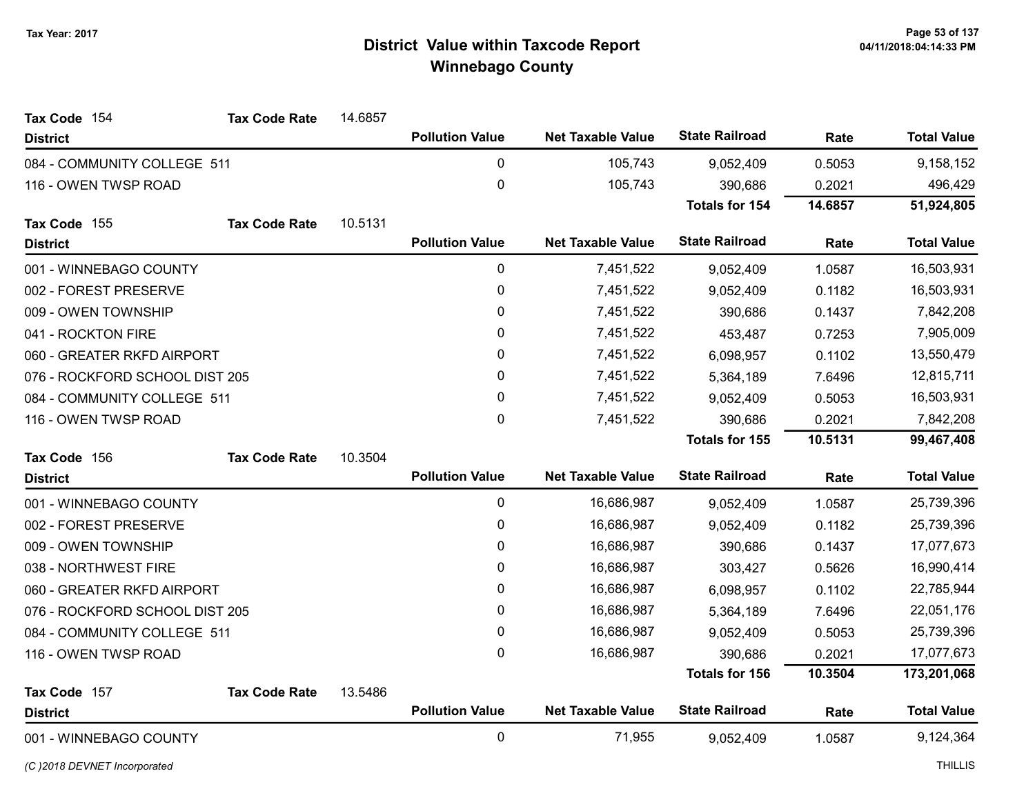# District Value within Taxcode Report
## Winnebago County

Tax Year: 2017

**Tax Code** 154 **Tax Code Rate** 14.6857

| District | Pollution Value | Net Taxable Value | State Railroad | Rate | Total Value |
|---|---|---|---|---|---|
| 084 - COMMUNITY COLLEGE 511 | 0 | 105,743 | 9,052,409 | 0.5053 | 9,158,152 |
| 116 - OWEN TWSP ROAD | 0 | 105,743 | 390,686 | 0.2021 | 496,429 |
| | | | **Totals for 154** | **14.6857** | **51,924,805** |

**Tax Code** 155 **Tax Code Rate** 10.5131

| District | Pollution Value | Net Taxable Value | State Railroad | Rate | Total Value |
|---|---|---|---|---|---|
| 001 - WINNEBAGO COUNTY | 0 | 7,451,522 | 9,052,409 | 1.0587 | 16,503,931 |
| 002 - FOREST PRESERVE | 0 | 7,451,522 | 9,052,409 | 0.1182 | 16,503,931 |
| 009 - OWEN TOWNSHIP | 0 | 7,451,522 | 390,686 | 0.1437 | 7,842,208 |
| 041 - ROCKTON FIRE | 0 | 7,451,522 | 453,487 | 0.7253 | 7,905,009 |
| 060 - GREATER RKFD AIRPORT | 0 | 7,451,522 | 6,098,957 | 0.1102 | 13,550,479 |
| 076 - ROCKFORD SCHOOL DIST 205 | 0 | 7,451,522 | 5,364,189 | 7.6496 | 12,815,711 |
| 084 - COMMUNITY COLLEGE 511 | 0 | 7,451,522 | 9,052,409 | 0.5053 | 16,503,931 |
| 116 - OWEN TWSP ROAD | 0 | 7,451,522 | 390,686 | 0.2021 | 7,842,208 |
| | | | **Totals for 155** | **10.5131** | **99,467,408** |

**Tax Code** 156 **Tax Code Rate** 10.3504

| District | Pollution Value | Net Taxable Value | State Railroad | Rate | Total Value |
|---|---|---|---|---|---|
| 001 - WINNEBAGO COUNTY | 0 | 16,686,987 | 9,052,409 | 1.0587 | 25,739,396 |
| 002 - FOREST PRESERVE | 0 | 16,686,987 | 9,052,409 | 0.1182 | 25,739,396 |
| 009 - OWEN TOWNSHIP | 0 | 16,686,987 | 390,686 | 0.1437 | 17,077,673 |
| 038 - NORTHWEST FIRE | 0 | 16,686,987 | 303,427 | 0.5626 | 16,990,414 |
| 060 - GREATER RKFD AIRPORT | 0 | 16,686,987 | 6,098,957 | 0.1102 | 22,785,944 |
| 076 - ROCKFORD SCHOOL DIST 205 | 0 | 16,686,987 | 5,364,189 | 7.6496 | 22,051,176 |
| 084 - COMMUNITY COLLEGE 511 | 0 | 16,686,987 | 9,052,409 | 0.5053 | 25,739,396 |
| 116 - OWEN TWSP ROAD | 0 | 16,686,987 | 390,686 | 0.2021 | 17,077,673 |
| | | | **Totals for 156** | **10.3504** | **173,201,068** |

**Tax Code** 157 **Tax Code Rate** 13.5486

| District | Pollution Value | Net Taxable Value | State Railroad | Rate | Total Value |
|---|---|---|---|---|---|
| 001 - WINNEBAGO COUNTY | 0 | 71,955 | 9,052,409 | 1.0587 | 9,124,364 |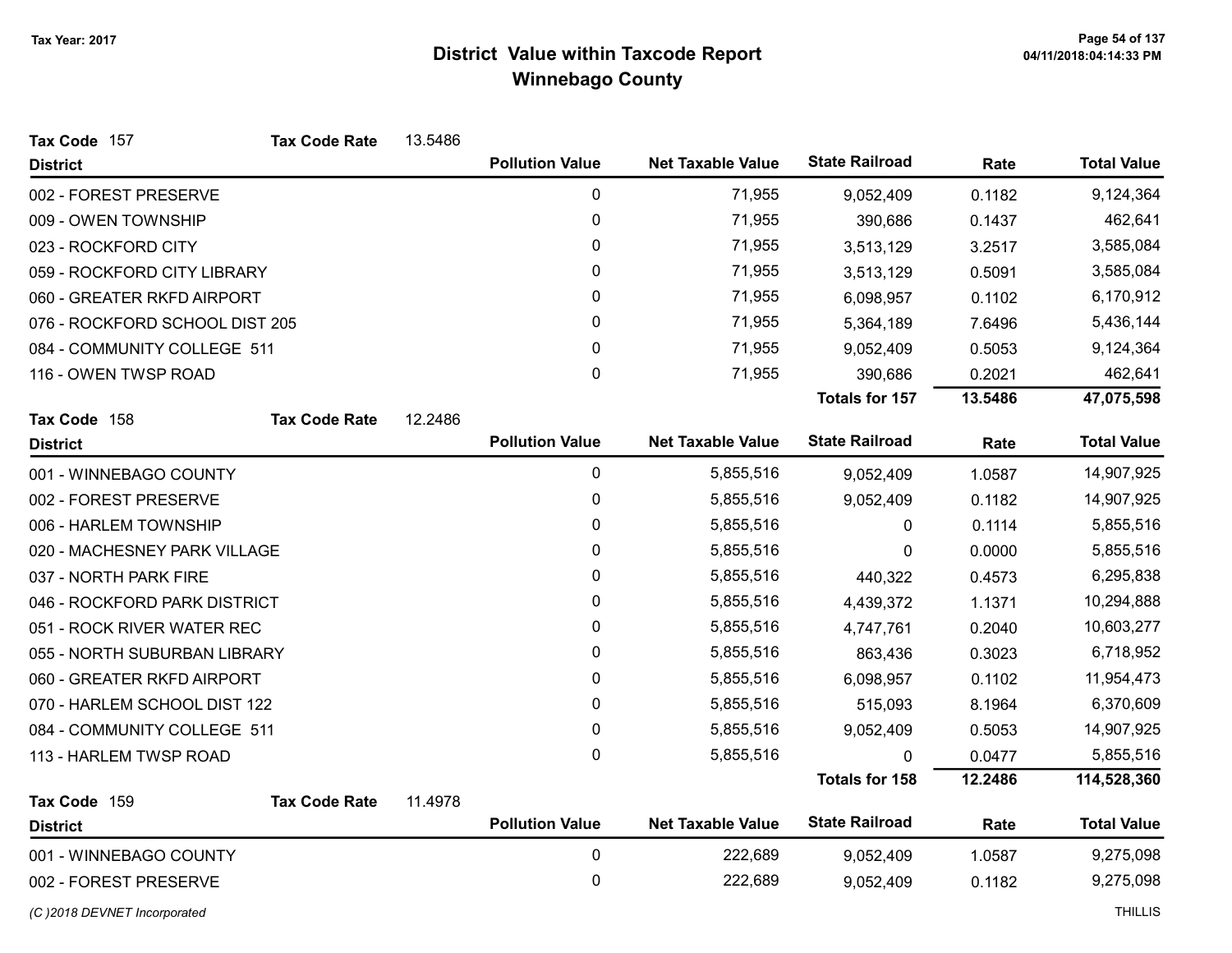# District Value within Taxcode Report
## Winnebago County

Tax Year: 2017

**Tax Code** 157 **Tax Code Rate** 13.5486

| District | Pollution Value | Net Taxable Value | State Railroad | Rate | Total Value |
|---|---|---|---|---|---|
| 002 - FOREST PRESERVE | 0 | 71,955 | 9,052,409 | 0.1182 | 9,124,364 |
| 009 - OWEN TOWNSHIP | 0 | 71,955 | 390,686 | 0.1437 | 462,641 |
| 023 - ROCKFORD CITY | 0 | 71,955 | 3,513,129 | 3.2517 | 3,585,084 |
| 059 - ROCKFORD CITY LIBRARY | 0 | 71,955 | 3,513,129 | 0.5091 | 3,585,084 |
| 060 - GREATER RKFD AIRPORT | 0 | 71,955 | 6,098,957 | 0.1102 | 6,170,912 |
| 076 - ROCKFORD SCHOOL DIST 205 | 0 | 71,955 | 5,364,189 | 7.6496 | 5,436,144 |
| 084 - COMMUNITY COLLEGE 511 | 0 | 71,955 | 9,052,409 | 0.5053 | 9,124,364 |
| 116 - OWEN TWSP ROAD | 0 | 71,955 | 390,686 | 0.2021 | 462,641 |
| | | | **Totals for 157** | **13.5486** | **47,075,598** |

**Tax Code** 158 **Tax Code Rate** 12.2486

| District | Pollution Value | Net Taxable Value | State Railroad | Rate | Total Value |
|---|---|---|---|---|---|
| 001 - WINNEBAGO COUNTY | 0 | 5,855,516 | 9,052,409 | 1.0587 | 14,907,925 |
| 002 - FOREST PRESERVE | 0 | 5,855,516 | 9,052,409 | 0.1182 | 14,907,925 |
| 006 - HARLEM TOWNSHIP | 0 | 5,855,516 | 0 | 0.1114 | 5,855,516 |
| 020 - MACHESNEY PARK VILLAGE | 0 | 5,855,516 | 0 | 0.0000 | 5,855,516 |
| 037 - NORTH PARK FIRE | 0 | 5,855,516 | 440,322 | 0.4573 | 6,295,838 |
| 046 - ROCKFORD PARK DISTRICT | 0 | 5,855,516 | 4,439,372 | 1.1371 | 10,294,888 |
| 051 - ROCK RIVER WATER REC | 0 | 5,855,516 | 4,747,761 | 0.2040 | 10,603,277 |
| 055 - NORTH SUBURBAN LIBRARY | 0 | 5,855,516 | 863,436 | 0.3023 | 6,718,952 |
| 060 - GREATER RKFD AIRPORT | 0 | 5,855,516 | 6,098,957 | 0.1102 | 11,954,473 |
| 070 - HARLEM SCHOOL DIST 122 | 0 | 5,855,516 | 515,093 | 8.1964 | 6,370,609 |
| 084 - COMMUNITY COLLEGE 511 | 0 | 5,855,516 | 9,052,409 | 0.5053 | 14,907,925 |
| 113 - HARLEM TWSP ROAD | 0 | 5,855,516 | 0 | 0.0477 | 5,855,516 |
| | | | **Totals for 158** | **12.2486** | **114,528,360** |

**Tax Code** 159 **Tax Code Rate** 11.4978

| District | Pollution Value | Net Taxable Value | State Railroad | Rate | Total Value |
|---|---|---|---|---|---|
| 001 - WINNEBAGO COUNTY | 0 | 222,689 | 9,052,409 | 1.0587 | 9,275,098 |
| 002 - FOREST PRESERVE | 0 | 222,689 | 9,052,409 | 0.1182 | 9,275,098 |

(C )2018 DEVNET Incorporated THILLIS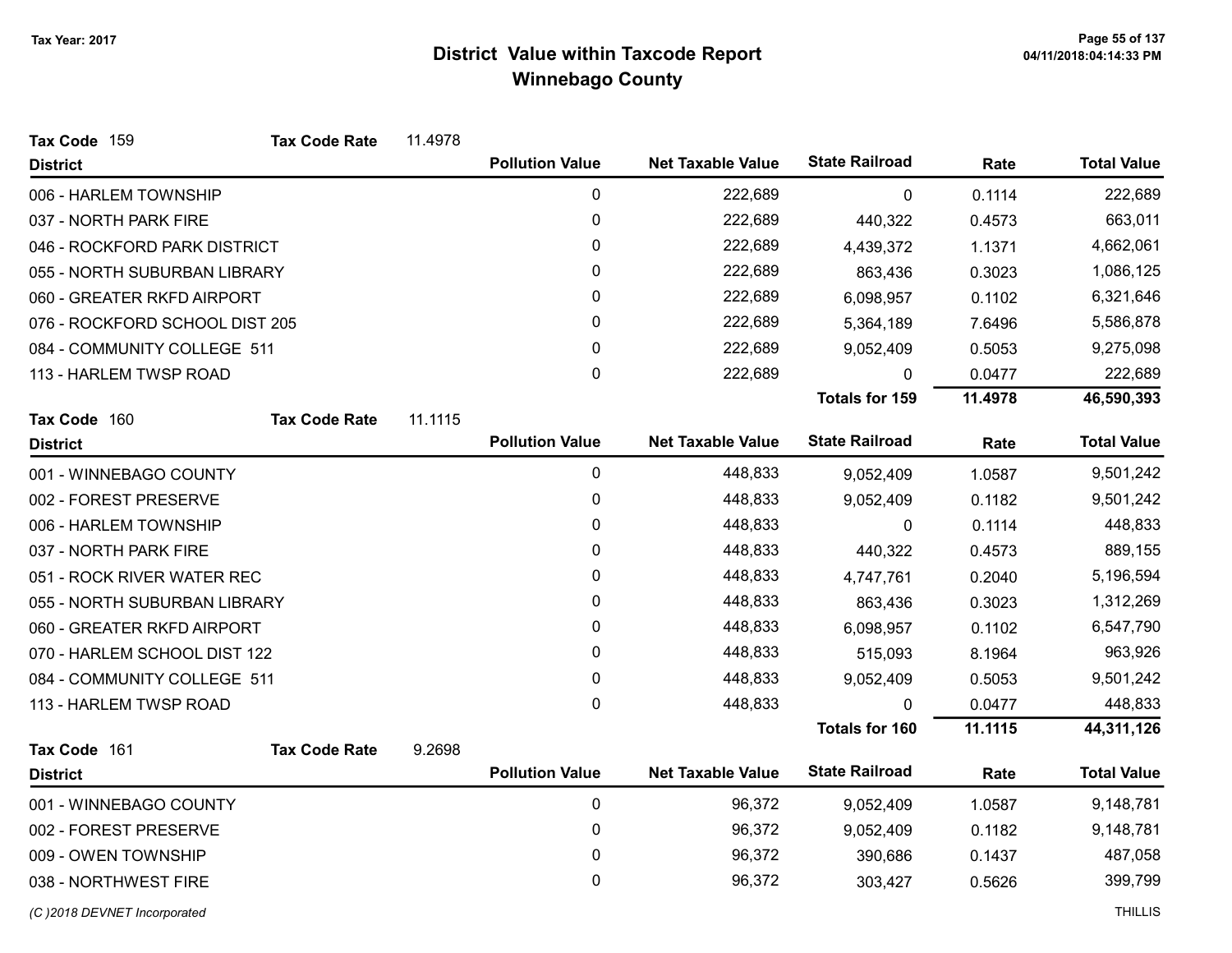# District Value within Taxcode Report
## Winnebago County

Tax Year: 2017

**Tax Code** 159 **Tax Code Rate** 11.4978

| District | Pollution Value | Net Taxable Value | State Railroad | Rate | Total Value |
|---|---|---|---|---|---|
| 006 - HARLEM TOWNSHIP | 0 | 222,689 | 0 | 0.1114 | 222,689 |
| 037 - NORTH PARK FIRE | 0 | 222,689 | 440,322 | 0.4573 | 663,011 |
| 046 - ROCKFORD PARK DISTRICT | 0 | 222,689 | 4,439,372 | 1.1371 | 4,662,061 |
| 055 - NORTH SUBURBAN LIBRARY | 0 | 222,689 | 863,436 | 0.3023 | 1,086,125 |
| 060 - GREATER RKFD AIRPORT | 0 | 222,689 | 6,098,957 | 0.1102 | 6,321,646 |
| 076 - ROCKFORD SCHOOL DIST 205 | 0 | 222,689 | 5,364,189 | 7.6496 | 5,586,878 |
| 084 - COMMUNITY COLLEGE 511 | 0 | 222,689 | 9,052,409 | 0.5053 | 9,275,098 |
| 113 - HARLEM TWSP ROAD | 0 | 222,689 | 0 | 0.0477 | 222,689 |
| | | | **Totals for 159** | **11.4978** | **46,590,393** |

**Tax Code** 160 **Tax Code Rate** 11.1115

| District | Pollution Value | Net Taxable Value | State Railroad | Rate | Total Value |
|---|---|---|---|---|---|
| 001 - WINNEBAGO COUNTY | 0 | 448,833 | 9,052,409 | 1.0587 | 9,501,242 |
| 002 - FOREST PRESERVE | 0 | 448,833 | 9,052,409 | 0.1182 | 9,501,242 |
| 006 - HARLEM TOWNSHIP | 0 | 448,833 | 0 | 0.1114 | 448,833 |
| 037 - NORTH PARK FIRE | 0 | 448,833 | 440,322 | 0.4573 | 889,155 |
| 051 - ROCK RIVER WATER REC | 0 | 448,833 | 4,747,761 | 0.2040 | 5,196,594 |
| 055 - NORTH SUBURBAN LIBRARY | 0 | 448,833 | 863,436 | 0.3023 | 1,312,269 |
| 060 - GREATER RKFD AIRPORT | 0 | 448,833 | 6,098,957 | 0.1102 | 6,547,790 |
| 070 - HARLEM SCHOOL DIST 122 | 0 | 448,833 | 515,093 | 8.1964 | 963,926 |
| 084 - COMMUNITY COLLEGE 511 | 0 | 448,833 | 9,052,409 | 0.5053 | 9,501,242 |
| 113 - HARLEM TWSP ROAD | 0 | 448,833 | 0 | 0.0477 | 448,833 |
| | | | **Totals for 160** | **11.1115** | **44,311,126** |

**Tax Code** 161 **Tax Code Rate** 9.2698

| District | Pollution Value | Net Taxable Value | State Railroad | Rate | Total Value |
|---|---|---|---|---|---|
| 001 - WINNEBAGO COUNTY | 0 | 96,372 | 9,052,409 | 1.0587 | 9,148,781 |
| 002 - FOREST PRESERVE | 0 | 96,372 | 9,052,409 | 0.1182 | 9,148,781 |
| 009 - OWEN TOWNSHIP | 0 | 96,372 | 390,686 | 0.1437 | 487,058 |
| 038 - NORTHWEST FIRE | 0 | 96,372 | 303,427 | 0.5626 | 399,799 |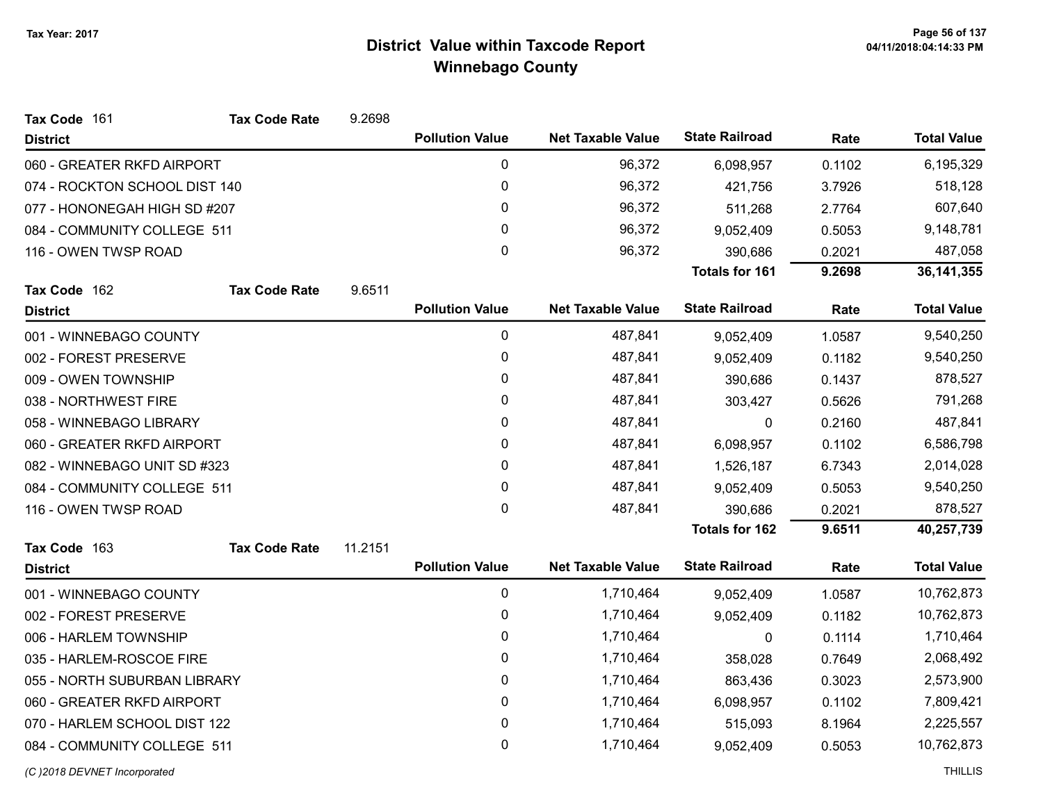Tax Year: 2017

# District Value within Taxcode Report
## Winnebago County

**Tax Code** 161 **Tax Code Rate** 9.2698

| District | Pollution Value | Net Taxable Value | State Railroad | Rate | Total Value |
|---|---|---|---|---|---|
| 060 - GREATER RKFD AIRPORT | 0 | 96,372 | 6,098,957 | 0.1102 | 6,195,329 |
| 074 - ROCKTON SCHOOL DIST 140 | 0 | 96,372 | 421,756 | 3.7926 | 518,128 |
| 077 - HONONEGAH HIGH SD #207 | 0 | 96,372 | 511,268 | 2.7764 | 607,640 |
| 084 - COMMUNITY COLLEGE 511 | 0 | 96,372 | 9,052,409 | 0.5053 | 9,148,781 |
| 116 - OWEN TWSP ROAD | 0 | 96,372 | 390,686 | 0.2021 | 487,058 |
| | | | **Totals for 161** | **9.2698** | **36,141,355** |

**Tax Code** 162 **Tax Code Rate** 9.6511

| District | Pollution Value | Net Taxable Value | State Railroad | Rate | Total Value |
|---|---|---|---|---|---|
| 001 - WINNEBAGO COUNTY | 0 | 487,841 | 9,052,409 | 1.0587 | 9,540,250 |
| 002 - FOREST PRESERVE | 0 | 487,841 | 9,052,409 | 0.1182 | 9,540,250 |
| 009 - OWEN TOWNSHIP | 0 | 487,841 | 390,686 | 0.1437 | 878,527 |
| 038 - NORTHWEST FIRE | 0 | 487,841 | 303,427 | 0.5626 | 791,268 |
| 058 - WINNEBAGO LIBRARY | 0 | 487,841 | 0 | 0.2160 | 487,841 |
| 060 - GREATER RKFD AIRPORT | 0 | 487,841 | 6,098,957 | 0.1102 | 6,586,798 |
| 082 - WINNEBAGO UNIT SD #323 | 0 | 487,841 | 1,526,187 | 6.7343 | 2,014,028 |
| 084 - COMMUNITY COLLEGE 511 | 0 | 487,841 | 9,052,409 | 0.5053 | 9,540,250 |
| 116 - OWEN TWSP ROAD | 0 | 487,841 | 390,686 | 0.2021 | 878,527 |
| | | | **Totals for 162** | **9.6511** | **40,257,739** |

**Tax Code** 163 **Tax Code Rate** 11.2151

| District | Pollution Value | Net Taxable Value | State Railroad | Rate | Total Value |
|---|---|---|---|---|---|
| 001 - WINNEBAGO COUNTY | 0 | 1,710,464 | 9,052,409 | 1.0587 | 10,762,873 |
| 002 - FOREST PRESERVE | 0 | 1,710,464 | 9,052,409 | 0.1182 | 10,762,873 |
| 006 - HARLEM TOWNSHIP | 0 | 1,710,464 | 0 | 0.1114 | 1,710,464 |
| 035 - HARLEM-ROSCOE FIRE | 0 | 1,710,464 | 358,028 | 0.7649 | 2,068,492 |
| 055 - NORTH SUBURBAN LIBRARY | 0 | 1,710,464 | 863,436 | 0.3023 | 2,573,900 |
| 060 - GREATER RKFD AIRPORT | 0 | 1,710,464 | 6,098,957 | 0.1102 | 7,809,421 |
| 070 - HARLEM SCHOOL DIST 122 | 0 | 1,710,464 | 515,093 | 8.1964 | 2,225,557 |
| 084 - COMMUNITY COLLEGE 511 | 0 | 1,710,464 | 9,052,409 | 0.5053 | 10,762,873 |

(C )2018 DEVNET Incorporated THILLIS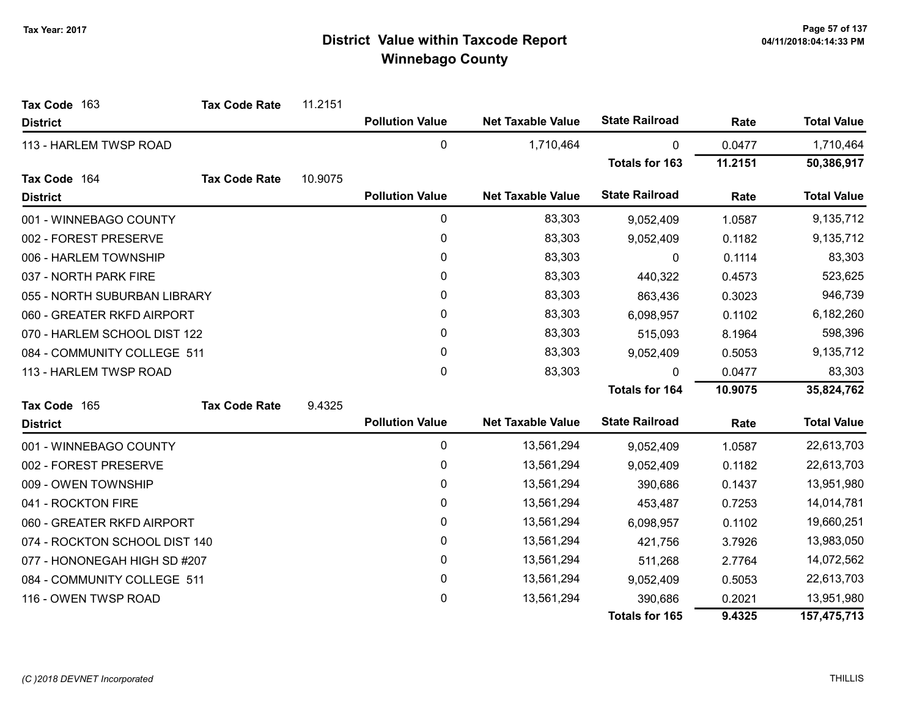# District Value within Taxcode Report
## Winnebago County

Tax Year: 2017

**Tax Code** 163 **Tax Code Rate** 11.2151

| District | Pollution Value | Net Taxable Value | State Railroad | Rate | Total Value |
|---|---|---|---|---|---|
| 113 - HARLEM TWSP ROAD | 0 | 1,710,464 | 0 | 0.0477 | 1,710,464 |
| | | | **Totals for 163** | **11.2151** | **50,386,917** |

**Tax Code** 164 **Tax Code Rate** 10.9075

| District | Pollution Value | Net Taxable Value | State Railroad | Rate | Total Value |
|---|---|---|---|---|---|
| 001 - WINNEBAGO COUNTY | 0 | 83,303 | 9,052,409 | 1.0587 | 9,135,712 |
| 002 - FOREST PRESERVE | 0 | 83,303 | 9,052,409 | 0.1182 | 9,135,712 |
| 006 - HARLEM TOWNSHIP | 0 | 83,303 | 0 | 0.1114 | 83,303 |
| 037 - NORTH PARK FIRE | 0 | 83,303 | 440,322 | 0.4573 | 523,625 |
| 055 - NORTH SUBURBAN LIBRARY | 0 | 83,303 | 863,436 | 0.3023 | 946,739 |
| 060 - GREATER RKFD AIRPORT | 0 | 83,303 | 6,098,957 | 0.1102 | 6,182,260 |
| 070 - HARLEM SCHOOL DIST 122 | 0 | 83,303 | 515,093 | 8.1964 | 598,396 |
| 084 - COMMUNITY COLLEGE 511 | 0 | 83,303 | 9,052,409 | 0.5053 | 9,135,712 |
| 113 - HARLEM TWSP ROAD | 0 | 83,303 | 0 | 0.0477 | 83,303 |
| | | | **Totals for 164** | **10.9075** | **35,824,762** |

**Tax Code** 165 **Tax Code Rate** 9.4325

| District | Pollution Value | Net Taxable Value | State Railroad | Rate | Total Value |
|---|---|---|---|---|---|
| 001 - WINNEBAGO COUNTY | 0 | 13,561,294 | 9,052,409 | 1.0587 | 22,613,703 |
| 002 - FOREST PRESERVE | 0 | 13,561,294 | 9,052,409 | 0.1182 | 22,613,703 |
| 009 - OWEN TOWNSHIP | 0 | 13,561,294 | 390,686 | 0.1437 | 13,951,980 |
| 041 - ROCKTON FIRE | 0 | 13,561,294 | 453,487 | 0.7253 | 14,014,781 |
| 060 - GREATER RKFD AIRPORT | 0 | 13,561,294 | 6,098,957 | 0.1102 | 19,660,251 |
| 074 - ROCKTON SCHOOL DIST 140 | 0 | 13,561,294 | 421,756 | 3.7926 | 13,983,050 |
| 077 - HONONEGAH HIGH SD #207 | 0 | 13,561,294 | 511,268 | 2.7764 | 14,072,562 |
| 084 - COMMUNITY COLLEGE 511 | 0 | 13,561,294 | 9,052,409 | 0.5053 | 22,613,703 |
| 116 - OWEN TWSP ROAD | 0 | 13,561,294 | 390,686 | 0.2021 | 13,951,980 |
| | | | **Totals for 165** | **9.4325** | **157,475,713** |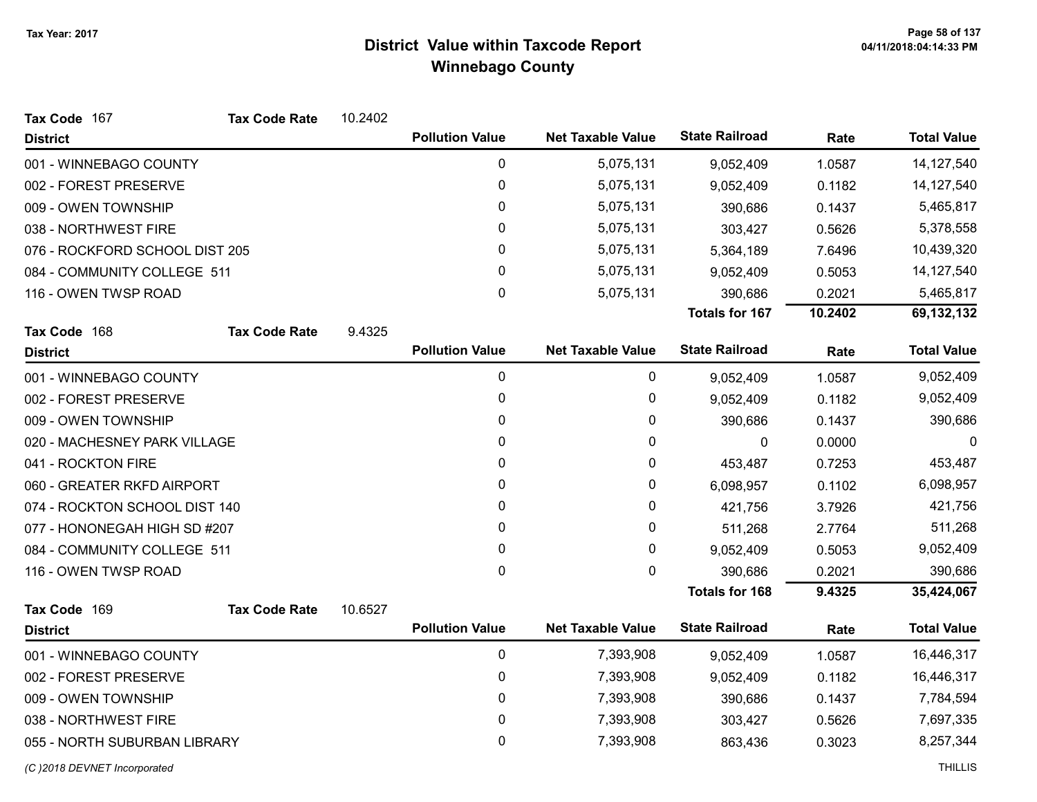# District Value within Taxcode Report
## Winnebago County

Tax Year: 2017

**Tax Code** 167 **Tax Code Rate** 10.2402

| District | Pollution Value | Net Taxable Value | State Railroad | Rate | Total Value |
|---|---|---|---|---|---|
| 001 - WINNEBAGO COUNTY | 0 | 5,075,131 | 9,052,409 | 1.0587 | 14,127,540 |
| 002 - FOREST PRESERVE | 0 | 5,075,131 | 9,052,409 | 0.1182 | 14,127,540 |
| 009 - OWEN TOWNSHIP | 0 | 5,075,131 | 390,686 | 0.1437 | 5,465,817 |
| 038 - NORTHWEST FIRE | 0 | 5,075,131 | 303,427 | 0.5626 | 5,378,558 |
| 076 - ROCKFORD SCHOOL DIST 205 | 0 | 5,075,131 | 5,364,189 | 7.6496 | 10,439,320 |
| 084 - COMMUNITY COLLEGE 511 | 0 | 5,075,131 | 9,052,409 | 0.5053 | 14,127,540 |
| 116 - OWEN TWSP ROAD | 0 | 5,075,131 | 390,686 | 0.2021 | 5,465,817 |
| | | | **Totals for 167** | **10.2402** | **69,132,132** |

**Tax Code** 168 **Tax Code Rate** 9.4325

| District | Pollution Value | Net Taxable Value | State Railroad | Rate | Total Value |
|---|---|---|---|---|---|
| 001 - WINNEBAGO COUNTY | 0 | 0 | 9,052,409 | 1.0587 | 9,052,409 |
| 002 - FOREST PRESERVE | 0 | 0 | 9,052,409 | 0.1182 | 9,052,409 |
| 009 - OWEN TOWNSHIP | 0 | 0 | 390,686 | 0.1437 | 390,686 |
| 020 - MACHESNEY PARK VILLAGE | 0 | 0 | 0 | 0.0000 | 0 |
| 041 - ROCKTON FIRE | 0 | 0 | 453,487 | 0.7253 | 453,487 |
| 060 - GREATER RKFD AIRPORT | 0 | 0 | 6,098,957 | 0.1102 | 6,098,957 |
| 074 - ROCKTON SCHOOL DIST 140 | 0 | 0 | 421,756 | 3.7926 | 421,756 |
| 077 - HONONEGAH HIGH SD #207 | 0 | 0 | 511,268 | 2.7764 | 511,268 |
| 084 - COMMUNITY COLLEGE 511 | 0 | 0 | 9,052,409 | 0.5053 | 9,052,409 |
| 116 - OWEN TWSP ROAD | 0 | 0 | 390,686 | 0.2021 | 390,686 |
| | | | **Totals for 168** | **9.4325** | **35,424,067** |

**Tax Code** 169 **Tax Code Rate** 10.6527

| District | Pollution Value | Net Taxable Value | State Railroad | Rate | Total Value |
|---|---|---|---|---|---|
| 001 - WINNEBAGO COUNTY | 0 | 7,393,908 | 9,052,409 | 1.0587 | 16,446,317 |
| 002 - FOREST PRESERVE | 0 | 7,393,908 | 9,052,409 | 0.1182 | 16,446,317 |
| 009 - OWEN TOWNSHIP | 0 | 7,393,908 | 390,686 | 0.1437 | 7,784,594 |
| 038 - NORTHWEST FIRE | 0 | 7,393,908 | 303,427 | 0.5626 | 7,697,335 |
| 055 - NORTH SUBURBAN LIBRARY | 0 | 7,393,908 | 863,436 | 0.3023 | 8,257,344 |

*(C )2018 DEVNET Incorporated* THILLIS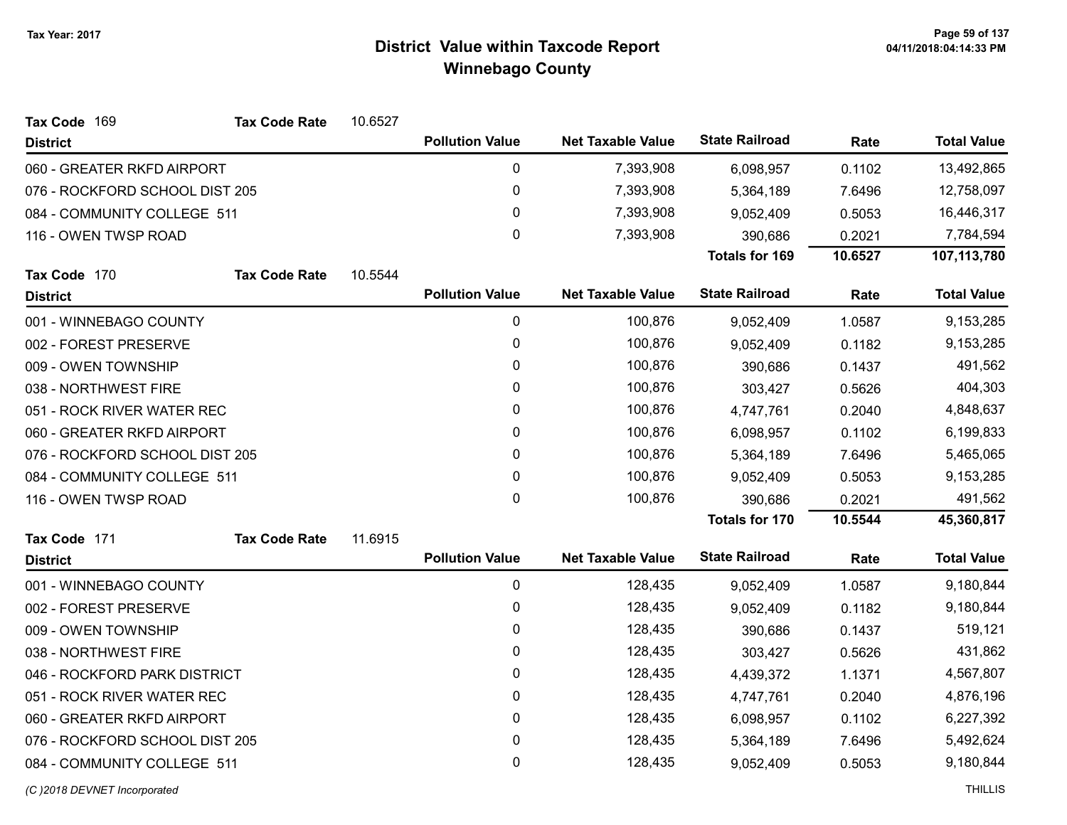# District Value within Taxcode Report
## Winnebago County

Tax Year: 2017

**Tax Code** 169 **Tax Code Rate** 10.6527

| District | Pollution Value | Net Taxable Value | State Railroad | Rate | Total Value |
|---|---|---|---|---|---|
| 060 - GREATER RKFD AIRPORT | 0 | 7,393,908 | 6,098,957 | 0.1102 | 13,492,865 |
| 076 - ROCKFORD SCHOOL DIST 205 | 0 | 7,393,908 | 5,364,189 | 7.6496 | 12,758,097 |
| 084 - COMMUNITY COLLEGE 511 | 0 | 7,393,908 | 9,052,409 | 0.5053 | 16,446,317 |
| 116 - OWEN TWSP ROAD | 0 | 7,393,908 | 390,686 | 0.2021 | 7,784,594 |
| | | | **Totals for 169** | **10.6527** | **107,113,780** |

**Tax Code** 170 **Tax Code Rate** 10.5544

| District | Pollution Value | Net Taxable Value | State Railroad | Rate | Total Value |
|---|---|---|---|---|---|
| 001 - WINNEBAGO COUNTY | 0 | 100,876 | 9,052,409 | 1.0587 | 9,153,285 |
| 002 - FOREST PRESERVE | 0 | 100,876 | 9,052,409 | 0.1182 | 9,153,285 |
| 009 - OWEN TOWNSHIP | 0 | 100,876 | 390,686 | 0.1437 | 491,562 |
| 038 - NORTHWEST FIRE | 0 | 100,876 | 303,427 | 0.5626 | 404,303 |
| 051 - ROCK RIVER WATER REC | 0 | 100,876 | 4,747,761 | 0.2040 | 4,848,637 |
| 060 - GREATER RKFD AIRPORT | 0 | 100,876 | 6,098,957 | 0.1102 | 6,199,833 |
| 076 - ROCKFORD SCHOOL DIST 205 | 0 | 100,876 | 5,364,189 | 7.6496 | 5,465,065 |
| 084 - COMMUNITY COLLEGE 511 | 0 | 100,876 | 9,052,409 | 0.5053 | 9,153,285 |
| 116 - OWEN TWSP ROAD | 0 | 100,876 | 390,686 | 0.2021 | 491,562 |
| | | | **Totals for 170** | **10.5544** | **45,360,817** |

**Tax Code** 171 **Tax Code Rate** 11.6915

| District | Pollution Value | Net Taxable Value | State Railroad | Rate | Total Value |
|---|---|---|---|---|---|
| 001 - WINNEBAGO COUNTY | 0 | 128,435 | 9,052,409 | 1.0587 | 9,180,844 |
| 002 - FOREST PRESERVE | 0 | 128,435 | 9,052,409 | 0.1182 | 9,180,844 |
| 009 - OWEN TOWNSHIP | 0 | 128,435 | 390,686 | 0.1437 | 519,121 |
| 038 - NORTHWEST FIRE | 0 | 128,435 | 303,427 | 0.5626 | 431,862 |
| 046 - ROCKFORD PARK DISTRICT | 0 | 128,435 | 4,439,372 | 1.1371 | 4,567,807 |
| 051 - ROCK RIVER WATER REC | 0 | 128,435 | 4,747,761 | 0.2040 | 4,876,196 |
| 060 - GREATER RKFD AIRPORT | 0 | 128,435 | 6,098,957 | 0.1102 | 6,227,392 |
| 076 - ROCKFORD SCHOOL DIST 205 | 0 | 128,435 | 5,364,189 | 7.6496 | 5,492,624 |
| 084 - COMMUNITY COLLEGE 511 | 0 | 128,435 | 9,052,409 | 0.5053 | 9,180,844 |

(C )2018 DEVNET Incorporated THILLIS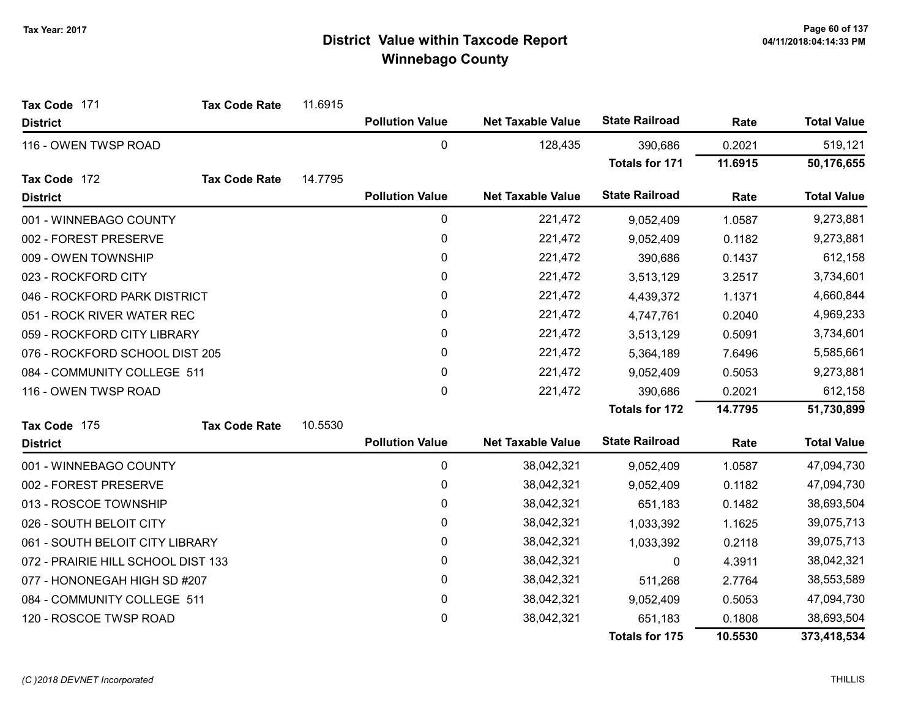# District Value within Taxcode Report
## Winnebago County

Tax Year: 2017

**Tax Code** 171 **Tax Code Rate** 11.6915

| District | Pollution Value | Net Taxable Value | State Railroad | Rate | Total Value |
|---|---|---|---|---|---|
| 116 - OWEN TWSP ROAD | 0 | 128,435 | 390,686 | 0.2021 | 519,121 |
| | | | **Totals for 171** | **11.6915** | **50,176,655** |

**Tax Code** 172 **Tax Code Rate** 14.7795

| District | Pollution Value | Net Taxable Value | State Railroad | Rate | Total Value |
|---|---|---|---|---|---|
| 001 - WINNEBAGO COUNTY | 0 | 221,472 | 9,052,409 | 1.0587 | 9,273,881 |
| 002 - FOREST PRESERVE | 0 | 221,472 | 9,052,409 | 0.1182 | 9,273,881 |
| 009 - OWEN TOWNSHIP | 0 | 221,472 | 390,686 | 0.1437 | 612,158 |
| 023 - ROCKFORD CITY | 0 | 221,472 | 3,513,129 | 3.2517 | 3,734,601 |
| 046 - ROCKFORD PARK DISTRICT | 0 | 221,472 | 4,439,372 | 1.1371 | 4,660,844 |
| 051 - ROCK RIVER WATER REC | 0 | 221,472 | 4,747,761 | 0.2040 | 4,969,233 |
| 059 - ROCKFORD CITY LIBRARY | 0 | 221,472 | 3,513,129 | 0.5091 | 3,734,601 |
| 076 - ROCKFORD SCHOOL DIST 205 | 0 | 221,472 | 5,364,189 | 7.6496 | 5,585,661 |
| 084 - COMMUNITY COLLEGE 511 | 0 | 221,472 | 9,052,409 | 0.5053 | 9,273,881 |
| 116 - OWEN TWSP ROAD | 0 | 221,472 | 390,686 | 0.2021 | 612,158 |
| | | | **Totals for 172** | **14.7795** | **51,730,899** |

**Tax Code** 175 **Tax Code Rate** 10.5530

| District | Pollution Value | Net Taxable Value | State Railroad | Rate | Total Value |
|---|---|---|---|---|---|
| 001 - WINNEBAGO COUNTY | 0 | 38,042,321 | 9,052,409 | 1.0587 | 47,094,730 |
| 002 - FOREST PRESERVE | 0 | 38,042,321 | 9,052,409 | 0.1182 | 47,094,730 |
| 013 - ROSCOE TOWNSHIP | 0 | 38,042,321 | 651,183 | 0.1482 | 38,693,504 |
| 026 - SOUTH BELOIT CITY | 0 | 38,042,321 | 1,033,392 | 1.1625 | 39,075,713 |
| 061 - SOUTH BELOIT CITY LIBRARY | 0 | 38,042,321 | 1,033,392 | 0.2118 | 39,075,713 |
| 072 - PRAIRIE HILL SCHOOL DIST 133 | 0 | 38,042,321 | 0 | 4.3911 | 38,042,321 |
| 077 - HONONEGAH HIGH SD #207 | 0 | 38,042,321 | 511,268 | 2.7764 | 38,553,589 |
| 084 - COMMUNITY COLLEGE 511 | 0 | 38,042,321 | 9,052,409 | 0.5053 | 47,094,730 |
| 120 - ROSCOE TWSP ROAD | 0 | 38,042,321 | 651,183 | 0.1808 | 38,693,504 |
| | | | **Totals for 175** | **10.5530** | **373,418,534** |

*(C )2018 DEVNET Incorporated* THILLIS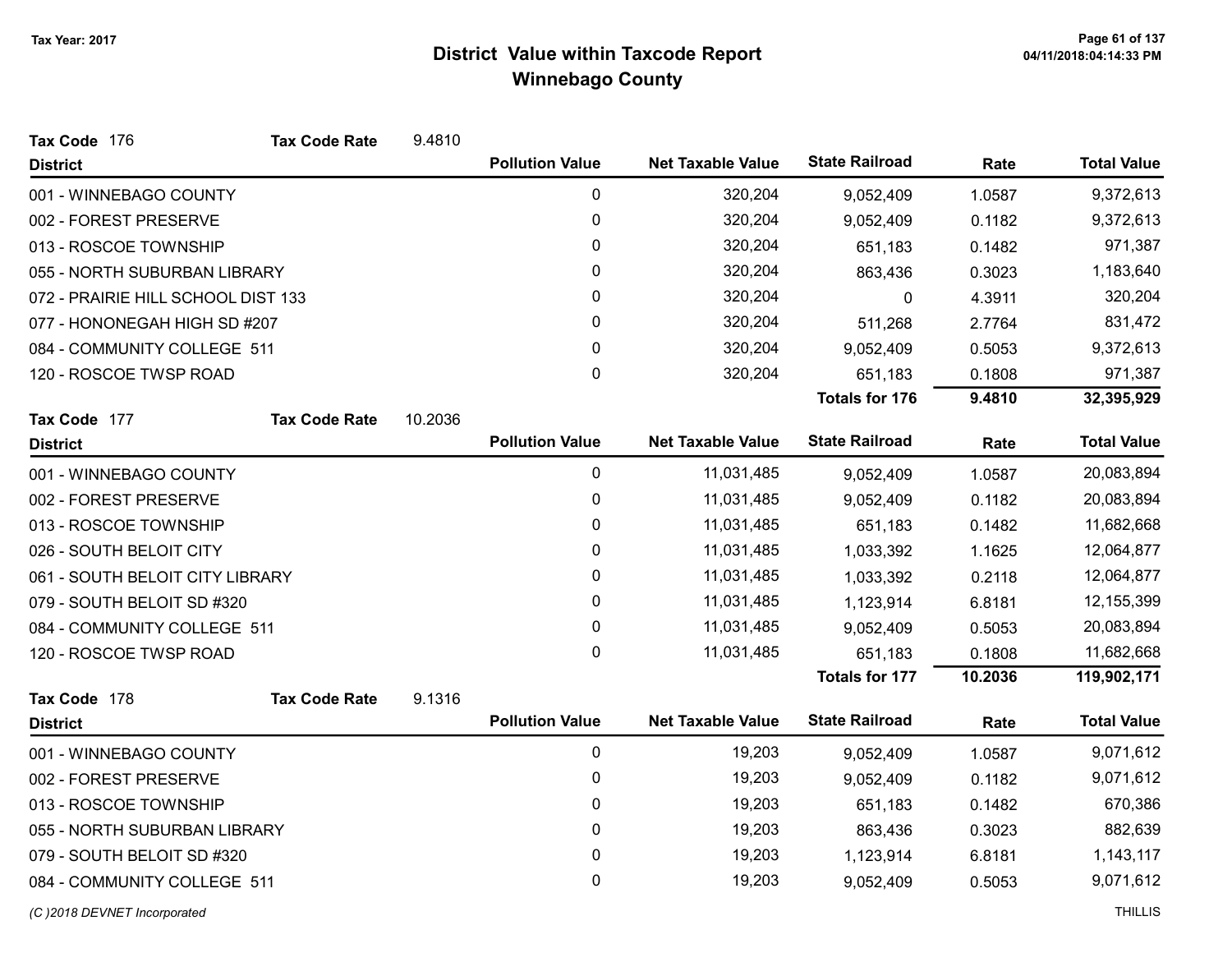Tax Year: 2017

# District Value within Taxcode Report
## Winnebago County

**Tax Code** 176 **Tax Code Rate** 9.4810

| District | Pollution Value | Net Taxable Value | State Railroad | Rate | Total Value |
|---|---|---|---|---|---|
| 001 - WINNEBAGO COUNTY | 0 | 320,204 | 9,052,409 | 1.0587 | 9,372,613 |
| 002 - FOREST PRESERVE | 0 | 320,204 | 9,052,409 | 0.1182 | 9,372,613 |
| 013 - ROSCOE TOWNSHIP | 0 | 320,204 | 651,183 | 0.1482 | 971,387 |
| 055 - NORTH SUBURBAN LIBRARY | 0 | 320,204 | 863,436 | 0.3023 | 1,183,640 |
| 072 - PRAIRIE HILL SCHOOL DIST 133 | 0 | 320,204 | 0 | 4.3911 | 320,204 |
| 077 - HONONEGAH HIGH SD #207 | 0 | 320,204 | 511,268 | 2.7764 | 831,472 |
| 084 - COMMUNITY COLLEGE 511 | 0 | 320,204 | 9,052,409 | 0.5053 | 9,372,613 |
| 120 - ROSCOE TWSP ROAD | 0 | 320,204 | 651,183 | 0.1808 | 971,387 |
| | | | **Totals for 176** | **9.4810** | **32,395,929** |

**Tax Code** 177 **Tax Code Rate** 10.2036

| District | Pollution Value | Net Taxable Value | State Railroad | Rate | Total Value |
|---|---|---|---|---|---|
| 001 - WINNEBAGO COUNTY | 0 | 11,031,485 | 9,052,409 | 1.0587 | 20,083,894 |
| 002 - FOREST PRESERVE | 0 | 11,031,485 | 9,052,409 | 0.1182 | 20,083,894 |
| 013 - ROSCOE TOWNSHIP | 0 | 11,031,485 | 651,183 | 0.1482 | 11,682,668 |
| 026 - SOUTH BELOIT CITY | 0 | 11,031,485 | 1,033,392 | 1.1625 | 12,064,877 |
| 061 - SOUTH BELOIT CITY LIBRARY | 0 | 11,031,485 | 1,033,392 | 0.2118 | 12,064,877 |
| 079 - SOUTH BELOIT SD #320 | 0 | 11,031,485 | 1,123,914 | 6.8181 | 12,155,399 |
| 084 - COMMUNITY COLLEGE 511 | 0 | 11,031,485 | 9,052,409 | 0.5053 | 20,083,894 |
| 120 - ROSCOE TWSP ROAD | 0 | 11,031,485 | 651,183 | 0.1808 | 11,682,668 |
| | | | **Totals for 177** | **10.2036** | **119,902,171** |

**Tax Code** 178 **Tax Code Rate** 9.1316

| District | Pollution Value | Net Taxable Value | State Railroad | Rate | Total Value |
|---|---|---|---|---|---|
| 001 - WINNEBAGO COUNTY | 0 | 19,203 | 9,052,409 | 1.0587 | 9,071,612 |
| 002 - FOREST PRESERVE | 0 | 19,203 | 9,052,409 | 0.1182 | 9,071,612 |
| 013 - ROSCOE TOWNSHIP | 0 | 19,203 | 651,183 | 0.1482 | 670,386 |
| 055 - NORTH SUBURBAN LIBRARY | 0 | 19,203 | 863,436 | 0.3023 | 882,639 |
| 079 - SOUTH BELOIT SD #320 | 0 | 19,203 | 1,123,914 | 6.8181 | 1,143,117 |
| 084 - COMMUNITY COLLEGE 511 | 0 | 19,203 | 9,052,409 | 0.5053 | 9,071,612 |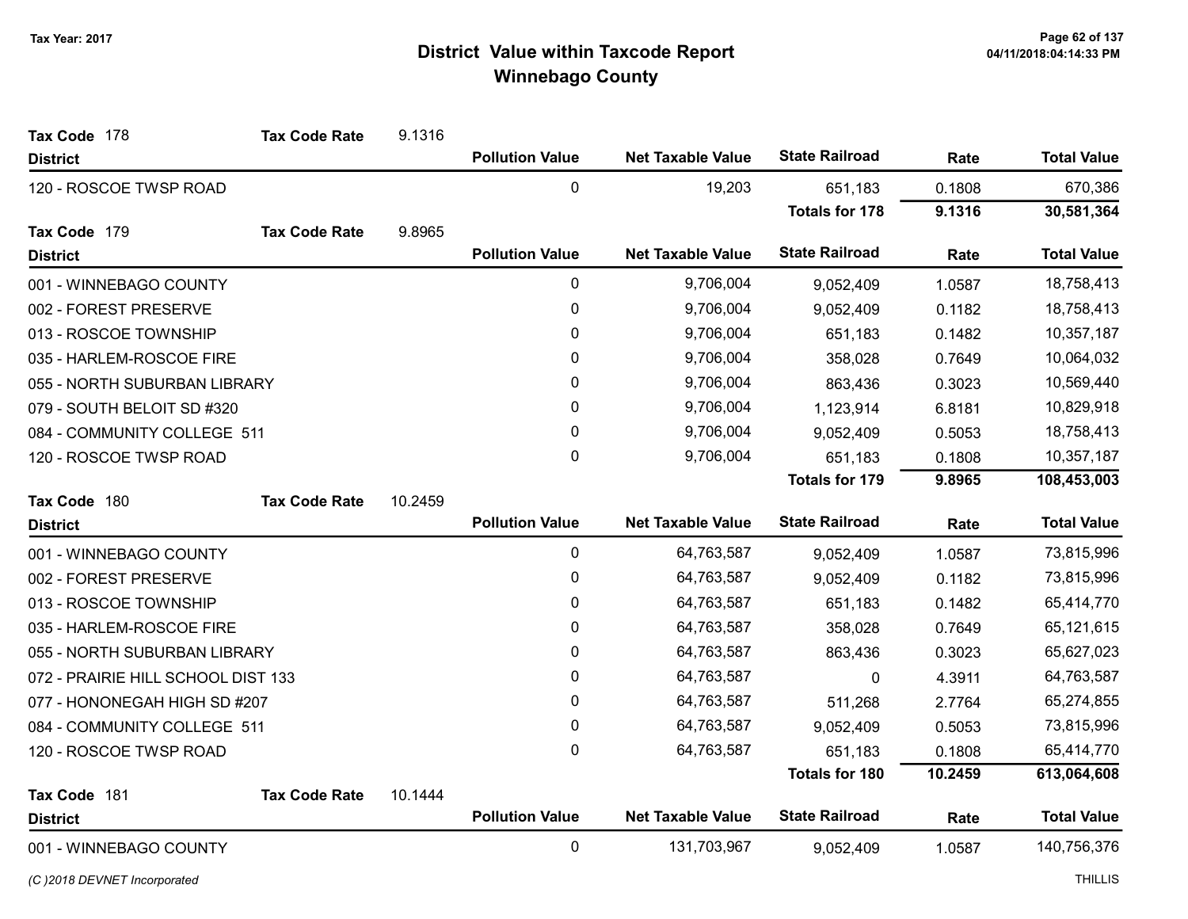Tax Year: 2017

# District Value within Taxcode Report
## Winnebago County

**Tax Code** 178 **Tax Code Rate** 9.1316

| District | Pollution Value | Net Taxable Value | State Railroad | Rate | Total Value |
|---|---|---|---|---|---|
| 120 - ROSCOE TWSP ROAD | 0 | 19,203 | 651,183 | 0.1808 | 670,386 |
| | | | **Totals for 178** | **9.1316** | **30,581,364** |

**Tax Code** 179 **Tax Code Rate** 9.8965

| District | Pollution Value | Net Taxable Value | State Railroad | Rate | Total Value |
|---|---|---|---|---|---|
| 001 - WINNEBAGO COUNTY | 0 | 9,706,004 | 9,052,409 | 1.0587 | 18,758,413 |
| 002 - FOREST PRESERVE | 0 | 9,706,004 | 9,052,409 | 0.1182 | 18,758,413 |
| 013 - ROSCOE TOWNSHIP | 0 | 9,706,004 | 651,183 | 0.1482 | 10,357,187 |
| 035 - HARLEM-ROSCOE FIRE | 0 | 9,706,004 | 358,028 | 0.7649 | 10,064,032 |
| 055 - NORTH SUBURBAN LIBRARY | 0 | 9,706,004 | 863,436 | 0.3023 | 10,569,440 |
| 079 - SOUTH BELOIT SD #320 | 0 | 9,706,004 | 1,123,914 | 6.8181 | 10,829,918 |
| 084 - COMMUNITY COLLEGE 511 | 0 | 9,706,004 | 9,052,409 | 0.5053 | 18,758,413 |
| 120 - ROSCOE TWSP ROAD | 0 | 9,706,004 | 651,183 | 0.1808 | 10,357,187 |
| | | | **Totals for 179** | **9.8965** | **108,453,003** |

**Tax Code** 180 **Tax Code Rate** 10.2459

| District | Pollution Value | Net Taxable Value | State Railroad | Rate | Total Value |
|---|---|---|---|---|---|
| 001 - WINNEBAGO COUNTY | 0 | 64,763,587 | 9,052,409 | 1.0587 | 73,815,996 |
| 002 - FOREST PRESERVE | 0 | 64,763,587 | 9,052,409 | 0.1182 | 73,815,996 |
| 013 - ROSCOE TOWNSHIP | 0 | 64,763,587 | 651,183 | 0.1482 | 65,414,770 |
| 035 - HARLEM-ROSCOE FIRE | 0 | 64,763,587 | 358,028 | 0.7649 | 65,121,615 |
| 055 - NORTH SUBURBAN LIBRARY | 0 | 64,763,587 | 863,436 | 0.3023 | 65,627,023 |
| 072 - PRAIRIE HILL SCHOOL DIST 133 | 0 | 64,763,587 | 0 | 4.3911 | 64,763,587 |
| 077 - HONONEGAH HIGH SD #207 | 0 | 64,763,587 | 511,268 | 2.7764 | 65,274,855 |
| 084 - COMMUNITY COLLEGE 511 | 0 | 64,763,587 | 9,052,409 | 0.5053 | 73,815,996 |
| 120 - ROSCOE TWSP ROAD | 0 | 64,763,587 | 651,183 | 0.1808 | 65,414,770 |
| | | | **Totals for 180** | **10.2459** | **613,064,608** |

**Tax Code** 181 **Tax Code Rate** 10.1444

| District | Pollution Value | Net Taxable Value | State Railroad | Rate | Total Value |
|---|---|---|---|---|---|
| 001 - WINNEBAGO COUNTY | 0 | 131,703,967 | 9,052,409 | 1.0587 | 140,756,376 |

(C )2018 DEVNET Incorporated THILLIS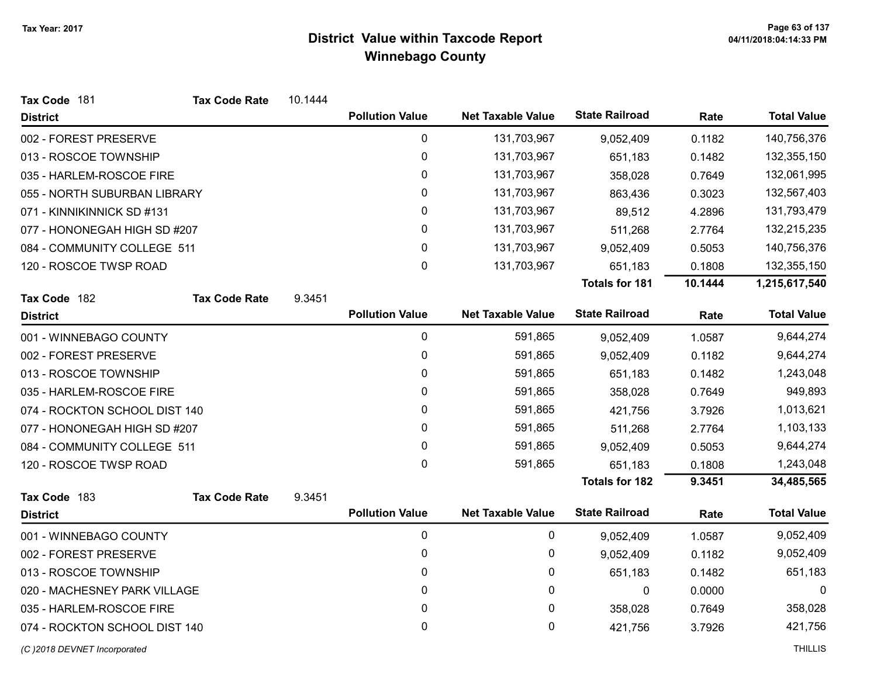# District Value within Taxcode Report
## Winnebago County

Tax Year: 2017

**Tax Code** 181 **Tax Code Rate** 10.1444

| District | Pollution Value | Net Taxable Value | State Railroad | Rate | Total Value |
|---|---|---|---|---|---|
| 002 - FOREST PRESERVE | 0 | 131,703,967 | 9,052,409 | 0.1182 | 140,756,376 |
| 013 - ROSCOE TOWNSHIP | 0 | 131,703,967 | 651,183 | 0.1482 | 132,355,150 |
| 035 - HARLEM-ROSCOE FIRE | 0 | 131,703,967 | 358,028 | 0.7649 | 132,061,995 |
| 055 - NORTH SUBURBAN LIBRARY | 0 | 131,703,967 | 863,436 | 0.3023 | 132,567,403 |
| 071 - KINNIKINNICK SD #131 | 0 | 131,703,967 | 89,512 | 4.2896 | 131,793,479 |
| 077 - HONONEGAH HIGH SD #207 | 0 | 131,703,967 | 511,268 | 2.7764 | 132,215,235 |
| 084 - COMMUNITY COLLEGE 511 | 0 | 131,703,967 | 9,052,409 | 0.5053 | 140,756,376 |
| 120 - ROSCOE TWSP ROAD | 0 | 131,703,967 | 651,183 | 0.1808 | 132,355,150 |
| | | | **Totals for 181** | **10.1444** | **1,215,617,540** |

**Tax Code** 182 **Tax Code Rate** 9.3451

| District | Pollution Value | Net Taxable Value | State Railroad | Rate | Total Value |
|---|---|---|---|---|---|
| 001 - WINNEBAGO COUNTY | 0 | 591,865 | 9,052,409 | 1.0587 | 9,644,274 |
| 002 - FOREST PRESERVE | 0 | 591,865 | 9,052,409 | 0.1182 | 9,644,274 |
| 013 - ROSCOE TOWNSHIP | 0 | 591,865 | 651,183 | 0.1482 | 1,243,048 |
| 035 - HARLEM-ROSCOE FIRE | 0 | 591,865 | 358,028 | 0.7649 | 949,893 |
| 074 - ROCKTON SCHOOL DIST 140 | 0 | 591,865 | 421,756 | 3.7926 | 1,013,621 |
| 077 - HONONEGAH HIGH SD #207 | 0 | 591,865 | 511,268 | 2.7764 | 1,103,133 |
| 084 - COMMUNITY COLLEGE 511 | 0 | 591,865 | 9,052,409 | 0.5053 | 9,644,274 |
| 120 - ROSCOE TWSP ROAD | 0 | 591,865 | 651,183 | 0.1808 | 1,243,048 |
| | | | **Totals for 182** | **9.3451** | **34,485,565** |

**Tax Code** 183 **Tax Code Rate** 9.3451

| District | Pollution Value | Net Taxable Value | State Railroad | Rate | Total Value |
|---|---|---|---|---|---|
| 001 - WINNEBAGO COUNTY | 0 | 0 | 9,052,409 | 1.0587 | 9,052,409 |
| 002 - FOREST PRESERVE | 0 | 0 | 9,052,409 | 0.1182 | 9,052,409 |
| 013 - ROSCOE TOWNSHIP | 0 | 0 | 651,183 | 0.1482 | 651,183 |
| 020 - MACHESNEY PARK VILLAGE | 0 | 0 | 0 | 0.0000 | 0 |
| 035 - HARLEM-ROSCOE FIRE | 0 | 0 | 358,028 | 0.7649 | 358,028 |
| 074 - ROCKTON SCHOOL DIST 140 | 0 | 0 | 421,756 | 3.7926 | 421,756 |

*(C )2018 DEVNET Incorporated* THILLIS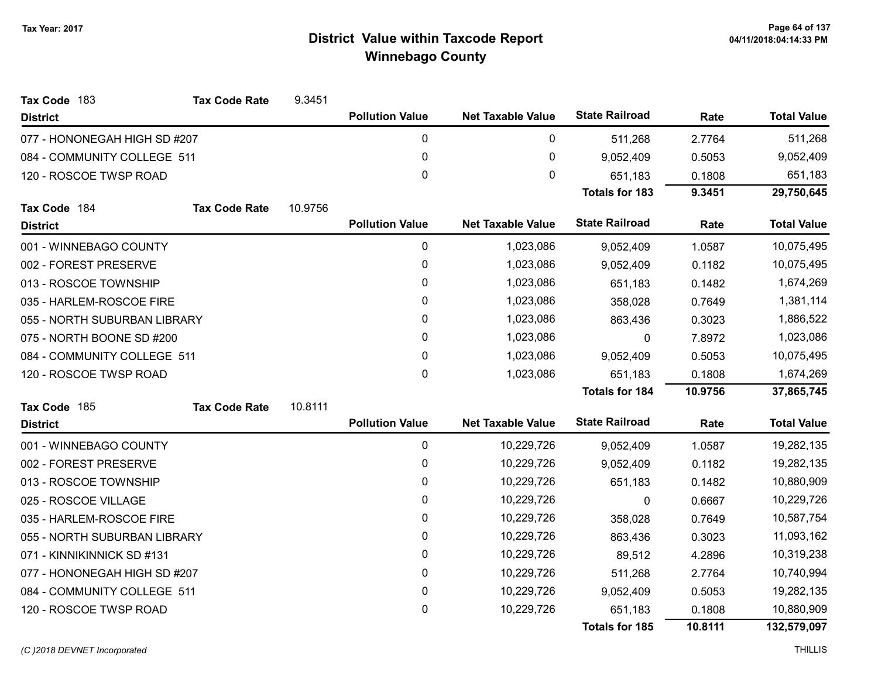# District Value within Taxcode Report
## Winnebago County

Tax Year: 2017

**Tax Code** 183 **Tax Code Rate** 9.3451

| District | Pollution Value | Net Taxable Value | State Railroad | Rate | Total Value |
|---|---|---|---|---|---|
| 077 - HONONEGAH HIGH SD #207 | 0 | 0 | 511,268 | 2.7764 | 511,268 |
| 084 - COMMUNITY COLLEGE 511 | 0 | 0 | 9,052,409 | 0.5053 | 9,052,409 |
| 120 - ROSCOE TWSP ROAD | 0 | 0 | 651,183 | 0.1808 | 651,183 |
| | | | **Totals for 183** | **9.3451** | **29,750,645** |

**Tax Code** 184 **Tax Code Rate** 10.9756

| District | Pollution Value | Net Taxable Value | State Railroad | Rate | Total Value |
|---|---|---|---|---|---|
| 001 - WINNEBAGO COUNTY | 0 | 1,023,086 | 9,052,409 | 1.0587 | 10,075,495 |
| 002 - FOREST PRESERVE | 0 | 1,023,086 | 9,052,409 | 0.1182 | 10,075,495 |
| 013 - ROSCOE TOWNSHIP | 0 | 1,023,086 | 651,183 | 0.1482 | 1,674,269 |
| 035 - HARLEM-ROSCOE FIRE | 0 | 1,023,086 | 358,028 | 0.7649 | 1,381,114 |
| 055 - NORTH SUBURBAN LIBRARY | 0 | 1,023,086 | 863,436 | 0.3023 | 1,886,522 |
| 075 - NORTH BOONE SD #200 | 0 | 1,023,086 | 0 | 7.8972 | 1,023,086 |
| 084 - COMMUNITY COLLEGE 511 | 0 | 1,023,086 | 9,052,409 | 0.5053 | 10,075,495 |
| 120 - ROSCOE TWSP ROAD | 0 | 1,023,086 | 651,183 | 0.1808 | 1,674,269 |
| | | | **Totals for 184** | **10.9756** | **37,865,745** |

**Tax Code** 185 **Tax Code Rate** 10.8111

| District | Pollution Value | Net Taxable Value | State Railroad | Rate | Total Value |
|---|---|---|---|---|---|
| 001 - WINNEBAGO COUNTY | 0 | 10,229,726 | 9,052,409 | 1.0587 | 19,282,135 |
| 002 - FOREST PRESERVE | 0 | 10,229,726 | 9,052,409 | 0.1182 | 19,282,135 |
| 013 - ROSCOE TOWNSHIP | 0 | 10,229,726 | 651,183 | 0.1482 | 10,880,909 |
| 025 - ROSCOE VILLAGE | 0 | 10,229,726 | 0 | 0.6667 | 10,229,726 |
| 035 - HARLEM-ROSCOE FIRE | 0 | 10,229,726 | 358,028 | 0.7649 | 10,587,754 |
| 055 - NORTH SUBURBAN LIBRARY | 0 | 10,229,726 | 863,436 | 0.3023 | 11,093,162 |
| 071 - KINNIKINNICK SD #131 | 0 | 10,229,726 | 89,512 | 4.2896 | 10,319,238 |
| 077 - HONONEGAH HIGH SD #207 | 0 | 10,229,726 | 511,268 | 2.7764 | 10,740,994 |
| 084 - COMMUNITY COLLEGE 511 | 0 | 10,229,726 | 9,052,409 | 0.5053 | 19,282,135 |
| 120 - ROSCOE TWSP ROAD | 0 | 10,229,726 | 651,183 | 0.1808 | 10,880,909 |
| | | | **Totals for 185** | **10.8111** | **132,579,097** |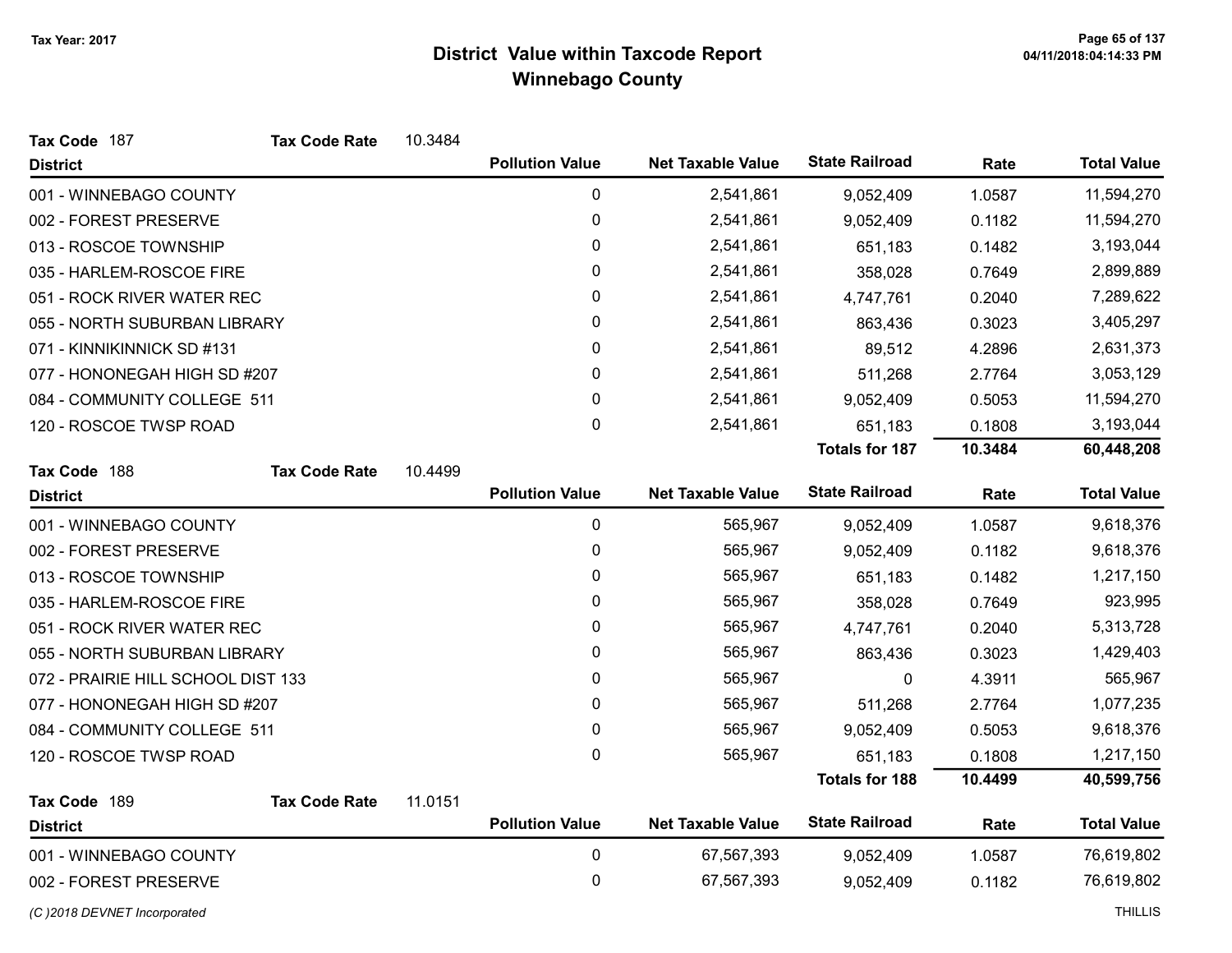# District Value within Taxcode Report
## Winnebago County

Tax Year: 2017

**Tax Code** 187 **Tax Code Rate** 10.3484

| District | Pollution Value | Net Taxable Value | State Railroad | Rate | Total Value |
|---|---|---|---|---|---|
| 001 - WINNEBAGO COUNTY | 0 | 2,541,861 | 9,052,409 | 1.0587 | 11,594,270 |
| 002 - FOREST PRESERVE | 0 | 2,541,861 | 9,052,409 | 0.1182 | 11,594,270 |
| 013 - ROSCOE TOWNSHIP | 0 | 2,541,861 | 651,183 | 0.1482 | 3,193,044 |
| 035 - HARLEM-ROSCOE FIRE | 0 | 2,541,861 | 358,028 | 0.7649 | 2,899,889 |
| 051 - ROCK RIVER WATER REC | 0 | 2,541,861 | 4,747,761 | 0.2040 | 7,289,622 |
| 055 - NORTH SUBURBAN LIBRARY | 0 | 2,541,861 | 863,436 | 0.3023 | 3,405,297 |
| 071 - KINNIKINNICK SD #131 | 0 | 2,541,861 | 89,512 | 4.2896 | 2,631,373 |
| 077 - HONONEGAH HIGH SD #207 | 0 | 2,541,861 | 511,268 | 2.7764 | 3,053,129 |
| 084 - COMMUNITY COLLEGE 511 | 0 | 2,541,861 | 9,052,409 | 0.5053 | 11,594,270 |
| 120 - ROSCOE TWSP ROAD | 0 | 2,541,861 | 651,183 | 0.1808 | 3,193,044 |
| | | | **Totals for 187** | **10.3484** | **60,448,208** |

**Tax Code** 188 **Tax Code Rate** 10.4499

| District | Pollution Value | Net Taxable Value | State Railroad | Rate | Total Value |
|---|---|---|---|---|---|
| 001 - WINNEBAGO COUNTY | 0 | 565,967 | 9,052,409 | 1.0587 | 9,618,376 |
| 002 - FOREST PRESERVE | 0 | 565,967 | 9,052,409 | 0.1182 | 9,618,376 |
| 013 - ROSCOE TOWNSHIP | 0 | 565,967 | 651,183 | 0.1482 | 1,217,150 |
| 035 - HARLEM-ROSCOE FIRE | 0 | 565,967 | 358,028 | 0.7649 | 923,995 |
| 051 - ROCK RIVER WATER REC | 0 | 565,967 | 4,747,761 | 0.2040 | 5,313,728 |
| 055 - NORTH SUBURBAN LIBRARY | 0 | 565,967 | 863,436 | 0.3023 | 1,429,403 |
| 072 - PRAIRIE HILL SCHOOL DIST 133 | 0 | 565,967 | 0 | 4.3911 | 565,967 |
| 077 - HONONEGAH HIGH SD #207 | 0 | 565,967 | 511,268 | 2.7764 | 1,077,235 |
| 084 - COMMUNITY COLLEGE 511 | 0 | 565,967 | 9,052,409 | 0.5053 | 9,618,376 |
| 120 - ROSCOE TWSP ROAD | 0 | 565,967 | 651,183 | 0.1808 | 1,217,150 |
| | | | **Totals for 188** | **10.4499** | **40,599,756** |

**Tax Code** 189 **Tax Code Rate** 11.0151

| District | Pollution Value | Net Taxable Value | State Railroad | Rate | Total Value |
|---|---|---|---|---|---|
| 001 - WINNEBAGO COUNTY | 0 | 67,567,393 | 9,052,409 | 1.0587 | 76,619,802 |
| 002 - FOREST PRESERVE | 0 | 67,567,393 | 9,052,409 | 0.1182 | 76,619,802 |

*(C )2018 DEVNET Incorporated*  THILLIS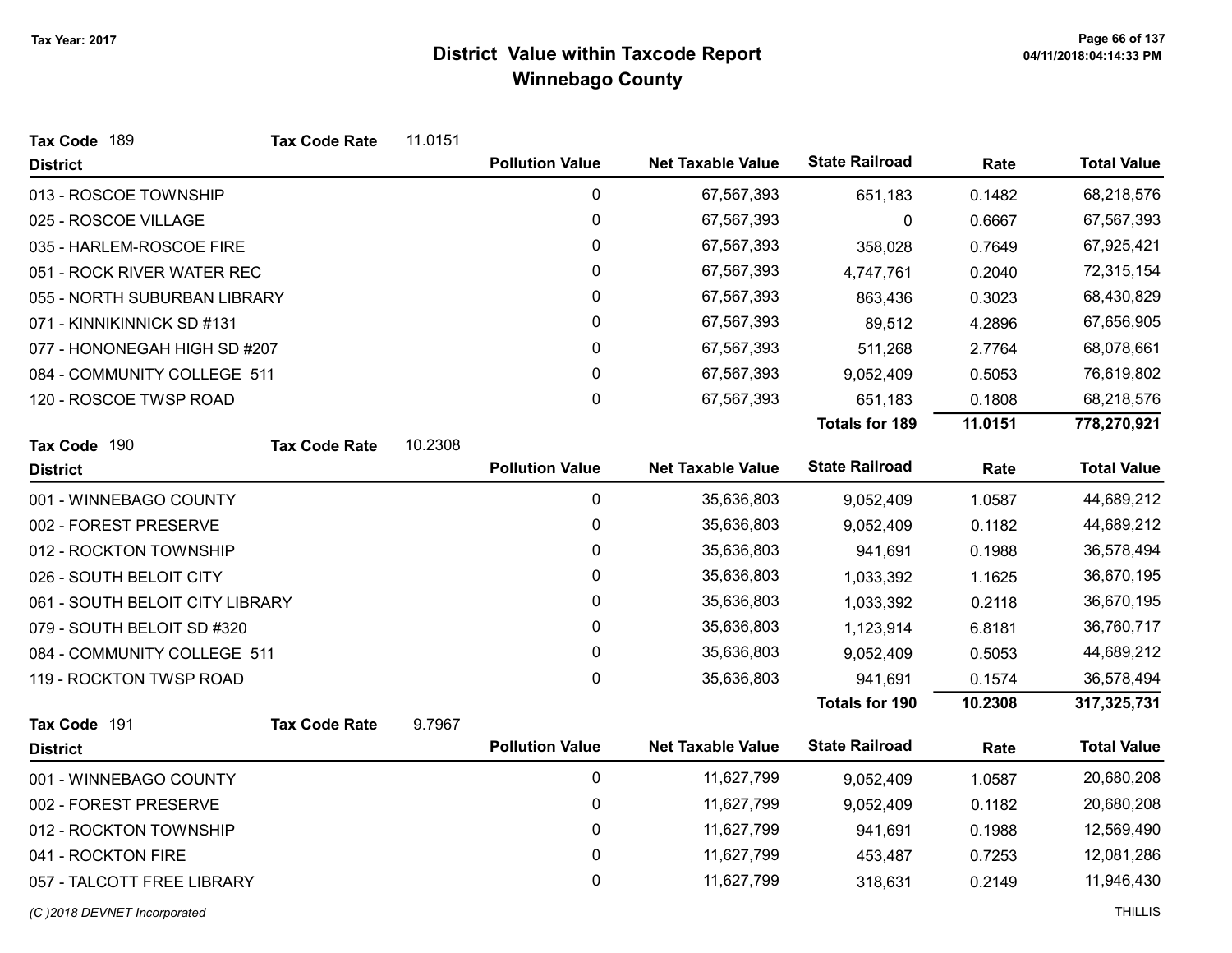# District Value within Taxcode Report
## Winnebago County

Tax Year: 2017

**Tax Code** 189 **Tax Code Rate** 11.0151

| District | Pollution Value | Net Taxable Value | State Railroad | Rate | Total Value |
|---|---|---|---|---|---|
| 013 - ROSCOE TOWNSHIP | 0 | 67,567,393 | 651,183 | 0.1482 | 68,218,576 |
| 025 - ROSCOE VILLAGE | 0 | 67,567,393 | 0 | 0.6667 | 67,567,393 |
| 035 - HARLEM-ROSCOE FIRE | 0 | 67,567,393 | 358,028 | 0.7649 | 67,925,421 |
| 051 - ROCK RIVER WATER REC | 0 | 67,567,393 | 4,747,761 | 0.2040 | 72,315,154 |
| 055 - NORTH SUBURBAN LIBRARY | 0 | 67,567,393 | 863,436 | 0.3023 | 68,430,829 |
| 071 - KINNIKINNICK SD #131 | 0 | 67,567,393 | 89,512 | 4.2896 | 67,656,905 |
| 077 - HONONEGAH HIGH SD #207 | 0 | 67,567,393 | 511,268 | 2.7764 | 68,078,661 |
| 084 - COMMUNITY COLLEGE 511 | 0 | 67,567,393 | 9,052,409 | 0.5053 | 76,619,802 |
| 120 - ROSCOE TWSP ROAD | 0 | 67,567,393 | 651,183 | 0.1808 | 68,218,576 |
| | | | **Totals for 189** | **11.0151** | **778,270,921** |

**Tax Code** 190 **Tax Code Rate** 10.2308

| District | Pollution Value | Net Taxable Value | State Railroad | Rate | Total Value |
|---|---|---|---|---|---|
| 001 - WINNEBAGO COUNTY | 0 | 35,636,803 | 9,052,409 | 1.0587 | 44,689,212 |
| 002 - FOREST PRESERVE | 0 | 35,636,803 | 9,052,409 | 0.1182 | 44,689,212 |
| 012 - ROCKTON TOWNSHIP | 0 | 35,636,803 | 941,691 | 0.1988 | 36,578,494 |
| 026 - SOUTH BELOIT CITY | 0 | 35,636,803 | 1,033,392 | 1.1625 | 36,670,195 |
| 061 - SOUTH BELOIT CITY LIBRARY | 0 | 35,636,803 | 1,033,392 | 0.2118 | 36,670,195 |
| 079 - SOUTH BELOIT SD #320 | 0 | 35,636,803 | 1,123,914 | 6.8181 | 36,760,717 |
| 084 - COMMUNITY COLLEGE 511 | 0 | 35,636,803 | 9,052,409 | 0.5053 | 44,689,212 |
| 119 - ROCKTON TWSP ROAD | 0 | 35,636,803 | 941,691 | 0.1574 | 36,578,494 |
| | | | **Totals for 190** | **10.2308** | **317,325,731** |

**Tax Code** 191 **Tax Code Rate** 9.7967

| District | Pollution Value | Net Taxable Value | State Railroad | Rate | Total Value |
|---|---|---|---|---|---|
| 001 - WINNEBAGO COUNTY | 0 | 11,627,799 | 9,052,409 | 1.0587 | 20,680,208 |
| 002 - FOREST PRESERVE | 0 | 11,627,799 | 9,052,409 | 0.1182 | 20,680,208 |
| 012 - ROCKTON TOWNSHIP | 0 | 11,627,799 | 941,691 | 0.1988 | 12,569,490 |
| 041 - ROCKTON FIRE | 0 | 11,627,799 | 453,487 | 0.7253 | 12,081,286 |
| 057 - TALCOTT FREE LIBRARY | 0 | 11,627,799 | 318,631 | 0.2149 | 11,946,430 |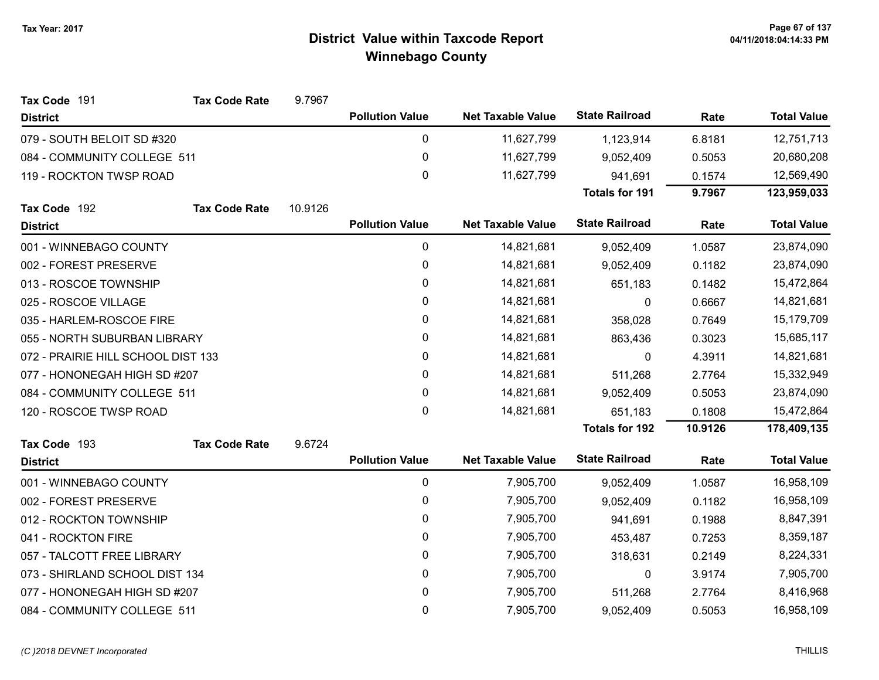# District Value within Taxcode Report
## Winnebago County

Tax Year: 2017

**Tax Code** 191 **Tax Code Rate** 9.7967

| District | Pollution Value | Net Taxable Value | State Railroad | Rate | Total Value |
|---|---|---|---|---|---|
| 079 - SOUTH BELOIT SD #320 | 0 | 11,627,799 | 1,123,914 | 6.8181 | 12,751,713 |
| 084 - COMMUNITY COLLEGE 511 | 0 | 11,627,799 | 9,052,409 | 0.5053 | 20,680,208 |
| 119 - ROCKTON TWSP ROAD | 0 | 11,627,799 | 941,691 | 0.1574 | 12,569,490 |
| | | | **Totals for 191** | **9.7967** | **123,959,033** |

**Tax Code** 192 **Tax Code Rate** 10.9126

| District | Pollution Value | Net Taxable Value | State Railroad | Rate | Total Value |
|---|---|---|---|---|---|
| 001 - WINNEBAGO COUNTY | 0 | 14,821,681 | 9,052,409 | 1.0587 | 23,874,090 |
| 002 - FOREST PRESERVE | 0 | 14,821,681 | 9,052,409 | 0.1182 | 23,874,090 |
| 013 - ROSCOE TOWNSHIP | 0 | 14,821,681 | 651,183 | 0.1482 | 15,472,864 |
| 025 - ROSCOE VILLAGE | 0 | 14,821,681 | 0 | 0.6667 | 14,821,681 |
| 035 - HARLEM-ROSCOE FIRE | 0 | 14,821,681 | 358,028 | 0.7649 | 15,179,709 |
| 055 - NORTH SUBURBAN LIBRARY | 0 | 14,821,681 | 863,436 | 0.3023 | 15,685,117 |
| 072 - PRAIRIE HILL SCHOOL DIST 133 | 0 | 14,821,681 | 0 | 4.3911 | 14,821,681 |
| 077 - HONONEGAH HIGH SD #207 | 0 | 14,821,681 | 511,268 | 2.7764 | 15,332,949 |
| 084 - COMMUNITY COLLEGE 511 | 0 | 14,821,681 | 9,052,409 | 0.5053 | 23,874,090 |
| 120 - ROSCOE TWSP ROAD | 0 | 14,821,681 | 651,183 | 0.1808 | 15,472,864 |
| | | | **Totals for 192** | **10.9126** | **178,409,135** |

**Tax Code** 193 **Tax Code Rate** 9.6724

| District | Pollution Value | Net Taxable Value | State Railroad | Rate | Total Value |
|---|---|---|---|---|---|
| 001 - WINNEBAGO COUNTY | 0 | 7,905,700 | 9,052,409 | 1.0587 | 16,958,109 |
| 002 - FOREST PRESERVE | 0 | 7,905,700 | 9,052,409 | 0.1182 | 16,958,109 |
| 012 - ROCKTON TOWNSHIP | 0 | 7,905,700 | 941,691 | 0.1988 | 8,847,391 |
| 041 - ROCKTON FIRE | 0 | 7,905,700 | 453,487 | 0.7253 | 8,359,187 |
| 057 - TALCOTT FREE LIBRARY | 0 | 7,905,700 | 318,631 | 0.2149 | 8,224,331 |
| 073 - SHIRLAND SCHOOL DIST 134 | 0 | 7,905,700 | 0 | 3.9174 | 7,905,700 |
| 077 - HONONEGAH HIGH SD #207 | 0 | 7,905,700 | 511,268 | 2.7764 | 8,416,968 |
| 084 - COMMUNITY COLLEGE 511 | 0 | 7,905,700 | 9,052,409 | 0.5053 | 16,958,109 |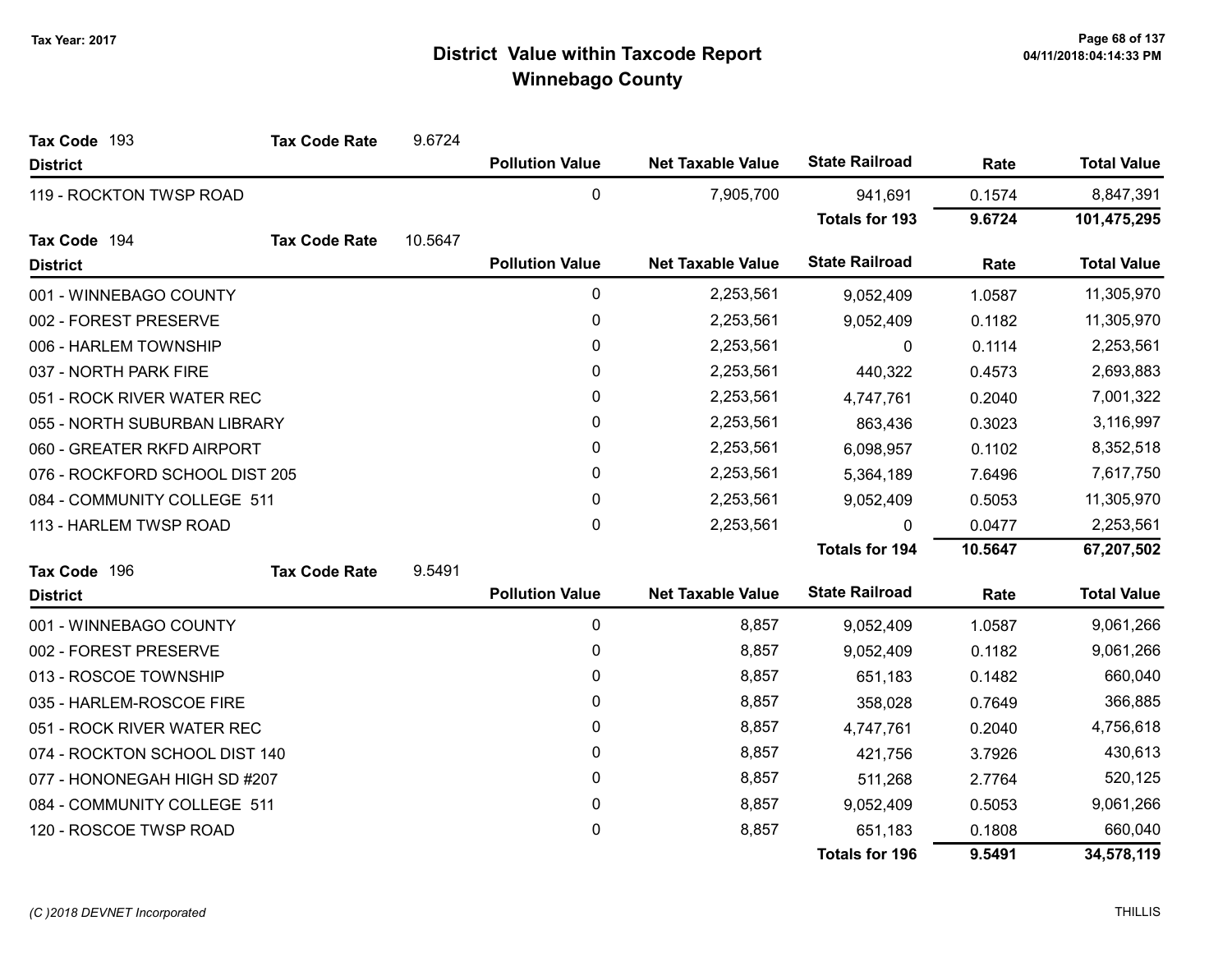# District Value within Taxcode Report
## Winnebago County

Tax Year: 2017

**Tax Code** 193 **Tax Code Rate** 9.6724

| District | Pollution Value | Net Taxable Value | State Railroad | Rate | Total Value |
|---|---|---|---|---|---|
| 119 - ROCKTON TWSP ROAD | 0 | 7,905,700 | 941,691 | 0.1574 | 8,847,391 |
| | | | **Totals for 193** | **9.6724** | **101,475,295** |

**Tax Code** 194 **Tax Code Rate** 10.5647

| District | Pollution Value | Net Taxable Value | State Railroad | Rate | Total Value |
|---|---|---|---|---|---|
| 001 - WINNEBAGO COUNTY | 0 | 2,253,561 | 9,052,409 | 1.0587 | 11,305,970 |
| 002 - FOREST PRESERVE | 0 | 2,253,561 | 9,052,409 | 0.1182 | 11,305,970 |
| 006 - HARLEM TOWNSHIP | 0 | 2,253,561 | 0 | 0.1114 | 2,253,561 |
| 037 - NORTH PARK FIRE | 0 | 2,253,561 | 440,322 | 0.4573 | 2,693,883 |
| 051 - ROCK RIVER WATER REC | 0 | 2,253,561 | 4,747,761 | 0.2040 | 7,001,322 |
| 055 - NORTH SUBURBAN LIBRARY | 0 | 2,253,561 | 863,436 | 0.3023 | 3,116,997 |
| 060 - GREATER RKFD AIRPORT | 0 | 2,253,561 | 6,098,957 | 0.1102 | 8,352,518 |
| 076 - ROCKFORD SCHOOL DIST 205 | 0 | 2,253,561 | 5,364,189 | 7.6496 | 7,617,750 |
| 084 - COMMUNITY COLLEGE 511 | 0 | 2,253,561 | 9,052,409 | 0.5053 | 11,305,970 |
| 113 - HARLEM TWSP ROAD | 0 | 2,253,561 | 0 | 0.0477 | 2,253,561 |
| | | | **Totals for 194** | **10.5647** | **67,207,502** |

**Tax Code** 196 **Tax Code Rate** 9.5491

| District | Pollution Value | Net Taxable Value | State Railroad | Rate | Total Value |
|---|---|---|---|---|---|
| 001 - WINNEBAGO COUNTY | 0 | 8,857 | 9,052,409 | 1.0587 | 9,061,266 |
| 002 - FOREST PRESERVE | 0 | 8,857 | 9,052,409 | 0.1182 | 9,061,266 |
| 013 - ROSCOE TOWNSHIP | 0 | 8,857 | 651,183 | 0.1482 | 660,040 |
| 035 - HARLEM-ROSCOE FIRE | 0 | 8,857 | 358,028 | 0.7649 | 366,885 |
| 051 - ROCK RIVER WATER REC | 0 | 8,857 | 4,747,761 | 0.2040 | 4,756,618 |
| 074 - ROCKTON SCHOOL DIST 140 | 0 | 8,857 | 421,756 | 3.7926 | 430,613 |
| 077 - HONONEGAH HIGH SD #207 | 0 | 8,857 | 511,268 | 2.7764 | 520,125 |
| 084 - COMMUNITY COLLEGE 511 | 0 | 8,857 | 9,052,409 | 0.5053 | 9,061,266 |
| 120 - ROSCOE TWSP ROAD | 0 | 8,857 | 651,183 | 0.1808 | 660,040 |
| | | | **Totals for 196** | **9.5491** | **34,578,119** |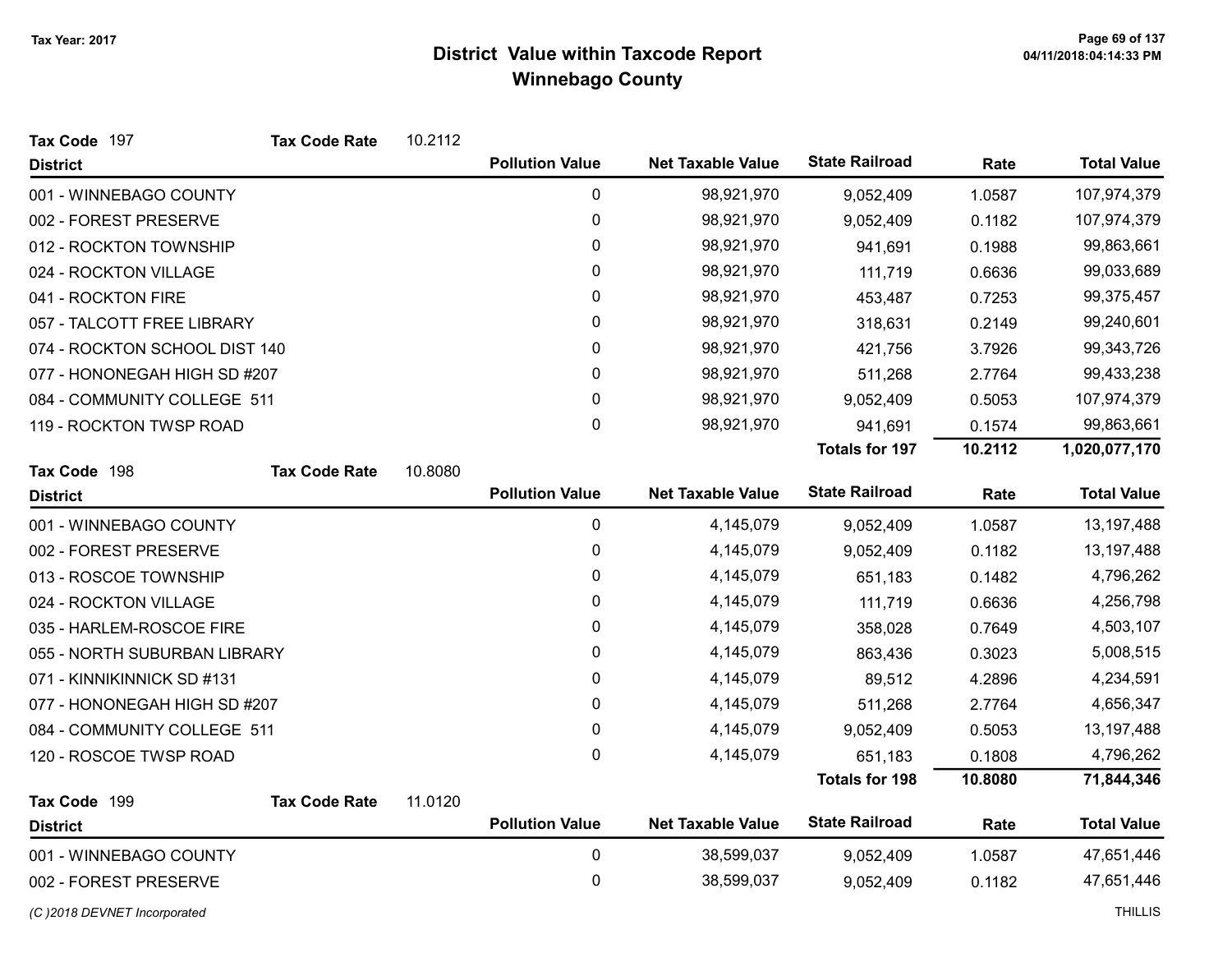Tax Year: 2017

# District Value within Taxcode Report
## Winnebago County

**Tax Code** 197 **Tax Code Rate** 10.2112

| District | Pollution Value | Net Taxable Value | State Railroad | Rate | Total Value |
|---|---|---|---|---|---|
| 001 - WINNEBAGO COUNTY | 0 | 98,921,970 | 9,052,409 | 1.0587 | 107,974,379 |
| 002 - FOREST PRESERVE | 0 | 98,921,970 | 9,052,409 | 0.1182 | 107,974,379 |
| 012 - ROCKTON TOWNSHIP | 0 | 98,921,970 | 941,691 | 0.1988 | 99,863,661 |
| 024 - ROCKTON VILLAGE | 0 | 98,921,970 | 111,719 | 0.6636 | 99,033,689 |
| 041 - ROCKTON FIRE | 0 | 98,921,970 | 453,487 | 0.7253 | 99,375,457 |
| 057 - TALCOTT FREE LIBRARY | 0 | 98,921,970 | 318,631 | 0.2149 | 99,240,601 |
| 074 - ROCKTON SCHOOL DIST 140 | 0 | 98,921,970 | 421,756 | 3.7926 | 99,343,726 |
| 077 - HONONEGAH HIGH SD #207 | 0 | 98,921,970 | 511,268 | 2.7764 | 99,433,238 |
| 084 - COMMUNITY COLLEGE 511 | 0 | 98,921,970 | 9,052,409 | 0.5053 | 107,974,379 |
| 119 - ROCKTON TWSP ROAD | 0 | 98,921,970 | 941,691 | 0.1574 | 99,863,661 |
| | | | **Totals for 197** | **10.2112** | **1,020,077,170** |

**Tax Code** 198 **Tax Code Rate** 10.8080

| District | Pollution Value | Net Taxable Value | State Railroad | Rate | Total Value |
|---|---|---|---|---|---|
| 001 - WINNEBAGO COUNTY | 0 | 4,145,079 | 9,052,409 | 1.0587 | 13,197,488 |
| 002 - FOREST PRESERVE | 0 | 4,145,079 | 9,052,409 | 0.1182 | 13,197,488 |
| 013 - ROSCOE TOWNSHIP | 0 | 4,145,079 | 651,183 | 0.1482 | 4,796,262 |
| 024 - ROCKTON VILLAGE | 0 | 4,145,079 | 111,719 | 0.6636 | 4,256,798 |
| 035 - HARLEM-ROSCOE FIRE | 0 | 4,145,079 | 358,028 | 0.7649 | 4,503,107 |
| 055 - NORTH SUBURBAN LIBRARY | 0 | 4,145,079 | 863,436 | 0.3023 | 5,008,515 |
| 071 - KINNIKINNICK SD #131 | 0 | 4,145,079 | 89,512 | 4.2896 | 4,234,591 |
| 077 - HONONEGAH HIGH SD #207 | 0 | 4,145,079 | 511,268 | 2.7764 | 4,656,347 |
| 084 - COMMUNITY COLLEGE 511 | 0 | 4,145,079 | 9,052,409 | 0.5053 | 13,197,488 |
| 120 - ROSCOE TWSP ROAD | 0 | 4,145,079 | 651,183 | 0.1808 | 4,796,262 |
| | | | **Totals for 198** | **10.8080** | **71,844,346** |

**Tax Code** 199 **Tax Code Rate** 11.0120

| District | Pollution Value | Net Taxable Value | State Railroad | Rate | Total Value |
|---|---|---|---|---|---|
| 001 - WINNEBAGO COUNTY | 0 | 38,599,037 | 9,052,409 | 1.0587 | 47,651,446 |
| 002 - FOREST PRESERVE | 0 | 38,599,037 | 9,052,409 | 0.1182 | 47,651,446 |

*(C )2018 DEVNET Incorporated* THILLIS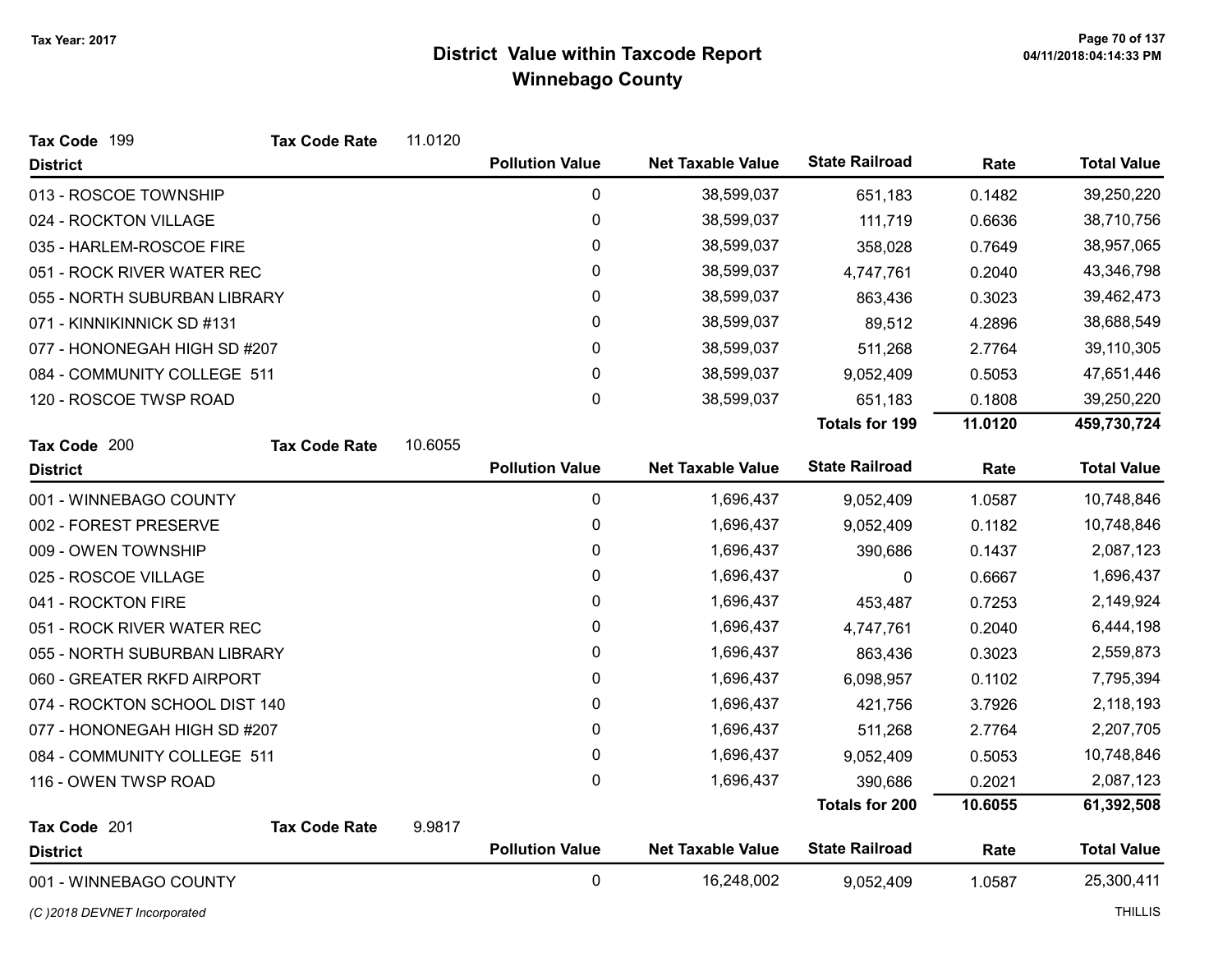Tax Year: 2017

# District Value within Taxcode Report
## Winnebago County

**Tax Code** 199 **Tax Code Rate** 11.0120

| District | Pollution Value | Net Taxable Value | State Railroad | Rate | Total Value |
|---|---|---|---|---|---|
| 013 - ROSCOE TOWNSHIP | 0 | 38,599,037 | 651,183 | 0.1482 | 39,250,220 |
| 024 - ROCKTON VILLAGE | 0 | 38,599,037 | 111,719 | 0.6636 | 38,710,756 |
| 035 - HARLEM-ROSCOE FIRE | 0 | 38,599,037 | 358,028 | 0.7649 | 38,957,065 |
| 051 - ROCK RIVER WATER REC | 0 | 38,599,037 | 4,747,761 | 0.2040 | 43,346,798 |
| 055 - NORTH SUBURBAN LIBRARY | 0 | 38,599,037 | 863,436 | 0.3023 | 39,462,473 |
| 071 - KINNIKINNICK SD #131 | 0 | 38,599,037 | 89,512 | 4.2896 | 38,688,549 |
| 077 - HONONEGAH HIGH SD #207 | 0 | 38,599,037 | 511,268 | 2.7764 | 39,110,305 |
| 084 - COMMUNITY COLLEGE 511 | 0 | 38,599,037 | 9,052,409 | 0.5053 | 47,651,446 |
| 120 - ROSCOE TWSP ROAD | 0 | 38,599,037 | 651,183 | 0.1808 | 39,250,220 |
| | | | **Totals for 199** | **11.0120** | **459,730,724** |

**Tax Code** 200 **Tax Code Rate** 10.6055

| District | Pollution Value | Net Taxable Value | State Railroad | Rate | Total Value |
|---|---|---|---|---|---|
| 001 - WINNEBAGO COUNTY | 0 | 1,696,437 | 9,052,409 | 1.0587 | 10,748,846 |
| 002 - FOREST PRESERVE | 0 | 1,696,437 | 9,052,409 | 0.1182 | 10,748,846 |
| 009 - OWEN TOWNSHIP | 0 | 1,696,437 | 390,686 | 0.1437 | 2,087,123 |
| 025 - ROSCOE VILLAGE | 0 | 1,696,437 | 0 | 0.6667 | 1,696,437 |
| 041 - ROCKTON FIRE | 0 | 1,696,437 | 453,487 | 0.7253 | 2,149,924 |
| 051 - ROCK RIVER WATER REC | 0 | 1,696,437 | 4,747,761 | 0.2040 | 6,444,198 |
| 055 - NORTH SUBURBAN LIBRARY | 0 | 1,696,437 | 863,436 | 0.3023 | 2,559,873 |
| 060 - GREATER RKFD AIRPORT | 0 | 1,696,437 | 6,098,957 | 0.1102 | 7,795,394 |
| 074 - ROCKTON SCHOOL DIST 140 | 0 | 1,696,437 | 421,756 | 3.7926 | 2,118,193 |
| 077 - HONONEGAH HIGH SD #207 | 0 | 1,696,437 | 511,268 | 2.7764 | 2,207,705 |
| 084 - COMMUNITY COLLEGE 511 | 0 | 1,696,437 | 9,052,409 | 0.5053 | 10,748,846 |
| 116 - OWEN TWSP ROAD | 0 | 1,696,437 | 390,686 | 0.2021 | 2,087,123 |
| | | | **Totals for 200** | **10.6055** | **61,392,508** |

**Tax Code** 201 **Tax Code Rate** 9.9817

| District | Pollution Value | Net Taxable Value | State Railroad | Rate | Total Value |
|---|---|---|---|---|---|
| 001 - WINNEBAGO COUNTY | 0 | 16,248,002 | 9,052,409 | 1.0587 | 25,300,411 |

*(C )2018 DEVNET Incorporated* THILLIS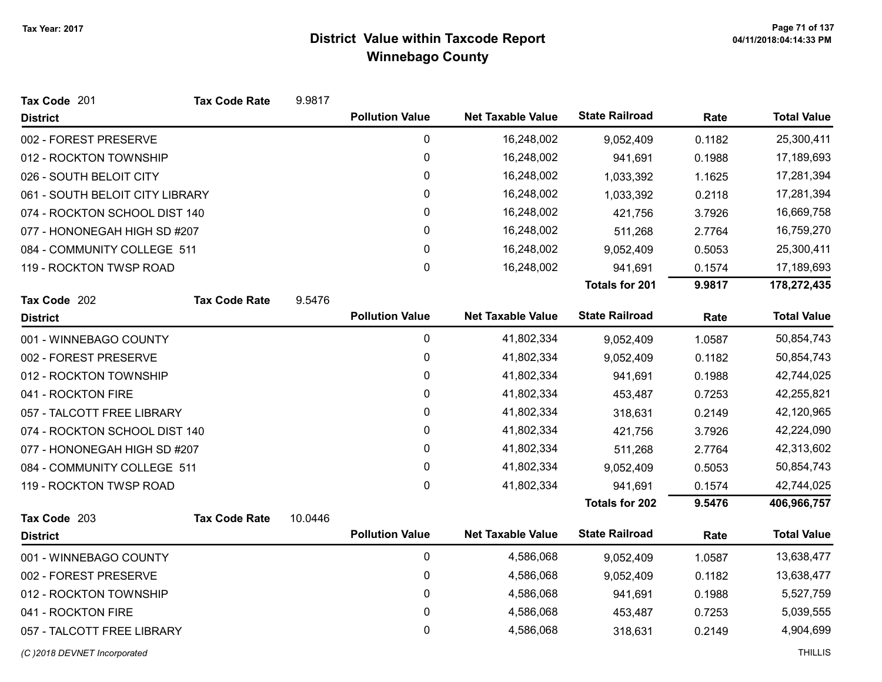# District Value within Taxcode Report
## Winnebago County

Tax Year: 2017

**Tax Code** 201 **Tax Code Rate** 9.9817

| District | Pollution Value | Net Taxable Value | State Railroad | Rate | Total Value |
|---|---|---|---|---|---|
| 002 - FOREST PRESERVE | 0 | 16,248,002 | 9,052,409 | 0.1182 | 25,300,411 |
| 012 - ROCKTON TOWNSHIP | 0 | 16,248,002 | 941,691 | 0.1988 | 17,189,693 |
| 026 - SOUTH BELOIT CITY | 0 | 16,248,002 | 1,033,392 | 1.1625 | 17,281,394 |
| 061 - SOUTH BELOIT CITY LIBRARY | 0 | 16,248,002 | 1,033,392 | 0.2118 | 17,281,394 |
| 074 - ROCKTON SCHOOL DIST 140 | 0 | 16,248,002 | 421,756 | 3.7926 | 16,669,758 |
| 077 - HONONEGAH HIGH SD #207 | 0 | 16,248,002 | 511,268 | 2.7764 | 16,759,270 |
| 084 - COMMUNITY COLLEGE 511 | 0 | 16,248,002 | 9,052,409 | 0.5053 | 25,300,411 |
| 119 - ROCKTON TWSP ROAD | 0 | 16,248,002 | 941,691 | 0.1574 | 17,189,693 |
| | | | **Totals for 201** | **9.9817** | **178,272,435** |

**Tax Code** 202 **Tax Code Rate** 9.5476

| District | Pollution Value | Net Taxable Value | State Railroad | Rate | Total Value |
|---|---|---|---|---|---|
| 001 - WINNEBAGO COUNTY | 0 | 41,802,334 | 9,052,409 | 1.0587 | 50,854,743 |
| 002 - FOREST PRESERVE | 0 | 41,802,334 | 9,052,409 | 0.1182 | 50,854,743 |
| 012 - ROCKTON TOWNSHIP | 0 | 41,802,334 | 941,691 | 0.1988 | 42,744,025 |
| 041 - ROCKTON FIRE | 0 | 41,802,334 | 453,487 | 0.7253 | 42,255,821 |
| 057 - TALCOTT FREE LIBRARY | 0 | 41,802,334 | 318,631 | 0.2149 | 42,120,965 |
| 074 - ROCKTON SCHOOL DIST 140 | 0 | 41,802,334 | 421,756 | 3.7926 | 42,224,090 |
| 077 - HONONEGAH HIGH SD #207 | 0 | 41,802,334 | 511,268 | 2.7764 | 42,313,602 |
| 084 - COMMUNITY COLLEGE 511 | 0 | 41,802,334 | 9,052,409 | 0.5053 | 50,854,743 |
| 119 - ROCKTON TWSP ROAD | 0 | 41,802,334 | 941,691 | 0.1574 | 42,744,025 |
| | | | **Totals for 202** | **9.5476** | **406,966,757** |

**Tax Code** 203 **Tax Code Rate** 10.0446

| District | Pollution Value | Net Taxable Value | State Railroad | Rate | Total Value |
|---|---|---|---|---|---|
| 001 - WINNEBAGO COUNTY | 0 | 4,586,068 | 9,052,409 | 1.0587 | 13,638,477 |
| 002 - FOREST PRESERVE | 0 | 4,586,068 | 9,052,409 | 0.1182 | 13,638,477 |
| 012 - ROCKTON TOWNSHIP | 0 | 4,586,068 | 941,691 | 0.1988 | 5,527,759 |
| 041 - ROCKTON FIRE | 0 | 4,586,068 | 453,487 | 0.7253 | 5,039,555 |
| 057 - TALCOTT FREE LIBRARY | 0 | 4,586,068 | 318,631 | 0.2149 | 4,904,699 |

(C )2018 DEVNET Incorporated THILLIS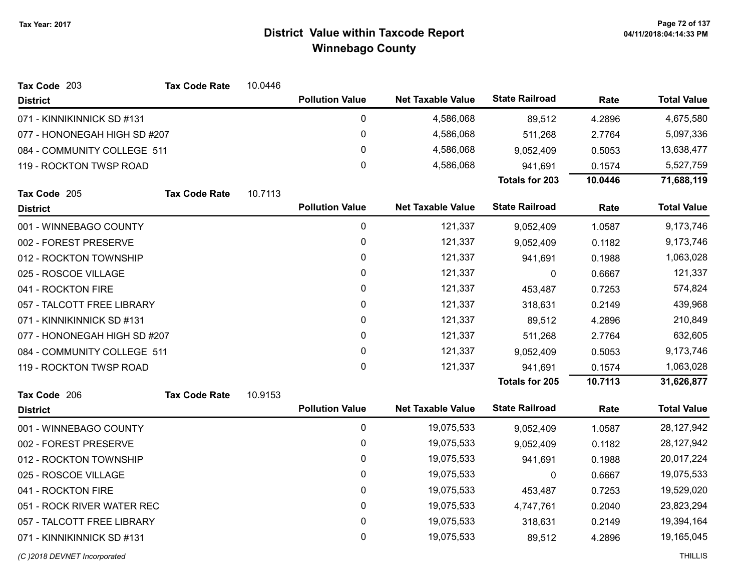# District Value within Taxcode Report
## Winnebago County

Tax Year: 2017

**Tax Code** 203 **Tax Code Rate** 10.0446

| District | Pollution Value | Net Taxable Value | State Railroad | Rate | Total Value |
|---|---|---|---|---|---|
| 071 - KINNIKINNICK SD #131 | 0 | 4,586,068 | 89,512 | 4.2896 | 4,675,580 |
| 077 - HONONEGAH HIGH SD #207 | 0 | 4,586,068 | 511,268 | 2.7764 | 5,097,336 |
| 084 - COMMUNITY COLLEGE 511 | 0 | 4,586,068 | 9,052,409 | 0.5053 | 13,638,477 |
| 119 - ROCKTON TWSP ROAD | 0 | 4,586,068 | 941,691 | 0.1574 | 5,527,759 |
| | | | **Totals for 203** | **10.0446** | **71,688,119** |

**Tax Code** 205 **Tax Code Rate** 10.7113

| District | Pollution Value | Net Taxable Value | State Railroad | Rate | Total Value |
|---|---|---|---|---|---|
| 001 - WINNEBAGO COUNTY | 0 | 121,337 | 9,052,409 | 1.0587 | 9,173,746 |
| 002 - FOREST PRESERVE | 0 | 121,337 | 9,052,409 | 0.1182 | 9,173,746 |
| 012 - ROCKTON TOWNSHIP | 0 | 121,337 | 941,691 | 0.1988 | 1,063,028 |
| 025 - ROSCOE VILLAGE | 0 | 121,337 | 0 | 0.6667 | 121,337 |
| 041 - ROCKTON FIRE | 0 | 121,337 | 453,487 | 0.7253 | 574,824 |
| 057 - TALCOTT FREE LIBRARY | 0 | 121,337 | 318,631 | 0.2149 | 439,968 |
| 071 - KINNIKINNICK SD #131 | 0 | 121,337 | 89,512 | 4.2896 | 210,849 |
| 077 - HONONEGAH HIGH SD #207 | 0 | 121,337 | 511,268 | 2.7764 | 632,605 |
| 084 - COMMUNITY COLLEGE 511 | 0 | 121,337 | 9,052,409 | 0.5053 | 9,173,746 |
| 119 - ROCKTON TWSP ROAD | 0 | 121,337 | 941,691 | 0.1574 | 1,063,028 |
| | | | **Totals for 205** | **10.7113** | **31,626,877** |

**Tax Code** 206 **Tax Code Rate** 10.9153

| District | Pollution Value | Net Taxable Value | State Railroad | Rate | Total Value |
|---|---|---|---|---|---|
| 001 - WINNEBAGO COUNTY | 0 | 19,075,533 | 9,052,409 | 1.0587 | 28,127,942 |
| 002 - FOREST PRESERVE | 0 | 19,075,533 | 9,052,409 | 0.1182 | 28,127,942 |
| 012 - ROCKTON TOWNSHIP | 0 | 19,075,533 | 941,691 | 0.1988 | 20,017,224 |
| 025 - ROSCOE VILLAGE | 0 | 19,075,533 | 0 | 0.6667 | 19,075,533 |
| 041 - ROCKTON FIRE | 0 | 19,075,533 | 453,487 | 0.7253 | 19,529,020 |
| 051 - ROCK RIVER WATER REC | 0 | 19,075,533 | 4,747,761 | 0.2040 | 23,823,294 |
| 057 - TALCOTT FREE LIBRARY | 0 | 19,075,533 | 318,631 | 0.2149 | 19,394,164 |
| 071 - KINNIKINNICK SD #131 | 0 | 19,075,533 | 89,512 | 4.2896 | 19,165,045 |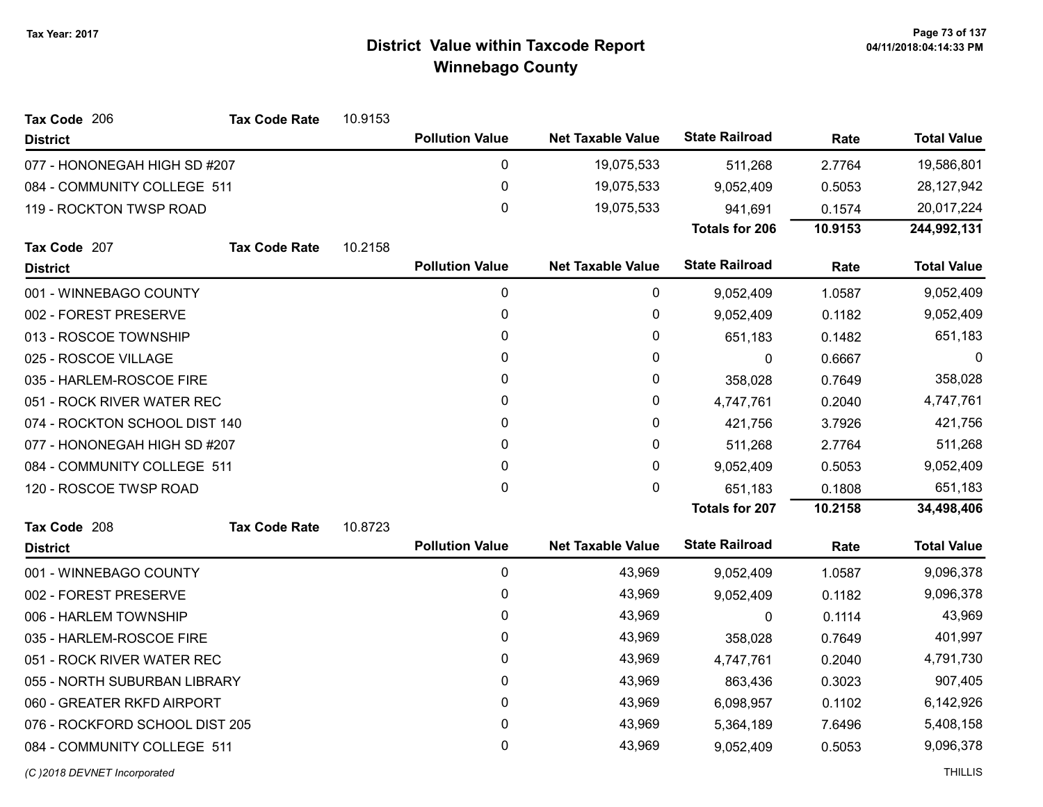# District Value within Taxcode Report
## Winnebago County

Tax Year: 2017

**Tax Code** 206 **Tax Code Rate** 10.9153

| District | Pollution Value | Net Taxable Value | State Railroad | Rate | Total Value |
|---|---|---|---|---|---|
| 077 - HONONEGAH HIGH SD #207 | 0 | 19,075,533 | 511,268 | 2.7764 | 19,586,801 |
| 084 - COMMUNITY COLLEGE 511 | 0 | 19,075,533 | 9,052,409 | 0.5053 | 28,127,942 |
| 119 - ROCKTON TWSP ROAD | 0 | 19,075,533 | 941,691 | 0.1574 | 20,017,224 |
| | | | **Totals for 206** | **10.9153** | **244,992,131** |

**Tax Code** 207 **Tax Code Rate** 10.2158

| District | Pollution Value | Net Taxable Value | State Railroad | Rate | Total Value |
|---|---|---|---|---|---|
| 001 - WINNEBAGO COUNTY | 0 | 0 | 9,052,409 | 1.0587 | 9,052,409 |
| 002 - FOREST PRESERVE | 0 | 0 | 9,052,409 | 0.1182 | 9,052,409 |
| 013 - ROSCOE TOWNSHIP | 0 | 0 | 651,183 | 0.1482 | 651,183 |
| 025 - ROSCOE VILLAGE | 0 | 0 | 0 | 0.6667 | 0 |
| 035 - HARLEM-ROSCOE FIRE | 0 | 0 | 358,028 | 0.7649 | 358,028 |
| 051 - ROCK RIVER WATER REC | 0 | 0 | 4,747,761 | 0.2040 | 4,747,761 |
| 074 - ROCKTON SCHOOL DIST 140 | 0 | 0 | 421,756 | 3.7926 | 421,756 |
| 077 - HONONEGAH HIGH SD #207 | 0 | 0 | 511,268 | 2.7764 | 511,268 |
| 084 - COMMUNITY COLLEGE 511 | 0 | 0 | 9,052,409 | 0.5053 | 9,052,409 |
| 120 - ROSCOE TWSP ROAD | 0 | 0 | 651,183 | 0.1808 | 651,183 |
| | | | **Totals for 207** | **10.2158** | **34,498,406** |

**Tax Code** 208 **Tax Code Rate** 10.8723

| District | Pollution Value | Net Taxable Value | State Railroad | Rate | Total Value |
|---|---|---|---|---|---|
| 001 - WINNEBAGO COUNTY | 0 | 43,969 | 9,052,409 | 1.0587 | 9,096,378 |
| 002 - FOREST PRESERVE | 0 | 43,969 | 9,052,409 | 0.1182 | 9,096,378 |
| 006 - HARLEM TOWNSHIP | 0 | 43,969 | 0 | 0.1114 | 43,969 |
| 035 - HARLEM-ROSCOE FIRE | 0 | 43,969 | 358,028 | 0.7649 | 401,997 |
| 051 - ROCK RIVER WATER REC | 0 | 43,969 | 4,747,761 | 0.2040 | 4,791,730 |
| 055 - NORTH SUBURBAN LIBRARY | 0 | 43,969 | 863,436 | 0.3023 | 907,405 |
| 060 - GREATER RKFD AIRPORT | 0 | 43,969 | 6,098,957 | 0.1102 | 6,142,926 |
| 076 - ROCKFORD SCHOOL DIST 205 | 0 | 43,969 | 5,364,189 | 7.6496 | 5,408,158 |
| 084 - COMMUNITY COLLEGE 511 | 0 | 43,969 | 9,052,409 | 0.5053 | 9,096,378 |

(C )2018 DEVNET Incorporated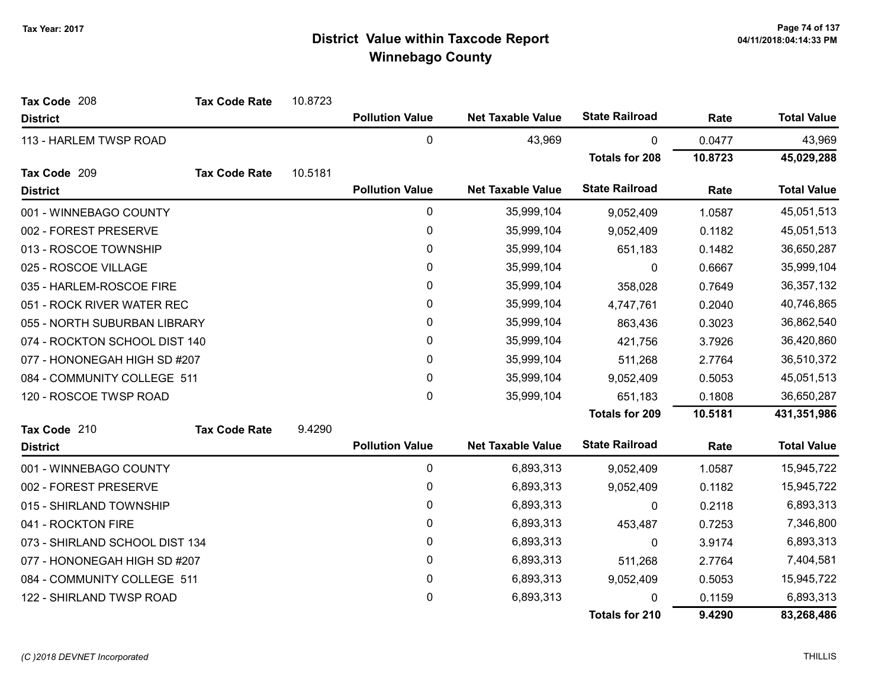# District Value within Taxcode Report
## Winnebago County

Tax Year: 2017

**Tax Code** 208 **Tax Code Rate** 10.8723

| District | Pollution Value | Net Taxable Value | State Railroad | Rate | Total Value |
|---|---|---|---|---|---|
| 113 - HARLEM TWSP ROAD | 0 | 43,969 | 0 | 0.0477 | 43,969 |
| | | | **Totals for 208** | **10.8723** | **45,029,288** |

**Tax Code** 209 **Tax Code Rate** 10.5181

| District | Pollution Value | Net Taxable Value | State Railroad | Rate | Total Value |
|---|---|---|---|---|---|
| 001 - WINNEBAGO COUNTY | 0 | 35,999,104 | 9,052,409 | 1.0587 | 45,051,513 |
| 002 - FOREST PRESERVE | 0 | 35,999,104 | 9,052,409 | 0.1182 | 45,051,513 |
| 013 - ROSCOE TOWNSHIP | 0 | 35,999,104 | 651,183 | 0.1482 | 36,650,287 |
| 025 - ROSCOE VILLAGE | 0 | 35,999,104 | 0 | 0.6667 | 35,999,104 |
| 035 - HARLEM-ROSCOE FIRE | 0 | 35,999,104 | 358,028 | 0.7649 | 36,357,132 |
| 051 - ROCK RIVER WATER REC | 0 | 35,999,104 | 4,747,761 | 0.2040 | 40,746,865 |
| 055 - NORTH SUBURBAN LIBRARY | 0 | 35,999,104 | 863,436 | 0.3023 | 36,862,540 |
| 074 - ROCKTON SCHOOL DIST 140 | 0 | 35,999,104 | 421,756 | 3.7926 | 36,420,860 |
| 077 - HONONEGAH HIGH SD #207 | 0 | 35,999,104 | 511,268 | 2.7764 | 36,510,372 |
| 084 - COMMUNITY COLLEGE 511 | 0 | 35,999,104 | 9,052,409 | 0.5053 | 45,051,513 |
| 120 - ROSCOE TWSP ROAD | 0 | 35,999,104 | 651,183 | 0.1808 | 36,650,287 |
| | | | **Totals for 209** | **10.5181** | **431,351,986** |

**Tax Code** 210 **Tax Code Rate** 9.4290

| District | Pollution Value | Net Taxable Value | State Railroad | Rate | Total Value |
|---|---|---|---|---|---|
| 001 - WINNEBAGO COUNTY | 0 | 6,893,313 | 9,052,409 | 1.0587 | 15,945,722 |
| 002 - FOREST PRESERVE | 0 | 6,893,313 | 9,052,409 | 0.1182 | 15,945,722 |
| 015 - SHIRLAND TOWNSHIP | 0 | 6,893,313 | 0 | 0.2118 | 6,893,313 |
| 041 - ROCKTON FIRE | 0 | 6,893,313 | 453,487 | 0.7253 | 7,346,800 |
| 073 - SHIRLAND SCHOOL DIST 134 | 0 | 6,893,313 | 0 | 3.9174 | 6,893,313 |
| 077 - HONONEGAH HIGH SD #207 | 0 | 6,893,313 | 511,268 | 2.7764 | 7,404,581 |
| 084 - COMMUNITY COLLEGE 511 | 0 | 6,893,313 | 9,052,409 | 0.5053 | 15,945,722 |
| 122 - SHIRLAND TWSP ROAD | 0 | 6,893,313 | 0 | 0.1159 | 6,893,313 |
| | | | **Totals for 210** | **9.4290** | **83,268,486** |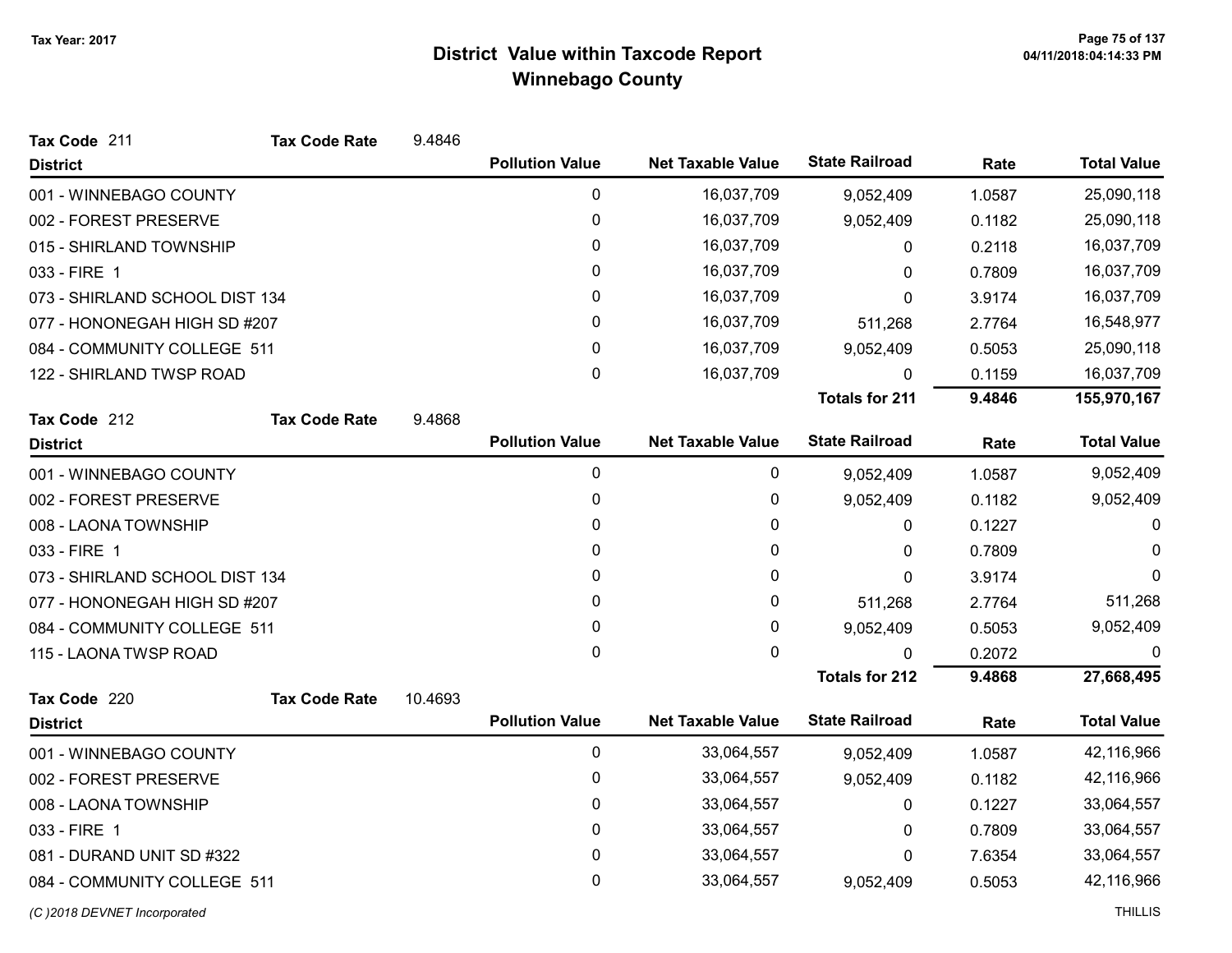# District Value within Taxcode Report
## Winnebago County

Tax Year: 2017

**Tax Code** 211 **Tax Code Rate** 9.4846

| District | Pollution Value | Net Taxable Value | State Railroad | Rate | Total Value |
|---|---|---|---|---|---|
| 001 - WINNEBAGO COUNTY | 0 | 16,037,709 | 9,052,409 | 1.0587 | 25,090,118 |
| 002 - FOREST PRESERVE | 0 | 16,037,709 | 9,052,409 | 0.1182 | 25,090,118 |
| 015 - SHIRLAND TOWNSHIP | 0 | 16,037,709 | 0 | 0.2118 | 16,037,709 |
| 033 - FIRE 1 | 0 | 16,037,709 | 0 | 0.7809 | 16,037,709 |
| 073 - SHIRLAND SCHOOL DIST 134 | 0 | 16,037,709 | 0 | 3.9174 | 16,037,709 |
| 077 - HONONEGAH HIGH SD #207 | 0 | 16,037,709 | 511,268 | 2.7764 | 16,548,977 |
| 084 - COMMUNITY COLLEGE 511 | 0 | 16,037,709 | 9,052,409 | 0.5053 | 25,090,118 |
| 122 - SHIRLAND TWSP ROAD | 0 | 16,037,709 | 0 | 0.1159 | 16,037,709 |
| | | | **Totals for 211** | **9.4846** | **155,970,167** |

**Tax Code** 212 **Tax Code Rate** 9.4868

| District | Pollution Value | Net Taxable Value | State Railroad | Rate | Total Value |
|---|---|---|---|---|---|
| 001 - WINNEBAGO COUNTY | 0 | 0 | 9,052,409 | 1.0587 | 9,052,409 |
| 002 - FOREST PRESERVE | 0 | 0 | 9,052,409 | 0.1182 | 9,052,409 |
| 008 - LAONA TOWNSHIP | 0 | 0 | 0 | 0.1227 | 0 |
| 033 - FIRE 1 | 0 | 0 | 0 | 0.7809 | 0 |
| 073 - SHIRLAND SCHOOL DIST 134 | 0 | 0 | 0 | 3.9174 | 0 |
| 077 - HONONEGAH HIGH SD #207 | 0 | 0 | 511,268 | 2.7764 | 511,268 |
| 084 - COMMUNITY COLLEGE 511 | 0 | 0 | 9,052,409 | 0.5053 | 9,052,409 |
| 115 - LAONA TWSP ROAD | 0 | 0 | 0 | 0.2072 | 0 |
| | | | **Totals for 212** | **9.4868** | **27,668,495** |

**Tax Code** 220 **Tax Code Rate** 10.4693

| District | Pollution Value | Net Taxable Value | State Railroad | Rate | Total Value |
|---|---|---|---|---|---|
| 001 - WINNEBAGO COUNTY | 0 | 33,064,557 | 9,052,409 | 1.0587 | 42,116,966 |
| 002 - FOREST PRESERVE | 0 | 33,064,557 | 9,052,409 | 0.1182 | 42,116,966 |
| 008 - LAONA TOWNSHIP | 0 | 33,064,557 | 0 | 0.1227 | 33,064,557 |
| 033 - FIRE 1 | 0 | 33,064,557 | 0 | 0.7809 | 33,064,557 |
| 081 - DURAND UNIT SD #322 | 0 | 33,064,557 | 0 | 7.6354 | 33,064,557 |
| 084 - COMMUNITY COLLEGE 511 | 0 | 33,064,557 | 9,052,409 | 0.5053 | 42,116,966 |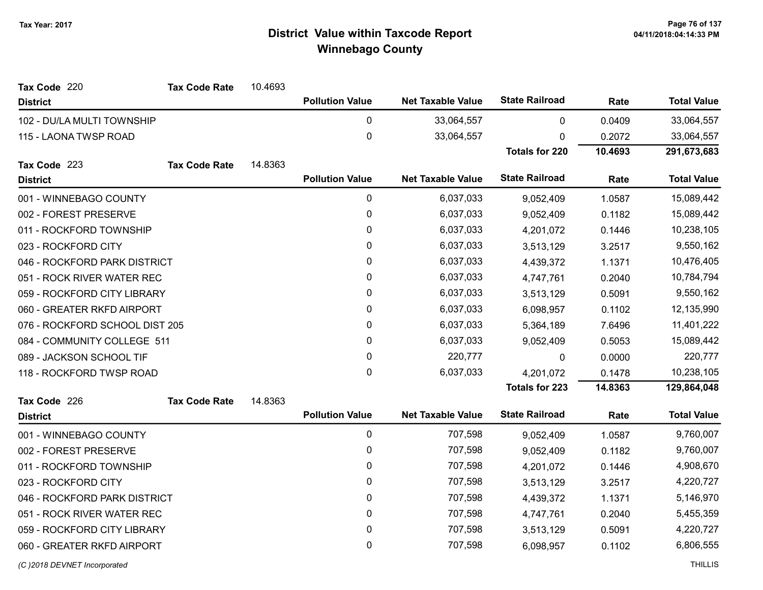# District Value within Taxcode Report
## Winnebago County

Tax Year: 2017

**Tax Code** 220 **Tax Code Rate** 10.4693

| District | Pollution Value | Net Taxable Value | State Railroad | Rate | Total Value |
|---|---|---|---|---|---|
| 102 - DU/LA MULTI TOWNSHIP | 0 | 33,064,557 | 0 | 0.0409 | 33,064,557 |
| 115 - LAONA TWSP ROAD | 0 | 33,064,557 | 0 | 0.2072 | 33,064,557 |
| | | | **Totals for 220** | **10.4693** | **291,673,683** |

**Tax Code** 223 **Tax Code Rate** 14.8363

| District | Pollution Value | Net Taxable Value | State Railroad | Rate | Total Value |
|---|---|---|---|---|---|
| 001 - WINNEBAGO COUNTY | 0 | 6,037,033 | 9,052,409 | 1.0587 | 15,089,442 |
| 002 - FOREST PRESERVE | 0 | 6,037,033 | 9,052,409 | 0.1182 | 15,089,442 |
| 011 - ROCKFORD TOWNSHIP | 0 | 6,037,033 | 4,201,072 | 0.1446 | 10,238,105 |
| 023 - ROCKFORD CITY | 0 | 6,037,033 | 3,513,129 | 3.2517 | 9,550,162 |
| 046 - ROCKFORD PARK DISTRICT | 0 | 6,037,033 | 4,439,372 | 1.1371 | 10,476,405 |
| 051 - ROCK RIVER WATER REC | 0 | 6,037,033 | 4,747,761 | 0.2040 | 10,784,794 |
| 059 - ROCKFORD CITY LIBRARY | 0 | 6,037,033 | 3,513,129 | 0.5091 | 9,550,162 |
| 060 - GREATER RKFD AIRPORT | 0 | 6,037,033 | 6,098,957 | 0.1102 | 12,135,990 |
| 076 - ROCKFORD SCHOOL DIST 205 | 0 | 6,037,033 | 5,364,189 | 7.6496 | 11,401,222 |
| 084 - COMMUNITY COLLEGE 511 | 0 | 6,037,033 | 9,052,409 | 0.5053 | 15,089,442 |
| 089 - JACKSON SCHOOL TIF | 0 | 220,777 | 0 | 0.0000 | 220,777 |
| 118 - ROCKFORD TWSP ROAD | 0 | 6,037,033 | 4,201,072 | 0.1478 | 10,238,105 |
| | | | **Totals for 223** | **14.8363** | **129,864,048** |

**Tax Code** 226 **Tax Code Rate** 14.8363

| District | Pollution Value | Net Taxable Value | State Railroad | Rate | Total Value |
|---|---|---|---|---|---|
| 001 - WINNEBAGO COUNTY | 0 | 707,598 | 9,052,409 | 1.0587 | 9,760,007 |
| 002 - FOREST PRESERVE | 0 | 707,598 | 9,052,409 | 0.1182 | 9,760,007 |
| 011 - ROCKFORD TOWNSHIP | 0 | 707,598 | 4,201,072 | 0.1446 | 4,908,670 |
| 023 - ROCKFORD CITY | 0 | 707,598 | 3,513,129 | 3.2517 | 4,220,727 |
| 046 - ROCKFORD PARK DISTRICT | 0 | 707,598 | 4,439,372 | 1.1371 | 5,146,970 |
| 051 - ROCK RIVER WATER REC | 0 | 707,598 | 4,747,761 | 0.2040 | 5,455,359 |
| 059 - ROCKFORD CITY LIBRARY | 0 | 707,598 | 3,513,129 | 0.5091 | 4,220,727 |
| 060 - GREATER RKFD AIRPORT | 0 | 707,598 | 6,098,957 | 0.1102 | 6,806,555 |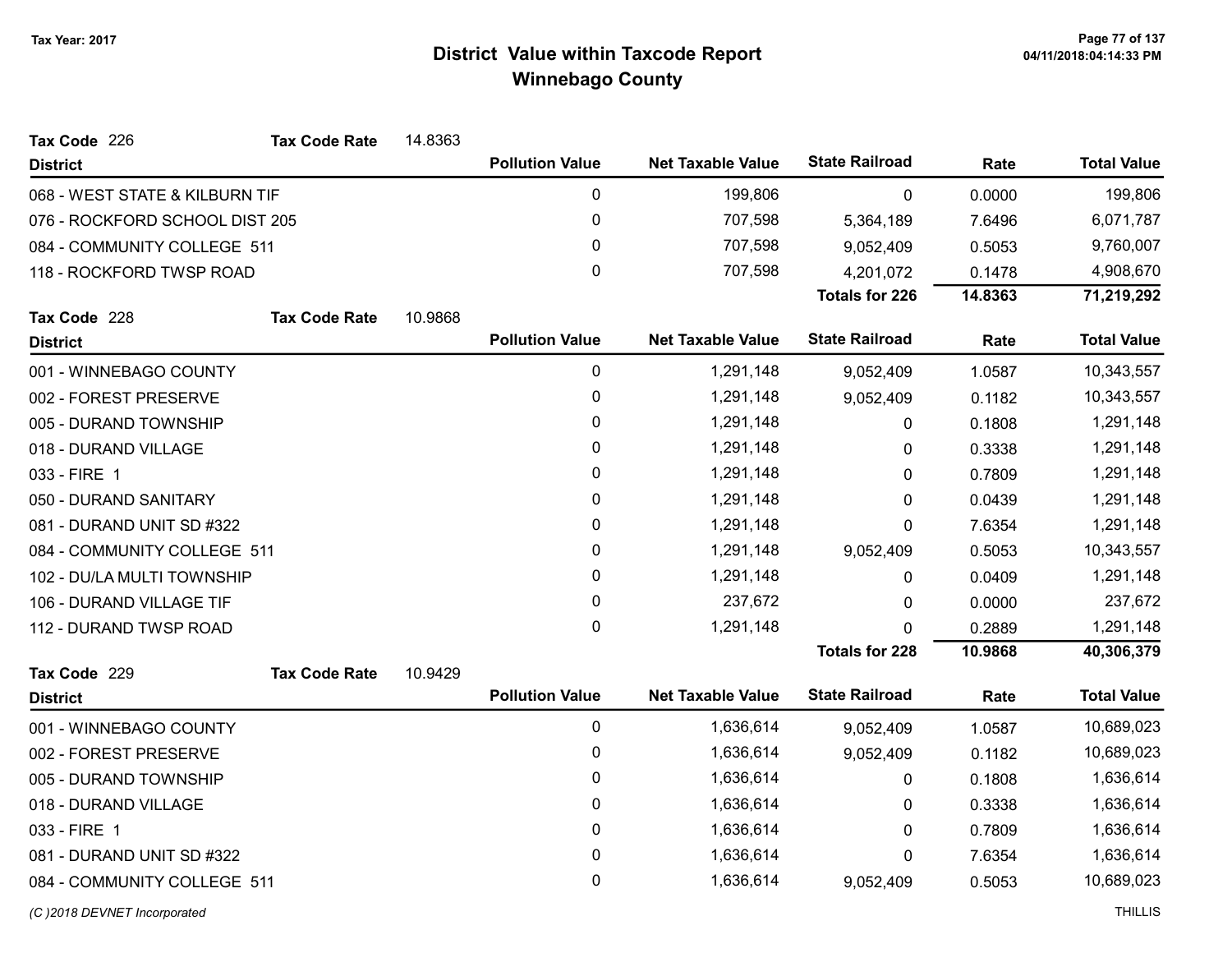# District Value within Taxcode Report

## Winnebago County

Tax Year: 2017

**Tax Code** 226 **Tax Code Rate** 14.8363

| District | Pollution Value | Net Taxable Value | State Railroad | Rate | Total Value |
|---|---|---|---|---|---|
| 068 - WEST STATE & KILBURN TIF | 0 | 199,806 | 0 | 0.0000 | 199,806 |
| 076 - ROCKFORD SCHOOL DIST 205 | 0 | 707,598 | 5,364,189 | 7.6496 | 6,071,787 |
| 084 - COMMUNITY COLLEGE 511 | 0 | 707,598 | 9,052,409 | 0.5053 | 9,760,007 |
| 118 - ROCKFORD TWSP ROAD | 0 | 707,598 | 4,201,072 | 0.1478 | 4,908,670 |
| | | | **Totals for 226** | **14.8363** | **71,219,292** |

**Tax Code** 228 **Tax Code Rate** 10.9868

| District | Pollution Value | Net Taxable Value | State Railroad | Rate | Total Value |
|---|---|---|---|---|---|
| 001 - WINNEBAGO COUNTY | 0 | 1,291,148 | 9,052,409 | 1.0587 | 10,343,557 |
| 002 - FOREST PRESERVE | 0 | 1,291,148 | 9,052,409 | 0.1182 | 10,343,557 |
| 005 - DURAND TOWNSHIP | 0 | 1,291,148 | 0 | 0.1808 | 1,291,148 |
| 018 - DURAND VILLAGE | 0 | 1,291,148 | 0 | 0.3338 | 1,291,148 |
| 033 - FIRE 1 | 0 | 1,291,148 | 0 | 0.7809 | 1,291,148 |
| 050 - DURAND SANITARY | 0 | 1,291,148 | 0 | 0.0439 | 1,291,148 |
| 081 - DURAND UNIT SD #322 | 0 | 1,291,148 | 0 | 7.6354 | 1,291,148 |
| 084 - COMMUNITY COLLEGE 511 | 0 | 1,291,148 | 9,052,409 | 0.5053 | 10,343,557 |
| 102 - DU/LA MULTI TOWNSHIP | 0 | 1,291,148 | 0 | 0.0409 | 1,291,148 |
| 106 - DURAND VILLAGE TIF | 0 | 237,672 | 0 | 0.0000 | 237,672 |
| 112 - DURAND TWSP ROAD | 0 | 1,291,148 | 0 | 0.2889 | 1,291,148 |
| | | | **Totals for 228** | **10.9868** | **40,306,379** |

**Tax Code** 229 **Tax Code Rate** 10.9429

| District | Pollution Value | Net Taxable Value | State Railroad | Rate | Total Value |
|---|---|---|---|---|---|
| 001 - WINNEBAGO COUNTY | 0 | 1,636,614 | 9,052,409 | 1.0587 | 10,689,023 |
| 002 - FOREST PRESERVE | 0 | 1,636,614 | 9,052,409 | 0.1182 | 10,689,023 |
| 005 - DURAND TOWNSHIP | 0 | 1,636,614 | 0 | 0.1808 | 1,636,614 |
| 018 - DURAND VILLAGE | 0 | 1,636,614 | 0 | 0.3338 | 1,636,614 |
| 033 - FIRE 1 | 0 | 1,636,614 | 0 | 0.7809 | 1,636,614 |
| 081 - DURAND UNIT SD #322 | 0 | 1,636,614 | 0 | 7.6354 | 1,636,614 |
| 084 - COMMUNITY COLLEGE 511 | 0 | 1,636,614 | 9,052,409 | 0.5053 | 10,689,023 |

(C )2018 DEVNET Incorporated THILLIS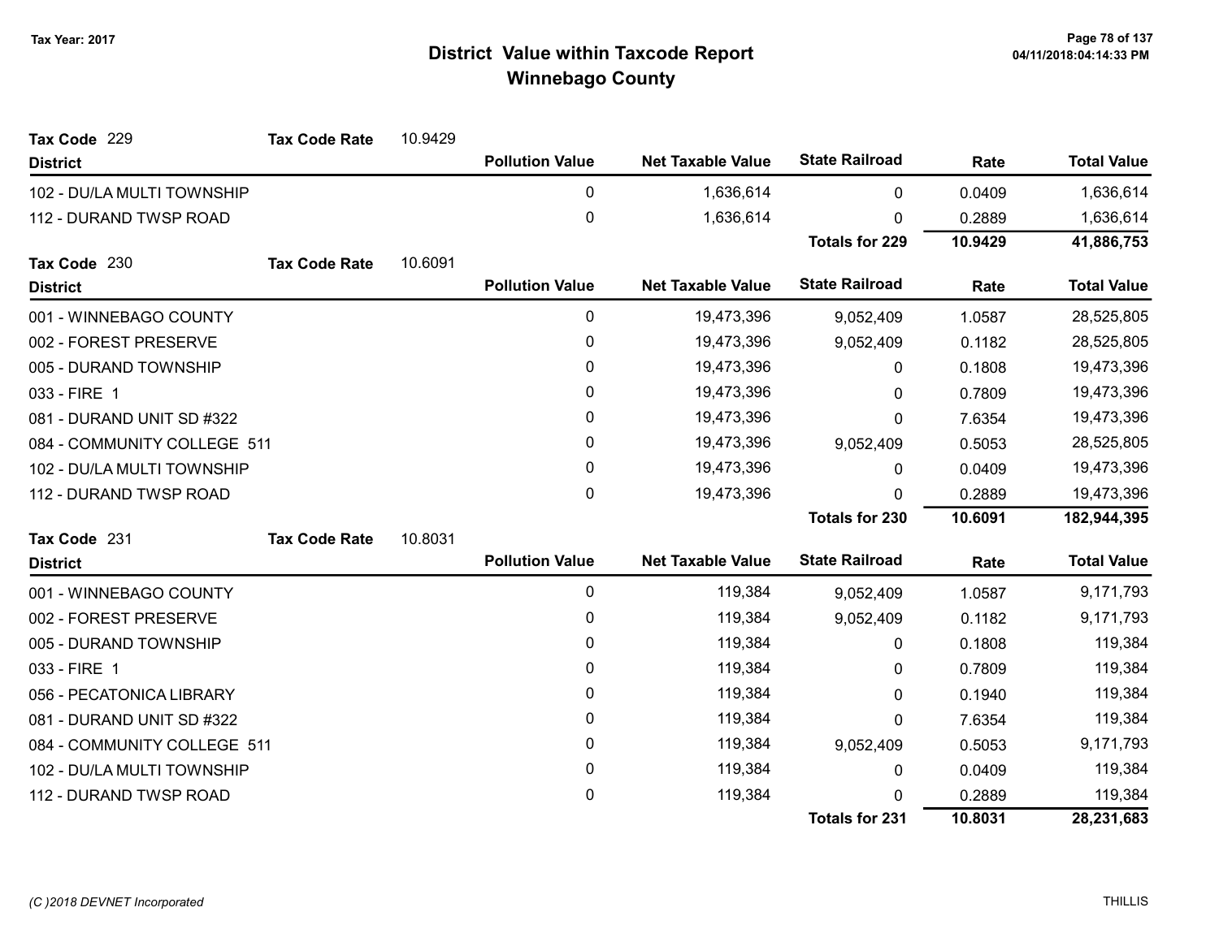# District Value within Taxcode Report
## Winnebago County

Tax Year: 2017

**Tax Code** 229 **Tax Code Rate** 10.9429

| District | Pollution Value | Net Taxable Value | State Railroad | Rate | Total Value |
|---|---|---|---|---|---|
| 102 - DU/LA MULTI TOWNSHIP | 0 | 1,636,614 | 0 | 0.0409 | 1,636,614 |
| 112 - DURAND TWSP ROAD | 0 | 1,636,614 | 0 | 0.2889 | 1,636,614 |
| | | | **Totals for 229** | **10.9429** | **41,886,753** |

**Tax Code** 230 **Tax Code Rate** 10.6091

| District | Pollution Value | Net Taxable Value | State Railroad | Rate | Total Value |
|---|---|---|---|---|---|
| 001 - WINNEBAGO COUNTY | 0 | 19,473,396 | 9,052,409 | 1.0587 | 28,525,805 |
| 002 - FOREST PRESERVE | 0 | 19,473,396 | 9,052,409 | 0.1182 | 28,525,805 |
| 005 - DURAND TOWNSHIP | 0 | 19,473,396 | 0 | 0.1808 | 19,473,396 |
| 033 - FIRE 1 | 0 | 19,473,396 | 0 | 0.7809 | 19,473,396 |
| 081 - DURAND UNIT SD #322 | 0 | 19,473,396 | 0 | 7.6354 | 19,473,396 |
| 084 - COMMUNITY COLLEGE 511 | 0 | 19,473,396 | 9,052,409 | 0.5053 | 28,525,805 |
| 102 - DU/LA MULTI TOWNSHIP | 0 | 19,473,396 | 0 | 0.0409 | 19,473,396 |
| 112 - DURAND TWSP ROAD | 0 | 19,473,396 | 0 | 0.2889 | 19,473,396 |
| | | | **Totals for 230** | **10.6091** | **182,944,395** |

**Tax Code** 231 **Tax Code Rate** 10.8031

| District | Pollution Value | Net Taxable Value | State Railroad | Rate | Total Value |
|---|---|---|---|---|---|
| 001 - WINNEBAGO COUNTY | 0 | 119,384 | 9,052,409 | 1.0587 | 9,171,793 |
| 002 - FOREST PRESERVE | 0 | 119,384 | 9,052,409 | 0.1182 | 9,171,793 |
| 005 - DURAND TOWNSHIP | 0 | 119,384 | 0 | 0.1808 | 119,384 |
| 033 - FIRE 1 | 0 | 119,384 | 0 | 0.7809 | 119,384 |
| 056 - PECATONICA LIBRARY | 0 | 119,384 | 0 | 0.1940 | 119,384 |
| 081 - DURAND UNIT SD #322 | 0 | 119,384 | 0 | 7.6354 | 119,384 |
| 084 - COMMUNITY COLLEGE 511 | 0 | 119,384 | 9,052,409 | 0.5053 | 9,171,793 |
| 102 - DU/LA MULTI TOWNSHIP | 0 | 119,384 | 0 | 0.0409 | 119,384 |
| 112 - DURAND TWSP ROAD | 0 | 119,384 | 0 | 0.2889 | 119,384 |
| | | | **Totals for 231** | **10.8031** | **28,231,683** |

*(C )2018 DEVNET Incorporated* THILLIS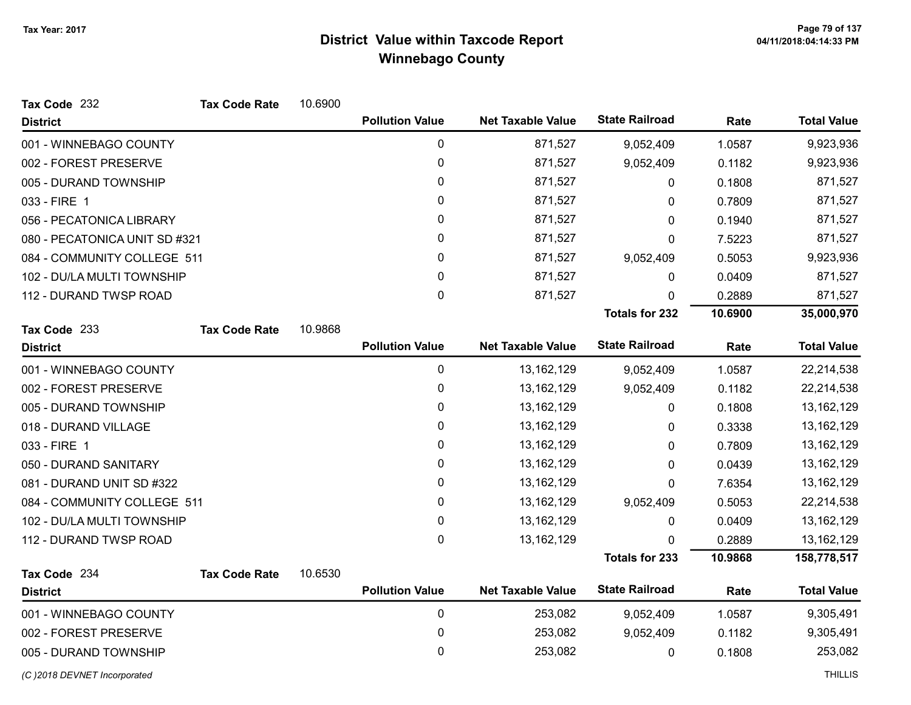# District Value within Taxcode Report
## Winnebago County

Tax Year: 2017

**Tax Code** 232 **Tax Code Rate** 10.6900

| District | Pollution Value | Net Taxable Value | State Railroad | Rate | Total Value |
|---|---|---|---|---|---|
| 001 - WINNEBAGO COUNTY | 0 | 871,527 | 9,052,409 | 1.0587 | 9,923,936 |
| 002 - FOREST PRESERVE | 0 | 871,527 | 9,052,409 | 0.1182 | 9,923,936 |
| 005 - DURAND TOWNSHIP | 0 | 871,527 | 0 | 0.1808 | 871,527 |
| 033 - FIRE 1 | 0 | 871,527 | 0 | 0.7809 | 871,527 |
| 056 - PECATONICA LIBRARY | 0 | 871,527 | 0 | 0.1940 | 871,527 |
| 080 - PECATONICA UNIT SD #321 | 0 | 871,527 | 0 | 7.5223 | 871,527 |
| 084 - COMMUNITY COLLEGE 511 | 0 | 871,527 | 9,052,409 | 0.5053 | 9,923,936 |
| 102 - DU/LA MULTI TOWNSHIP | 0 | 871,527 | 0 | 0.0409 | 871,527 |
| 112 - DURAND TWSP ROAD | 0 | 871,527 | 0 | 0.2889 | 871,527 |
| | | | **Totals for 232** | **10.6900** | **35,000,970** |

**Tax Code** 233 **Tax Code Rate** 10.9868

| District | Pollution Value | Net Taxable Value | State Railroad | Rate | Total Value |
|---|---|---|---|---|---|
| 001 - WINNEBAGO COUNTY | 0 | 13,162,129 | 9,052,409 | 1.0587 | 22,214,538 |
| 002 - FOREST PRESERVE | 0 | 13,162,129 | 9,052,409 | 0.1182 | 22,214,538 |
| 005 - DURAND TOWNSHIP | 0 | 13,162,129 | 0 | 0.1808 | 13,162,129 |
| 018 - DURAND VILLAGE | 0 | 13,162,129 | 0 | 0.3338 | 13,162,129 |
| 033 - FIRE 1 | 0 | 13,162,129 | 0 | 0.7809 | 13,162,129 |
| 050 - DURAND SANITARY | 0 | 13,162,129 | 0 | 0.0439 | 13,162,129 |
| 081 - DURAND UNIT SD #322 | 0 | 13,162,129 | 0 | 7.6354 | 13,162,129 |
| 084 - COMMUNITY COLLEGE 511 | 0 | 13,162,129 | 9,052,409 | 0.5053 | 22,214,538 |
| 102 - DU/LA MULTI TOWNSHIP | 0 | 13,162,129 | 0 | 0.0409 | 13,162,129 |
| 112 - DURAND TWSP ROAD | 0 | 13,162,129 | 0 | 0.2889 | 13,162,129 |
| | | | **Totals for 233** | **10.9868** | **158,778,517** |

**Tax Code** 234 **Tax Code Rate** 10.6530

| District | Pollution Value | Net Taxable Value | State Railroad | Rate | Total Value |
|---|---|---|---|---|---|
| 001 - WINNEBAGO COUNTY | 0 | 253,082 | 9,052,409 | 1.0587 | 9,305,491 |
| 002 - FOREST PRESERVE | 0 | 253,082 | 9,052,409 | 0.1182 | 9,305,491 |
| 005 - DURAND TOWNSHIP | 0 | 253,082 | 0 | 0.1808 | 253,082 |

(C )2018 DEVNET Incorporated THILLIS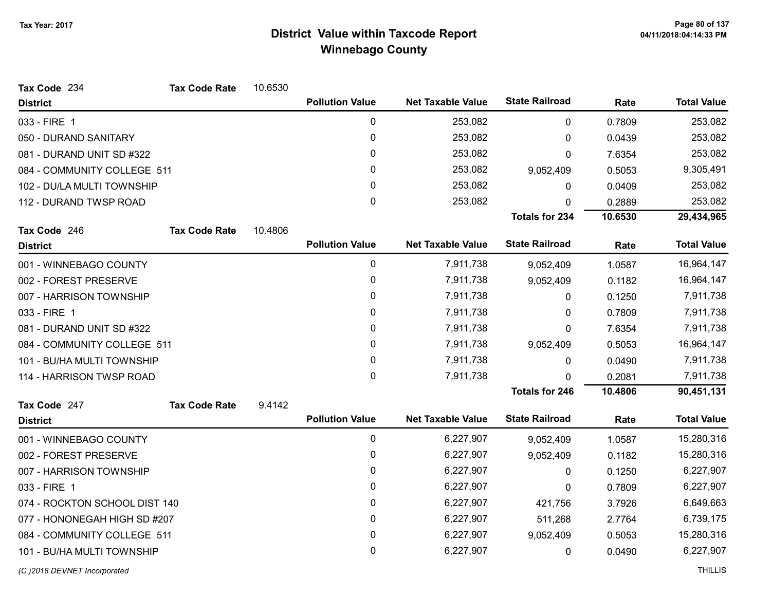# District Value within Taxcode Report
## Winnebago County

Tax Year: 2017

**Tax Code** 234 **Tax Code Rate** 10.6530

| District | Pollution Value | Net Taxable Value | State Railroad | Rate | Total Value |
|---|---|---|---|---|---|
| 033 - FIRE 1 | 0 | 253,082 | 0 | 0.7809 | 253,082 |
| 050 - DURAND SANITARY | 0 | 253,082 | 0 | 0.0439 | 253,082 |
| 081 - DURAND UNIT SD #322 | 0 | 253,082 | 0 | 7.6354 | 253,082 |
| 084 - COMMUNITY COLLEGE 511 | 0 | 253,082 | 9,052,409 | 0.5053 | 9,305,491 |
| 102 - DU/LA MULTI TOWNSHIP | 0 | 253,082 | 0 | 0.0409 | 253,082 |
| 112 - DURAND TWSP ROAD | 0 | 253,082 | 0 | 0.2889 | 253,082 |
| | | | **Totals for 234** | **10.6530** | **29,434,965** |

**Tax Code** 246 **Tax Code Rate** 10.4806

| District | Pollution Value | Net Taxable Value | State Railroad | Rate | Total Value |
|---|---|---|---|---|---|
| 001 - WINNEBAGO COUNTY | 0 | 7,911,738 | 9,052,409 | 1.0587 | 16,964,147 |
| 002 - FOREST PRESERVE | 0 | 7,911,738 | 9,052,409 | 0.1182 | 16,964,147 |
| 007 - HARRISON TOWNSHIP | 0 | 7,911,738 | 0 | 0.1250 | 7,911,738 |
| 033 - FIRE 1 | 0 | 7,911,738 | 0 | 0.7809 | 7,911,738 |
| 081 - DURAND UNIT SD #322 | 0 | 7,911,738 | 0 | 7.6354 | 7,911,738 |
| 084 - COMMUNITY COLLEGE 511 | 0 | 7,911,738 | 9,052,409 | 0.5053 | 16,964,147 |
| 101 - BU/HA MULTI TOWNSHIP | 0 | 7,911,738 | 0 | 0.0490 | 7,911,738 |
| 114 - HARRISON TWSP ROAD | 0 | 7,911,738 | 0 | 0.2081 | 7,911,738 |
| | | | **Totals for 246** | **10.4806** | **90,451,131** |

**Tax Code** 247 **Tax Code Rate** 9.4142

| District | Pollution Value | Net Taxable Value | State Railroad | Rate | Total Value |
|---|---|---|---|---|---|
| 001 - WINNEBAGO COUNTY | 0 | 6,227,907 | 9,052,409 | 1.0587 | 15,280,316 |
| 002 - FOREST PRESERVE | 0 | 6,227,907 | 9,052,409 | 0.1182 | 15,280,316 |
| 007 - HARRISON TOWNSHIP | 0 | 6,227,907 | 0 | 0.1250 | 6,227,907 |
| 033 - FIRE 1 | 0 | 6,227,907 | 0 | 0.7809 | 6,227,907 |
| 074 - ROCKTON SCHOOL DIST 140 | 0 | 6,227,907 | 421,756 | 3.7926 | 6,649,663 |
| 077 - HONONEGAH HIGH SD #207 | 0 | 6,227,907 | 511,268 | 2.7764 | 6,739,175 |
| 084 - COMMUNITY COLLEGE 511 | 0 | 6,227,907 | 9,052,409 | 0.5053 | 15,280,316 |
| 101 - BU/HA MULTI TOWNSHIP | 0 | 6,227,907 | 0 | 0.0490 | 6,227,907 |

(C )2018 DEVNET Incorporated THILLIS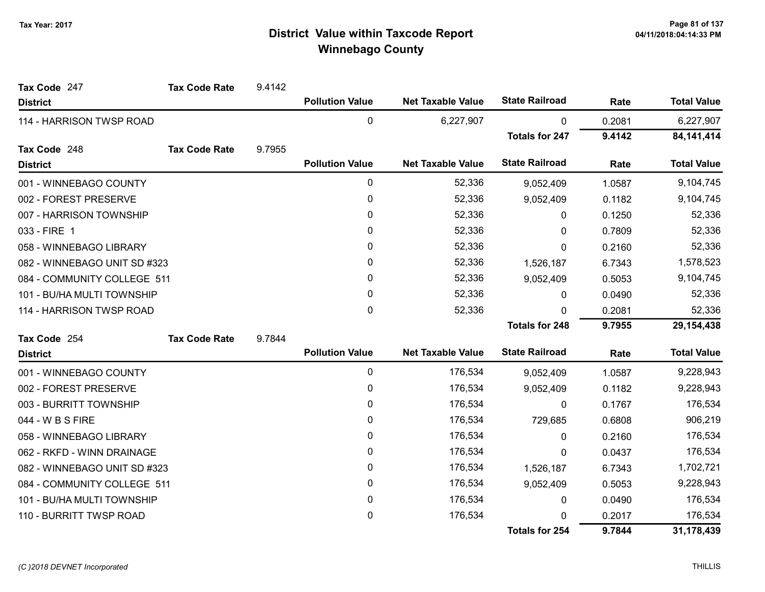# District Value within Taxcode Report
## Winnebago County

Tax Year: 2017

**Tax Code** 247 **Tax Code Rate** 9.4142

| District | Pollution Value | Net Taxable Value | State Railroad | Rate | Total Value |
|---|---|---|---|---|---|
| 114 - HARRISON TWSP ROAD | 0 | 6,227,907 | 0 | 0.2081 | 6,227,907 |
| | | | **Totals for 247** | **9.4142** | **84,141,414** |

**Tax Code** 248 **Tax Code Rate** 9.7955

| District | Pollution Value | Net Taxable Value | State Railroad | Rate | Total Value |
|---|---|---|---|---|---|
| 001 - WINNEBAGO COUNTY | 0 | 52,336 | 9,052,409 | 1.0587 | 9,104,745 |
| 002 - FOREST PRESERVE | 0 | 52,336 | 9,052,409 | 0.1182 | 9,104,745 |
| 007 - HARRISON TOWNSHIP | 0 | 52,336 | 0 | 0.1250 | 52,336 |
| 033 - FIRE 1 | 0 | 52,336 | 0 | 0.7809 | 52,336 |
| 058 - WINNEBAGO LIBRARY | 0 | 52,336 | 0 | 0.2160 | 52,336 |
| 082 - WINNEBAGO UNIT SD #323 | 0 | 52,336 | 1,526,187 | 6.7343 | 1,578,523 |
| 084 - COMMUNITY COLLEGE 511 | 0 | 52,336 | 9,052,409 | 0.5053 | 9,104,745 |
| 101 - BU/HA MULTI TOWNSHIP | 0 | 52,336 | 0 | 0.0490 | 52,336 |
| 114 - HARRISON TWSP ROAD | 0 | 52,336 | 0 | 0.2081 | 52,336 |
| | | | **Totals for 248** | **9.7955** | **29,154,438** |

**Tax Code** 254 **Tax Code Rate** 9.7844

| District | Pollution Value | Net Taxable Value | State Railroad | Rate | Total Value |
|---|---|---|---|---|---|
| 001 - WINNEBAGO COUNTY | 0 | 176,534 | 9,052,409 | 1.0587 | 9,228,943 |
| 002 - FOREST PRESERVE | 0 | 176,534 | 9,052,409 | 0.1182 | 9,228,943 |
| 003 - BURRITT TOWNSHIP | 0 | 176,534 | 0 | 0.1767 | 176,534 |
| 044 - W B S FIRE | 0 | 176,534 | 729,685 | 0.6808 | 906,219 |
| 058 - WINNEBAGO LIBRARY | 0 | 176,534 | 0 | 0.2160 | 176,534 |
| 062 - RKFD - WINN DRAINAGE | 0 | 176,534 | 0 | 0.0437 | 176,534 |
| 082 - WINNEBAGO UNIT SD #323 | 0 | 176,534 | 1,526,187 | 6.7343 | 1,702,721 |
| 084 - COMMUNITY COLLEGE 511 | 0 | 176,534 | 9,052,409 | 0.5053 | 9,228,943 |
| 101 - BU/HA MULTI TOWNSHIP | 0 | 176,534 | 0 | 0.0490 | 176,534 |
| 110 - BURRITT TWSP ROAD | 0 | 176,534 | 0 | 0.2017 | 176,534 |
| | | | **Totals for 254** | **9.7844** | **31,178,439** |

(C )2018 DEVNET Incorporated

THILLIS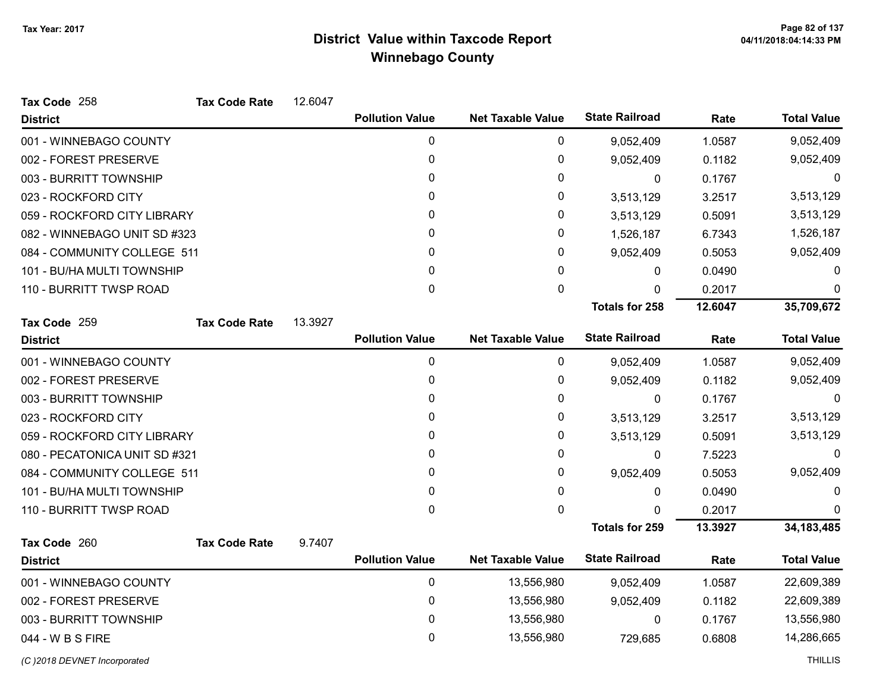Tax Year: 2017

# District Value within Taxcode Report
## Winnebago County

**Tax Code** 258 **Tax Code Rate** 12.6047

| District | Pollution Value | Net Taxable Value | State Railroad | Rate | Total Value |
|---|---|---|---|---|---|
| 001 - WINNEBAGO COUNTY | 0 | 0 | 9,052,409 | 1.0587 | 9,052,409 |
| 002 - FOREST PRESERVE | 0 | 0 | 9,052,409 | 0.1182 | 9,052,409 |
| 003 - BURRITT TOWNSHIP | 0 | 0 | 0 | 0.1767 | 0 |
| 023 - ROCKFORD CITY | 0 | 0 | 3,513,129 | 3.2517 | 3,513,129 |
| 059 - ROCKFORD CITY LIBRARY | 0 | 0 | 3,513,129 | 0.5091 | 3,513,129 |
| 082 - WINNEBAGO UNIT SD #323 | 0 | 0 | 1,526,187 | 6.7343 | 1,526,187 |
| 084 - COMMUNITY COLLEGE 511 | 0 | 0 | 9,052,409 | 0.5053 | 9,052,409 |
| 101 - BU/HA MULTI TOWNSHIP | 0 | 0 | 0 | 0.0490 | 0 |
| 110 - BURRITT TWSP ROAD | 0 | 0 | 0 | 0.2017 | 0 |
| | | | **Totals for 258** | **12.6047** | **35,709,672** |

**Tax Code** 259 **Tax Code Rate** 13.3927

| District | Pollution Value | Net Taxable Value | State Railroad | Rate | Total Value |
|---|---|---|---|---|---|
| 001 - WINNEBAGO COUNTY | 0 | 0 | 9,052,409 | 1.0587 | 9,052,409 |
| 002 - FOREST PRESERVE | 0 | 0 | 9,052,409 | 0.1182 | 9,052,409 |
| 003 - BURRITT TOWNSHIP | 0 | 0 | 0 | 0.1767 | 0 |
| 023 - ROCKFORD CITY | 0 | 0 | 3,513,129 | 3.2517 | 3,513,129 |
| 059 - ROCKFORD CITY LIBRARY | 0 | 0 | 3,513,129 | 0.5091 | 3,513,129 |
| 080 - PECATONICA UNIT SD #321 | 0 | 0 | 0 | 7.5223 | 0 |
| 084 - COMMUNITY COLLEGE 511 | 0 | 0 | 9,052,409 | 0.5053 | 9,052,409 |
| 101 - BU/HA MULTI TOWNSHIP | 0 | 0 | 0 | 0.0490 | 0 |
| 110 - BURRITT TWSP ROAD | 0 | 0 | 0 | 0.2017 | 0 |
| | | | **Totals for 259** | **13.3927** | **34,183,485** |

**Tax Code** 260 **Tax Code Rate** 9.7407

| District | Pollution Value | Net Taxable Value | State Railroad | Rate | Total Value |
|---|---|---|---|---|---|
| 001 - WINNEBAGO COUNTY | 0 | 13,556,980 | 9,052,409 | 1.0587 | 22,609,389 |
| 002 - FOREST PRESERVE | 0 | 13,556,980 | 9,052,409 | 0.1182 | 22,609,389 |
| 003 - BURRITT TOWNSHIP | 0 | 13,556,980 | 0 | 0.1767 | 13,556,980 |
| 044 - W B S FIRE | 0 | 13,556,980 | 729,685 | 0.6808 | 14,286,665 |

(C )2018 DEVNET Incorporated THILLIS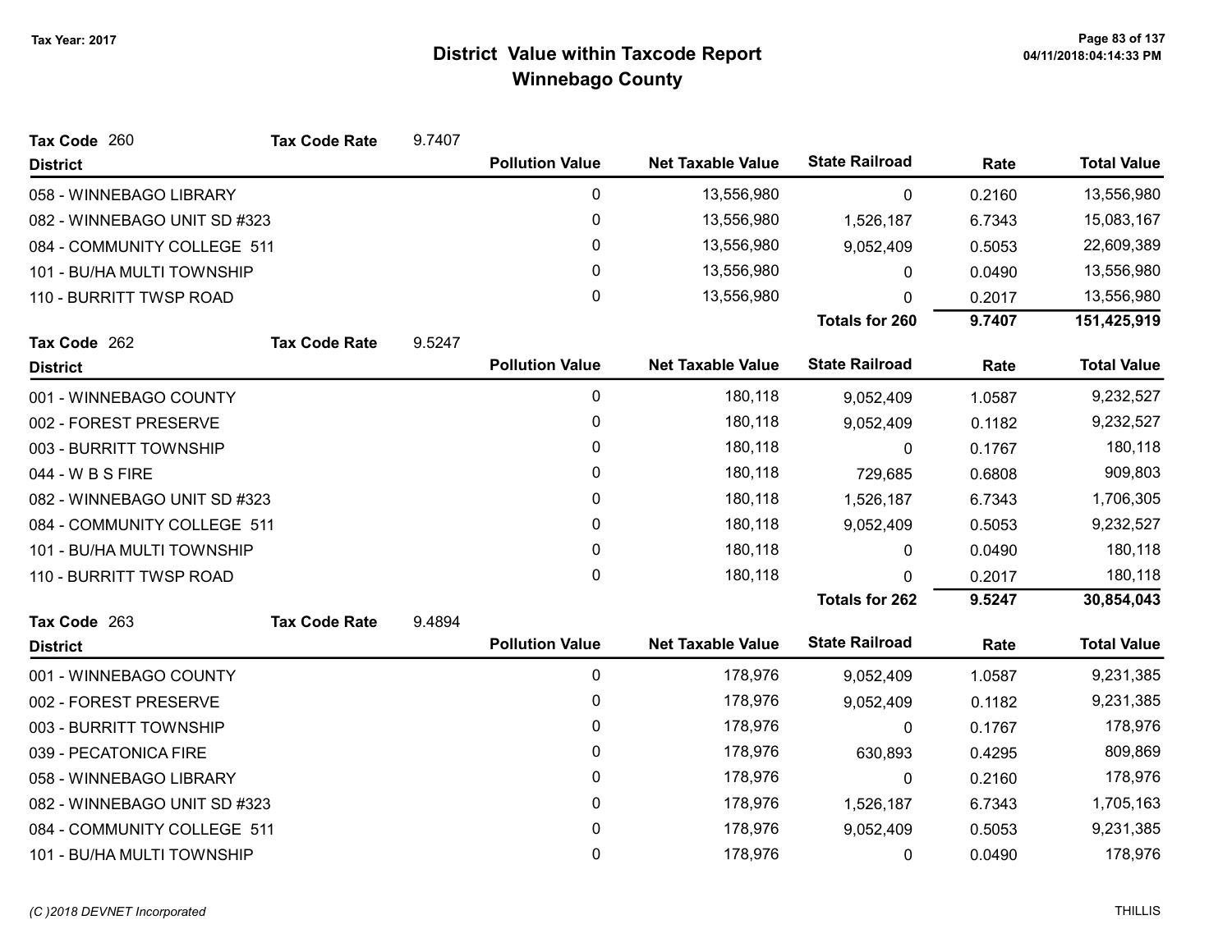# District Value within Taxcode Report
## Winnebago County

Tax Year: 2017

**Tax Code** 260 **Tax Code Rate** 9.7407

| District | Pollution Value | Net Taxable Value | State Railroad | Rate | Total Value |
|---|---|---|---|---|---|
| 058 - WINNEBAGO LIBRARY | 0 | 13,556,980 | 0 | 0.2160 | 13,556,980 |
| 082 - WINNEBAGO UNIT SD #323 | 0 | 13,556,980 | 1,526,187 | 6.7343 | 15,083,167 |
| 084 - COMMUNITY COLLEGE 511 | 0 | 13,556,980 | 9,052,409 | 0.5053 | 22,609,389 |
| 101 - BU/HA MULTI TOWNSHIP | 0 | 13,556,980 | 0 | 0.0490 | 13,556,980 |
| 110 - BURRITT TWSP ROAD | 0 | 13,556,980 | 0 | 0.2017 | 13,556,980 |
| | | | **Totals for 260** | **9.7407** | **151,425,919** |

**Tax Code** 262 **Tax Code Rate** 9.5247

| District | Pollution Value | Net Taxable Value | State Railroad | Rate | Total Value |
|---|---|---|---|---|---|
| 001 - WINNEBAGO COUNTY | 0 | 180,118 | 9,052,409 | 1.0587 | 9,232,527 |
| 002 - FOREST PRESERVE | 0 | 180,118 | 9,052,409 | 0.1182 | 9,232,527 |
| 003 - BURRITT TOWNSHIP | 0 | 180,118 | 0 | 0.1767 | 180,118 |
| 044 - W B S FIRE | 0 | 180,118 | 729,685 | 0.6808 | 909,803 |
| 082 - WINNEBAGO UNIT SD #323 | 0 | 180,118 | 1,526,187 | 6.7343 | 1,706,305 |
| 084 - COMMUNITY COLLEGE 511 | 0 | 180,118 | 9,052,409 | 0.5053 | 9,232,527 |
| 101 - BU/HA MULTI TOWNSHIP | 0 | 180,118 | 0 | 0.0490 | 180,118 |
| 110 - BURRITT TWSP ROAD | 0 | 180,118 | 0 | 0.2017 | 180,118 |
| | | | **Totals for 262** | **9.5247** | **30,854,043** |

**Tax Code** 263 **Tax Code Rate** 9.4894

| District | Pollution Value | Net Taxable Value | State Railroad | Rate | Total Value |
|---|---|---|---|---|---|
| 001 - WINNEBAGO COUNTY | 0 | 178,976 | 9,052,409 | 1.0587 | 9,231,385 |
| 002 - FOREST PRESERVE | 0 | 178,976 | 9,052,409 | 0.1182 | 9,231,385 |
| 003 - BURRITT TOWNSHIP | 0 | 178,976 | 0 | 0.1767 | 178,976 |
| 039 - PECATONICA FIRE | 0 | 178,976 | 630,893 | 0.4295 | 809,869 |
| 058 - WINNEBAGO LIBRARY | 0 | 178,976 | 0 | 0.2160 | 178,976 |
| 082 - WINNEBAGO UNIT SD #323 | 0 | 178,976 | 1,526,187 | 6.7343 | 1,705,163 |
| 084 - COMMUNITY COLLEGE 511 | 0 | 178,976 | 9,052,409 | 0.5053 | 9,231,385 |
| 101 - BU/HA MULTI TOWNSHIP | 0 | 178,976 | 0 | 0.0490 | 178,976 |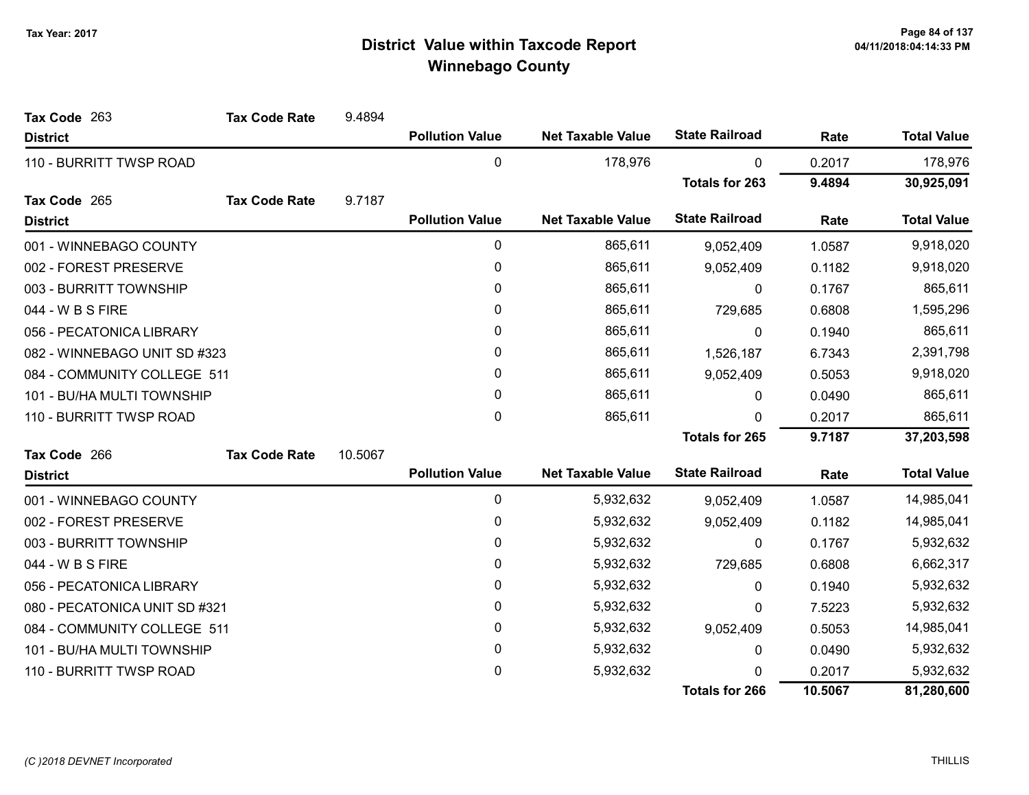# District Value within Taxcode Report
## Winnebago County

Tax Year: 2017

**Tax Code** 263 **Tax Code Rate** 9.4894

| District | Pollution Value | Net Taxable Value | State Railroad | Rate | Total Value |
|---|---|---|---|---|---|
| 110 - BURRITT TWSP ROAD | 0 | 178,976 | 0 | 0.2017 | 178,976 |
| | | | **Totals for 263** | **9.4894** | **30,925,091** |

**Tax Code** 265 **Tax Code Rate** 9.7187

| District | Pollution Value | Net Taxable Value | State Railroad | Rate | Total Value |
|---|---|---|---|---|---|
| 001 - WINNEBAGO COUNTY | 0 | 865,611 | 9,052,409 | 1.0587 | 9,918,020 |
| 002 - FOREST PRESERVE | 0 | 865,611 | 9,052,409 | 0.1182 | 9,918,020 |
| 003 - BURRITT TOWNSHIP | 0 | 865,611 | 0 | 0.1767 | 865,611 |
| 044 - W B S FIRE | 0 | 865,611 | 729,685 | 0.6808 | 1,595,296 |
| 056 - PECATONICA LIBRARY | 0 | 865,611 | 0 | 0.1940 | 865,611 |
| 082 - WINNEBAGO UNIT SD #323 | 0 | 865,611 | 1,526,187 | 6.7343 | 2,391,798 |
| 084 - COMMUNITY COLLEGE 511 | 0 | 865,611 | 9,052,409 | 0.5053 | 9,918,020 |
| 101 - BU/HA MULTI TOWNSHIP | 0 | 865,611 | 0 | 0.0490 | 865,611 |
| 110 - BURRITT TWSP ROAD | 0 | 865,611 | 0 | 0.2017 | 865,611 |
| | | | **Totals for 265** | **9.7187** | **37,203,598** |

**Tax Code** 266 **Tax Code Rate** 10.5067

| District | Pollution Value | Net Taxable Value | State Railroad | Rate | Total Value |
|---|---|---|---|---|---|
| 001 - WINNEBAGO COUNTY | 0 | 5,932,632 | 9,052,409 | 1.0587 | 14,985,041 |
| 002 - FOREST PRESERVE | 0 | 5,932,632 | 9,052,409 | 0.1182 | 14,985,041 |
| 003 - BURRITT TOWNSHIP | 0 | 5,932,632 | 0 | 0.1767 | 5,932,632 |
| 044 - W B S FIRE | 0 | 5,932,632 | 729,685 | 0.6808 | 6,662,317 |
| 056 - PECATONICA LIBRARY | 0 | 5,932,632 | 0 | 0.1940 | 5,932,632 |
| 080 - PECATONICA UNIT SD #321 | 0 | 5,932,632 | 0 | 7.5223 | 5,932,632 |
| 084 - COMMUNITY COLLEGE 511 | 0 | 5,932,632 | 9,052,409 | 0.5053 | 14,985,041 |
| 101 - BU/HA MULTI TOWNSHIP | 0 | 5,932,632 | 0 | 0.0490 | 5,932,632 |
| 110 - BURRITT TWSP ROAD | 0 | 5,932,632 | 0 | 0.2017 | 5,932,632 |
| | | | **Totals for 266** | **10.5067** | **81,280,600** |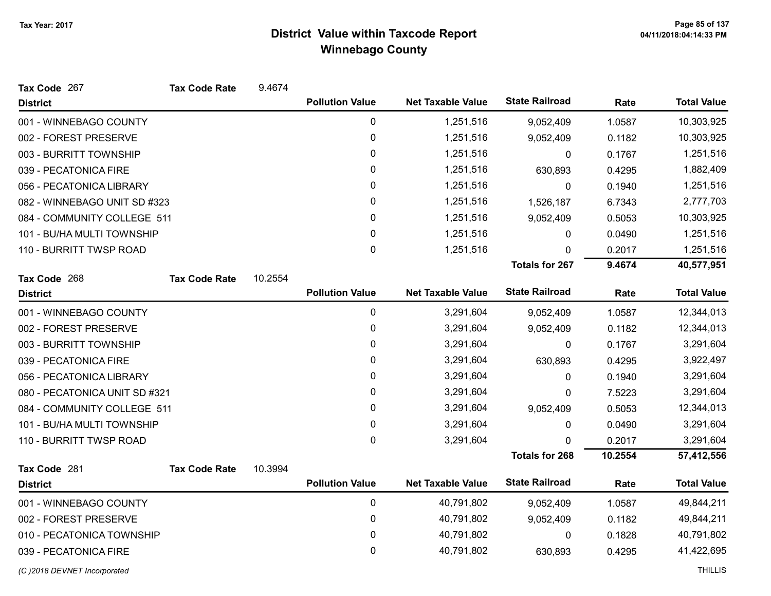Tax Year: 2017

# District Value within Taxcode Report
## Winnebago County

**Tax Code** 267 **Tax Code Rate** 9.4674

| District | Pollution Value | Net Taxable Value | State Railroad | Rate | Total Value |
|---|---|---|---|---|---|
| 001 - WINNEBAGO COUNTY | 0 | 1,251,516 | 9,052,409 | 1.0587 | 10,303,925 |
| 002 - FOREST PRESERVE | 0 | 1,251,516 | 9,052,409 | 0.1182 | 10,303,925 |
| 003 - BURRITT TOWNSHIP | 0 | 1,251,516 | 0 | 0.1767 | 1,251,516 |
| 039 - PECATONICA FIRE | 0 | 1,251,516 | 630,893 | 0.4295 | 1,882,409 |
| 056 - PECATONICA LIBRARY | 0 | 1,251,516 | 0 | 0.1940 | 1,251,516 |
| 082 - WINNEBAGO UNIT SD #323 | 0 | 1,251,516 | 1,526,187 | 6.7343 | 2,777,703 |
| 084 - COMMUNITY COLLEGE 511 | 0 | 1,251,516 | 9,052,409 | 0.5053 | 10,303,925 |
| 101 - BU/HA MULTI TOWNSHIP | 0 | 1,251,516 | 0 | 0.0490 | 1,251,516 |
| 110 - BURRITT TWSP ROAD | 0 | 1,251,516 | 0 | 0.2017 | 1,251,516 |
| | | | **Totals for 267** | **9.4674** | **40,577,951** |

**Tax Code** 268 **Tax Code Rate** 10.2554

| District | Pollution Value | Net Taxable Value | State Railroad | Rate | Total Value |
|---|---|---|---|---|---|
| 001 - WINNEBAGO COUNTY | 0 | 3,291,604 | 9,052,409 | 1.0587 | 12,344,013 |
| 002 - FOREST PRESERVE | 0 | 3,291,604 | 9,052,409 | 0.1182 | 12,344,013 |
| 003 - BURRITT TOWNSHIP | 0 | 3,291,604 | 0 | 0.1767 | 3,291,604 |
| 039 - PECATONICA FIRE | 0 | 3,291,604 | 630,893 | 0.4295 | 3,922,497 |
| 056 - PECATONICA LIBRARY | 0 | 3,291,604 | 0 | 0.1940 | 3,291,604 |
| 080 - PECATONICA UNIT SD #321 | 0 | 3,291,604 | 0 | 7.5223 | 3,291,604 |
| 084 - COMMUNITY COLLEGE 511 | 0 | 3,291,604 | 9,052,409 | 0.5053 | 12,344,013 |
| 101 - BU/HA MULTI TOWNSHIP | 0 | 3,291,604 | 0 | 0.0490 | 3,291,604 |
| 110 - BURRITT TWSP ROAD | 0 | 3,291,604 | 0 | 0.2017 | 3,291,604 |
| | | | **Totals for 268** | **10.2554** | **57,412,556** |

**Tax Code** 281 **Tax Code Rate** 10.3994

| District | Pollution Value | Net Taxable Value | State Railroad | Rate | Total Value |
|---|---|---|---|---|---|
| 001 - WINNEBAGO COUNTY | 0 | 40,791,802 | 9,052,409 | 1.0587 | 49,844,211 |
| 002 - FOREST PRESERVE | 0 | 40,791,802 | 9,052,409 | 0.1182 | 49,844,211 |
| 010 - PECATONICA TOWNSHIP | 0 | 40,791,802 | 0 | 0.1828 | 40,791,802 |
| 039 - PECATONICA FIRE | 0 | 40,791,802 | 630,893 | 0.4295 | 41,422,695 |

*(C )2018 DEVNET Incorporated* THILLIS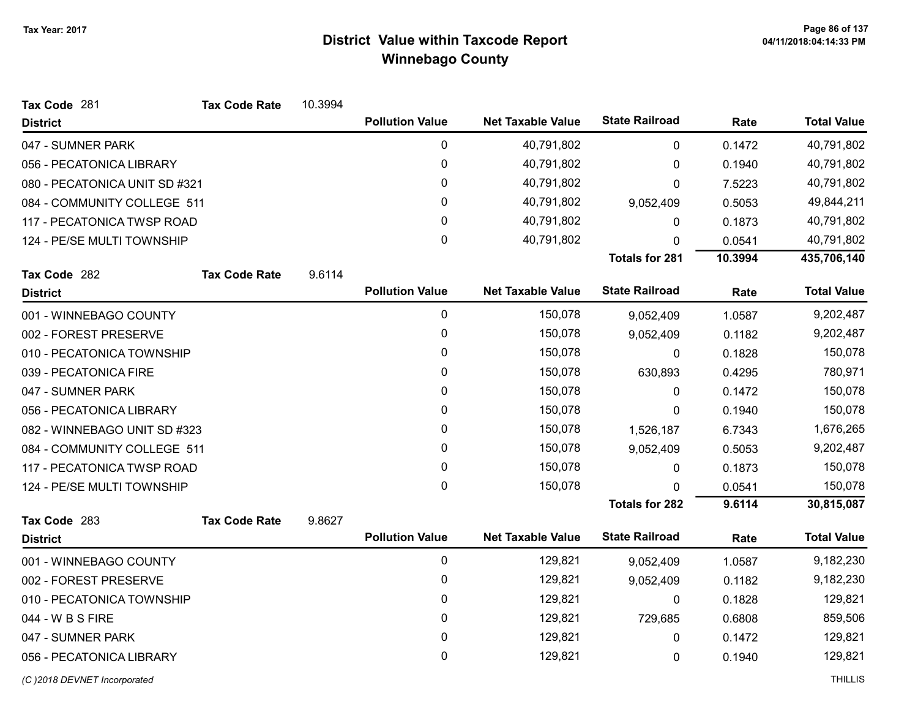# District Value within Taxcode Report
## Winnebago County

Tax Year: 2017

**Tax Code** 281 **Tax Code Rate** 10.3994

| District | Pollution Value | Net Taxable Value | State Railroad | Rate | Total Value |
|---|---|---|---|---|---|
| 047 - SUMNER PARK | 0 | 40,791,802 | 0 | 0.1472 | 40,791,802 |
| 056 - PECATONICA LIBRARY | 0 | 40,791,802 | 0 | 0.1940 | 40,791,802 |
| 080 - PECATONICA UNIT SD #321 | 0 | 40,791,802 | 0 | 7.5223 | 40,791,802 |
| 084 - COMMUNITY COLLEGE 511 | 0 | 40,791,802 | 9,052,409 | 0.5053 | 49,844,211 |
| 117 - PECATONICA TWSP ROAD | 0 | 40,791,802 | 0 | 0.1873 | 40,791,802 |
| 124 - PE/SE MULTI TOWNSHIP | 0 | 40,791,802 | 0 | 0.0541 | 40,791,802 |
| | | | **Totals for 281** | **10.3994** | **435,706,140** |

**Tax Code** 282 **Tax Code Rate** 9.6114

| District | Pollution Value | Net Taxable Value | State Railroad | Rate | Total Value |
|---|---|---|---|---|---|
| 001 - WINNEBAGO COUNTY | 0 | 150,078 | 9,052,409 | 1.0587 | 9,202,487 |
| 002 - FOREST PRESERVE | 0 | 150,078 | 9,052,409 | 0.1182 | 9,202,487 |
| 010 - PECATONICA TOWNSHIP | 0 | 150,078 | 0 | 0.1828 | 150,078 |
| 039 - PECATONICA FIRE | 0 | 150,078 | 630,893 | 0.4295 | 780,971 |
| 047 - SUMNER PARK | 0 | 150,078 | 0 | 0.1472 | 150,078 |
| 056 - PECATONICA LIBRARY | 0 | 150,078 | 0 | 0.1940 | 150,078 |
| 082 - WINNEBAGO UNIT SD #323 | 0 | 150,078 | 1,526,187 | 6.7343 | 1,676,265 |
| 084 - COMMUNITY COLLEGE 511 | 0 | 150,078 | 9,052,409 | 0.5053 | 9,202,487 |
| 117 - PECATONICA TWSP ROAD | 0 | 150,078 | 0 | 0.1873 | 150,078 |
| 124 - PE/SE MULTI TOWNSHIP | 0 | 150,078 | 0 | 0.0541 | 150,078 |
| | | | **Totals for 282** | **9.6114** | **30,815,087** |

**Tax Code** 283 **Tax Code Rate** 9.8627

| District | Pollution Value | Net Taxable Value | State Railroad | Rate | Total Value |
|---|---|---|---|---|---|
| 001 - WINNEBAGO COUNTY | 0 | 129,821 | 9,052,409 | 1.0587 | 9,182,230 |
| 002 - FOREST PRESERVE | 0 | 129,821 | 9,052,409 | 0.1182 | 9,182,230 |
| 010 - PECATONICA TOWNSHIP | 0 | 129,821 | 0 | 0.1828 | 129,821 |
| 044 - W B S FIRE | 0 | 129,821 | 729,685 | 0.6808 | 859,506 |
| 047 - SUMNER PARK | 0 | 129,821 | 0 | 0.1472 | 129,821 |
| 056 - PECATONICA LIBRARY | 0 | 129,821 | 0 | 0.1940 | 129,821 |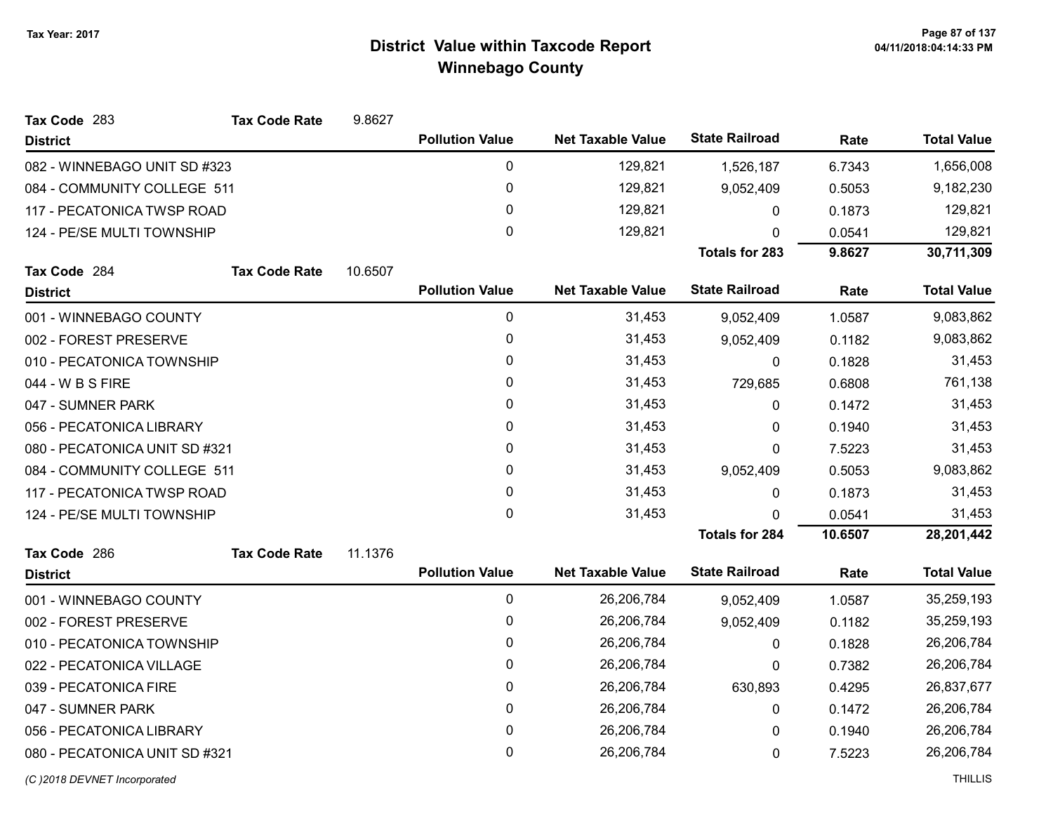# District Value within Taxcode Report

## Winnebago County

Tax Year: 2017

**Tax Code 283** — **Tax Code Rate** 9.8627

| District | Pollution Value | Net Taxable Value | State Railroad | Rate | Total Value |
|---|---|---|---|---|---|
| 082 - WINNEBAGO UNIT SD #323 | 0 | 129,821 | 1,526,187 | 6.7343 | 1,656,008 |
| 084 - COMMUNITY COLLEGE 511 | 0 | 129,821 | 9,052,409 | 0.5053 | 9,182,230 |
| 117 - PECATONICA TWSP ROAD | 0 | 129,821 | 0 | 0.1873 | 129,821 |
| 124 - PE/SE MULTI TOWNSHIP | 0 | 129,821 | 0 | 0.0541 | 129,821 |
| | | | **Totals for 283** | **9.8627** | **30,711,309** |

**Tax Code 284** — **Tax Code Rate** 10.6507

| District | Pollution Value | Net Taxable Value | State Railroad | Rate | Total Value |
|---|---|---|---|---|---|
| 001 - WINNEBAGO COUNTY | 0 | 31,453 | 9,052,409 | 1.0587 | 9,083,862 |
| 002 - FOREST PRESERVE | 0 | 31,453 | 9,052,409 | 0.1182 | 9,083,862 |
| 010 - PECATONICA TOWNSHIP | 0 | 31,453 | 0 | 0.1828 | 31,453 |
| 044 - W B S FIRE | 0 | 31,453 | 729,685 | 0.6808 | 761,138 |
| 047 - SUMNER PARK | 0 | 31,453 | 0 | 0.1472 | 31,453 |
| 056 - PECATONICA LIBRARY | 0 | 31,453 | 0 | 0.1940 | 31,453 |
| 080 - PECATONICA UNIT SD #321 | 0 | 31,453 | 0 | 7.5223 | 31,453 |
| 084 - COMMUNITY COLLEGE 511 | 0 | 31,453 | 9,052,409 | 0.5053 | 9,083,862 |
| 117 - PECATONICA TWSP ROAD | 0 | 31,453 | 0 | 0.1873 | 31,453 |
| 124 - PE/SE MULTI TOWNSHIP | 0 | 31,453 | 0 | 0.0541 | 31,453 |
| | | | **Totals for 284** | **10.6507** | **28,201,442** |

**Tax Code 286** — **Tax Code Rate** 11.1376

| District | Pollution Value | Net Taxable Value | State Railroad | Rate | Total Value |
|---|---|---|---|---|---|
| 001 - WINNEBAGO COUNTY | 0 | 26,206,784 | 9,052,409 | 1.0587 | 35,259,193 |
| 002 - FOREST PRESERVE | 0 | 26,206,784 | 9,052,409 | 0.1182 | 35,259,193 |
| 010 - PECATONICA TOWNSHIP | 0 | 26,206,784 | 0 | 0.1828 | 26,206,784 |
| 022 - PECATONICA VILLAGE | 0 | 26,206,784 | 0 | 0.7382 | 26,206,784 |
| 039 - PECATONICA FIRE | 0 | 26,206,784 | 630,893 | 0.4295 | 26,837,677 |
| 047 - SUMNER PARK | 0 | 26,206,784 | 0 | 0.1472 | 26,206,784 |
| 056 - PECATONICA LIBRARY | 0 | 26,206,784 | 0 | 0.1940 | 26,206,784 |
| 080 - PECATONICA UNIT SD #321 | 0 | 26,206,784 | 0 | 7.5223 | 26,206,784 |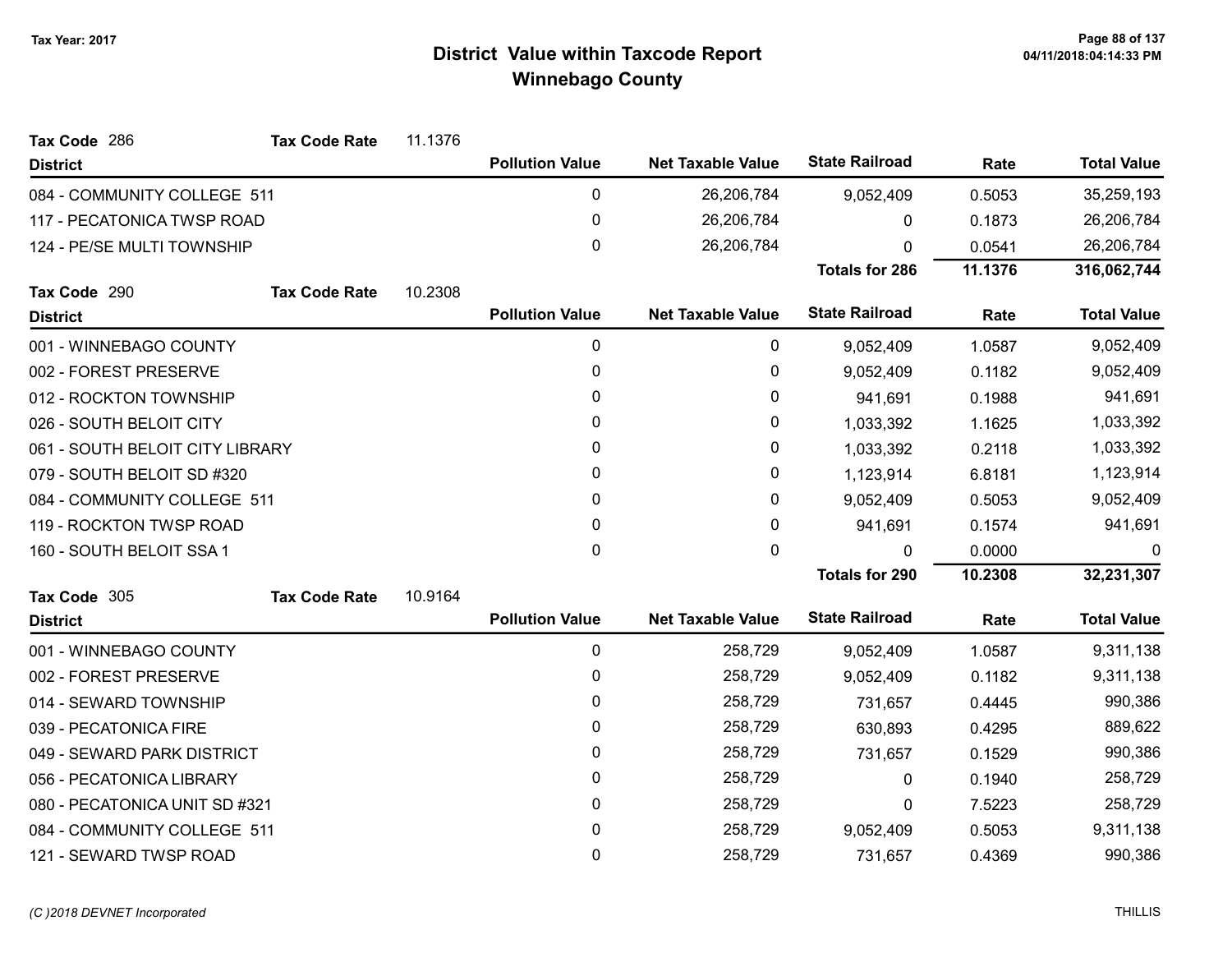# District Value within Taxcode Report
## Winnebago County

Tax Year: 2017

**Tax Code** 286 **Tax Code Rate** 11.1376

| District | Pollution Value | Net Taxable Value | State Railroad | Rate | Total Value |
|---|---|---|---|---|---|
| 084 - COMMUNITY COLLEGE 511 | 0 | 26,206,784 | 9,052,409 | 0.5053 | 35,259,193 |
| 117 - PECATONICA TWSP ROAD | 0 | 26,206,784 | 0 | 0.1873 | 26,206,784 |
| 124 - PE/SE MULTI TOWNSHIP | 0 | 26,206,784 | 0 | 0.0541 | 26,206,784 |
| | | | **Totals for 286** | **11.1376** | **316,062,744** |

**Tax Code** 290 **Tax Code Rate** 10.2308

| District | Pollution Value | Net Taxable Value | State Railroad | Rate | Total Value |
|---|---|---|---|---|---|
| 001 - WINNEBAGO COUNTY | 0 | 0 | 9,052,409 | 1.0587 | 9,052,409 |
| 002 - FOREST PRESERVE | 0 | 0 | 9,052,409 | 0.1182 | 9,052,409 |
| 012 - ROCKTON TOWNSHIP | 0 | 0 | 941,691 | 0.1988 | 941,691 |
| 026 - SOUTH BELOIT CITY | 0 | 0 | 1,033,392 | 1.1625 | 1,033,392 |
| 061 - SOUTH BELOIT CITY LIBRARY | 0 | 0 | 1,033,392 | 0.2118 | 1,033,392 |
| 079 - SOUTH BELOIT SD #320 | 0 | 0 | 1,123,914 | 6.8181 | 1,123,914 |
| 084 - COMMUNITY COLLEGE 511 | 0 | 0 | 9,052,409 | 0.5053 | 9,052,409 |
| 119 - ROCKTON TWSP ROAD | 0 | 0 | 941,691 | 0.1574 | 941,691 |
| 160 - SOUTH BELOIT SSA 1 | 0 | 0 | 0 | 0.0000 | 0 |
| | | | **Totals for 290** | **10.2308** | **32,231,307** |

**Tax Code** 305 **Tax Code Rate** 10.9164

| District | Pollution Value | Net Taxable Value | State Railroad | Rate | Total Value |
|---|---|---|---|---|---|
| 001 - WINNEBAGO COUNTY | 0 | 258,729 | 9,052,409 | 1.0587 | 9,311,138 |
| 002 - FOREST PRESERVE | 0 | 258,729 | 9,052,409 | 0.1182 | 9,311,138 |
| 014 - SEWARD TOWNSHIP | 0 | 258,729 | 731,657 | 0.4445 | 990,386 |
| 039 - PECATONICA FIRE | 0 | 258,729 | 630,893 | 0.4295 | 889,622 |
| 049 - SEWARD PARK DISTRICT | 0 | 258,729 | 731,657 | 0.1529 | 990,386 |
| 056 - PECATONICA LIBRARY | 0 | 258,729 | 0 | 0.1940 | 258,729 |
| 080 - PECATONICA UNIT SD #321 | 0 | 258,729 | 0 | 7.5223 | 258,729 |
| 084 - COMMUNITY COLLEGE 511 | 0 | 258,729 | 9,052,409 | 0.5053 | 9,311,138 |
| 121 - SEWARD TWSP ROAD | 0 | 258,729 | 731,657 | 0.4369 | 990,386 |

(C )2018 DEVNET Incorporated THILLIS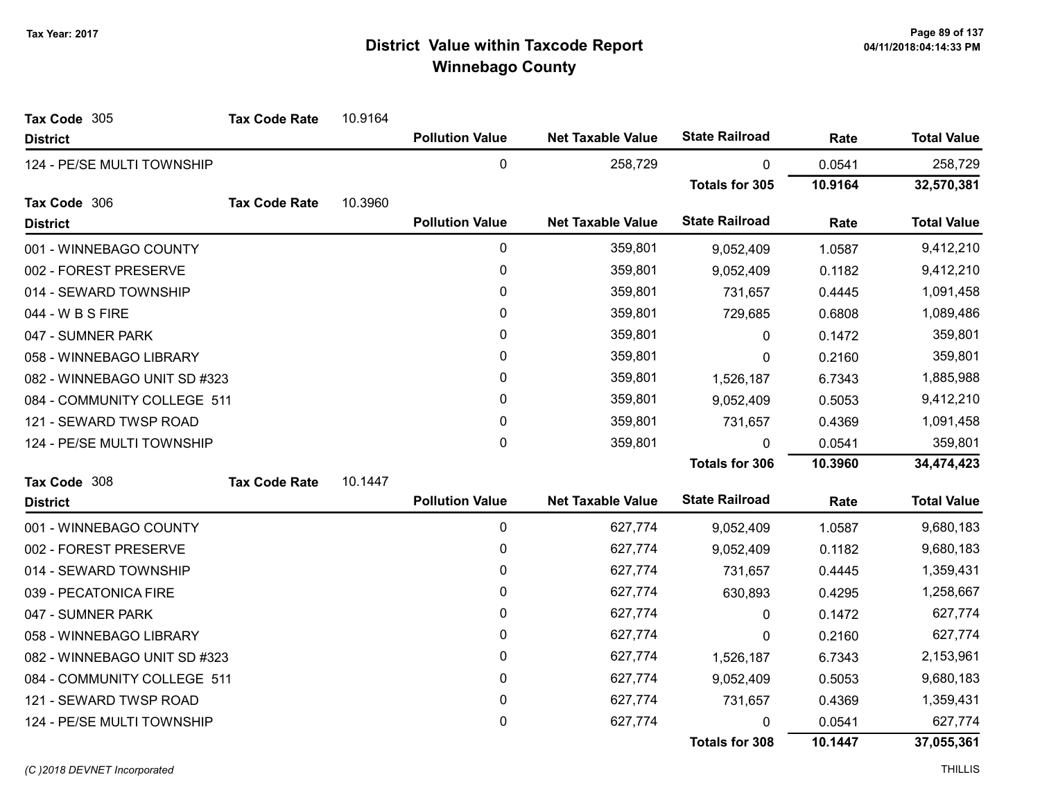# District Value within Taxcode Report
## Winnebago County

Tax Year: 2017

**Tax Code** 305 **Tax Code Rate** 10.9164

| District | Pollution Value | Net Taxable Value | State Railroad | Rate | Total Value |
|---|---|---|---|---|---|
| 124 - PE/SE MULTI TOWNSHIP | 0 | 258,729 | 0 | 0.0541 | 258,729 |
| | | | **Totals for 305** | **10.9164** | **32,570,381** |

**Tax Code** 306 **Tax Code Rate** 10.3960

| District | Pollution Value | Net Taxable Value | State Railroad | Rate | Total Value |
|---|---|---|---|---|---|
| 001 - WINNEBAGO COUNTY | 0 | 359,801 | 9,052,409 | 1.0587 | 9,412,210 |
| 002 - FOREST PRESERVE | 0 | 359,801 | 9,052,409 | 0.1182 | 9,412,210 |
| 014 - SEWARD TOWNSHIP | 0 | 359,801 | 731,657 | 0.4445 | 1,091,458 |
| 044 - W B S FIRE | 0 | 359,801 | 729,685 | 0.6808 | 1,089,486 |
| 047 - SUMNER PARK | 0 | 359,801 | 0 | 0.1472 | 359,801 |
| 058 - WINNEBAGO LIBRARY | 0 | 359,801 | 0 | 0.2160 | 359,801 |
| 082 - WINNEBAGO UNIT SD #323 | 0 | 359,801 | 1,526,187 | 6.7343 | 1,885,988 |
| 084 - COMMUNITY COLLEGE 511 | 0 | 359,801 | 9,052,409 | 0.5053 | 9,412,210 |
| 121 - SEWARD TWSP ROAD | 0 | 359,801 | 731,657 | 0.4369 | 1,091,458 |
| 124 - PE/SE MULTI TOWNSHIP | 0 | 359,801 | 0 | 0.0541 | 359,801 |
| | | | **Totals for 306** | **10.3960** | **34,474,423** |

**Tax Code** 308 **Tax Code Rate** 10.1447

| District | Pollution Value | Net Taxable Value | State Railroad | Rate | Total Value |
|---|---|---|---|---|---|
| 001 - WINNEBAGO COUNTY | 0 | 627,774 | 9,052,409 | 1.0587 | 9,680,183 |
| 002 - FOREST PRESERVE | 0 | 627,774 | 9,052,409 | 0.1182 | 9,680,183 |
| 014 - SEWARD TOWNSHIP | 0 | 627,774 | 731,657 | 0.4445 | 1,359,431 |
| 039 - PECATONICA FIRE | 0 | 627,774 | 630,893 | 0.4295 | 1,258,667 |
| 047 - SUMNER PARK | 0 | 627,774 | 0 | 0.1472 | 627,774 |
| 058 - WINNEBAGO LIBRARY | 0 | 627,774 | 0 | 0.2160 | 627,774 |
| 082 - WINNEBAGO UNIT SD #323 | 0 | 627,774 | 1,526,187 | 6.7343 | 2,153,961 |
| 084 - COMMUNITY COLLEGE 511 | 0 | 627,774 | 9,052,409 | 0.5053 | 9,680,183 |
| 121 - SEWARD TWSP ROAD | 0 | 627,774 | 731,657 | 0.4369 | 1,359,431 |
| 124 - PE/SE MULTI TOWNSHIP | 0 | 627,774 | 0 | 0.0541 | 627,774 |
| | | | **Totals for 308** | **10.1447** | **37,055,361** |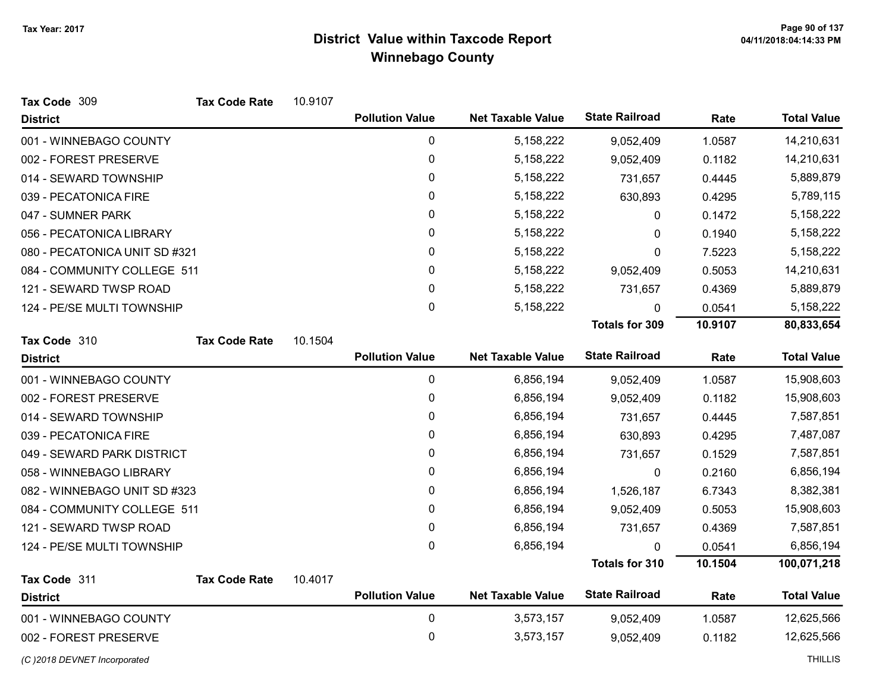# District Value within Taxcode Report
## Winnebago County

Tax Year: 2017

**Tax Code** 309 **Tax Code Rate** 10.9107

| District | Pollution Value | Net Taxable Value | State Railroad | Rate | Total Value |
|---|---|---|---|---|---|
| 001 - WINNEBAGO COUNTY | 0 | 5,158,222 | 9,052,409 | 1.0587 | 14,210,631 |
| 002 - FOREST PRESERVE | 0 | 5,158,222 | 9,052,409 | 0.1182 | 14,210,631 |
| 014 - SEWARD TOWNSHIP | 0 | 5,158,222 | 731,657 | 0.4445 | 5,889,879 |
| 039 - PECATONICA FIRE | 0 | 5,158,222 | 630,893 | 0.4295 | 5,789,115 |
| 047 - SUMNER PARK | 0 | 5,158,222 | 0 | 0.1472 | 5,158,222 |
| 056 - PECATONICA LIBRARY | 0 | 5,158,222 | 0 | 0.1940 | 5,158,222 |
| 080 - PECATONICA UNIT SD #321 | 0 | 5,158,222 | 0 | 7.5223 | 5,158,222 |
| 084 - COMMUNITY COLLEGE 511 | 0 | 5,158,222 | 9,052,409 | 0.5053 | 14,210,631 |
| 121 - SEWARD TWSP ROAD | 0 | 5,158,222 | 731,657 | 0.4369 | 5,889,879 |
| 124 - PE/SE MULTI TOWNSHIP | 0 | 5,158,222 | 0 | 0.0541 | 5,158,222 |
| | | | **Totals for 309** | **10.9107** | **80,833,654** |

**Tax Code** 310 **Tax Code Rate** 10.1504

| District | Pollution Value | Net Taxable Value | State Railroad | Rate | Total Value |
|---|---|---|---|---|---|
| 001 - WINNEBAGO COUNTY | 0 | 6,856,194 | 9,052,409 | 1.0587 | 15,908,603 |
| 002 - FOREST PRESERVE | 0 | 6,856,194 | 9,052,409 | 0.1182 | 15,908,603 |
| 014 - SEWARD TOWNSHIP | 0 | 6,856,194 | 731,657 | 0.4445 | 7,587,851 |
| 039 - PECATONICA FIRE | 0 | 6,856,194 | 630,893 | 0.4295 | 7,487,087 |
| 049 - SEWARD PARK DISTRICT | 0 | 6,856,194 | 731,657 | 0.1529 | 7,587,851 |
| 058 - WINNEBAGO LIBRARY | 0 | 6,856,194 | 0 | 0.2160 | 6,856,194 |
| 082 - WINNEBAGO UNIT SD #323 | 0 | 6,856,194 | 1,526,187 | 6.7343 | 8,382,381 |
| 084 - COMMUNITY COLLEGE 511 | 0 | 6,856,194 | 9,052,409 | 0.5053 | 15,908,603 |
| 121 - SEWARD TWSP ROAD | 0 | 6,856,194 | 731,657 | 0.4369 | 7,587,851 |
| 124 - PE/SE MULTI TOWNSHIP | 0 | 6,856,194 | 0 | 0.0541 | 6,856,194 |
| | | | **Totals for 310** | **10.1504** | **100,071,218** |

**Tax Code** 311 **Tax Code Rate** 10.4017

| District | Pollution Value | Net Taxable Value | State Railroad | Rate | Total Value |
|---|---|---|---|---|---|
| 001 - WINNEBAGO COUNTY | 0 | 3,573,157 | 9,052,409 | 1.0587 | 12,625,566 |
| 002 - FOREST PRESERVE | 0 | 3,573,157 | 9,052,409 | 0.1182 | 12,625,566 |

(C )2018 DEVNET Incorporated — THILLIS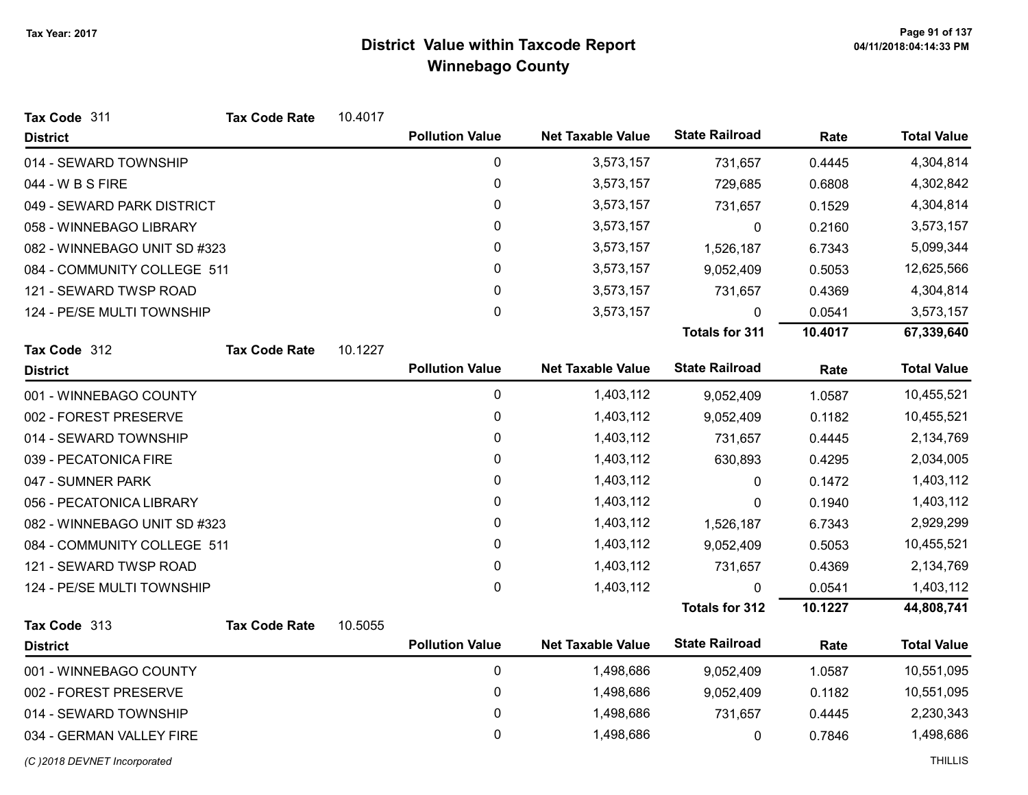# District Value within Taxcode Report
## Winnebago County

Tax Year: 2017

**Tax Code** 311 **Tax Code Rate** 10.4017

| District | Pollution Value | Net Taxable Value | State Railroad | Rate | Total Value |
|---|---|---|---|---|---|
| 014 - SEWARD TOWNSHIP | 0 | 3,573,157 | 731,657 | 0.4445 | 4,304,814 |
| 044 - W B S FIRE | 0 | 3,573,157 | 729,685 | 0.6808 | 4,302,842 |
| 049 - SEWARD PARK DISTRICT | 0 | 3,573,157 | 731,657 | 0.1529 | 4,304,814 |
| 058 - WINNEBAGO LIBRARY | 0 | 3,573,157 | 0 | 0.2160 | 3,573,157 |
| 082 - WINNEBAGO UNIT SD #323 | 0 | 3,573,157 | 1,526,187 | 6.7343 | 5,099,344 |
| 084 - COMMUNITY COLLEGE 511 | 0 | 3,573,157 | 9,052,409 | 0.5053 | 12,625,566 |
| 121 - SEWARD TWSP ROAD | 0 | 3,573,157 | 731,657 | 0.4369 | 4,304,814 |
| 124 - PE/SE MULTI TOWNSHIP | 0 | 3,573,157 | 0 | 0.0541 | 3,573,157 |
| | | | **Totals for 311** | **10.4017** | **67,339,640** |

**Tax Code** 312 **Tax Code Rate** 10.1227

| District | Pollution Value | Net Taxable Value | State Railroad | Rate | Total Value |
|---|---|---|---|---|---|
| 001 - WINNEBAGO COUNTY | 0 | 1,403,112 | 9,052,409 | 1.0587 | 10,455,521 |
| 002 - FOREST PRESERVE | 0 | 1,403,112 | 9,052,409 | 0.1182 | 10,455,521 |
| 014 - SEWARD TOWNSHIP | 0 | 1,403,112 | 731,657 | 0.4445 | 2,134,769 |
| 039 - PECATONICA FIRE | 0 | 1,403,112 | 630,893 | 0.4295 | 2,034,005 |
| 047 - SUMNER PARK | 0 | 1,403,112 | 0 | 0.1472 | 1,403,112 |
| 056 - PECATONICA LIBRARY | 0 | 1,403,112 | 0 | 0.1940 | 1,403,112 |
| 082 - WINNEBAGO UNIT SD #323 | 0 | 1,403,112 | 1,526,187 | 6.7343 | 2,929,299 |
| 084 - COMMUNITY COLLEGE 511 | 0 | 1,403,112 | 9,052,409 | 0.5053 | 10,455,521 |
| 121 - SEWARD TWSP ROAD | 0 | 1,403,112 | 731,657 | 0.4369 | 2,134,769 |
| 124 - PE/SE MULTI TOWNSHIP | 0 | 1,403,112 | 0 | 0.0541 | 1,403,112 |
| | | | **Totals for 312** | **10.1227** | **44,808,741** |

**Tax Code** 313 **Tax Code Rate** 10.5055

| District | Pollution Value | Net Taxable Value | State Railroad | Rate | Total Value |
|---|---|---|---|---|---|
| 001 - WINNEBAGO COUNTY | 0 | 1,498,686 | 9,052,409 | 1.0587 | 10,551,095 |
| 002 - FOREST PRESERVE | 0 | 1,498,686 | 9,052,409 | 0.1182 | 10,551,095 |
| 014 - SEWARD TOWNSHIP | 0 | 1,498,686 | 731,657 | 0.4445 | 2,230,343 |
| 034 - GERMAN VALLEY FIRE | 0 | 1,498,686 | 0 | 0.7846 | 1,498,686 |

(C )2018 DEVNET Incorporated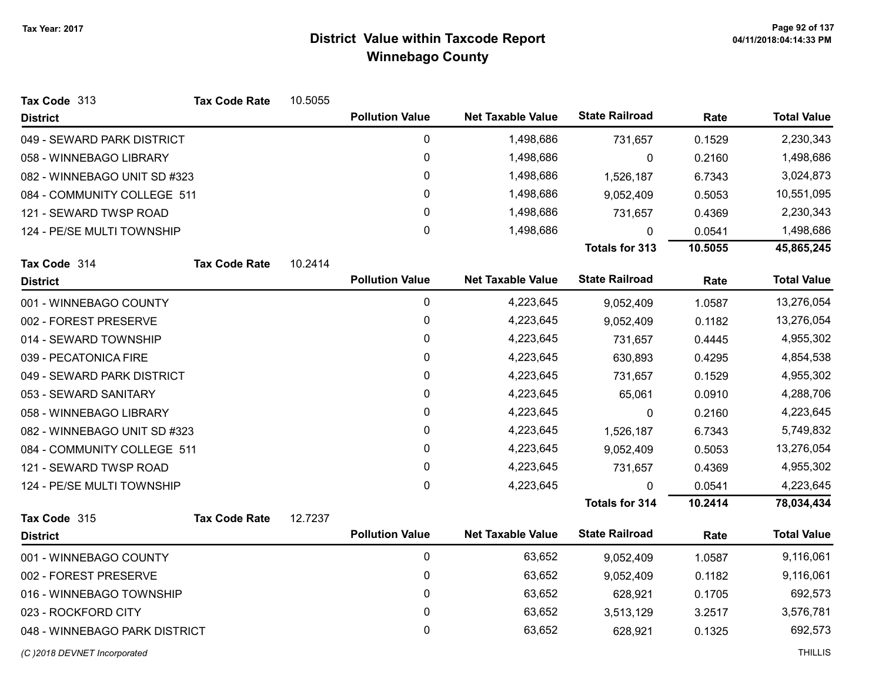# District Value within Taxcode Report
## Winnebago County

Tax Year: 2017

**Tax Code** 313 **Tax Code Rate** 10.5055

| District | Pollution Value | Net Taxable Value | State Railroad | Rate | Total Value |
|---|---|---|---|---|---|
| 049 - SEWARD PARK DISTRICT | 0 | 1,498,686 | 731,657 | 0.1529 | 2,230,343 |
| 058 - WINNEBAGO LIBRARY | 0 | 1,498,686 | 0 | 0.2160 | 1,498,686 |
| 082 - WINNEBAGO UNIT SD #323 | 0 | 1,498,686 | 1,526,187 | 6.7343 | 3,024,873 |
| 084 - COMMUNITY COLLEGE 511 | 0 | 1,498,686 | 9,052,409 | 0.5053 | 10,551,095 |
| 121 - SEWARD TWSP ROAD | 0 | 1,498,686 | 731,657 | 0.4369 | 2,230,343 |
| 124 - PE/SE MULTI TOWNSHIP | 0 | 1,498,686 | 0 | 0.0541 | 1,498,686 |
| | | | **Totals for 313** | **10.5055** | **45,865,245** |

**Tax Code** 314 **Tax Code Rate** 10.2414

| District | Pollution Value | Net Taxable Value | State Railroad | Rate | Total Value |
|---|---|---|---|---|---|
| 001 - WINNEBAGO COUNTY | 0 | 4,223,645 | 9,052,409 | 1.0587 | 13,276,054 |
| 002 - FOREST PRESERVE | 0 | 4,223,645 | 9,052,409 | 0.1182 | 13,276,054 |
| 014 - SEWARD TOWNSHIP | 0 | 4,223,645 | 731,657 | 0.4445 | 4,955,302 |
| 039 - PECATONICA FIRE | 0 | 4,223,645 | 630,893 | 0.4295 | 4,854,538 |
| 049 - SEWARD PARK DISTRICT | 0 | 4,223,645 | 731,657 | 0.1529 | 4,955,302 |
| 053 - SEWARD SANITARY | 0 | 4,223,645 | 65,061 | 0.0910 | 4,288,706 |
| 058 - WINNEBAGO LIBRARY | 0 | 4,223,645 | 0 | 0.2160 | 4,223,645 |
| 082 - WINNEBAGO UNIT SD #323 | 0 | 4,223,645 | 1,526,187 | 6.7343 | 5,749,832 |
| 084 - COMMUNITY COLLEGE 511 | 0 | 4,223,645 | 9,052,409 | 0.5053 | 13,276,054 |
| 121 - SEWARD TWSP ROAD | 0 | 4,223,645 | 731,657 | 0.4369 | 4,955,302 |
| 124 - PE/SE MULTI TOWNSHIP | 0 | 4,223,645 | 0 | 0.0541 | 4,223,645 |
| | | | **Totals for 314** | **10.2414** | **78,034,434** |

**Tax Code** 315 **Tax Code Rate** 12.7237

| District | Pollution Value | Net Taxable Value | State Railroad | Rate | Total Value |
|---|---|---|---|---|---|
| 001 - WINNEBAGO COUNTY | 0 | 63,652 | 9,052,409 | 1.0587 | 9,116,061 |
| 002 - FOREST PRESERVE | 0 | 63,652 | 9,052,409 | 0.1182 | 9,116,061 |
| 016 - WINNEBAGO TOWNSHIP | 0 | 63,652 | 628,921 | 0.1705 | 692,573 |
| 023 - ROCKFORD CITY | 0 | 63,652 | 3,513,129 | 3.2517 | 3,576,781 |
| 048 - WINNEBAGO PARK DISTRICT | 0 | 63,652 | 628,921 | 0.1325 | 692,573 |

(C )2018 DEVNET Incorporated THILLIS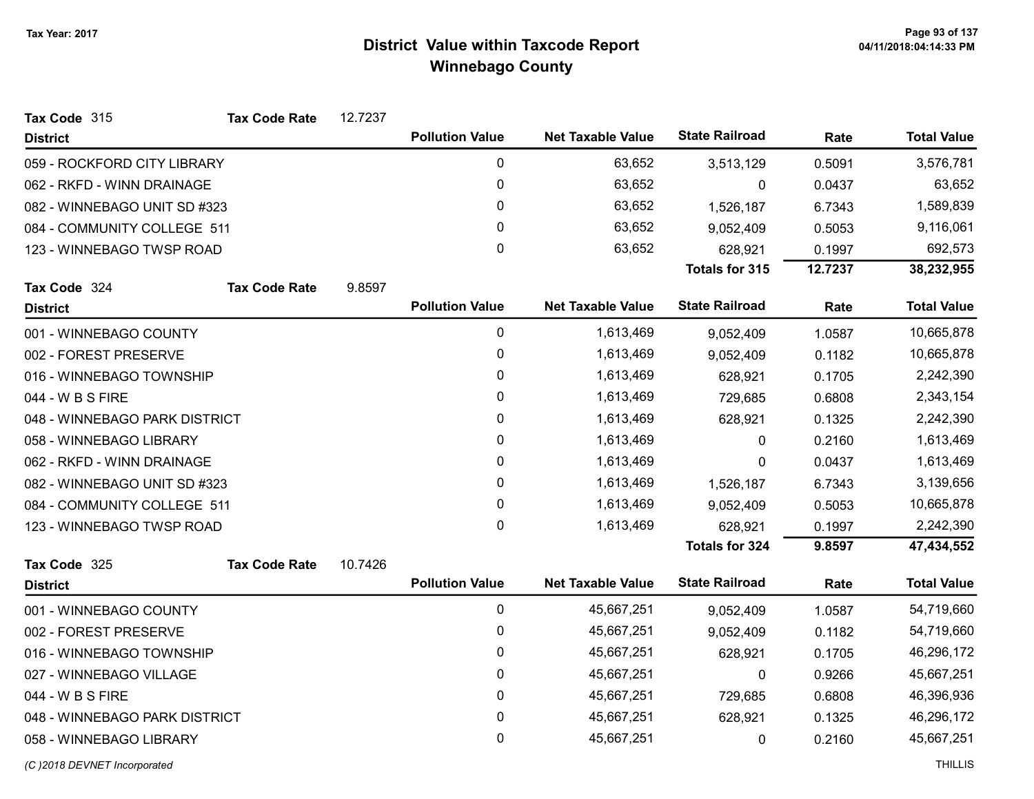**Tax Year: 2017**

# District Value within Taxcode Report
## Winnebago County

**Tax Code** 315 **Tax Code Rate** 12.7237

| District | Pollution Value | Net Taxable Value | State Railroad | Rate | Total Value |
|---|---|---|---|---|---|
| 059 - ROCKFORD CITY LIBRARY | 0 | 63,652 | 3,513,129 | 0.5091 | 3,576,781 |
| 062 - RKFD - WINN DRAINAGE | 0 | 63,652 | 0 | 0.0437 | 63,652 |
| 082 - WINNEBAGO UNIT SD #323 | 0 | 63,652 | 1,526,187 | 6.7343 | 1,589,839 |
| 084 - COMMUNITY COLLEGE 511 | 0 | 63,652 | 9,052,409 | 0.5053 | 9,116,061 |
| 123 - WINNEBAGO TWSP ROAD | 0 | 63,652 | 628,921 | 0.1997 | 692,573 |
| | | | **Totals for 315** | **12.7237** | **38,232,955** |

**Tax Code** 324 **Tax Code Rate** 9.8597

| District | Pollution Value | Net Taxable Value | State Railroad | Rate | Total Value |
|---|---|---|---|---|---|
| 001 - WINNEBAGO COUNTY | 0 | 1,613,469 | 9,052,409 | 1.0587 | 10,665,878 |
| 002 - FOREST PRESERVE | 0 | 1,613,469 | 9,052,409 | 0.1182 | 10,665,878 |
| 016 - WINNEBAGO TOWNSHIP | 0 | 1,613,469 | 628,921 | 0.1705 | 2,242,390 |
| 044 - W B S FIRE | 0 | 1,613,469 | 729,685 | 0.6808 | 2,343,154 |
| 048 - WINNEBAGO PARK DISTRICT | 0 | 1,613,469 | 628,921 | 0.1325 | 2,242,390 |
| 058 - WINNEBAGO LIBRARY | 0 | 1,613,469 | 0 | 0.2160 | 1,613,469 |
| 062 - RKFD - WINN DRAINAGE | 0 | 1,613,469 | 0 | 0.0437 | 1,613,469 |
| 082 - WINNEBAGO UNIT SD #323 | 0 | 1,613,469 | 1,526,187 | 6.7343 | 3,139,656 |
| 084 - COMMUNITY COLLEGE 511 | 0 | 1,613,469 | 9,052,409 | 0.5053 | 10,665,878 |
| 123 - WINNEBAGO TWSP ROAD | 0 | 1,613,469 | 628,921 | 0.1997 | 2,242,390 |
| | | | **Totals for 324** | **9.8597** | **47,434,552** |

**Tax Code** 325 **Tax Code Rate** 10.7426

| District | Pollution Value | Net Taxable Value | State Railroad | Rate | Total Value |
|---|---|---|---|---|---|
| 001 - WINNEBAGO COUNTY | 0 | 45,667,251 | 9,052,409 | 1.0587 | 54,719,660 |
| 002 - FOREST PRESERVE | 0 | 45,667,251 | 9,052,409 | 0.1182 | 54,719,660 |
| 016 - WINNEBAGO TOWNSHIP | 0 | 45,667,251 | 628,921 | 0.1705 | 46,296,172 |
| 027 - WINNEBAGO VILLAGE | 0 | 45,667,251 | 0 | 0.9266 | 45,667,251 |
| 044 - W B S FIRE | 0 | 45,667,251 | 729,685 | 0.6808 | 46,396,936 |
| 048 - WINNEBAGO PARK DISTRICT | 0 | 45,667,251 | 628,921 | 0.1325 | 46,296,172 |
| 058 - WINNEBAGO LIBRARY | 0 | 45,667,251 | 0 | 0.2160 | 45,667,251 |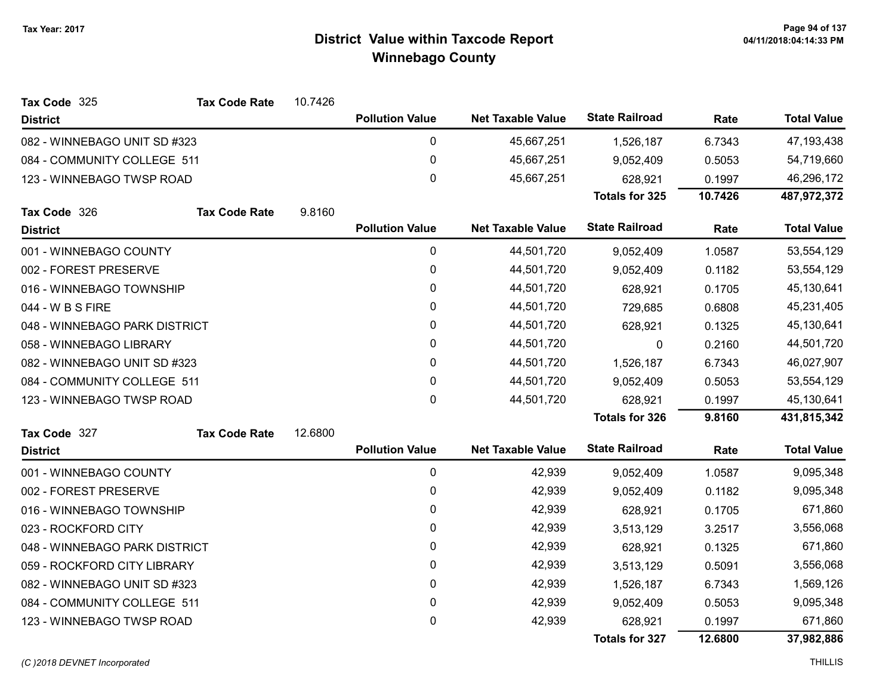# District Value within Taxcode Report

## Winnebago County

Tax Year: 2017

**Tax Code** 325 **Tax Code Rate** 10.7426

| District | Pollution Value | Net Taxable Value | State Railroad | Rate | Total Value |
|---|---|---|---|---|---|
| 082 - WINNEBAGO UNIT SD #323 | 0 | 45,667,251 | 1,526,187 | 6.7343 | 47,193,438 |
| 084 - COMMUNITY COLLEGE 511 | 0 | 45,667,251 | 9,052,409 | 0.5053 | 54,719,660 |
| 123 - WINNEBAGO TWSP ROAD | 0 | 45,667,251 | 628,921 | 0.1997 | 46,296,172 |
| | | | **Totals for 325** | **10.7426** | **487,972,372** |

**Tax Code** 326 **Tax Code Rate** 9.8160

| District | Pollution Value | Net Taxable Value | State Railroad | Rate | Total Value |
|---|---|---|---|---|---|
| 001 - WINNEBAGO COUNTY | 0 | 44,501,720 | 9,052,409 | 1.0587 | 53,554,129 |
| 002 - FOREST PRESERVE | 0 | 44,501,720 | 9,052,409 | 0.1182 | 53,554,129 |
| 016 - WINNEBAGO TOWNSHIP | 0 | 44,501,720 | 628,921 | 0.1705 | 45,130,641 |
| 044 - W B S FIRE | 0 | 44,501,720 | 729,685 | 0.6808 | 45,231,405 |
| 048 - WINNEBAGO PARK DISTRICT | 0 | 44,501,720 | 628,921 | 0.1325 | 45,130,641 |
| 058 - WINNEBAGO LIBRARY | 0 | 44,501,720 | 0 | 0.2160 | 44,501,720 |
| 082 - WINNEBAGO UNIT SD #323 | 0 | 44,501,720 | 1,526,187 | 6.7343 | 46,027,907 |
| 084 - COMMUNITY COLLEGE 511 | 0 | 44,501,720 | 9,052,409 | 0.5053 | 53,554,129 |
| 123 - WINNEBAGO TWSP ROAD | 0 | 44,501,720 | 628,921 | 0.1997 | 45,130,641 |
| | | | **Totals for 326** | **9.8160** | **431,815,342** |

**Tax Code** 327 **Tax Code Rate** 12.6800

| District | Pollution Value | Net Taxable Value | State Railroad | Rate | Total Value |
|---|---|---|---|---|---|
| 001 - WINNEBAGO COUNTY | 0 | 42,939 | 9,052,409 | 1.0587 | 9,095,348 |
| 002 - FOREST PRESERVE | 0 | 42,939 | 9,052,409 | 0.1182 | 9,095,348 |
| 016 - WINNEBAGO TOWNSHIP | 0 | 42,939 | 628,921 | 0.1705 | 671,860 |
| 023 - ROCKFORD CITY | 0 | 42,939 | 3,513,129 | 3.2517 | 3,556,068 |
| 048 - WINNEBAGO PARK DISTRICT | 0 | 42,939 | 628,921 | 0.1325 | 671,860 |
| 059 - ROCKFORD CITY LIBRARY | 0 | 42,939 | 3,513,129 | 0.5091 | 3,556,068 |
| 082 - WINNEBAGO UNIT SD #323 | 0 | 42,939 | 1,526,187 | 6.7343 | 1,569,126 |
| 084 - COMMUNITY COLLEGE 511 | 0 | 42,939 | 9,052,409 | 0.5053 | 9,095,348 |
| 123 - WINNEBAGO TWSP ROAD | 0 | 42,939 | 628,921 | 0.1997 | 671,860 |
| | | | **Totals for 327** | **12.6800** | **37,982,886** |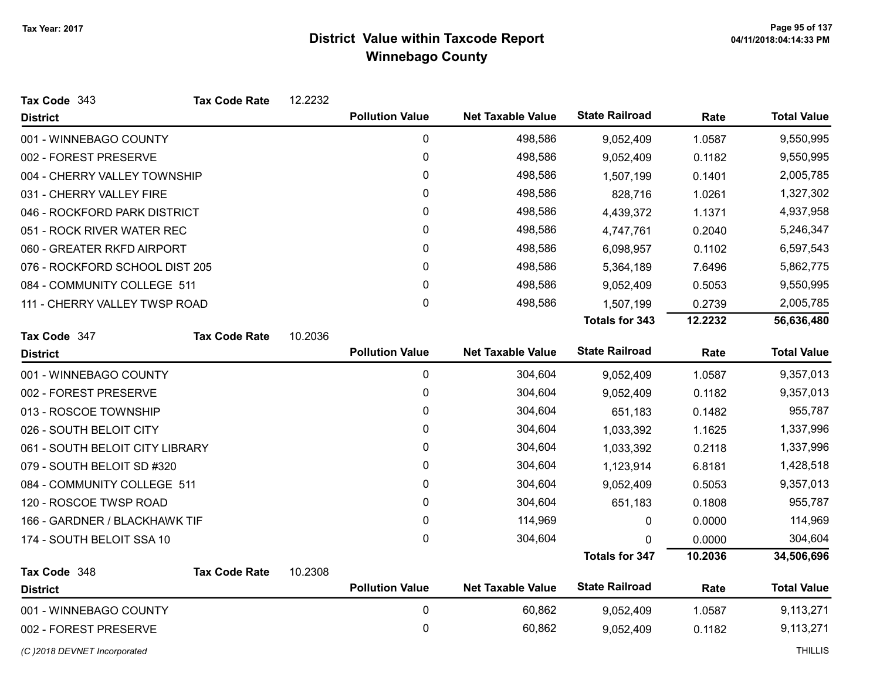# District Value within Taxcode Report
## Winnebago County

Tax Year: 2017

**Tax Code** 343 **Tax Code Rate** 12.2232

| District | Pollution Value | Net Taxable Value | State Railroad | Rate | Total Value |
|---|---|---|---|---|---|
| 001 - WINNEBAGO COUNTY | 0 | 498,586 | 9,052,409 | 1.0587 | 9,550,995 |
| 002 - FOREST PRESERVE | 0 | 498,586 | 9,052,409 | 0.1182 | 9,550,995 |
| 004 - CHERRY VALLEY TOWNSHIP | 0 | 498,586 | 1,507,199 | 0.1401 | 2,005,785 |
| 031 - CHERRY VALLEY FIRE | 0 | 498,586 | 828,716 | 1.0261 | 1,327,302 |
| 046 - ROCKFORD PARK DISTRICT | 0 | 498,586 | 4,439,372 | 1.1371 | 4,937,958 |
| 051 - ROCK RIVER WATER REC | 0 | 498,586 | 4,747,761 | 0.2040 | 5,246,347 |
| 060 - GREATER RKFD AIRPORT | 0 | 498,586 | 6,098,957 | 0.1102 | 6,597,543 |
| 076 - ROCKFORD SCHOOL DIST 205 | 0 | 498,586 | 5,364,189 | 7.6496 | 5,862,775 |
| 084 - COMMUNITY COLLEGE 511 | 0 | 498,586 | 9,052,409 | 0.5053 | 9,550,995 |
| 111 - CHERRY VALLEY TWSP ROAD | 0 | 498,586 | 1,507,199 | 0.2739 | 2,005,785 |
| | | | **Totals for 343** | **12.2232** | **56,636,480** |

**Tax Code** 347 **Tax Code Rate** 10.2036

| District | Pollution Value | Net Taxable Value | State Railroad | Rate | Total Value |
|---|---|---|---|---|---|
| 001 - WINNEBAGO COUNTY | 0 | 304,604 | 9,052,409 | 1.0587 | 9,357,013 |
| 002 - FOREST PRESERVE | 0 | 304,604 | 9,052,409 | 0.1182 | 9,357,013 |
| 013 - ROSCOE TOWNSHIP | 0 | 304,604 | 651,183 | 0.1482 | 955,787 |
| 026 - SOUTH BELOIT CITY | 0 | 304,604 | 1,033,392 | 1.1625 | 1,337,996 |
| 061 - SOUTH BELOIT CITY LIBRARY | 0 | 304,604 | 1,033,392 | 0.2118 | 1,337,996 |
| 079 - SOUTH BELOIT SD #320 | 0 | 304,604 | 1,123,914 | 6.8181 | 1,428,518 |
| 084 - COMMUNITY COLLEGE 511 | 0 | 304,604 | 9,052,409 | 0.5053 | 9,357,013 |
| 120 - ROSCOE TWSP ROAD | 0 | 304,604 | 651,183 | 0.1808 | 955,787 |
| 166 - GARDNER / BLACKHAWK TIF | 0 | 114,969 | 0 | 0.0000 | 114,969 |
| 174 - SOUTH BELOIT SSA 10 | 0 | 304,604 | 0 | 0.0000 | 304,604 |
| | | | **Totals for 347** | **10.2036** | **34,506,696** |

**Tax Code** 348 **Tax Code Rate** 10.2308

| District | Pollution Value | Net Taxable Value | State Railroad | Rate | Total Value |
|---|---|---|---|---|---|
| 001 - WINNEBAGO COUNTY | 0 | 60,862 | 9,052,409 | 1.0587 | 9,113,271 |
| 002 - FOREST PRESERVE | 0 | 60,862 | 9,052,409 | 0.1182 | 9,113,271 |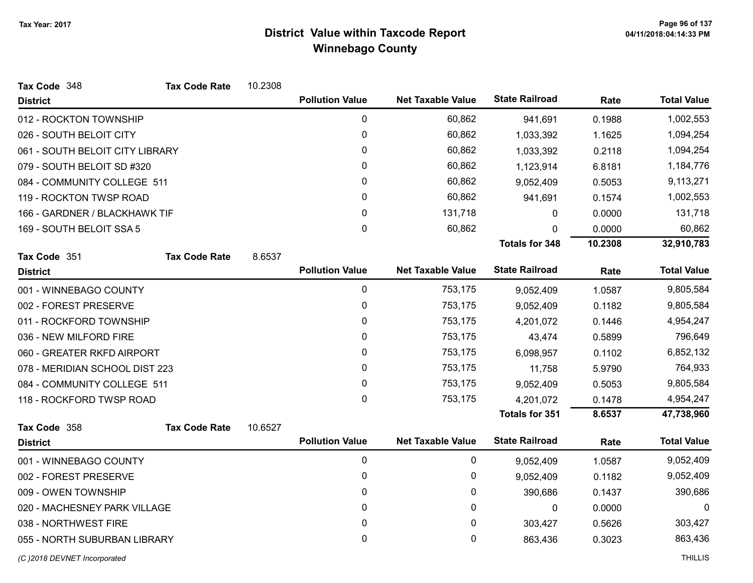Tax Year: 2017

# District Value within Taxcode Report
## Winnebago County

**Tax Code** 348 **Tax Code Rate** 10.2308

| District | Pollution Value | Net Taxable Value | State Railroad | Rate | Total Value |
|---|---|---|---|---|---|
| 012 - ROCKTON TOWNSHIP | 0 | 60,862 | 941,691 | 0.1988 | 1,002,553 |
| 026 - SOUTH BELOIT CITY | 0 | 60,862 | 1,033,392 | 1.1625 | 1,094,254 |
| 061 - SOUTH BELOIT CITY LIBRARY | 0 | 60,862 | 1,033,392 | 0.2118 | 1,094,254 |
| 079 - SOUTH BELOIT SD #320 | 0 | 60,862 | 1,123,914 | 6.8181 | 1,184,776 |
| 084 - COMMUNITY COLLEGE 511 | 0 | 60,862 | 9,052,409 | 0.5053 | 9,113,271 |
| 119 - ROCKTON TWSP ROAD | 0 | 60,862 | 941,691 | 0.1574 | 1,002,553 |
| 166 - GARDNER / BLACKHAWK TIF | 0 | 131,718 | 0 | 0.0000 | 131,718 |
| 169 - SOUTH BELOIT SSA 5 | 0 | 60,862 | 0 | 0.0000 | 60,862 |
| | | | **Totals for 348** | **10.2308** | **32,910,783** |

**Tax Code** 351 **Tax Code Rate** 8.6537

| District | Pollution Value | Net Taxable Value | State Railroad | Rate | Total Value |
|---|---|---|---|---|---|
| 001 - WINNEBAGO COUNTY | 0 | 753,175 | 9,052,409 | 1.0587 | 9,805,584 |
| 002 - FOREST PRESERVE | 0 | 753,175 | 9,052,409 | 0.1182 | 9,805,584 |
| 011 - ROCKFORD TOWNSHIP | 0 | 753,175 | 4,201,072 | 0.1446 | 4,954,247 |
| 036 - NEW MILFORD FIRE | 0 | 753,175 | 43,474 | 0.5899 | 796,649 |
| 060 - GREATER RKFD AIRPORT | 0 | 753,175 | 6,098,957 | 0.1102 | 6,852,132 |
| 078 - MERIDIAN SCHOOL DIST 223 | 0 | 753,175 | 11,758 | 5.9790 | 764,933 |
| 084 - COMMUNITY COLLEGE 511 | 0 | 753,175 | 9,052,409 | 0.5053 | 9,805,584 |
| 118 - ROCKFORD TWSP ROAD | 0 | 753,175 | 4,201,072 | 0.1478 | 4,954,247 |
| | | | **Totals for 351** | **8.6537** | **47,738,960** |

**Tax Code** 358 **Tax Code Rate** 10.6527

| District | Pollution Value | Net Taxable Value | State Railroad | Rate | Total Value |
|---|---|---|---|---|---|
| 001 - WINNEBAGO COUNTY | 0 | 0 | 9,052,409 | 1.0587 | 9,052,409 |
| 002 - FOREST PRESERVE | 0 | 0 | 9,052,409 | 0.1182 | 9,052,409 |
| 009 - OWEN TOWNSHIP | 0 | 0 | 390,686 | 0.1437 | 390,686 |
| 020 - MACHESNEY PARK VILLAGE | 0 | 0 | 0 | 0.0000 | 0 |
| 038 - NORTHWEST FIRE | 0 | 0 | 303,427 | 0.5626 | 303,427 |
| 055 - NORTH SUBURBAN LIBRARY | 0 | 0 | 863,436 | 0.3023 | 863,436 |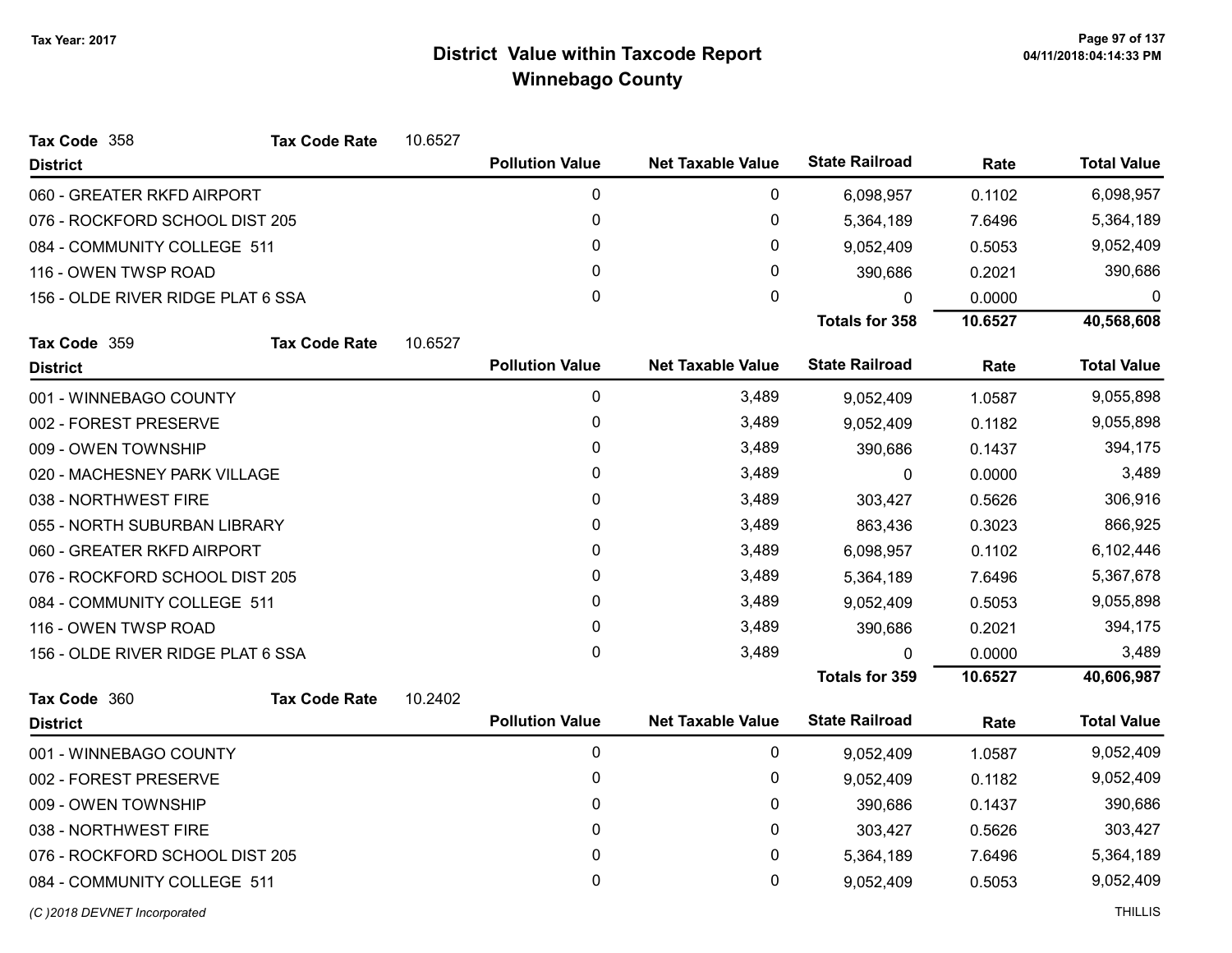# District Value within Taxcode Report
## Winnebago County

Tax Year: 2017

**Tax Code** 358 **Tax Code Rate** 10.6527

| District | Pollution Value | Net Taxable Value | State Railroad | Rate | Total Value |
|---|---|---|---|---|---|
| 060 - GREATER RKFD AIRPORT | 0 | 0 | 6,098,957 | 0.1102 | 6,098,957 |
| 076 - ROCKFORD SCHOOL DIST 205 | 0 | 0 | 5,364,189 | 7.6496 | 5,364,189 |
| 084 - COMMUNITY COLLEGE 511 | 0 | 0 | 9,052,409 | 0.5053 | 9,052,409 |
| 116 - OWEN TWSP ROAD | 0 | 0 | 390,686 | 0.2021 | 390,686 |
| 156 - OLDE RIVER RIDGE PLAT 6 SSA | 0 | 0 | 0 | 0.0000 | 0 |
| | | | **Totals for 358** | **10.6527** | **40,568,608** |

**Tax Code** 359 **Tax Code Rate** 10.6527

| District | Pollution Value | Net Taxable Value | State Railroad | Rate | Total Value |
|---|---|---|---|---|---|
| 001 - WINNEBAGO COUNTY | 0 | 3,489 | 9,052,409 | 1.0587 | 9,055,898 |
| 002 - FOREST PRESERVE | 0 | 3,489 | 9,052,409 | 0.1182 | 9,055,898 |
| 009 - OWEN TOWNSHIP | 0 | 3,489 | 390,686 | 0.1437 | 394,175 |
| 020 - MACHESNEY PARK VILLAGE | 0 | 3,489 | 0 | 0.0000 | 3,489 |
| 038 - NORTHWEST FIRE | 0 | 3,489 | 303,427 | 0.5626 | 306,916 |
| 055 - NORTH SUBURBAN LIBRARY | 0 | 3,489 | 863,436 | 0.3023 | 866,925 |
| 060 - GREATER RKFD AIRPORT | 0 | 3,489 | 6,098,957 | 0.1102 | 6,102,446 |
| 076 - ROCKFORD SCHOOL DIST 205 | 0 | 3,489 | 5,364,189 | 7.6496 | 5,367,678 |
| 084 - COMMUNITY COLLEGE 511 | 0 | 3,489 | 9,052,409 | 0.5053 | 9,055,898 |
| 116 - OWEN TWSP ROAD | 0 | 3,489 | 390,686 | 0.2021 | 394,175 |
| 156 - OLDE RIVER RIDGE PLAT 6 SSA | 0 | 3,489 | 0 | 0.0000 | 3,489 |
| | | | **Totals for 359** | **10.6527** | **40,606,987** |

**Tax Code** 360 **Tax Code Rate** 10.2402

| District | Pollution Value | Net Taxable Value | State Railroad | Rate | Total Value |
|---|---|---|---|---|---|
| 001 - WINNEBAGO COUNTY | 0 | 0 | 9,052,409 | 1.0587 | 9,052,409 |
| 002 - FOREST PRESERVE | 0 | 0 | 9,052,409 | 0.1182 | 9,052,409 |
| 009 - OWEN TOWNSHIP | 0 | 0 | 390,686 | 0.1437 | 390,686 |
| 038 - NORTHWEST FIRE | 0 | 0 | 303,427 | 0.5626 | 303,427 |
| 076 - ROCKFORD SCHOOL DIST 205 | 0 | 0 | 5,364,189 | 7.6496 | 5,364,189 |
| 084 - COMMUNITY COLLEGE 511 | 0 | 0 | 9,052,409 | 0.5053 | 9,052,409 |

*(C )2018 DEVNET Incorporated* THILLIS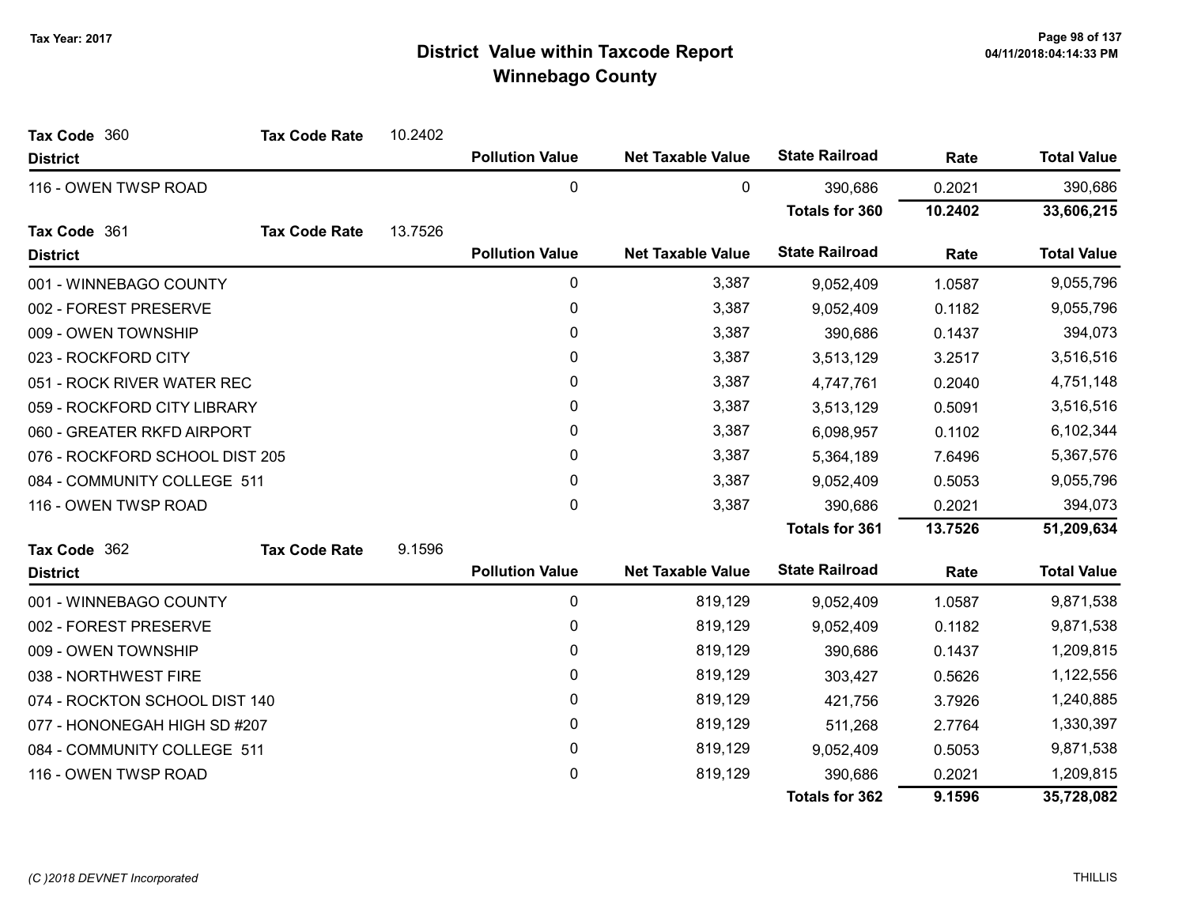# District Value within Taxcode Report
## Winnebago County

Tax Year: 2017

**Tax Code** 360 **Tax Code Rate** 10.2402

| District | Pollution Value | Net Taxable Value | State Railroad | Rate | Total Value |
|---|---|---|---|---|---|
| 116 - OWEN TWSP ROAD | 0 | 0 | 390,686 | 0.2021 | 390,686 |
| | | | **Totals for 360** | **10.2402** | **33,606,215** |

**Tax Code** 361 **Tax Code Rate** 13.7526

| District | Pollution Value | Net Taxable Value | State Railroad | Rate | Total Value |
|---|---|---|---|---|---|
| 001 - WINNEBAGO COUNTY | 0 | 3,387 | 9,052,409 | 1.0587 | 9,055,796 |
| 002 - FOREST PRESERVE | 0 | 3,387 | 9,052,409 | 0.1182 | 9,055,796 |
| 009 - OWEN TOWNSHIP | 0 | 3,387 | 390,686 | 0.1437 | 394,073 |
| 023 - ROCKFORD CITY | 0 | 3,387 | 3,513,129 | 3.2517 | 3,516,516 |
| 051 - ROCK RIVER WATER REC | 0 | 3,387 | 4,747,761 | 0.2040 | 4,751,148 |
| 059 - ROCKFORD CITY LIBRARY | 0 | 3,387 | 3,513,129 | 0.5091 | 3,516,516 |
| 060 - GREATER RKFD AIRPORT | 0 | 3,387 | 6,098,957 | 0.1102 | 6,102,344 |
| 076 - ROCKFORD SCHOOL DIST 205 | 0 | 3,387 | 5,364,189 | 7.6496 | 5,367,576 |
| 084 - COMMUNITY COLLEGE 511 | 0 | 3,387 | 9,052,409 | 0.5053 | 9,055,796 |
| 116 - OWEN TWSP ROAD | 0 | 3,387 | 390,686 | 0.2021 | 394,073 |
| | | | **Totals for 361** | **13.7526** | **51,209,634** |

**Tax Code** 362 **Tax Code Rate** 9.1596

| District | Pollution Value | Net Taxable Value | State Railroad | Rate | Total Value |
|---|---|---|---|---|---|
| 001 - WINNEBAGO COUNTY | 0 | 819,129 | 9,052,409 | 1.0587 | 9,871,538 |
| 002 - FOREST PRESERVE | 0 | 819,129 | 9,052,409 | 0.1182 | 9,871,538 |
| 009 - OWEN TOWNSHIP | 0 | 819,129 | 390,686 | 0.1437 | 1,209,815 |
| 038 - NORTHWEST FIRE | 0 | 819,129 | 303,427 | 0.5626 | 1,122,556 |
| 074 - ROCKTON SCHOOL DIST 140 | 0 | 819,129 | 421,756 | 3.7926 | 1,240,885 |
| 077 - HONONEGAH HIGH SD #207 | 0 | 819,129 | 511,268 | 2.7764 | 1,330,397 |
| 084 - COMMUNITY COLLEGE 511 | 0 | 819,129 | 9,052,409 | 0.5053 | 9,871,538 |
| 116 - OWEN TWSP ROAD | 0 | 819,129 | 390,686 | 0.2021 | 1,209,815 |
| | | | **Totals for 362** | **9.1596** | **35,728,082** |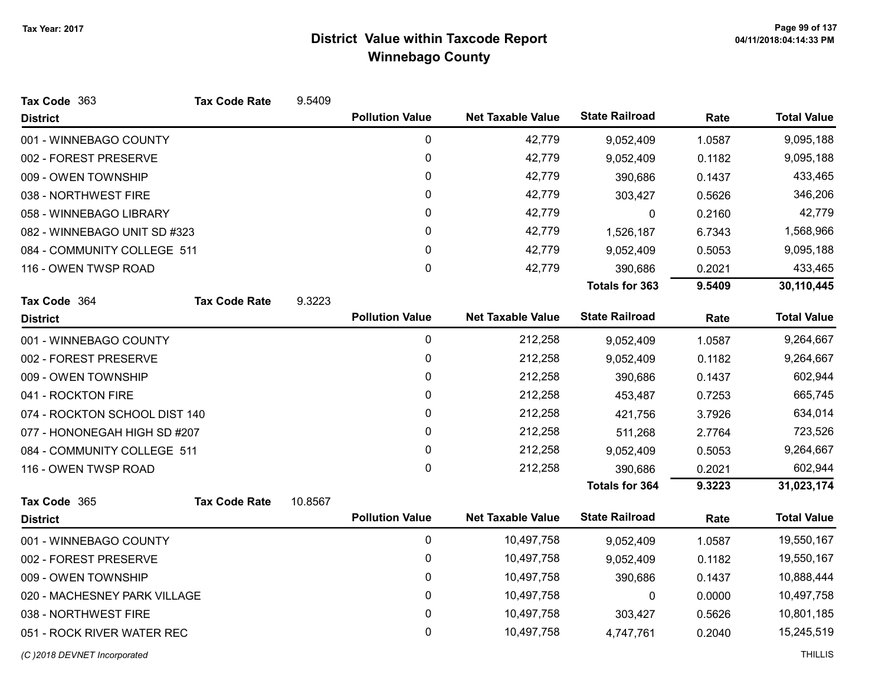Tax Year: 2017

# District Value within Taxcode Report
## Winnebago County

**Tax Code** 363 **Tax Code Rate** 9.5409

| District | Pollution Value | Net Taxable Value | State Railroad | Rate | Total Value |
|---|---|---|---|---|---|
| 001 - WINNEBAGO COUNTY | 0 | 42,779 | 9,052,409 | 1.0587 | 9,095,188 |
| 002 - FOREST PRESERVE | 0 | 42,779 | 9,052,409 | 0.1182 | 9,095,188 |
| 009 - OWEN TOWNSHIP | 0 | 42,779 | 390,686 | 0.1437 | 433,465 |
| 038 - NORTHWEST FIRE | 0 | 42,779 | 303,427 | 0.5626 | 346,206 |
| 058 - WINNEBAGO LIBRARY | 0 | 42,779 | 0 | 0.2160 | 42,779 |
| 082 - WINNEBAGO UNIT SD #323 | 0 | 42,779 | 1,526,187 | 6.7343 | 1,568,966 |
| 084 - COMMUNITY COLLEGE 511 | 0 | 42,779 | 9,052,409 | 0.5053 | 9,095,188 |
| 116 - OWEN TWSP ROAD | 0 | 42,779 | 390,686 | 0.2021 | 433,465 |
| | | | **Totals for 363** | **9.5409** | **30,110,445** |

**Tax Code** 364 **Tax Code Rate** 9.3223

| District | Pollution Value | Net Taxable Value | State Railroad | Rate | Total Value |
|---|---|---|---|---|---|
| 001 - WINNEBAGO COUNTY | 0 | 212,258 | 9,052,409 | 1.0587 | 9,264,667 |
| 002 - FOREST PRESERVE | 0 | 212,258 | 9,052,409 | 0.1182 | 9,264,667 |
| 009 - OWEN TOWNSHIP | 0 | 212,258 | 390,686 | 0.1437 | 602,944 |
| 041 - ROCKTON FIRE | 0 | 212,258 | 453,487 | 0.7253 | 665,745 |
| 074 - ROCKTON SCHOOL DIST 140 | 0 | 212,258 | 421,756 | 3.7926 | 634,014 |
| 077 - HONONEGAH HIGH SD #207 | 0 | 212,258 | 511,268 | 2.7764 | 723,526 |
| 084 - COMMUNITY COLLEGE 511 | 0 | 212,258 | 9,052,409 | 0.5053 | 9,264,667 |
| 116 - OWEN TWSP ROAD | 0 | 212,258 | 390,686 | 0.2021 | 602,944 |
| | | | **Totals for 364** | **9.3223** | **31,023,174** |

**Tax Code** 365 **Tax Code Rate** 10.8567

| District | Pollution Value | Net Taxable Value | State Railroad | Rate | Total Value |
|---|---|---|---|---|---|
| 001 - WINNEBAGO COUNTY | 0 | 10,497,758 | 9,052,409 | 1.0587 | 19,550,167 |
| 002 - FOREST PRESERVE | 0 | 10,497,758 | 9,052,409 | 0.1182 | 19,550,167 |
| 009 - OWEN TOWNSHIP | 0 | 10,497,758 | 390,686 | 0.1437 | 10,888,444 |
| 020 - MACHESNEY PARK VILLAGE | 0 | 10,497,758 | 0 | 0.0000 | 10,497,758 |
| 038 - NORTHWEST FIRE | 0 | 10,497,758 | 303,427 | 0.5626 | 10,801,185 |
| 051 - ROCK RIVER WATER REC | 0 | 10,497,758 | 4,747,761 | 0.2040 | 15,245,519 |

*(C )2018 DEVNET Incorporated* THILLIS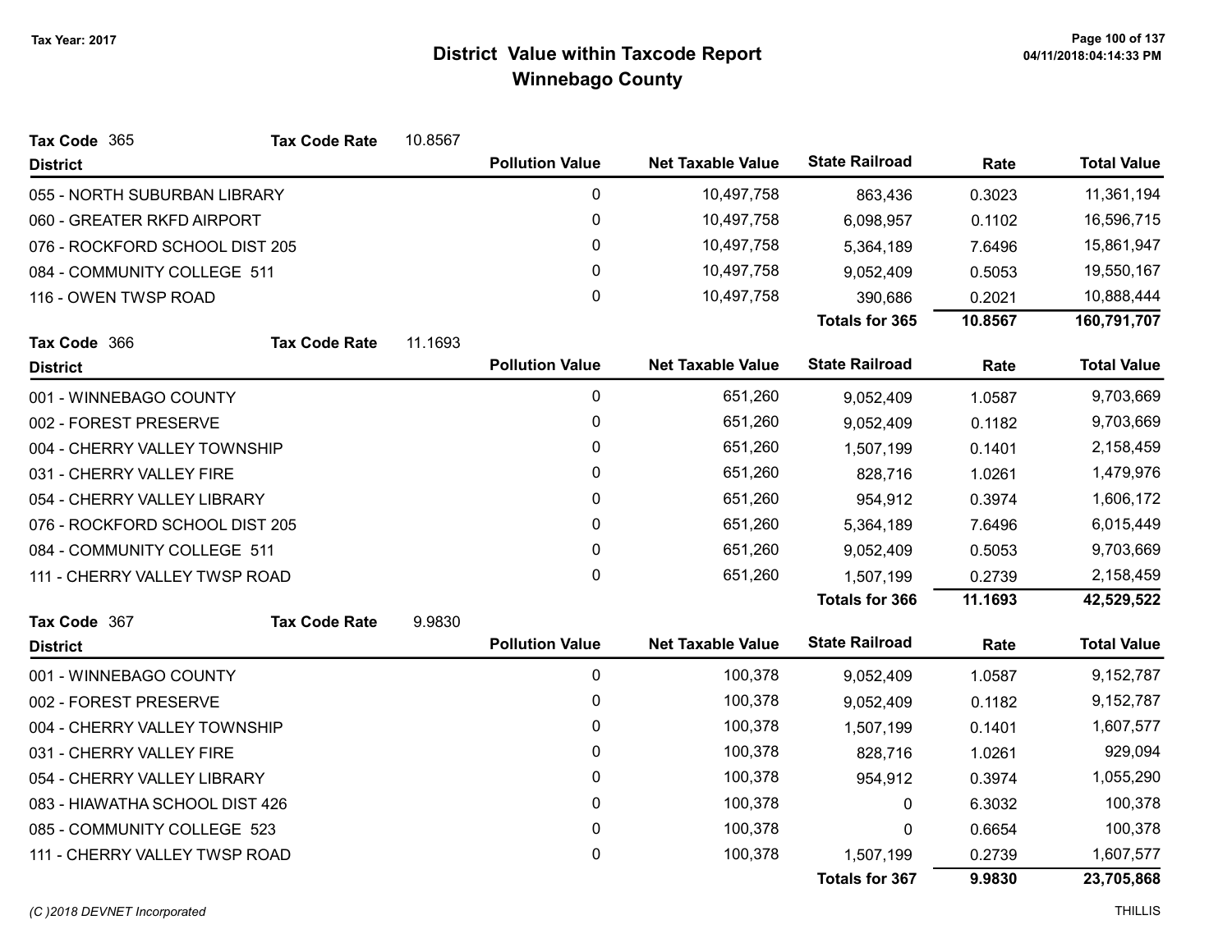# District Value within Taxcode Report
## Winnebago County

Tax Year: 2017

**Tax Code** 365 **Tax Code Rate** 10.8567

| District | Pollution Value | Net Taxable Value | State Railroad | Rate | Total Value |
|---|---|---|---|---|---|
| 055 - NORTH SUBURBAN LIBRARY | 0 | 10,497,758 | 863,436 | 0.3023 | 11,361,194 |
| 060 - GREATER RKFD AIRPORT | 0 | 10,497,758 | 6,098,957 | 0.1102 | 16,596,715 |
| 076 - ROCKFORD SCHOOL DIST 205 | 0 | 10,497,758 | 5,364,189 | 7.6496 | 15,861,947 |
| 084 - COMMUNITY COLLEGE 511 | 0 | 10,497,758 | 9,052,409 | 0.5053 | 19,550,167 |
| 116 - OWEN TWSP ROAD | 0 | 10,497,758 | 390,686 | 0.2021 | 10,888,444 |
| | | | **Totals for 365** | **10.8567** | **160,791,707** |

**Tax Code** 366 **Tax Code Rate** 11.1693

| District | Pollution Value | Net Taxable Value | State Railroad | Rate | Total Value |
|---|---|---|---|---|---|
| 001 - WINNEBAGO COUNTY | 0 | 651,260 | 9,052,409 | 1.0587 | 9,703,669 |
| 002 - FOREST PRESERVE | 0 | 651,260 | 9,052,409 | 0.1182 | 9,703,669 |
| 004 - CHERRY VALLEY TOWNSHIP | 0 | 651,260 | 1,507,199 | 0.1401 | 2,158,459 |
| 031 - CHERRY VALLEY FIRE | 0 | 651,260 | 828,716 | 1.0261 | 1,479,976 |
| 054 - CHERRY VALLEY LIBRARY | 0 | 651,260 | 954,912 | 0.3974 | 1,606,172 |
| 076 - ROCKFORD SCHOOL DIST 205 | 0 | 651,260 | 5,364,189 | 7.6496 | 6,015,449 |
| 084 - COMMUNITY COLLEGE 511 | 0 | 651,260 | 9,052,409 | 0.5053 | 9,703,669 |
| 111 - CHERRY VALLEY TWSP ROAD | 0 | 651,260 | 1,507,199 | 0.2739 | 2,158,459 |
| | | | **Totals for 366** | **11.1693** | **42,529,522** |

**Tax Code** 367 **Tax Code Rate** 9.9830

| District | Pollution Value | Net Taxable Value | State Railroad | Rate | Total Value |
|---|---|---|---|---|---|
| 001 - WINNEBAGO COUNTY | 0 | 100,378 | 9,052,409 | 1.0587 | 9,152,787 |
| 002 - FOREST PRESERVE | 0 | 100,378 | 9,052,409 | 0.1182 | 9,152,787 |
| 004 - CHERRY VALLEY TOWNSHIP | 0 | 100,378 | 1,507,199 | 0.1401 | 1,607,577 |
| 031 - CHERRY VALLEY FIRE | 0 | 100,378 | 828,716 | 1.0261 | 929,094 |
| 054 - CHERRY VALLEY LIBRARY | 0 | 100,378 | 954,912 | 0.3974 | 1,055,290 |
| 083 - HIAWATHA SCHOOL DIST 426 | 0 | 100,378 | 0 | 6.3032 | 100,378 |
| 085 - COMMUNITY COLLEGE 523 | 0 | 100,378 | 0 | 0.6654 | 100,378 |
| 111 - CHERRY VALLEY TWSP ROAD | 0 | 100,378 | 1,507,199 | 0.2739 | 1,607,577 |
| | | | **Totals for 367** | **9.9830** | **23,705,868** |

*(C )2018 DEVNET Incorporated* THILLIS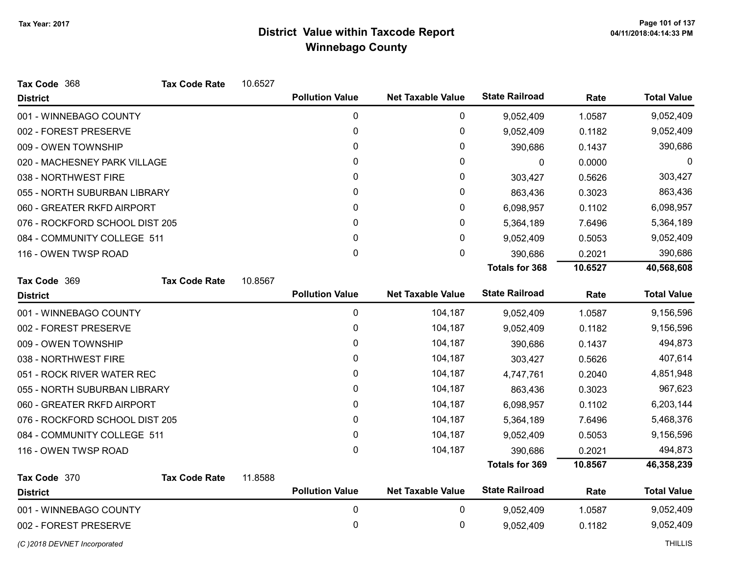# District Value within Taxcode Report
## Winnebago County

Tax Year: 2017

**Tax Code** 368 **Tax Code Rate** 10.6527

| District | Pollution Value | Net Taxable Value | State Railroad | Rate | Total Value |
|---|---|---|---|---|---|
| 001 - WINNEBAGO COUNTY | 0 | 0 | 9,052,409 | 1.0587 | 9,052,409 |
| 002 - FOREST PRESERVE | 0 | 0 | 9,052,409 | 0.1182 | 9,052,409 |
| 009 - OWEN TOWNSHIP | 0 | 0 | 390,686 | 0.1437 | 390,686 |
| 020 - MACHESNEY PARK VILLAGE | 0 | 0 | 0 | 0.0000 | 0 |
| 038 - NORTHWEST FIRE | 0 | 0 | 303,427 | 0.5626 | 303,427 |
| 055 - NORTH SUBURBAN LIBRARY | 0 | 0 | 863,436 | 0.3023 | 863,436 |
| 060 - GREATER RKFD AIRPORT | 0 | 0 | 6,098,957 | 0.1102 | 6,098,957 |
| 076 - ROCKFORD SCHOOL DIST 205 | 0 | 0 | 5,364,189 | 7.6496 | 5,364,189 |
| 084 - COMMUNITY COLLEGE 511 | 0 | 0 | 9,052,409 | 0.5053 | 9,052,409 |
| 116 - OWEN TWSP ROAD | 0 | 0 | 390,686 | 0.2021 | 390,686 |
| | | | **Totals for 368** | **10.6527** | **40,568,608** |

**Tax Code** 369 **Tax Code Rate** 10.8567

| District | Pollution Value | Net Taxable Value | State Railroad | Rate | Total Value |
|---|---|---|---|---|---|
| 001 - WINNEBAGO COUNTY | 0 | 104,187 | 9,052,409 | 1.0587 | 9,156,596 |
| 002 - FOREST PRESERVE | 0 | 104,187 | 9,052,409 | 0.1182 | 9,156,596 |
| 009 - OWEN TOWNSHIP | 0 | 104,187 | 390,686 | 0.1437 | 494,873 |
| 038 - NORTHWEST FIRE | 0 | 104,187 | 303,427 | 0.5626 | 407,614 |
| 051 - ROCK RIVER WATER REC | 0 | 104,187 | 4,747,761 | 0.2040 | 4,851,948 |
| 055 - NORTH SUBURBAN LIBRARY | 0 | 104,187 | 863,436 | 0.3023 | 967,623 |
| 060 - GREATER RKFD AIRPORT | 0 | 104,187 | 6,098,957 | 0.1102 | 6,203,144 |
| 076 - ROCKFORD SCHOOL DIST 205 | 0 | 104,187 | 5,364,189 | 7.6496 | 5,468,376 |
| 084 - COMMUNITY COLLEGE 511 | 0 | 104,187 | 9,052,409 | 0.5053 | 9,156,596 |
| 116 - OWEN TWSP ROAD | 0 | 104,187 | 390,686 | 0.2021 | 494,873 |
| | | | **Totals for 369** | **10.8567** | **46,358,239** |

**Tax Code** 370 **Tax Code Rate** 11.8588

| District | Pollution Value | Net Taxable Value | State Railroad | Rate | Total Value |
|---|---|---|---|---|---|
| 001 - WINNEBAGO COUNTY | 0 | 0 | 9,052,409 | 1.0587 | 9,052,409 |
| 002 - FOREST PRESERVE | 0 | 0 | 9,052,409 | 0.1182 | 9,052,409 |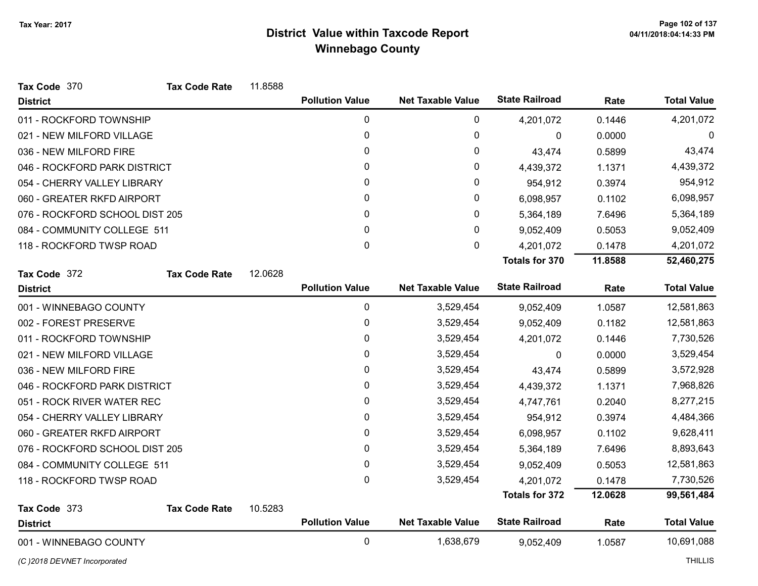# District Value within Taxcode Report
## Winnebago County

Tax Year: 2017

**Tax Code** 370 **Tax Code Rate** 11.8588

| District | Pollution Value | Net Taxable Value | State Railroad | Rate | Total Value |
|---|---|---|---|---|---|
| 011 - ROCKFORD TOWNSHIP | 0 | 0 | 4,201,072 | 0.1446 | 4,201,072 |
| 021 - NEW MILFORD VILLAGE | 0 | 0 | 0 | 0.0000 | 0 |
| 036 - NEW MILFORD FIRE | 0 | 0 | 43,474 | 0.5899 | 43,474 |
| 046 - ROCKFORD PARK DISTRICT | 0 | 0 | 4,439,372 | 1.1371 | 4,439,372 |
| 054 - CHERRY VALLEY LIBRARY | 0 | 0 | 954,912 | 0.3974 | 954,912 |
| 060 - GREATER RKFD AIRPORT | 0 | 0 | 6,098,957 | 0.1102 | 6,098,957 |
| 076 - ROCKFORD SCHOOL DIST 205 | 0 | 0 | 5,364,189 | 7.6496 | 5,364,189 |
| 084 - COMMUNITY COLLEGE 511 | 0 | 0 | 9,052,409 | 0.5053 | 9,052,409 |
| 118 - ROCKFORD TWSP ROAD | 0 | 0 | 4,201,072 | 0.1478 | 4,201,072 |
| | | | **Totals for 370** | **11.8588** | **52,460,275** |

**Tax Code** 372 **Tax Code Rate** 12.0628

| District | Pollution Value | Net Taxable Value | State Railroad | Rate | Total Value |
|---|---|---|---|---|---|
| 001 - WINNEBAGO COUNTY | 0 | 3,529,454 | 9,052,409 | 1.0587 | 12,581,863 |
| 002 - FOREST PRESERVE | 0 | 3,529,454 | 9,052,409 | 0.1182 | 12,581,863 |
| 011 - ROCKFORD TOWNSHIP | 0 | 3,529,454 | 4,201,072 | 0.1446 | 7,730,526 |
| 021 - NEW MILFORD VILLAGE | 0 | 3,529,454 | 0 | 0.0000 | 3,529,454 |
| 036 - NEW MILFORD FIRE | 0 | 3,529,454 | 43,474 | 0.5899 | 3,572,928 |
| 046 - ROCKFORD PARK DISTRICT | 0 | 3,529,454 | 4,439,372 | 1.1371 | 7,968,826 |
| 051 - ROCK RIVER WATER REC | 0 | 3,529,454 | 4,747,761 | 0.2040 | 8,277,215 |
| 054 - CHERRY VALLEY LIBRARY | 0 | 3,529,454 | 954,912 | 0.3974 | 4,484,366 |
| 060 - GREATER RKFD AIRPORT | 0 | 3,529,454 | 6,098,957 | 0.1102 | 9,628,411 |
| 076 - ROCKFORD SCHOOL DIST 205 | 0 | 3,529,454 | 5,364,189 | 7.6496 | 8,893,643 |
| 084 - COMMUNITY COLLEGE 511 | 0 | 3,529,454 | 9,052,409 | 0.5053 | 12,581,863 |
| 118 - ROCKFORD TWSP ROAD | 0 | 3,529,454 | 4,201,072 | 0.1478 | 7,730,526 |
| | | | **Totals for 372** | **12.0628** | **99,561,484** |

**Tax Code** 373 **Tax Code Rate** 10.5283

| District | Pollution Value | Net Taxable Value | State Railroad | Rate | Total Value |
|---|---|---|---|---|---|
| 001 - WINNEBAGO COUNTY | 0 | 1,638,679 | 9,052,409 | 1.0587 | 10,691,088 |

*(C )2018 DEVNET Incorporated*

THILLIS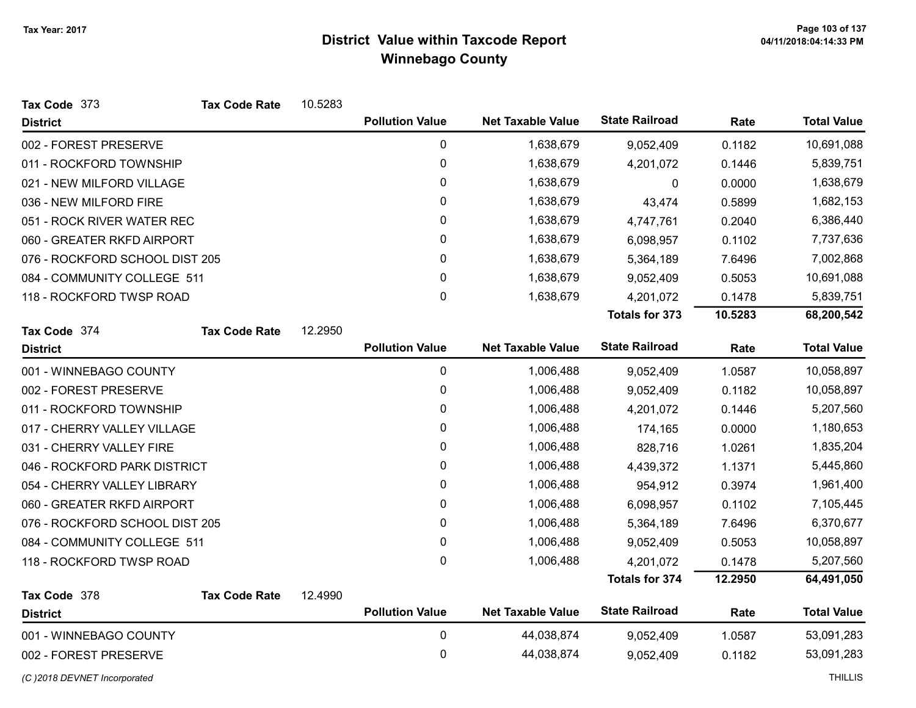# District Value within Taxcode Report
## Winnebago County

Tax Year: 2017

**Tax Code** 373 **Tax Code Rate** 10.5283

| District | Pollution Value | Net Taxable Value | State Railroad | Rate | Total Value |
|---|---|---|---|---|---|
| 002 - FOREST PRESERVE | 0 | 1,638,679 | 9,052,409 | 0.1182 | 10,691,088 |
| 011 - ROCKFORD TOWNSHIP | 0 | 1,638,679 | 4,201,072 | 0.1446 | 5,839,751 |
| 021 - NEW MILFORD VILLAGE | 0 | 1,638,679 | 0 | 0.0000 | 1,638,679 |
| 036 - NEW MILFORD FIRE | 0 | 1,638,679 | 43,474 | 0.5899 | 1,682,153 |
| 051 - ROCK RIVER WATER REC | 0 | 1,638,679 | 4,747,761 | 0.2040 | 6,386,440 |
| 060 - GREATER RKFD AIRPORT | 0 | 1,638,679 | 6,098,957 | 0.1102 | 7,737,636 |
| 076 - ROCKFORD SCHOOL DIST 205 | 0 | 1,638,679 | 5,364,189 | 7.6496 | 7,002,868 |
| 084 - COMMUNITY COLLEGE 511 | 0 | 1,638,679 | 9,052,409 | 0.5053 | 10,691,088 |
| 118 - ROCKFORD TWSP ROAD | 0 | 1,638,679 | 4,201,072 | 0.1478 | 5,839,751 |
| | | | **Totals for 373** | **10.5283** | **68,200,542** |

**Tax Code** 374 **Tax Code Rate** 12.2950

| District | Pollution Value | Net Taxable Value | State Railroad | Rate | Total Value |
|---|---|---|---|---|---|
| 001 - WINNEBAGO COUNTY | 0 | 1,006,488 | 9,052,409 | 1.0587 | 10,058,897 |
| 002 - FOREST PRESERVE | 0 | 1,006,488 | 9,052,409 | 0.1182 | 10,058,897 |
| 011 - ROCKFORD TOWNSHIP | 0 | 1,006,488 | 4,201,072 | 0.1446 | 5,207,560 |
| 017 - CHERRY VALLEY VILLAGE | 0 | 1,006,488 | 174,165 | 0.0000 | 1,180,653 |
| 031 - CHERRY VALLEY FIRE | 0 | 1,006,488 | 828,716 | 1.0261 | 1,835,204 |
| 046 - ROCKFORD PARK DISTRICT | 0 | 1,006,488 | 4,439,372 | 1.1371 | 5,445,860 |
| 054 - CHERRY VALLEY LIBRARY | 0 | 1,006,488 | 954,912 | 0.3974 | 1,961,400 |
| 060 - GREATER RKFD AIRPORT | 0 | 1,006,488 | 6,098,957 | 0.1102 | 7,105,445 |
| 076 - ROCKFORD SCHOOL DIST 205 | 0 | 1,006,488 | 5,364,189 | 7.6496 | 6,370,677 |
| 084 - COMMUNITY COLLEGE 511 | 0 | 1,006,488 | 9,052,409 | 0.5053 | 10,058,897 |
| 118 - ROCKFORD TWSP ROAD | 0 | 1,006,488 | 4,201,072 | 0.1478 | 5,207,560 |
| | | | **Totals for 374** | **12.2950** | **64,491,050** |

**Tax Code** 378 **Tax Code Rate** 12.4990

| District | Pollution Value | Net Taxable Value | State Railroad | Rate | Total Value |
|---|---|---|---|---|---|
| 001 - WINNEBAGO COUNTY | 0 | 44,038,874 | 9,052,409 | 1.0587 | 53,091,283 |
| 002 - FOREST PRESERVE | 0 | 44,038,874 | 9,052,409 | 0.1182 | 53,091,283 |

*(C )2018 DEVNET Incorporated* THILLIS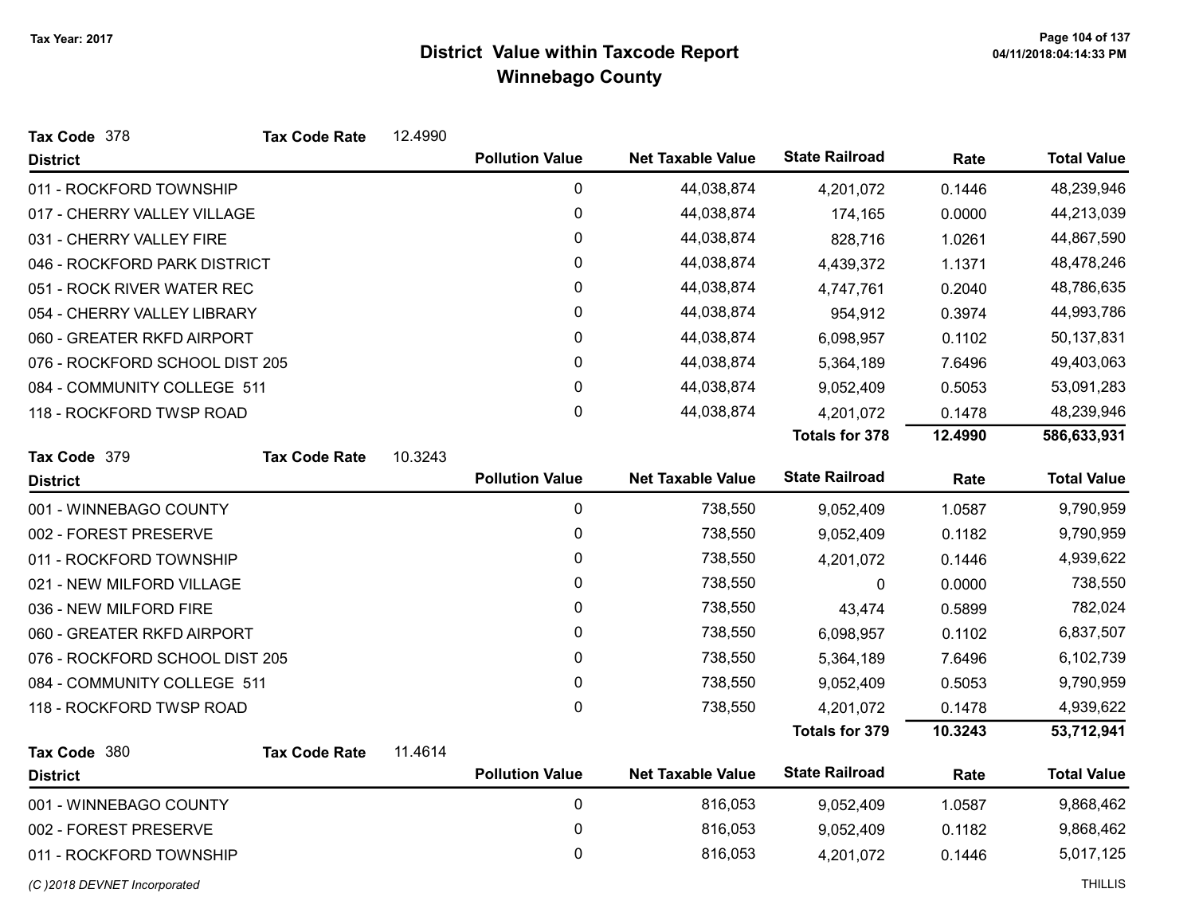# District Value within Taxcode Report
## Winnebago County

Tax Year: 2017

**Tax Code** 378 **Tax Code Rate** 12.4990

| District | Pollution Value | Net Taxable Value | State Railroad | Rate | Total Value |
|---|---|---|---|---|---|
| 011 - ROCKFORD TOWNSHIP | 0 | 44,038,874 | 4,201,072 | 0.1446 | 48,239,946 |
| 017 - CHERRY VALLEY VILLAGE | 0 | 44,038,874 | 174,165 | 0.0000 | 44,213,039 |
| 031 - CHERRY VALLEY FIRE | 0 | 44,038,874 | 828,716 | 1.0261 | 44,867,590 |
| 046 - ROCKFORD PARK DISTRICT | 0 | 44,038,874 | 4,439,372 | 1.1371 | 48,478,246 |
| 051 - ROCK RIVER WATER REC | 0 | 44,038,874 | 4,747,761 | 0.2040 | 48,786,635 |
| 054 - CHERRY VALLEY LIBRARY | 0 | 44,038,874 | 954,912 | 0.3974 | 44,993,786 |
| 060 - GREATER RKFD AIRPORT | 0 | 44,038,874 | 6,098,957 | 0.1102 | 50,137,831 |
| 076 - ROCKFORD SCHOOL DIST 205 | 0 | 44,038,874 | 5,364,189 | 7.6496 | 49,403,063 |
| 084 - COMMUNITY COLLEGE 511 | 0 | 44,038,874 | 9,052,409 | 0.5053 | 53,091,283 |
| 118 - ROCKFORD TWSP ROAD | 0 | 44,038,874 | 4,201,072 | 0.1478 | 48,239,946 |
| | | | **Totals for 378** | **12.4990** | **586,633,931** |

**Tax Code** 379 **Tax Code Rate** 10.3243

| District | Pollution Value | Net Taxable Value | State Railroad | Rate | Total Value |
|---|---|---|---|---|---|
| 001 - WINNEBAGO COUNTY | 0 | 738,550 | 9,052,409 | 1.0587 | 9,790,959 |
| 002 - FOREST PRESERVE | 0 | 738,550 | 9,052,409 | 0.1182 | 9,790,959 |
| 011 - ROCKFORD TOWNSHIP | 0 | 738,550 | 4,201,072 | 0.1446 | 4,939,622 |
| 021 - NEW MILFORD VILLAGE | 0 | 738,550 | 0 | 0.0000 | 738,550 |
| 036 - NEW MILFORD FIRE | 0 | 738,550 | 43,474 | 0.5899 | 782,024 |
| 060 - GREATER RKFD AIRPORT | 0 | 738,550 | 6,098,957 | 0.1102 | 6,837,507 |
| 076 - ROCKFORD SCHOOL DIST 205 | 0 | 738,550 | 5,364,189 | 7.6496 | 6,102,739 |
| 084 - COMMUNITY COLLEGE 511 | 0 | 738,550 | 9,052,409 | 0.5053 | 9,790,959 |
| 118 - ROCKFORD TWSP ROAD | 0 | 738,550 | 4,201,072 | 0.1478 | 4,939,622 |
| | | | **Totals for 379** | **10.3243** | **53,712,941** |

**Tax Code** 380 **Tax Code Rate** 11.4614

| District | Pollution Value | Net Taxable Value | State Railroad | Rate | Total Value |
|---|---|---|---|---|---|
| 001 - WINNEBAGO COUNTY | 0 | 816,053 | 9,052,409 | 1.0587 | 9,868,462 |
| 002 - FOREST PRESERVE | 0 | 816,053 | 9,052,409 | 0.1182 | 9,868,462 |
| 011 - ROCKFORD TOWNSHIP | 0 | 816,053 | 4,201,072 | 0.1446 | 5,017,125 |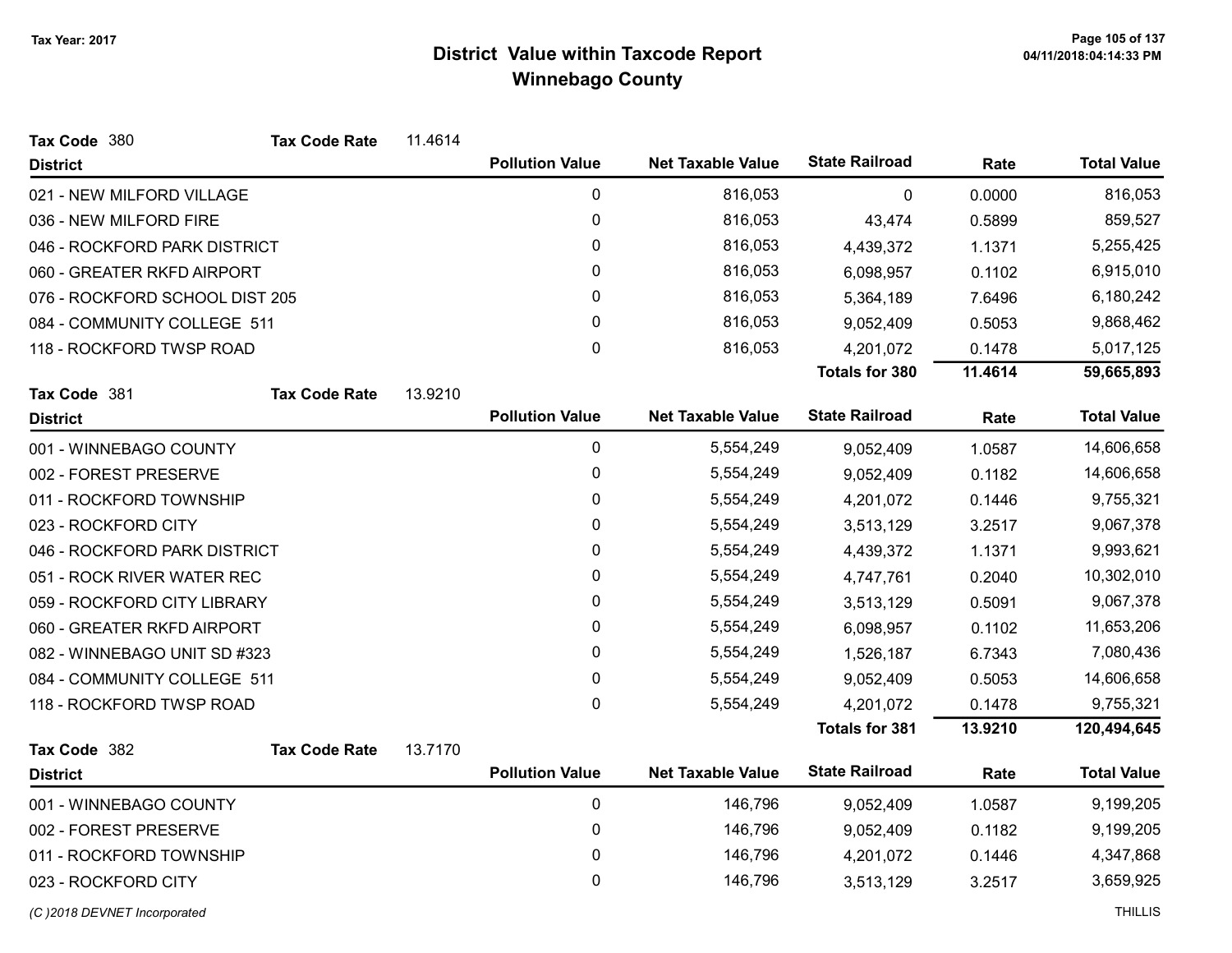# District Value within Taxcode Report
## Winnebago County

Tax Year: 2017

**Tax Code** 380 **Tax Code Rate** 11.4614

| District | Pollution Value | Net Taxable Value | State Railroad | Rate | Total Value |
|---|---|---|---|---|---|
| 021 - NEW MILFORD VILLAGE | 0 | 816,053 | 0 | 0.0000 | 816,053 |
| 036 - NEW MILFORD FIRE | 0 | 816,053 | 43,474 | 0.5899 | 859,527 |
| 046 - ROCKFORD PARK DISTRICT | 0 | 816,053 | 4,439,372 | 1.1371 | 5,255,425 |
| 060 - GREATER RKFD AIRPORT | 0 | 816,053 | 6,098,957 | 0.1102 | 6,915,010 |
| 076 - ROCKFORD SCHOOL DIST 205 | 0 | 816,053 | 5,364,189 | 7.6496 | 6,180,242 |
| 084 - COMMUNITY COLLEGE 511 | 0 | 816,053 | 9,052,409 | 0.5053 | 9,868,462 |
| 118 - ROCKFORD TWSP ROAD | 0 | 816,053 | 4,201,072 | 0.1478 | 5,017,125 |
| | | | **Totals for 380** | **11.4614** | **59,665,893** |

**Tax Code** 381 **Tax Code Rate** 13.9210

| District | Pollution Value | Net Taxable Value | State Railroad | Rate | Total Value |
|---|---|---|---|---|---|
| 001 - WINNEBAGO COUNTY | 0 | 5,554,249 | 9,052,409 | 1.0587 | 14,606,658 |
| 002 - FOREST PRESERVE | 0 | 5,554,249 | 9,052,409 | 0.1182 | 14,606,658 |
| 011 - ROCKFORD TOWNSHIP | 0 | 5,554,249 | 4,201,072 | 0.1446 | 9,755,321 |
| 023 - ROCKFORD CITY | 0 | 5,554,249 | 3,513,129 | 3.2517 | 9,067,378 |
| 046 - ROCKFORD PARK DISTRICT | 0 | 5,554,249 | 4,439,372 | 1.1371 | 9,993,621 |
| 051 - ROCK RIVER WATER REC | 0 | 5,554,249 | 4,747,761 | 0.2040 | 10,302,010 |
| 059 - ROCKFORD CITY LIBRARY | 0 | 5,554,249 | 3,513,129 | 0.5091 | 9,067,378 |
| 060 - GREATER RKFD AIRPORT | 0 | 5,554,249 | 6,098,957 | 0.1102 | 11,653,206 |
| 082 - WINNEBAGO UNIT SD #323 | 0 | 5,554,249 | 1,526,187 | 6.7343 | 7,080,436 |
| 084 - COMMUNITY COLLEGE 511 | 0 | 5,554,249 | 9,052,409 | 0.5053 | 14,606,658 |
| 118 - ROCKFORD TWSP ROAD | 0 | 5,554,249 | 4,201,072 | 0.1478 | 9,755,321 |
| | | | **Totals for 381** | **13.9210** | **120,494,645** |

**Tax Code** 382 **Tax Code Rate** 13.7170

| District | Pollution Value | Net Taxable Value | State Railroad | Rate | Total Value |
|---|---|---|---|---|---|
| 001 - WINNEBAGO COUNTY | 0 | 146,796 | 9,052,409 | 1.0587 | 9,199,205 |
| 002 - FOREST PRESERVE | 0 | 146,796 | 9,052,409 | 0.1182 | 9,199,205 |
| 011 - ROCKFORD TOWNSHIP | 0 | 146,796 | 4,201,072 | 0.1446 | 4,347,868 |
| 023 - ROCKFORD CITY | 0 | 146,796 | 3,513,129 | 3.2517 | 3,659,925 |

(C )2018 DEVNET Incorporated THILLIS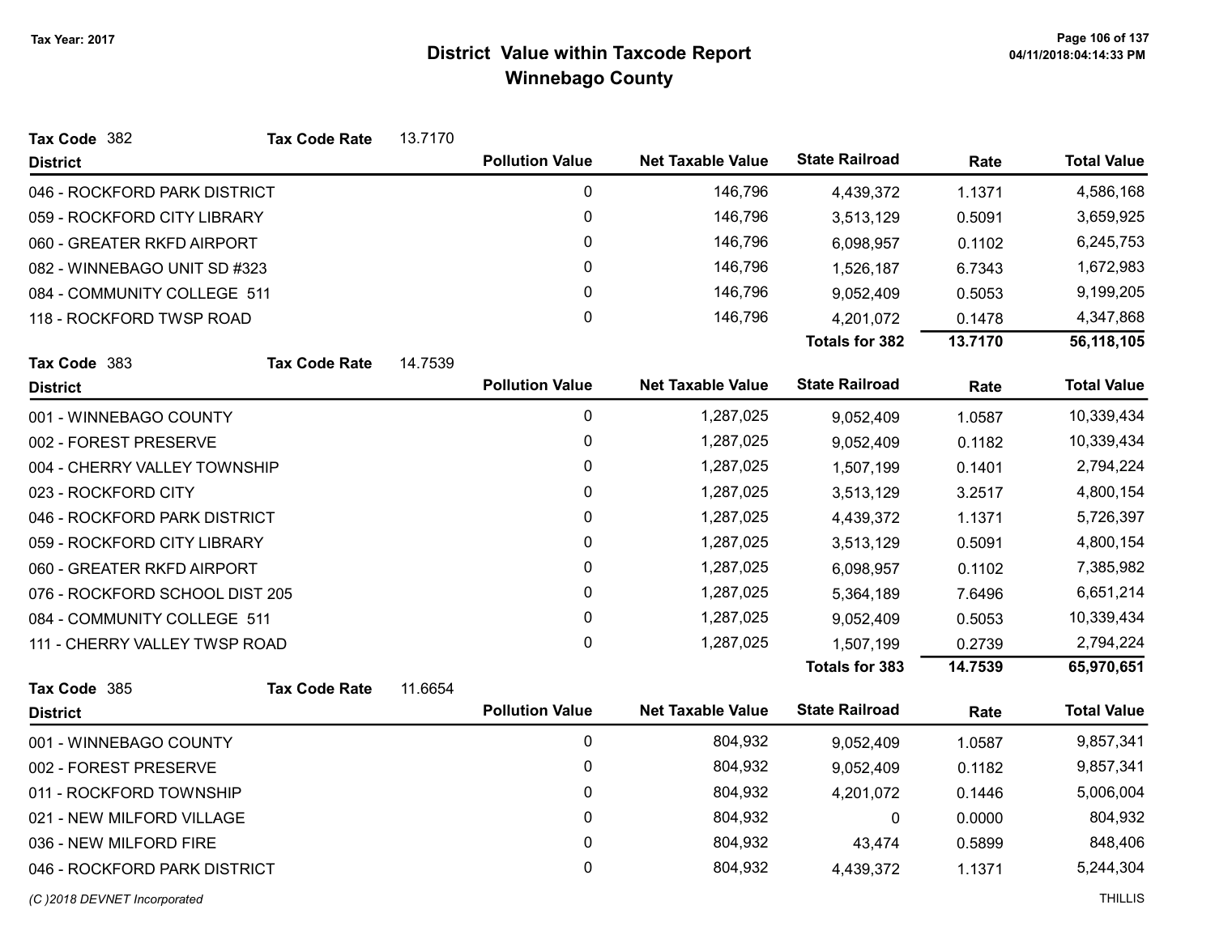# District Value within Taxcode Report
## Winnebago County

Tax Year: 2017

**Tax Code** 382 **Tax Code Rate** 13.7170

| District | Pollution Value | Net Taxable Value | State Railroad | Rate | Total Value |
|---|---|---|---|---|---|
| 046 - ROCKFORD PARK DISTRICT | 0 | 146,796 | 4,439,372 | 1.1371 | 4,586,168 |
| 059 - ROCKFORD CITY LIBRARY | 0 | 146,796 | 3,513,129 | 0.5091 | 3,659,925 |
| 060 - GREATER RKFD AIRPORT | 0 | 146,796 | 6,098,957 | 0.1102 | 6,245,753 |
| 082 - WINNEBAGO UNIT SD #323 | 0 | 146,796 | 1,526,187 | 6.7343 | 1,672,983 |
| 084 - COMMUNITY COLLEGE 511 | 0 | 146,796 | 9,052,409 | 0.5053 | 9,199,205 |
| 118 - ROCKFORD TWSP ROAD | 0 | 146,796 | 4,201,072 | 0.1478 | 4,347,868 |
| | | | **Totals for 382** | **13.7170** | **56,118,105** |

**Tax Code** 383 **Tax Code Rate** 14.7539

| District | Pollution Value | Net Taxable Value | State Railroad | Rate | Total Value |
|---|---|---|---|---|---|
| 001 - WINNEBAGO COUNTY | 0 | 1,287,025 | 9,052,409 | 1.0587 | 10,339,434 |
| 002 - FOREST PRESERVE | 0 | 1,287,025 | 9,052,409 | 0.1182 | 10,339,434 |
| 004 - CHERRY VALLEY TOWNSHIP | 0 | 1,287,025 | 1,507,199 | 0.1401 | 2,794,224 |
| 023 - ROCKFORD CITY | 0 | 1,287,025 | 3,513,129 | 3.2517 | 4,800,154 |
| 046 - ROCKFORD PARK DISTRICT | 0 | 1,287,025 | 4,439,372 | 1.1371 | 5,726,397 |
| 059 - ROCKFORD CITY LIBRARY | 0 | 1,287,025 | 3,513,129 | 0.5091 | 4,800,154 |
| 060 - GREATER RKFD AIRPORT | 0 | 1,287,025 | 6,098,957 | 0.1102 | 7,385,982 |
| 076 - ROCKFORD SCHOOL DIST 205 | 0 | 1,287,025 | 5,364,189 | 7.6496 | 6,651,214 |
| 084 - COMMUNITY COLLEGE 511 | 0 | 1,287,025 | 9,052,409 | 0.5053 | 10,339,434 |
| 111 - CHERRY VALLEY TWSP ROAD | 0 | 1,287,025 | 1,507,199 | 0.2739 | 2,794,224 |
| | | | **Totals for 383** | **14.7539** | **65,970,651** |

**Tax Code** 385 **Tax Code Rate** 11.6654

| District | Pollution Value | Net Taxable Value | State Railroad | Rate | Total Value |
|---|---|---|---|---|---|
| 001 - WINNEBAGO COUNTY | 0 | 804,932 | 9,052,409 | 1.0587 | 9,857,341 |
| 002 - FOREST PRESERVE | 0 | 804,932 | 9,052,409 | 0.1182 | 9,857,341 |
| 011 - ROCKFORD TOWNSHIP | 0 | 804,932 | 4,201,072 | 0.1446 | 5,006,004 |
| 021 - NEW MILFORD VILLAGE | 0 | 804,932 | 0 | 0.0000 | 804,932 |
| 036 - NEW MILFORD FIRE | 0 | 804,932 | 43,474 | 0.5899 | 848,406 |
| 046 - ROCKFORD PARK DISTRICT | 0 | 804,932 | 4,439,372 | 1.1371 | 5,244,304 |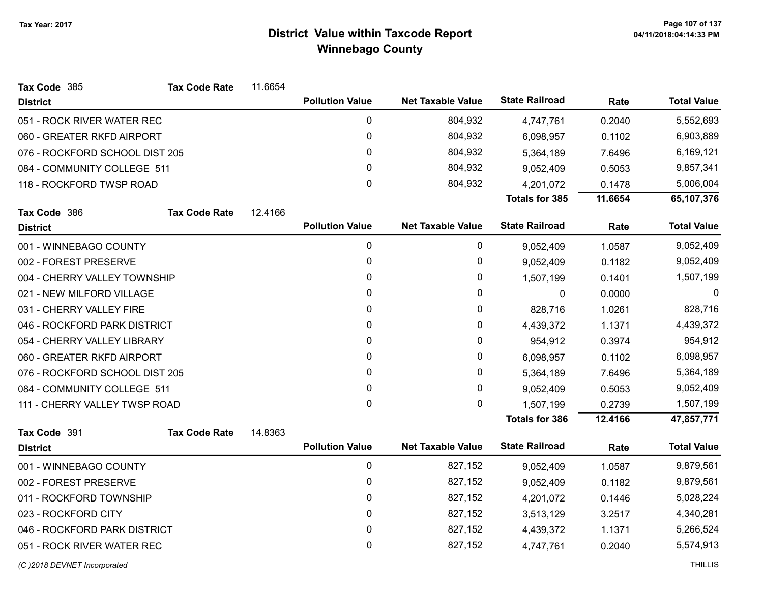Tax Year: 2017

# District Value within Taxcode Report
## Winnebago County

**Tax Code** 385 **Tax Code Rate** 11.6654

| District | Pollution Value | Net Taxable Value | State Railroad | Rate | Total Value |
|---|---|---|---|---|---|
| 051 - ROCK RIVER WATER REC | 0 | 804,932 | 4,747,761 | 0.2040 | 5,552,693 |
| 060 - GREATER RKFD AIRPORT | 0 | 804,932 | 6,098,957 | 0.1102 | 6,903,889 |
| 076 - ROCKFORD SCHOOL DIST 205 | 0 | 804,932 | 5,364,189 | 7.6496 | 6,169,121 |
| 084 - COMMUNITY COLLEGE 511 | 0 | 804,932 | 9,052,409 | 0.5053 | 9,857,341 |
| 118 - ROCKFORD TWSP ROAD | 0 | 804,932 | 4,201,072 | 0.1478 | 5,006,004 |
| | | | **Totals for 385** | **11.6654** | **65,107,376** |

**Tax Code** 386 **Tax Code Rate** 12.4166

| District | Pollution Value | Net Taxable Value | State Railroad | Rate | Total Value |
|---|---|---|---|---|---|
| 001 - WINNEBAGO COUNTY | 0 | 0 | 9,052,409 | 1.0587 | 9,052,409 |
| 002 - FOREST PRESERVE | 0 | 0 | 9,052,409 | 0.1182 | 9,052,409 |
| 004 - CHERRY VALLEY TOWNSHIP | 0 | 0 | 1,507,199 | 0.1401 | 1,507,199 |
| 021 - NEW MILFORD VILLAGE | 0 | 0 | 0 | 0.0000 | 0 |
| 031 - CHERRY VALLEY FIRE | 0 | 0 | 828,716 | 1.0261 | 828,716 |
| 046 - ROCKFORD PARK DISTRICT | 0 | 0 | 4,439,372 | 1.1371 | 4,439,372 |
| 054 - CHERRY VALLEY LIBRARY | 0 | 0 | 954,912 | 0.3974 | 954,912 |
| 060 - GREATER RKFD AIRPORT | 0 | 0 | 6,098,957 | 0.1102 | 6,098,957 |
| 076 - ROCKFORD SCHOOL DIST 205 | 0 | 0 | 5,364,189 | 7.6496 | 5,364,189 |
| 084 - COMMUNITY COLLEGE 511 | 0 | 0 | 9,052,409 | 0.5053 | 9,052,409 |
| 111 - CHERRY VALLEY TWSP ROAD | 0 | 0 | 1,507,199 | 0.2739 | 1,507,199 |
| | | | **Totals for 386** | **12.4166** | **47,857,771** |

**Tax Code** 391 **Tax Code Rate** 14.8363

| District | Pollution Value | Net Taxable Value | State Railroad | Rate | Total Value |
|---|---|---|---|---|---|
| 001 - WINNEBAGO COUNTY | 0 | 827,152 | 9,052,409 | 1.0587 | 9,879,561 |
| 002 - FOREST PRESERVE | 0 | 827,152 | 9,052,409 | 0.1182 | 9,879,561 |
| 011 - ROCKFORD TOWNSHIP | 0 | 827,152 | 4,201,072 | 0.1446 | 5,028,224 |
| 023 - ROCKFORD CITY | 0 | 827,152 | 3,513,129 | 3.2517 | 4,340,281 |
| 046 - ROCKFORD PARK DISTRICT | 0 | 827,152 | 4,439,372 | 1.1371 | 5,266,524 |
| 051 - ROCK RIVER WATER REC | 0 | 827,152 | 4,747,761 | 0.2040 | 5,574,913 |

*(C )2018 DEVNET Incorporated* THILLIS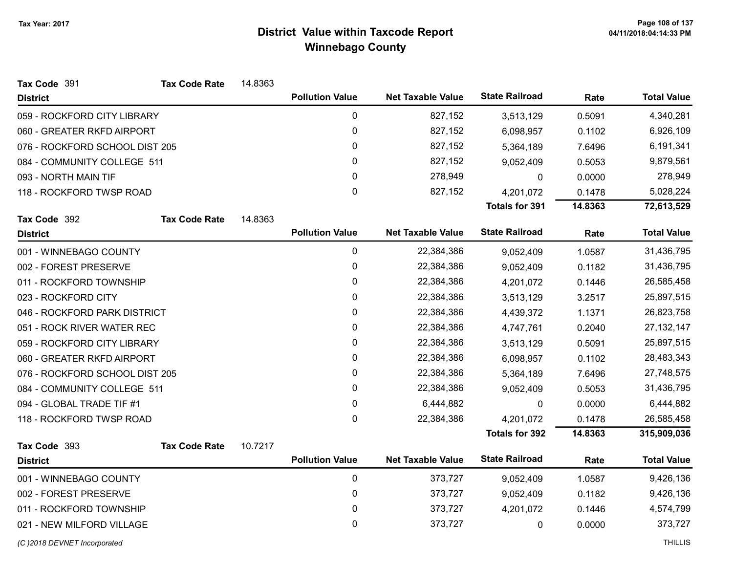# District Value within Taxcode Report
## Winnebago County

Tax Year: 2017

**Tax Code** 391 **Tax Code Rate** 14.8363

| District | Pollution Value | Net Taxable Value | State Railroad | Rate | Total Value |
|---|---|---|---|---|---|
| 059 - ROCKFORD CITY LIBRARY | 0 | 827,152 | 3,513,129 | 0.5091 | 4,340,281 |
| 060 - GREATER RKFD AIRPORT | 0 | 827,152 | 6,098,957 | 0.1102 | 6,926,109 |
| 076 - ROCKFORD SCHOOL DIST 205 | 0 | 827,152 | 5,364,189 | 7.6496 | 6,191,341 |
| 084 - COMMUNITY COLLEGE 511 | 0 | 827,152 | 9,052,409 | 0.5053 | 9,879,561 |
| 093 - NORTH MAIN TIF | 0 | 278,949 | 0 | 0.0000 | 278,949 |
| 118 - ROCKFORD TWSP ROAD | 0 | 827,152 | 4,201,072 | 0.1478 | 5,028,224 |
| | | | **Totals for 391** | **14.8363** | **72,613,529** |

**Tax Code** 392 **Tax Code Rate** 14.8363

| District | Pollution Value | Net Taxable Value | State Railroad | Rate | Total Value |
|---|---|---|---|---|---|
| 001 - WINNEBAGO COUNTY | 0 | 22,384,386 | 9,052,409 | 1.0587 | 31,436,795 |
| 002 - FOREST PRESERVE | 0 | 22,384,386 | 9,052,409 | 0.1182 | 31,436,795 |
| 011 - ROCKFORD TOWNSHIP | 0 | 22,384,386 | 4,201,072 | 0.1446 | 26,585,458 |
| 023 - ROCKFORD CITY | 0 | 22,384,386 | 3,513,129 | 3.2517 | 25,897,515 |
| 046 - ROCKFORD PARK DISTRICT | 0 | 22,384,386 | 4,439,372 | 1.1371 | 26,823,758 |
| 051 - ROCK RIVER WATER REC | 0 | 22,384,386 | 4,747,761 | 0.2040 | 27,132,147 |
| 059 - ROCKFORD CITY LIBRARY | 0 | 22,384,386 | 3,513,129 | 0.5091 | 25,897,515 |
| 060 - GREATER RKFD AIRPORT | 0 | 22,384,386 | 6,098,957 | 0.1102 | 28,483,343 |
| 076 - ROCKFORD SCHOOL DIST 205 | 0 | 22,384,386 | 5,364,189 | 7.6496 | 27,748,575 |
| 084 - COMMUNITY COLLEGE 511 | 0 | 22,384,386 | 9,052,409 | 0.5053 | 31,436,795 |
| 094 - GLOBAL TRADE TIF #1 | 0 | 6,444,882 | 0 | 0.0000 | 6,444,882 |
| 118 - ROCKFORD TWSP ROAD | 0 | 22,384,386 | 4,201,072 | 0.1478 | 26,585,458 |
| | | | **Totals for 392** | **14.8363** | **315,909,036** |

**Tax Code** 393 **Tax Code Rate** 10.7217

| District | Pollution Value | Net Taxable Value | State Railroad | Rate | Total Value |
|---|---|---|---|---|---|
| 001 - WINNEBAGO COUNTY | 0 | 373,727 | 9,052,409 | 1.0587 | 9,426,136 |
| 002 - FOREST PRESERVE | 0 | 373,727 | 9,052,409 | 0.1182 | 9,426,136 |
| 011 - ROCKFORD TOWNSHIP | 0 | 373,727 | 4,201,072 | 0.1446 | 4,574,799 |
| 021 - NEW MILFORD VILLAGE | 0 | 373,727 | 0 | 0.0000 | 373,727 |

(C )2018 DEVNET Incorporated — THILLIS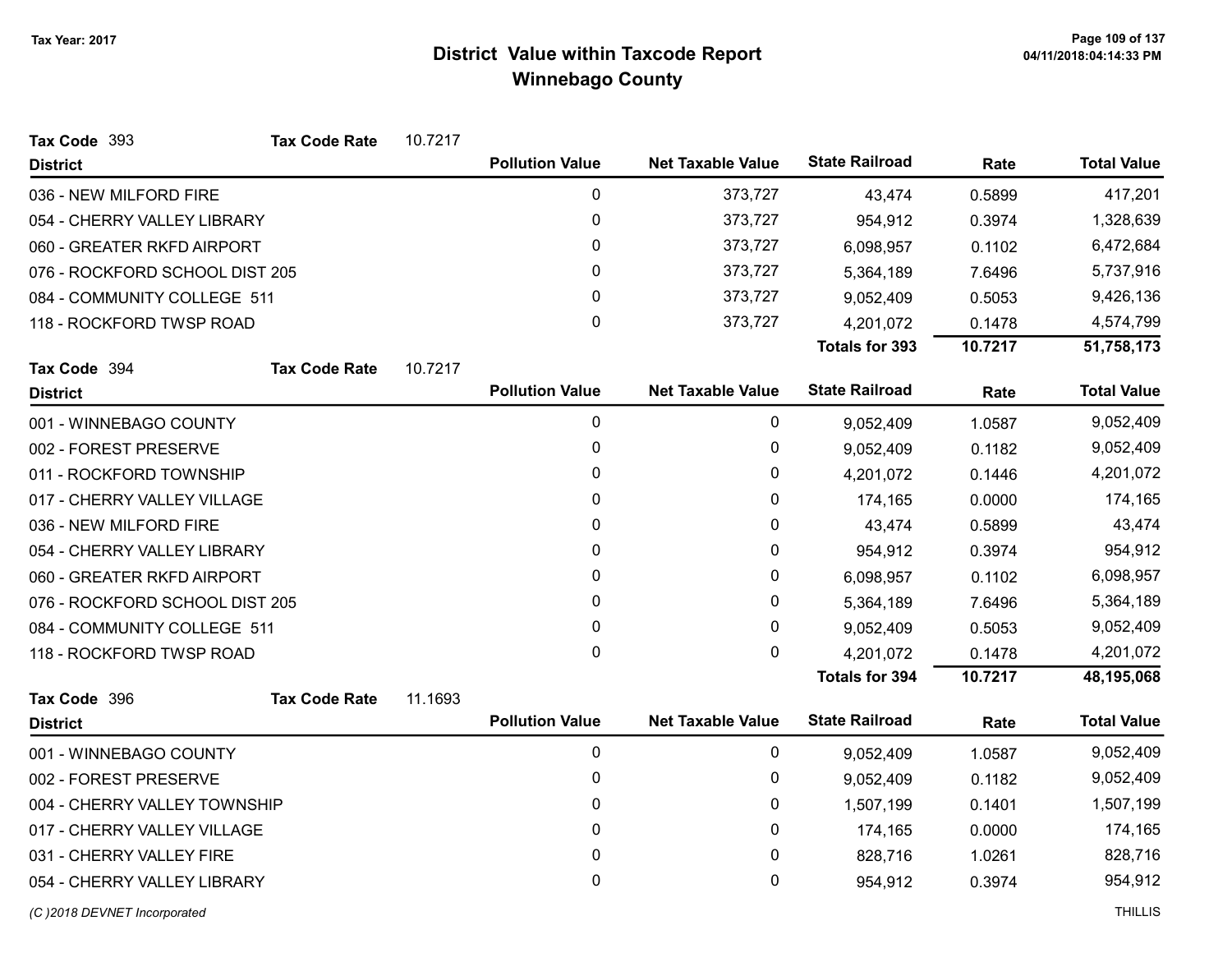# District Value within Taxcode Report
## Winnebago County

Tax Year: 2017

**Tax Code** 393 **Tax Code Rate** 10.7217

| District | Pollution Value | Net Taxable Value | State Railroad | Rate | Total Value |
|---|---|---|---|---|---|
| 036 - NEW MILFORD FIRE | 0 | 373,727 | 43,474 | 0.5899 | 417,201 |
| 054 - CHERRY VALLEY LIBRARY | 0 | 373,727 | 954,912 | 0.3974 | 1,328,639 |
| 060 - GREATER RKFD AIRPORT | 0 | 373,727 | 6,098,957 | 0.1102 | 6,472,684 |
| 076 - ROCKFORD SCHOOL DIST 205 | 0 | 373,727 | 5,364,189 | 7.6496 | 5,737,916 |
| 084 - COMMUNITY COLLEGE 511 | 0 | 373,727 | 9,052,409 | 0.5053 | 9,426,136 |
| 118 - ROCKFORD TWSP ROAD | 0 | 373,727 | 4,201,072 | 0.1478 | 4,574,799 |
| | | | **Totals for 393** | **10.7217** | **51,758,173** |

**Tax Code** 394 **Tax Code Rate** 10.7217

| District | Pollution Value | Net Taxable Value | State Railroad | Rate | Total Value |
|---|---|---|---|---|---|
| 001 - WINNEBAGO COUNTY | 0 | 0 | 9,052,409 | 1.0587 | 9,052,409 |
| 002 - FOREST PRESERVE | 0 | 0 | 9,052,409 | 0.1182 | 9,052,409 |
| 011 - ROCKFORD TOWNSHIP | 0 | 0 | 4,201,072 | 0.1446 | 4,201,072 |
| 017 - CHERRY VALLEY VILLAGE | 0 | 0 | 174,165 | 0.0000 | 174,165 |
| 036 - NEW MILFORD FIRE | 0 | 0 | 43,474 | 0.5899 | 43,474 |
| 054 - CHERRY VALLEY LIBRARY | 0 | 0 | 954,912 | 0.3974 | 954,912 |
| 060 - GREATER RKFD AIRPORT | 0 | 0 | 6,098,957 | 0.1102 | 6,098,957 |
| 076 - ROCKFORD SCHOOL DIST 205 | 0 | 0 | 5,364,189 | 7.6496 | 5,364,189 |
| 084 - COMMUNITY COLLEGE 511 | 0 | 0 | 9,052,409 | 0.5053 | 9,052,409 |
| 118 - ROCKFORD TWSP ROAD | 0 | 0 | 4,201,072 | 0.1478 | 4,201,072 |
| | | | **Totals for 394** | **10.7217** | **48,195,068** |

**Tax Code** 396 **Tax Code Rate** 11.1693

| District | Pollution Value | Net Taxable Value | State Railroad | Rate | Total Value |
|---|---|---|---|---|---|
| 001 - WINNEBAGO COUNTY | 0 | 0 | 9,052,409 | 1.0587 | 9,052,409 |
| 002 - FOREST PRESERVE | 0 | 0 | 9,052,409 | 0.1182 | 9,052,409 |
| 004 - CHERRY VALLEY TOWNSHIP | 0 | 0 | 1,507,199 | 0.1401 | 1,507,199 |
| 017 - CHERRY VALLEY VILLAGE | 0 | 0 | 174,165 | 0.0000 | 174,165 |
| 031 - CHERRY VALLEY FIRE | 0 | 0 | 828,716 | 1.0261 | 828,716 |
| 054 - CHERRY VALLEY LIBRARY | 0 | 0 | 954,912 | 0.3974 | 954,912 |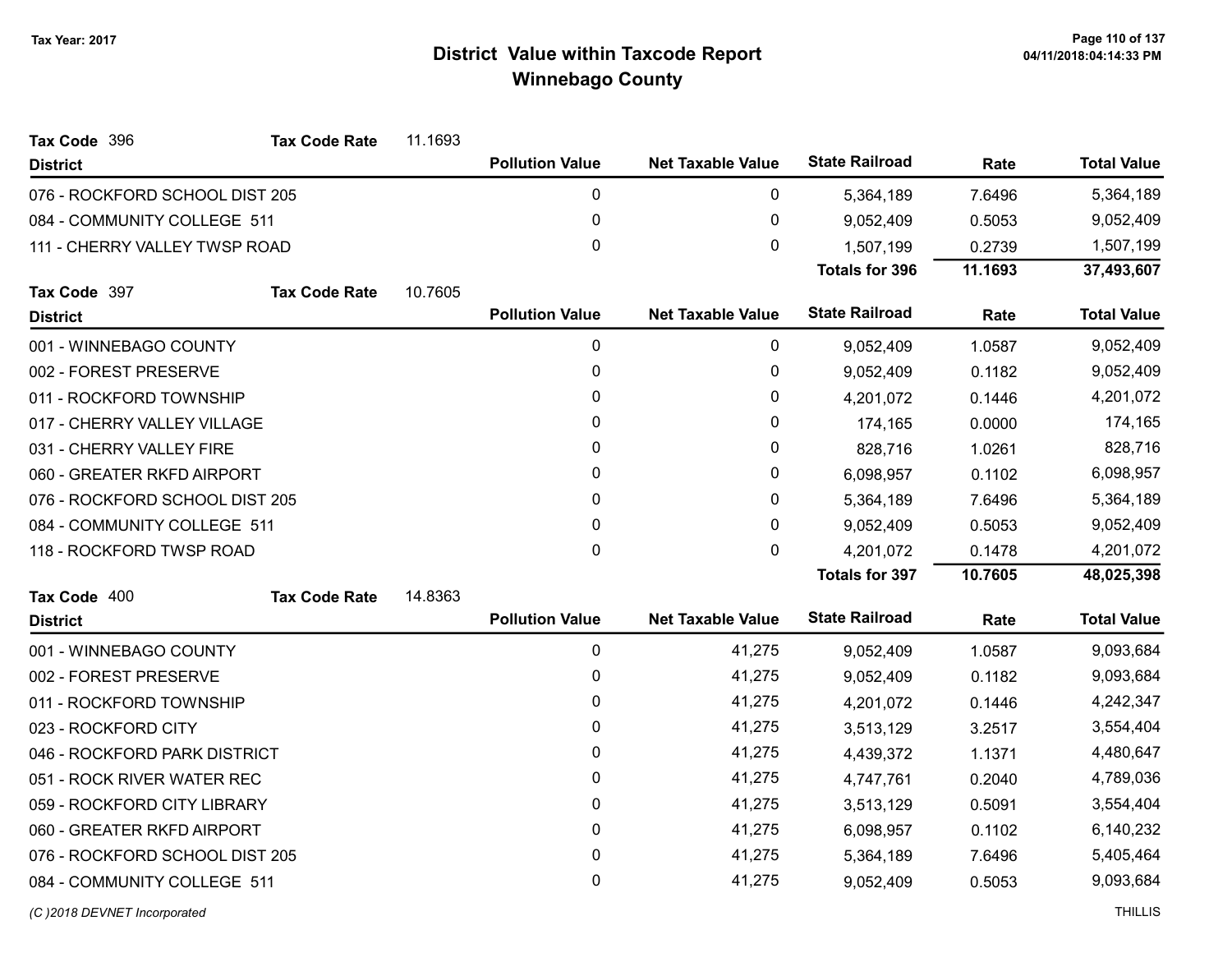# District Value within Taxcode Report
## Winnebago County

Tax Year: 2017

**Tax Code** 396 **Tax Code Rate** 11.1693

| District | Pollution Value | Net Taxable Value | State Railroad | Rate | Total Value |
|---|---|---|---|---|---|
| 076 - ROCKFORD SCHOOL DIST 205 | 0 | 0 | 5,364,189 | 7.6496 | 5,364,189 |
| 084 - COMMUNITY COLLEGE 511 | 0 | 0 | 9,052,409 | 0.5053 | 9,052,409 |
| 111 - CHERRY VALLEY TWSP ROAD | 0 | 0 | 1,507,199 | 0.2739 | 1,507,199 |
| | | | **Totals for 396** | **11.1693** | **37,493,607** |

**Tax Code** 397 **Tax Code Rate** 10.7605

| District | Pollution Value | Net Taxable Value | State Railroad | Rate | Total Value |
|---|---|---|---|---|---|
| 001 - WINNEBAGO COUNTY | 0 | 0 | 9,052,409 | 1.0587 | 9,052,409 |
| 002 - FOREST PRESERVE | 0 | 0 | 9,052,409 | 0.1182 | 9,052,409 |
| 011 - ROCKFORD TOWNSHIP | 0 | 0 | 4,201,072 | 0.1446 | 4,201,072 |
| 017 - CHERRY VALLEY VILLAGE | 0 | 0 | 174,165 | 0.0000 | 174,165 |
| 031 - CHERRY VALLEY FIRE | 0 | 0 | 828,716 | 1.0261 | 828,716 |
| 060 - GREATER RKFD AIRPORT | 0 | 0 | 6,098,957 | 0.1102 | 6,098,957 |
| 076 - ROCKFORD SCHOOL DIST 205 | 0 | 0 | 5,364,189 | 7.6496 | 5,364,189 |
| 084 - COMMUNITY COLLEGE 511 | 0 | 0 | 9,052,409 | 0.5053 | 9,052,409 |
| 118 - ROCKFORD TWSP ROAD | 0 | 0 | 4,201,072 | 0.1478 | 4,201,072 |
| | | | **Totals for 397** | **10.7605** | **48,025,398** |

**Tax Code** 400 **Tax Code Rate** 14.8363

| District | Pollution Value | Net Taxable Value | State Railroad | Rate | Total Value |
|---|---|---|---|---|---|
| 001 - WINNEBAGO COUNTY | 0 | 41,275 | 9,052,409 | 1.0587 | 9,093,684 |
| 002 - FOREST PRESERVE | 0 | 41,275 | 9,052,409 | 0.1182 | 9,093,684 |
| 011 - ROCKFORD TOWNSHIP | 0 | 41,275 | 4,201,072 | 0.1446 | 4,242,347 |
| 023 - ROCKFORD CITY | 0 | 41,275 | 3,513,129 | 3.2517 | 3,554,404 |
| 046 - ROCKFORD PARK DISTRICT | 0 | 41,275 | 4,439,372 | 1.1371 | 4,480,647 |
| 051 - ROCK RIVER WATER REC | 0 | 41,275 | 4,747,761 | 0.2040 | 4,789,036 |
| 059 - ROCKFORD CITY LIBRARY | 0 | 41,275 | 3,513,129 | 0.5091 | 3,554,404 |
| 060 - GREATER RKFD AIRPORT | 0 | 41,275 | 6,098,957 | 0.1102 | 6,140,232 |
| 076 - ROCKFORD SCHOOL DIST 205 | 0 | 41,275 | 5,364,189 | 7.6496 | 5,405,464 |
| 084 - COMMUNITY COLLEGE 511 | 0 | 41,275 | 9,052,409 | 0.5053 | 9,093,684 |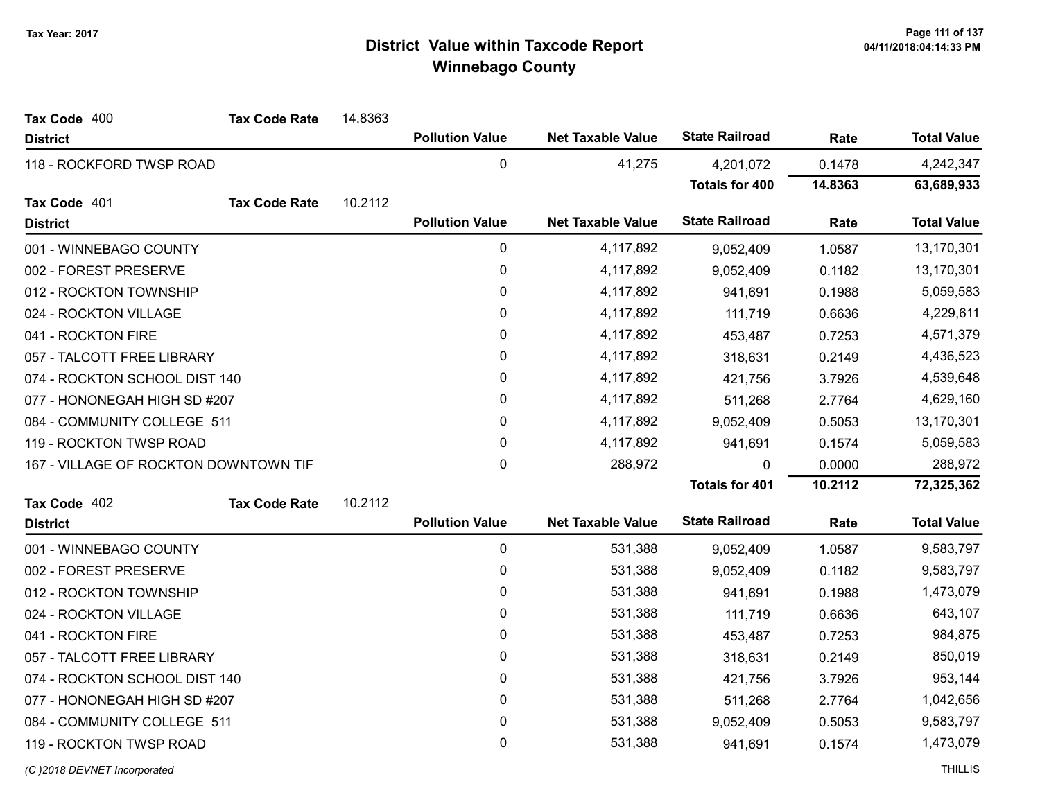# District Value within Taxcode Report
## Winnebago County

Tax Year: 2017

**Tax Code** 400 **Tax Code Rate** 14.8363

| District | Pollution Value | Net Taxable Value | State Railroad | Rate | Total Value |
|---|---|---|---|---|---|
| 118 - ROCKFORD TWSP ROAD | 0 | 41,275 | 4,201,072 | 0.1478 | 4,242,347 |
| | | | **Totals for 400** | **14.8363** | **63,689,933** |

**Tax Code** 401 **Tax Code Rate** 10.2112

| District | Pollution Value | Net Taxable Value | State Railroad | Rate | Total Value |
|---|---|---|---|---|---|
| 001 - WINNEBAGO COUNTY | 0 | 4,117,892 | 9,052,409 | 1.0587 | 13,170,301 |
| 002 - FOREST PRESERVE | 0 | 4,117,892 | 9,052,409 | 0.1182 | 13,170,301 |
| 012 - ROCKTON TOWNSHIP | 0 | 4,117,892 | 941,691 | 0.1988 | 5,059,583 |
| 024 - ROCKTON VILLAGE | 0 | 4,117,892 | 111,719 | 0.6636 | 4,229,611 |
| 041 - ROCKTON FIRE | 0 | 4,117,892 | 453,487 | 0.7253 | 4,571,379 |
| 057 - TALCOTT FREE LIBRARY | 0 | 4,117,892 | 318,631 | 0.2149 | 4,436,523 |
| 074 - ROCKTON SCHOOL DIST 140 | 0 | 4,117,892 | 421,756 | 3.7926 | 4,539,648 |
| 077 - HONONEGAH HIGH SD #207 | 0 | 4,117,892 | 511,268 | 2.7764 | 4,629,160 |
| 084 - COMMUNITY COLLEGE 511 | 0 | 4,117,892 | 9,052,409 | 0.5053 | 13,170,301 |
| 119 - ROCKTON TWSP ROAD | 0 | 4,117,892 | 941,691 | 0.1574 | 5,059,583 |
| 167 - VILLAGE OF ROCKTON DOWNTOWN TIF | 0 | 288,972 | 0 | 0.0000 | 288,972 |
| | | | **Totals for 401** | **10.2112** | **72,325,362** |

**Tax Code** 402 **Tax Code Rate** 10.2112

| District | Pollution Value | Net Taxable Value | State Railroad | Rate | Total Value |
|---|---|---|---|---|---|
| 001 - WINNEBAGO COUNTY | 0 | 531,388 | 9,052,409 | 1.0587 | 9,583,797 |
| 002 - FOREST PRESERVE | 0 | 531,388 | 9,052,409 | 0.1182 | 9,583,797 |
| 012 - ROCKTON TOWNSHIP | 0 | 531,388 | 941,691 | 0.1988 | 1,473,079 |
| 024 - ROCKTON VILLAGE | 0 | 531,388 | 111,719 | 0.6636 | 643,107 |
| 041 - ROCKTON FIRE | 0 | 531,388 | 453,487 | 0.7253 | 984,875 |
| 057 - TALCOTT FREE LIBRARY | 0 | 531,388 | 318,631 | 0.2149 | 850,019 |
| 074 - ROCKTON SCHOOL DIST 140 | 0 | 531,388 | 421,756 | 3.7926 | 953,144 |
| 077 - HONONEGAH HIGH SD #207 | 0 | 531,388 | 511,268 | 2.7764 | 1,042,656 |
| 084 - COMMUNITY COLLEGE 511 | 0 | 531,388 | 9,052,409 | 0.5053 | 9,583,797 |
| 119 - ROCKTON TWSP ROAD | 0 | 531,388 | 941,691 | 0.1574 | 1,473,079 |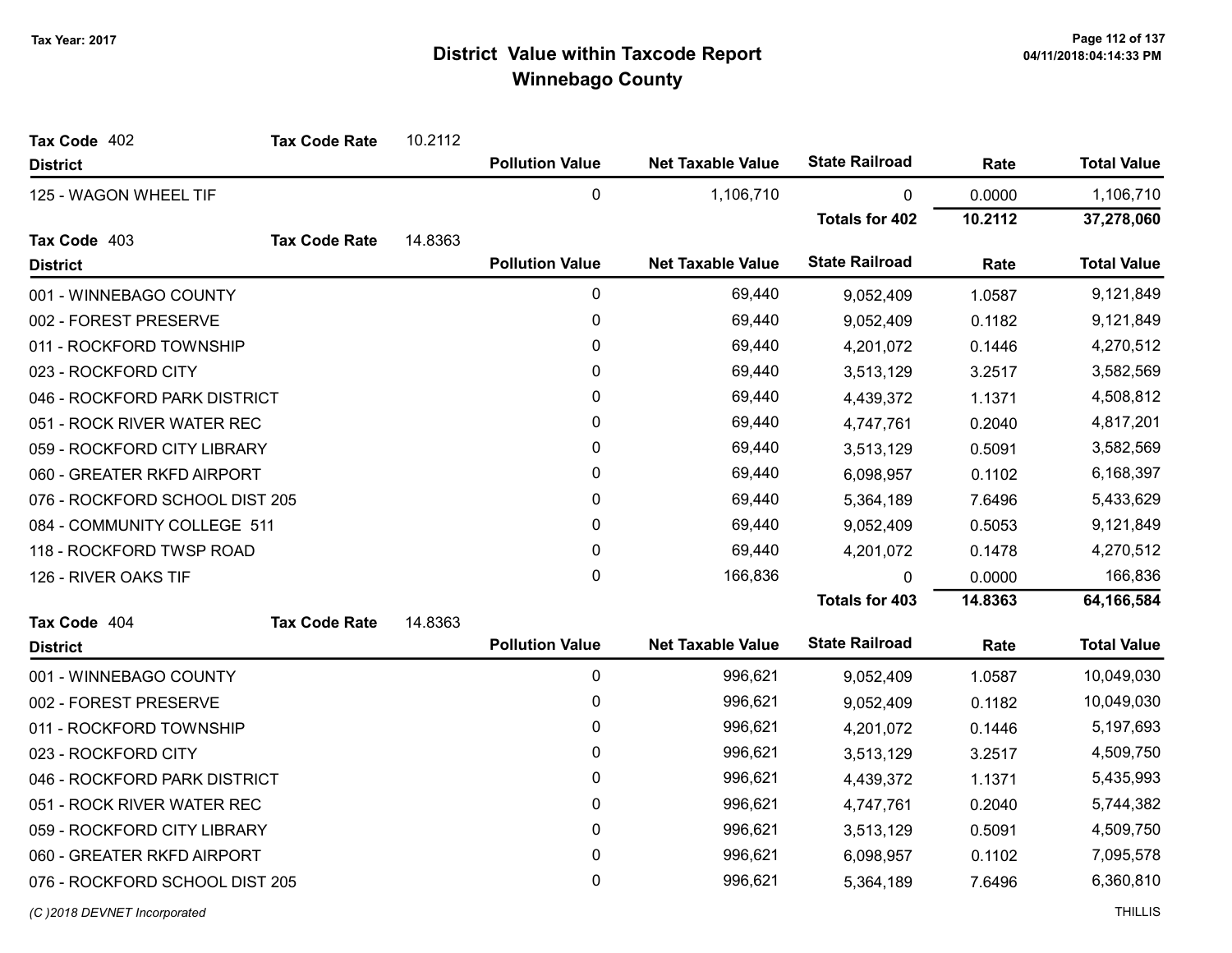# District Value within Taxcode Report
## Winnebago County

Tax Year: 2017

**Tax Code** 402 **Tax Code Rate** 10.2112

| District | Pollution Value | Net Taxable Value | State Railroad | Rate | Total Value |
|---|---|---|---|---|---|
| 125 - WAGON WHEEL TIF | 0 | 1,106,710 | 0 | 0.0000 | 1,106,710 |
| | | | **Totals for 402** | **10.2112** | **37,278,060** |

**Tax Code** 403 **Tax Code Rate** 14.8363

| District | Pollution Value | Net Taxable Value | State Railroad | Rate | Total Value |
|---|---|---|---|---|---|
| 001 - WINNEBAGO COUNTY | 0 | 69,440 | 9,052,409 | 1.0587 | 9,121,849 |
| 002 - FOREST PRESERVE | 0 | 69,440 | 9,052,409 | 0.1182 | 9,121,849 |
| 011 - ROCKFORD TOWNSHIP | 0 | 69,440 | 4,201,072 | 0.1446 | 4,270,512 |
| 023 - ROCKFORD CITY | 0 | 69,440 | 3,513,129 | 3.2517 | 3,582,569 |
| 046 - ROCKFORD PARK DISTRICT | 0 | 69,440 | 4,439,372 | 1.1371 | 4,508,812 |
| 051 - ROCK RIVER WATER REC | 0 | 69,440 | 4,747,761 | 0.2040 | 4,817,201 |
| 059 - ROCKFORD CITY LIBRARY | 0 | 69,440 | 3,513,129 | 0.5091 | 3,582,569 |
| 060 - GREATER RKFD AIRPORT | 0 | 69,440 | 6,098,957 | 0.1102 | 6,168,397 |
| 076 - ROCKFORD SCHOOL DIST 205 | 0 | 69,440 | 5,364,189 | 7.6496 | 5,433,629 |
| 084 - COMMUNITY COLLEGE 511 | 0 | 69,440 | 9,052,409 | 0.5053 | 9,121,849 |
| 118 - ROCKFORD TWSP ROAD | 0 | 69,440 | 4,201,072 | 0.1478 | 4,270,512 |
| 126 - RIVER OAKS TIF | 0 | 166,836 | 0 | 0.0000 | 166,836 |
| | | | **Totals for 403** | **14.8363** | **64,166,584** |

**Tax Code** 404 **Tax Code Rate** 14.8363

| District | Pollution Value | Net Taxable Value | State Railroad | Rate | Total Value |
|---|---|---|---|---|---|
| 001 - WINNEBAGO COUNTY | 0 | 996,621 | 9,052,409 | 1.0587 | 10,049,030 |
| 002 - FOREST PRESERVE | 0 | 996,621 | 9,052,409 | 0.1182 | 10,049,030 |
| 011 - ROCKFORD TOWNSHIP | 0 | 996,621 | 4,201,072 | 0.1446 | 5,197,693 |
| 023 - ROCKFORD CITY | 0 | 996,621 | 3,513,129 | 3.2517 | 4,509,750 |
| 046 - ROCKFORD PARK DISTRICT | 0 | 996,621 | 4,439,372 | 1.1371 | 5,435,993 |
| 051 - ROCK RIVER WATER REC | 0 | 996,621 | 4,747,761 | 0.2040 | 5,744,382 |
| 059 - ROCKFORD CITY LIBRARY | 0 | 996,621 | 3,513,129 | 0.5091 | 4,509,750 |
| 060 - GREATER RKFD AIRPORT | 0 | 996,621 | 6,098,957 | 0.1102 | 7,095,578 |
| 076 - ROCKFORD SCHOOL DIST 205 | 0 | 996,621 | 5,364,189 | 7.6496 | 6,360,810 |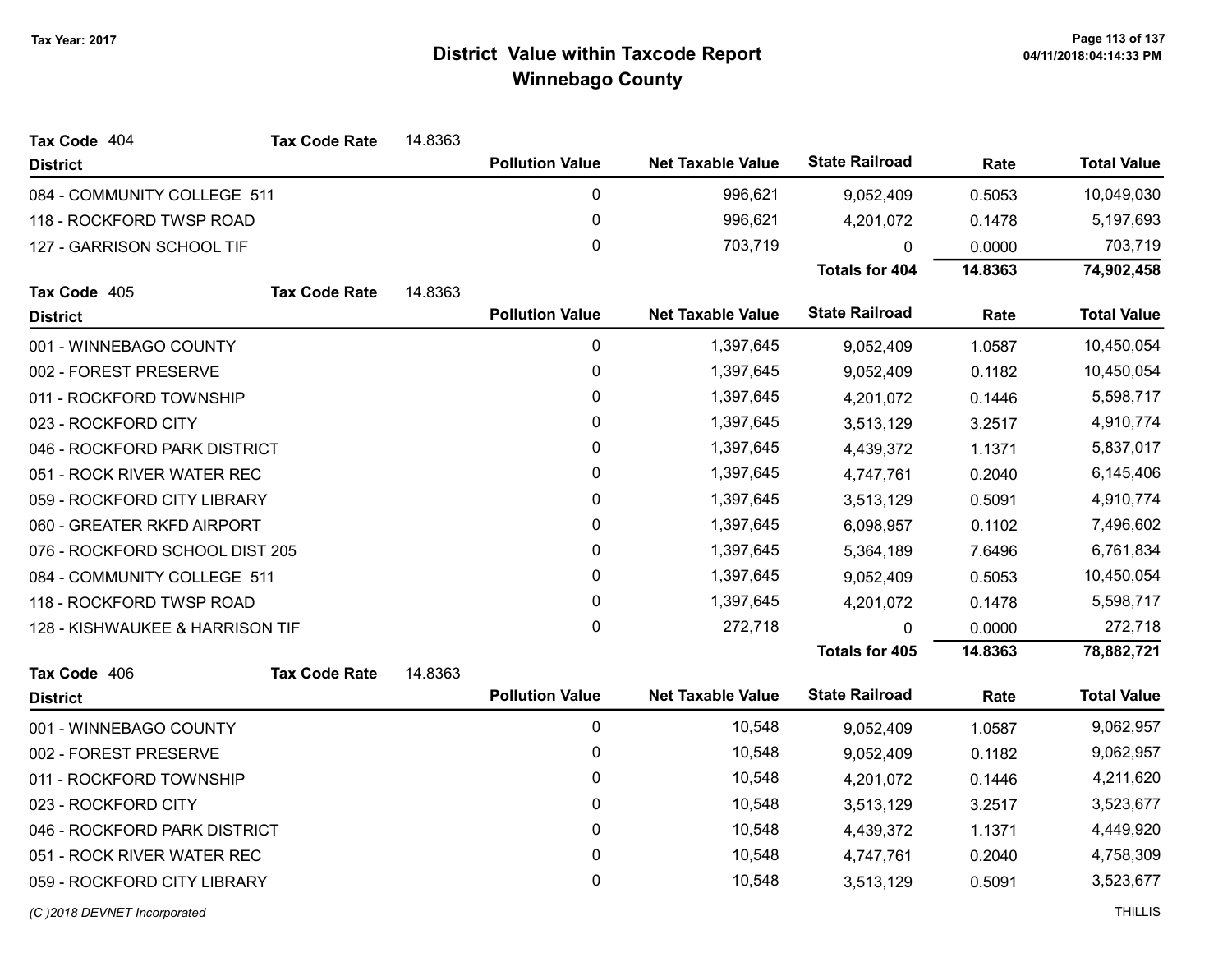# District Value within Taxcode Report
## Winnebago County

Tax Year: 2017

**Tax Code** 404 **Tax Code Rate** 14.8363

| District | Pollution Value | Net Taxable Value | State Railroad | Rate | Total Value |
|---|---|---|---|---|---|
| 084 - COMMUNITY COLLEGE 511 | 0 | 996,621 | 9,052,409 | 0.5053 | 10,049,030 |
| 118 - ROCKFORD TWSP ROAD | 0 | 996,621 | 4,201,072 | 0.1478 | 5,197,693 |
| 127 - GARRISON SCHOOL TIF | 0 | 703,719 | 0 | 0.0000 | 703,719 |
| | | | **Totals for 404** | **14.8363** | **74,902,458** |

**Tax Code** 405 **Tax Code Rate** 14.8363

| District | Pollution Value | Net Taxable Value | State Railroad | Rate | Total Value |
|---|---|---|---|---|---|
| 001 - WINNEBAGO COUNTY | 0 | 1,397,645 | 9,052,409 | 1.0587 | 10,450,054 |
| 002 - FOREST PRESERVE | 0 | 1,397,645 | 9,052,409 | 0.1182 | 10,450,054 |
| 011 - ROCKFORD TOWNSHIP | 0 | 1,397,645 | 4,201,072 | 0.1446 | 5,598,717 |
| 023 - ROCKFORD CITY | 0 | 1,397,645 | 3,513,129 | 3.2517 | 4,910,774 |
| 046 - ROCKFORD PARK DISTRICT | 0 | 1,397,645 | 4,439,372 | 1.1371 | 5,837,017 |
| 051 - ROCK RIVER WATER REC | 0 | 1,397,645 | 4,747,761 | 0.2040 | 6,145,406 |
| 059 - ROCKFORD CITY LIBRARY | 0 | 1,397,645 | 3,513,129 | 0.5091 | 4,910,774 |
| 060 - GREATER RKFD AIRPORT | 0 | 1,397,645 | 6,098,957 | 0.1102 | 7,496,602 |
| 076 - ROCKFORD SCHOOL DIST 205 | 0 | 1,397,645 | 5,364,189 | 7.6496 | 6,761,834 |
| 084 - COMMUNITY COLLEGE 511 | 0 | 1,397,645 | 9,052,409 | 0.5053 | 10,450,054 |
| 118 - ROCKFORD TWSP ROAD | 0 | 1,397,645 | 4,201,072 | 0.1478 | 5,598,717 |
| 128 - KISHWAUKEE & HARRISON TIF | 0 | 272,718 | 0 | 0.0000 | 272,718 |
| | | | **Totals for 405** | **14.8363** | **78,882,721** |

**Tax Code** 406 **Tax Code Rate** 14.8363

| District | Pollution Value | Net Taxable Value | State Railroad | Rate | Total Value |
|---|---|---|---|---|---|
| 001 - WINNEBAGO COUNTY | 0 | 10,548 | 9,052,409 | 1.0587 | 9,062,957 |
| 002 - FOREST PRESERVE | 0 | 10,548 | 9,052,409 | 0.1182 | 9,062,957 |
| 011 - ROCKFORD TOWNSHIP | 0 | 10,548 | 4,201,072 | 0.1446 | 4,211,620 |
| 023 - ROCKFORD CITY | 0 | 10,548 | 3,513,129 | 3.2517 | 3,523,677 |
| 046 - ROCKFORD PARK DISTRICT | 0 | 10,548 | 4,439,372 | 1.1371 | 4,449,920 |
| 051 - ROCK RIVER WATER REC | 0 | 10,548 | 4,747,761 | 0.2040 | 4,758,309 |
| 059 - ROCKFORD CITY LIBRARY | 0 | 10,548 | 3,513,129 | 0.5091 | 3,523,677 |

*(C )2018 DEVNET Incorporated* THILLIS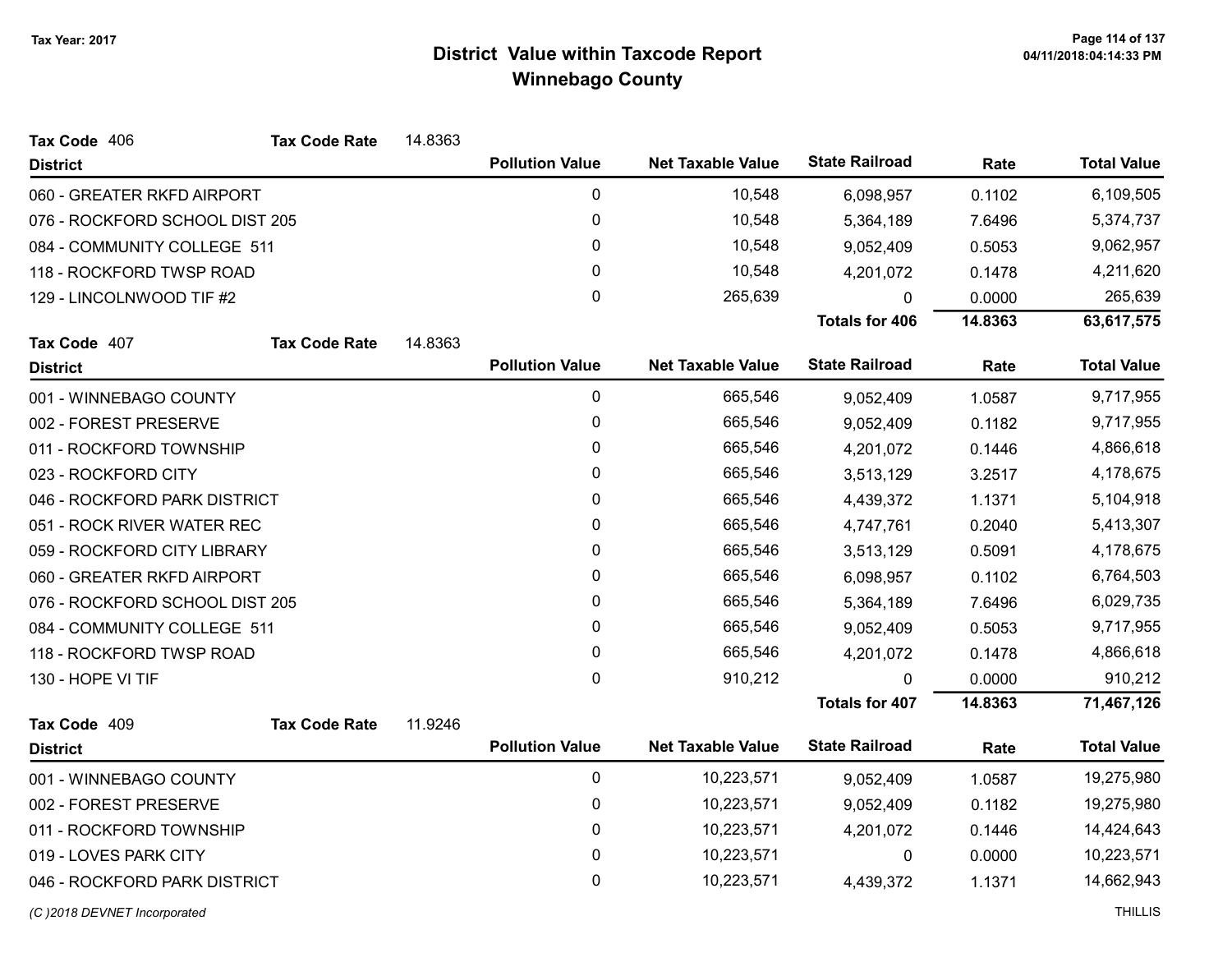# District Value within Taxcode Report
## Winnebago County

Tax Year: 2017

**Tax Code** 406 **Tax Code Rate** 14.8363

| District | Pollution Value | Net Taxable Value | State Railroad | Rate | Total Value |
|---|---|---|---|---|---|
| 060 - GREATER RKFD AIRPORT | 0 | 10,548 | 6,098,957 | 0.1102 | 6,109,505 |
| 076 - ROCKFORD SCHOOL DIST 205 | 0 | 10,548 | 5,364,189 | 7.6496 | 5,374,737 |
| 084 - COMMUNITY COLLEGE 511 | 0 | 10,548 | 9,052,409 | 0.5053 | 9,062,957 |
| 118 - ROCKFORD TWSP ROAD | 0 | 10,548 | 4,201,072 | 0.1478 | 4,211,620 |
| 129 - LINCOLNWOOD TIF #2 | 0 | 265,639 | 0 | 0.0000 | 265,639 |
| | | | **Totals for 406** | **14.8363** | **63,617,575** |

**Tax Code** 407 **Tax Code Rate** 14.8363

| District | Pollution Value | Net Taxable Value | State Railroad | Rate | Total Value |
|---|---|---|---|---|---|
| 001 - WINNEBAGO COUNTY | 0 | 665,546 | 9,052,409 | 1.0587 | 9,717,955 |
| 002 - FOREST PRESERVE | 0 | 665,546 | 9,052,409 | 0.1182 | 9,717,955 |
| 011 - ROCKFORD TOWNSHIP | 0 | 665,546 | 4,201,072 | 0.1446 | 4,866,618 |
| 023 - ROCKFORD CITY | 0 | 665,546 | 3,513,129 | 3.2517 | 4,178,675 |
| 046 - ROCKFORD PARK DISTRICT | 0 | 665,546 | 4,439,372 | 1.1371 | 5,104,918 |
| 051 - ROCK RIVER WATER REC | 0 | 665,546 | 4,747,761 | 0.2040 | 5,413,307 |
| 059 - ROCKFORD CITY LIBRARY | 0 | 665,546 | 3,513,129 | 0.5091 | 4,178,675 |
| 060 - GREATER RKFD AIRPORT | 0 | 665,546 | 6,098,957 | 0.1102 | 6,764,503 |
| 076 - ROCKFORD SCHOOL DIST 205 | 0 | 665,546 | 5,364,189 | 7.6496 | 6,029,735 |
| 084 - COMMUNITY COLLEGE 511 | 0 | 665,546 | 9,052,409 | 0.5053 | 9,717,955 |
| 118 - ROCKFORD TWSP ROAD | 0 | 665,546 | 4,201,072 | 0.1478 | 4,866,618 |
| 130 - HOPE VI TIF | 0 | 910,212 | 0 | 0.0000 | 910,212 |
| | | | **Totals for 407** | **14.8363** | **71,467,126** |

**Tax Code** 409 **Tax Code Rate** 11.9246

| District | Pollution Value | Net Taxable Value | State Railroad | Rate | Total Value |
|---|---|---|---|---|---|
| 001 - WINNEBAGO COUNTY | 0 | 10,223,571 | 9,052,409 | 1.0587 | 19,275,980 |
| 002 - FOREST PRESERVE | 0 | 10,223,571 | 9,052,409 | 0.1182 | 19,275,980 |
| 011 - ROCKFORD TOWNSHIP | 0 | 10,223,571 | 4,201,072 | 0.1446 | 14,424,643 |
| 019 - LOVES PARK CITY | 0 | 10,223,571 | 0 | 0.0000 | 10,223,571 |
| 046 - ROCKFORD PARK DISTRICT | 0 | 10,223,571 | 4,439,372 | 1.1371 | 14,662,943 |

(C )2018 DEVNET Incorporated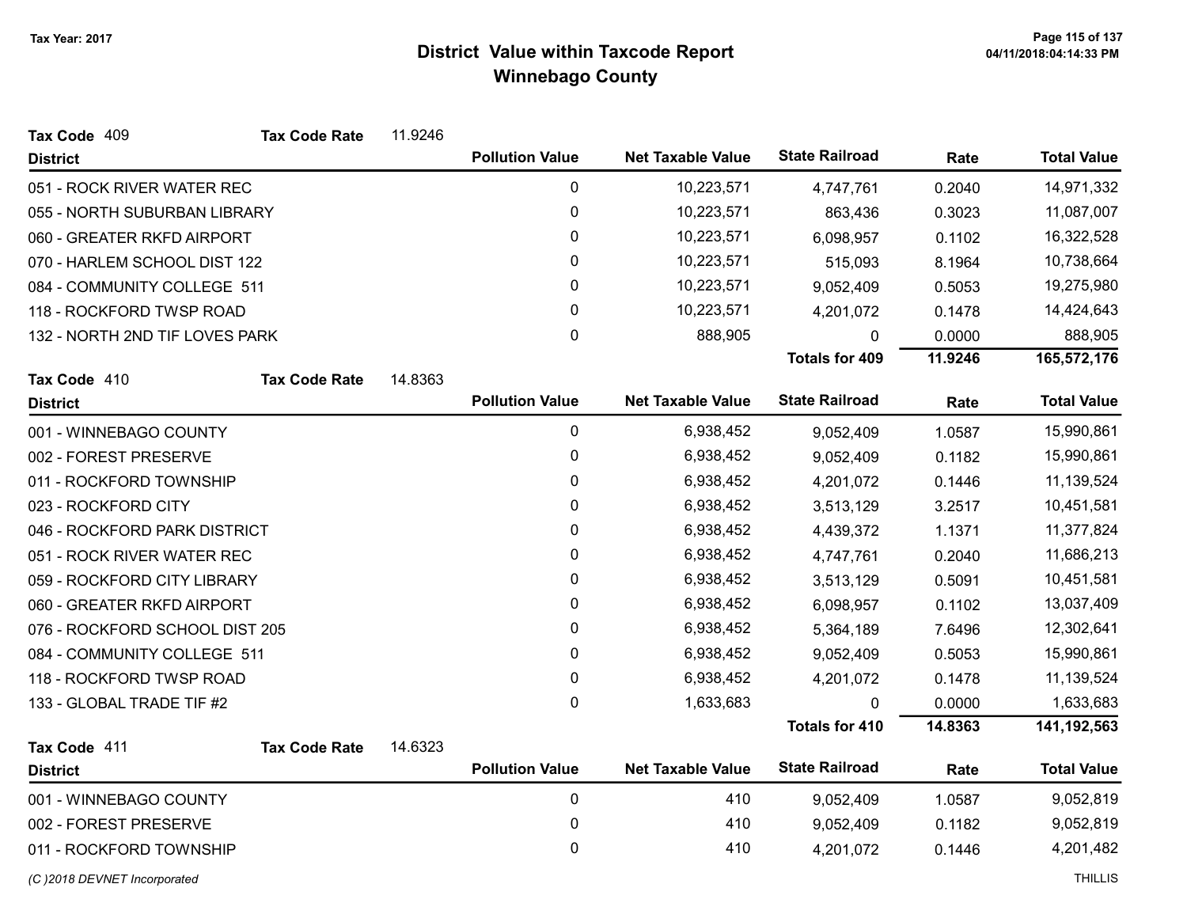# District Value within Taxcode Report
## Winnebago County

Tax Year: 2017

**Tax Code** 409 **Tax Code Rate** 11.9246

| District | Pollution Value | Net Taxable Value | State Railroad | Rate | Total Value |
|---|---|---|---|---|---|
| 051 - ROCK RIVER WATER REC | 0 | 10,223,571 | 4,747,761 | 0.2040 | 14,971,332 |
| 055 - NORTH SUBURBAN LIBRARY | 0 | 10,223,571 | 863,436 | 0.3023 | 11,087,007 |
| 060 - GREATER RKFD AIRPORT | 0 | 10,223,571 | 6,098,957 | 0.1102 | 16,322,528 |
| 070 - HARLEM SCHOOL DIST 122 | 0 | 10,223,571 | 515,093 | 8.1964 | 10,738,664 |
| 084 - COMMUNITY COLLEGE 511 | 0 | 10,223,571 | 9,052,409 | 0.5053 | 19,275,980 |
| 118 - ROCKFORD TWSP ROAD | 0 | 10,223,571 | 4,201,072 | 0.1478 | 14,424,643 |
| 132 - NORTH 2ND TIF LOVES PARK | 0 | 888,905 | 0 | 0.0000 | 888,905 |
| | | | **Totals for 409** | **11.9246** | **165,572,176** |

**Tax Code** 410 **Tax Code Rate** 14.8363

| District | Pollution Value | Net Taxable Value | State Railroad | Rate | Total Value |
|---|---|---|---|---|---|
| 001 - WINNEBAGO COUNTY | 0 | 6,938,452 | 9,052,409 | 1.0587 | 15,990,861 |
| 002 - FOREST PRESERVE | 0 | 6,938,452 | 9,052,409 | 0.1182 | 15,990,861 |
| 011 - ROCKFORD TOWNSHIP | 0 | 6,938,452 | 4,201,072 | 0.1446 | 11,139,524 |
| 023 - ROCKFORD CITY | 0 | 6,938,452 | 3,513,129 | 3.2517 | 10,451,581 |
| 046 - ROCKFORD PARK DISTRICT | 0 | 6,938,452 | 4,439,372 | 1.1371 | 11,377,824 |
| 051 - ROCK RIVER WATER REC | 0 | 6,938,452 | 4,747,761 | 0.2040 | 11,686,213 |
| 059 - ROCKFORD CITY LIBRARY | 0 | 6,938,452 | 3,513,129 | 0.5091 | 10,451,581 |
| 060 - GREATER RKFD AIRPORT | 0 | 6,938,452 | 6,098,957 | 0.1102 | 13,037,409 |
| 076 - ROCKFORD SCHOOL DIST 205 | 0 | 6,938,452 | 5,364,189 | 7.6496 | 12,302,641 |
| 084 - COMMUNITY COLLEGE 511 | 0 | 6,938,452 | 9,052,409 | 0.5053 | 15,990,861 |
| 118 - ROCKFORD TWSP ROAD | 0 | 6,938,452 | 4,201,072 | 0.1478 | 11,139,524 |
| 133 - GLOBAL TRADE TIF #2 | 0 | 1,633,683 | 0 | 0.0000 | 1,633,683 |
| | | | **Totals for 410** | **14.8363** | **141,192,563** |

**Tax Code** 411 **Tax Code Rate** 14.6323

| District | Pollution Value | Net Taxable Value | State Railroad | Rate | Total Value |
|---|---|---|---|---|---|
| 001 - WINNEBAGO COUNTY | 0 | 410 | 9,052,409 | 1.0587 | 9,052,819 |
| 002 - FOREST PRESERVE | 0 | 410 | 9,052,409 | 0.1182 | 9,052,819 |
| 011 - ROCKFORD TOWNSHIP | 0 | 410 | 4,201,072 | 0.1446 | 4,201,482 |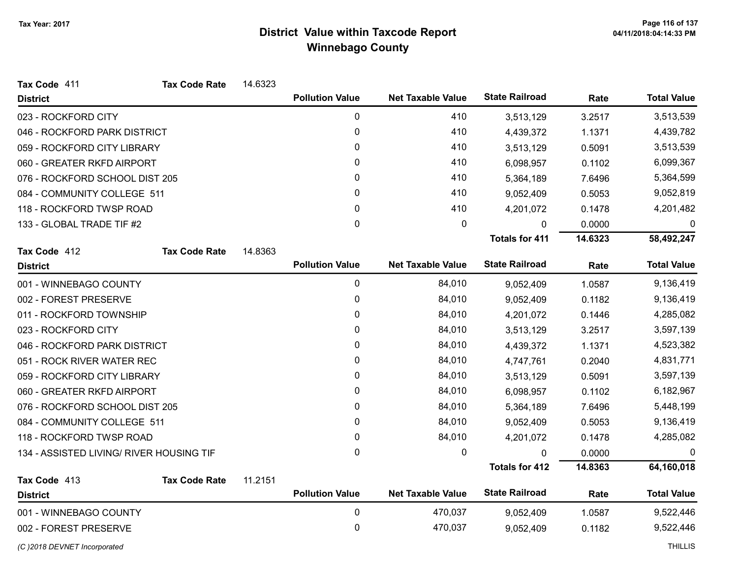# District Value within Taxcode Report

## Winnebago County

Tax Year: 2017

**Tax Code** 411 **Tax Code Rate** 14.6323

| District | Pollution Value | Net Taxable Value | State Railroad | Rate | Total Value |
|---|---|---|---|---|---|
| 023 - ROCKFORD CITY | 0 | 410 | 3,513,129 | 3.2517 | 3,513,539 |
| 046 - ROCKFORD PARK DISTRICT | 0 | 410 | 4,439,372 | 1.1371 | 4,439,782 |
| 059 - ROCKFORD CITY LIBRARY | 0 | 410 | 3,513,129 | 0.5091 | 3,513,539 |
| 060 - GREATER RKFD AIRPORT | 0 | 410 | 6,098,957 | 0.1102 | 6,099,367 |
| 076 - ROCKFORD SCHOOL DIST 205 | 0 | 410 | 5,364,189 | 7.6496 | 5,364,599 |
| 084 - COMMUNITY COLLEGE 511 | 0 | 410 | 9,052,409 | 0.5053 | 9,052,819 |
| 118 - ROCKFORD TWSP ROAD | 0 | 410 | 4,201,072 | 0.1478 | 4,201,482 |
| 133 - GLOBAL TRADE TIF #2 | 0 | 0 | 0 | 0.0000 | 0 |
| | | | **Totals for 411** | **14.6323** | **58,492,247** |

**Tax Code** 412 **Tax Code Rate** 14.8363

| District | Pollution Value | Net Taxable Value | State Railroad | Rate | Total Value |
|---|---|---|---|---|---|
| 001 - WINNEBAGO COUNTY | 0 | 84,010 | 9,052,409 | 1.0587 | 9,136,419 |
| 002 - FOREST PRESERVE | 0 | 84,010 | 9,052,409 | 0.1182 | 9,136,419 |
| 011 - ROCKFORD TOWNSHIP | 0 | 84,010 | 4,201,072 | 0.1446 | 4,285,082 |
| 023 - ROCKFORD CITY | 0 | 84,010 | 3,513,129 | 3.2517 | 3,597,139 |
| 046 - ROCKFORD PARK DISTRICT | 0 | 84,010 | 4,439,372 | 1.1371 | 4,523,382 |
| 051 - ROCK RIVER WATER REC | 0 | 84,010 | 4,747,761 | 0.2040 | 4,831,771 |
| 059 - ROCKFORD CITY LIBRARY | 0 | 84,010 | 3,513,129 | 0.5091 | 3,597,139 |
| 060 - GREATER RKFD AIRPORT | 0 | 84,010 | 6,098,957 | 0.1102 | 6,182,967 |
| 076 - ROCKFORD SCHOOL DIST 205 | 0 | 84,010 | 5,364,189 | 7.6496 | 5,448,199 |
| 084 - COMMUNITY COLLEGE 511 | 0 | 84,010 | 9,052,409 | 0.5053 | 9,136,419 |
| 118 - ROCKFORD TWSP ROAD | 0 | 84,010 | 4,201,072 | 0.1478 | 4,285,082 |
| 134 - ASSISTED LIVING/ RIVER HOUSING TIF | 0 | 0 | 0 | 0.0000 | 0 |
| | | | **Totals for 412** | **14.8363** | **64,160,018** |

**Tax Code** 413 **Tax Code Rate** 11.2151

| District | Pollution Value | Net Taxable Value | State Railroad | Rate | Total Value |
|---|---|---|---|---|---|
| 001 - WINNEBAGO COUNTY | 0 | 470,037 | 9,052,409 | 1.0587 | 9,522,446 |
| 002 - FOREST PRESERVE | 0 | 470,037 | 9,052,409 | 0.1182 | 9,522,446 |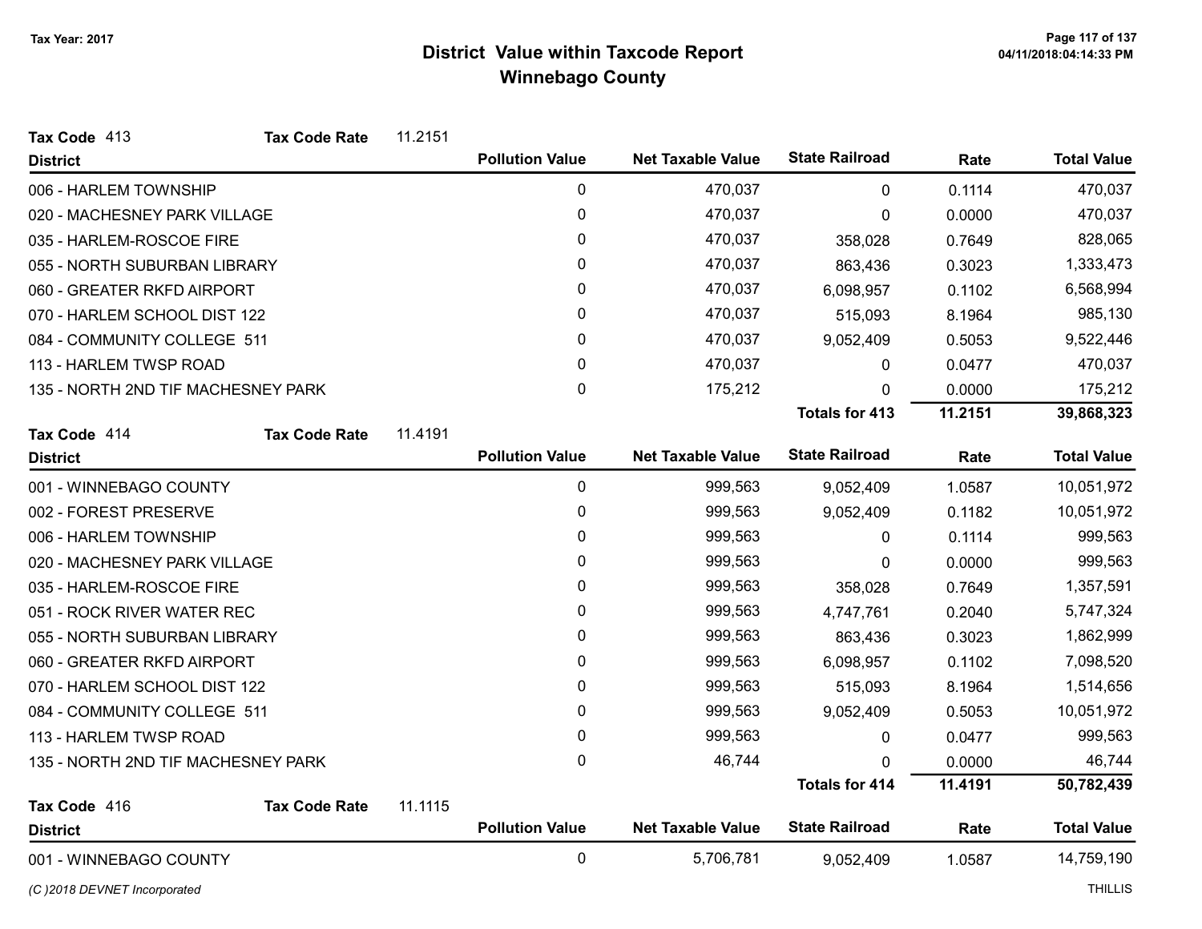# District Value within Taxcode Report
## Winnebago County

Tax Year: 2017

**Tax Code** 413 **Tax Code Rate** 11.2151

| District | Pollution Value | Net Taxable Value | State Railroad | Rate | Total Value |
|---|---|---|---|---|---|
| 006 - HARLEM TOWNSHIP | 0 | 470,037 | 0 | 0.1114 | 470,037 |
| 020 - MACHESNEY PARK VILLAGE | 0 | 470,037 | 0 | 0.0000 | 470,037 |
| 035 - HARLEM-ROSCOE FIRE | 0 | 470,037 | 358,028 | 0.7649 | 828,065 |
| 055 - NORTH SUBURBAN LIBRARY | 0 | 470,037 | 863,436 | 0.3023 | 1,333,473 |
| 060 - GREATER RKFD AIRPORT | 0 | 470,037 | 6,098,957 | 0.1102 | 6,568,994 |
| 070 - HARLEM SCHOOL DIST 122 | 0 | 470,037 | 515,093 | 8.1964 | 985,130 |
| 084 - COMMUNITY COLLEGE 511 | 0 | 470,037 | 9,052,409 | 0.5053 | 9,522,446 |
| 113 - HARLEM TWSP ROAD | 0 | 470,037 | 0 | 0.0477 | 470,037 |
| 135 - NORTH 2ND TIF MACHESNEY PARK | 0 | 175,212 | 0 | 0.0000 | 175,212 |
| | | | **Totals for 413** | **11.2151** | **39,868,323** |

**Tax Code** 414 **Tax Code Rate** 11.4191

| District | Pollution Value | Net Taxable Value | State Railroad | Rate | Total Value |
|---|---|---|---|---|---|
| 001 - WINNEBAGO COUNTY | 0 | 999,563 | 9,052,409 | 1.0587 | 10,051,972 |
| 002 - FOREST PRESERVE | 0 | 999,563 | 9,052,409 | 0.1182 | 10,051,972 |
| 006 - HARLEM TOWNSHIP | 0 | 999,563 | 0 | 0.1114 | 999,563 |
| 020 - MACHESNEY PARK VILLAGE | 0 | 999,563 | 0 | 0.0000 | 999,563 |
| 035 - HARLEM-ROSCOE FIRE | 0 | 999,563 | 358,028 | 0.7649 | 1,357,591 |
| 051 - ROCK RIVER WATER REC | 0 | 999,563 | 4,747,761 | 0.2040 | 5,747,324 |
| 055 - NORTH SUBURBAN LIBRARY | 0 | 999,563 | 863,436 | 0.3023 | 1,862,999 |
| 060 - GREATER RKFD AIRPORT | 0 | 999,563 | 6,098,957 | 0.1102 | 7,098,520 |
| 070 - HARLEM SCHOOL DIST 122 | 0 | 999,563 | 515,093 | 8.1964 | 1,514,656 |
| 084 - COMMUNITY COLLEGE 511 | 0 | 999,563 | 9,052,409 | 0.5053 | 10,051,972 |
| 113 - HARLEM TWSP ROAD | 0 | 999,563 | 0 | 0.0477 | 999,563 |
| 135 - NORTH 2ND TIF MACHESNEY PARK | 0 | 46,744 | 0 | 0.0000 | 46,744 |
| | | | **Totals for 414** | **11.4191** | **50,782,439** |

**Tax Code** 416 **Tax Code Rate** 11.1115

| District | Pollution Value | Net Taxable Value | State Railroad | Rate | Total Value |
|---|---|---|---|---|---|
| 001 - WINNEBAGO COUNTY | 0 | 5,706,781 | 9,052,409 | 1.0587 | 14,759,190 |

*(C )2018 DEVNET Incorporated* THILLIS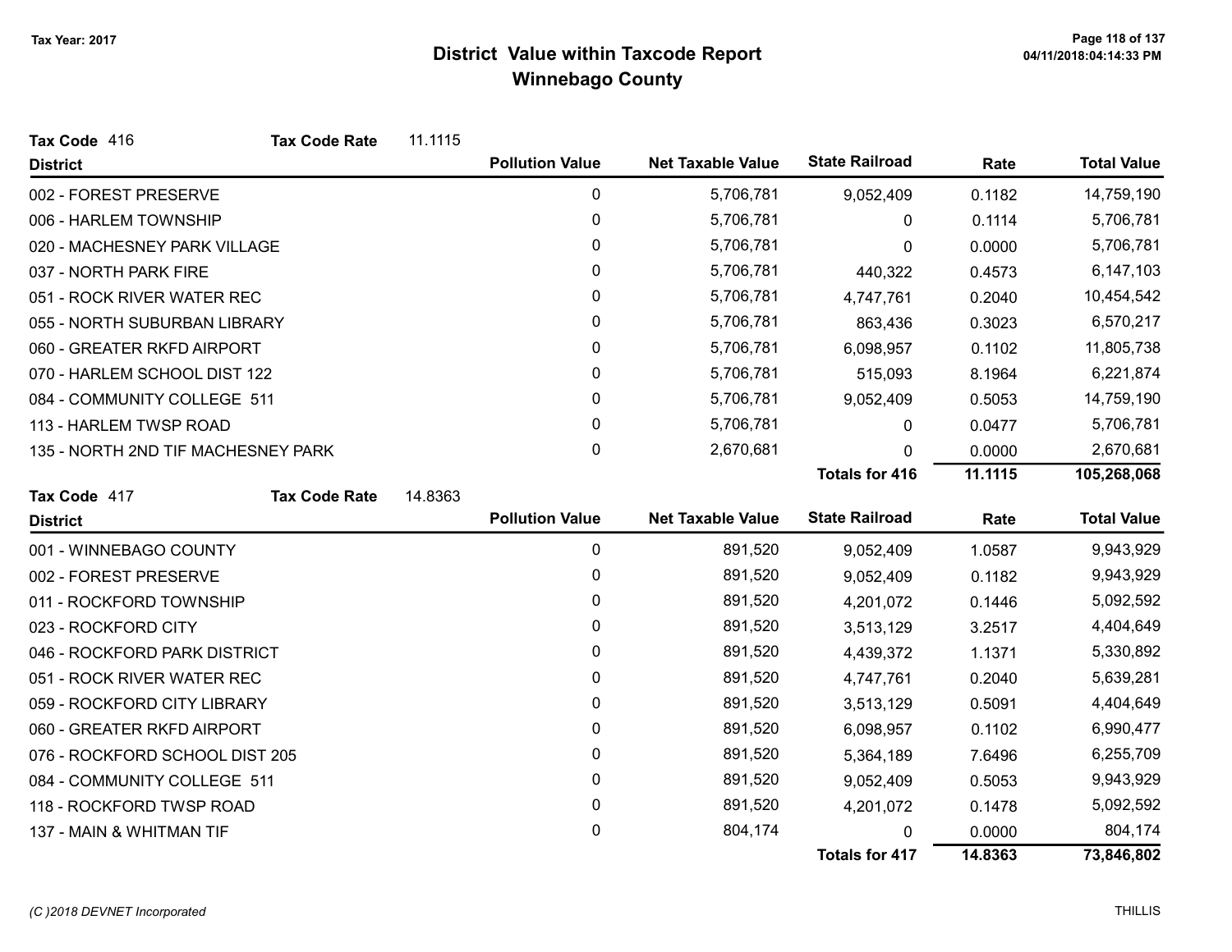# District Value within Taxcode Report
## Winnebago County

Tax Year: 2017

04/11/2018:04:14:33 PM

**Tax Code** 416 **Tax Code Rate** 11.1115

| District | Pollution Value | Net Taxable Value | State Railroad | Rate | Total Value |
|---|---|---|---|---|---|
| 002 - FOREST PRESERVE | 0 | 5,706,781 | 9,052,409 | 0.1182 | 14,759,190 |
| 006 - HARLEM TOWNSHIP | 0 | 5,706,781 | 0 | 0.1114 | 5,706,781 |
| 020 - MACHESNEY PARK VILLAGE | 0 | 5,706,781 | 0 | 0.0000 | 5,706,781 |
| 037 - NORTH PARK FIRE | 0 | 5,706,781 | 440,322 | 0.4573 | 6,147,103 |
| 051 - ROCK RIVER WATER REC | 0 | 5,706,781 | 4,747,761 | 0.2040 | 10,454,542 |
| 055 - NORTH SUBURBAN LIBRARY | 0 | 5,706,781 | 863,436 | 0.3023 | 6,570,217 |
| 060 - GREATER RKFD AIRPORT | 0 | 5,706,781 | 6,098,957 | 0.1102 | 11,805,738 |
| 070 - HARLEM SCHOOL DIST 122 | 0 | 5,706,781 | 515,093 | 8.1964 | 6,221,874 |
| 084 - COMMUNITY COLLEGE 511 | 0 | 5,706,781 | 9,052,409 | 0.5053 | 14,759,190 |
| 113 - HARLEM TWSP ROAD | 0 | 5,706,781 | 0 | 0.0477 | 5,706,781 |
| 135 - NORTH 2ND TIF MACHESNEY PARK | 0 | 2,670,681 | 0 | 0.0000 | 2,670,681 |
| | | | **Totals for 416** | **11.1115** | **105,268,068** |

**Tax Code** 417 **Tax Code Rate** 14.8363

| District | Pollution Value | Net Taxable Value | State Railroad | Rate | Total Value |
|---|---|---|---|---|---|
| 001 - WINNEBAGO COUNTY | 0 | 891,520 | 9,052,409 | 1.0587 | 9,943,929 |
| 002 - FOREST PRESERVE | 0 | 891,520 | 9,052,409 | 0.1182 | 9,943,929 |
| 011 - ROCKFORD TOWNSHIP | 0 | 891,520 | 4,201,072 | 0.1446 | 5,092,592 |
| 023 - ROCKFORD CITY | 0 | 891,520 | 3,513,129 | 3.2517 | 4,404,649 |
| 046 - ROCKFORD PARK DISTRICT | 0 | 891,520 | 4,439,372 | 1.1371 | 5,330,892 |
| 051 - ROCK RIVER WATER REC | 0 | 891,520 | 4,747,761 | 0.2040 | 5,639,281 |
| 059 - ROCKFORD CITY LIBRARY | 0 | 891,520 | 3,513,129 | 0.5091 | 4,404,649 |
| 060 - GREATER RKFD AIRPORT | 0 | 891,520 | 6,098,957 | 0.1102 | 6,990,477 |
| 076 - ROCKFORD SCHOOL DIST 205 | 0 | 891,520 | 5,364,189 | 7.6496 | 6,255,709 |
| 084 - COMMUNITY COLLEGE 511 | 0 | 891,520 | 9,052,409 | 0.5053 | 9,943,929 |
| 118 - ROCKFORD TWSP ROAD | 0 | 891,520 | 4,201,072 | 0.1478 | 5,092,592 |
| 137 - MAIN & WHITMAN TIF | 0 | 804,174 | 0 | 0.0000 | 804,174 |
| | | | **Totals for 417** | **14.8363** | **73,846,802** |

(C )2018 DEVNET Incorporated THILLIS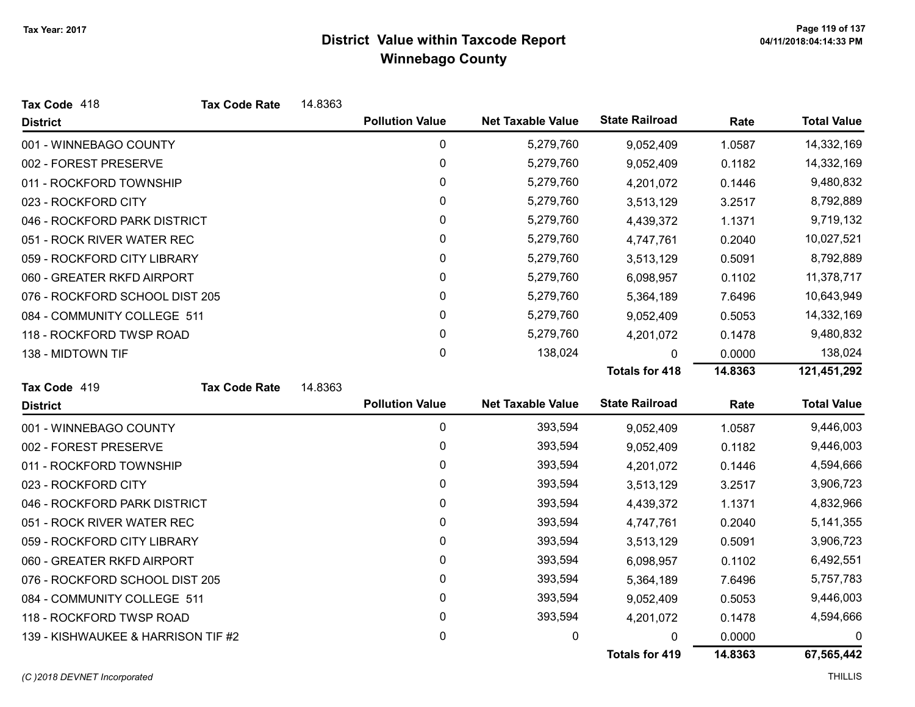# District Value within Taxcode Report
## Winnebago County

Tax Year: 2017

**Tax Code** 418 **Tax Code Rate** 14.8363

| District | Pollution Value | Net Taxable Value | State Railroad | Rate | Total Value |
|---|---|---|---|---|---|
| 001 - WINNEBAGO COUNTY | 0 | 5,279,760 | 9,052,409 | 1.0587 | 14,332,169 |
| 002 - FOREST PRESERVE | 0 | 5,279,760 | 9,052,409 | 0.1182 | 14,332,169 |
| 011 - ROCKFORD TOWNSHIP | 0 | 5,279,760 | 4,201,072 | 0.1446 | 9,480,832 |
| 023 - ROCKFORD CITY | 0 | 5,279,760 | 3,513,129 | 3.2517 | 8,792,889 |
| 046 - ROCKFORD PARK DISTRICT | 0 | 5,279,760 | 4,439,372 | 1.1371 | 9,719,132 |
| 051 - ROCK RIVER WATER REC | 0 | 5,279,760 | 4,747,761 | 0.2040 | 10,027,521 |
| 059 - ROCKFORD CITY LIBRARY | 0 | 5,279,760 | 3,513,129 | 0.5091 | 8,792,889 |
| 060 - GREATER RKFD AIRPORT | 0 | 5,279,760 | 6,098,957 | 0.1102 | 11,378,717 |
| 076 - ROCKFORD SCHOOL DIST 205 | 0 | 5,279,760 | 5,364,189 | 7.6496 | 10,643,949 |
| 084 - COMMUNITY COLLEGE 511 | 0 | 5,279,760 | 9,052,409 | 0.5053 | 14,332,169 |
| 118 - ROCKFORD TWSP ROAD | 0 | 5,279,760 | 4,201,072 | 0.1478 | 9,480,832 |
| 138 - MIDTOWN TIF | 0 | 138,024 | 0 | 0.0000 | 138,024 |
| | | | **Totals for 418** | **14.8363** | **121,451,292** |

**Tax Code** 419 **Tax Code Rate** 14.8363

| District | Pollution Value | Net Taxable Value | State Railroad | Rate | Total Value |
|---|---|---|---|---|---|
| 001 - WINNEBAGO COUNTY | 0 | 393,594 | 9,052,409 | 1.0587 | 9,446,003 |
| 002 - FOREST PRESERVE | 0 | 393,594 | 9,052,409 | 0.1182 | 9,446,003 |
| 011 - ROCKFORD TOWNSHIP | 0 | 393,594 | 4,201,072 | 0.1446 | 4,594,666 |
| 023 - ROCKFORD CITY | 0 | 393,594 | 3,513,129 | 3.2517 | 3,906,723 |
| 046 - ROCKFORD PARK DISTRICT | 0 | 393,594 | 4,439,372 | 1.1371 | 4,832,966 |
| 051 - ROCK RIVER WATER REC | 0 | 393,594 | 4,747,761 | 0.2040 | 5,141,355 |
| 059 - ROCKFORD CITY LIBRARY | 0 | 393,594 | 3,513,129 | 0.5091 | 3,906,723 |
| 060 - GREATER RKFD AIRPORT | 0 | 393,594 | 6,098,957 | 0.1102 | 6,492,551 |
| 076 - ROCKFORD SCHOOL DIST 205 | 0 | 393,594 | 5,364,189 | 7.6496 | 5,757,783 |
| 084 - COMMUNITY COLLEGE 511 | 0 | 393,594 | 9,052,409 | 0.5053 | 9,446,003 |
| 118 - ROCKFORD TWSP ROAD | 0 | 393,594 | 4,201,072 | 0.1478 | 4,594,666 |
| 139 - KISHWAUKEE & HARRISON TIF #2 | 0 | 0 | 0 | 0.0000 | 0 |
| | | | **Totals for 419** | **14.8363** | **67,565,442** |

*(C )2018 DEVNET Incorporated* THILLIS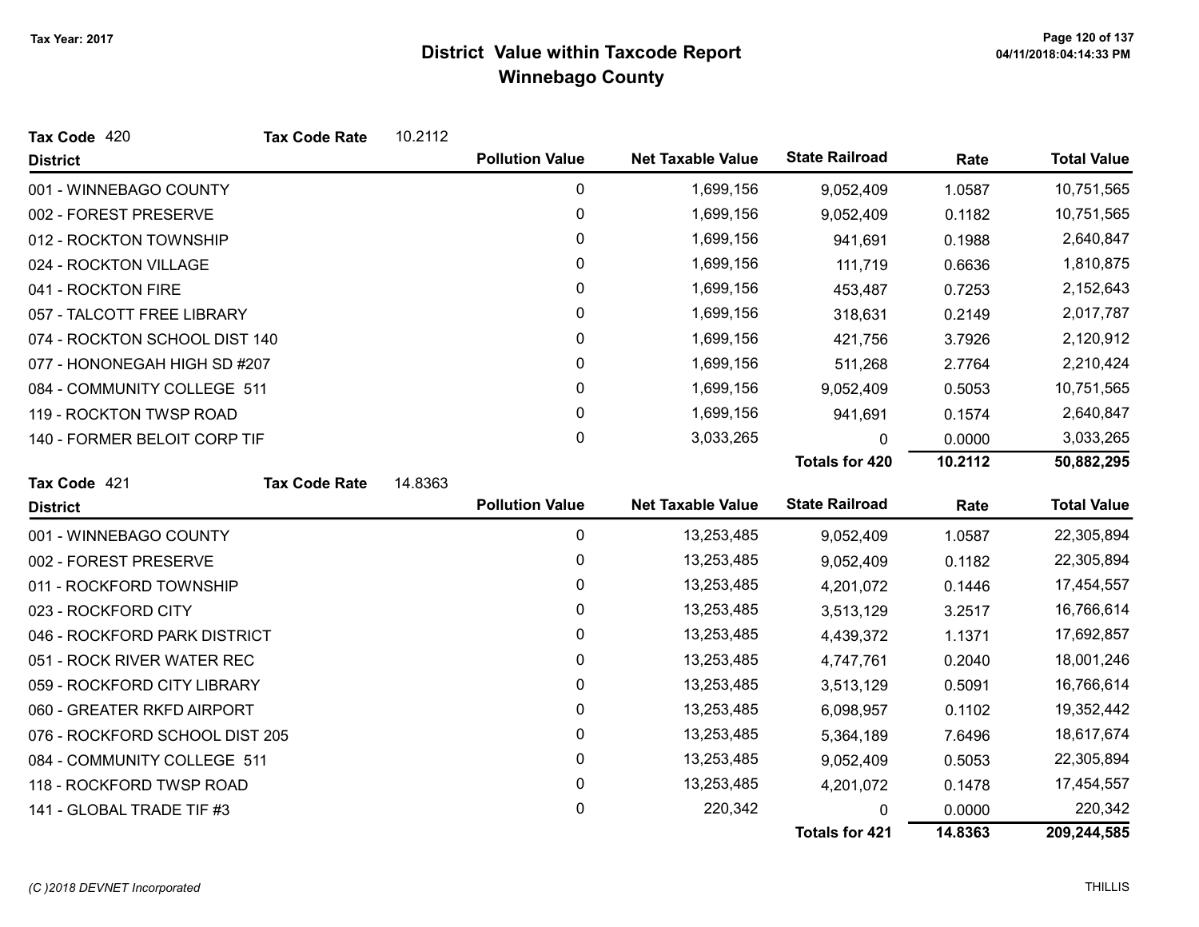# District Value within Taxcode Report
## Winnebago County

Tax Year: 2017

**Tax Code** 420 **Tax Code Rate** 10.2112

| District | Pollution Value | Net Taxable Value | State Railroad | Rate | Total Value |
|---|---|---|---|---|---|
| 001 - WINNEBAGO COUNTY | 0 | 1,699,156 | 9,052,409 | 1.0587 | 10,751,565 |
| 002 - FOREST PRESERVE | 0 | 1,699,156 | 9,052,409 | 0.1182 | 10,751,565 |
| 012 - ROCKTON TOWNSHIP | 0 | 1,699,156 | 941,691 | 0.1988 | 2,640,847 |
| 024 - ROCKTON VILLAGE | 0 | 1,699,156 | 111,719 | 0.6636 | 1,810,875 |
| 041 - ROCKTON FIRE | 0 | 1,699,156 | 453,487 | 0.7253 | 2,152,643 |
| 057 - TALCOTT FREE LIBRARY | 0 | 1,699,156 | 318,631 | 0.2149 | 2,017,787 |
| 074 - ROCKTON SCHOOL DIST 140 | 0 | 1,699,156 | 421,756 | 3.7926 | 2,120,912 |
| 077 - HONONEGAH HIGH SD #207 | 0 | 1,699,156 | 511,268 | 2.7764 | 2,210,424 |
| 084 - COMMUNITY COLLEGE 511 | 0 | 1,699,156 | 9,052,409 | 0.5053 | 10,751,565 |
| 119 - ROCKTON TWSP ROAD | 0 | 1,699,156 | 941,691 | 0.1574 | 2,640,847 |
| 140 - FORMER BELOIT CORP TIF | 0 | 3,033,265 | 0 | 0.0000 | 3,033,265 |
| | | | **Totals for 420** | **10.2112** | **50,882,295** |

**Tax Code** 421 **Tax Code Rate** 14.8363

| District | Pollution Value | Net Taxable Value | State Railroad | Rate | Total Value |
|---|---|---|---|---|---|
| 001 - WINNEBAGO COUNTY | 0 | 13,253,485 | 9,052,409 | 1.0587 | 22,305,894 |
| 002 - FOREST PRESERVE | 0 | 13,253,485 | 9,052,409 | 0.1182 | 22,305,894 |
| 011 - ROCKFORD TOWNSHIP | 0 | 13,253,485 | 4,201,072 | 0.1446 | 17,454,557 |
| 023 - ROCKFORD CITY | 0 | 13,253,485 | 3,513,129 | 3.2517 | 16,766,614 |
| 046 - ROCKFORD PARK DISTRICT | 0 | 13,253,485 | 4,439,372 | 1.1371 | 17,692,857 |
| 051 - ROCK RIVER WATER REC | 0 | 13,253,485 | 4,747,761 | 0.2040 | 18,001,246 |
| 059 - ROCKFORD CITY LIBRARY | 0 | 13,253,485 | 3,513,129 | 0.5091 | 16,766,614 |
| 060 - GREATER RKFD AIRPORT | 0 | 13,253,485 | 6,098,957 | 0.1102 | 19,352,442 |
| 076 - ROCKFORD SCHOOL DIST 205 | 0 | 13,253,485 | 5,364,189 | 7.6496 | 18,617,674 |
| 084 - COMMUNITY COLLEGE 511 | 0 | 13,253,485 | 9,052,409 | 0.5053 | 22,305,894 |
| 118 - ROCKFORD TWSP ROAD | 0 | 13,253,485 | 4,201,072 | 0.1478 | 17,454,557 |
| 141 - GLOBAL TRADE TIF #3 | 0 | 220,342 | 0 | 0.0000 | 220,342 |
| | | | **Totals for 421** | **14.8363** | **209,244,585** |

(C )2018 DEVNET Incorporated

THILLIS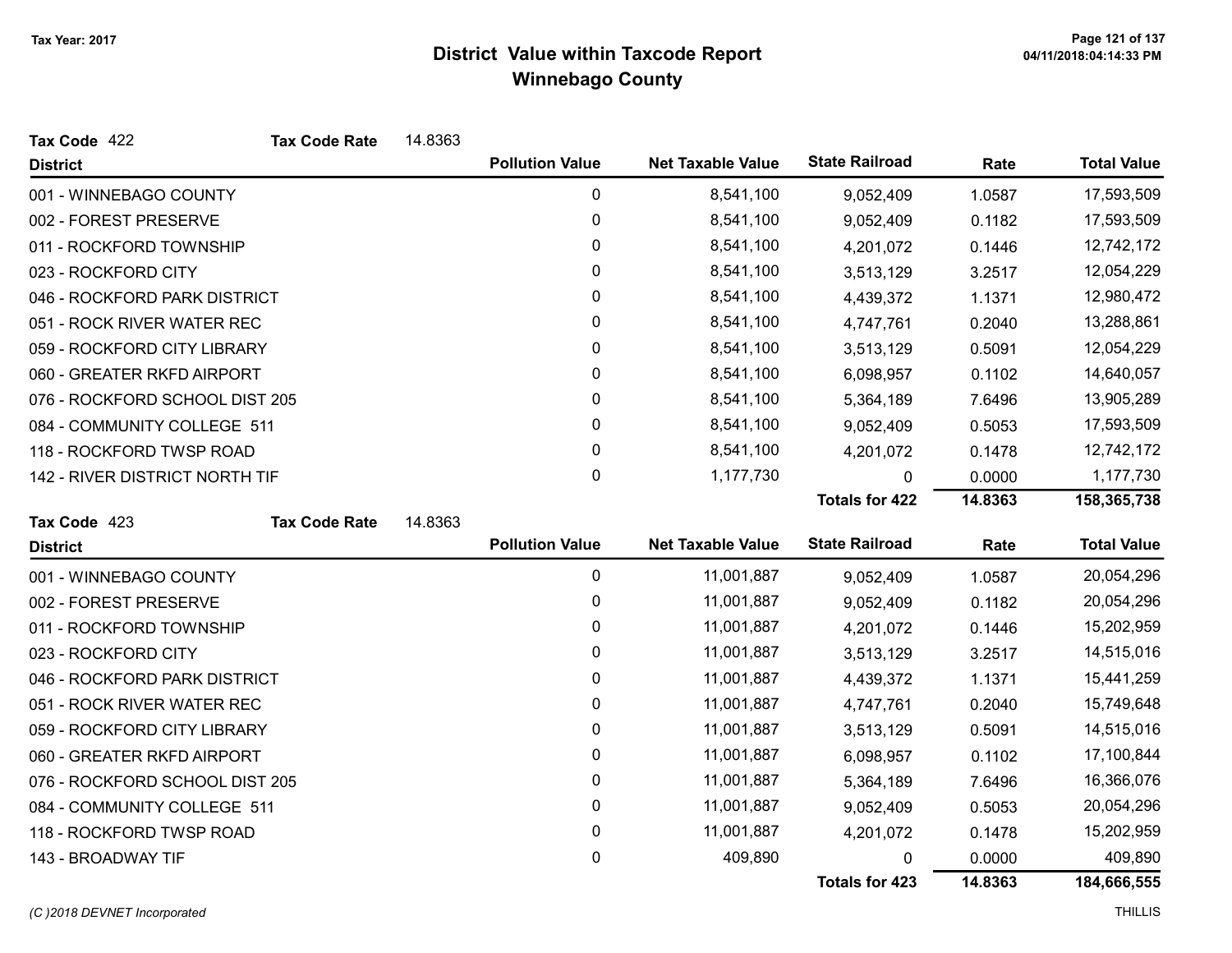Tax Year: 2017

# District Value within Taxcode Report
## Winnebago County

**Tax Code** 422 **Tax Code Rate** 14.8363

| District | Pollution Value | Net Taxable Value | State Railroad | Rate | Total Value |
|---|---|---|---|---|---|
| 001 - WINNEBAGO COUNTY | 0 | 8,541,100 | 9,052,409 | 1.0587 | 17,593,509 |
| 002 - FOREST PRESERVE | 0 | 8,541,100 | 9,052,409 | 0.1182 | 17,593,509 |
| 011 - ROCKFORD TOWNSHIP | 0 | 8,541,100 | 4,201,072 | 0.1446 | 12,742,172 |
| 023 - ROCKFORD CITY | 0 | 8,541,100 | 3,513,129 | 3.2517 | 12,054,229 |
| 046 - ROCKFORD PARK DISTRICT | 0 | 8,541,100 | 4,439,372 | 1.1371 | 12,980,472 |
| 051 - ROCK RIVER WATER REC | 0 | 8,541,100 | 4,747,761 | 0.2040 | 13,288,861 |
| 059 - ROCKFORD CITY LIBRARY | 0 | 8,541,100 | 3,513,129 | 0.5091 | 12,054,229 |
| 060 - GREATER RKFD AIRPORT | 0 | 8,541,100 | 6,098,957 | 0.1102 | 14,640,057 |
| 076 - ROCKFORD SCHOOL DIST 205 | 0 | 8,541,100 | 5,364,189 | 7.6496 | 13,905,289 |
| 084 - COMMUNITY COLLEGE 511 | 0 | 8,541,100 | 9,052,409 | 0.5053 | 17,593,509 |
| 118 - ROCKFORD TWSP ROAD | 0 | 8,541,100 | 4,201,072 | 0.1478 | 12,742,172 |
| 142 - RIVER DISTRICT NORTH TIF | 0 | 1,177,730 | 0 | 0.0000 | 1,177,730 |
| | | | **Totals for 422** | **14.8363** | **158,365,738** |

**Tax Code** 423 **Tax Code Rate** 14.8363

| District | Pollution Value | Net Taxable Value | State Railroad | Rate | Total Value |
|---|---|---|---|---|---|
| 001 - WINNEBAGO COUNTY | 0 | 11,001,887 | 9,052,409 | 1.0587 | 20,054,296 |
| 002 - FOREST PRESERVE | 0 | 11,001,887 | 9,052,409 | 0.1182 | 20,054,296 |
| 011 - ROCKFORD TOWNSHIP | 0 | 11,001,887 | 4,201,072 | 0.1446 | 15,202,959 |
| 023 - ROCKFORD CITY | 0 | 11,001,887 | 3,513,129 | 3.2517 | 14,515,016 |
| 046 - ROCKFORD PARK DISTRICT | 0 | 11,001,887 | 4,439,372 | 1.1371 | 15,441,259 |
| 051 - ROCK RIVER WATER REC | 0 | 11,001,887 | 4,747,761 | 0.2040 | 15,749,648 |
| 059 - ROCKFORD CITY LIBRARY | 0 | 11,001,887 | 3,513,129 | 0.5091 | 14,515,016 |
| 060 - GREATER RKFD AIRPORT | 0 | 11,001,887 | 6,098,957 | 0.1102 | 17,100,844 |
| 076 - ROCKFORD SCHOOL DIST 205 | 0 | 11,001,887 | 5,364,189 | 7.6496 | 16,366,076 |
| 084 - COMMUNITY COLLEGE 511 | 0 | 11,001,887 | 9,052,409 | 0.5053 | 20,054,296 |
| 118 - ROCKFORD TWSP ROAD | 0 | 11,001,887 | 4,201,072 | 0.1478 | 15,202,959 |
| 143 - BROADWAY TIF | 0 | 409,890 | 0 | 0.0000 | 409,890 |
| | | | **Totals for 423** | **14.8363** | **184,666,555** |

*(C )2018 DEVNET Incorporated* THILLIS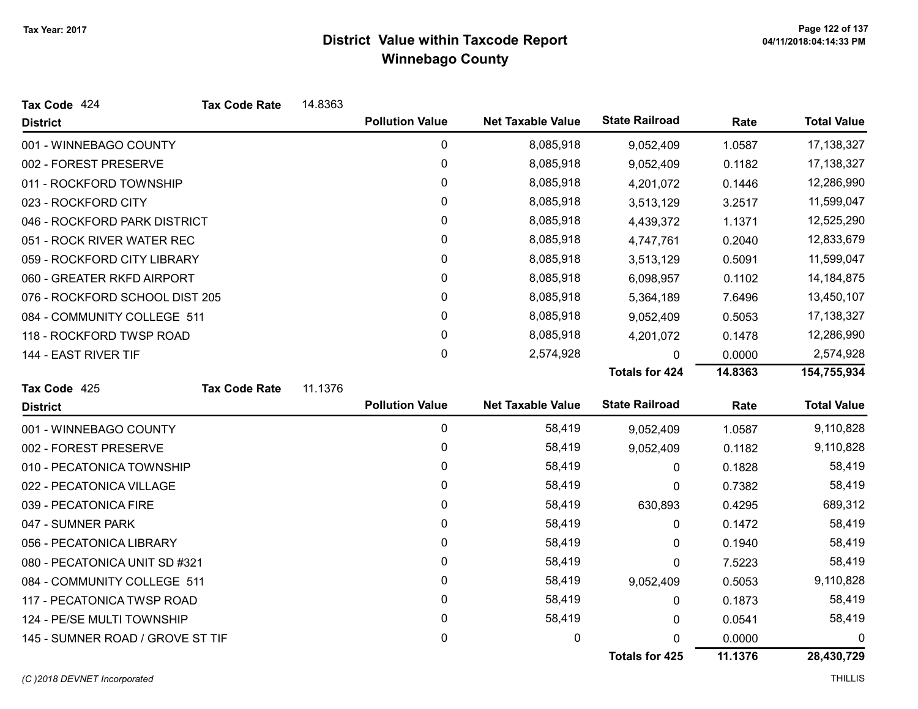Tax Year: 2017

# District Value within Taxcode Report
## Winnebago County

**Tax Code** 424 **Tax Code Rate** 14.8363

| District | Pollution Value | Net Taxable Value | State Railroad | Rate | Total Value |
|---|---|---|---|---|---|
| 001 - WINNEBAGO COUNTY | 0 | 8,085,918 | 9,052,409 | 1.0587 | 17,138,327 |
| 002 - FOREST PRESERVE | 0 | 8,085,918 | 9,052,409 | 0.1182 | 17,138,327 |
| 011 - ROCKFORD TOWNSHIP | 0 | 8,085,918 | 4,201,072 | 0.1446 | 12,286,990 |
| 023 - ROCKFORD CITY | 0 | 8,085,918 | 3,513,129 | 3.2517 | 11,599,047 |
| 046 - ROCKFORD PARK DISTRICT | 0 | 8,085,918 | 4,439,372 | 1.1371 | 12,525,290 |
| 051 - ROCK RIVER WATER REC | 0 | 8,085,918 | 4,747,761 | 0.2040 | 12,833,679 |
| 059 - ROCKFORD CITY LIBRARY | 0 | 8,085,918 | 3,513,129 | 0.5091 | 11,599,047 |
| 060 - GREATER RKFD AIRPORT | 0 | 8,085,918 | 6,098,957 | 0.1102 | 14,184,875 |
| 076 - ROCKFORD SCHOOL DIST 205 | 0 | 8,085,918 | 5,364,189 | 7.6496 | 13,450,107 |
| 084 - COMMUNITY COLLEGE 511 | 0 | 8,085,918 | 9,052,409 | 0.5053 | 17,138,327 |
| 118 - ROCKFORD TWSP ROAD | 0 | 8,085,918 | 4,201,072 | 0.1478 | 12,286,990 |
| 144 - EAST RIVER TIF | 0 | 2,574,928 | 0 | 0.0000 | 2,574,928 |
| | | | **Totals for 424** | **14.8363** | **154,755,934** |

**Tax Code** 425 **Tax Code Rate** 11.1376

| District | Pollution Value | Net Taxable Value | State Railroad | Rate | Total Value |
|---|---|---|---|---|---|
| 001 - WINNEBAGO COUNTY | 0 | 58,419 | 9,052,409 | 1.0587 | 9,110,828 |
| 002 - FOREST PRESERVE | 0 | 58,419 | 9,052,409 | 0.1182 | 9,110,828 |
| 010 - PECATONICA TOWNSHIP | 0 | 58,419 | 0 | 0.1828 | 58,419 |
| 022 - PECATONICA VILLAGE | 0 | 58,419 | 0 | 0.7382 | 58,419 |
| 039 - PECATONICA FIRE | 0 | 58,419 | 630,893 | 0.4295 | 689,312 |
| 047 - SUMNER PARK | 0 | 58,419 | 0 | 0.1472 | 58,419 |
| 056 - PECATONICA LIBRARY | 0 | 58,419 | 0 | 0.1940 | 58,419 |
| 080 - PECATONICA UNIT SD #321 | 0 | 58,419 | 0 | 7.5223 | 58,419 |
| 084 - COMMUNITY COLLEGE 511 | 0 | 58,419 | 9,052,409 | 0.5053 | 9,110,828 |
| 117 - PECATONICA TWSP ROAD | 0 | 58,419 | 0 | 0.1873 | 58,419 |
| 124 - PE/SE MULTI TOWNSHIP | 0 | 58,419 | 0 | 0.0541 | 58,419 |
| 145 - SUMNER ROAD / GROVE ST TIF | 0 | 0 | 0 | 0.0000 | 0 |
| | | | **Totals for 425** | **11.1376** | **28,430,729** |

*(C )2018 DEVNET Incorporated* THILLIS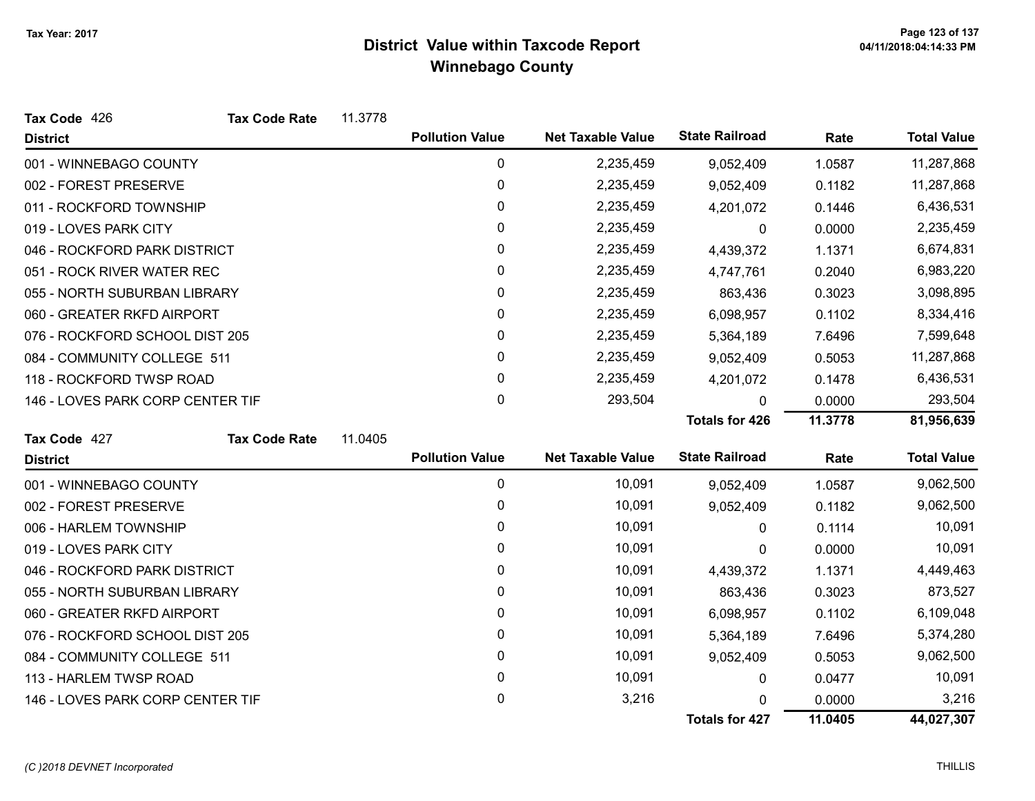# District Value within Taxcode Report
## Winnebago County

Tax Year: 2017

**Tax Code** 426 **Tax Code Rate** 11.3778

| District | Pollution Value | Net Taxable Value | State Railroad | Rate | Total Value |
|---|---|---|---|---|---|
| 001 - WINNEBAGO COUNTY | 0 | 2,235,459 | 9,052,409 | 1.0587 | 11,287,868 |
| 002 - FOREST PRESERVE | 0 | 2,235,459 | 9,052,409 | 0.1182 | 11,287,868 |
| 011 - ROCKFORD TOWNSHIP | 0 | 2,235,459 | 4,201,072 | 0.1446 | 6,436,531 |
| 019 - LOVES PARK CITY | 0 | 2,235,459 | 0 | 0.0000 | 2,235,459 |
| 046 - ROCKFORD PARK DISTRICT | 0 | 2,235,459 | 4,439,372 | 1.1371 | 6,674,831 |
| 051 - ROCK RIVER WATER REC | 0 | 2,235,459 | 4,747,761 | 0.2040 | 6,983,220 |
| 055 - NORTH SUBURBAN LIBRARY | 0 | 2,235,459 | 863,436 | 0.3023 | 3,098,895 |
| 060 - GREATER RKFD AIRPORT | 0 | 2,235,459 | 6,098,957 | 0.1102 | 8,334,416 |
| 076 - ROCKFORD SCHOOL DIST 205 | 0 | 2,235,459 | 5,364,189 | 7.6496 | 7,599,648 |
| 084 - COMMUNITY COLLEGE 511 | 0 | 2,235,459 | 9,052,409 | 0.5053 | 11,287,868 |
| 118 - ROCKFORD TWSP ROAD | 0 | 2,235,459 | 4,201,072 | 0.1478 | 6,436,531 |
| 146 - LOVES PARK CORP CENTER TIF | 0 | 293,504 | 0 | 0.0000 | 293,504 |
| | | | **Totals for 426** | **11.3778** | **81,956,639** |

**Tax Code** 427 **Tax Code Rate** 11.0405

| District | Pollution Value | Net Taxable Value | State Railroad | Rate | Total Value |
|---|---|---|---|---|---|
| 001 - WINNEBAGO COUNTY | 0 | 10,091 | 9,052,409 | 1.0587 | 9,062,500 |
| 002 - FOREST PRESERVE | 0 | 10,091 | 9,052,409 | 0.1182 | 9,062,500 |
| 006 - HARLEM TOWNSHIP | 0 | 10,091 | 0 | 0.1114 | 10,091 |
| 019 - LOVES PARK CITY | 0 | 10,091 | 0 | 0.0000 | 10,091 |
| 046 - ROCKFORD PARK DISTRICT | 0 | 10,091 | 4,439,372 | 1.1371 | 4,449,463 |
| 055 - NORTH SUBURBAN LIBRARY | 0 | 10,091 | 863,436 | 0.3023 | 873,527 |
| 060 - GREATER RKFD AIRPORT | 0 | 10,091 | 6,098,957 | 0.1102 | 6,109,048 |
| 076 - ROCKFORD SCHOOL DIST 205 | 0 | 10,091 | 5,364,189 | 7.6496 | 5,374,280 |
| 084 - COMMUNITY COLLEGE 511 | 0 | 10,091 | 9,052,409 | 0.5053 | 9,062,500 |
| 113 - HARLEM TWSP ROAD | 0 | 10,091 | 0 | 0.0477 | 10,091 |
| 146 - LOVES PARK CORP CENTER TIF | 0 | 3,216 | 0 | 0.0000 | 3,216 |
| | | | **Totals for 427** | **11.0405** | **44,027,307** |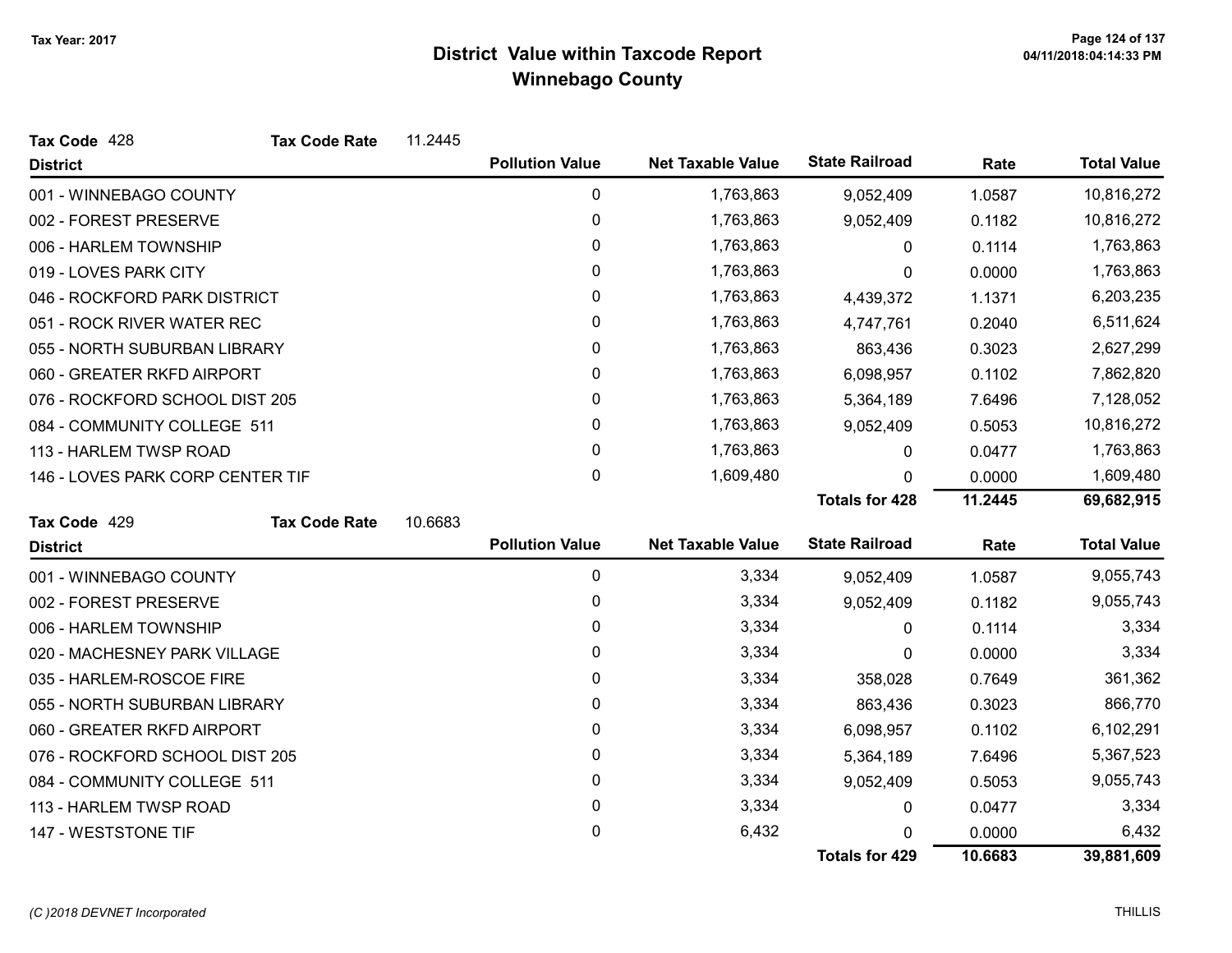# District Value within Taxcode Report
## Winnebago County

Tax Year: 2017

**Tax Code** 428 **Tax Code Rate** 11.2445

| District | Pollution Value | Net Taxable Value | State Railroad | Rate | Total Value |
|---|---|---|---|---|---|
| 001 - WINNEBAGO COUNTY | 0 | 1,763,863 | 9,052,409 | 1.0587 | 10,816,272 |
| 002 - FOREST PRESERVE | 0 | 1,763,863 | 9,052,409 | 0.1182 | 10,816,272 |
| 006 - HARLEM TOWNSHIP | 0 | 1,763,863 | 0 | 0.1114 | 1,763,863 |
| 019 - LOVES PARK CITY | 0 | 1,763,863 | 0 | 0.0000 | 1,763,863 |
| 046 - ROCKFORD PARK DISTRICT | 0 | 1,763,863 | 4,439,372 | 1.1371 | 6,203,235 |
| 051 - ROCK RIVER WATER REC | 0 | 1,763,863 | 4,747,761 | 0.2040 | 6,511,624 |
| 055 - NORTH SUBURBAN LIBRARY | 0 | 1,763,863 | 863,436 | 0.3023 | 2,627,299 |
| 060 - GREATER RKFD AIRPORT | 0 | 1,763,863 | 6,098,957 | 0.1102 | 7,862,820 |
| 076 - ROCKFORD SCHOOL DIST 205 | 0 | 1,763,863 | 5,364,189 | 7.6496 | 7,128,052 |
| 084 - COMMUNITY COLLEGE 511 | 0 | 1,763,863 | 9,052,409 | 0.5053 | 10,816,272 |
| 113 - HARLEM TWSP ROAD | 0 | 1,763,863 | 0 | 0.0477 | 1,763,863 |
| 146 - LOVES PARK CORP CENTER TIF | 0 | 1,609,480 | 0 | 0.0000 | 1,609,480 |
| | | | **Totals for 428** | **11.2445** | **69,682,915** |

**Tax Code** 429 **Tax Code Rate** 10.6683

| District | Pollution Value | Net Taxable Value | State Railroad | Rate | Total Value |
|---|---|---|---|---|---|
| 001 - WINNEBAGO COUNTY | 0 | 3,334 | 9,052,409 | 1.0587 | 9,055,743 |
| 002 - FOREST PRESERVE | 0 | 3,334 | 9,052,409 | 0.1182 | 9,055,743 |
| 006 - HARLEM TOWNSHIP | 0 | 3,334 | 0 | 0.1114 | 3,334 |
| 020 - MACHESNEY PARK VILLAGE | 0 | 3,334 | 0 | 0.0000 | 3,334 |
| 035 - HARLEM-ROSCOE FIRE | 0 | 3,334 | 358,028 | 0.7649 | 361,362 |
| 055 - NORTH SUBURBAN LIBRARY | 0 | 3,334 | 863,436 | 0.3023 | 866,770 |
| 060 - GREATER RKFD AIRPORT | 0 | 3,334 | 6,098,957 | 0.1102 | 6,102,291 |
| 076 - ROCKFORD SCHOOL DIST 205 | 0 | 3,334 | 5,364,189 | 7.6496 | 5,367,523 |
| 084 - COMMUNITY COLLEGE 511 | 0 | 3,334 | 9,052,409 | 0.5053 | 9,055,743 |
| 113 - HARLEM TWSP ROAD | 0 | 3,334 | 0 | 0.0477 | 3,334 |
| 147 - WESTSTONE TIF | 0 | 6,432 | 0 | 0.0000 | 6,432 |
| | | | **Totals for 429** | **10.6683** | **39,881,609** |

(C )2018 DEVNET Incorporated THILLIS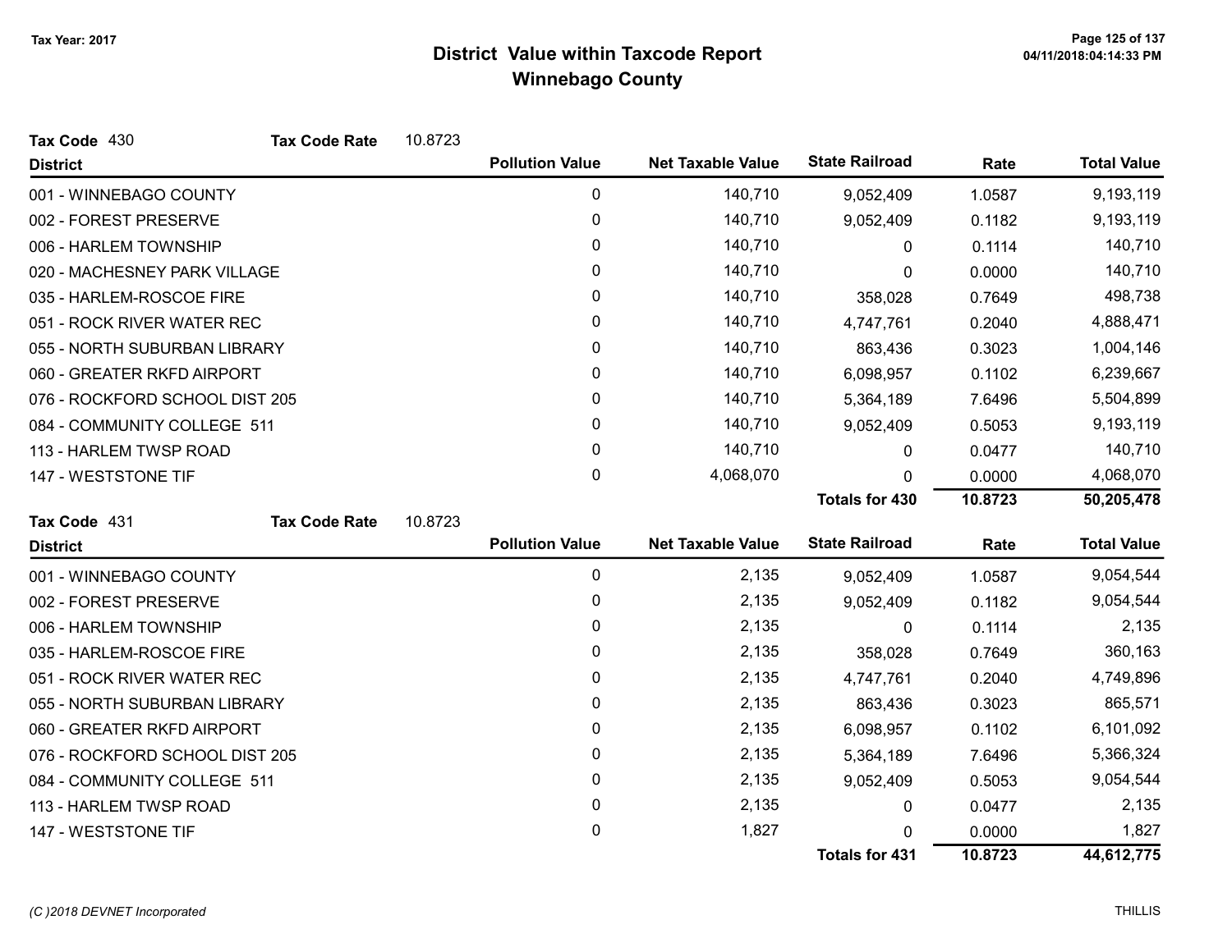# District Value within Taxcode Report
## Winnebago County

Tax Year: 2017

**Tax Code** 430 **Tax Code Rate** 10.8723

| District | Pollution Value | Net Taxable Value | State Railroad | Rate | Total Value |
|---|---|---|---|---|---|
| 001 - WINNEBAGO COUNTY | 0 | 140,710 | 9,052,409 | 1.0587 | 9,193,119 |
| 002 - FOREST PRESERVE | 0 | 140,710 | 9,052,409 | 0.1182 | 9,193,119 |
| 006 - HARLEM TOWNSHIP | 0 | 140,710 | 0 | 0.1114 | 140,710 |
| 020 - MACHESNEY PARK VILLAGE | 0 | 140,710 | 0 | 0.0000 | 140,710 |
| 035 - HARLEM-ROSCOE FIRE | 0 | 140,710 | 358,028 | 0.7649 | 498,738 |
| 051 - ROCK RIVER WATER REC | 0 | 140,710 | 4,747,761 | 0.2040 | 4,888,471 |
| 055 - NORTH SUBURBAN LIBRARY | 0 | 140,710 | 863,436 | 0.3023 | 1,004,146 |
| 060 - GREATER RKFD AIRPORT | 0 | 140,710 | 6,098,957 | 0.1102 | 6,239,667 |
| 076 - ROCKFORD SCHOOL DIST 205 | 0 | 140,710 | 5,364,189 | 7.6496 | 5,504,899 |
| 084 - COMMUNITY COLLEGE 511 | 0 | 140,710 | 9,052,409 | 0.5053 | 9,193,119 |
| 113 - HARLEM TWSP ROAD | 0 | 140,710 | 0 | 0.0477 | 140,710 |
| 147 - WESTSTONE TIF | 0 | 4,068,070 | 0 | 0.0000 | 4,068,070 |
| | | | **Totals for 430** | **10.8723** | **50,205,478** |

**Tax Code** 431 **Tax Code Rate** 10.8723

| District | Pollution Value | Net Taxable Value | State Railroad | Rate | Total Value |
|---|---|---|---|---|---|
| 001 - WINNEBAGO COUNTY | 0 | 2,135 | 9,052,409 | 1.0587 | 9,054,544 |
| 002 - FOREST PRESERVE | 0 | 2,135 | 9,052,409 | 0.1182 | 9,054,544 |
| 006 - HARLEM TOWNSHIP | 0 | 2,135 | 0 | 0.1114 | 2,135 |
| 035 - HARLEM-ROSCOE FIRE | 0 | 2,135 | 358,028 | 0.7649 | 360,163 |
| 051 - ROCK RIVER WATER REC | 0 | 2,135 | 4,747,761 | 0.2040 | 4,749,896 |
| 055 - NORTH SUBURBAN LIBRARY | 0 | 2,135 | 863,436 | 0.3023 | 865,571 |
| 060 - GREATER RKFD AIRPORT | 0 | 2,135 | 6,098,957 | 0.1102 | 6,101,092 |
| 076 - ROCKFORD SCHOOL DIST 205 | 0 | 2,135 | 5,364,189 | 7.6496 | 5,366,324 |
| 084 - COMMUNITY COLLEGE 511 | 0 | 2,135 | 9,052,409 | 0.5053 | 9,054,544 |
| 113 - HARLEM TWSP ROAD | 0 | 2,135 | 0 | 0.0477 | 2,135 |
| 147 - WESTSTONE TIF | 0 | 1,827 | 0 | 0.0000 | 1,827 |
| | | | **Totals for 431** | **10.8723** | **44,612,775** |

*(C )2018 DEVNET Incorporated* THILLIS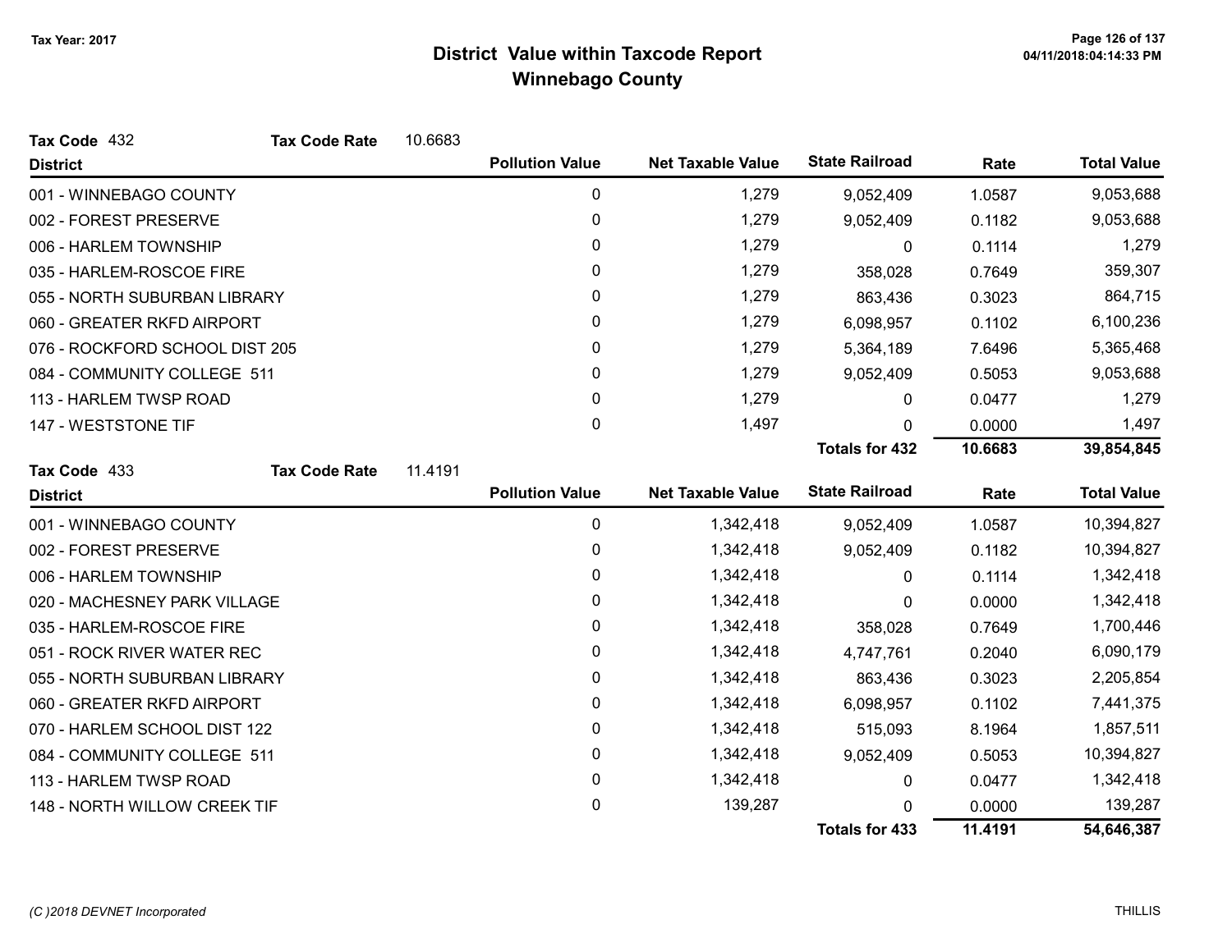# District Value within Taxcode Report
## Winnebago County

Tax Year: 2017

**Tax Code** 432 **Tax Code Rate** 10.6683

| District | Pollution Value | Net Taxable Value | State Railroad | Rate | Total Value |
|---|---|---|---|---|---|
| 001 - WINNEBAGO COUNTY | 0 | 1,279 | 9,052,409 | 1.0587 | 9,053,688 |
| 002 - FOREST PRESERVE | 0 | 1,279 | 9,052,409 | 0.1182 | 9,053,688 |
| 006 - HARLEM TOWNSHIP | 0 | 1,279 | 0 | 0.1114 | 1,279 |
| 035 - HARLEM-ROSCOE FIRE | 0 | 1,279 | 358,028 | 0.7649 | 359,307 |
| 055 - NORTH SUBURBAN LIBRARY | 0 | 1,279 | 863,436 | 0.3023 | 864,715 |
| 060 - GREATER RKFD AIRPORT | 0 | 1,279 | 6,098,957 | 0.1102 | 6,100,236 |
| 076 - ROCKFORD SCHOOL DIST 205 | 0 | 1,279 | 5,364,189 | 7.6496 | 5,365,468 |
| 084 - COMMUNITY COLLEGE 511 | 0 | 1,279 | 9,052,409 | 0.5053 | 9,053,688 |
| 113 - HARLEM TWSP ROAD | 0 | 1,279 | 0 | 0.0477 | 1,279 |
| 147 - WESTSTONE TIF | 0 | 1,497 | 0 | 0.0000 | 1,497 |
| | | | **Totals for 432** | **10.6683** | **39,854,845** |

**Tax Code** 433 **Tax Code Rate** 11.4191

| District | Pollution Value | Net Taxable Value | State Railroad | Rate | Total Value |
|---|---|---|---|---|---|
| 001 - WINNEBAGO COUNTY | 0 | 1,342,418 | 9,052,409 | 1.0587 | 10,394,827 |
| 002 - FOREST PRESERVE | 0 | 1,342,418 | 9,052,409 | 0.1182 | 10,394,827 |
| 006 - HARLEM TOWNSHIP | 0 | 1,342,418 | 0 | 0.1114 | 1,342,418 |
| 020 - MACHESNEY PARK VILLAGE | 0 | 1,342,418 | 0 | 0.0000 | 1,342,418 |
| 035 - HARLEM-ROSCOE FIRE | 0 | 1,342,418 | 358,028 | 0.7649 | 1,700,446 |
| 051 - ROCK RIVER WATER REC | 0 | 1,342,418 | 4,747,761 | 0.2040 | 6,090,179 |
| 055 - NORTH SUBURBAN LIBRARY | 0 | 1,342,418 | 863,436 | 0.3023 | 2,205,854 |
| 060 - GREATER RKFD AIRPORT | 0 | 1,342,418 | 6,098,957 | 0.1102 | 7,441,375 |
| 070 - HARLEM SCHOOL DIST 122 | 0 | 1,342,418 | 515,093 | 8.1964 | 1,857,511 |
| 084 - COMMUNITY COLLEGE 511 | 0 | 1,342,418 | 9,052,409 | 0.5053 | 10,394,827 |
| 113 - HARLEM TWSP ROAD | 0 | 1,342,418 | 0 | 0.0477 | 1,342,418 |
| 148 - NORTH WILLOW CREEK TIF | 0 | 139,287 | 0 | 0.0000 | 139,287 |
| | | | **Totals for 433** | **11.4191** | **54,646,387** |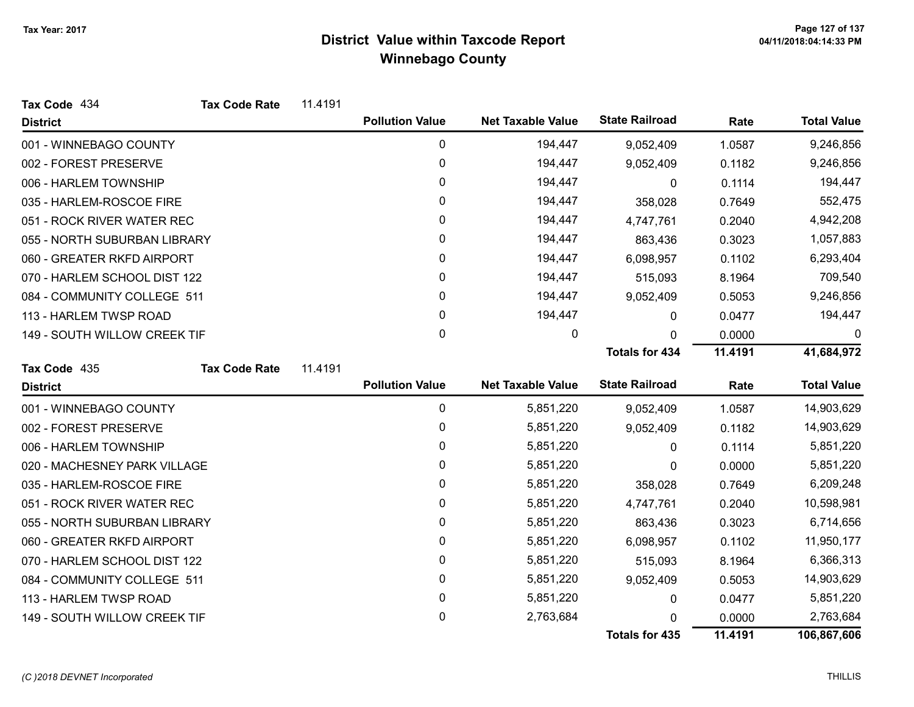# District Value within Taxcode Report
## Winnebago County

Tax Year: 2017

**Tax Code** 434 **Tax Code Rate** 11.4191

| District | Pollution Value | Net Taxable Value | State Railroad | Rate | Total Value |
|---|---|---|---|---|---|
| 001 - WINNEBAGO COUNTY | 0 | 194,447 | 9,052,409 | 1.0587 | 9,246,856 |
| 002 - FOREST PRESERVE | 0 | 194,447 | 9,052,409 | 0.1182 | 9,246,856 |
| 006 - HARLEM TOWNSHIP | 0 | 194,447 | 0 | 0.1114 | 194,447 |
| 035 - HARLEM-ROSCOE FIRE | 0 | 194,447 | 358,028 | 0.7649 | 552,475 |
| 051 - ROCK RIVER WATER REC | 0 | 194,447 | 4,747,761 | 0.2040 | 4,942,208 |
| 055 - NORTH SUBURBAN LIBRARY | 0 | 194,447 | 863,436 | 0.3023 | 1,057,883 |
| 060 - GREATER RKFD AIRPORT | 0 | 194,447 | 6,098,957 | 0.1102 | 6,293,404 |
| 070 - HARLEM SCHOOL DIST 122 | 0 | 194,447 | 515,093 | 8.1964 | 709,540 |
| 084 - COMMUNITY COLLEGE 511 | 0 | 194,447 | 9,052,409 | 0.5053 | 9,246,856 |
| 113 - HARLEM TWSP ROAD | 0 | 194,447 | 0 | 0.0477 | 194,447 |
| 149 - SOUTH WILLOW CREEK TIF | 0 | 0 | 0 | 0.0000 | 0 |
| | | | **Totals for 434** | **11.4191** | **41,684,972** |

**Tax Code** 435 **Tax Code Rate** 11.4191

| District | Pollution Value | Net Taxable Value | State Railroad | Rate | Total Value |
|---|---|---|---|---|---|
| 001 - WINNEBAGO COUNTY | 0 | 5,851,220 | 9,052,409 | 1.0587 | 14,903,629 |
| 002 - FOREST PRESERVE | 0 | 5,851,220 | 9,052,409 | 0.1182 | 14,903,629 |
| 006 - HARLEM TOWNSHIP | 0 | 5,851,220 | 0 | 0.1114 | 5,851,220 |
| 020 - MACHESNEY PARK VILLAGE | 0 | 5,851,220 | 0 | 0.0000 | 5,851,220 |
| 035 - HARLEM-ROSCOE FIRE | 0 | 5,851,220 | 358,028 | 0.7649 | 6,209,248 |
| 051 - ROCK RIVER WATER REC | 0 | 5,851,220 | 4,747,761 | 0.2040 | 10,598,981 |
| 055 - NORTH SUBURBAN LIBRARY | 0 | 5,851,220 | 863,436 | 0.3023 | 6,714,656 |
| 060 - GREATER RKFD AIRPORT | 0 | 5,851,220 | 6,098,957 | 0.1102 | 11,950,177 |
| 070 - HARLEM SCHOOL DIST 122 | 0 | 5,851,220 | 515,093 | 8.1964 | 6,366,313 |
| 084 - COMMUNITY COLLEGE 511 | 0 | 5,851,220 | 9,052,409 | 0.5053 | 14,903,629 |
| 113 - HARLEM TWSP ROAD | 0 | 5,851,220 | 0 | 0.0477 | 5,851,220 |
| 149 - SOUTH WILLOW CREEK TIF | 0 | 2,763,684 | 0 | 0.0000 | 2,763,684 |
| | | | **Totals for 435** | **11.4191** | **106,867,606** |

*(C )2018 DEVNET Incorporated* THILLIS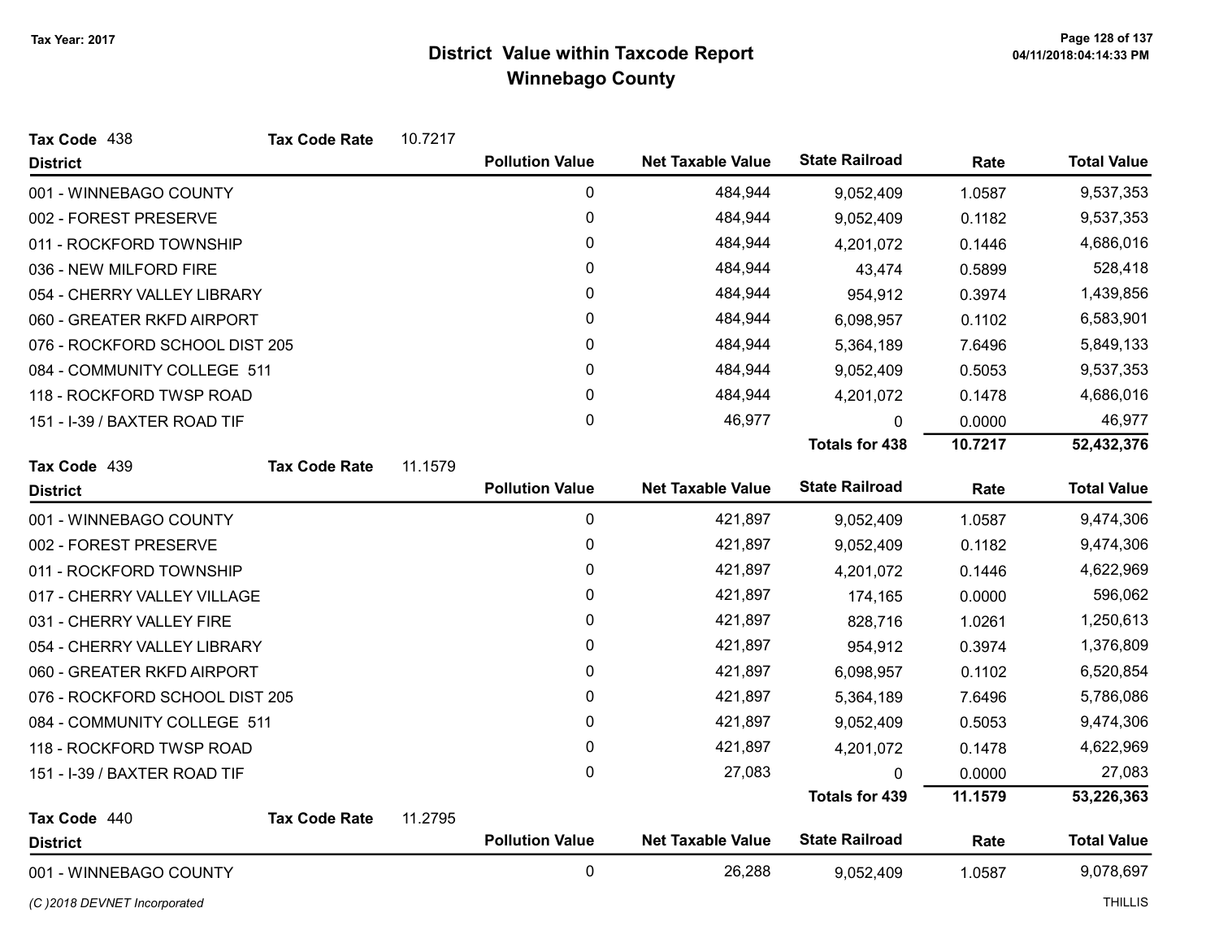# District Value within Taxcode Report
## Winnebago County

Tax Year: 2017

**Tax Code** 438 **Tax Code Rate** 10.7217

| District | Pollution Value | Net Taxable Value | State Railroad | Rate | Total Value |
|---|---|---|---|---|---|
| 001 - WINNEBAGO COUNTY | 0 | 484,944 | 9,052,409 | 1.0587 | 9,537,353 |
| 002 - FOREST PRESERVE | 0 | 484,944 | 9,052,409 | 0.1182 | 9,537,353 |
| 011 - ROCKFORD TOWNSHIP | 0 | 484,944 | 4,201,072 | 0.1446 | 4,686,016 |
| 036 - NEW MILFORD FIRE | 0 | 484,944 | 43,474 | 0.5899 | 528,418 |
| 054 - CHERRY VALLEY LIBRARY | 0 | 484,944 | 954,912 | 0.3974 | 1,439,856 |
| 060 - GREATER RKFD AIRPORT | 0 | 484,944 | 6,098,957 | 0.1102 | 6,583,901 |
| 076 - ROCKFORD SCHOOL DIST 205 | 0 | 484,944 | 5,364,189 | 7.6496 | 5,849,133 |
| 084 - COMMUNITY COLLEGE 511 | 0 | 484,944 | 9,052,409 | 0.5053 | 9,537,353 |
| 118 - ROCKFORD TWSP ROAD | 0 | 484,944 | 4,201,072 | 0.1478 | 4,686,016 |
| 151 - I-39 / BAXTER ROAD TIF | 0 | 46,977 | 0 | 0.0000 | 46,977 |
| | | | **Totals for 438** | **10.7217** | **52,432,376** |

**Tax Code** 439 **Tax Code Rate** 11.1579

| District | Pollution Value | Net Taxable Value | State Railroad | Rate | Total Value |
|---|---|---|---|---|---|
| 001 - WINNEBAGO COUNTY | 0 | 421,897 | 9,052,409 | 1.0587 | 9,474,306 |
| 002 - FOREST PRESERVE | 0 | 421,897 | 9,052,409 | 0.1182 | 9,474,306 |
| 011 - ROCKFORD TOWNSHIP | 0 | 421,897 | 4,201,072 | 0.1446 | 4,622,969 |
| 017 - CHERRY VALLEY VILLAGE | 0 | 421,897 | 174,165 | 0.0000 | 596,062 |
| 031 - CHERRY VALLEY FIRE | 0 | 421,897 | 828,716 | 1.0261 | 1,250,613 |
| 054 - CHERRY VALLEY LIBRARY | 0 | 421,897 | 954,912 | 0.3974 | 1,376,809 |
| 060 - GREATER RKFD AIRPORT | 0 | 421,897 | 6,098,957 | 0.1102 | 6,520,854 |
| 076 - ROCKFORD SCHOOL DIST 205 | 0 | 421,897 | 5,364,189 | 7.6496 | 5,786,086 |
| 084 - COMMUNITY COLLEGE 511 | 0 | 421,897 | 9,052,409 | 0.5053 | 9,474,306 |
| 118 - ROCKFORD TWSP ROAD | 0 | 421,897 | 4,201,072 | 0.1478 | 4,622,969 |
| 151 - I-39 / BAXTER ROAD TIF | 0 | 27,083 | 0 | 0.0000 | 27,083 |
| | | | **Totals for 439** | **11.1579** | **53,226,363** |

**Tax Code** 440 **Tax Code Rate** 11.2795

| District | Pollution Value | Net Taxable Value | State Railroad | Rate | Total Value |
|---|---|---|---|---|---|
| 001 - WINNEBAGO COUNTY | 0 | 26,288 | 9,052,409 | 1.0587 | 9,078,697 |

(C )2018 DEVNET Incorporated THILLIS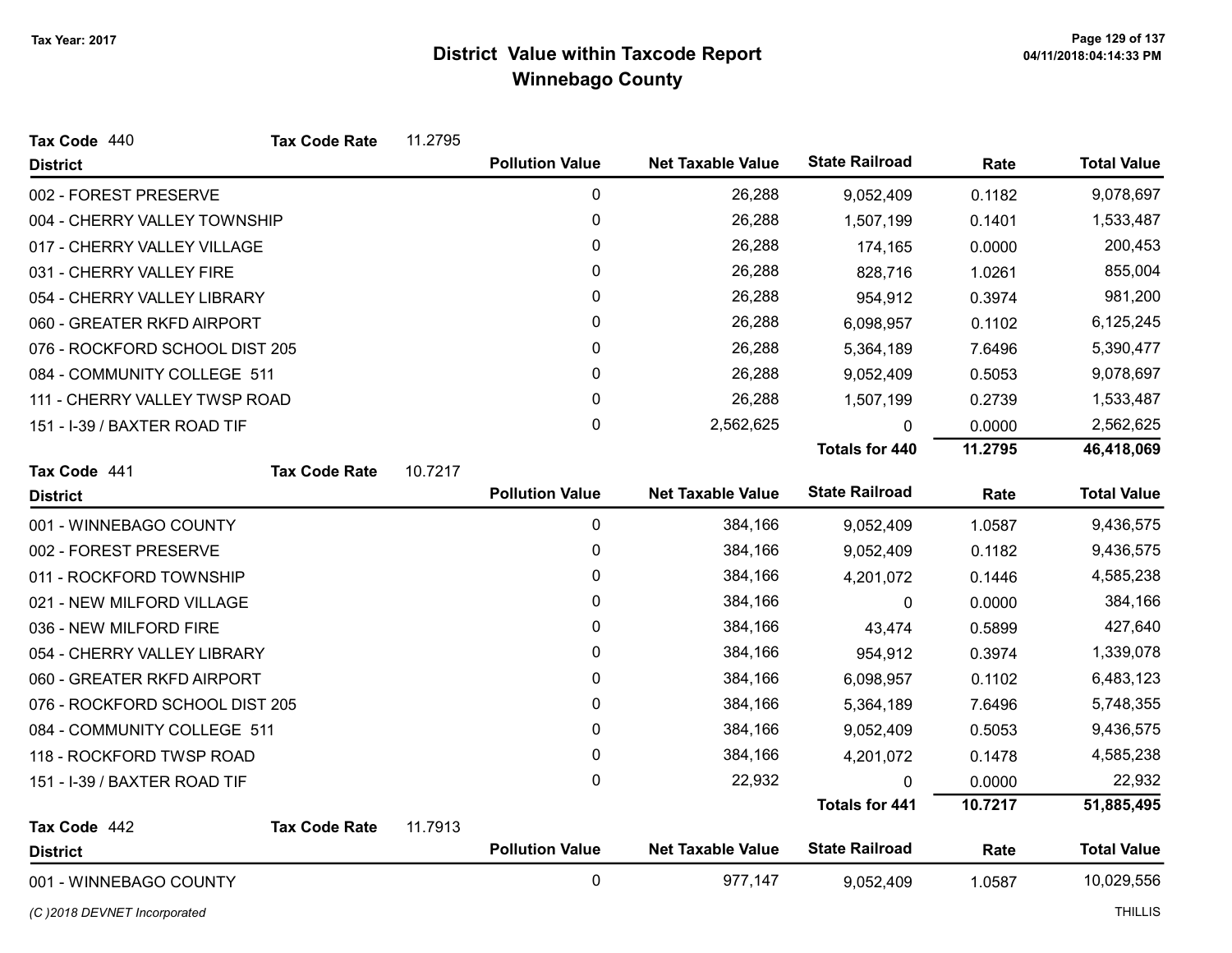# District Value within Taxcode Report
## Winnebago County

Tax Year: 2017

**Tax Code** 440 **Tax Code Rate** 11.2795

| District | Pollution Value | Net Taxable Value | State Railroad | Rate | Total Value |
|---|---|---|---|---|---|
| 002 - FOREST PRESERVE | 0 | 26,288 | 9,052,409 | 0.1182 | 9,078,697 |
| 004 - CHERRY VALLEY TOWNSHIP | 0 | 26,288 | 1,507,199 | 0.1401 | 1,533,487 |
| 017 - CHERRY VALLEY VILLAGE | 0 | 26,288 | 174,165 | 0.0000 | 200,453 |
| 031 - CHERRY VALLEY FIRE | 0 | 26,288 | 828,716 | 1.0261 | 855,004 |
| 054 - CHERRY VALLEY LIBRARY | 0 | 26,288 | 954,912 | 0.3974 | 981,200 |
| 060 - GREATER RKFD AIRPORT | 0 | 26,288 | 6,098,957 | 0.1102 | 6,125,245 |
| 076 - ROCKFORD SCHOOL DIST 205 | 0 | 26,288 | 5,364,189 | 7.6496 | 5,390,477 |
| 084 - COMMUNITY COLLEGE 511 | 0 | 26,288 | 9,052,409 | 0.5053 | 9,078,697 |
| 111 - CHERRY VALLEY TWSP ROAD | 0 | 26,288 | 1,507,199 | 0.2739 | 1,533,487 |
| 151 - I-39 / BAXTER ROAD TIF | 0 | 2,562,625 | 0 | 0.0000 | 2,562,625 |
| | | | **Totals for 440** | **11.2795** | **46,418,069** |

**Tax Code** 441 **Tax Code Rate** 10.7217

| District | Pollution Value | Net Taxable Value | State Railroad | Rate | Total Value |
|---|---|---|---|---|---|
| 001 - WINNEBAGO COUNTY | 0 | 384,166 | 9,052,409 | 1.0587 | 9,436,575 |
| 002 - FOREST PRESERVE | 0 | 384,166 | 9,052,409 | 0.1182 | 9,436,575 |
| 011 - ROCKFORD TOWNSHIP | 0 | 384,166 | 4,201,072 | 0.1446 | 4,585,238 |
| 021 - NEW MILFORD VILLAGE | 0 | 384,166 | 0 | 0.0000 | 384,166 |
| 036 - NEW MILFORD FIRE | 0 | 384,166 | 43,474 | 0.5899 | 427,640 |
| 054 - CHERRY VALLEY LIBRARY | 0 | 384,166 | 954,912 | 0.3974 | 1,339,078 |
| 060 - GREATER RKFD AIRPORT | 0 | 384,166 | 6,098,957 | 0.1102 | 6,483,123 |
| 076 - ROCKFORD SCHOOL DIST 205 | 0 | 384,166 | 5,364,189 | 7.6496 | 5,748,355 |
| 084 - COMMUNITY COLLEGE 511 | 0 | 384,166 | 9,052,409 | 0.5053 | 9,436,575 |
| 118 - ROCKFORD TWSP ROAD | 0 | 384,166 | 4,201,072 | 0.1478 | 4,585,238 |
| 151 - I-39 / BAXTER ROAD TIF | 0 | 22,932 | 0 | 0.0000 | 22,932 |
| | | | **Totals for 441** | **10.7217** | **51,885,495** |

**Tax Code** 442 **Tax Code Rate** 11.7913

| District | Pollution Value | Net Taxable Value | State Railroad | Rate | Total Value |
|---|---|---|---|---|---|
| 001 - WINNEBAGO COUNTY | 0 | 977,147 | 9,052,409 | 1.0587 | 10,029,556 |

*(C )2018 DEVNET Incorporated*

THILLIS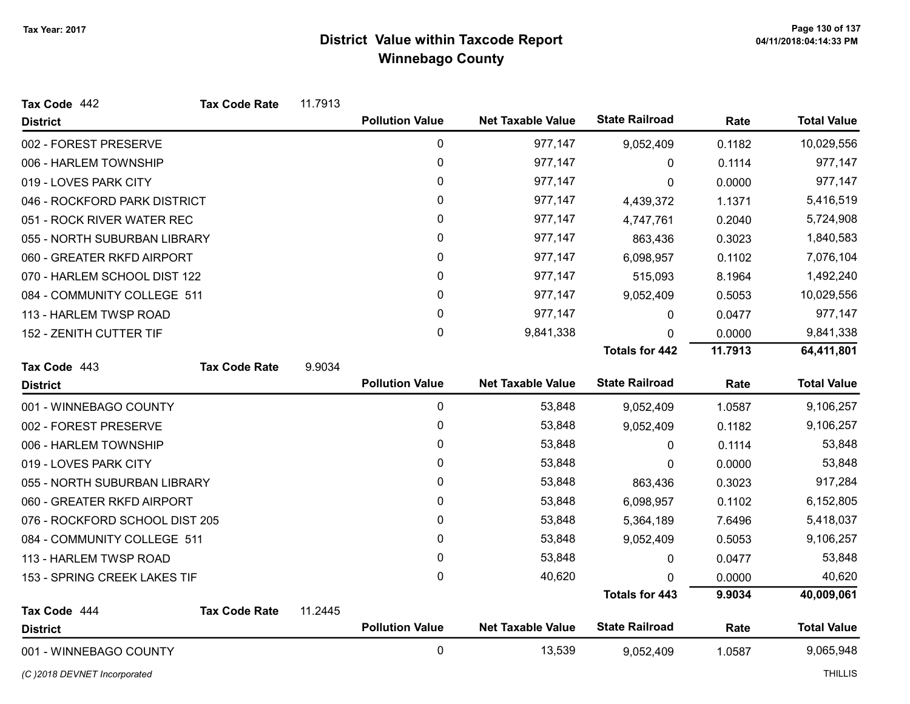# District Value within Taxcode Report
## Winnebago County

Tax Year: 2017

**Tax Code** 442 **Tax Code Rate** 11.7913

| District | Pollution Value | Net Taxable Value | State Railroad | Rate | Total Value |
|---|---|---|---|---|---|
| 002 - FOREST PRESERVE | 0 | 977,147 | 9,052,409 | 0.1182 | 10,029,556 |
| 006 - HARLEM TOWNSHIP | 0 | 977,147 | 0 | 0.1114 | 977,147 |
| 019 - LOVES PARK CITY | 0 | 977,147 | 0 | 0.0000 | 977,147 |
| 046 - ROCKFORD PARK DISTRICT | 0 | 977,147 | 4,439,372 | 1.1371 | 5,416,519 |
| 051 - ROCK RIVER WATER REC | 0 | 977,147 | 4,747,761 | 0.2040 | 5,724,908 |
| 055 - NORTH SUBURBAN LIBRARY | 0 | 977,147 | 863,436 | 0.3023 | 1,840,583 |
| 060 - GREATER RKFD AIRPORT | 0 | 977,147 | 6,098,957 | 0.1102 | 7,076,104 |
| 070 - HARLEM SCHOOL DIST 122 | 0 | 977,147 | 515,093 | 8.1964 | 1,492,240 |
| 084 - COMMUNITY COLLEGE 511 | 0 | 977,147 | 9,052,409 | 0.5053 | 10,029,556 |
| 113 - HARLEM TWSP ROAD | 0 | 977,147 | 0 | 0.0477 | 977,147 |
| 152 - ZENITH CUTTER TIF | 0 | 9,841,338 | 0 | 0.0000 | 9,841,338 |
| | | | **Totals for 442** | **11.7913** | **64,411,801** |

**Tax Code** 443 **Tax Code Rate** 9.9034

| District | Pollution Value | Net Taxable Value | State Railroad | Rate | Total Value |
|---|---|---|---|---|---|
| 001 - WINNEBAGO COUNTY | 0 | 53,848 | 9,052,409 | 1.0587 | 9,106,257 |
| 002 - FOREST PRESERVE | 0 | 53,848 | 9,052,409 | 0.1182 | 9,106,257 |
| 006 - HARLEM TOWNSHIP | 0 | 53,848 | 0 | 0.1114 | 53,848 |
| 019 - LOVES PARK CITY | 0 | 53,848 | 0 | 0.0000 | 53,848 |
| 055 - NORTH SUBURBAN LIBRARY | 0 | 53,848 | 863,436 | 0.3023 | 917,284 |
| 060 - GREATER RKFD AIRPORT | 0 | 53,848 | 6,098,957 | 0.1102 | 6,152,805 |
| 076 - ROCKFORD SCHOOL DIST 205 | 0 | 53,848 | 5,364,189 | 7.6496 | 5,418,037 |
| 084 - COMMUNITY COLLEGE 511 | 0 | 53,848 | 9,052,409 | 0.5053 | 9,106,257 |
| 113 - HARLEM TWSP ROAD | 0 | 53,848 | 0 | 0.0477 | 53,848 |
| 153 - SPRING CREEK LAKES TIF | 0 | 40,620 | 0 | 0.0000 | 40,620 |
| | | | **Totals for 443** | **9.9034** | **40,009,061** |

**Tax Code** 444 **Tax Code Rate** 11.2445

| District | Pollution Value | Net Taxable Value | State Railroad | Rate | Total Value |
|---|---|---|---|---|---|
| 001 - WINNEBAGO COUNTY | 0 | 13,539 | 9,052,409 | 1.0587 | 9,065,948 |

*(C )2018 DEVNET Incorporated* THILLIS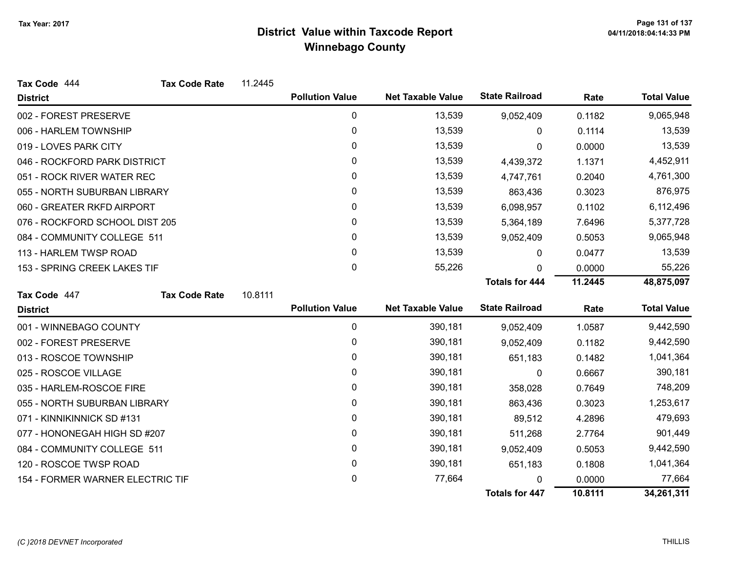# District Value within Taxcode Report
## Winnebago County

Tax Year: 2017

**Tax Code** 444 **Tax Code Rate** 11.2445

| District | Pollution Value | Net Taxable Value | State Railroad | Rate | Total Value |
|---|---|---|---|---|---|
| 002 - FOREST PRESERVE | 0 | 13,539 | 9,052,409 | 0.1182 | 9,065,948 |
| 006 - HARLEM TOWNSHIP | 0 | 13,539 | 0 | 0.1114 | 13,539 |
| 019 - LOVES PARK CITY | 0 | 13,539 | 0 | 0.0000 | 13,539 |
| 046 - ROCKFORD PARK DISTRICT | 0 | 13,539 | 4,439,372 | 1.1371 | 4,452,911 |
| 051 - ROCK RIVER WATER REC | 0 | 13,539 | 4,747,761 | 0.2040 | 4,761,300 |
| 055 - NORTH SUBURBAN LIBRARY | 0 | 13,539 | 863,436 | 0.3023 | 876,975 |
| 060 - GREATER RKFD AIRPORT | 0 | 13,539 | 6,098,957 | 0.1102 | 6,112,496 |
| 076 - ROCKFORD SCHOOL DIST 205 | 0 | 13,539 | 5,364,189 | 7.6496 | 5,377,728 |
| 084 - COMMUNITY COLLEGE 511 | 0 | 13,539 | 9,052,409 | 0.5053 | 9,065,948 |
| 113 - HARLEM TWSP ROAD | 0 | 13,539 | 0 | 0.0477 | 13,539 |
| 153 - SPRING CREEK LAKES TIF | 0 | 55,226 | 0 | 0.0000 | 55,226 |
| | | | **Totals for 444** | **11.2445** | **48,875,097** |

**Tax Code** 447 **Tax Code Rate** 10.8111

| District | Pollution Value | Net Taxable Value | State Railroad | Rate | Total Value |
|---|---|---|---|---|---|
| 001 - WINNEBAGO COUNTY | 0 | 390,181 | 9,052,409 | 1.0587 | 9,442,590 |
| 002 - FOREST PRESERVE | 0 | 390,181 | 9,052,409 | 0.1182 | 9,442,590 |
| 013 - ROSCOE TOWNSHIP | 0 | 390,181 | 651,183 | 0.1482 | 1,041,364 |
| 025 - ROSCOE VILLAGE | 0 | 390,181 | 0 | 0.6667 | 390,181 |
| 035 - HARLEM-ROSCOE FIRE | 0 | 390,181 | 358,028 | 0.7649 | 748,209 |
| 055 - NORTH SUBURBAN LIBRARY | 0 | 390,181 | 863,436 | 0.3023 | 1,253,617 |
| 071 - KINNIKINNICK SD #131 | 0 | 390,181 | 89,512 | 4.2896 | 479,693 |
| 077 - HONONEGAH HIGH SD #207 | 0 | 390,181 | 511,268 | 2.7764 | 901,449 |
| 084 - COMMUNITY COLLEGE 511 | 0 | 390,181 | 9,052,409 | 0.5053 | 9,442,590 |
| 120 - ROSCOE TWSP ROAD | 0 | 390,181 | 651,183 | 0.1808 | 1,041,364 |
| 154 - FORMER WARNER ELECTRIC TIF | 0 | 77,664 | 0 | 0.0000 | 77,664 |
| | | | **Totals for 447** | **10.8111** | **34,261,311** |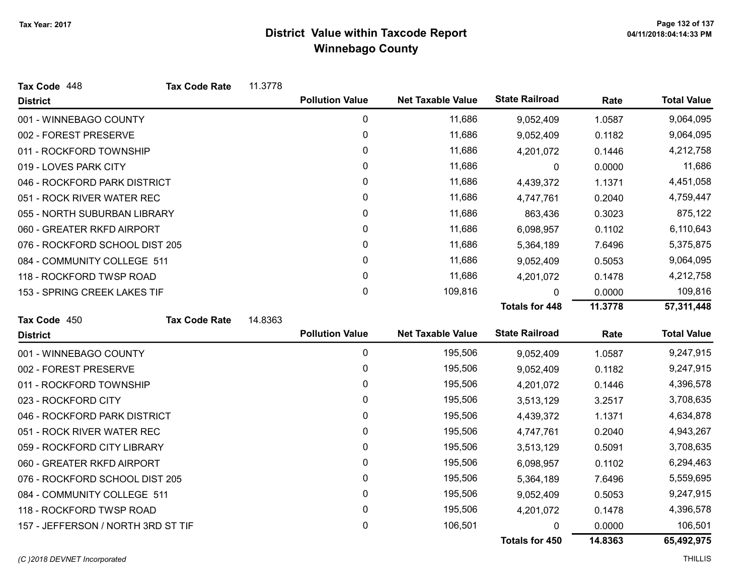# District Value within Taxcode Report
## Winnebago County

Tax Year: 2017

**Tax Code** 448 **Tax Code Rate** 11.3778

| District | Pollution Value | Net Taxable Value | State Railroad | Rate | Total Value |
|---|---|---|---|---|---|
| 001 - WINNEBAGO COUNTY | 0 | 11,686 | 9,052,409 | 1.0587 | 9,064,095 |
| 002 - FOREST PRESERVE | 0 | 11,686 | 9,052,409 | 0.1182 | 9,064,095 |
| 011 - ROCKFORD TOWNSHIP | 0 | 11,686 | 4,201,072 | 0.1446 | 4,212,758 |
| 019 - LOVES PARK CITY | 0 | 11,686 | 0 | 0.0000 | 11,686 |
| 046 - ROCKFORD PARK DISTRICT | 0 | 11,686 | 4,439,372 | 1.1371 | 4,451,058 |
| 051 - ROCK RIVER WATER REC | 0 | 11,686 | 4,747,761 | 0.2040 | 4,759,447 |
| 055 - NORTH SUBURBAN LIBRARY | 0 | 11,686 | 863,436 | 0.3023 | 875,122 |
| 060 - GREATER RKFD AIRPORT | 0 | 11,686 | 6,098,957 | 0.1102 | 6,110,643 |
| 076 - ROCKFORD SCHOOL DIST 205 | 0 | 11,686 | 5,364,189 | 7.6496 | 5,375,875 |
| 084 - COMMUNITY COLLEGE 511 | 0 | 11,686 | 9,052,409 | 0.5053 | 9,064,095 |
| 118 - ROCKFORD TWSP ROAD | 0 | 11,686 | 4,201,072 | 0.1478 | 4,212,758 |
| 153 - SPRING CREEK LAKES TIF | 0 | 109,816 | 0 | 0.0000 | 109,816 |
| | | | **Totals for 448** | **11.3778** | **57,311,448** |

**Tax Code** 450 **Tax Code Rate** 14.8363

| District | Pollution Value | Net Taxable Value | State Railroad | Rate | Total Value |
|---|---|---|---|---|---|
| 001 - WINNEBAGO COUNTY | 0 | 195,506 | 9,052,409 | 1.0587 | 9,247,915 |
| 002 - FOREST PRESERVE | 0 | 195,506 | 9,052,409 | 0.1182 | 9,247,915 |
| 011 - ROCKFORD TOWNSHIP | 0 | 195,506 | 4,201,072 | 0.1446 | 4,396,578 |
| 023 - ROCKFORD CITY | 0 | 195,506 | 3,513,129 | 3.2517 | 3,708,635 |
| 046 - ROCKFORD PARK DISTRICT | 0 | 195,506 | 4,439,372 | 1.1371 | 4,634,878 |
| 051 - ROCK RIVER WATER REC | 0 | 195,506 | 4,747,761 | 0.2040 | 4,943,267 |
| 059 - ROCKFORD CITY LIBRARY | 0 | 195,506 | 3,513,129 | 0.5091 | 3,708,635 |
| 060 - GREATER RKFD AIRPORT | 0 | 195,506 | 6,098,957 | 0.1102 | 6,294,463 |
| 076 - ROCKFORD SCHOOL DIST 205 | 0 | 195,506 | 5,364,189 | 7.6496 | 5,559,695 |
| 084 - COMMUNITY COLLEGE 511 | 0 | 195,506 | 9,052,409 | 0.5053 | 9,247,915 |
| 118 - ROCKFORD TWSP ROAD | 0 | 195,506 | 4,201,072 | 0.1478 | 4,396,578 |
| 157 - JEFFERSON / NORTH 3RD ST TIF | 0 | 106,501 | 0 | 0.0000 | 106,501 |
| | | | **Totals for 450** | **14.8363** | **65,492,975** |

*(C )2018 DEVNET Incorporated* THILLIS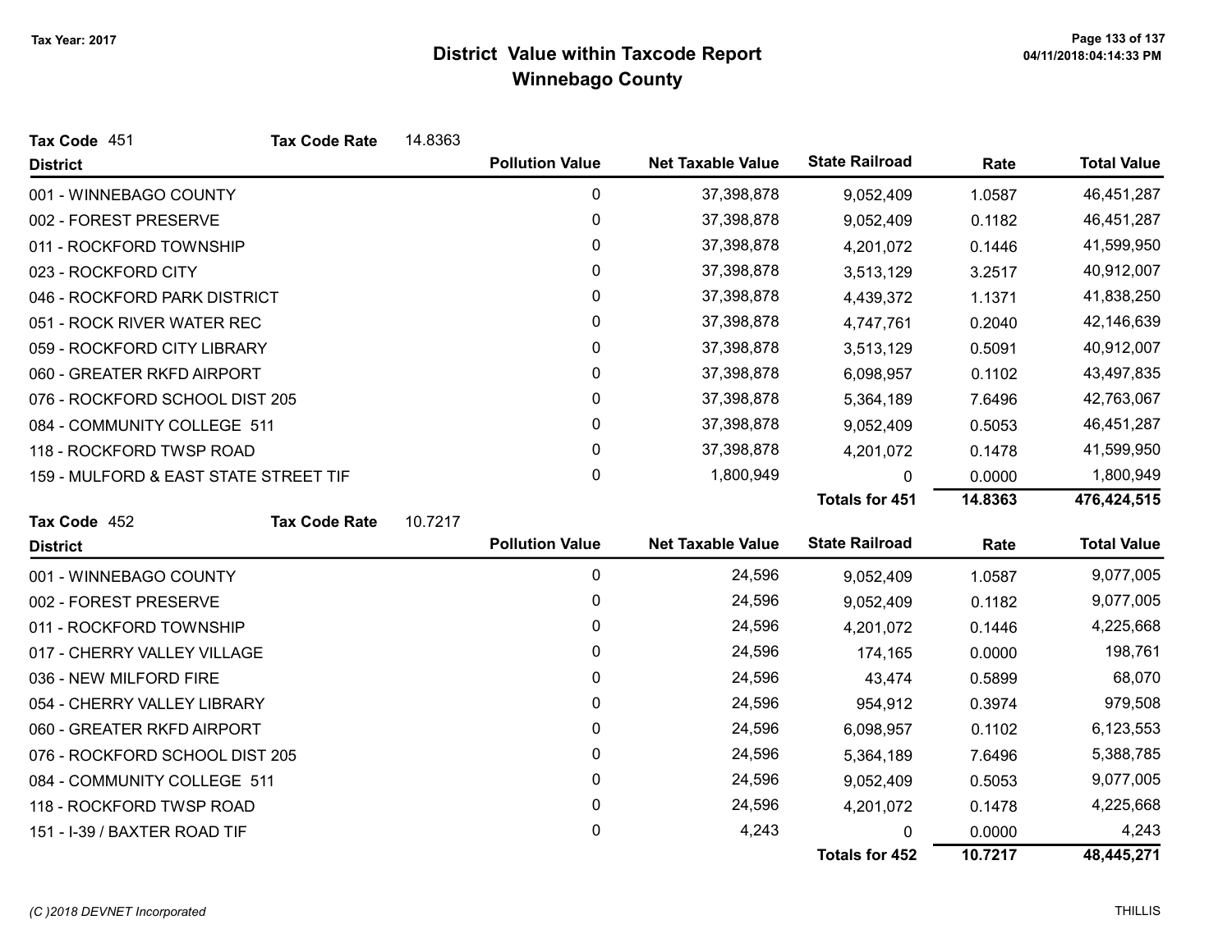# District Value within Taxcode Report

## Winnebago County

Tax Year: 2017

**Tax Code** 451 **Tax Code Rate** 14.8363

| District | Pollution Value | Net Taxable Value | State Railroad | Rate | Total Value |
|---|---|---|---|---|---|
| 001 - WINNEBAGO COUNTY | 0 | 37,398,878 | 9,052,409 | 1.0587 | 46,451,287 |
| 002 - FOREST PRESERVE | 0 | 37,398,878 | 9,052,409 | 0.1182 | 46,451,287 |
| 011 - ROCKFORD TOWNSHIP | 0 | 37,398,878 | 4,201,072 | 0.1446 | 41,599,950 |
| 023 - ROCKFORD CITY | 0 | 37,398,878 | 3,513,129 | 3.2517 | 40,912,007 |
| 046 - ROCKFORD PARK DISTRICT | 0 | 37,398,878 | 4,439,372 | 1.1371 | 41,838,250 |
| 051 - ROCK RIVER WATER REC | 0 | 37,398,878 | 4,747,761 | 0.2040 | 42,146,639 |
| 059 - ROCKFORD CITY LIBRARY | 0 | 37,398,878 | 3,513,129 | 0.5091 | 40,912,007 |
| 060 - GREATER RKFD AIRPORT | 0 | 37,398,878 | 6,098,957 | 0.1102 | 43,497,835 |
| 076 - ROCKFORD SCHOOL DIST 205 | 0 | 37,398,878 | 5,364,189 | 7.6496 | 42,763,067 |
| 084 - COMMUNITY COLLEGE 511 | 0 | 37,398,878 | 9,052,409 | 0.5053 | 46,451,287 |
| 118 - ROCKFORD TWSP ROAD | 0 | 37,398,878 | 4,201,072 | 0.1478 | 41,599,950 |
| 159 - MULFORD & EAST STATE STREET TIF | 0 | 1,800,949 | 0 | 0.0000 | 1,800,949 |
| | | | **Totals for 451** | **14.8363** | **476,424,515** |

**Tax Code** 452 **Tax Code Rate** 10.7217

| District | Pollution Value | Net Taxable Value | State Railroad | Rate | Total Value |
|---|---|---|---|---|---|
| 001 - WINNEBAGO COUNTY | 0 | 24,596 | 9,052,409 | 1.0587 | 9,077,005 |
| 002 - FOREST PRESERVE | 0 | 24,596 | 9,052,409 | 0.1182 | 9,077,005 |
| 011 - ROCKFORD TOWNSHIP | 0 | 24,596 | 4,201,072 | 0.1446 | 4,225,668 |
| 017 - CHERRY VALLEY VILLAGE | 0 | 24,596 | 174,165 | 0.0000 | 198,761 |
| 036 - NEW MILFORD FIRE | 0 | 24,596 | 43,474 | 0.5899 | 68,070 |
| 054 - CHERRY VALLEY LIBRARY | 0 | 24,596 | 954,912 | 0.3974 | 979,508 |
| 060 - GREATER RKFD AIRPORT | 0 | 24,596 | 6,098,957 | 0.1102 | 6,123,553 |
| 076 - ROCKFORD SCHOOL DIST 205 | 0 | 24,596 | 5,364,189 | 7.6496 | 5,388,785 |
| 084 - COMMUNITY COLLEGE 511 | 0 | 24,596 | 9,052,409 | 0.5053 | 9,077,005 |
| 118 - ROCKFORD TWSP ROAD | 0 | 24,596 | 4,201,072 | 0.1478 | 4,225,668 |
| 151 - I-39 / BAXTER ROAD TIF | 0 | 4,243 | 0 | 0.0000 | 4,243 |
| | | | **Totals for 452** | **10.7217** | **48,445,271** |

(C )2018 DEVNET Incorporated THILLIS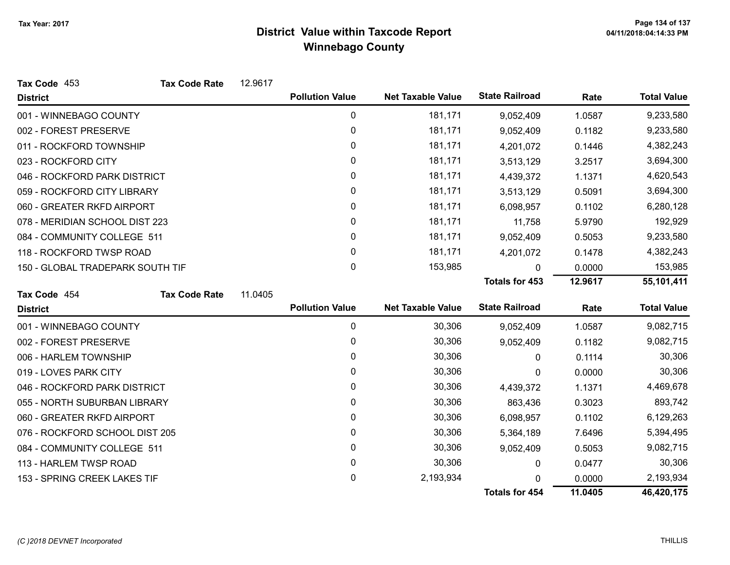Tax Year: 2017

# District Value within Taxcode Report
## Winnebago County

**Tax Code** 453 **Tax Code Rate** 12.9617

| District | Pollution Value | Net Taxable Value | State Railroad | Rate | Total Value |
|---|---|---|---|---|---|
| 001 - WINNEBAGO COUNTY | 0 | 181,171 | 9,052,409 | 1.0587 | 9,233,580 |
| 002 - FOREST PRESERVE | 0 | 181,171 | 9,052,409 | 0.1182 | 9,233,580 |
| 011 - ROCKFORD TOWNSHIP | 0 | 181,171 | 4,201,072 | 0.1446 | 4,382,243 |
| 023 - ROCKFORD CITY | 0 | 181,171 | 3,513,129 | 3.2517 | 3,694,300 |
| 046 - ROCKFORD PARK DISTRICT | 0 | 181,171 | 4,439,372 | 1.1371 | 4,620,543 |
| 059 - ROCKFORD CITY LIBRARY | 0 | 181,171 | 3,513,129 | 0.5091 | 3,694,300 |
| 060 - GREATER RKFD AIRPORT | 0 | 181,171 | 6,098,957 | 0.1102 | 6,280,128 |
| 078 - MERIDIAN SCHOOL DIST 223 | 0 | 181,171 | 11,758 | 5.9790 | 192,929 |
| 084 - COMMUNITY COLLEGE 511 | 0 | 181,171 | 9,052,409 | 0.5053 | 9,233,580 |
| 118 - ROCKFORD TWSP ROAD | 0 | 181,171 | 4,201,072 | 0.1478 | 4,382,243 |
| 150 - GLOBAL TRADEPARK SOUTH TIF | 0 | 153,985 | 0 | 0.0000 | 153,985 |
| | | | **Totals for 453** | **12.9617** | **55,101,411** |

**Tax Code** 454 **Tax Code Rate** 11.0405

| District | Pollution Value | Net Taxable Value | State Railroad | Rate | Total Value |
|---|---|---|---|---|---|
| 001 - WINNEBAGO COUNTY | 0 | 30,306 | 9,052,409 | 1.0587 | 9,082,715 |
| 002 - FOREST PRESERVE | 0 | 30,306 | 9,052,409 | 0.1182 | 9,082,715 |
| 006 - HARLEM TOWNSHIP | 0 | 30,306 | 0 | 0.1114 | 30,306 |
| 019 - LOVES PARK CITY | 0 | 30,306 | 0 | 0.0000 | 30,306 |
| 046 - ROCKFORD PARK DISTRICT | 0 | 30,306 | 4,439,372 | 1.1371 | 4,469,678 |
| 055 - NORTH SUBURBAN LIBRARY | 0 | 30,306 | 863,436 | 0.3023 | 893,742 |
| 060 - GREATER RKFD AIRPORT | 0 | 30,306 | 6,098,957 | 0.1102 | 6,129,263 |
| 076 - ROCKFORD SCHOOL DIST 205 | 0 | 30,306 | 5,364,189 | 7.6496 | 5,394,495 |
| 084 - COMMUNITY COLLEGE 511 | 0 | 30,306 | 9,052,409 | 0.5053 | 9,082,715 |
| 113 - HARLEM TWSP ROAD | 0 | 30,306 | 0 | 0.0477 | 30,306 |
| 153 - SPRING CREEK LAKES TIF | 0 | 2,193,934 | 0 | 0.0000 | 2,193,934 |
| | | | **Totals for 454** | **11.0405** | **46,420,175** |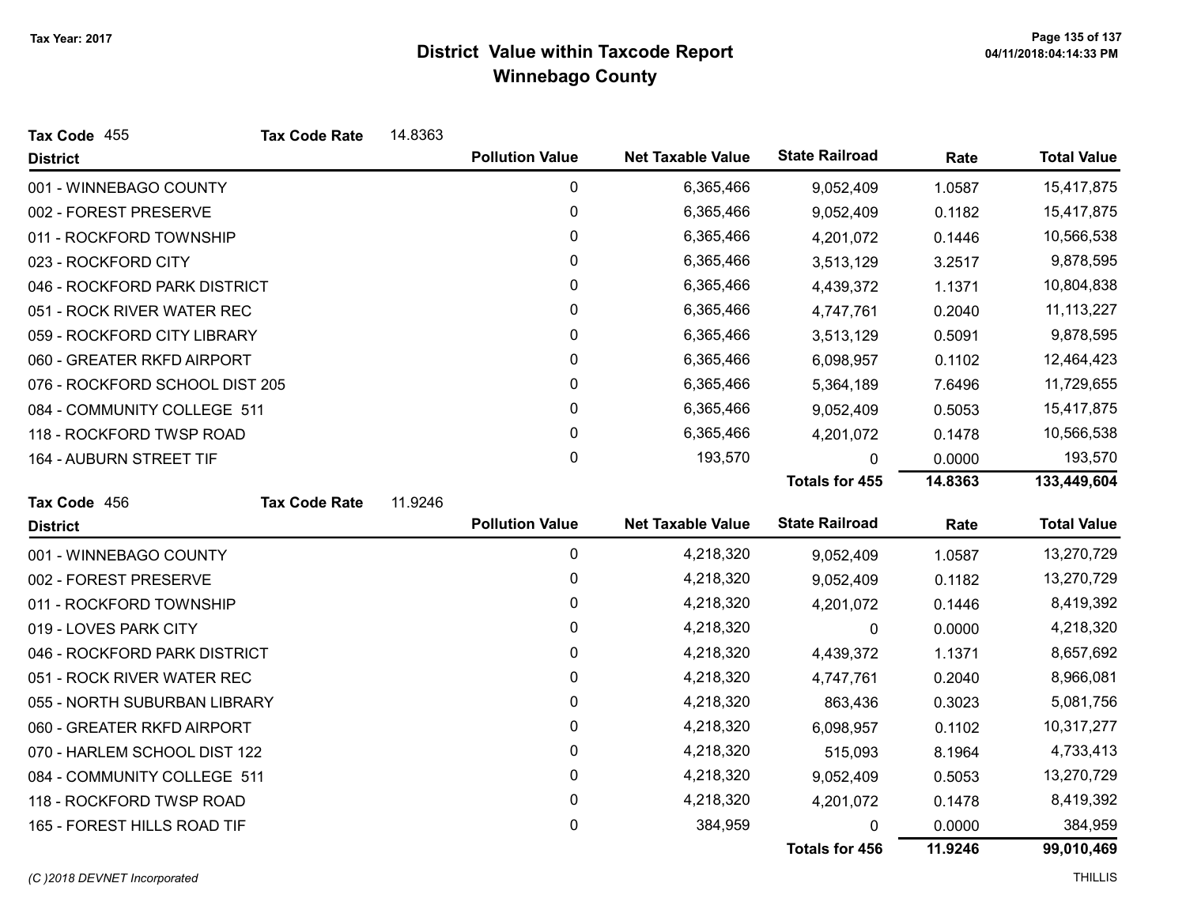# District Value within Taxcode Report
## Winnebago County

Tax Year: 2017

**Tax Code** 455 **Tax Code Rate** 14.8363

| District | Pollution Value | Net Taxable Value | State Railroad | Rate | Total Value |
|---|---|---|---|---|---|
| 001 - WINNEBAGO COUNTY | 0 | 6,365,466 | 9,052,409 | 1.0587 | 15,417,875 |
| 002 - FOREST PRESERVE | 0 | 6,365,466 | 9,052,409 | 0.1182 | 15,417,875 |
| 011 - ROCKFORD TOWNSHIP | 0 | 6,365,466 | 4,201,072 | 0.1446 | 10,566,538 |
| 023 - ROCKFORD CITY | 0 | 6,365,466 | 3,513,129 | 3.2517 | 9,878,595 |
| 046 - ROCKFORD PARK DISTRICT | 0 | 6,365,466 | 4,439,372 | 1.1371 | 10,804,838 |
| 051 - ROCK RIVER WATER REC | 0 | 6,365,466 | 4,747,761 | 0.2040 | 11,113,227 |
| 059 - ROCKFORD CITY LIBRARY | 0 | 6,365,466 | 3,513,129 | 0.5091 | 9,878,595 |
| 060 - GREATER RKFD AIRPORT | 0 | 6,365,466 | 6,098,957 | 0.1102 | 12,464,423 |
| 076 - ROCKFORD SCHOOL DIST 205 | 0 | 6,365,466 | 5,364,189 | 7.6496 | 11,729,655 |
| 084 - COMMUNITY COLLEGE 511 | 0 | 6,365,466 | 9,052,409 | 0.5053 | 15,417,875 |
| 118 - ROCKFORD TWSP ROAD | 0 | 6,365,466 | 4,201,072 | 0.1478 | 10,566,538 |
| 164 - AUBURN STREET TIF | 0 | 193,570 | 0 | 0.0000 | 193,570 |
| | | | **Totals for 455** | **14.8363** | **133,449,604** |

**Tax Code** 456 **Tax Code Rate** 11.9246

| District | Pollution Value | Net Taxable Value | State Railroad | Rate | Total Value |
|---|---|---|---|---|---|
| 001 - WINNEBAGO COUNTY | 0 | 4,218,320 | 9,052,409 | 1.0587 | 13,270,729 |
| 002 - FOREST PRESERVE | 0 | 4,218,320 | 9,052,409 | 0.1182 | 13,270,729 |
| 011 - ROCKFORD TOWNSHIP | 0 | 4,218,320 | 4,201,072 | 0.1446 | 8,419,392 |
| 019 - LOVES PARK CITY | 0 | 4,218,320 | 0 | 0.0000 | 4,218,320 |
| 046 - ROCKFORD PARK DISTRICT | 0 | 4,218,320 | 4,439,372 | 1.1371 | 8,657,692 |
| 051 - ROCK RIVER WATER REC | 0 | 4,218,320 | 4,747,761 | 0.2040 | 8,966,081 |
| 055 - NORTH SUBURBAN LIBRARY | 0 | 4,218,320 | 863,436 | 0.3023 | 5,081,756 |
| 060 - GREATER RKFD AIRPORT | 0 | 4,218,320 | 6,098,957 | 0.1102 | 10,317,277 |
| 070 - HARLEM SCHOOL DIST 122 | 0 | 4,218,320 | 515,093 | 8.1964 | 4,733,413 |
| 084 - COMMUNITY COLLEGE 511 | 0 | 4,218,320 | 9,052,409 | 0.5053 | 13,270,729 |
| 118 - ROCKFORD TWSP ROAD | 0 | 4,218,320 | 4,201,072 | 0.1478 | 8,419,392 |
| 165 - FOREST HILLS ROAD TIF | 0 | 384,959 | 0 | 0.0000 | 384,959 |
| | | | **Totals for 456** | **11.9246** | **99,010,469** |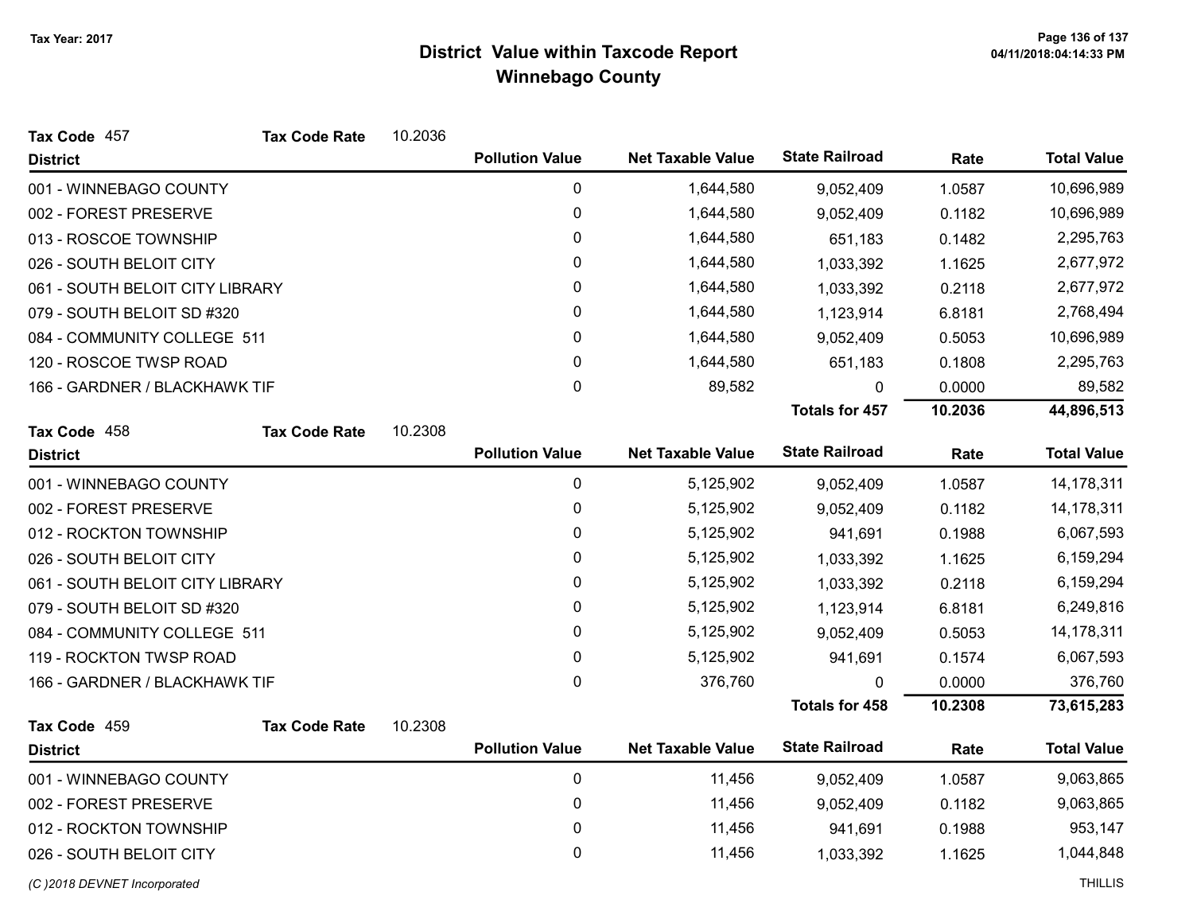# District Value within Taxcode Report
## Winnebago County

Tax Year: 2017

**Tax Code** 457 **Tax Code Rate** 10.2036

| District | Pollution Value | Net Taxable Value | State Railroad | Rate | Total Value |
|---|---|---|---|---|---|
| 001 - WINNEBAGO COUNTY | 0 | 1,644,580 | 9,052,409 | 1.0587 | 10,696,989 |
| 002 - FOREST PRESERVE | 0 | 1,644,580 | 9,052,409 | 0.1182 | 10,696,989 |
| 013 - ROSCOE TOWNSHIP | 0 | 1,644,580 | 651,183 | 0.1482 | 2,295,763 |
| 026 - SOUTH BELOIT CITY | 0 | 1,644,580 | 1,033,392 | 1.1625 | 2,677,972 |
| 061 - SOUTH BELOIT CITY LIBRARY | 0 | 1,644,580 | 1,033,392 | 0.2118 | 2,677,972 |
| 079 - SOUTH BELOIT SD #320 | 0 | 1,644,580 | 1,123,914 | 6.8181 | 2,768,494 |
| 084 - COMMUNITY COLLEGE 511 | 0 | 1,644,580 | 9,052,409 | 0.5053 | 10,696,989 |
| 120 - ROSCOE TWSP ROAD | 0 | 1,644,580 | 651,183 | 0.1808 | 2,295,763 |
| 166 - GARDNER / BLACKHAWK TIF | 0 | 89,582 | 0 | 0.0000 | 89,582 |
| | | | **Totals for 457** | **10.2036** | **44,896,513** |

**Tax Code** 458 **Tax Code Rate** 10.2308

| District | Pollution Value | Net Taxable Value | State Railroad | Rate | Total Value |
|---|---|---|---|---|---|
| 001 - WINNEBAGO COUNTY | 0 | 5,125,902 | 9,052,409 | 1.0587 | 14,178,311 |
| 002 - FOREST PRESERVE | 0 | 5,125,902 | 9,052,409 | 0.1182 | 14,178,311 |
| 012 - ROCKTON TOWNSHIP | 0 | 5,125,902 | 941,691 | 0.1988 | 6,067,593 |
| 026 - SOUTH BELOIT CITY | 0 | 5,125,902 | 1,033,392 | 1.1625 | 6,159,294 |
| 061 - SOUTH BELOIT CITY LIBRARY | 0 | 5,125,902 | 1,033,392 | 0.2118 | 6,159,294 |
| 079 - SOUTH BELOIT SD #320 | 0 | 5,125,902 | 1,123,914 | 6.8181 | 6,249,816 |
| 084 - COMMUNITY COLLEGE 511 | 0 | 5,125,902 | 9,052,409 | 0.5053 | 14,178,311 |
| 119 - ROCKTON TWSP ROAD | 0 | 5,125,902 | 941,691 | 0.1574 | 6,067,593 |
| 166 - GARDNER / BLACKHAWK TIF | 0 | 376,760 | 0 | 0.0000 | 376,760 |
| | | | **Totals for 458** | **10.2308** | **73,615,283** |

**Tax Code** 459 **Tax Code Rate** 10.2308

| District | Pollution Value | Net Taxable Value | State Railroad | Rate | Total Value |
|---|---|---|---|---|---|
| 001 - WINNEBAGO COUNTY | 0 | 11,456 | 9,052,409 | 1.0587 | 9,063,865 |
| 002 - FOREST PRESERVE | 0 | 11,456 | 9,052,409 | 0.1182 | 9,063,865 |
| 012 - ROCKTON TOWNSHIP | 0 | 11,456 | 941,691 | 0.1988 | 953,147 |
| 026 - SOUTH BELOIT CITY | 0 | 11,456 | 1,033,392 | 1.1625 | 1,044,848 |

*(C )2018 DEVNET Incorporated* THILLIS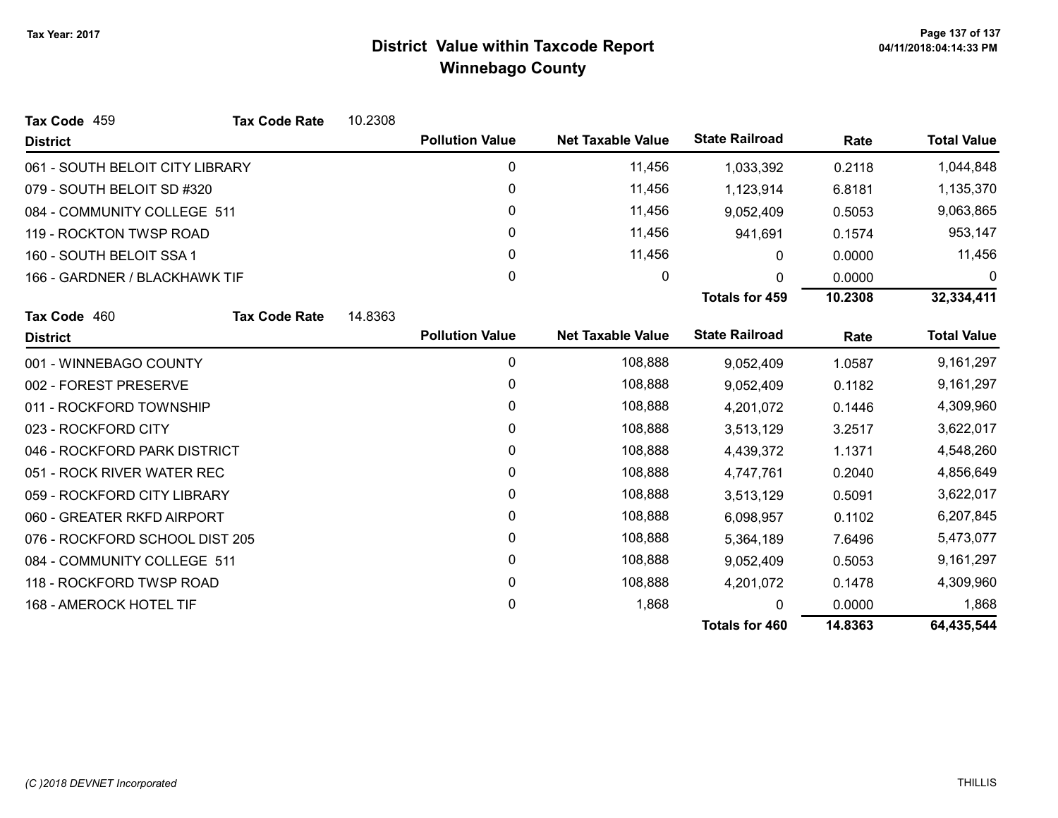# District Value within Taxcode Report
## Winnebago County

Tax Year: 2017

**Tax Code** 459 **Tax Code Rate** 10.2308

| District | Pollution Value | Net Taxable Value | State Railroad | Rate | Total Value |
|---|---|---|---|---|---|
| 061 - SOUTH BELOIT CITY LIBRARY | 0 | 11,456 | 1,033,392 | 0.2118 | 1,044,848 |
| 079 - SOUTH BELOIT SD #320 | 0 | 11,456 | 1,123,914 | 6.8181 | 1,135,370 |
| 084 - COMMUNITY COLLEGE 511 | 0 | 11,456 | 9,052,409 | 0.5053 | 9,063,865 |
| 119 - ROCKTON TWSP ROAD | 0 | 11,456 | 941,691 | 0.1574 | 953,147 |
| 160 - SOUTH BELOIT SSA 1 | 0 | 11,456 | 0 | 0.0000 | 11,456 |
| 166 - GARDNER / BLACKHAWK TIF | 0 | 0 | 0 | 0.0000 | 0 |
| | | | **Totals for 459** | **10.2308** | **32,334,411** |

**Tax Code** 460 **Tax Code Rate** 14.8363

| District | Pollution Value | Net Taxable Value | State Railroad | Rate | Total Value |
|---|---|---|---|---|---|
| 001 - WINNEBAGO COUNTY | 0 | 108,888 | 9,052,409 | 1.0587 | 9,161,297 |
| 002 - FOREST PRESERVE | 0 | 108,888 | 9,052,409 | 0.1182 | 9,161,297 |
| 011 - ROCKFORD TOWNSHIP | 0 | 108,888 | 4,201,072 | 0.1446 | 4,309,960 |
| 023 - ROCKFORD CITY | 0 | 108,888 | 3,513,129 | 3.2517 | 3,622,017 |
| 046 - ROCKFORD PARK DISTRICT | 0 | 108,888 | 4,439,372 | 1.1371 | 4,548,260 |
| 051 - ROCK RIVER WATER REC | 0 | 108,888 | 4,747,761 | 0.2040 | 4,856,649 |
| 059 - ROCKFORD CITY LIBRARY | 0 | 108,888 | 3,513,129 | 0.5091 | 3,622,017 |
| 060 - GREATER RKFD AIRPORT | 0 | 108,888 | 6,098,957 | 0.1102 | 6,207,845 |
| 076 - ROCKFORD SCHOOL DIST 205 | 0 | 108,888 | 5,364,189 | 7.6496 | 5,473,077 |
| 084 - COMMUNITY COLLEGE 511 | 0 | 108,888 | 9,052,409 | 0.5053 | 9,161,297 |
| 118 - ROCKFORD TWSP ROAD | 0 | 108,888 | 4,201,072 | 0.1478 | 4,309,960 |
| 168 - AMEROCK HOTEL TIF | 0 | 1,868 | 0 | 0.0000 | 1,868 |
| | | | **Totals for 460** | **14.8363** | **64,435,544** |